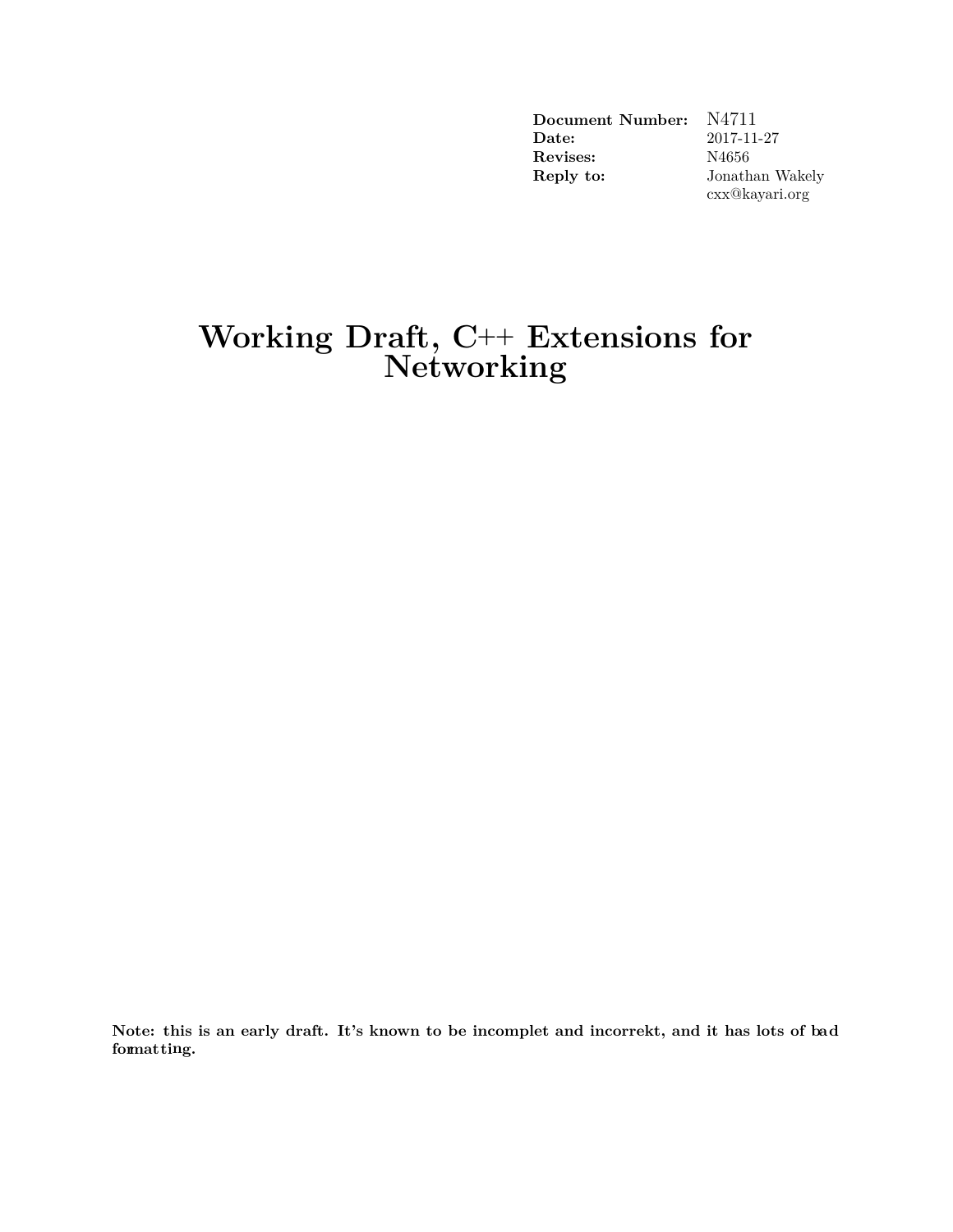| | |
|---|---|
| **Document Number:** | N4711 |
| **Date:** | 2017-11-27 |
| **Revises:** | N4656 |
| **Reply to:** | Jonathan Wakely<br>cxx@kayari.org |

# Working Draft, C++ Extensions for Networking

**Note: this is an early draft. It's known to be incomplet and incorrekt, and it has lots of bad formatting.**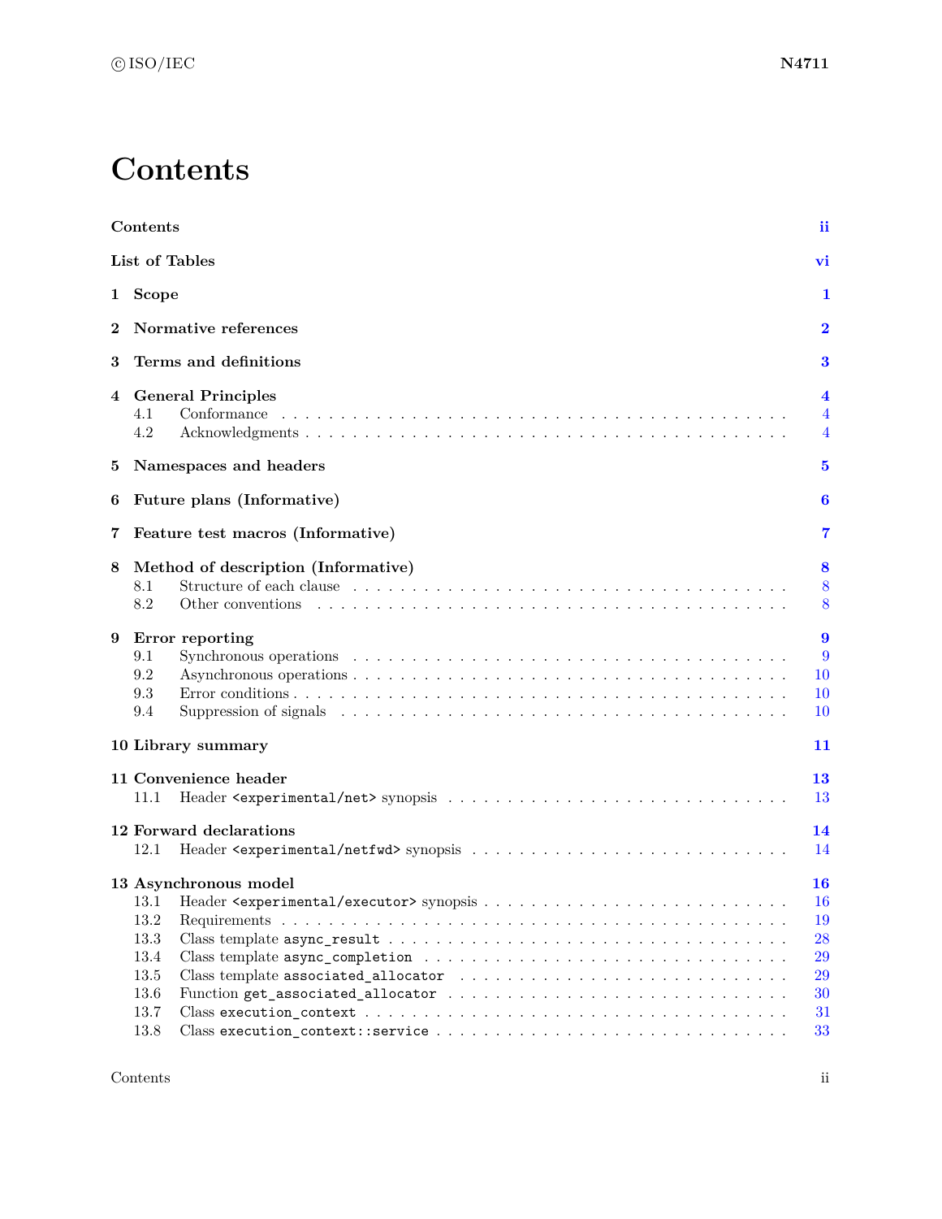# Contents

**Contents** **ii**

**List of Tables** **vi**

**1 Scope** **1**

**2 Normative references** **2**

**3 Terms and definitions** **3**

**4 General Principles** **4**

4.1 Conformance . . . . . . . . . . . . . . . . . . . . . . . . . . . . . . . . . . . . . . . . . . . 4
4.2 Acknowledgments . . . . . . . . . . . . . . . . . . . . . . . . . . . . . . . . . . . . . . . . 4

**5 Namespaces and headers** **5**

**6 Future plans (Informative)** **6**

**7 Feature test macros (Informative)** **7**

**8 Method of description (Informative)** **8**

8.1 Structure of each clause . . . . . . . . . . . . . . . . . . . . . . . . . . . . . . . . . . . . 8
8.2 Other conventions . . . . . . . . . . . . . . . . . . . . . . . . . . . . . . . . . . . . . . . 8

**9 Error reporting** **9**

9.1 Synchronous operations . . . . . . . . . . . . . . . . . . . . . . . . . . . . . . . . . . . . 9
9.2 Asynchronous operations . . . . . . . . . . . . . . . . . . . . . . . . . . . . . . . . . . . 10
9.3 Error conditions . . . . . . . . . . . . . . . . . . . . . . . . . . . . . . . . . . . . . . . . 10
9.4 Suppression of signals . . . . . . . . . . . . . . . . . . . . . . . . . . . . . . . . . . . . . 10

**10 Library summary** **11**

**11 Convenience header** **13**

11.1 Header `<experimental/net>` synopsis . . . . . . . . . . . . . . . . . . . . . . . . . . . . 13

**12 Forward declarations** **14**

12.1 Header `<experimental/netfwd>` synopsis . . . . . . . . . . . . . . . . . . . . . . . . . . 14

**13 Asynchronous model** **16**

13.1 Header `<experimental/executor>` synopsis . . . . . . . . . . . . . . . . . . . . . . . . . 16
13.2 Requirements . . . . . . . . . . . . . . . . . . . . . . . . . . . . . . . . . . . . . . . . . 19
13.3 Class template `async_result` . . . . . . . . . . . . . . . . . . . . . . . . . . . . . . . . . 28
13.4 Class template `async_completion` . . . . . . . . . . . . . . . . . . . . . . . . . . . . . . 29
13.5 Class template `associated_allocator` . . . . . . . . . . . . . . . . . . . . . . . . . . . . 29
13.6 Function `get_associated_allocator` . . . . . . . . . . . . . . . . . . . . . . . . . . . . . 30
13.7 Class `execution_context` . . . . . . . . . . . . . . . . . . . . . . . . . . . . . . . . . . . 31
13.8 Class `execution_context::service` . . . . . . . . . . . . . . . . . . . . . . . . . . . . . . 33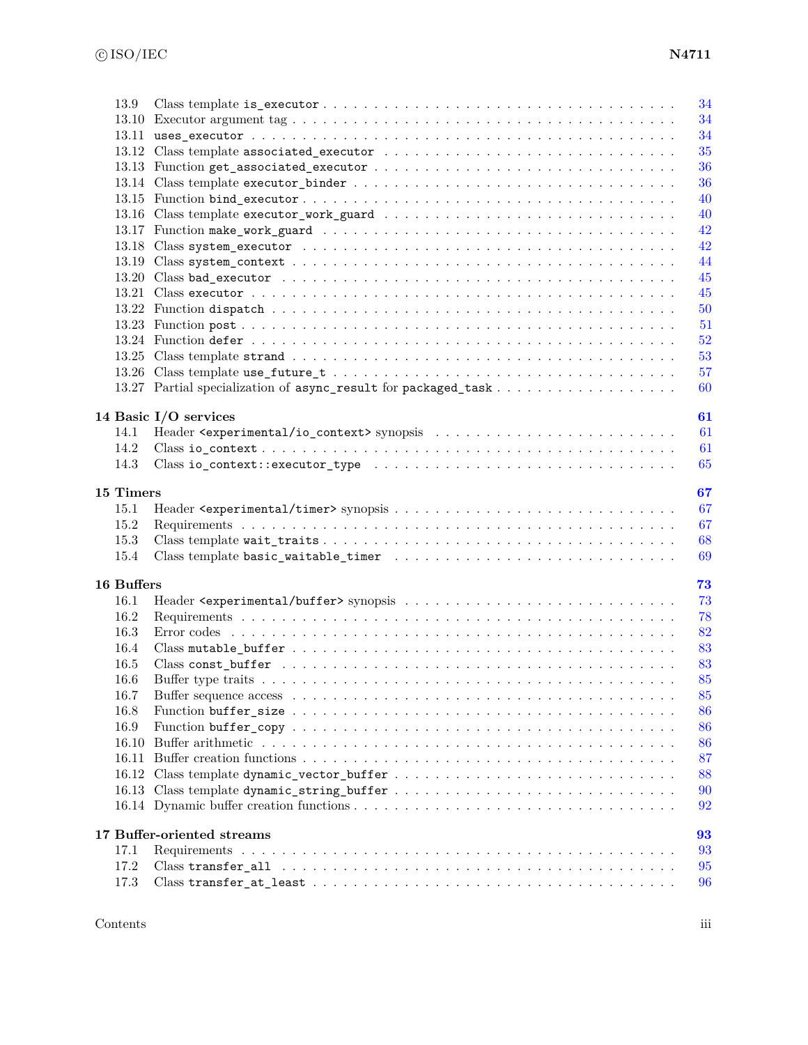13.9 Class template `is_executor` . . . 34
13.10 Executor argument tag . . . 34
13.11 `uses_executor` . . . 34
13.12 Class template `associated_executor` . . . 35
13.13 Function `get_associated_executor` . . . 36
13.14 Class template `executor_binder` . . . 36
13.15 Function `bind_executor` . . . 40
13.16 Class template `executor_work_guard` . . . 40
13.17 Function `make_work_guard` . . . 42
13.18 Class `system_executor` . . . 42
13.19 Class `system_context` . . . 44
13.20 Class `bad_executor` . . . 45
13.21 Class `executor` . . . 45
13.22 Function `dispatch` . . . 50
13.23 Function `post` . . . 51
13.24 Function `defer` . . . 52
13.25 Class template `strand` . . . 53
13.26 Class template `use_future_t` . . . 57
13.27 Partial specialization of `async_result` for `packaged_task` . . . 60

**14 Basic I/O services** **61**
14.1 Header `<experimental/io_context>` synopsis . . . 61
14.2 Class `io_context` . . . 61
14.3 Class `io_context::executor_type` . . . 65

**15 Timers** **67**
15.1 Header `<experimental/timer>` synopsis . . . 67
15.2 Requirements . . . 67
15.3 Class template `wait_traits` . . . 68
15.4 Class template `basic_waitable_timer` . . . 69

**16 Buffers** **73**
16.1 Header `<experimental/buffer>` synopsis . . . 73
16.2 Requirements . . . 78
16.3 Error codes . . . 82
16.4 Class `mutable_buffer` . . . 83
16.5 Class `const_buffer` . . . 83
16.6 Buffer type traits . . . 85
16.7 Buffer sequence access . . . 85
16.8 Function `buffer_size` . . . 86
16.9 Function `buffer_copy` . . . 86
16.10 Buffer arithmetic . . . 86
16.11 Buffer creation functions . . . 87
16.12 Class template `dynamic_vector_buffer` . . . 88
16.13 Class template `dynamic_string_buffer` . . . 90
16.14 Dynamic buffer creation functions . . . 92

**17 Buffer-oriented streams** **93**
17.1 Requirements . . . 93
17.2 Class `transfer_all` . . . 95
17.3 Class `transfer_at_least` . . . 96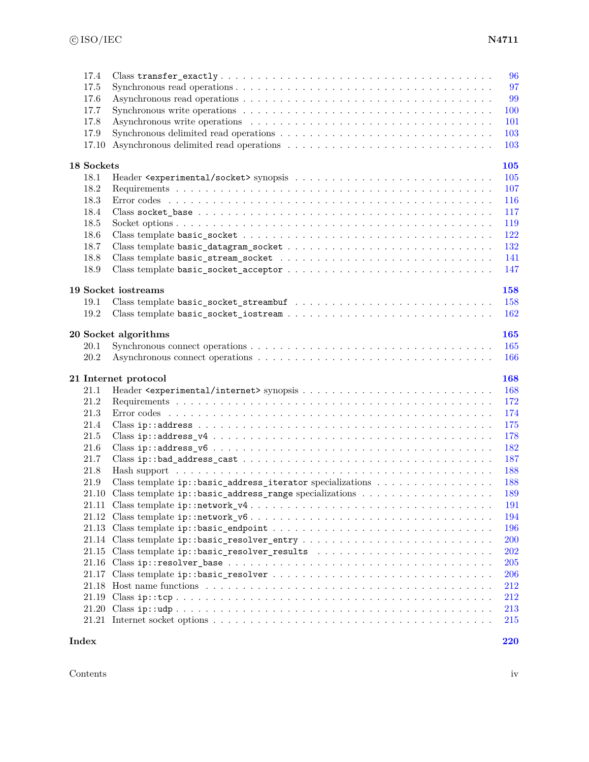| | | |
|---|---|---|
| 17.4 | Class `transfer_exactly` | 96 |
| 17.5 | Synchronous read operations | 97 |
| 17.6 | Asynchronous read operations | 99 |
| 17.7 | Synchronous write operations | 100 |
| 17.8 | Asynchronous write operations | 101 |
| 17.9 | Synchronous delimited read operations | 103 |
| 17.10 | Asynchronous delimited read operations | 103 |

**18 Sockets** **105**

| | | |
|---|---|---|
| 18.1 | Header `<experimental/socket>` synopsis | 105 |
| 18.2 | Requirements | 107 |
| 18.3 | Error codes | 116 |
| 18.4 | Class `socket_base` | 117 |
| 18.5 | Socket options | 119 |
| 18.6 | Class template `basic_socket` | 122 |
| 18.7 | Class template `basic_datagram_socket` | 132 |
| 18.8 | Class template `basic_stream_socket` | 141 |
| 18.9 | Class template `basic_socket_acceptor` | 147 |

**19 Socket iostreams** **158**

| | | |
|---|---|---|
| 19.1 | Class template `basic_socket_streambuf` | 158 |
| 19.2 | Class template `basic_socket_iostream` | 162 |

**20 Socket algorithms** **165**

| | | |
|---|---|---|
| 20.1 | Synchronous connect operations | 165 |
| 20.2 | Asynchronous connect operations | 166 |

**21 Internet protocol** **168**

| | | |
|---|---|---|
| 21.1 | Header `<experimental/internet>` synopsis | 168 |
| 21.2 | Requirements | 172 |
| 21.3 | Error codes | 174 |
| 21.4 | Class `ip::address` | 175 |
| 21.5 | Class `ip::address_v4` | 178 |
| 21.6 | Class `ip::address_v6` | 182 |
| 21.7 | Class `ip::bad_address_cast` | 187 |
| 21.8 | Hash support | 188 |
| 21.9 | Class template `ip::basic_address_iterator` specializations | 188 |
| 21.10 | Class template `ip::basic_address_range` specializations | 189 |
| 21.11 | Class template `ip::network_v4` | 191 |
| 21.12 | Class template `ip::network_v6` | 194 |
| 21.13 | Class template `ip::basic_endpoint` | 196 |
| 21.14 | Class template `ip::basic_resolver_entry` | 200 |
| 21.15 | Class template `ip::basic_resolver_results` | 202 |
| 21.16 | Class `ip::resolver_base` | 205 |
| 21.17 | Class template `ip::basic_resolver` | 206 |
| 21.18 | Host name functions | 212 |
| 21.19 | Class `ip::tcp` | 212 |
| 21.20 | Class `ip::udp` | 213 |
| 21.21 | Internet socket options | 215 |

**Index** **220**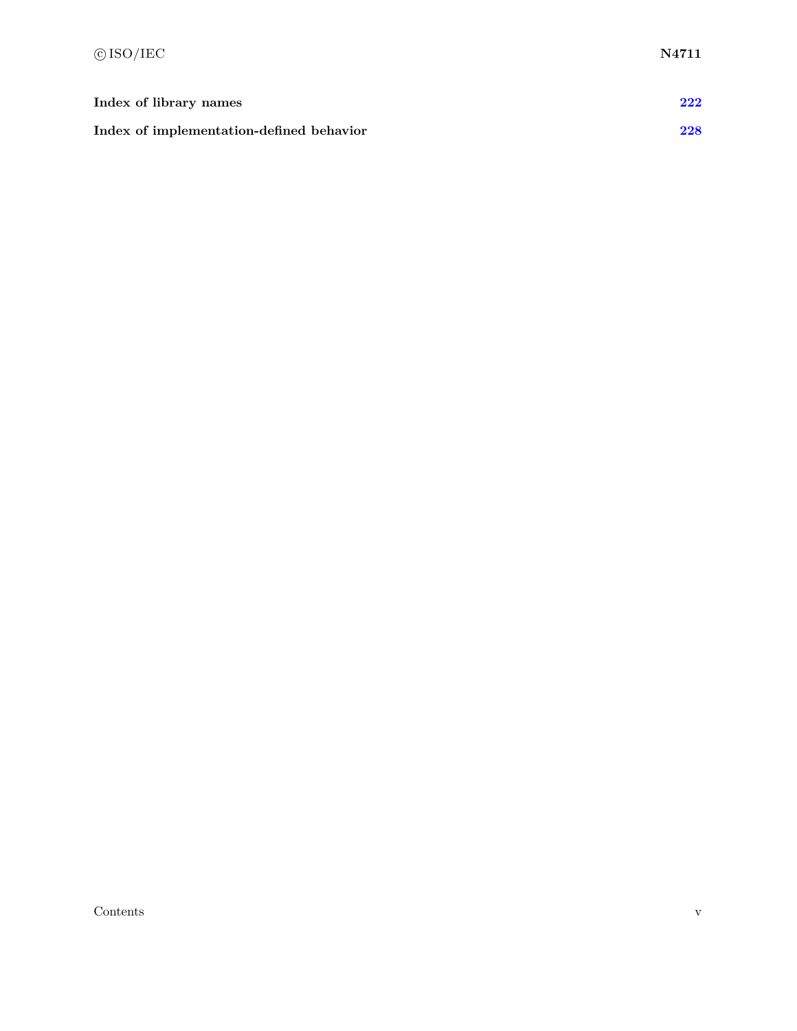**Index of library names** **222**

**Index of implementation-defined behavior** **228**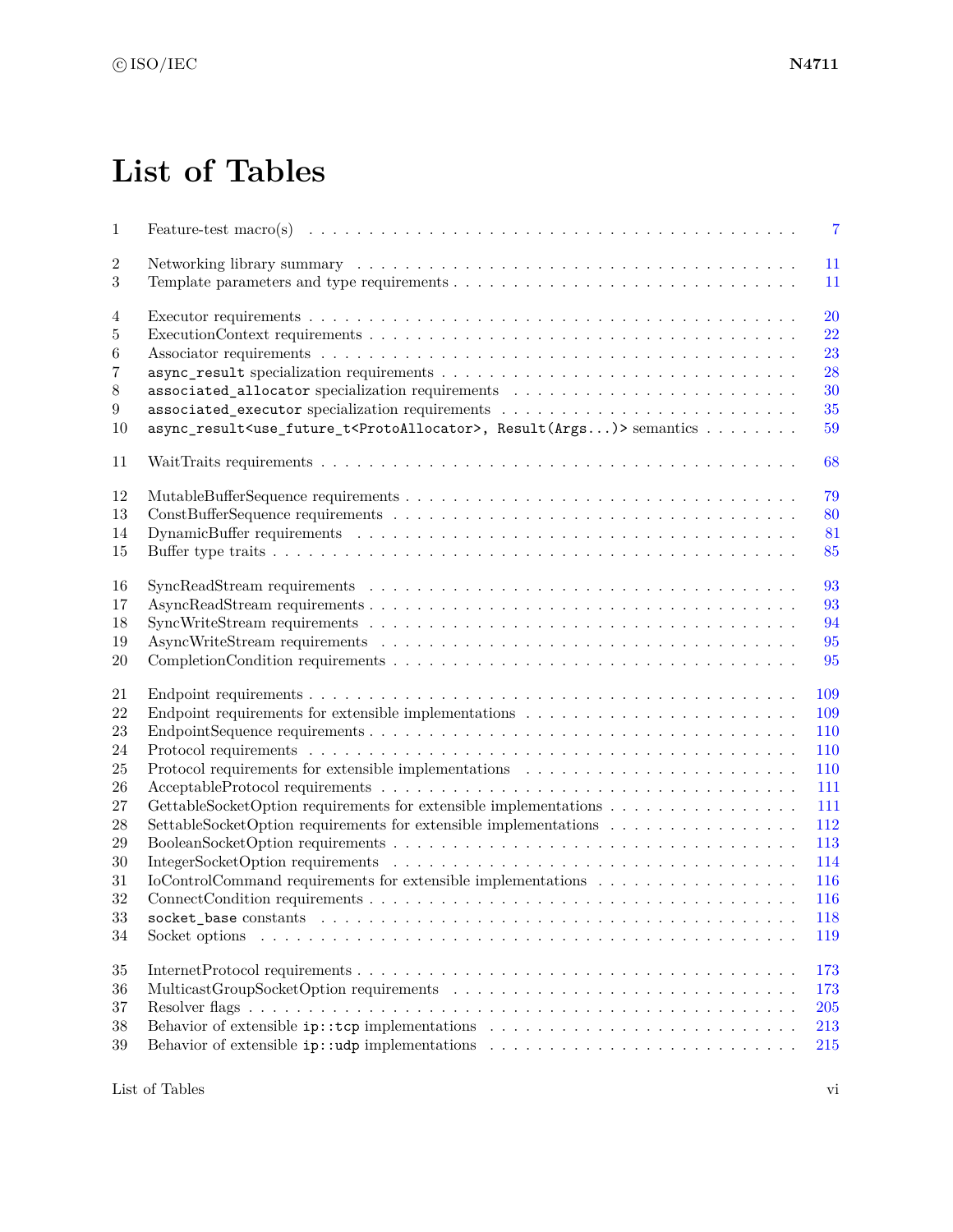# List of Tables

| | | |
|---|---|---|
| 1 | Feature-test macro(s) | 7 |
| 2 | Networking library summary | 11 |
| 3 | Template parameters and type requirements | 11 |
| 4 | Executor requirements | 20 |
| 5 | ExecutionContext requirements | 22 |
| 6 | Associator requirements | 23 |
| 7 | `async_result` specialization requirements | 28 |
| 8 | `associated_allocator` specialization requirements | 30 |
| 9 | `associated_executor` specialization requirements | 35 |
| 10 | `async_result<use_future_t<ProtoAllocator>, Result(Args...)>` semantics | 59 |
| 11 | WaitTraits requirements | 68 |
| 12 | MutableBufferSequence requirements | 79 |
| 13 | ConstBufferSequence requirements | 80 |
| 14 | DynamicBuffer requirements | 81 |
| 15 | Buffer type traits | 85 |
| 16 | SyncReadStream requirements | 93 |
| 17 | AsyncReadStream requirements | 93 |
| 18 | SyncWriteStream requirements | 94 |
| 19 | AsyncWriteStream requirements | 95 |
| 20 | CompletionCondition requirements | 95 |
| 21 | Endpoint requirements | 109 |
| 22 | Endpoint requirements for extensible implementations | 109 |
| 23 | EndpointSequence requirements | 110 |
| 24 | Protocol requirements | 110 |
| 25 | Protocol requirements for extensible implementations | 110 |
| 26 | AcceptableProtocol requirements | 111 |
| 27 | GettableSocketOption requirements for extensible implementations | 111 |
| 28 | SettableSocketOption requirements for extensible implementations | 112 |
| 29 | BooleanSocketOption requirements | 113 |
| 30 | IntegerSocketOption requirements | 114 |
| 31 | IoControlCommand requirements for extensible implementations | 116 |
| 32 | ConnectCondition requirements | 116 |
| 33 | `socket_base` constants | 118 |
| 34 | Socket options | 119 |
| 35 | InternetProtocol requirements | 173 |
| 36 | MulticastGroupSocketOption requirements | 173 |
| 37 | Resolver flags | 205 |
| 38 | Behavior of extensible `ip::tcp` implementations | 213 |
| 39 | Behavior of extensible `ip::udp` implementations | 215 |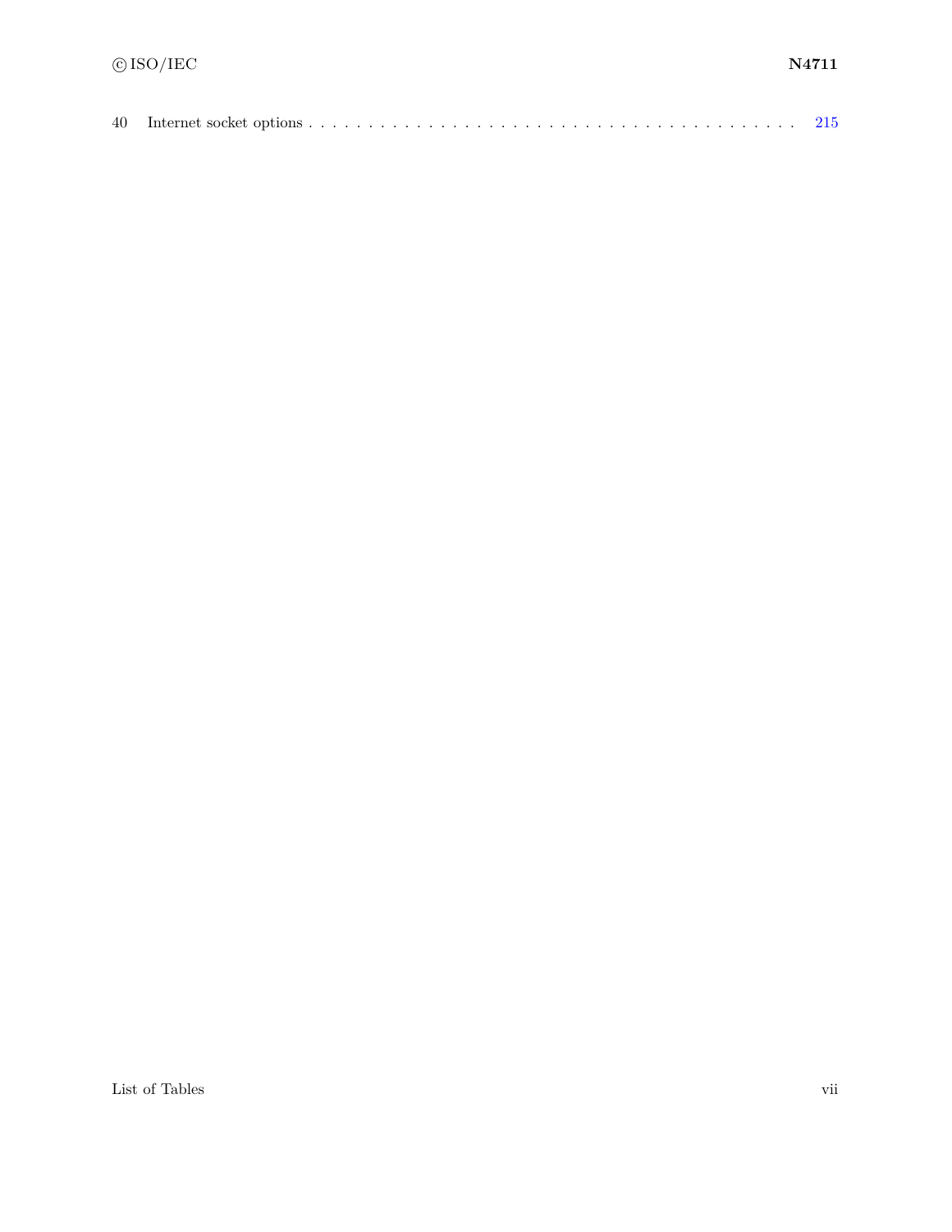40 Internet socket options . . . . . . . . . . . . . . . . . . . . . . . . . . . . . . . . . . . . . . . . . 215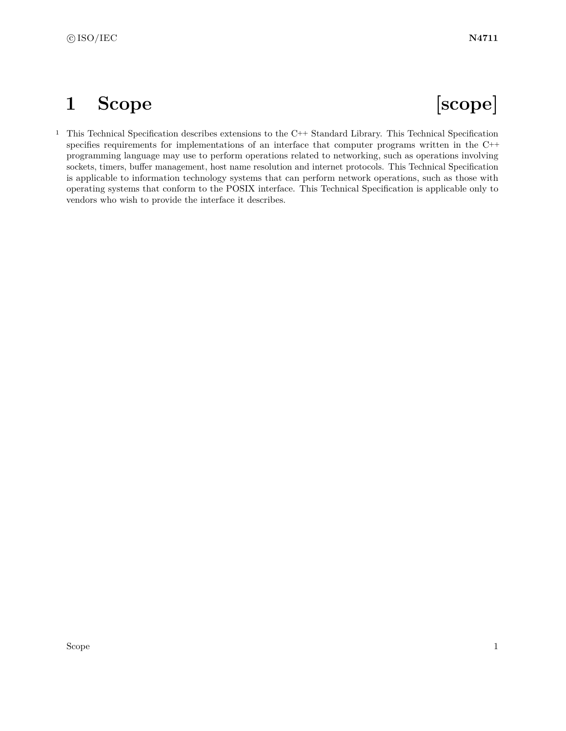# 1 Scope [scope]

[1] This Technical Specification describes extensions to the C++ Standard Library. This Technical Specification specifies requirements for implementations of an interface that computer programs written in the C++ programming language may use to perform operations related to networking, such as operations involving sockets, timers, buffer management, host name resolution and internet protocols. This Technical Specification is applicable to information technology systems that can perform network operations, such as those with operating systems that conform to the POSIX interface. This Technical Specification is applicable only to vendors who wish to provide the interface it describes.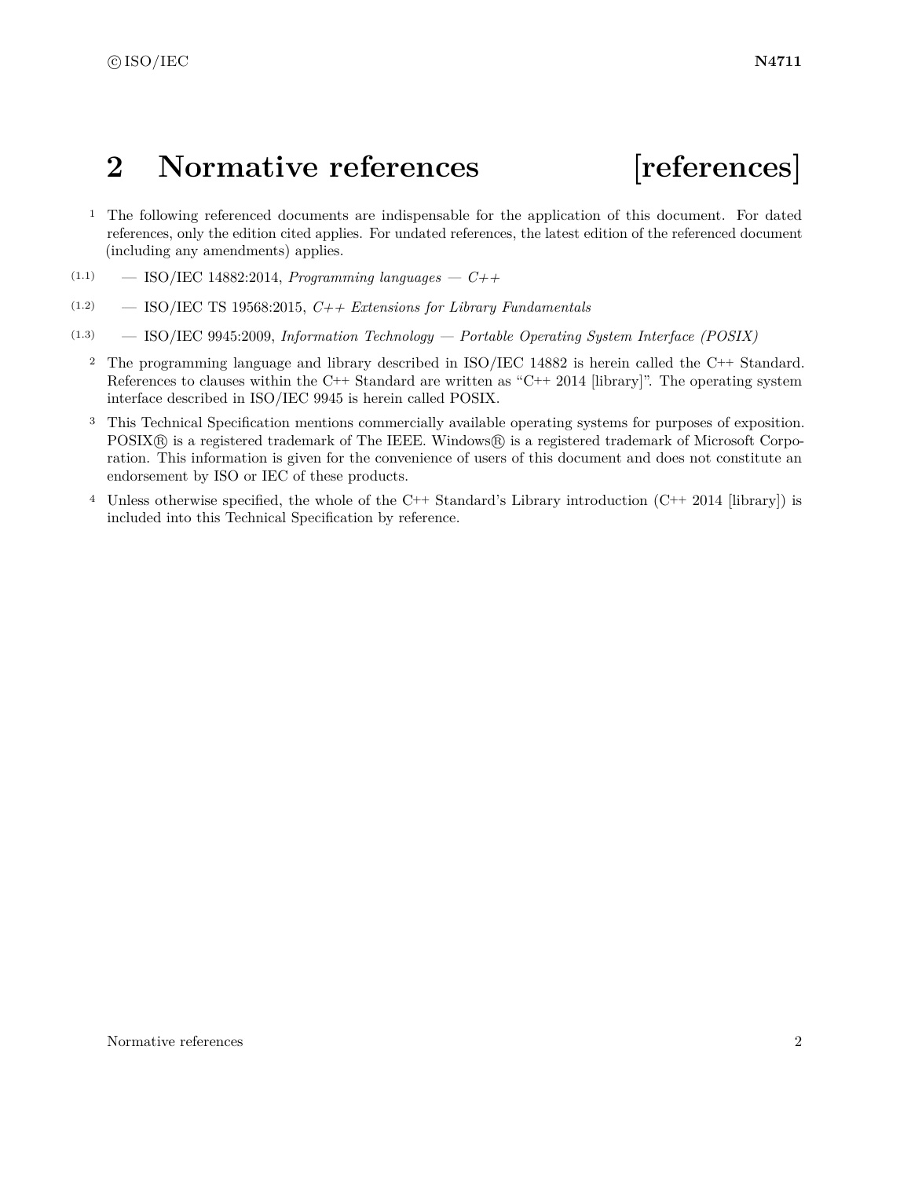# 2 Normative references [references]

1 The following referenced documents are indispensable for the application of this document. For dated references, only the edition cited applies. For undated references, the latest edition of the referenced document (including any amendments) applies.

- (1.1) — ISO/IEC 14882:2014, *Programming languages — C++*
- (1.2) — ISO/IEC TS 19568:2015, *C++ Extensions for Library Fundamentals*
- (1.3) — ISO/IEC 9945:2009, *Information Technology — Portable Operating System Interface (POSIX)*

2 The programming language and library described in ISO/IEC 14882 is herein called the C++ Standard. References to clauses within the C++ Standard are written as "C++ 2014 [library]". The operating system interface described in ISO/IEC 9945 is herein called POSIX.

3 This Technical Specification mentions commercially available operating systems for purposes of exposition. POSIX® is a registered trademark of The IEEE. Windows® is a registered trademark of Microsoft Corporation. This information is given for the convenience of users of this document and does not constitute an endorsement by ISO or IEC of these products.

4 Unless otherwise specified, the whole of the C++ Standard's Library introduction (C++ 2014 [library]) is included into this Technical Specification by reference.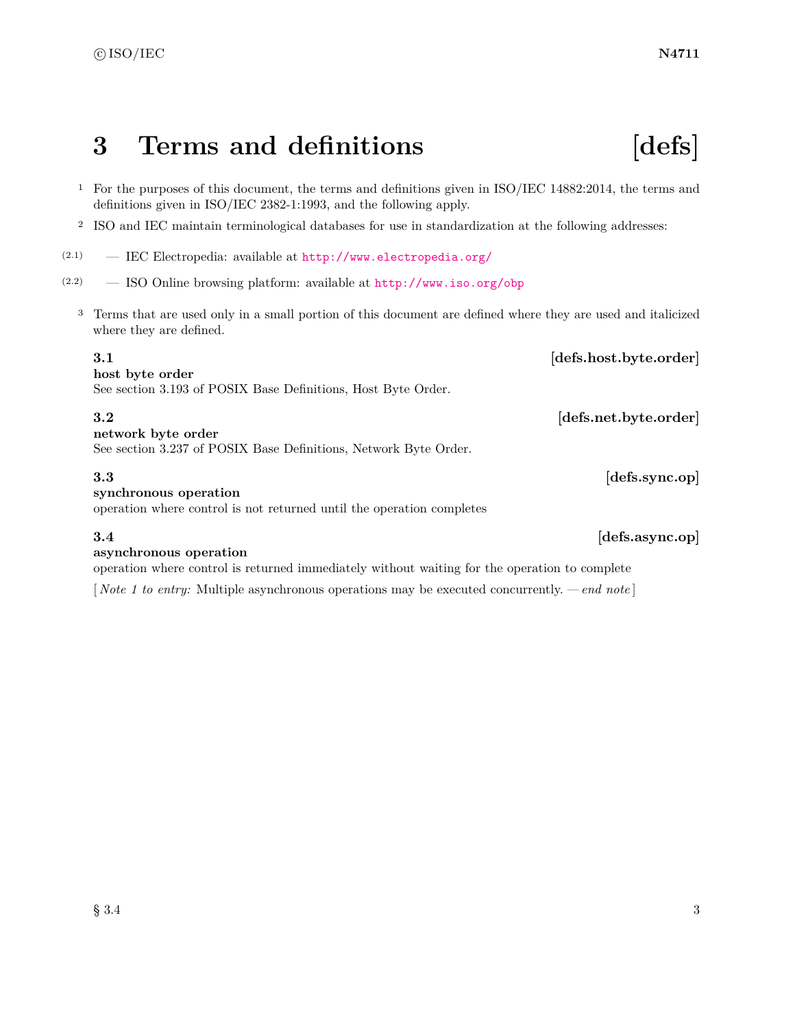# 3 Terms and definitions [defs]

1 For the purposes of this document, the terms and definitions given in ISO/IEC 14882:2014, the terms and definitions given in ISO/IEC 2382-1:1993, and the following apply.

2 ISO and IEC maintain terminological databases for use in standardization at the following addresses:

(2.1) — IEC Electropedia: available at http://www.electropedia.org/

(2.2) — ISO Online browsing platform: available at http://www.iso.org/obp

3 Terms that are used only in a small portion of this document are defined where they are used and italicized where they are defined.

### 3.1 [defs.host.byte.order]

**host byte order**
See section 3.193 of POSIX Base Definitions, Host Byte Order.

### 3.2 [defs.net.byte.order]

**network byte order**
See section 3.237 of POSIX Base Definitions, Network Byte Order.

### 3.3 [defs.sync.op]

**synchronous operation**
operation where control is not returned until the operation completes

### 3.4 [defs.async.op]

**asynchronous operation**
operation where control is returned immediately without waiting for the operation to complete

[ *Note 1 to entry:* Multiple asynchronous operations may be executed concurrently. — *end note* ]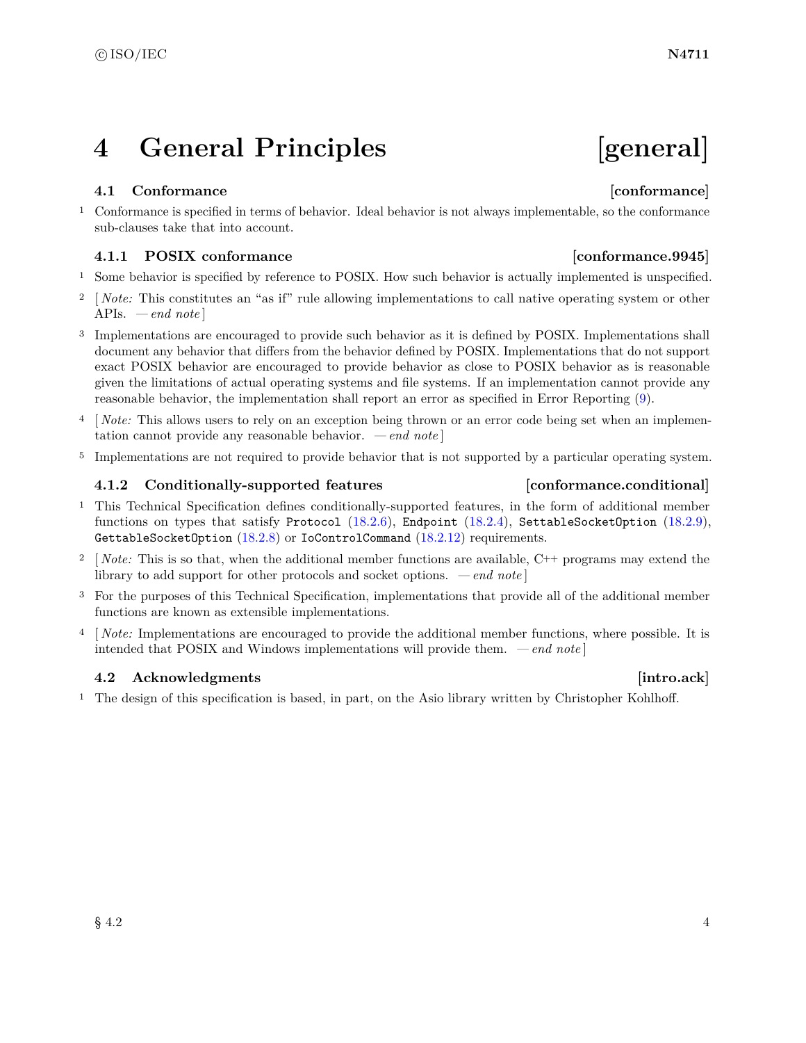# 4 General Principles [general]

## 4.1 Conformance [conformance]

1 Conformance is specified in terms of behavior. Ideal behavior is not always implementable, so the conformance sub-clauses take that into account.

### 4.1.1 POSIX conformance [conformance.9945]

1 Some behavior is specified by reference to POSIX. How such behavior is actually implemented is unspecified.

2 [ *Note:* This constitutes an "as if" rule allowing implementations to call native operating system or other APIs. — *end note* ]

3 Implementations are encouraged to provide such behavior as it is defined by POSIX. Implementations shall document any behavior that differs from the behavior defined by POSIX. Implementations that do not support exact POSIX behavior are encouraged to provide behavior as close to POSIX behavior as is reasonable given the limitations of actual operating systems and file systems. If an implementation cannot provide any reasonable behavior, the implementation shall report an error as specified in Error Reporting (9).

4 [ *Note:* This allows users to rely on an exception being thrown or an error code being set when an implementation cannot provide any reasonable behavior. — *end note* ]

5 Implementations are not required to provide behavior that is not supported by a particular operating system.

### 4.1.2 Conditionally-supported features [conformance.conditional]

1 This Technical Specification defines conditionally-supported features, in the form of additional member functions on types that satisfy `Protocol` (18.2.6), `Endpoint` (18.2.4), `SettableSocketOption` (18.2.9), `GettableSocketOption` (18.2.8) or `IoControlCommand` (18.2.12) requirements.

2 [ *Note:* This is so that, when the additional member functions are available, C++ programs may extend the library to add support for other protocols and socket options. — *end note* ]

3 For the purposes of this Technical Specification, implementations that provide all of the additional member functions are known as extensible implementations.

4 [ *Note:* Implementations are encouraged to provide the additional member functions, where possible. It is intended that POSIX and Windows implementations will provide them. — *end note* ]

## 4.2 Acknowledgments [intro.ack]

1 The design of this specification is based, in part, on the Asio library written by Christopher Kohlhoff.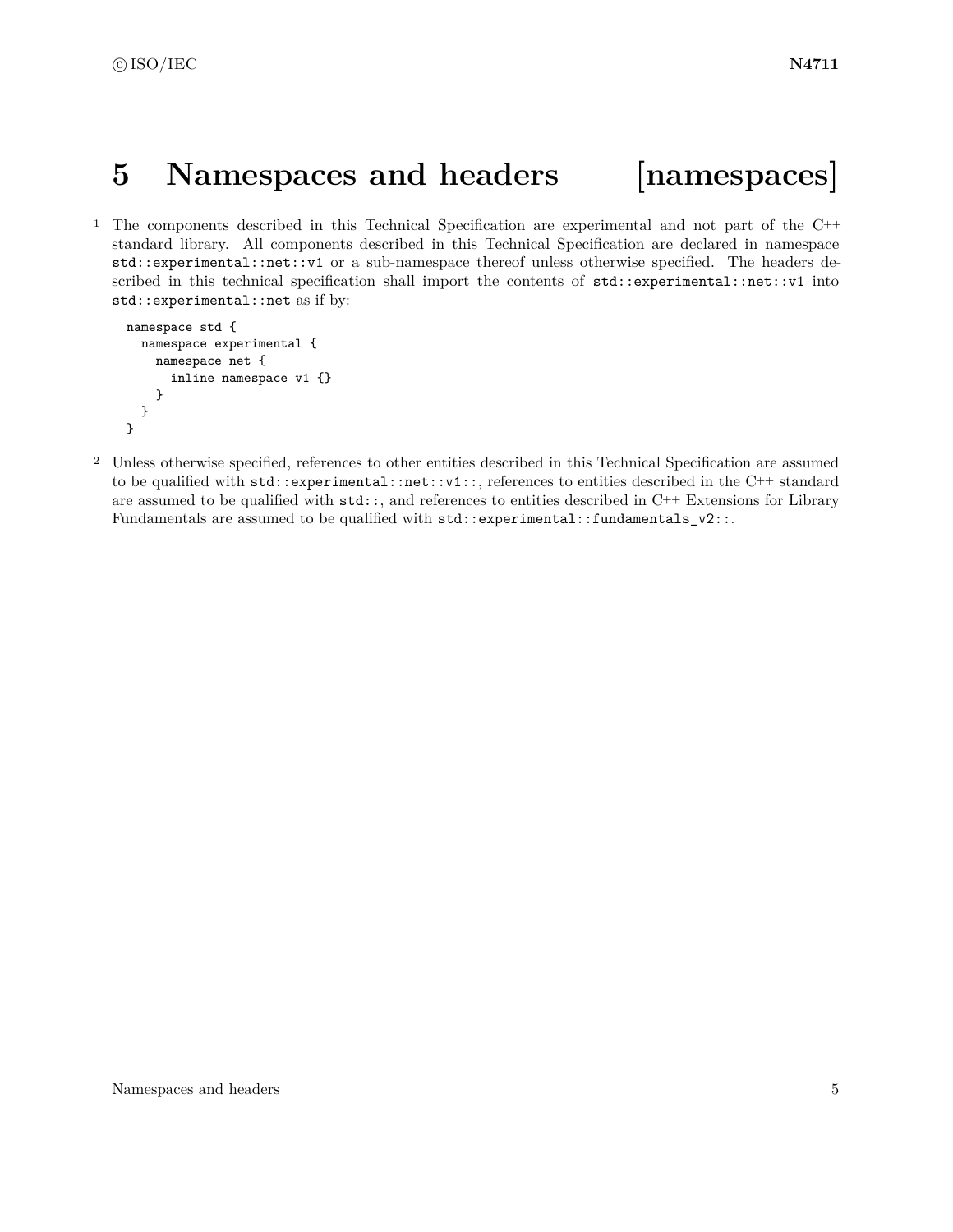# 5 Namespaces and headers [namespaces]

1 The components described in this Technical Specification are experimental and not part of the C++ standard library. All components described in this Technical Specification are declared in namespace `std::experimental::net::v1` or a sub-namespace thereof unless otherwise specified. The headers described in this technical specification shall import the contents of `std::experimental::net::v1` into `std::experimental::net` as if by:

```
namespace std {
  namespace experimental {
    namespace net {
      inline namespace v1 {}
    }
  }
}
```

2 Unless otherwise specified, references to other entities described in this Technical Specification are assumed to be qualified with `std::experimental::net::v1::`, references to entities described in the C++ standard are assumed to be qualified with `std::`, and references to entities described in C++ Extensions for Library Fundamentals are assumed to be qualified with `std::experimental::fundamentals_v2::`.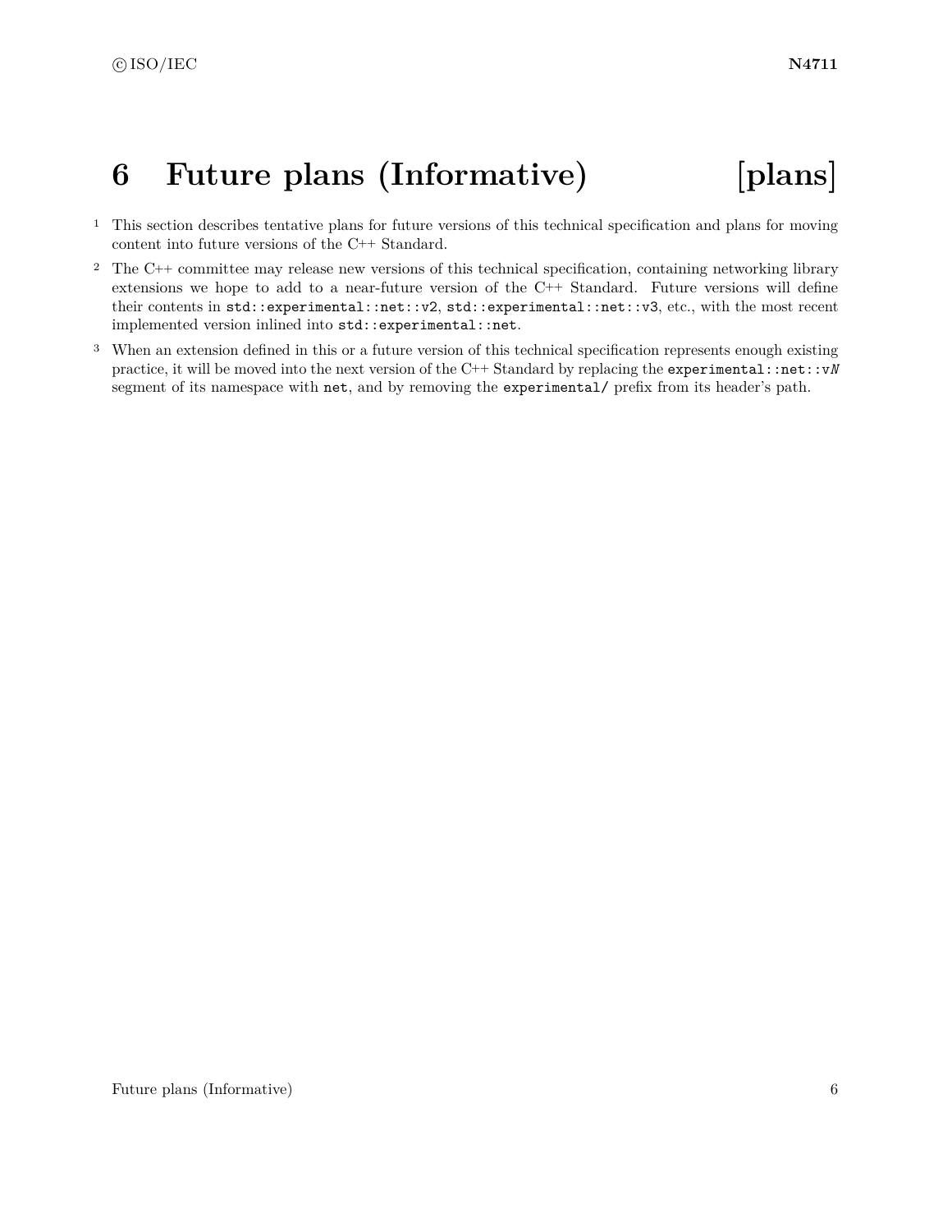# 6 Future plans (Informative) [plans]

1 This section describes tentative plans for future versions of this technical specification and plans for moving content into future versions of the C++ Standard.

2 The C++ committee may release new versions of this technical specification, containing networking library extensions we hope to add to a near-future version of the C++ Standard. Future versions will define their contents in `std::experimental::net::v2`, `std::experimental::net::v3`, etc., with the most recent implemented version inlined into `std::experimental::net`.

3 When an extension defined in this or a future version of this technical specification represents enough existing practice, it will be moved into the next version of the C++ Standard by replacing the `experimental::net::v`*N* segment of its namespace with `net`, and by removing the `experimental/` prefix from its header's path.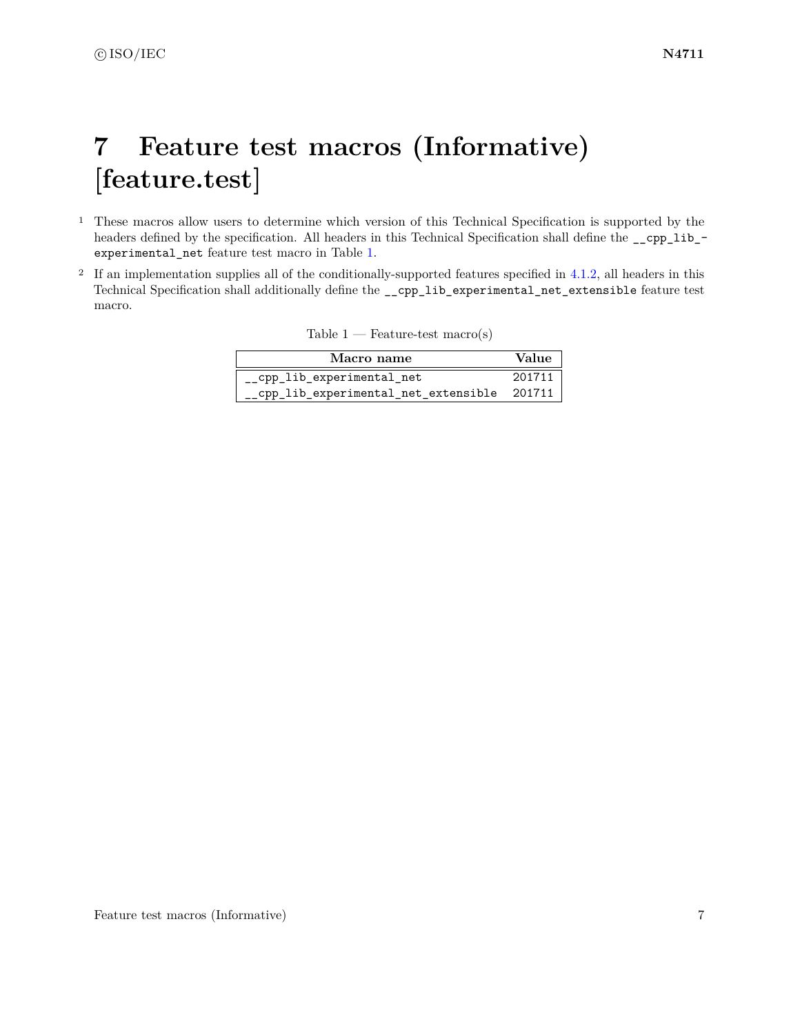# 7 Feature test macros (Informative) [feature.test]

1 These macros allow users to determine which version of this Technical Specification is supported by the headers defined by the specification. All headers in this Technical Specification shall define the `__cpp_lib_experimental_net` feature test macro in Table 1.

2 If an implementation supplies all of the conditionally-supported features specified in 4.1.2, all headers in this Technical Specification shall additionally define the `__cpp_lib_experimental_net_extensible` feature test macro.

Table 1 — Feature-test macro(s)

| Macro name | Value |
|---|---|
| `__cpp_lib_experimental_net` | `201711` |
| `__cpp_lib_experimental_net_extensible` | `201711` |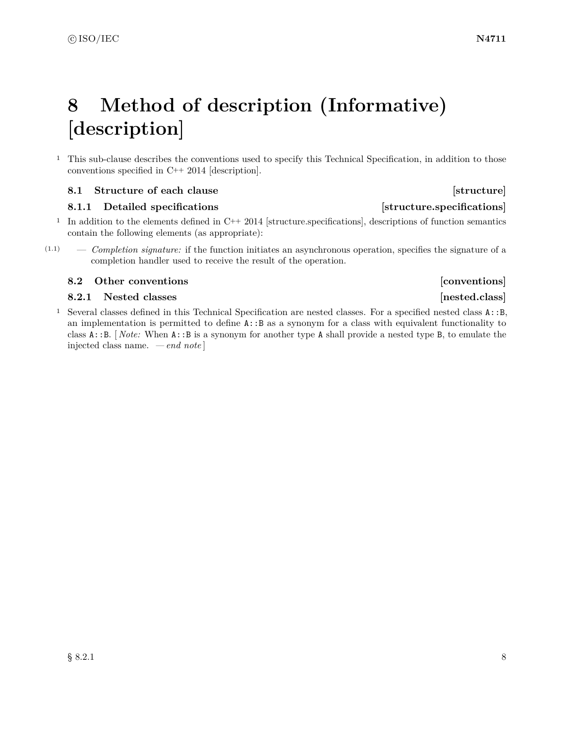# 8 Method of description (Informative) [description]

[1] This sub-clause describes the conventions used to specify this Technical Specification, in addition to those conventions specified in C++ 2014 [description].

## 8.1 Structure of each clause [structure]

### 8.1.1 Detailed specifications [structure.specifications]

[1] In addition to the elements defined in C++ 2014 [structure.specifications], descriptions of function semantics contain the following elements (as appropriate):

(1.1) — *Completion signature:* if the function initiates an asynchronous operation, specifies the signature of a completion handler used to receive the result of the operation.

## 8.2 Other conventions [conventions]

### 8.2.1 Nested classes [nested.class]

[1] Several classes defined in this Technical Specification are nested classes. For a specified nested class `A::B`, an implementation is permitted to define `A::B` as a synonym for a class with equivalent functionality to class `A::B`. [ *Note:* When `A::B` is a synonym for another type `A` shall provide a nested type `B`, to emulate the injected class name. — *end note* ]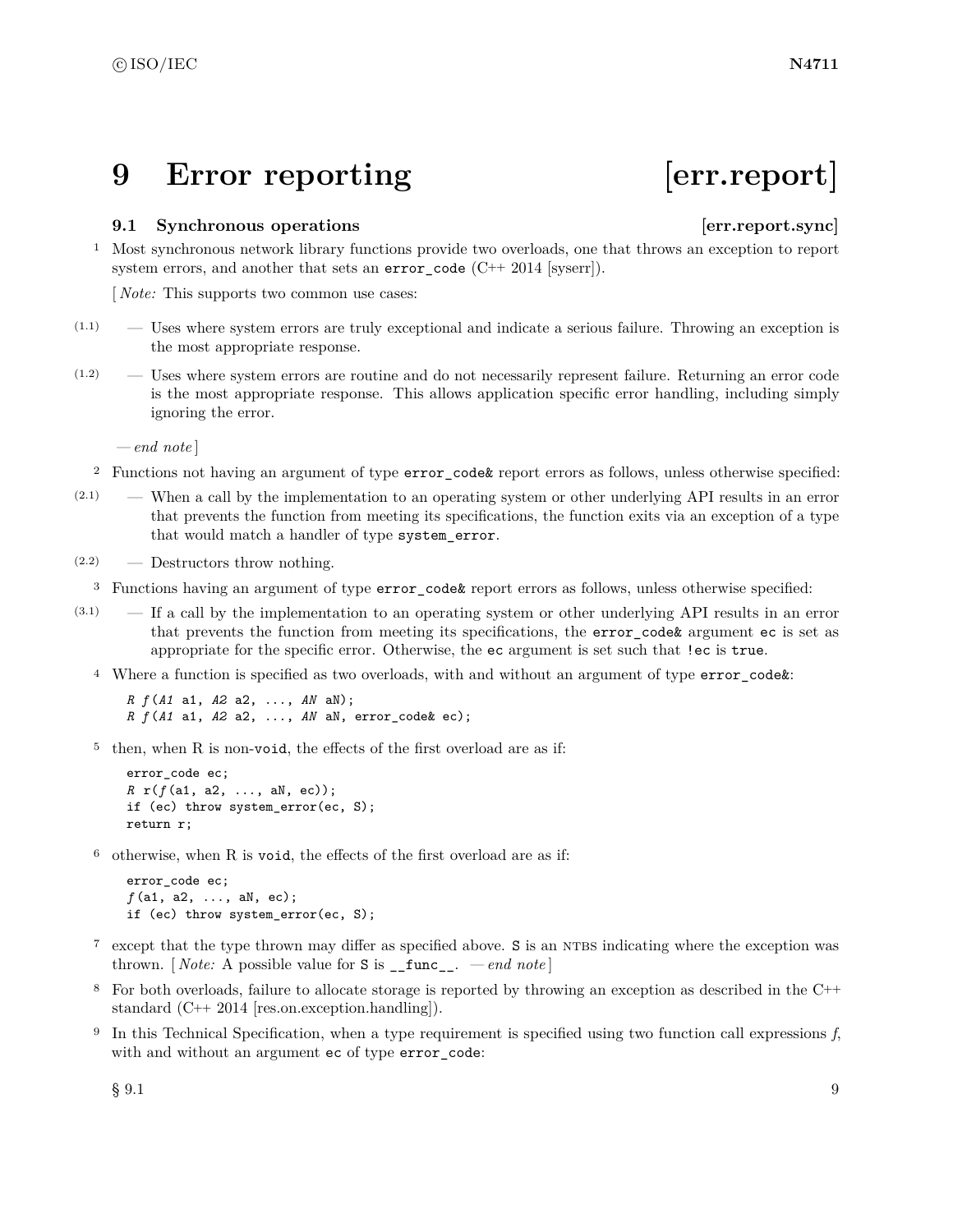# 9 Error reporting [err.report]

## 9.1 Synchronous operations [err.report.sync]

1 Most synchronous network library functions provide two overloads, one that throws an exception to report system errors, and another that sets an `error_code` (C++ 2014 [syserr]).

[ *Note:* This supports two common use cases:

(1.1) — Uses where system errors are truly exceptional and indicate a serious failure. Throwing an exception is the most appropriate response.

(1.2) — Uses where system errors are routine and do not necessarily represent failure. Returning an error code is the most appropriate response. This allows application specific error handling, including simply ignoring the error.

*— end note* ]

2 Functions not having an argument of type `error_code&` report errors as follows, unless otherwise specified:

(2.1) — When a call by the implementation to an operating system or other underlying API results in an error that prevents the function from meeting its specifications, the function exits via an exception of a type that would match a handler of type `system_error`.

(2.2) — Destructors throw nothing.

3 Functions having an argument of type `error_code&` report errors as follows, unless otherwise specified:

(3.1) — If a call by the implementation to an operating system or other underlying API results in an error that prevents the function from meeting its specifications, the `error_code&` argument `ec` is set as appropriate for the specific error. Otherwise, the `ec` argument is set such that `!ec` is `true`.

4 Where a function is specified as two overloads, with and without an argument of type `error_code&`:

```
R f(A1 a1, A2 a2, ..., AN aN);
R f(A1 a1, A2 a2, ..., AN aN, error_code& ec);
```

5 then, when R is non-`void`, the effects of the first overload are as if:

```
error_code ec;
R r(f(a1, a2, ..., aN, ec));
if (ec) throw system_error(ec, S);
return r;
```

6 otherwise, when R is `void`, the effects of the first overload are as if:

```
error_code ec;
f(a1, a2, ..., aN, ec);
if (ec) throw system_error(ec, S);
```

7 except that the type thrown may differ as specified above. `S` is an NTBS indicating where the exception was thrown. [ *Note:* A possible value for `S` is `__func__`. *— end note* ]

8 For both overloads, failure to allocate storage is reported by throwing an exception as described in the C++ standard (C++ 2014 [res.on.exception.handling]).

9 In this Technical Specification, when a type requirement is specified using two function call expressions *f*, with and without an argument `ec` of type `error_code`: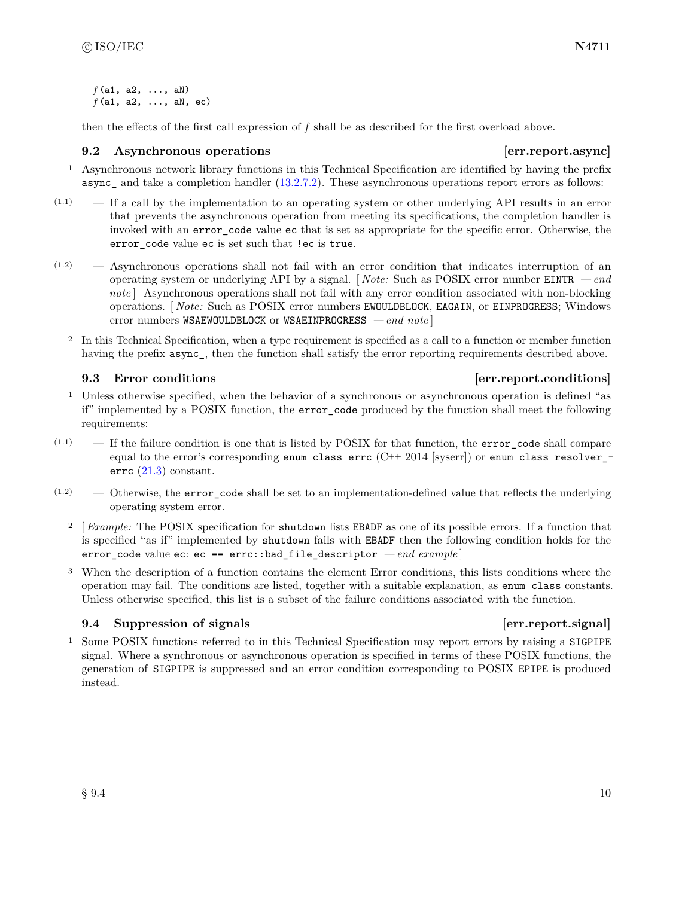```
f(a1, a2, ..., aN)
f(a1, a2, ..., aN, ec)
```

then the effects of the first call expression of *f* shall be as described for the first overload above.

### 9.2 Asynchronous operations [err.report.async]

1 Asynchronous network library functions in this Technical Specification are identified by having the prefix `async_` and take a completion handler (13.2.7.2). These asynchronous operations report errors as follows:

(1.1) — If a call by the implementation to an operating system or other underlying API results in an error that prevents the asynchronous operation from meeting its specifications, the completion handler is invoked with an `error_code` value `ec` that is set as appropriate for the specific error. Otherwise, the `error_code` value `ec` is set such that `!ec` is `true`.

(1.2) — Asynchronous operations shall not fail with an error condition that indicates interruption of an operating system or underlying API by a signal. [ *Note:* Such as POSIX error number `EINTR` — *end note* ] Asynchronous operations shall not fail with any error condition associated with non-blocking operations. [ *Note:* Such as POSIX error numbers `EWOULDBLOCK`, `EAGAIN`, or `EINPROGRESS`; Windows error numbers `WSAEWOULDBLOCK` or `WSAEINPROGRESS` — *end note* ]

2 In this Technical Specification, when a type requirement is specified as a call to a function or member function having the prefix `async_`, then the function shall satisfy the error reporting requirements described above.

### 9.3 Error conditions [err.report.conditions]

1 Unless otherwise specified, when the behavior of a synchronous or asynchronous operation is defined "as if" implemented by a POSIX function, the `error_code` produced by the function shall meet the following requirements:

(1.1) — If the failure condition is one that is listed by POSIX for that function, the `error_code` shall compare equal to the error's corresponding `enum class errc` (C++ 2014 [syserr]) or `enum class resolver_errc` (21.3) constant.

(1.2) — Otherwise, the `error_code` shall be set to an implementation-defined value that reflects the underlying operating system error.

2 [ *Example:* The POSIX specification for `shutdown` lists `EBADF` as one of its possible errors. If a function that is specified "as if" implemented by `shutdown` fails with `EBADF` then the following condition holds for the `error_code` value `ec`: `ec == errc::bad_file_descriptor` — *end example* ]

3 When the description of a function contains the element Error conditions, this lists conditions where the operation may fail. The conditions are listed, together with a suitable explanation, as `enum class` constants. Unless otherwise specified, this list is a subset of the failure conditions associated with the function.

### 9.4 Suppression of signals [err.report.signal]

1 Some POSIX functions referred to in this Technical Specification may report errors by raising a `SIGPIPE` signal. Where a synchronous or asynchronous operation is specified in terms of these POSIX functions, the generation of `SIGPIPE` is suppressed and an error condition corresponding to POSIX `EPIPE` is produced instead.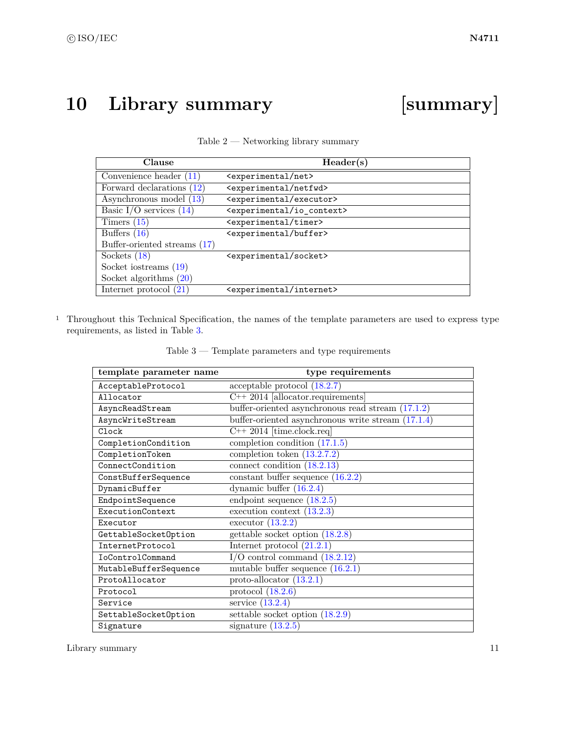# 10 Library summary [summary]

Table 2 — Networking library summary

| Clause | Header(s) |
|---|---|
| Convenience header (11) | `<experimental/net>` |
| Forward declarations (12) | `<experimental/netfwd>` |
| Asynchronous model (13) | `<experimental/executor>` |
| Basic I/O services (14) | `<experimental/io_context>` |
| Timers (15) | `<experimental/timer>` |
| Buffers (16)<br>Buffer-oriented streams (17) | `<experimental/buffer>` |
| Sockets (18)<br>Socket iostreams (19)<br>Socket algorithms (20) | `<experimental/socket>` |
| Internet protocol (21) | `<experimental/internet>` |

1 Throughout this Technical Specification, the names of the template parameters are used to express type requirements, as listed in Table 3.

Table 3 — Template parameters and type requirements

| template parameter name | type requirements |
|---|---|
| `AcceptableProtocol` | acceptable protocol (18.2.7) |
| `Allocator` | C++ 2014 [allocator.requirements] |
| `AsyncReadStream` | buffer-oriented asynchronous read stream (17.1.2) |
| `AsyncWriteStream` | buffer-oriented asynchronous write stream (17.1.4) |
| `Clock` | C++ 2014 [time.clock.req] |
| `CompletionCondition` | completion condition (17.1.5) |
| `CompletionToken` | completion token (13.2.7.2) |
| `ConnectCondition` | connect condition (18.2.13) |
| `ConstBufferSequence` | constant buffer sequence (16.2.2) |
| `DynamicBuffer` | dynamic buffer (16.2.4) |
| `EndpointSequence` | endpoint sequence (18.2.5) |
| `ExecutionContext` | execution context (13.2.3) |
| `Executor` | executor (13.2.2) |
| `GettableSocketOption` | gettable socket option (18.2.8) |
| `InternetProtocol` | Internet protocol (21.2.1) |
| `IoControlCommand` | I/O control command (18.2.12) |
| `MutableBufferSequence` | mutable buffer sequence (16.2.1) |
| `ProtoAllocator` | proto-allocator (13.2.1) |
| `Protocol` | protocol (18.2.6) |
| `Service` | service (13.2.4) |
| `SettableSocketOption` | settable socket option (18.2.9) |
| `Signature` | signature (13.2.5) |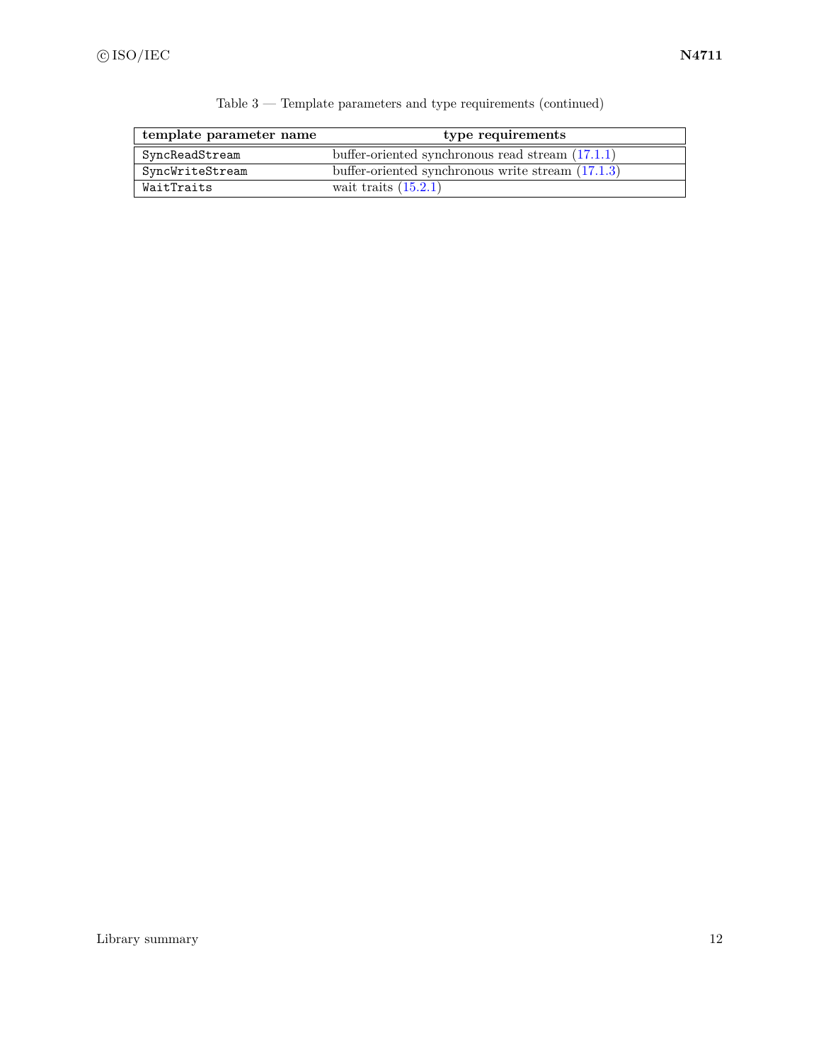Table 3 — Template parameters and type requirements (continued)

| template parameter name | type requirements |
|---|---|
| `SyncReadStream` | buffer-oriented synchronous read stream (17.1.1) |
| `SyncWriteStream` | buffer-oriented synchronous write stream (17.1.3) |
| `WaitTraits` | wait traits (15.2.1) |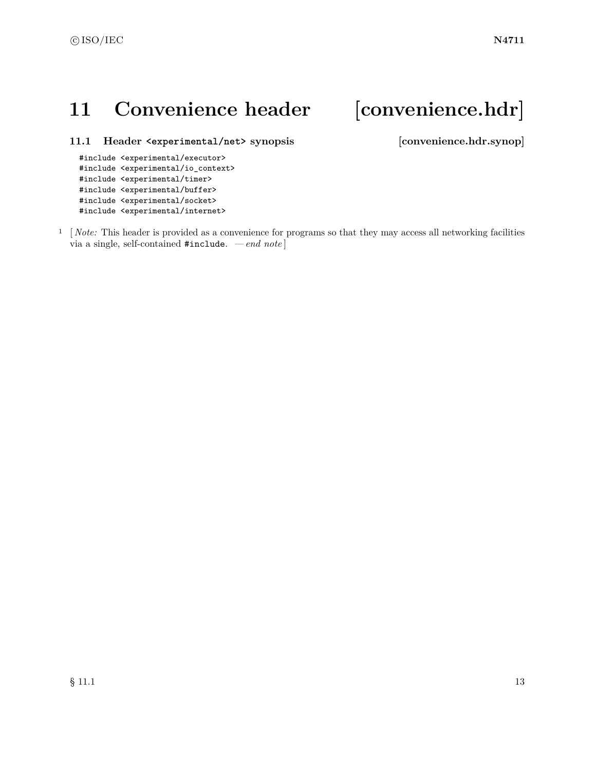# 11 Convenience header [convenience.hdr]

## 11.1 Header `<experimental/net>` synopsis [convenience.hdr.synop]

```
#include <experimental/executor>
#include <experimental/io_context>
#include <experimental/timer>
#include <experimental/buffer>
#include <experimental/socket>
#include <experimental/internet>
```

1 [ *Note:* This header is provided as a convenience for programs so that they may access all networking facilities via a single, self-contained `#include`. — *end note* ]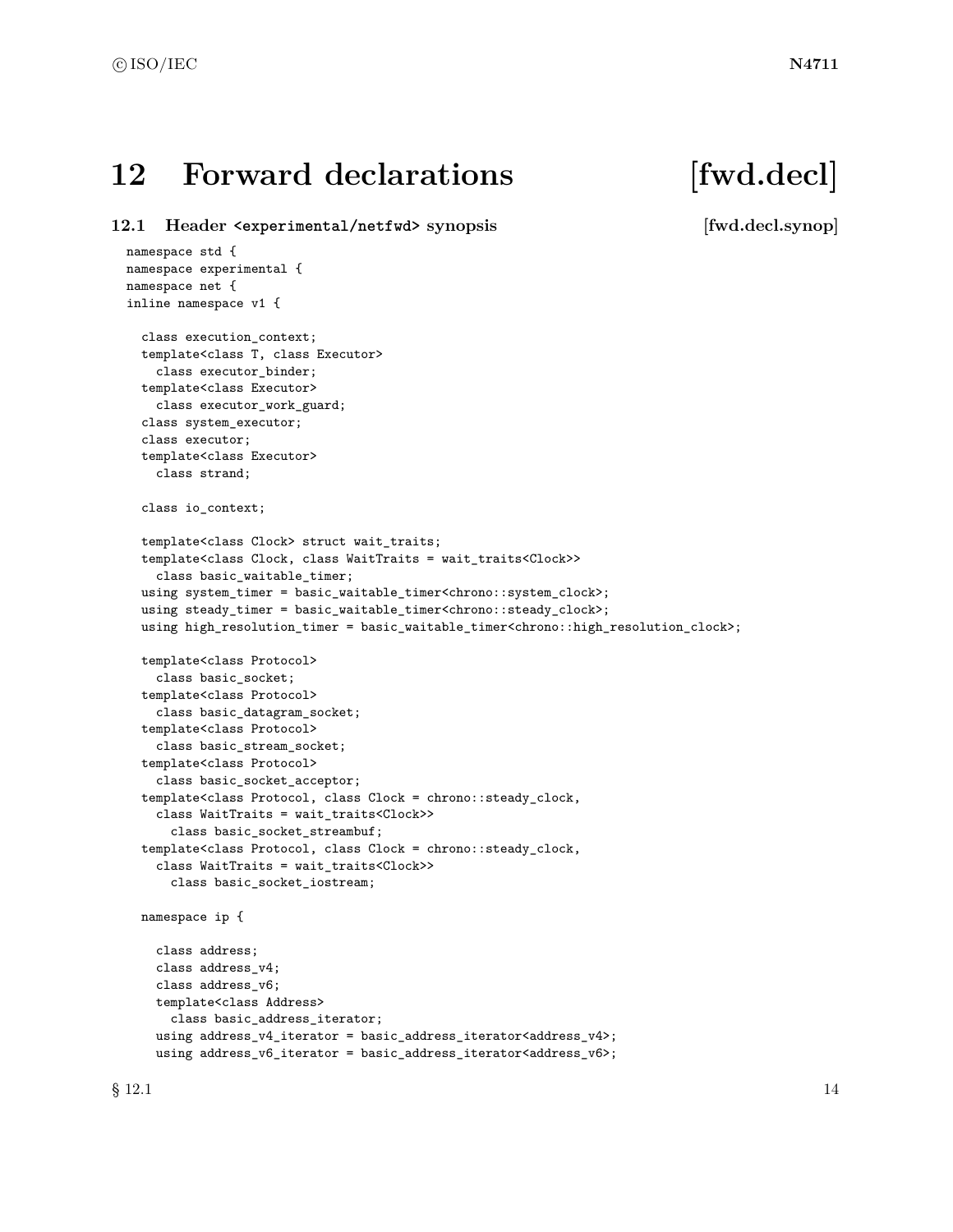# 12 Forward declarations [fwd.decl]

## 12.1 Header <experimental/netfwd> synopsis [fwd.decl.synop]

```
namespace std {
namespace experimental {
namespace net {
inline namespace v1 {

  class execution_context;
  template<class T, class Executor>
    class executor_binder;
  template<class Executor>
    class executor_work_guard;
  class system_executor;
  class executor;
  template<class Executor>
    class strand;

  class io_context;

  template<class Clock> struct wait_traits;
  template<class Clock, class WaitTraits = wait_traits<Clock>>
    class basic_waitable_timer;
  using system_timer = basic_waitable_timer<chrono::system_clock>;
  using steady_timer = basic_waitable_timer<chrono::steady_clock>;
  using high_resolution_timer = basic_waitable_timer<chrono::high_resolution_clock>;

  template<class Protocol>
    class basic_socket;
  template<class Protocol>
    class basic_datagram_socket;
  template<class Protocol>
    class basic_stream_socket;
  template<class Protocol>
    class basic_socket_acceptor;
  template<class Protocol, class Clock = chrono::steady_clock,
    class WaitTraits = wait_traits<Clock>>
      class basic_socket_streambuf;
  template<class Protocol, class Clock = chrono::steady_clock,
    class WaitTraits = wait_traits<Clock>>
      class basic_socket_iostream;

  namespace ip {

    class address;
    class address_v4;
    class address_v6;
    template<class Address>
      class basic_address_iterator;
    using address_v4_iterator = basic_address_iterator<address_v4>;
    using address_v6_iterator = basic_address_iterator<address_v6>;
```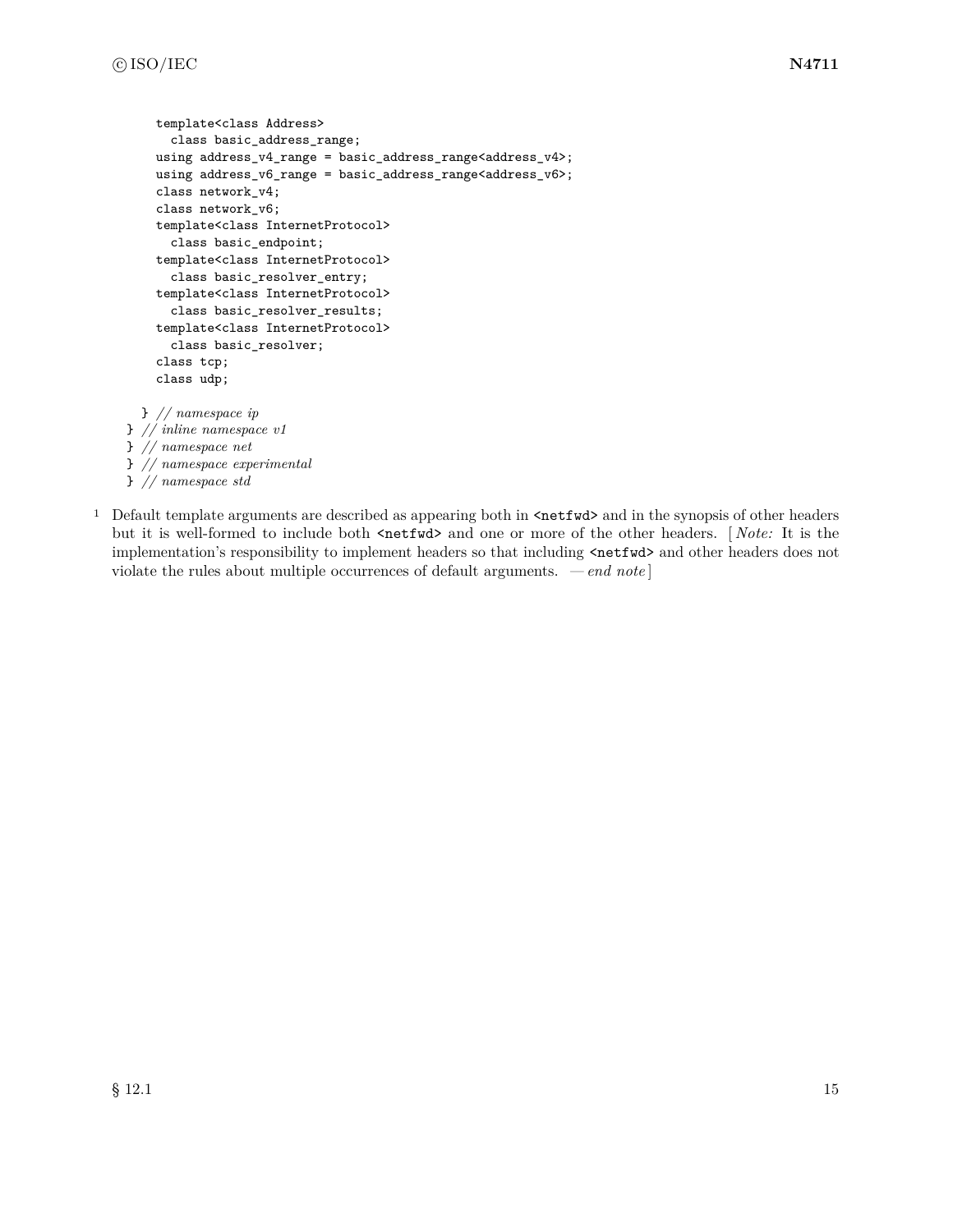```
      template<class Address>
        class basic_address_range;
      using address_v4_range = basic_address_range<address_v4>;
      using address_v6_range = basic_address_range<address_v6>;
      class network_v4;
      class network_v6;
      template<class InternetProtocol>
        class basic_endpoint;
      template<class InternetProtocol>
        class basic_resolver_entry;
      template<class InternetProtocol>
        class basic_resolver_results;
      template<class InternetProtocol>
        class basic_resolver;
      class tcp;
      class udp;

    } // namespace ip
  } // inline namespace v1
  } // namespace net
  } // namespace experimental
  } // namespace std
```

1 Default template arguments are described as appearing both in `<netfwd>` and in the synopsis of other headers but it is well-formed to include both `<netfwd>` and one or more of the other headers. [ *Note:* It is the implementation's responsibility to implement headers so that including `<netfwd>` and other headers does not violate the rules about multiple occurrences of default arguments. — *end note* ]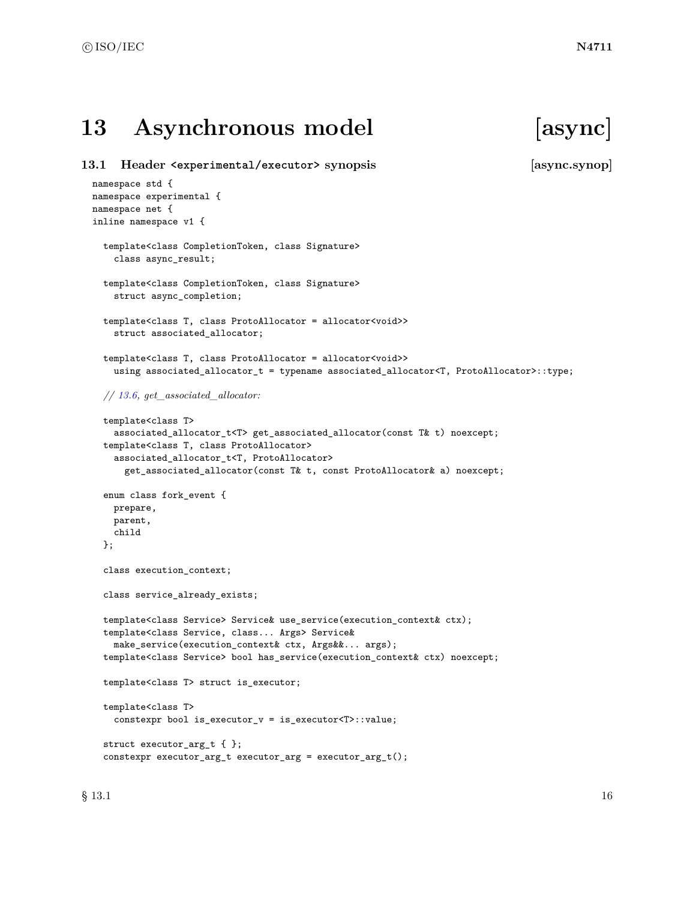# 13 Asynchronous model [async]

## 13.1 Header `<experimental/executor>` synopsis [async.synop]

```
namespace std {
namespace experimental {
namespace net {
inline namespace v1 {

  template<class CompletionToken, class Signature>
    class async_result;

  template<class CompletionToken, class Signature>
    struct async_completion;

  template<class T, class ProtoAllocator = allocator<void>>
    struct associated_allocator;

  template<class T, class ProtoAllocator = allocator<void>>
    using associated_allocator_t = typename associated_allocator<T, ProtoAllocator>::type;

  // 13.6, get_associated_allocator:

  template<class T>
    associated_allocator_t<T> get_associated_allocator(const T& t) noexcept;
  template<class T, class ProtoAllocator>
    associated_allocator_t<T, ProtoAllocator>
      get_associated_allocator(const T& t, const ProtoAllocator& a) noexcept;

  enum class fork_event {
    prepare,
    parent,
    child
  };

  class execution_context;

  class service_already_exists;

  template<class Service> Service& use_service(execution_context& ctx);
  template<class Service, class... Args> Service&
    make_service(execution_context& ctx, Args&&... args);
  template<class Service> bool has_service(execution_context& ctx) noexcept;

  template<class T> struct is_executor;

  template<class T>
    constexpr bool is_executor_v = is_executor<T>::value;

  struct executor_arg_t { };
  constexpr executor_arg_t executor_arg = executor_arg_t();
```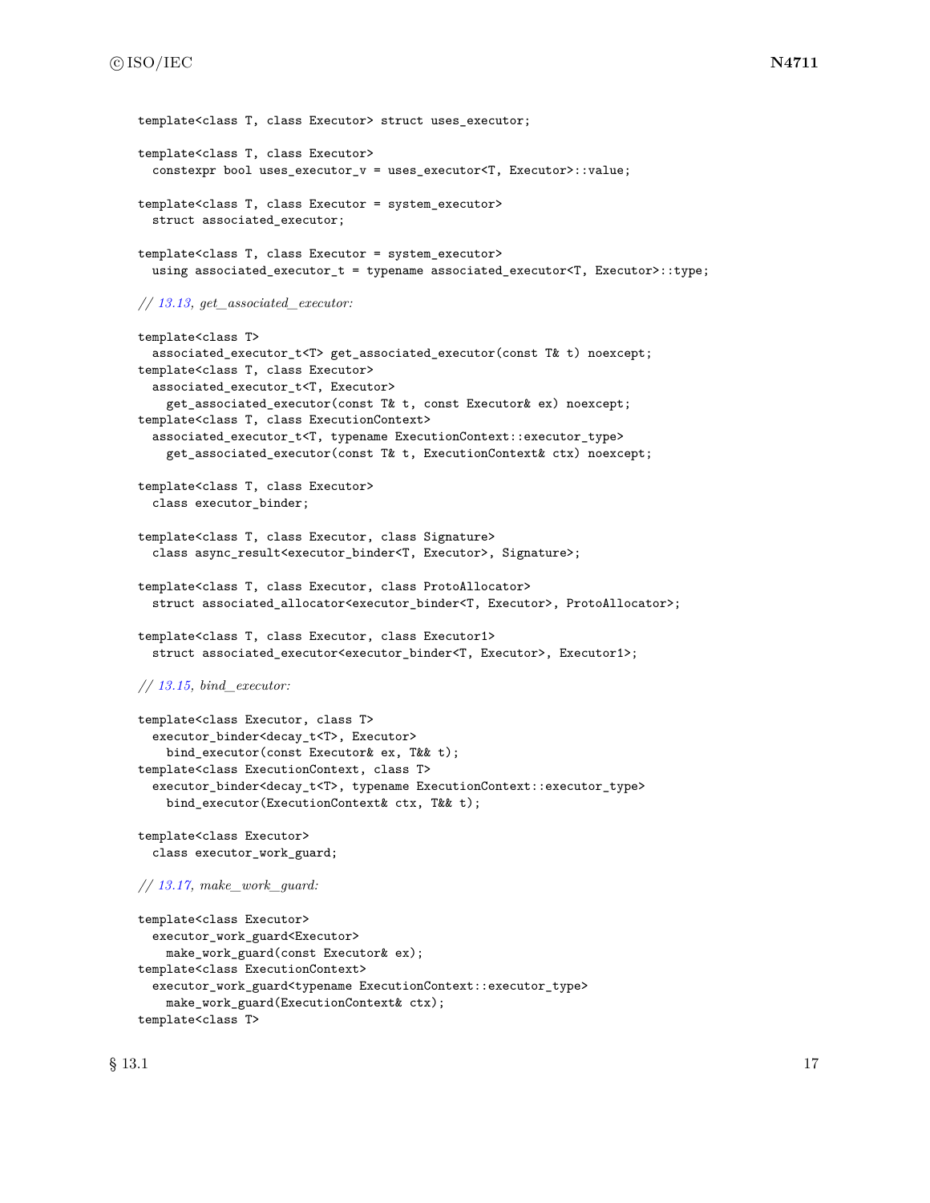```
template<class T, class Executor> struct uses_executor;

template<class T, class Executor>
  constexpr bool uses_executor_v = uses_executor<T, Executor>::value;

template<class T, class Executor = system_executor>
  struct associated_executor;

template<class T, class Executor = system_executor>
  using associated_executor_t = typename associated_executor<T, Executor>::type;

// 13.13, get_associated_executor:

template<class T>
  associated_executor_t<T> get_associated_executor(const T& t) noexcept;
template<class T, class Executor>
  associated_executor_t<T, Executor>
    get_associated_executor(const T& t, const Executor& ex) noexcept;
template<class T, class ExecutionContext>
  associated_executor_t<T, typename ExecutionContext::executor_type>
    get_associated_executor(const T& t, ExecutionContext& ctx) noexcept;

template<class T, class Executor>
  class executor_binder;

template<class T, class Executor, class Signature>
  class async_result<executor_binder<T, Executor>, Signature>;

template<class T, class Executor, class ProtoAllocator>
  struct associated_allocator<executor_binder<T, Executor>, ProtoAllocator>;

template<class T, class Executor, class Executor1>
  struct associated_executor<executor_binder<T, Executor>, Executor1>;

// 13.15, bind_executor:

template<class Executor, class T>
  executor_binder<decay_t<T>, Executor>
    bind_executor(const Executor& ex, T&& t);
template<class ExecutionContext, class T>
  executor_binder<decay_t<T>, typename ExecutionContext::executor_type>
    bind_executor(ExecutionContext& ctx, T&& t);

template<class Executor>
  class executor_work_guard;

// 13.17, make_work_guard:

template<class Executor>
  executor_work_guard<Executor>
    make_work_guard(const Executor& ex);
template<class ExecutionContext>
  executor_work_guard<typename ExecutionContext::executor_type>
    make_work_guard(ExecutionContext& ctx);
template<class T>
```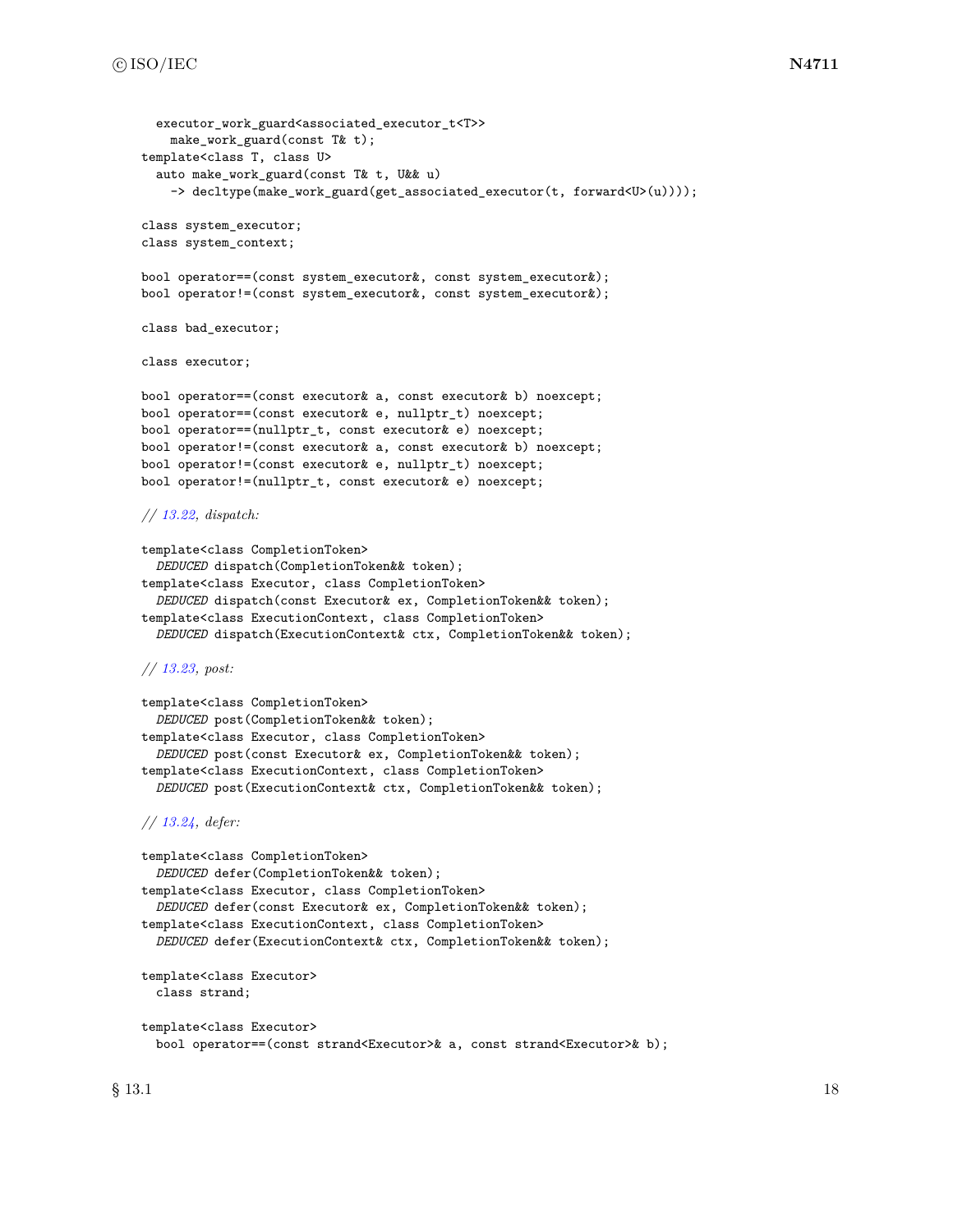```
  executor_work_guard<associated_executor_t<T>>
    make_work_guard(const T& t);
template<class T, class U>
  auto make_work_guard(const T& t, U&& u)
    -> decltype(make_work_guard(get_associated_executor(t, forward<U>(u))));

class system_executor;
class system_context;

bool operator==(const system_executor&, const system_executor&);
bool operator!=(const system_executor&, const system_executor&);

class bad_executor;

class executor;

bool operator==(const executor& a, const executor& b) noexcept;
bool operator==(const executor& e, nullptr_t) noexcept;
bool operator==(nullptr_t, const executor& e) noexcept;
bool operator!=(const executor& a, const executor& b) noexcept;
bool operator!=(const executor& e, nullptr_t) noexcept;
bool operator!=(nullptr_t, const executor& e) noexcept;

// 13.22, dispatch:

template<class CompletionToken>
  DEDUCED dispatch(CompletionToken&& token);
template<class Executor, class CompletionToken>
  DEDUCED dispatch(const Executor& ex, CompletionToken&& token);
template<class ExecutionContext, class CompletionToken>
  DEDUCED dispatch(ExecutionContext& ctx, CompletionToken&& token);

// 13.23, post:

template<class CompletionToken>
  DEDUCED post(CompletionToken&& token);
template<class Executor, class CompletionToken>
  DEDUCED post(const Executor& ex, CompletionToken&& token);
template<class ExecutionContext, class CompletionToken>
  DEDUCED post(ExecutionContext& ctx, CompletionToken&& token);

// 13.24, defer:

template<class CompletionToken>
  DEDUCED defer(CompletionToken&& token);
template<class Executor, class CompletionToken>
  DEDUCED defer(const Executor& ex, CompletionToken&& token);
template<class ExecutionContext, class CompletionToken>
  DEDUCED defer(ExecutionContext& ctx, CompletionToken&& token);

template<class Executor>
  class strand;

template<class Executor>
  bool operator==(const strand<Executor>& a, const strand<Executor>& b);
```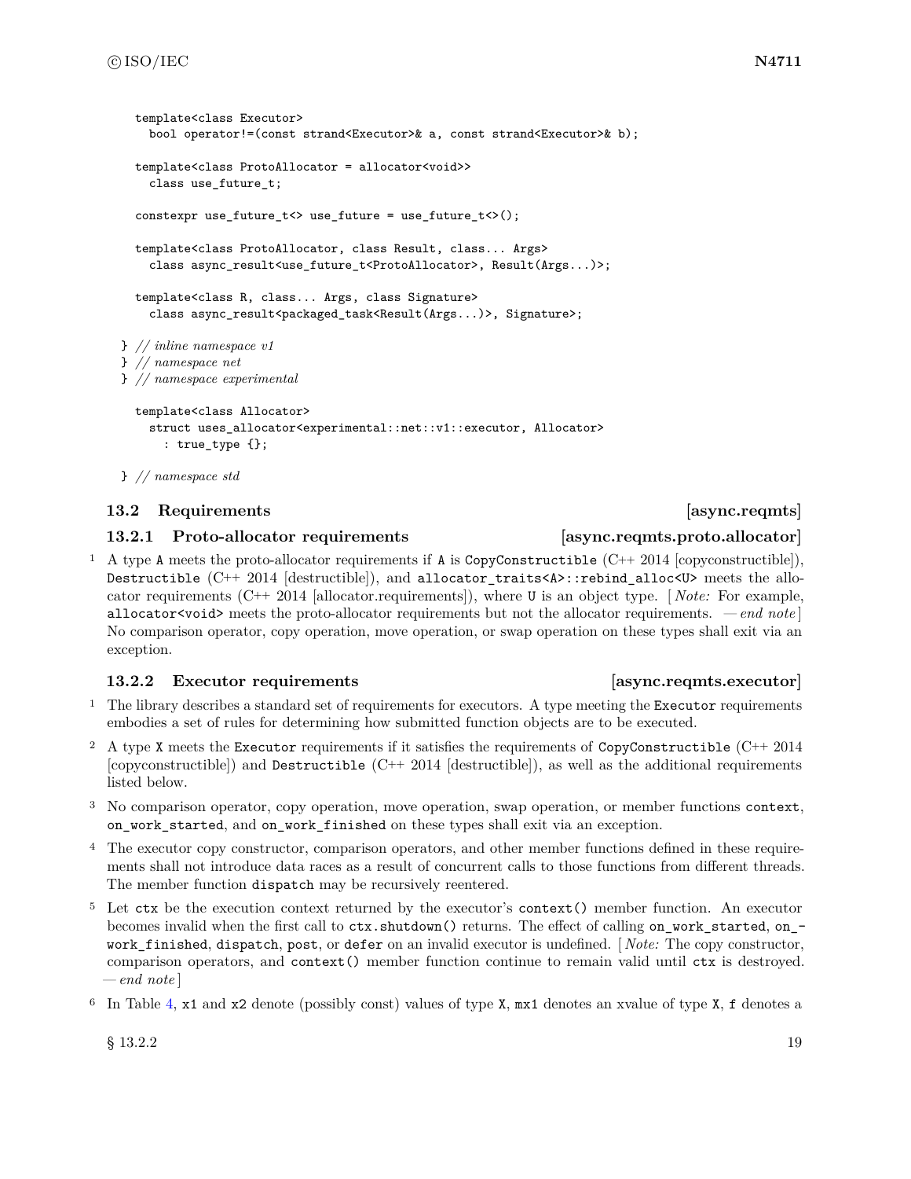```
  template<class Executor>
    bool operator!=(const strand<Executor>& a, const strand<Executor>& b);

  template<class ProtoAllocator = allocator<void>>
    class use_future_t;

  constexpr use_future_t<> use_future = use_future_t<>();

  template<class ProtoAllocator, class Result, class... Args>
    class async_result<use_future_t<ProtoAllocator>, Result(Args...)>;

  template<class R, class... Args, class Signature>
    class async_result<packaged_task<Result(Args...)>, Signature>;

} // inline namespace v1
} // namespace net
} // namespace experimental

  template<class Allocator>
    struct uses_allocator<experimental::net::v1::executor, Allocator>
      : true_type {};

} // namespace std
```

## 13.2 Requirements [async.reqmts]

### 13.2.1 Proto-allocator requirements [async.reqmts.proto.allocator]

1 A type `A` meets the proto-allocator requirements if `A` is `CopyConstructible` (C++ 2014 [copyconstructible]), `Destructible` (C++ 2014 [destructible]), and `allocator_traits<A>::rebind_alloc<U>` meets the allocator requirements (C++ 2014 [allocator.requirements]), where `U` is an object type. [ *Note:* For example, `allocator<void>` meets the proto-allocator requirements but not the allocator requirements. — *end note* ] No comparison operator, copy operation, move operation, or swap operation on these types shall exit via an exception.

### 13.2.2 Executor requirements [async.reqmts.executor]

1 The library describes a standard set of requirements for executors. A type meeting the `Executor` requirements embodies a set of rules for determining how submitted function objects are to be executed.

2 A type `X` meets the `Executor` requirements if it satisfies the requirements of `CopyConstructible` (C++ 2014 [copyconstructible]) and `Destructible` (C++ 2014 [destructible]), as well as the additional requirements listed below.

3 No comparison operator, copy operation, move operation, swap operation, or member functions `context`, `on_work_started`, and `on_work_finished` on these types shall exit via an exception.

4 The executor copy constructor, comparison operators, and other member functions defined in these requirements shall not introduce data races as a result of concurrent calls to those functions from different threads. The member function `dispatch` may be recursively reentered.

5 Let `ctx` be the execution context returned by the executor's `context()` member function. An executor becomes invalid when the first call to `ctx.shutdown()` returns. The effect of calling `on_work_started`, `on_work_finished`, `dispatch`, `post`, or `defer` on an invalid executor is undefined. [ *Note:* The copy constructor, comparison operators, and `context()` member function continue to remain valid until `ctx` is destroyed. — *end note* ]

6 In Table 4, `x1` and `x2` denote (possibly const) values of type `X`, `mx1` denotes an xvalue of type `X`, `f` denotes a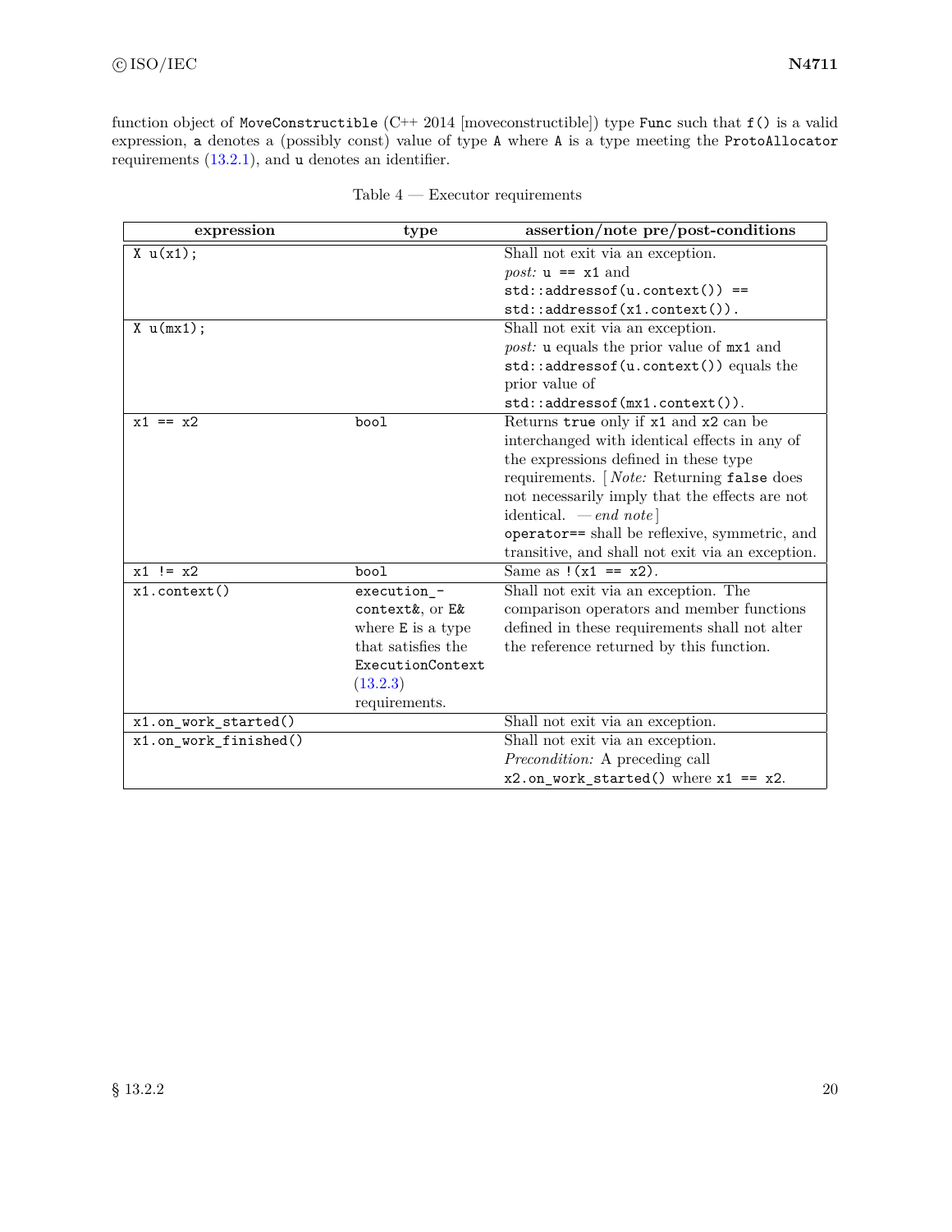function object of `MoveConstructible` (C++ 2014 [moveconstructible]) type `Func` such that `f()` is a valid expression, `a` denotes a (possibly const) value of type `A` where `A` is a type meeting the `ProtoAllocator` requirements (13.2.1), and `u` denotes an identifier.

Table 4 — Executor requirements

| expression | type | assertion/note pre/post-conditions |
|---|---|---|
| `X u(x1);` | | Shall not exit via an exception. *post:* `u == x1` and `std::addressof(u.context()) == std::addressof(x1.context())`. |
| `X u(mx1);` | | Shall not exit via an exception. *post:* `u` equals the prior value of `mx1` and `std::addressof(u.context())` equals the prior value of `std::addressof(mx1.context())`. |
| `x1 == x2` | `bool` | Returns `true` only if `x1` and `x2` can be interchanged with identical effects in any of the expressions defined in these type requirements. [ *Note:* Returning `false` does not necessarily imply that the effects are not identical. — *end note* ] `operator==` shall be reflexive, symmetric, and transitive, and shall not exit via an exception. |
| `x1 != x2` | `bool` | Same as `!(x1 == x2)`. |
| `x1.context()` | `execution_context&`, or `E&` where `E` is a type that satisfies the `ExecutionContext` (13.2.3) requirements. | Shall not exit via an exception. The comparison operators and member functions defined in these requirements shall not alter the reference returned by this function. |
| `x1.on_work_started()` | | Shall not exit via an exception. |
| `x1.on_work_finished()` | | Shall not exit via an exception. *Precondition:* A preceding call `x2.on_work_started()` where `x1 == x2`. |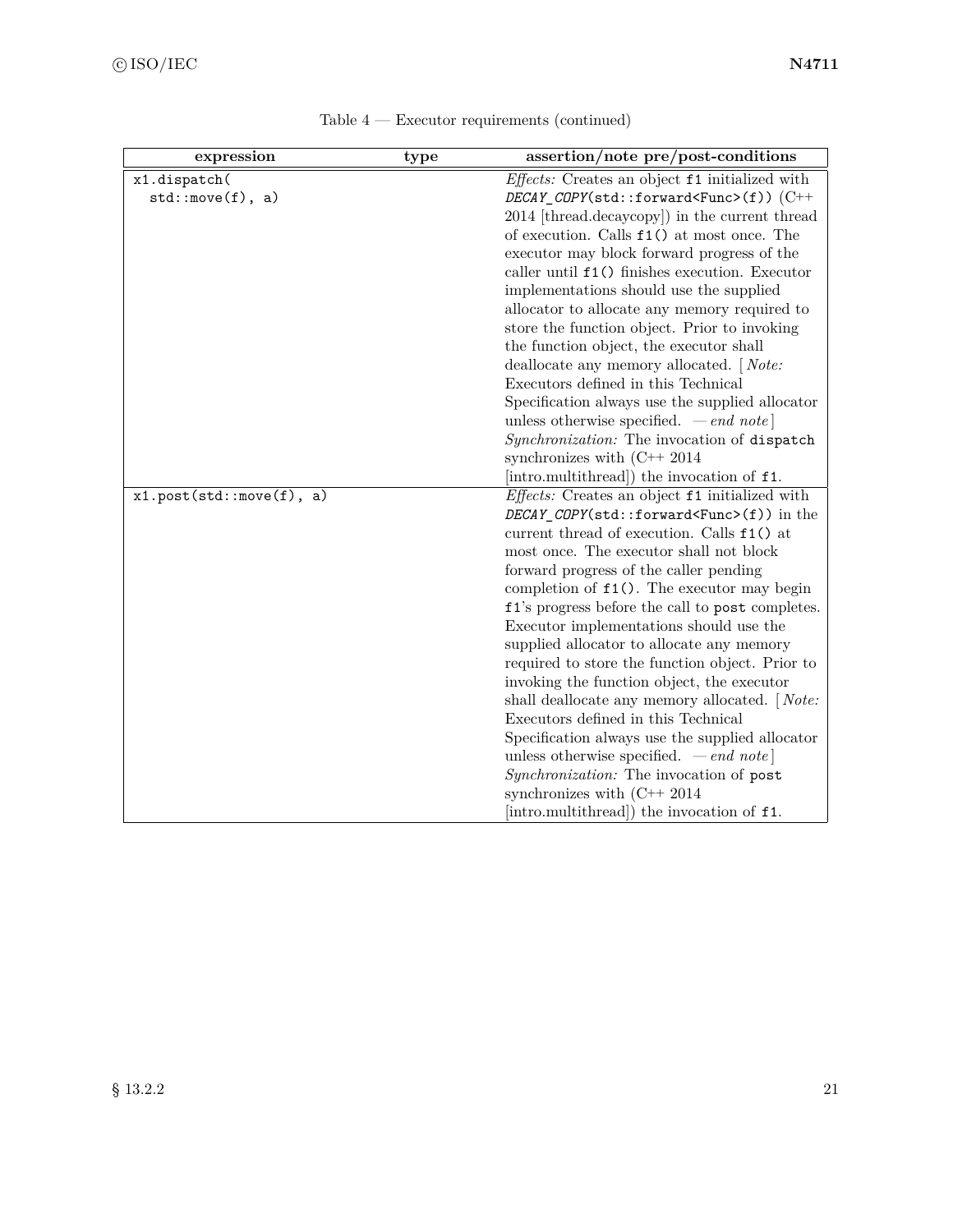Table 4 — Executor requirements (continued)

| expression | type | assertion/note pre/post-conditions |
|---|---|---|
| `x1.dispatch(` `std::move(f), a)` | | *Effects:* Creates an object `f1` initialized with *`DECAY_COPY`*`(std::forward<Func>(f))` (C++ 2014 [thread.decaycopy]) in the current thread of execution. Calls `f1()` at most once. The executor may block forward progress of the caller until `f1()` finishes execution. Executor implementations should use the supplied allocator to allocate any memory required to store the function object. Prior to invoking the function object, the executor shall deallocate any memory allocated. [ *Note:* Executors defined in this Technical Specification always use the supplied allocator unless otherwise specified. — *end note* ] *Synchronization:* The invocation of `dispatch` synchronizes with (C++ 2014 [intro.multithread]) the invocation of `f1`. |
| `x1.post(std::move(f), a)` | | *Effects:* Creates an object `f1` initialized with *`DECAY_COPY`*`(std::forward<Func>(f))` in the current thread of execution. Calls `f1()` at most once. The executor shall not block forward progress of the caller pending completion of `f1()`. The executor may begin `f1`'s progress before the call to `post` completes. Executor implementations should use the supplied allocator to allocate any memory required to store the function object. Prior to invoking the function object, the executor shall deallocate any memory allocated. [ *Note:* Executors defined in this Technical Specification always use the supplied allocator unless otherwise specified. — *end note* ] *Synchronization:* The invocation of `post` synchronizes with (C++ 2014 [intro.multithread]) the invocation of `f1`. |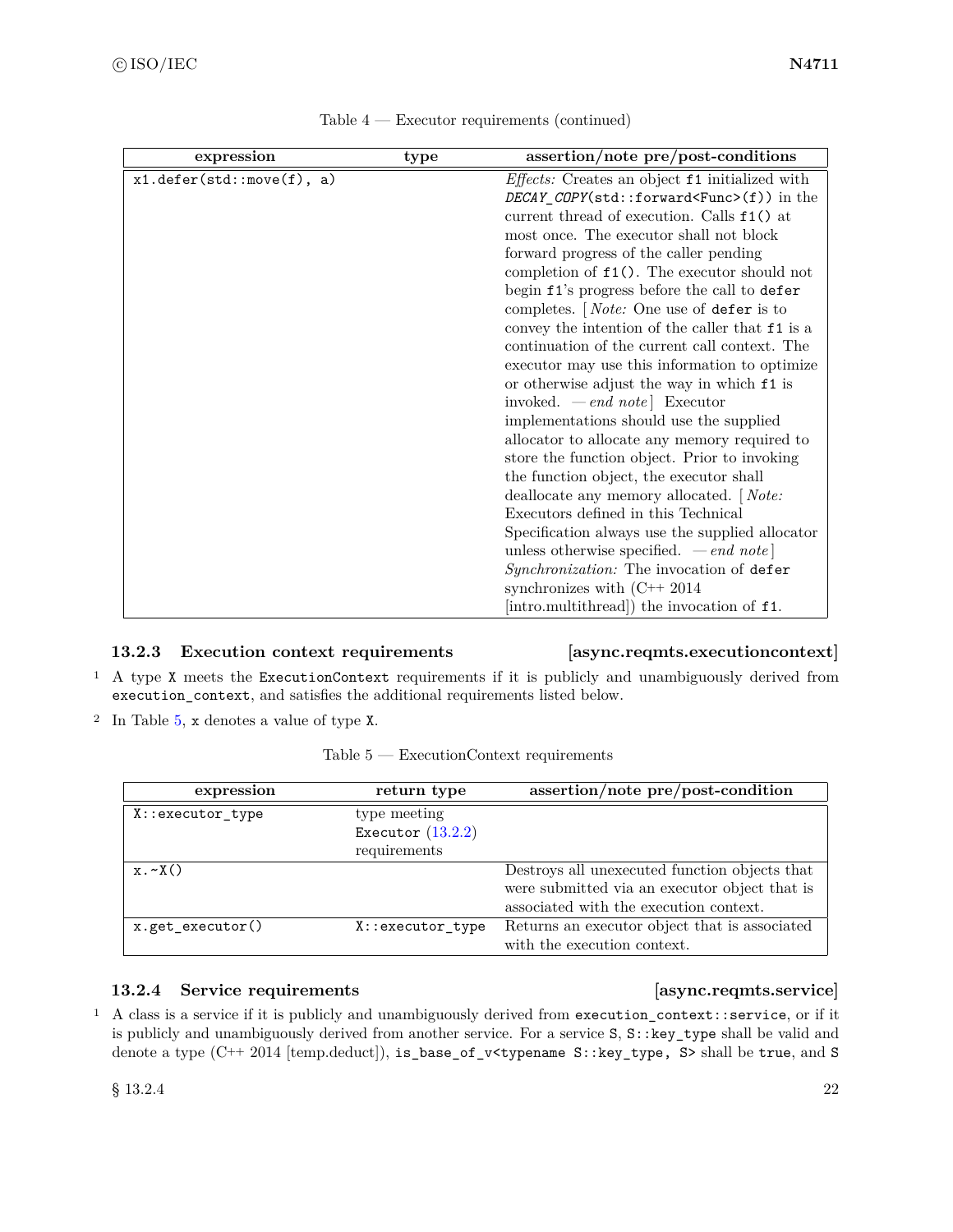Table 4 — Executor requirements (continued)

| expression | type | assertion/note pre/post-conditions |
|---|---|---|
| `x1.defer(std::move(f), a)` | | *Effects:* Creates an object `f1` initialized with *`DECAY_COPY`*`(std::forward<Func>(f))` in the current thread of execution. Calls `f1()` at most once. The executor shall not block forward progress of the caller pending completion of `f1()`. The executor should not begin `f1`'s progress before the call to `defer` completes. [ *Note:* One use of `defer` is to convey the intention of the caller that `f1` is a continuation of the current call context. The executor may use this information to optimize or otherwise adjust the way in which `f1` is invoked. — *end note* ] Executor implementations should use the supplied allocator to allocate any memory required to store the function object. Prior to invoking the function object, the executor shall deallocate any memory allocated. [ *Note:* Executors defined in this Technical Specification always use the supplied allocator unless otherwise specified. — *end note* ] *Synchronization:* The invocation of `defer` synchronizes with (C++ 2014 [intro.multithread]) the invocation of `f1`. |

### 13.2.3 Execution context requirements [async.reqmts.executioncontext]

1 A type `X` meets the `ExecutionContext` requirements if it is publicly and unambiguously derived from `execution_context`, and satisfies the additional requirements listed below.

2 In Table 5, `x` denotes a value of type `X`.

Table 5 — ExecutionContext requirements

| expression | return type | assertion/note pre/post-condition |
|---|---|---|
| `X::executor_type` | type meeting `Executor` (13.2.2) requirements | |
| `x.~X()` | | Destroys all unexecuted function objects that were submitted via an executor object that is associated with the execution context. |
| `x.get_executor()` | `X::executor_type` | Returns an executor object that is associated with the execution context. |

### 13.2.4 Service requirements [async.reqmts.service]

1 A class is a service if it is publicly and unambiguously derived from `execution_context::service`, or if it is publicly and unambiguously derived from another service. For a service `S`, `S::key_type` shall be valid and denote a type (C++ 2014 [temp.deduct]), `is_base_of_v<typename S::key_type, S>` shall be `true`, and `S`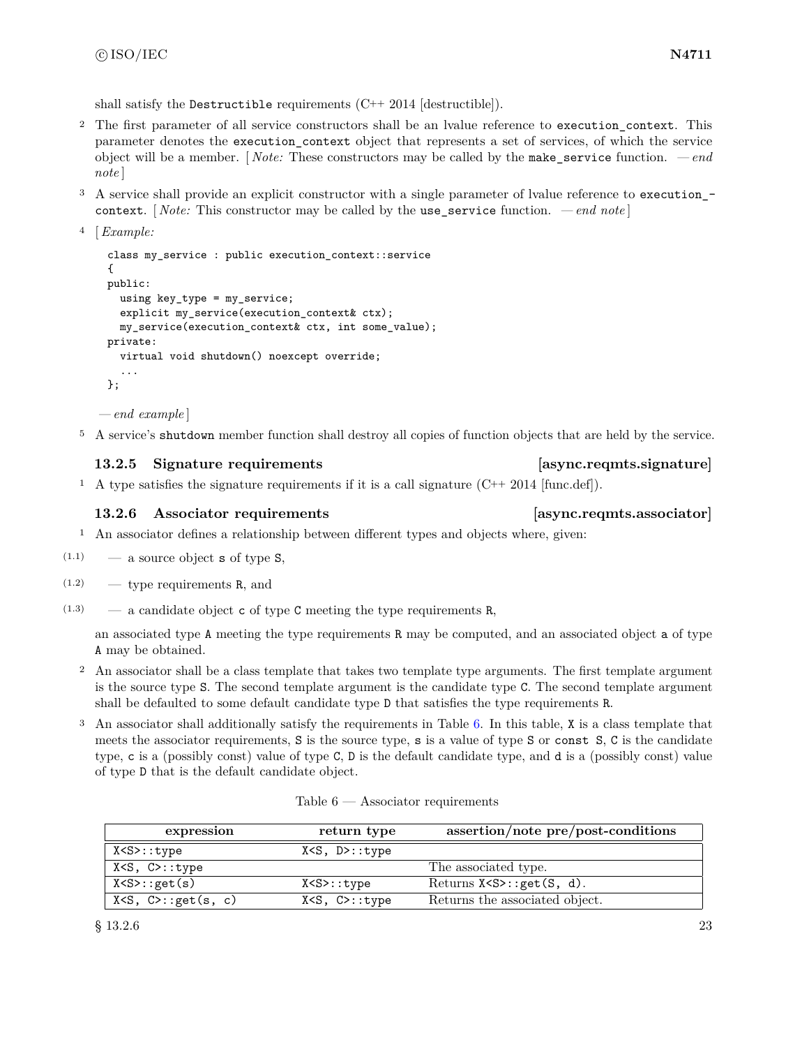shall satisfy the `Destructible` requirements (C++ 2014 [destructible]).

2 The first parameter of all service constructors shall be an lvalue reference to `execution_context`. This parameter denotes the `execution_context` object that represents a set of services, of which the service object will be a member. [ *Note:* These constructors may be called by the `make_service` function. — *end note* ]

3 A service shall provide an explicit constructor with a single parameter of lvalue reference to `execution_context`. [ *Note:* This constructor may be called by the `use_service` function. — *end note* ]

4 [ *Example:*

```
class my_service : public execution_context::service
{
public:
  using key_type = my_service;
  explicit my_service(execution_context& ctx);
  my_service(execution_context& ctx, int some_value);
private:
  virtual void shutdown() noexcept override;
  ...
};
```

— *end example* ]

5 A service's `shutdown` member function shall destroy all copies of function objects that are held by the service.

### 13.2.5 Signature requirements [async.reqmts.signature]

1 A type satisfies the signature requirements if it is a call signature (C++ 2014 [func.def]).

### 13.2.6 Associator requirements [async.reqmts.associator]

1 An associator defines a relationship between different types and objects where, given:

- (1.1) — a source object `s` of type `S`,
- (1.2) — type requirements `R`, and
- (1.3) — a candidate object `c` of type `C` meeting the type requirements `R`,

an associated type `A` meeting the type requirements `R` may be computed, and an associated object `a` of type `A` may be obtained.

2 An associator shall be a class template that takes two template type arguments. The first template argument is the source type `S`. The second template argument is the candidate type `C`. The second template argument shall be defaulted to some default candidate type `D` that satisfies the type requirements `R`.

3 An associator shall additionally satisfy the requirements in Table 6. In this table, `X` is a class template that meets the associator requirements, `S` is the source type, `s` is a value of type `S` or `const S`, `C` is the candidate type, `c` is a (possibly const) value of type `C`, `D` is the default candidate type, and `d` is a (possibly const) value of type `D` that is the default candidate object.

Table 6 — Associator requirements

| expression | return type | assertion/note pre/post-conditions |
|---|---|---|
| `X<S>::type` | `X<S, D>::type` | |
| `X<S, C>::type` | | The associated type. |
| `X<S>::get(s)` | `X<S>::type` | Returns `X<S>::get(S, d)`. |
| `X<S, C>::get(s, c)` | `X<S, C>::type` | Returns the associated object. |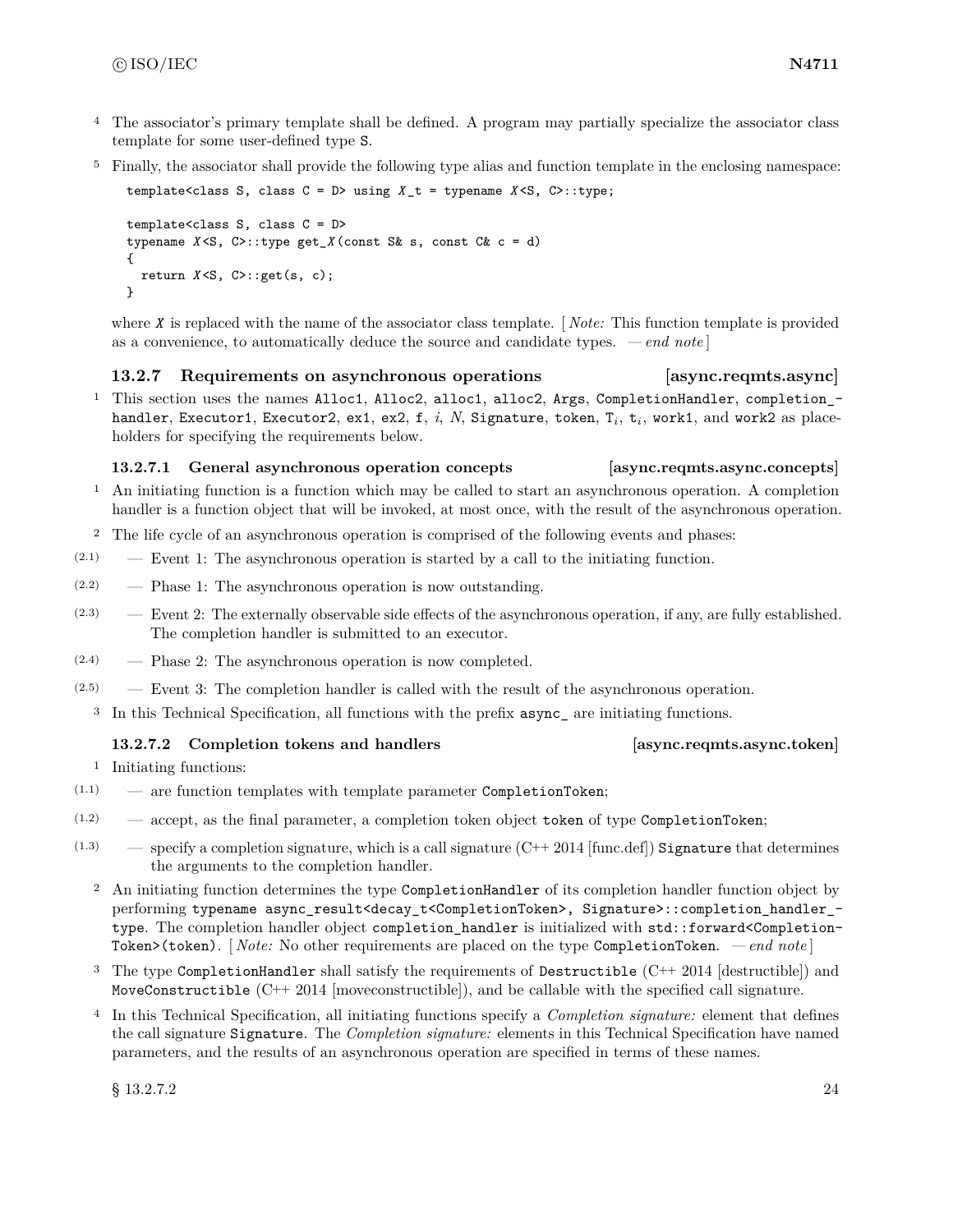4 The associator's primary template shall be defined. A program may partially specialize the associator class template for some user-defined type `S`.

5 Finally, the associator shall provide the following type alias and function template in the enclosing namespace:

```
template<class S, class C = D> using X_t = typename X<S, C>::type;

template<class S, class C = D>
typename X<S, C>::type get_X(const S& s, const C& c = d)
{
  return X<S, C>::get(s, c);
}
```

where *X* is replaced with the name of the associator class template. [ *Note:* This function template is provided as a convenience, to automatically deduce the source and candidate types. — *end note* ]

### 13.2.7 Requirements on asynchronous operations [async.reqmts.async]

1 This section uses the names `Alloc1`, `Alloc2`, `alloc1`, `alloc2`, `Args`, `CompletionHandler`, `completion_handler`, `Executor1`, `Executor2`, `ex1`, `ex2`, `f`, *i*, *N*, `Signature`, `token`, $\texttt{T}_i$, $\texttt{t}_i$, `work1`, and `work2` as placeholders for specifying the requirements below.

#### 13.2.7.1 General asynchronous operation concepts [async.reqmts.async.concepts]

1 An initiating function is a function which may be called to start an asynchronous operation. A completion handler is a function object that will be invoked, at most once, with the result of the asynchronous operation.

2 The life cycle of an asynchronous operation is comprised of the following events and phases:

- (2.1) — Event 1: The asynchronous operation is started by a call to the initiating function.
- (2.2) — Phase 1: The asynchronous operation is now outstanding.
- (2.3) — Event 2: The externally observable side effects of the asynchronous operation, if any, are fully established. The completion handler is submitted to an executor.
- (2.4) — Phase 2: The asynchronous operation is now completed.
- (2.5) — Event 3: The completion handler is called with the result of the asynchronous operation.

3 In this Technical Specification, all functions with the prefix `async_` are initiating functions.

#### 13.2.7.2 Completion tokens and handlers [async.reqmts.async.token]

1 Initiating functions:

- (1.1) — are function templates with template parameter `CompletionToken`;
- (1.2) — accept, as the final parameter, a completion token object `token` of type `CompletionToken`;
- (1.3) — specify a completion signature, which is a call signature (C++ 2014 [func.def]) `Signature` that determines the arguments to the completion handler.

2 An initiating function determines the type `CompletionHandler` of its completion handler function object by performing `typename async_result<decay_t<CompletionToken>, Signature>::completion_handler_type`. The completion handler object `completion_handler` is initialized with `std::forward<CompletionToken>(token)`. [ *Note:* No other requirements are placed on the type `CompletionToken`. — *end note* ]

3 The type `CompletionHandler` shall satisfy the requirements of `Destructible` (C++ 2014 [destructible]) and `MoveConstructible` (C++ 2014 [moveconstructible]), and be callable with the specified call signature.

4 In this Technical Specification, all initiating functions specify a *Completion signature:* element that defines the call signature `Signature`. The *Completion signature:* elements in this Technical Specification have named parameters, and the results of an asynchronous operation are specified in terms of these names.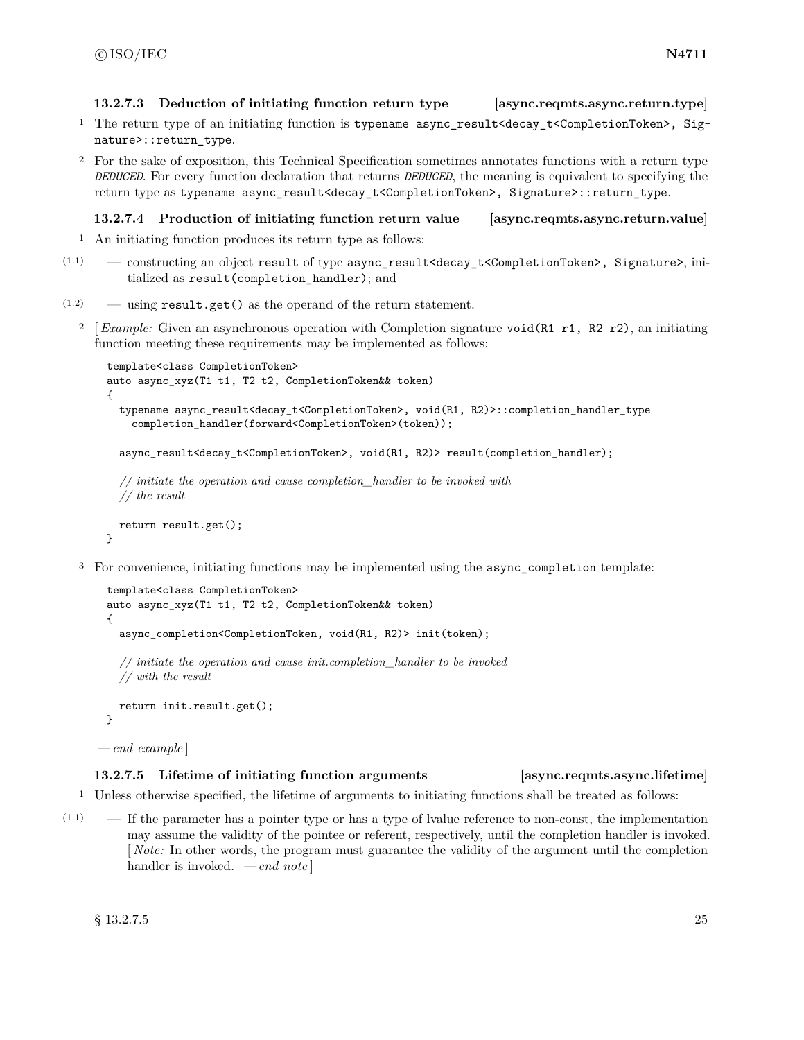#### 13.2.7.3 Deduction of initiating function return type [async.reqmts.async.return.type]

1 The return type of an initiating function is `typename async_result<decay_t<CompletionToken>, Signature>::return_type`.

2 For the sake of exposition, this Technical Specification sometimes annotates functions with a return type *`DEDUCED`*. For every function declaration that returns *`DEDUCED`*, the meaning is equivalent to specifying the return type as `typename async_result<decay_t<CompletionToken>, Signature>::return_type`.

#### 13.2.7.4 Production of initiating function return value [async.reqmts.async.return.value]

1 An initiating function produces its return type as follows:

(1.1) — constructing an object `result` of type `async_result<decay_t<CompletionToken>, Signature>`, initialized as `result(completion_handler)`; and

(1.2) — using `result.get()` as the operand of the return statement.

2 [ *Example:* Given an asynchronous operation with Completion signature `void(R1 r1, R2 r2)`, an initiating function meeting these requirements may be implemented as follows:

```
template<class CompletionToken>
auto async_xyz(T1 t1, T2 t2, CompletionToken&& token)
{
  typename async_result<decay_t<CompletionToken>, void(R1, R2)>::completion_handler_type
    completion_handler(forward<CompletionToken>(token));

  async_result<decay_t<CompletionToken>, void(R1, R2)> result(completion_handler);

  // initiate the operation and cause completion_handler to be invoked with
  // the result

  return result.get();
}
```

3 For convenience, initiating functions may be implemented using the `async_completion` template:

```
template<class CompletionToken>
auto async_xyz(T1 t1, T2 t2, CompletionToken&& token)
{
  async_completion<CompletionToken, void(R1, R2)> init(token);

  // initiate the operation and cause init.completion_handler to be invoked
  // with the result

  return init.result.get();
}
```

— *end example* ]

#### 13.2.7.5 Lifetime of initiating function arguments [async.reqmts.async.lifetime]

1 Unless otherwise specified, the lifetime of arguments to initiating functions shall be treated as follows:

(1.1) — If the parameter has a pointer type or has a type of lvalue reference to non-const, the implementation may assume the validity of the pointee or referent, respectively, until the completion handler is invoked. [ *Note:* In other words, the program must guarantee the validity of the argument until the completion handler is invoked. — *end note* ]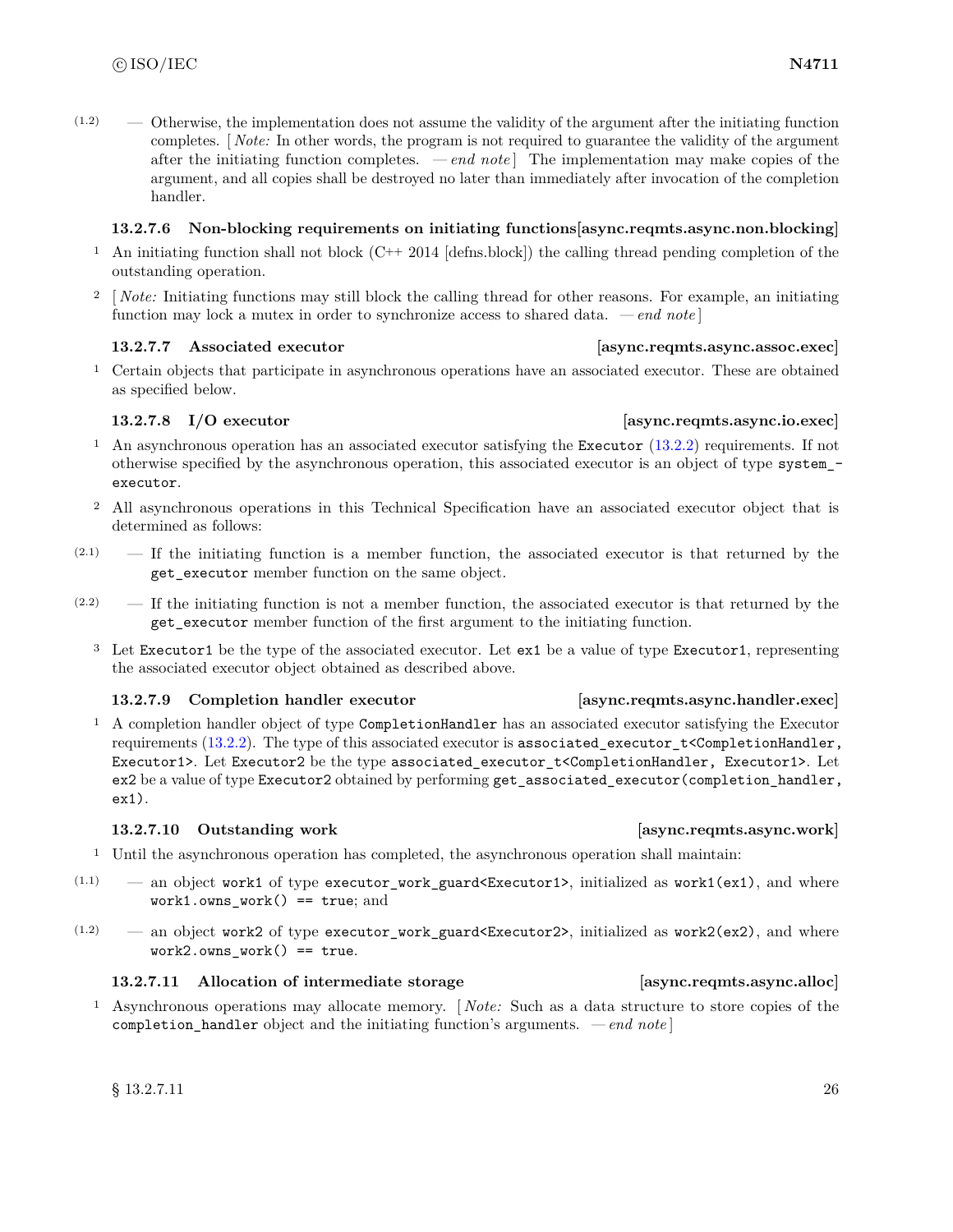(1.2) — Otherwise, the implementation does not assume the validity of the argument after the initiating function completes. [ *Note:* In other words, the program is not required to guarantee the validity of the argument after the initiating function completes. — *end note* ] The implementation may make copies of the argument, and all copies shall be destroyed no later than immediately after invocation of the completion handler.

#### 13.2.7.6 Non-blocking requirements on initiating functions [async.reqmts.async.non.blocking]

1 An initiating function shall not block (C++ 2014 [defns.block]) the calling thread pending completion of the outstanding operation.

2 [ *Note:* Initiating functions may still block the calling thread for other reasons. For example, an initiating function may lock a mutex in order to synchronize access to shared data. — *end note* ]

#### 13.2.7.7 Associated executor [async.reqmts.async.assoc.exec]

1 Certain objects that participate in asynchronous operations have an associated executor. These are obtained as specified below.

#### 13.2.7.8 I/O executor [async.reqmts.async.io.exec]

1 An asynchronous operation has an associated executor satisfying the `Executor` (13.2.2) requirements. If not otherwise specified by the asynchronous operation, this associated executor is an object of type `system_executor`.

2 All asynchronous operations in this Technical Specification have an associated executor object that is determined as follows:

(2.1) — If the initiating function is a member function, the associated executor is that returned by the `get_executor` member function on the same object.

(2.2) — If the initiating function is not a member function, the associated executor is that returned by the `get_executor` member function of the first argument to the initiating function.

3 Let `Executor1` be the type of the associated executor. Let `ex1` be a value of type `Executor1`, representing the associated executor object obtained as described above.

#### 13.2.7.9 Completion handler executor [async.reqmts.async.handler.exec]

1 A completion handler object of type `CompletionHandler` has an associated executor satisfying the Executor requirements (13.2.2). The type of this associated executor is `associated_executor_t<CompletionHandler, Executor1>`. Let `Executor2` be the type `associated_executor_t<CompletionHandler, Executor1>`. Let `ex2` be a value of type `Executor2` obtained by performing `get_associated_executor(completion_handler, ex1)`.

#### 13.2.7.10 Outstanding work [async.reqmts.async.work]

1 Until the asynchronous operation has completed, the asynchronous operation shall maintain:

(1.1) — an object `work1` of type `executor_work_guard<Executor1>`, initialized as `work1(ex1)`, and where `work1.owns_work() == true`; and

(1.2) — an object `work2` of type `executor_work_guard<Executor2>`, initialized as `work2(ex2)`, and where `work2.owns_work() == true`.

#### 13.2.7.11 Allocation of intermediate storage [async.reqmts.async.alloc]

1 Asynchronous operations may allocate memory. [ *Note:* Such as a data structure to store copies of the `completion_handler` object and the initiating function's arguments. — *end note* ]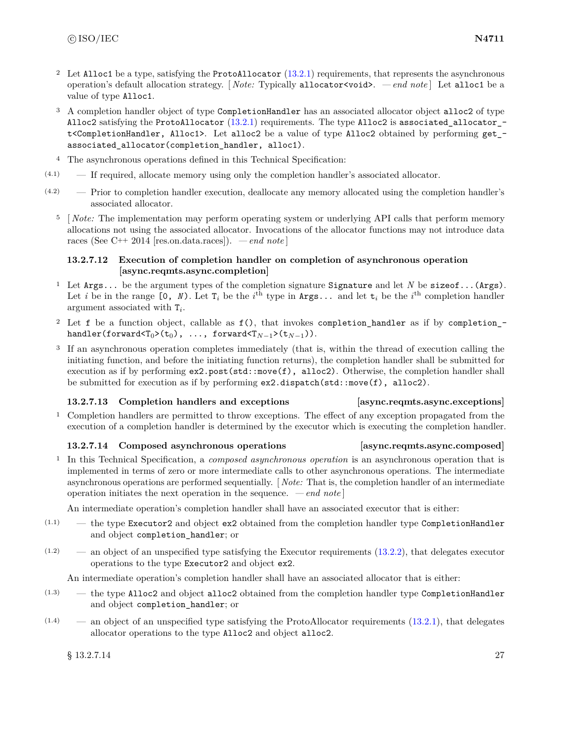2 Let `Alloc1` be a type, satisfying the `ProtoAllocator` (13.2.1) requirements, that represents the asynchronous operation's default allocation strategy. [ *Note:* Typically `allocator<void>`. — *end note* ] Let `alloc1` be a value of type `Alloc1`.

3 A completion handler object of type `CompletionHandler` has an associated allocator object `alloc2` of type `Alloc2` satisfying the `ProtoAllocator` (13.2.1) requirements. The type `Alloc2` is `associated_allocator_t<CompletionHandler, Alloc1>`. Let `alloc2` be a value of type `Alloc2` obtained by performing `get_associated_allocator(completion_handler, alloc1)`.

4 The asynchronous operations defined in this Technical Specification:

(4.1) — If required, allocate memory using only the completion handler's associated allocator.

(4.2) — Prior to completion handler execution, deallocate any memory allocated using the completion handler's associated allocator.

5 [ *Note:* The implementation may perform operating system or underlying API calls that perform memory allocations not using the associated allocator. Invocations of the allocator functions may not introduce data races (See C++ 2014 [res.on.data.races]). — *end note* ]

### 13.2.7.12 Execution of completion handler on completion of asynchronous operation [async.reqmts.async.completion]

1 Let `Args...` be the argument types of the completion signature `Signature` and let $N$ be `sizeof...(Args)`. Let $i$ be in the range `[0, N)`. Let $T_i$ be the $i^{\text{th}}$ type in `Args...` and let $t_i$ be the $i^{\text{th}}$ completion handler argument associated with $T_i$.

2 Let `f` be a function object, callable as `f()`, that invokes `completion_handler` as if by `completion_handler(forward<`$T_0$`>(`$t_0$`), ..., forward<`$T_{N-1}$`>(`$t_{N-1}$`))`.

3 If an asynchronous operation completes immediately (that is, within the thread of execution calling the initiating function, and before the initiating function returns), the completion handler shall be submitted for execution as if by performing `ex2.post(std::move(f), alloc2)`. Otherwise, the completion handler shall be submitted for execution as if by performing `ex2.dispatch(std::move(f), alloc2)`.

### 13.2.7.13 Completion handlers and exceptions [async.reqmts.async.exceptions]

1 Completion handlers are permitted to throw exceptions. The effect of any exception propagated from the execution of a completion handler is determined by the executor which is executing the completion handler.

### 13.2.7.14 Composed asynchronous operations [async.reqmts.async.composed]

1 In this Technical Specification, a *composed asynchronous operation* is an asynchronous operation that is implemented in terms of zero or more intermediate calls to other asynchronous operations. The intermediate asynchronous operations are performed sequentially. [ *Note:* That is, the completion handler of an intermediate operation initiates the next operation in the sequence. — *end note* ]

An intermediate operation's completion handler shall have an associated executor that is either:

(1.1) — the type `Executor2` and object `ex2` obtained from the completion handler type `CompletionHandler` and object `completion_handler`; or

(1.2) — an object of an unspecified type satisfying the Executor requirements (13.2.2), that delegates executor operations to the type `Executor2` and object `ex2`.

An intermediate operation's completion handler shall have an associated allocator that is either:

(1.3) — the type `Alloc2` and object `alloc2` obtained from the completion handler type `CompletionHandler` and object `completion_handler`; or

(1.4) — an object of an unspecified type satisfying the ProtoAllocator requirements (13.2.1), that delegates allocator operations to the type `Alloc2` and object `alloc2`.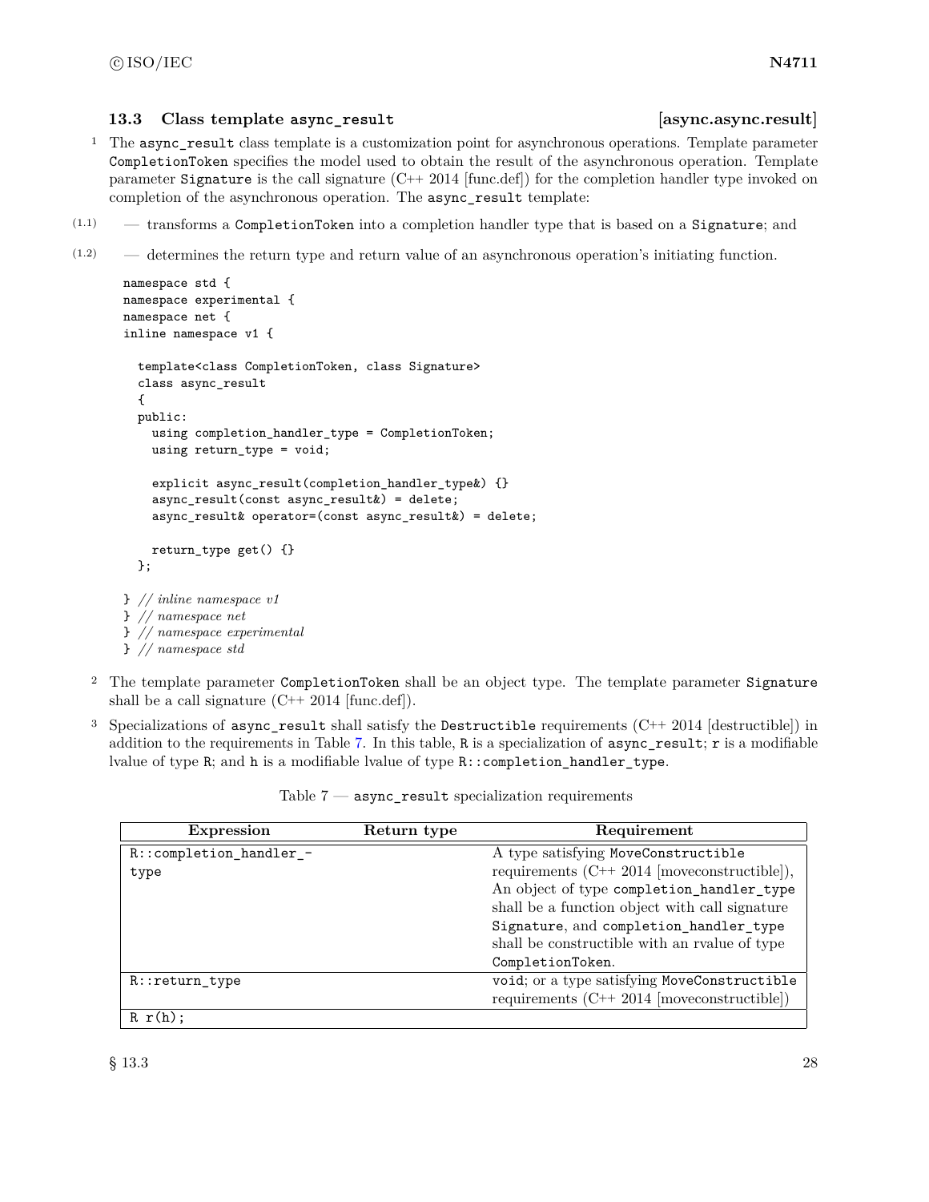### 13.3 Class template `async_result` [async.async.result]

1 The `async_result` class template is a customization point for asynchronous operations. Template parameter `CompletionToken` specifies the model used to obtain the result of the asynchronous operation. Template parameter `Signature` is the call signature (C++ 2014 [func.def]) for the completion handler type invoked on completion of the asynchronous operation. The `async_result` template:

- (1.1) — transforms a `CompletionToken` into a completion handler type that is based on a `Signature`; and
- (1.2) — determines the return type and return value of an asynchronous operation's initiating function.

```
namespace std {
namespace experimental {
namespace net {
inline namespace v1 {

  template<class CompletionToken, class Signature>
  class async_result
  {
  public:
    using completion_handler_type = CompletionToken;
    using return_type = void;

    explicit async_result(completion_handler_type&) {}
    async_result(const async_result&) = delete;
    async_result& operator=(const async_result&) = delete;

    return_type get() {}
  };

} // inline namespace v1
} // namespace net
} // namespace experimental
} // namespace std
```

2 The template parameter `CompletionToken` shall be an object type. The template parameter `Signature` shall be a call signature (C++ 2014 [func.def]).

3 Specializations of `async_result` shall satisfy the `Destructible` requirements (C++ 2014 [destructible]) in addition to the requirements in Table 7. In this table, `R` is a specialization of `async_result`; `r` is a modifiable lvalue of type `R`; and `h` is a modifiable lvalue of type `R::completion_handler_type`.

Table 7 — `async_result` specialization requirements

| Expression | Return type | Requirement |
|---|---|---|
| `R::completion_handler_type` | | A type satisfying `MoveConstructible` requirements (C++ 2014 [moveconstructible]), An object of type `completion_handler_type` shall be a function object with call signature `Signature`, and `completion_handler_type` shall be constructible with an rvalue of type `CompletionToken`. |
| `R::return_type` | | `void`; or a type satisfying `MoveConstructible` requirements (C++ 2014 [moveconstructible]) |
| `R r(h);` | | |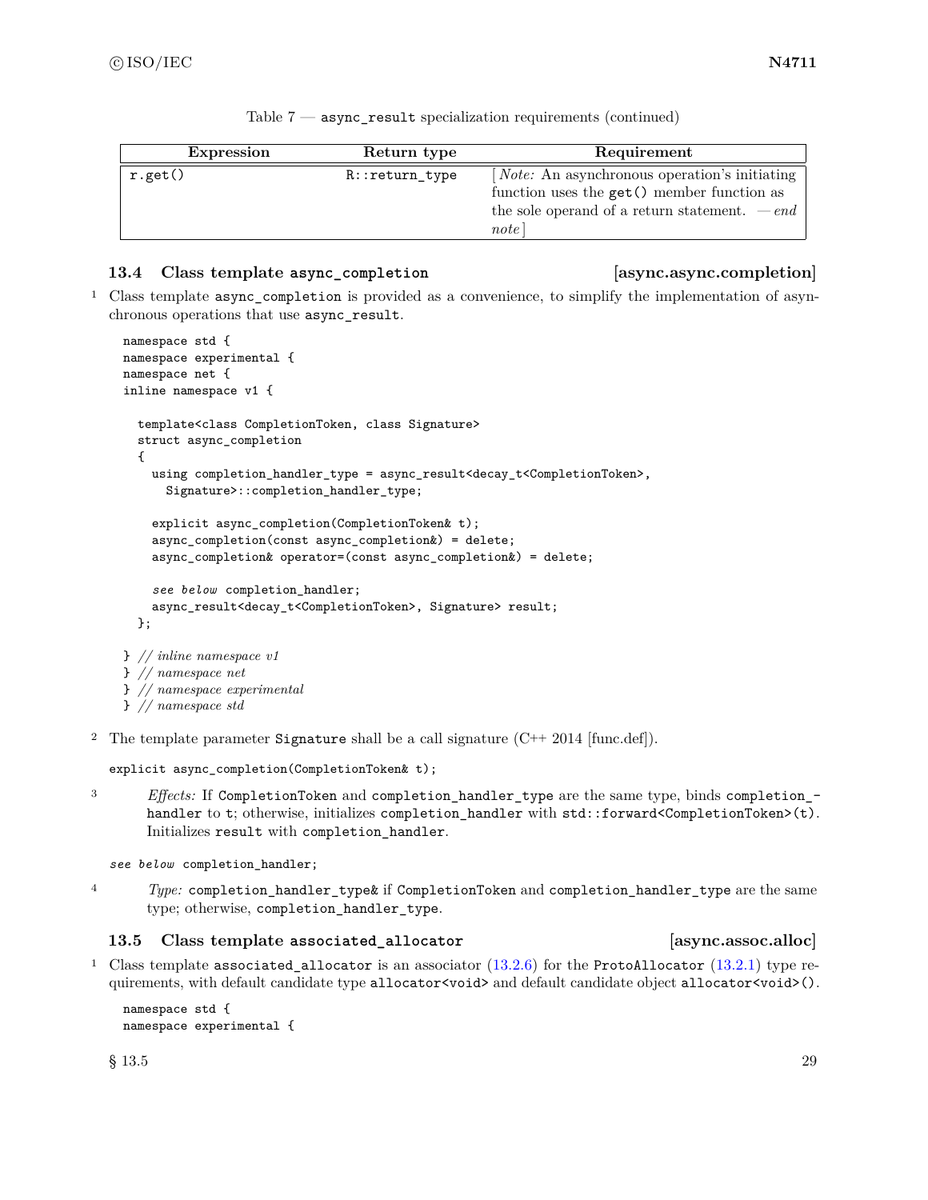Table 7 — `async_result` specialization requirements (continued)

| Expression | Return type | Requirement |
|---|---|---|
| `r.get()` | `R::return_type` | [ *Note:* An asynchronous operation's initiating function uses the `get()` member function as the sole operand of a return statement. — *end note* ] |

### 13.4 Class template `async_completion` [async.async.completion]

1 Class template `async_completion` is provided as a convenience, to simplify the implementation of asynchronous operations that use `async_result`.

```
namespace std {
namespace experimental {
namespace net {
inline namespace v1 {

  template<class CompletionToken, class Signature>
  struct async_completion
  {
    using completion_handler_type = async_result<decay_t<CompletionToken>,
      Signature>::completion_handler_type;

    explicit async_completion(CompletionToken& t);
    async_completion(const async_completion&) = delete;
    async_completion& operator=(const async_completion&) = delete;

    see below completion_handler;
    async_result<decay_t<CompletionToken>, Signature> result;
  };

} // inline namespace v1
} // namespace net
} // namespace experimental
} // namespace std
```

2 The template parameter `Signature` shall be a call signature (C++ 2014 [func.def]).

```
explicit async_completion(CompletionToken& t);
```

3 *Effects:* If `CompletionToken` and `completion_handler_type` are the same type, binds `completion_handler` to `t`; otherwise, initializes `completion_handler` with `std::forward<CompletionToken>(t)`. Initializes `result` with `completion_handler`.

```
see below completion_handler;
```

4 *Type:* `completion_handler_type&` if `CompletionToken` and `completion_handler_type` are the same type; otherwise, `completion_handler_type`.

### 13.5 Class template `associated_allocator` [async.assoc.alloc]

1 Class template `associated_allocator` is an associator (13.2.6) for the `ProtoAllocator` (13.2.1) type requirements, with default candidate type `allocator<void>` and default candidate object `allocator<void>()`.

```
namespace std {
namespace experimental {
```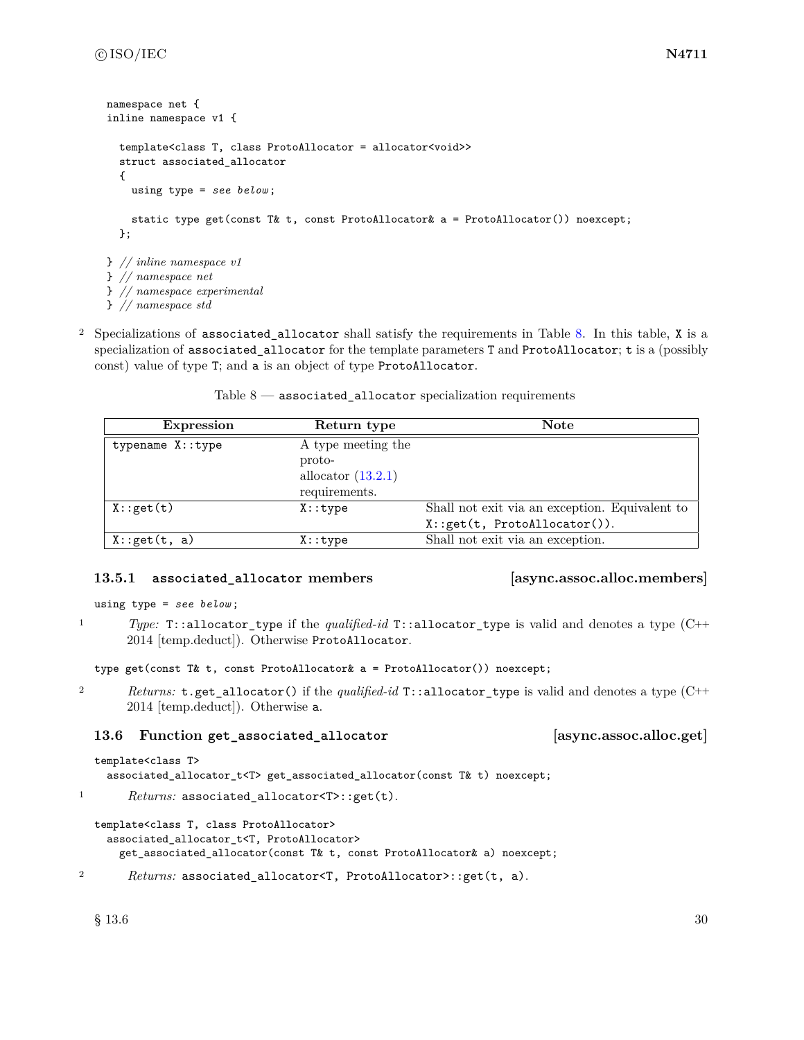```
namespace net {
inline namespace v1 {

  template<class T, class ProtoAllocator = allocator<void>>
  struct associated_allocator
  {
    using type = see below;

    static type get(const T& t, const ProtoAllocator& a = ProtoAllocator()) noexcept;
  };

} // inline namespace v1
} // namespace net
} // namespace experimental
} // namespace std
```

2 Specializations of `associated_allocator` shall satisfy the requirements in Table 8. In this table, `X` is a specialization of `associated_allocator` for the template parameters `T` and `ProtoAllocator`; `t` is a (possibly const) value of type `T`; and `a` is an object of type `ProtoAllocator`.

Table 8 — `associated_allocator` specialization requirements

| Expression | Return type | Note |
|---|---|---|
| `typename X::type` | A type meeting the proto-allocator (13.2.1) requirements. | |
| `X::get(t)` | `X::type` | Shall not exit via an exception. Equivalent to `X::get(t, ProtoAllocator())`. |
| `X::get(t, a)` | `X::type` | Shall not exit via an exception. |

### 13.5.1 `associated_allocator` members [async.assoc.alloc.members]

```
using type = see below;
```

1 *Type:* `T::allocator_type` if the *qualified-id* `T::allocator_type` is valid and denotes a type (C++ 2014 [temp.deduct]). Otherwise `ProtoAllocator`.

```
type get(const T& t, const ProtoAllocator& a = ProtoAllocator()) noexcept;
```

2 *Returns:* `t.get_allocator()` if the *qualified-id* `T::allocator_type` is valid and denotes a type (C++ 2014 [temp.deduct]). Otherwise `a`.

## 13.6 Function `get_associated_allocator` [async.assoc.alloc.get]

```
template<class T>
  associated_allocator_t<T> get_associated_allocator(const T& t) noexcept;
```

1 *Returns:* `associated_allocator<T>::get(t)`.

```
template<class T, class ProtoAllocator>
  associated_allocator_t<T, ProtoAllocator>
    get_associated_allocator(const T& t, const ProtoAllocator& a) noexcept;
```

2 *Returns:* `associated_allocator<T, ProtoAllocator>::get(t, a)`.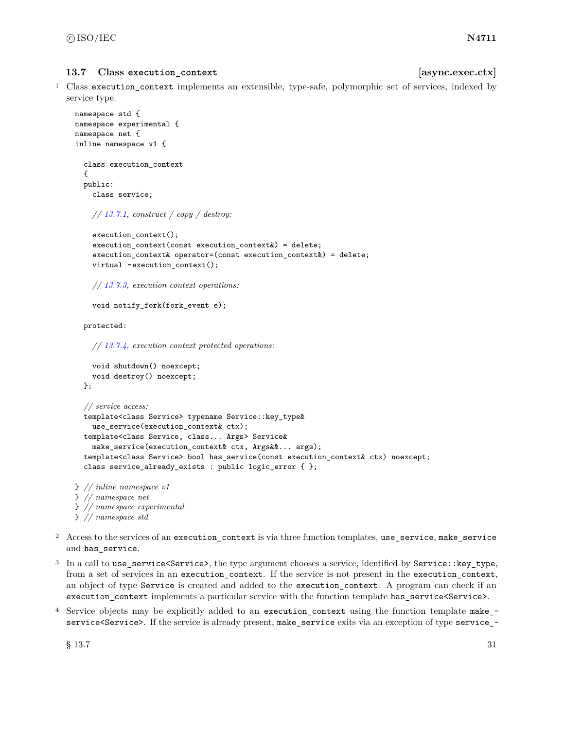### 13.7 Class `execution_context` [async.exec.ctx]

1 Class `execution_context` implements an extensible, type-safe, polymorphic set of services, indexed by service type.

```
namespace std {
namespace experimental {
namespace net {
inline namespace v1 {

  class execution_context
  {
  public:
    class service;

    // 13.7.1, construct / copy / destroy:

    execution_context();
    execution_context(const execution_context&) = delete;
    execution_context& operator=(const execution_context&) = delete;
    virtual ~execution_context();

    // 13.7.3, execution context operations:

    void notify_fork(fork_event e);

  protected:

    // 13.7.4, execution context protected operations:

    void shutdown() noexcept;
    void destroy() noexcept;
  };

  // service access:
  template<class Service> typename Service::key_type&
    use_service(execution_context& ctx);
  template<class Service, class... Args> Service&
    make_service(execution_context& ctx, Args&&... args);
  template<class Service> bool has_service(const execution_context& ctx) noexcept;
  class service_already_exists : public logic_error { };

} // inline namespace v1
} // namespace net
} // namespace experimental
} // namespace std
```

2 Access to the services of an `execution_context` is via three function templates, `use_service`, `make_service` and `has_service`.

3 In a call to `use_service<Service>`, the type argument chooses a service, identified by `Service::key_type`, from a set of services in an `execution_context`. If the service is not present in the `execution_context`, an object of type `Service` is created and added to the `execution_context`. A program can check if an `execution_context` implements a particular service with the function template `has_service<Service>`.

4 Service objects may be explicitly added to an `execution_context` using the function template `make_service<Service>`. If the service is already present, `make_service` exits via an exception of type `service_-`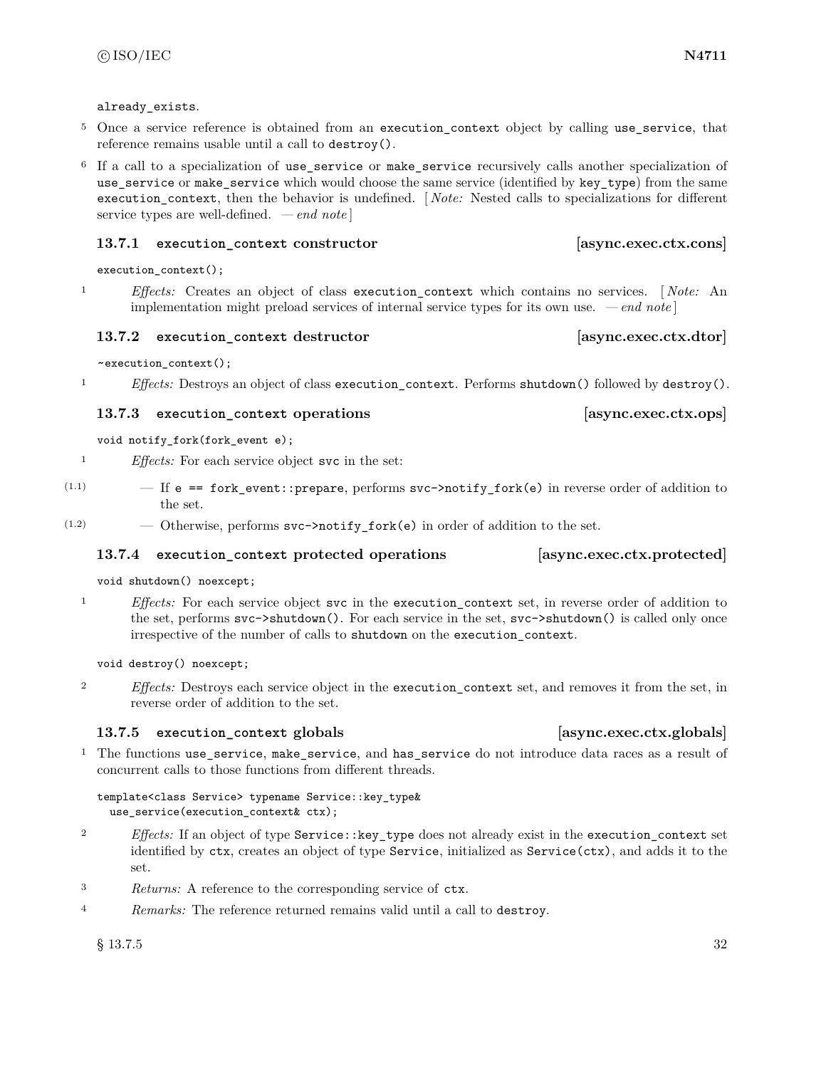already_exists.

5 Once a service reference is obtained from an `execution_context` object by calling `use_service`, that reference remains usable until a call to `destroy()`.

6 If a call to a specialization of `use_service` or `make_service` recursively calls another specialization of `use_service` or `make_service` which would choose the same service (identified by `key_type`) from the same `execution_context`, then the behavior is undefined. [ *Note:* Nested calls to specializations for different service types are well-defined. — *end note* ]

### 13.7.1 execution_context constructor [async.exec.ctx.cons]

```
execution_context();
```

1 *Effects:* Creates an object of class `execution_context` which contains no services. [ *Note:* An implementation might preload services of internal service types for its own use. — *end note* ]

### 13.7.2 execution_context destructor [async.exec.ctx.dtor]

```
~execution_context();
```

1 *Effects:* Destroys an object of class `execution_context`. Performs `shutdown()` followed by `destroy()`.

### 13.7.3 execution_context operations [async.exec.ctx.ops]

```
void notify_fork(fork_event e);
```

1 *Effects:* For each service object `svc` in the set:

(1.1) — If `e == fork_event::prepare`, performs `svc->notify_fork(e)` in reverse order of addition to the set.

(1.2) — Otherwise, performs `svc->notify_fork(e)` in order of addition to the set.

### 13.7.4 execution_context protected operations [async.exec.ctx.protected]

```
void shutdown() noexcept;
```

1 *Effects:* For each service object `svc` in the `execution_context` set, in reverse order of addition to the set, performs `svc->shutdown()`. For each service in the set, `svc->shutdown()` is called only once irrespective of the number of calls to `shutdown` on the `execution_context`.

```
void destroy() noexcept;
```

2 *Effects:* Destroys each service object in the `execution_context` set, and removes it from the set, in reverse order of addition to the set.

### 13.7.5 execution_context globals [async.exec.ctx.globals]

1 The functions `use_service`, `make_service`, and `has_service` do not introduce data races as a result of concurrent calls to those functions from different threads.

```
template<class Service> typename Service::key_type&
  use_service(execution_context& ctx);
```

2 *Effects:* If an object of type `Service::key_type` does not already exist in the `execution_context` set identified by `ctx`, creates an object of type `Service`, initialized as `Service(ctx)`, and adds it to the set.

3 *Returns:* A reference to the corresponding service of `ctx`.

4 *Remarks:* The reference returned remains valid until a call to `destroy`.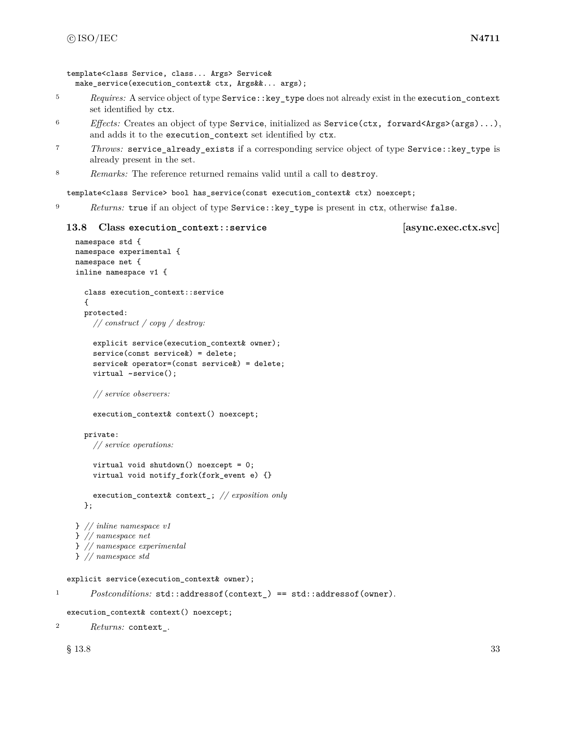```
template<class Service, class... Args> Service&
  make_service(execution_context& ctx, Args&&... args);
```

5 *Requires:* A service object of type `Service::key_type` does not already exist in the `execution_context` set identified by `ctx`.

6 *Effects:* Creates an object of type `Service`, initialized as `Service(ctx, forward<Args>(args)...)`, and adds it to the `execution_context` set identified by `ctx`.

7 *Throws:* `service_already_exists` if a corresponding service object of type `Service::key_type` is already present in the set.

8 *Remarks:* The reference returned remains valid until a call to `destroy`.

```
template<class Service> bool has_service(const execution_context& ctx) noexcept;
```

9 *Returns:* `true` if an object of type `Service::key_type` is present in `ctx`, otherwise `false`.

### 13.8 Class `execution_context::service` [async.exec.ctx.svc]

```
namespace std {
namespace experimental {
namespace net {
inline namespace v1 {

  class execution_context::service
  {
  protected:
    // construct / copy / destroy:

    explicit service(execution_context& owner);
    service(const service&) = delete;
    service& operator=(const service&) = delete;
    virtual ~service();

    // service observers:

    execution_context& context() noexcept;

  private:
    // service operations:

    virtual void shutdown() noexcept = 0;
    virtual void notify_fork(fork_event e) {}

    execution_context& context_; // exposition only
  };

} // inline namespace v1
} // namespace net
} // namespace experimental
} // namespace std
```

```
explicit service(execution_context& owner);
```

1 *Postconditions:* `std::addressof(context_) == std::addressof(owner)`.

```
execution_context& context() noexcept;
```

2 *Returns:* `context_`.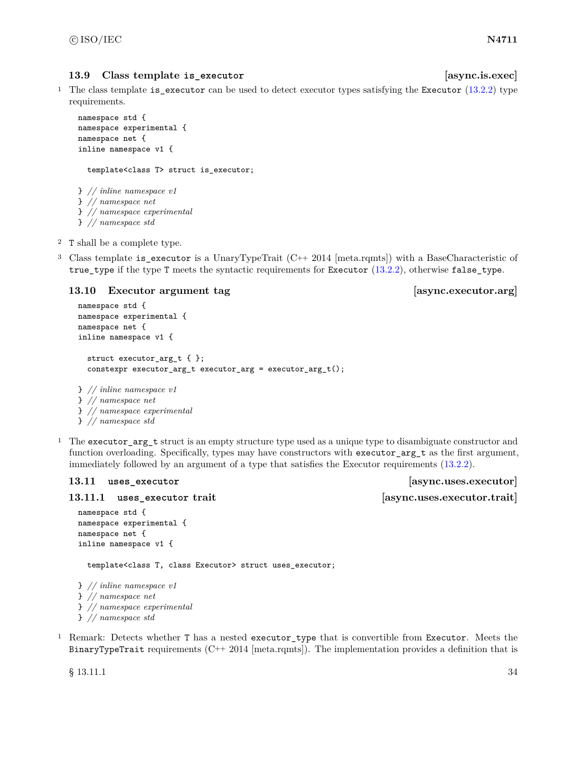### 13.9 Class template `is_executor` [async.is.exec]

1 The class template `is_executor` can be used to detect executor types satisfying the `Executor` (13.2.2) type requirements.

```
namespace std {
namespace experimental {
namespace net {
inline namespace v1 {

  template<class T> struct is_executor;

} // inline namespace v1
} // namespace net
} // namespace experimental
} // namespace std
```

2 `T` shall be a complete type.

3 Class template `is_executor` is a UnaryTypeTrait (C++ 2014 [meta.rqmts]) with a BaseCharacteristic of `true_type` if the type `T` meets the syntactic requirements for `Executor` (13.2.2), otherwise `false_type`.

### 13.10 Executor argument tag [async.executor.arg]

```
namespace std {
namespace experimental {
namespace net {
inline namespace v1 {

  struct executor_arg_t { };
  constexpr executor_arg_t executor_arg = executor_arg_t();

} // inline namespace v1
} // namespace net
} // namespace experimental
} // namespace std
```

1 The `executor_arg_t` struct is an empty structure type used as a unique type to disambiguate constructor and function overloading. Specifically, types may have constructors with `executor_arg_t` as the first argument, immediately followed by an argument of a type that satisfies the Executor requirements (13.2.2).

### 13.11 `uses_executor` [async.uses.executor]

#### 13.11.1 `uses_executor` trait [async.uses.executor.trait]

```
namespace std {
namespace experimental {
namespace net {
inline namespace v1 {

  template<class T, class Executor> struct uses_executor;

} // inline namespace v1
} // namespace net
} // namespace experimental
} // namespace std
```

1 Remark: Detects whether `T` has a nested `executor_type` that is convertible from `Executor`. Meets the `BinaryTypeTrait` requirements (C++ 2014 [meta.rqmts]). The implementation provides a definition that is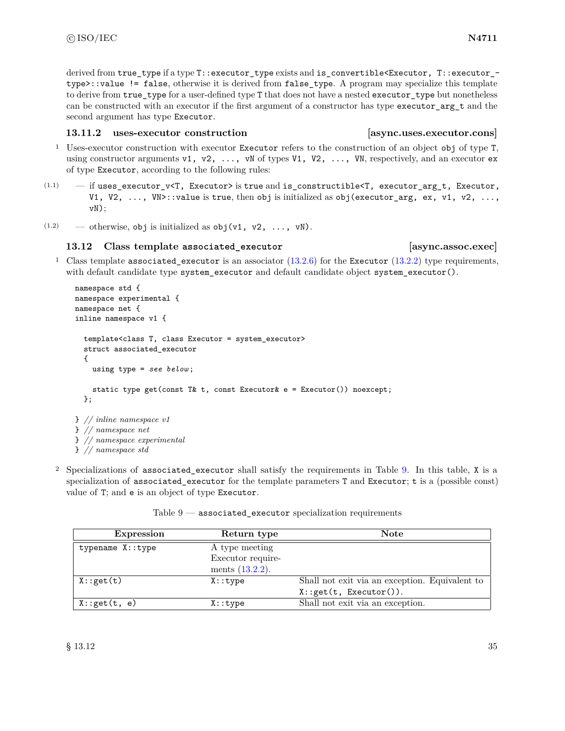derived from `true_type` if a type `T::executor_type` exists and `is_convertible<Executor, T::executor_type>::value != false`, otherwise it is derived from `false_type`. A program may specialize this template to derive from `true_type` for a user-defined type `T` that does not have a nested `executor_type` but nonetheless can be constructed with an executor if the first argument of a constructor has type `executor_arg_t` and the second argument has type `Executor`.

### 13.11.2 uses-executor construction [async.uses.executor.cons]

1 Uses-executor construction with executor `Executor` refers to the construction of an object `obj` of type `T`, using constructor arguments `v1, v2, ..., vN` of types `V1, V2, ..., VN`, respectively, and an executor `ex` of type `Executor`, according to the following rules:

(1.1) — if `uses_executor_v<T, Executor>` is `true` and `is_constructible<T, executor_arg_t, Executor, V1, V2, ..., VN>::value` is `true`, then `obj` is initialized as `obj(executor_arg, ex, v1, v2, ..., vN);`

(1.2) — otherwise, `obj` is initialized as `obj(v1, v2, ..., vN)`.

## 13.12 Class template `associated_executor` [async.assoc.exec]

1 Class template `associated_executor` is an associator (13.2.6) for the `Executor` (13.2.2) type requirements, with default candidate type `system_executor` and default candidate object `system_executor()`.

```
namespace std {
namespace experimental {
namespace net {
inline namespace v1 {

  template<class T, class Executor = system_executor>
  struct associated_executor
  {
    using type = see below;

    static type get(const T& t, const Executor& e = Executor()) noexcept;
  };

} // inline namespace v1
} // namespace net
} // namespace experimental
} // namespace std
```

2 Specializations of `associated_executor` shall satisfy the requirements in Table 9. In this table, `X` is a specialization of `associated_executor` for the template parameters `T` and `Executor`; `t` is a (possible const) value of `T`; and `e` is an object of type `Executor`.

Table 9 — `associated_executor` specialization requirements

| Expression | Return type | Note |
|---|---|---|
| `typename X::type` | A type meeting Executor requirements (13.2.2). | |
| `X::get(t)` | `X::type` | Shall not exit via an exception. Equivalent to `X::get(t, Executor())`. |
| `X::get(t, e)` | `X::type` | Shall not exit via an exception. |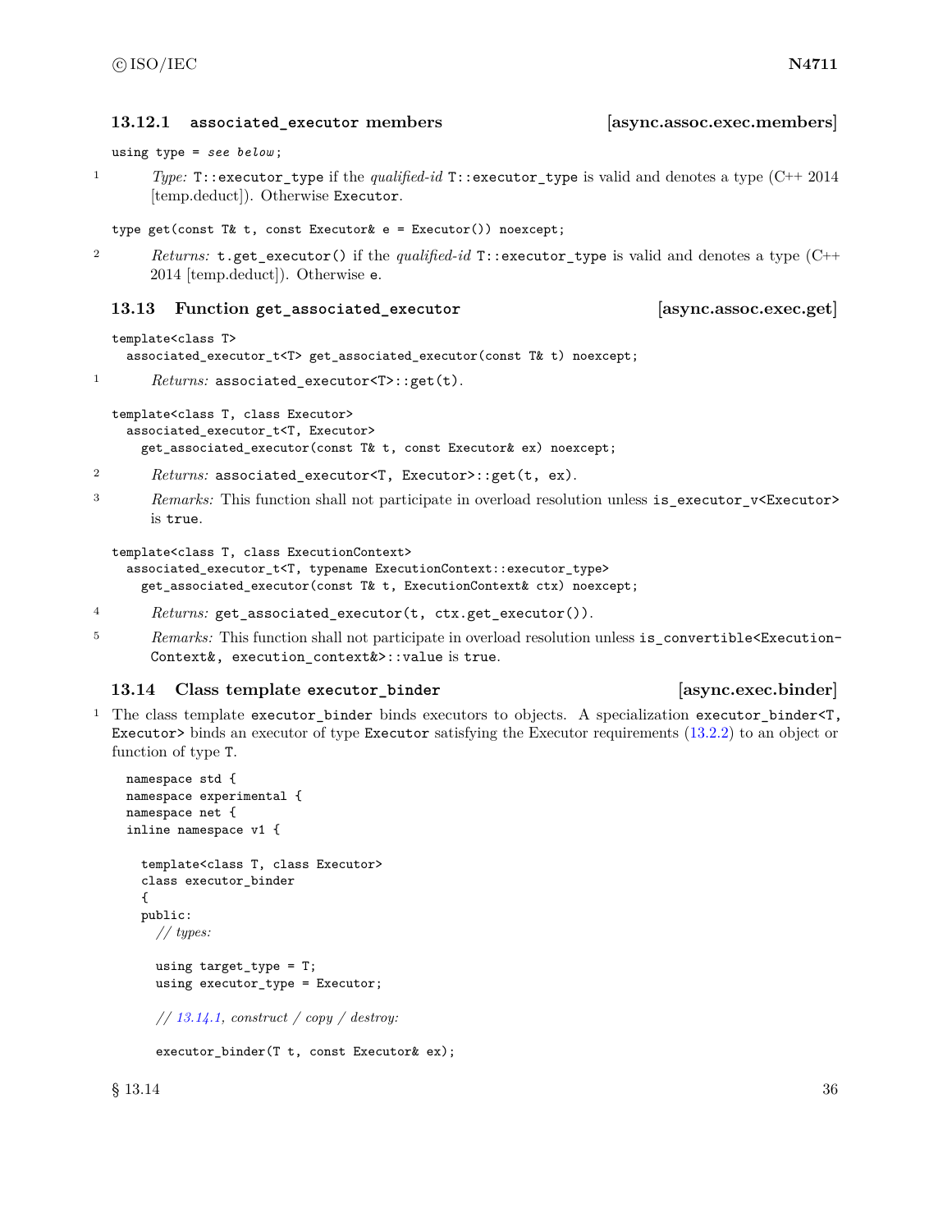### 13.12.1 `associated_executor` members [async.assoc.exec.members]

```
using type = see below;
```

1 *Type:* `T::executor_type` if the *qualified-id* `T::executor_type` is valid and denotes a type (C++ 2014 [temp.deduct]). Otherwise `Executor`.

```
type get(const T& t, const Executor& e = Executor()) noexcept;
```

2 *Returns:* `t.get_executor()` if the *qualified-id* `T::executor_type` is valid and denotes a type (C++ 2014 [temp.deduct]). Otherwise `e`.

## 13.13 Function `get_associated_executor` [async.assoc.exec.get]

```
template<class T>
  associated_executor_t<T> get_associated_executor(const T& t) noexcept;
```

1 *Returns:* `associated_executor<T>::get(t)`.

```
template<class T, class Executor>
  associated_executor_t<T, Executor>
    get_associated_executor(const T& t, const Executor& ex) noexcept;
```

2 *Returns:* `associated_executor<T, Executor>::get(t, ex)`.

3 *Remarks:* This function shall not participate in overload resolution unless `is_executor_v<Executor>` is `true`.

```
template<class T, class ExecutionContext>
  associated_executor_t<T, typename ExecutionContext::executor_type>
    get_associated_executor(const T& t, ExecutionContext& ctx) noexcept;
```

4 *Returns:* `get_associated_executor(t, ctx.get_executor())`.

5 *Remarks:* This function shall not participate in overload resolution unless `is_convertible<ExecutionContext&, execution_context&>::value` is `true`.

## 13.14 Class template `executor_binder` [async.exec.binder]

1 The class template `executor_binder` binds executors to objects. A specialization `executor_binder<T, Executor>` binds an executor of type `Executor` satisfying the Executor requirements (13.2.2) to an object or function of type `T`.

```
namespace std {
namespace experimental {
namespace net {
inline namespace v1 {

  template<class T, class Executor>
  class executor_binder
  {
  public:
    // types:

    using target_type = T;
    using executor_type = Executor;

    // 13.14.1, construct / copy / destroy:

    executor_binder(T t, const Executor& ex);
```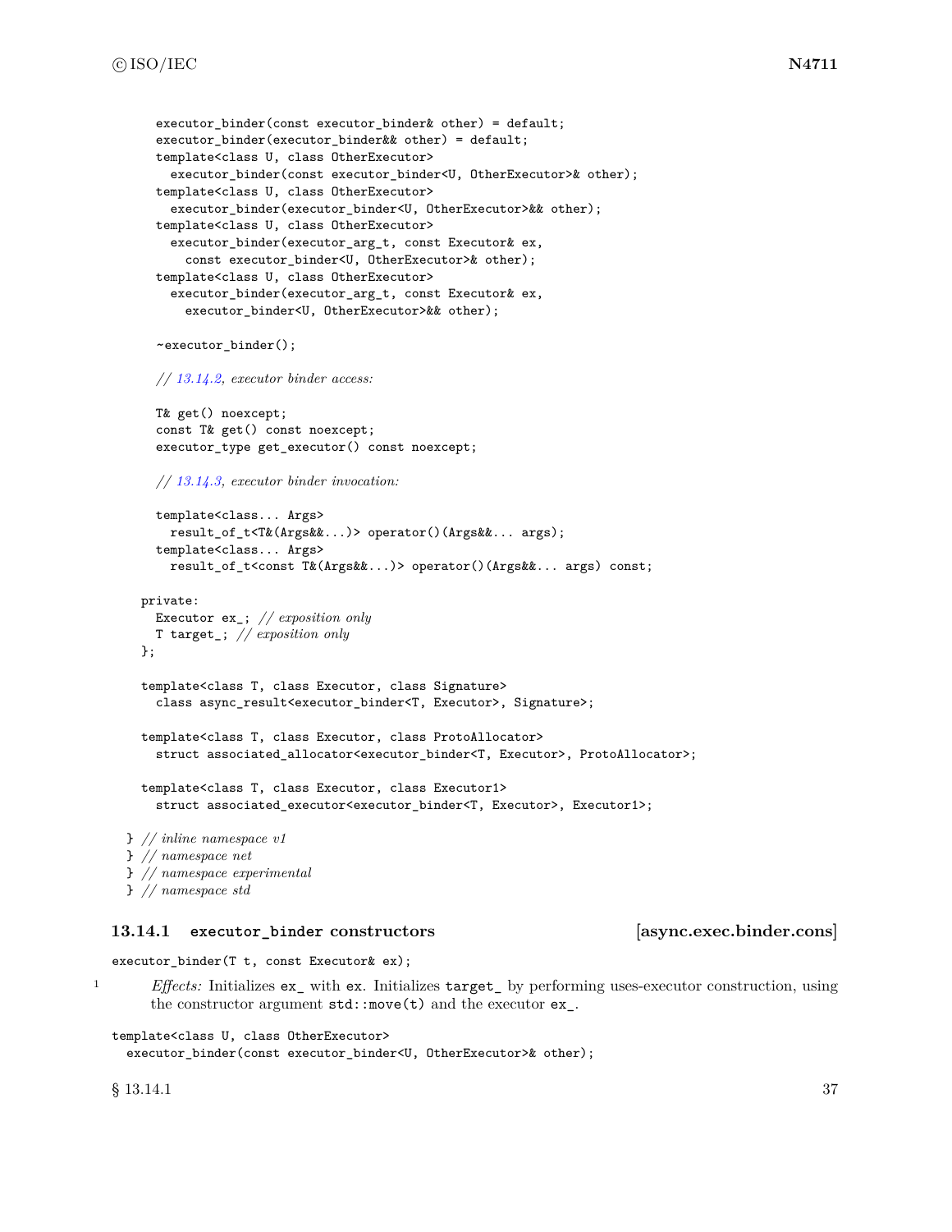```
    executor_binder(const executor_binder& other) = default;
    executor_binder(executor_binder&& other) = default;
    template<class U, class OtherExecutor>
      executor_binder(const executor_binder<U, OtherExecutor>& other);
    template<class U, class OtherExecutor>
      executor_binder(executor_binder<U, OtherExecutor>&& other);
    template<class U, class OtherExecutor>
      executor_binder(executor_arg_t, const Executor& ex,
        const executor_binder<U, OtherExecutor>& other);
    template<class U, class OtherExecutor>
      executor_binder(executor_arg_t, const Executor& ex,
        executor_binder<U, OtherExecutor>&& other);

    ~executor_binder();

    // 13.14.2, executor binder access:

    T& get() noexcept;
    const T& get() const noexcept;
    executor_type get_executor() const noexcept;

    // 13.14.3, executor binder invocation:

    template<class... Args>
      result_of_t<T&(Args&&...)> operator()(Args&&... args);
    template<class... Args>
      result_of_t<const T&(Args&&...)> operator()(Args&&... args) const;

  private:
    Executor ex_; // exposition only
    T target_; // exposition only
  };

  template<class T, class Executor, class Signature>
    class async_result<executor_binder<T, Executor>, Signature>;

  template<class T, class Executor, class ProtoAllocator>
    struct associated_allocator<executor_binder<T, Executor>, ProtoAllocator>;

  template<class T, class Executor, class Executor1>
    struct associated_executor<executor_binder<T, Executor>, Executor1>;

} // inline namespace v1
} // namespace net
} // namespace experimental
} // namespace std
```

### 13.14.1 executor_binder constructors [async.exec.binder.cons]

```
executor_binder(T t, const Executor& ex);
```

1 *Effects:* Initializes `ex_` with `ex`. Initializes `target_` by performing uses-executor construction, using the constructor argument `std::move(t)` and the executor `ex_`.

```
template<class U, class OtherExecutor>
  executor_binder(const executor_binder<U, OtherExecutor>& other);
```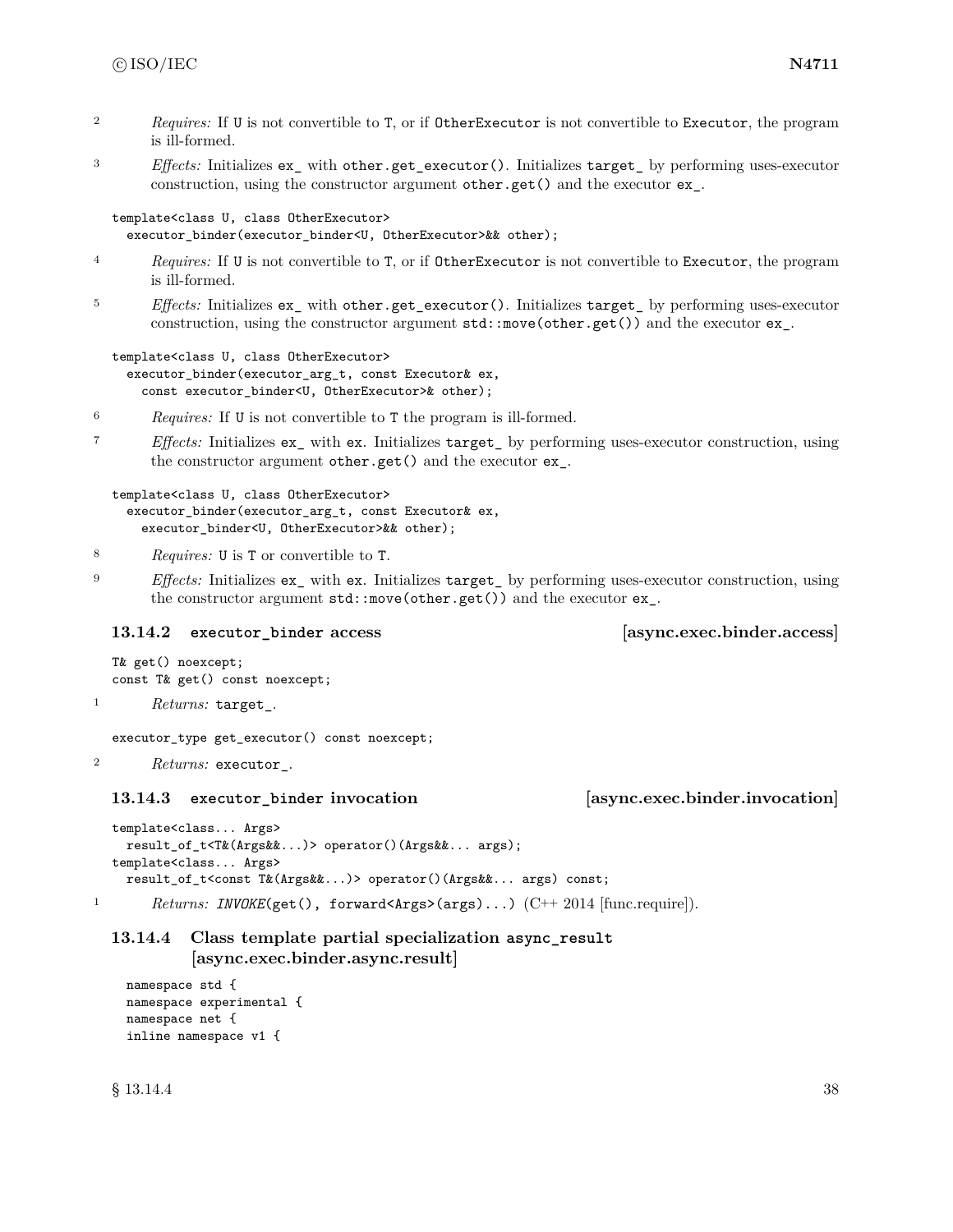2 *Requires:* If `U` is not convertible to `T`, or if `OtherExecutor` is not convertible to `Executor`, the program is ill-formed.

3 *Effects:* Initializes `ex_` with `other.get_executor()`. Initializes `target_` by performing uses-executor construction, using the constructor argument `other.get()` and the executor `ex_`.

```
template<class U, class OtherExecutor>
  executor_binder(executor_binder<U, OtherExecutor>&& other);
```

4 *Requires:* If `U` is not convertible to `T`, or if `OtherExecutor` is not convertible to `Executor`, the program is ill-formed.

5 *Effects:* Initializes `ex_` with `other.get_executor()`. Initializes `target_` by performing uses-executor construction, using the constructor argument `std::move(other.get())` and the executor `ex_`.

```
template<class U, class OtherExecutor>
  executor_binder(executor_arg_t, const Executor& ex,
    const executor_binder<U, OtherExecutor>& other);
```

6 *Requires:* If `U` is not convertible to `T` the program is ill-formed.

7 *Effects:* Initializes `ex_` with `ex`. Initializes `target_` by performing uses-executor construction, using the constructor argument `other.get()` and the executor `ex_`.

```
template<class U, class OtherExecutor>
  executor_binder(executor_arg_t, const Executor& ex,
    executor_binder<U, OtherExecutor>&& other);
```

8 *Requires:* `U` is `T` or convertible to `T`.

9 *Effects:* Initializes `ex_` with `ex`. Initializes `target_` by performing uses-executor construction, using the constructor argument `std::move(other.get())` and the executor `ex_`.

### 13.14.2 `executor_binder` access [async.exec.binder.access]

```
T& get() noexcept;
const T& get() const noexcept;
```

1 *Returns:* `target_`.

```
executor_type get_executor() const noexcept;
```

2 *Returns:* `executor_`.

### 13.14.3 `executor_binder` invocation [async.exec.binder.invocation]

```
template<class... Args>
  result_of_t<T&(Args&&...)> operator()(Args&&... args);
template<class... Args>
  result_of_t<const T&(Args&&...)> operator()(Args&&... args) const;
```

1 *Returns:* *`INVOKE`*`(get(), forward<Args>(args)...)` (C++ 2014 [func.require]).

### 13.14.4 Class template partial specialization `async_result` [async.exec.binder.async.result]

```
namespace std {
namespace experimental {
namespace net {
inline namespace v1 {
```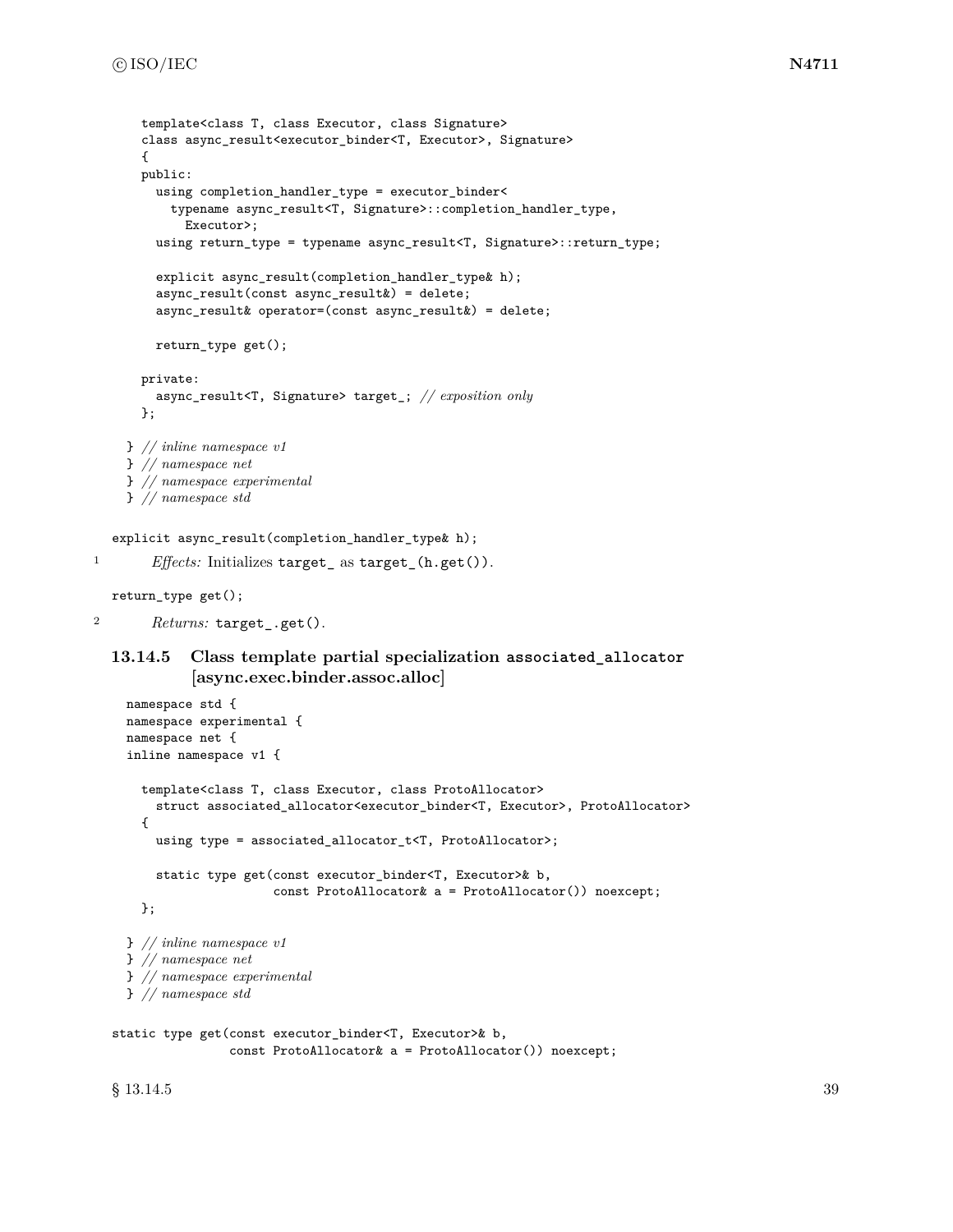```
  template<class T, class Executor, class Signature>
  class async_result<executor_binder<T, Executor>, Signature>
  {
  public:
    using completion_handler_type = executor_binder<
      typename async_result<T, Signature>::completion_handler_type,
        Executor>;
    using return_type = typename async_result<T, Signature>::return_type;

    explicit async_result(completion_handler_type& h);
    async_result(const async_result&) = delete;
    async_result& operator=(const async_result&) = delete;

    return_type get();

  private:
    async_result<T, Signature> target_; // exposition only
  };

} // inline namespace v1
} // namespace net
} // namespace experimental
} // namespace std
```

```
explicit async_result(completion_handler_type& h);
```

1 *Effects:* Initializes `target_` as `target_(h.get())`.

```
return_type get();
```

2 *Returns:* `target_.get()`.

### 13.14.5 Class template partial specialization `associated_allocator` [async.exec.binder.assoc.alloc]

```
namespace std {
namespace experimental {
namespace net {
inline namespace v1 {

  template<class T, class Executor, class ProtoAllocator>
    struct associated_allocator<executor_binder<T, Executor>, ProtoAllocator>
  {
    using type = associated_allocator_t<T, ProtoAllocator>;

    static type get(const executor_binder<T, Executor>& b,
                    const ProtoAllocator& a = ProtoAllocator()) noexcept;
  };

} // inline namespace v1
} // namespace net
} // namespace experimental
} // namespace std
```

```
static type get(const executor_binder<T, Executor>& b,
                const ProtoAllocator& a = ProtoAllocator()) noexcept;
```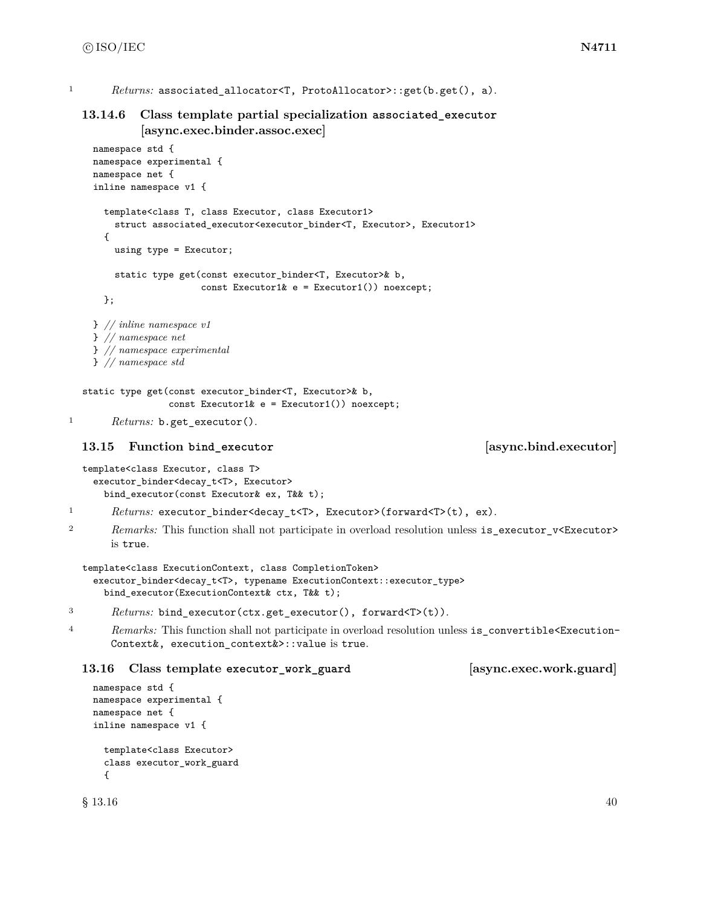1 *Returns:* `associated_allocator<T, ProtoAllocator>::get(b.get(), a)`.

### 13.14.6 Class template partial specialization `associated_executor` [async.exec.binder.assoc.exec]

```
namespace std {
namespace experimental {
namespace net {
inline namespace v1 {

  template<class T, class Executor, class Executor1>
    struct associated_executor<executor_binder<T, Executor>, Executor1>
  {
    using type = Executor;

    static type get(const executor_binder<T, Executor>& b,
                    const Executor1& e = Executor1()) noexcept;
  };

} // inline namespace v1
} // namespace net
} // namespace experimental
} // namespace std
```

```
static type get(const executor_binder<T, Executor>& b,
                const Executor1& e = Executor1()) noexcept;
```

1 *Returns:* `b.get_executor()`.

## 13.15 Function `bind_executor` [async.bind.executor]

```
template<class Executor, class T>
  executor_binder<decay_t<T>, Executor>
    bind_executor(const Executor& ex, T&& t);
```

1 *Returns:* `executor_binder<decay_t<T>, Executor>(forward<T>(t), ex)`.

2 *Remarks:* This function shall not participate in overload resolution unless `is_executor_v<Executor>` is `true`.

```
template<class ExecutionContext, class CompletionToken>
  executor_binder<decay_t<T>, typename ExecutionContext::executor_type>
    bind_executor(ExecutionContext& ctx, T&& t);
```

3 *Returns:* `bind_executor(ctx.get_executor(), forward<T>(t))`.

4 *Remarks:* This function shall not participate in overload resolution unless `is_convertible<ExecutionContext&, execution_context&>::value` is `true`.

## 13.16 Class template `executor_work_guard` [async.exec.work.guard]

```
namespace std {
namespace experimental {
namespace net {
inline namespace v1 {

  template<class Executor>
  class executor_work_guard
  {
```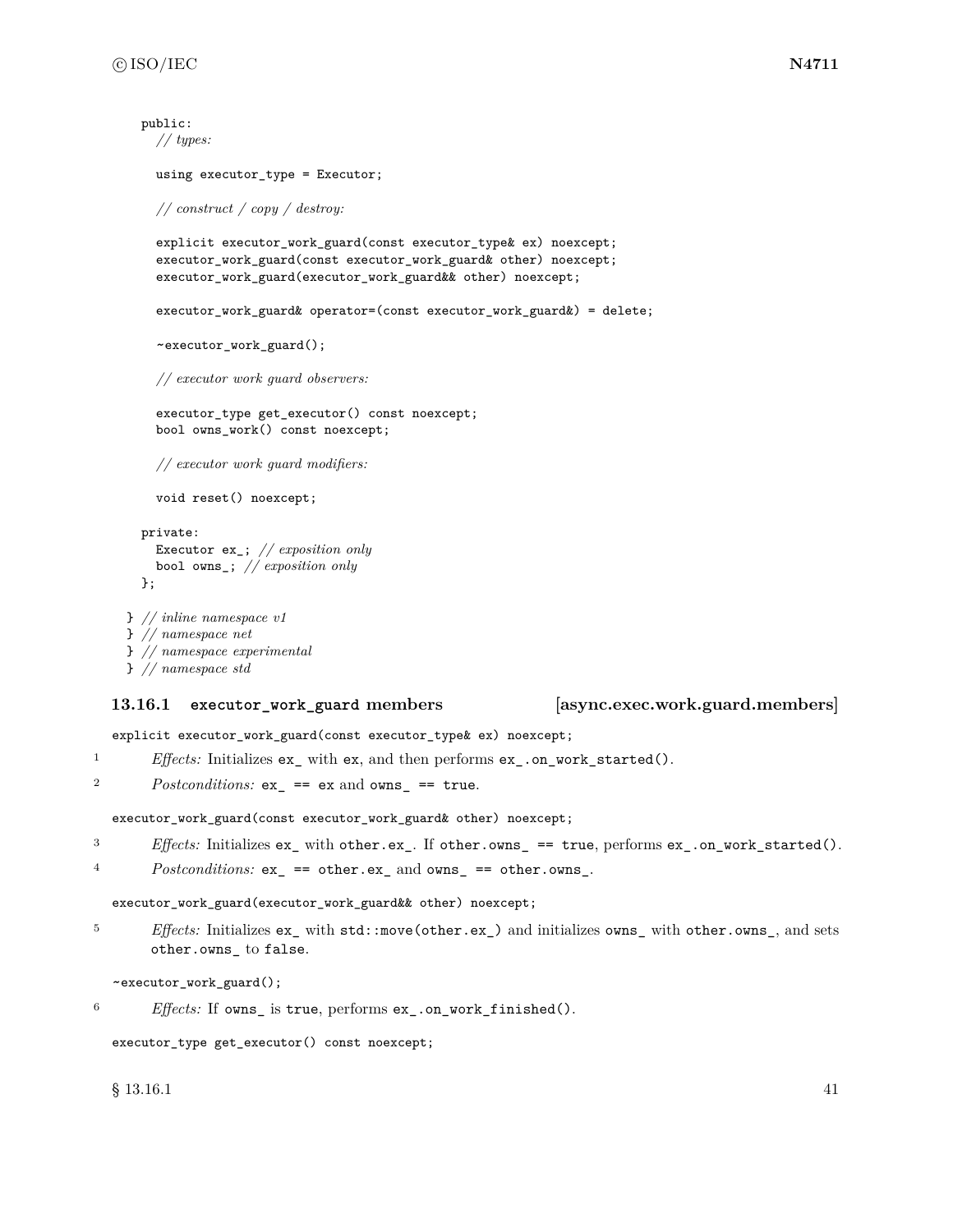```
public:
  // types:

  using executor_type = Executor;

  // construct / copy / destroy:

  explicit executor_work_guard(const executor_type& ex) noexcept;
  executor_work_guard(const executor_work_guard& other) noexcept;
  executor_work_guard(executor_work_guard&& other) noexcept;

  executor_work_guard& operator=(const executor_work_guard&) = delete;

  ~executor_work_guard();

  // executor work guard observers:

  executor_type get_executor() const noexcept;
  bool owns_work() const noexcept;

  // executor work guard modifiers:

  void reset() noexcept;

private:
  Executor ex_; // exposition only
  bool owns_; // exposition only
};

} // inline namespace v1
} // namespace net
} // namespace experimental
} // namespace std
```

### 13.16.1 `executor_work_guard` members [async.exec.work.guard.members]

`explicit executor_work_guard(const executor_type& ex) noexcept;`

1 *Effects:* Initializes `ex_` with `ex`, and then performs `ex_.on_work_started()`.

2 *Postconditions:* `ex_ == ex` and `owns_ == true`.

`executor_work_guard(const executor_work_guard& other) noexcept;`

3 *Effects:* Initializes `ex_` with `other.ex_`. If `other.owns_ == true`, performs `ex_.on_work_started()`.

4 *Postconditions:* `ex_ == other.ex_` and `owns_ == other.owns_`.

`executor_work_guard(executor_work_guard&& other) noexcept;`

5 *Effects:* Initializes `ex_` with `std::move(other.ex_)` and initializes `owns_` with `other.owns_`, and sets `other.owns_` to `false`.

`~executor_work_guard();`

6 *Effects:* If `owns_` is `true`, performs `ex_.on_work_finished()`.

`executor_type get_executor() const noexcept;`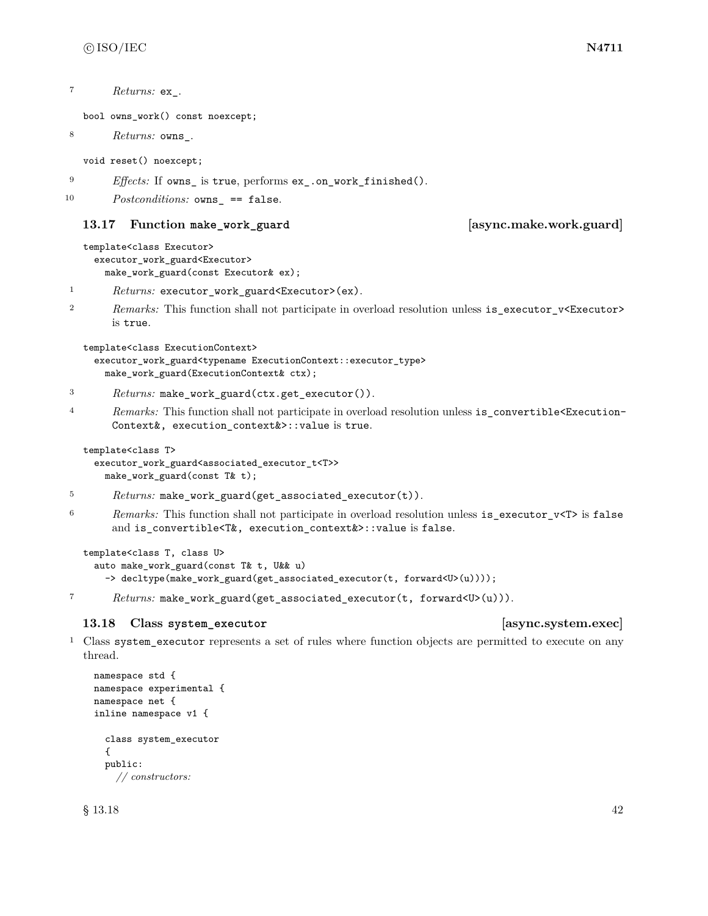7 *Returns:* `ex_`.

```
bool owns_work() const noexcept;
```

8 *Returns:* `owns_`.

```
void reset() noexcept;
```

9 *Effects:* If `owns_` is `true`, performs `ex_.on_work_finished()`.

10 *Postconditions:* `owns_ == false`.

### 13.17 Function make_work_guard [async.make.work.guard]

```
template<class Executor>
  executor_work_guard<Executor>
    make_work_guard(const Executor& ex);
```

1 *Returns:* `executor_work_guard<Executor>(ex)`.

2 *Remarks:* This function shall not participate in overload resolution unless `is_executor_v<Executor>` is `true`.

```
template<class ExecutionContext>
  executor_work_guard<typename ExecutionContext::executor_type>
    make_work_guard(ExecutionContext& ctx);
```

3 *Returns:* `make_work_guard(ctx.get_executor())`.

4 *Remarks:* This function shall not participate in overload resolution unless `is_convertible<ExecutionContext&, execution_context&>::value` is `true`.

```
template<class T>
  executor_work_guard<associated_executor_t<T>>
    make_work_guard(const T& t);
```

5 *Returns:* `make_work_guard(get_associated_executor(t))`.

6 *Remarks:* This function shall not participate in overload resolution unless `is_executor_v<T>` is `false` and `is_convertible<T&, execution_context&>::value` is `false`.

```
template<class T, class U>
  auto make_work_guard(const T& t, U&& u)
    -> decltype(make_work_guard(get_associated_executor(t, forward<U>(u))));
```

7 *Returns:* `make_work_guard(get_associated_executor(t, forward<U>(u)))`.

### 13.18 Class system_executor [async.system.exec]

1 Class `system_executor` represents a set of rules where function objects are permitted to execute on any thread.

```
namespace std {
namespace experimental {
namespace net {
inline namespace v1 {

  class system_executor
  {
  public:
    // constructors:
```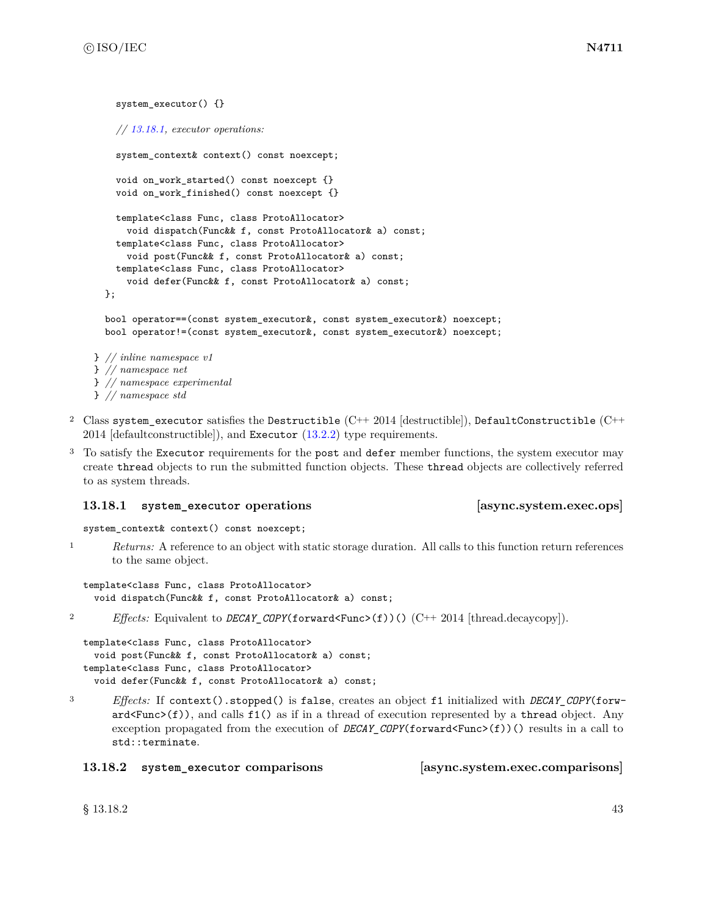```
    system_executor() {}

    // 13.18.1, executor operations:

    system_context& context() const noexcept;

    void on_work_started() const noexcept {}
    void on_work_finished() const noexcept {}

    template<class Func, class ProtoAllocator>
      void dispatch(Func&& f, const ProtoAllocator& a) const;
    template<class Func, class ProtoAllocator>
      void post(Func&& f, const ProtoAllocator& a) const;
    template<class Func, class ProtoAllocator>
      void defer(Func&& f, const ProtoAllocator& a) const;
  };

  bool operator==(const system_executor&, const system_executor&) noexcept;
  bool operator!=(const system_executor&, const system_executor&) noexcept;

} // inline namespace v1
} // namespace net
} // namespace experimental
} // namespace std
```

2 Class `system_executor` satisfies the `Destructible` (C++ 2014 [destructible]), `DefaultConstructible` (C++ 2014 [defaultconstructible]), and `Executor` (13.2.2) type requirements.

3 To satisfy the `Executor` requirements for the `post` and `defer` member functions, the system executor may create `thread` objects to run the submitted function objects. These `thread` objects are collectively referred to as system threads.

### 13.18.1 `system_executor` operations [async.system.exec.ops]

```
system_context& context() const noexcept;
```

1 *Returns:* A reference to an object with static storage duration. All calls to this function return references to the same object.

```
template<class Func, class ProtoAllocator>
  void dispatch(Func&& f, const ProtoAllocator& a) const;
```

2 *Effects:* Equivalent to `DECAY_COPY(forward<Func>(f))()` (C++ 2014 [thread.decaycopy]).

```
template<class Func, class ProtoAllocator>
  void post(Func&& f, const ProtoAllocator& a) const;
template<class Func, class ProtoAllocator>
  void defer(Func&& f, const ProtoAllocator& a) const;
```

3 *Effects:* If `context().stopped()` is `false`, creates an object `f1` initialized with `DECAY_COPY(forward<Func>(f))`, and calls `f1()` as if in a thread of execution represented by a `thread` object. Any exception propagated from the execution of `DECAY_COPY(forward<Func>(f))()` results in a call to `std::terminate`.

### 13.18.2 `system_executor` comparisons [async.system.exec.comparisons]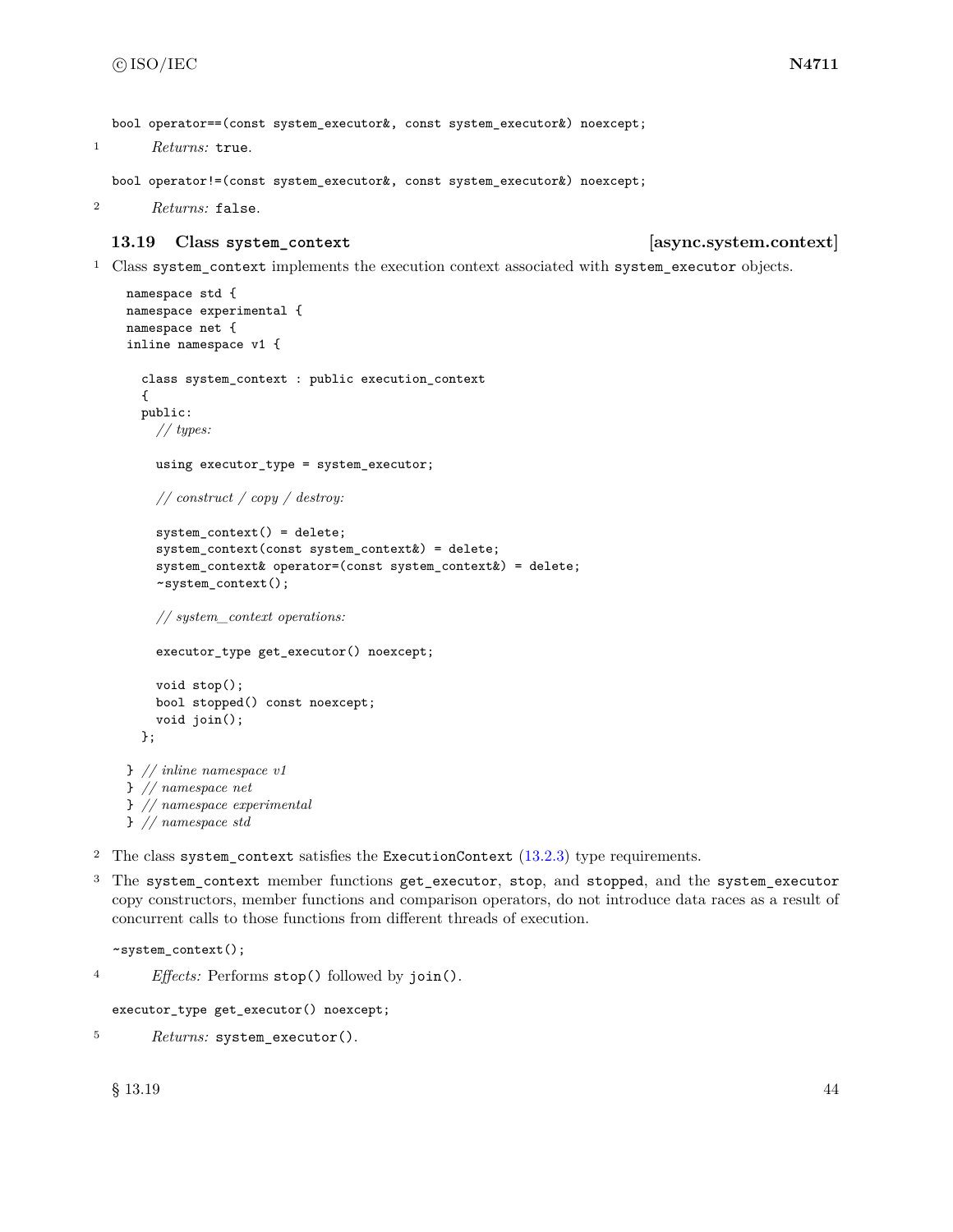```
bool operator==(const system_executor&, const system_executor&) noexcept;
```

1 *Returns:* `true`.

```
bool operator!=(const system_executor&, const system_executor&) noexcept;
```

2 *Returns:* `false`.

## 13.19 Class `system_context` [async.system.context]

1 Class `system_context` implements the execution context associated with `system_executor` objects.

```
namespace std {
namespace experimental {
namespace net {
inline namespace v1 {

  class system_context : public execution_context
  {
  public:
    // types:

    using executor_type = system_executor;

    // construct / copy / destroy:

    system_context() = delete;
    system_context(const system_context&) = delete;
    system_context& operator=(const system_context&) = delete;
    ~system_context();

    // system_context operations:

    executor_type get_executor() noexcept;

    void stop();
    bool stopped() const noexcept;
    void join();
  };

} // inline namespace v1
} // namespace net
} // namespace experimental
} // namespace std
```

2 The class `system_context` satisfies the `ExecutionContext` (13.2.3) type requirements.

3 The `system_context` member functions `get_executor`, `stop`, and `stopped`, and the `system_executor` copy constructors, member functions and comparison operators, do not introduce data races as a result of concurrent calls to those functions from different threads of execution.

```
~system_context();
```

4 *Effects:* Performs `stop()` followed by `join()`.

```
executor_type get_executor() noexcept;
```

5 *Returns:* `system_executor()`.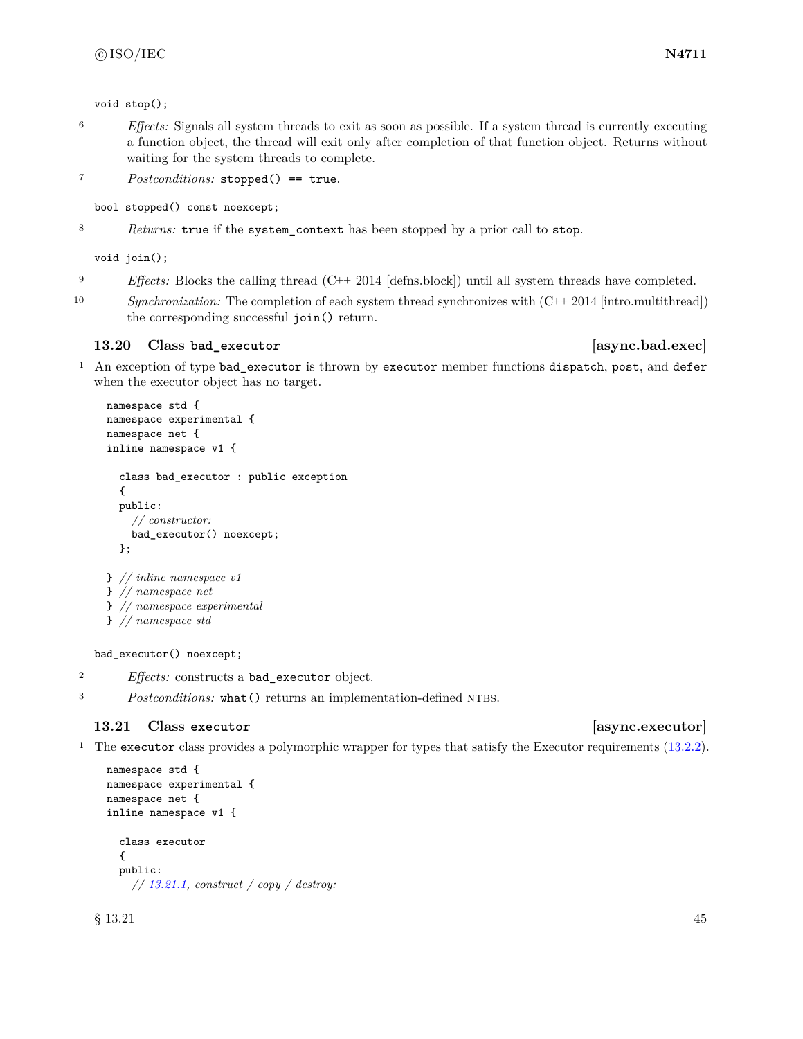```
void stop();
```

6 *Effects:* Signals all system threads to exit as soon as possible. If a system thread is currently executing a function object, the thread will exit only after completion of that function object. Returns without waiting for the system threads to complete.

7 *Postconditions:* `stopped() == true`.

```
bool stopped() const noexcept;
```

8 *Returns:* `true` if the `system_context` has been stopped by a prior call to `stop`.

```
void join();
```

9 *Effects:* Blocks the calling thread (C++ 2014 [defns.block]) until all system threads have completed.

10 *Synchronization:* The completion of each system thread synchronizes with (C++ 2014 [intro.multithread]) the corresponding successful `join()` return.

## 13.20 Class `bad_executor` [async.bad.exec]

1 An exception of type `bad_executor` is thrown by `executor` member functions `dispatch`, `post`, and `defer` when the executor object has no target.

```
namespace std {
namespace experimental {
namespace net {
inline namespace v1 {

  class bad_executor : public exception
  {
  public:
    // constructor:
    bad_executor() noexcept;
  };

} // inline namespace v1
} // namespace net
} // namespace experimental
} // namespace std
```

```
bad_executor() noexcept;
```

2 *Effects:* constructs a `bad_executor` object.

3 *Postconditions:* `what()` returns an implementation-defined NTBS.

## 13.21 Class `executor` [async.executor]

1 The `executor` class provides a polymorphic wrapper for types that satisfy the Executor requirements (13.2.2).

```
namespace std {
namespace experimental {
namespace net {
inline namespace v1 {

  class executor
  {
  public:
    // 13.21.1, construct / copy / destroy:
```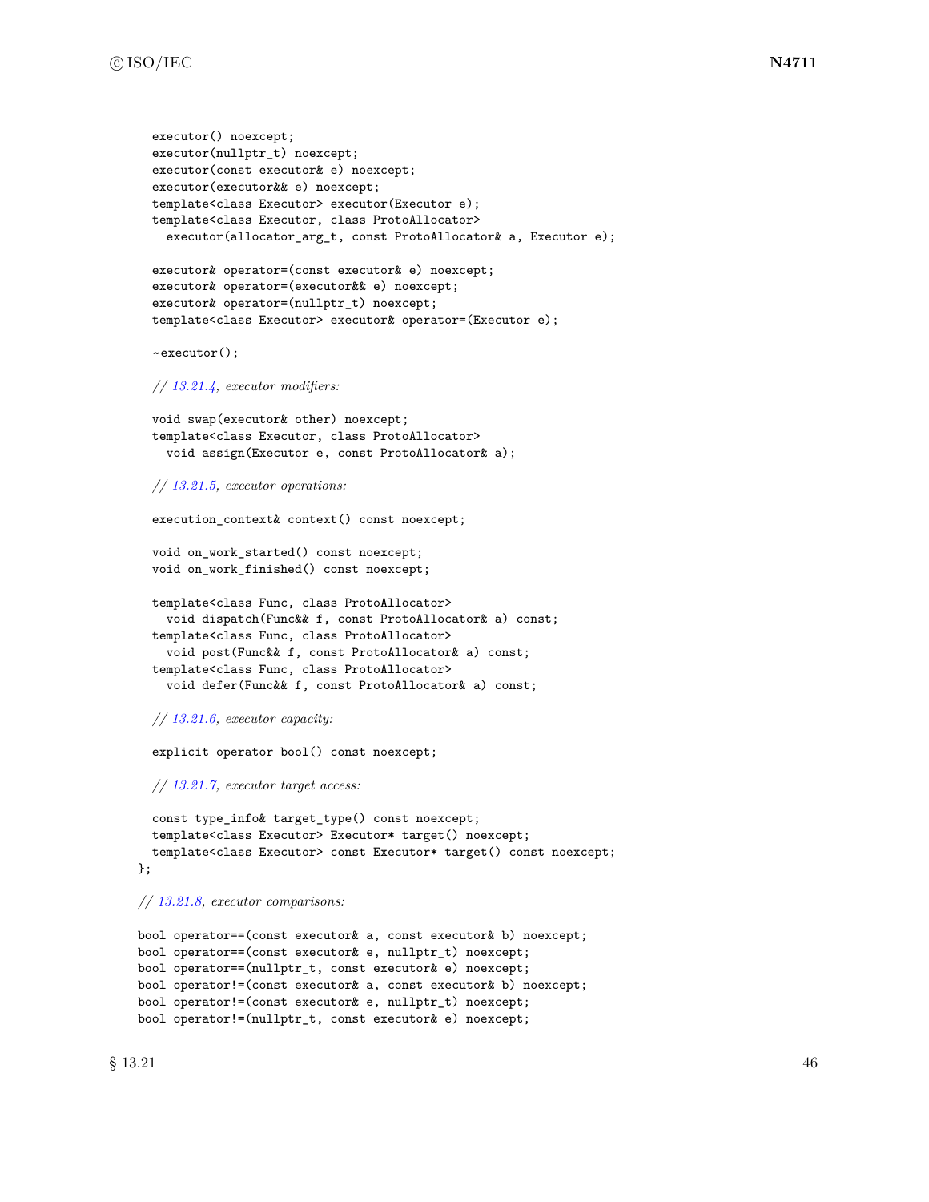```
    executor() noexcept;
    executor(nullptr_t) noexcept;
    executor(const executor& e) noexcept;
    executor(executor&& e) noexcept;
    template<class Executor> executor(Executor e);
    template<class Executor, class ProtoAllocator>
      executor(allocator_arg_t, const ProtoAllocator& a, Executor e);

    executor& operator=(const executor& e) noexcept;
    executor& operator=(executor&& e) noexcept;
    executor& operator=(nullptr_t) noexcept;
    template<class Executor> executor& operator=(Executor e);

    ~executor();

    // 13.21.4, executor modifiers:

    void swap(executor& other) noexcept;
    template<class Executor, class ProtoAllocator>
      void assign(Executor e, const ProtoAllocator& a);

    // 13.21.5, executor operations:

    execution_context& context() const noexcept;

    void on_work_started() const noexcept;
    void on_work_finished() const noexcept;

    template<class Func, class ProtoAllocator>
      void dispatch(Func&& f, const ProtoAllocator& a) const;
    template<class Func, class ProtoAllocator>
      void post(Func&& f, const ProtoAllocator& a) const;
    template<class Func, class ProtoAllocator>
      void defer(Func&& f, const ProtoAllocator& a) const;

    // 13.21.6, executor capacity:

    explicit operator bool() const noexcept;

    // 13.21.7, executor target access:

    const type_info& target_type() const noexcept;
    template<class Executor> Executor* target() noexcept;
    template<class Executor> const Executor* target() const noexcept;
  };

  // 13.21.8, executor comparisons:

  bool operator==(const executor& a, const executor& b) noexcept;
  bool operator==(const executor& e, nullptr_t) noexcept;
  bool operator==(nullptr_t, const executor& e) noexcept;
  bool operator!=(const executor& a, const executor& b) noexcept;
  bool operator!=(const executor& e, nullptr_t) noexcept;
  bool operator!=(nullptr_t, const executor& e) noexcept;
```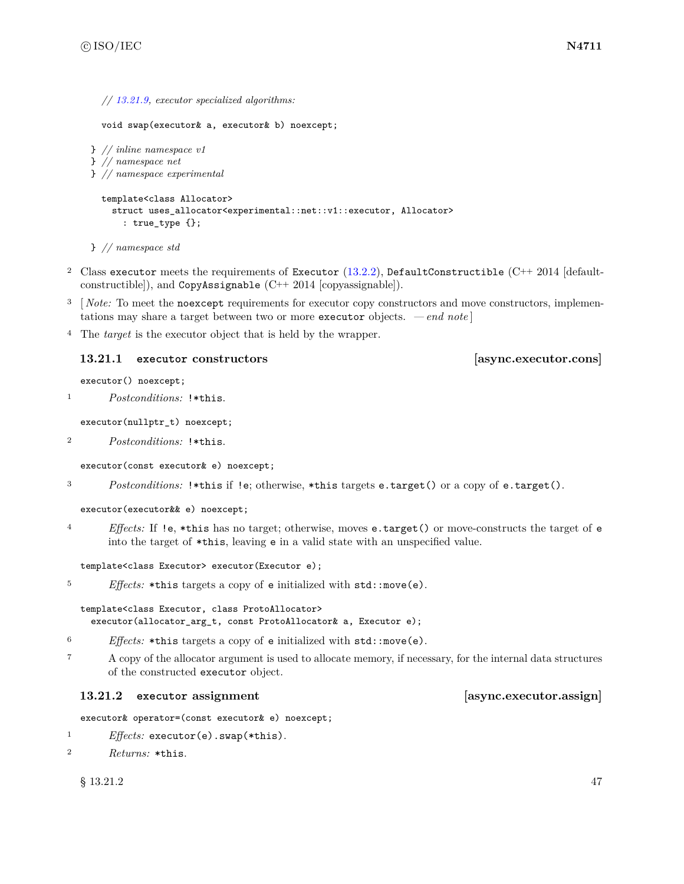```
    // 13.21.9, executor specialized algorithms:

    void swap(executor& a, executor& b) noexcept;

  } // inline namespace v1
  } // namespace net
  } // namespace experimental

    template<class Allocator>
      struct uses_allocator<experimental::net::v1::executor, Allocator>
        : true_type {};

  } // namespace std
```

2 Class `executor` meets the requirements of `Executor` (13.2.2), `DefaultConstructible` (C++ 2014 [defaultconstructible]), and `CopyAssignable` (C++ 2014 [copyassignable]).

3 [ *Note:* To meet the `noexcept` requirements for executor copy constructors and move constructors, implementations may share a target between two or more `executor` objects. — *end note* ]

4 The *target* is the executor object that is held by the wrapper.

### 13.21.1 executor constructors [async.executor.cons]

```
executor() noexcept;
```

1 *Postconditions:* `!*this`.

```
executor(nullptr_t) noexcept;
```

2 *Postconditions:* `!*this`.

```
executor(const executor& e) noexcept;
```

3 *Postconditions:* `!*this` if `!e`; otherwise, `*this` targets `e.target()` or a copy of `e.target()`.

```
executor(executor&& e) noexcept;
```

4 *Effects:* If `!e`, `*this` has no target; otherwise, moves `e.target()` or move-constructs the target of `e` into the target of `*this`, leaving `e` in a valid state with an unspecified value.

```
template<class Executor> executor(Executor e);
```

5 *Effects:* `*this` targets a copy of `e` initialized with `std::move(e)`.

```
template<class Executor, class ProtoAllocator>
  executor(allocator_arg_t, const ProtoAllocator& a, Executor e);
```

6 *Effects:* `*this` targets a copy of `e` initialized with `std::move(e)`.

7 A copy of the allocator argument is used to allocate memory, if necessary, for the internal data structures of the constructed `executor` object.

### 13.21.2 executor assignment [async.executor.assign]

```
executor& operator=(const executor& e) noexcept;
```

1 *Effects:* `executor(e).swap(*this)`.

2 *Returns:* `*this`.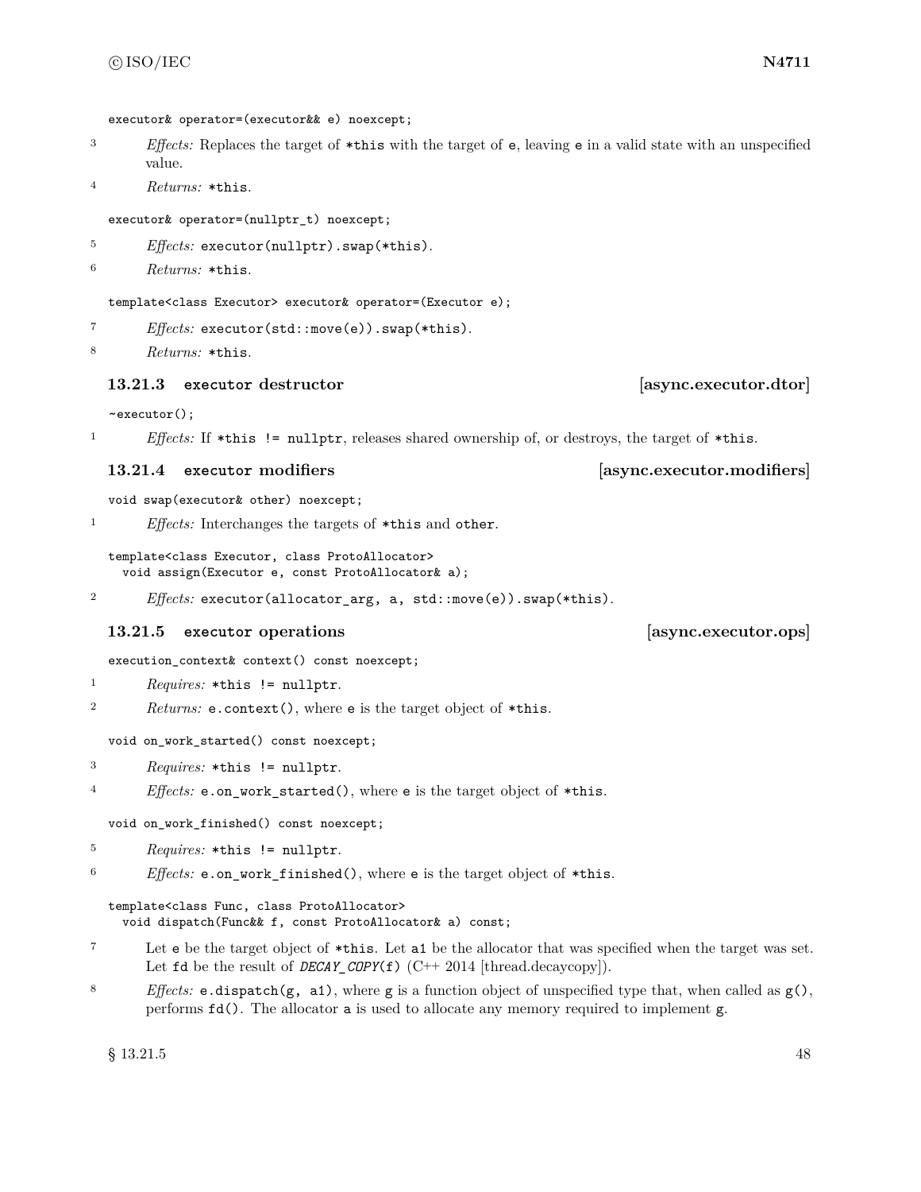```
executor& operator=(executor&& e) noexcept;
```

3 *Effects:* Replaces the target of `*this` with the target of `e`, leaving `e` in a valid state with an unspecified value.

4 *Returns:* `*this`.

```
executor& operator=(nullptr_t) noexcept;
```

5 *Effects:* `executor(nullptr).swap(*this)`.

6 *Returns:* `*this`.

```
template<class Executor> executor& operator=(Executor e);
```

7 *Effects:* `executor(std::move(e)).swap(*this)`.

8 *Returns:* `*this`.

### 13.21.3 executor destructor [async.executor.dtor]

```
~executor();
```

1 *Effects:* If `*this != nullptr`, releases shared ownership of, or destroys, the target of `*this`.

### 13.21.4 executor modifiers [async.executor.modifiers]

```
void swap(executor& other) noexcept;
```

1 *Effects:* Interchanges the targets of `*this` and `other`.

```
template<class Executor, class ProtoAllocator>
  void assign(Executor e, const ProtoAllocator& a);
```

2 *Effects:* `executor(allocator_arg, a, std::move(e)).swap(*this)`.

### 13.21.5 executor operations [async.executor.ops]

```
execution_context& context() const noexcept;
```

1 *Requires:* `*this != nullptr`.

2 *Returns:* `e.context()`, where `e` is the target object of `*this`.

```
void on_work_started() const noexcept;
```

3 *Requires:* `*this != nullptr`.

4 *Effects:* `e.on_work_started()`, where `e` is the target object of `*this`.

```
void on_work_finished() const noexcept;
```

5 *Requires:* `*this != nullptr`.

6 *Effects:* `e.on_work_finished()`, where `e` is the target object of `*this`.

```
template<class Func, class ProtoAllocator>
  void dispatch(Func&& f, const ProtoAllocator& a) const;
```

7 Let `e` be the target object of `*this`. Let `a1` be the allocator that was specified when the target was set. Let `fd` be the result of `DECAY_COPY(f)` (C++ 2014 [thread.decaycopy]).

8 *Effects:* `e.dispatch(g, a1)`, where `g` is a function object of unspecified type that, when called as `g()`, performs `fd()`. The allocator `a` is used to allocate any memory required to implement `g`.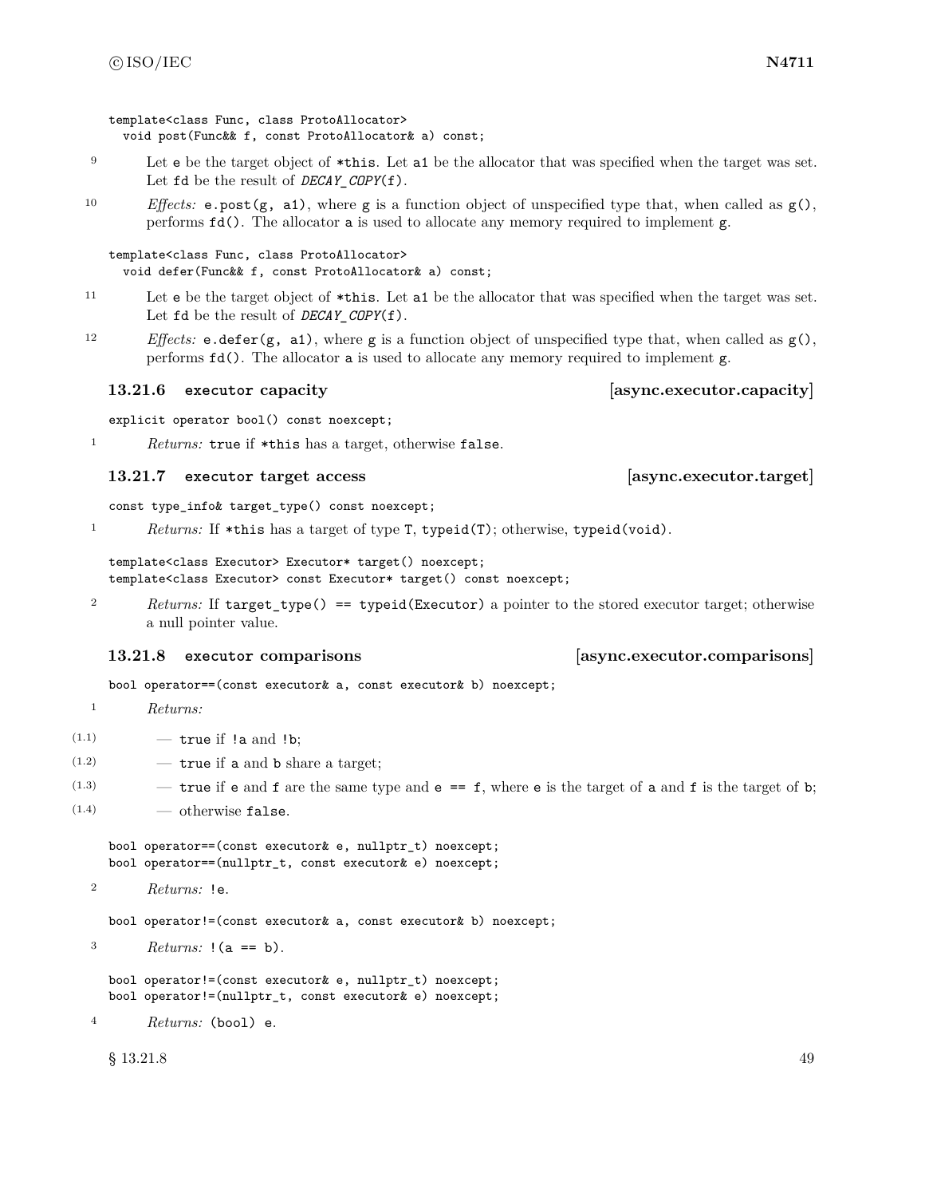```
template<class Func, class ProtoAllocator>
  void post(Func&& f, const ProtoAllocator& a) const;
```

9 Let `e` be the target object of `*this`. Let `a1` be the allocator that was specified when the target was set. Let `fd` be the result of `DECAY_COPY(f)`.

10 *Effects:* `e.post(g, a1)`, where `g` is a function object of unspecified type that, when called as `g()`, performs `fd()`. The allocator `a` is used to allocate any memory required to implement `g`.

```
template<class Func, class ProtoAllocator>
  void defer(Func&& f, const ProtoAllocator& a) const;
```

11 Let `e` be the target object of `*this`. Let `a1` be the allocator that was specified when the target was set. Let `fd` be the result of `DECAY_COPY(f)`.

12 *Effects:* `e.defer(g, a1)`, where `g` is a function object of unspecified type that, when called as `g()`, performs `fd()`. The allocator `a` is used to allocate any memory required to implement `g`.

### 13.21.6 executor capacity [async.executor.capacity]

```
explicit operator bool() const noexcept;
```

1 *Returns:* `true` if `*this` has a target, otherwise `false`.

### 13.21.7 executor target access [async.executor.target]

```
const type_info& target_type() const noexcept;
```

1 *Returns:* If `*this` has a target of type `T`, `typeid(T)`; otherwise, `typeid(void)`.

```
template<class Executor> Executor* target() noexcept;
template<class Executor> const Executor* target() const noexcept;
```

2 *Returns:* If `target_type() == typeid(Executor)` a pointer to the stored executor target; otherwise a null pointer value.

### 13.21.8 executor comparisons [async.executor.comparisons]

```
bool operator==(const executor& a, const executor& b) noexcept;
```

1 *Returns:*

(1.1) — `true` if `!a` and `!b`;

(1.2) — `true` if `a` and `b` share a target;

(1.3) — `true` if `e` and `f` are the same type and `e == f`, where `e` is the target of `a` and `f` is the target of `b`;

(1.4) — otherwise `false`.

```
bool operator==(const executor& e, nullptr_t) noexcept;
bool operator==(nullptr_t, const executor& e) noexcept;
```

2 *Returns:* `!e`.

```
bool operator!=(const executor& a, const executor& b) noexcept;
```

3 *Returns:* `!(a == b)`.

```
bool operator!=(const executor& e, nullptr_t) noexcept;
bool operator!=(nullptr_t, const executor& e) noexcept;
```

4 *Returns:* `(bool) e`.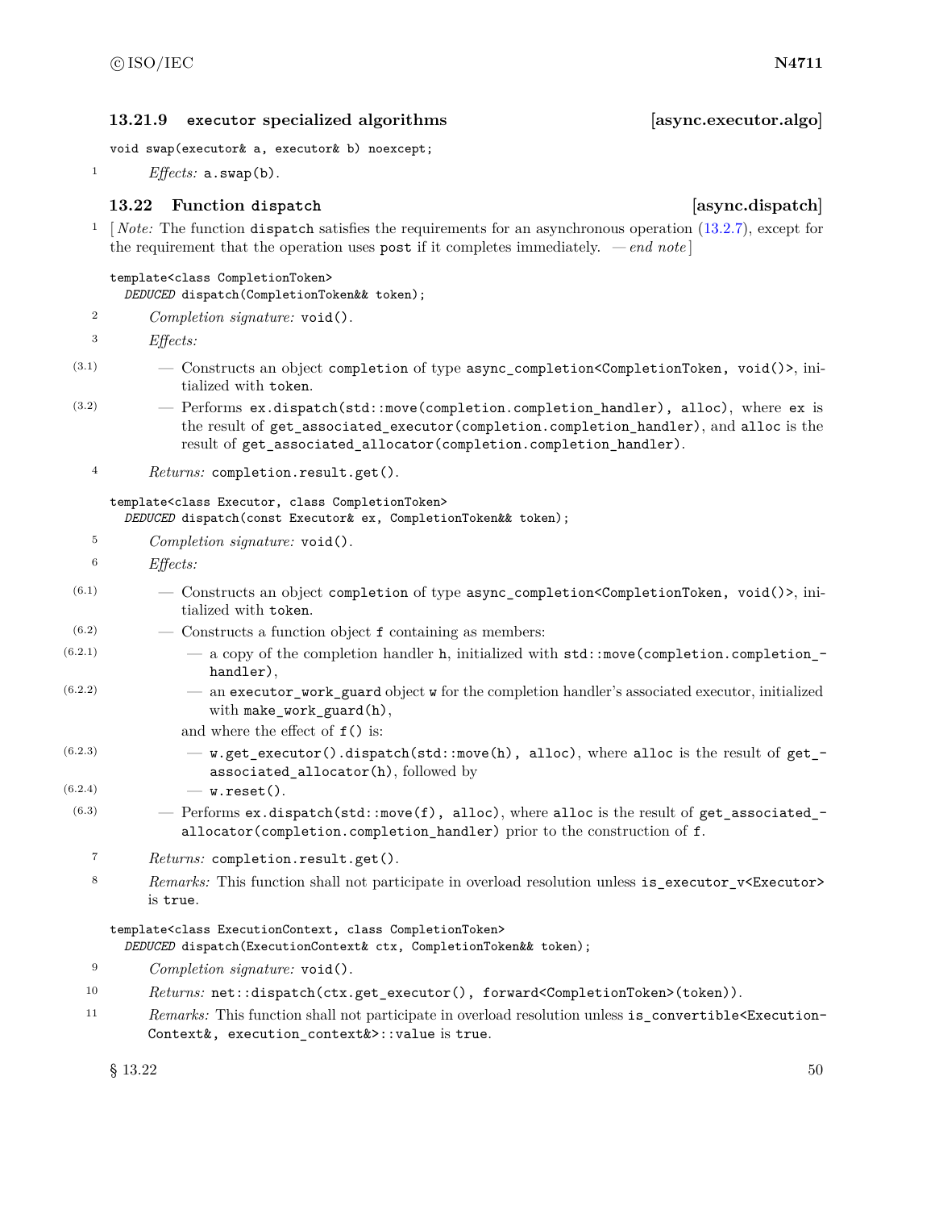### 13.21.9 executor specialized algorithms [async.executor.algo]

```
void swap(executor& a, executor& b) noexcept;
```

1 *Effects:* `a.swap(b)`.

## 13.22 Function dispatch [async.dispatch]

1 [ *Note:* The function `dispatch` satisfies the requirements for an asynchronous operation (13.2.7), except for the requirement that the operation uses `post` if it completes immediately. — *end note* ]

```
template<class CompletionToken>
  DEDUCED dispatch(CompletionToken&& token);
```

2 *Completion signature:* `void()`.

3 *Effects:*

(3.1) — Constructs an object `completion` of type `async_completion<CompletionToken, void()>`, initialized with `token`.

(3.2) — Performs `ex.dispatch(std::move(completion.completion_handler), alloc)`, where `ex` is the result of `get_associated_executor(completion.completion_handler)`, and `alloc` is the result of `get_associated_allocator(completion.completion_handler)`.

4 *Returns:* `completion.result.get()`.

```
template<class Executor, class CompletionToken>
  DEDUCED dispatch(const Executor& ex, CompletionToken&& token);
```

5 *Completion signature:* `void()`.

6 *Effects:*

(6.1) — Constructs an object `completion` of type `async_completion<CompletionToken, void()>`, initialized with `token`.

(6.2) — Constructs a function object `f` containing as members:

(6.2.1) — a copy of the completion handler `h`, initialized with `std::move(completion.completion_handler)`,

(6.2.2) — an `executor_work_guard` object `w` for the completion handler's associated executor, initialized with `make_work_guard(h)`,

and where the effect of `f()` is:

(6.2.3) — `w.get_executor().dispatch(std::move(h), alloc)`, where `alloc` is the result of `get_associated_allocator(h)`, followed by

(6.2.4) — `w.reset()`.

(6.3) — Performs `ex.dispatch(std::move(f), alloc)`, where `alloc` is the result of `get_associated_allocator(completion.completion_handler)` prior to the construction of `f`.

7 *Returns:* `completion.result.get()`.

8 *Remarks:* This function shall not participate in overload resolution unless `is_executor_v<Executor>` is `true`.

```
template<class ExecutionContext, class CompletionToken>
  DEDUCED dispatch(ExecutionContext& ctx, CompletionToken&& token);
```

9 *Completion signature:* `void()`.

10 *Returns:* `net::dispatch(ctx.get_executor(), forward<CompletionToken>(token))`.

11 *Remarks:* This function shall not participate in overload resolution unless `is_convertible<ExecutionContext&, execution_context&>::value` is `true`.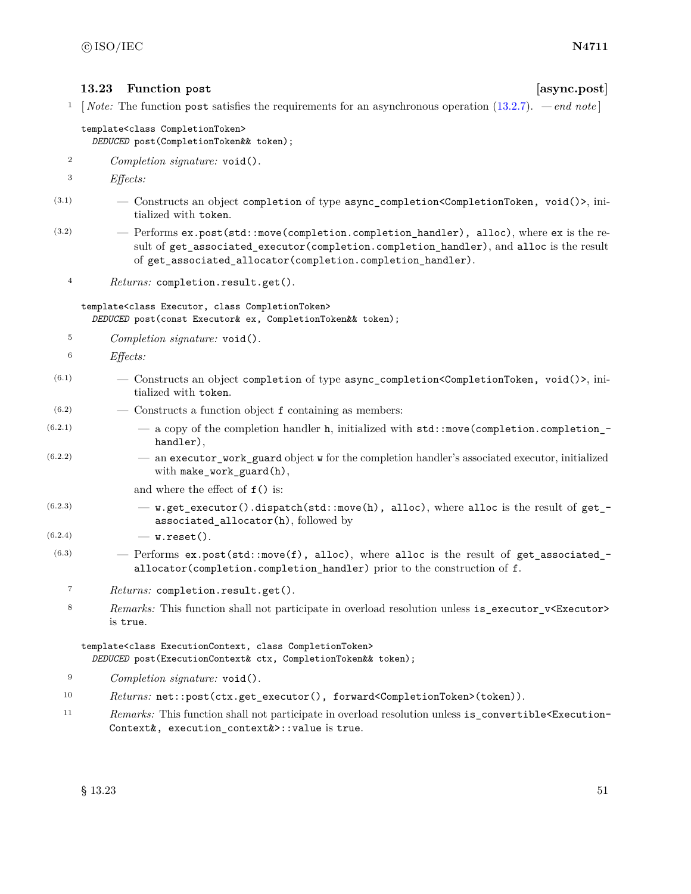## 13.23 Function post [async.post]

1 [ *Note:* The function post satisfies the requirements for an asynchronous operation (13.2.7). — *end note* ]

```
template<class CompletionToken>
  DEDUCED post(CompletionToken&& token);
```

2 *Completion signature:* `void()`.

3 *Effects:*

(3.1) — Constructs an object `completion` of type `async_completion<CompletionToken, void()>`, initialized with `token`.

(3.2) — Performs `ex.post(std::move(completion.completion_handler), alloc)`, where `ex` is the result of `get_associated_executor(completion.completion_handler)`, and `alloc` is the result of `get_associated_allocator(completion.completion_handler)`.

4 *Returns:* `completion.result.get()`.

```
template<class Executor, class CompletionToken>
  DEDUCED post(const Executor& ex, CompletionToken&& token);
```

5 *Completion signature:* `void()`.

6 *Effects:*

(6.1) — Constructs an object `completion` of type `async_completion<CompletionToken, void()>`, initialized with `token`.

(6.2) — Constructs a function object `f` containing as members:

(6.2.1) — a copy of the completion handler `h`, initialized with `std::move(completion.completion_handler)`,

(6.2.2) — an `executor_work_guard` object `w` for the completion handler's associated executor, initialized with `make_work_guard(h)`,

and where the effect of `f()` is:

(6.2.3) — `w.get_executor().dispatch(std::move(h), alloc)`, where `alloc` is the result of `get_associated_allocator(h)`, followed by

(6.2.4) — `w.reset()`.

(6.3) — Performs `ex.post(std::move(f), alloc)`, where `alloc` is the result of `get_associated_allocator(completion.completion_handler)` prior to the construction of `f`.

7 *Returns:* `completion.result.get()`.

8 *Remarks:* This function shall not participate in overload resolution unless `is_executor_v<Executor>` is `true`.

```
template<class ExecutionContext, class CompletionToken>
  DEDUCED post(ExecutionContext& ctx, CompletionToken&& token);
```

9 *Completion signature:* `void()`.

10 *Returns:* `net::post(ctx.get_executor(), forward<CompletionToken>(token))`.

11 *Remarks:* This function shall not participate in overload resolution unless `is_convertible<ExecutionContext&, execution_context&>::value` is `true`.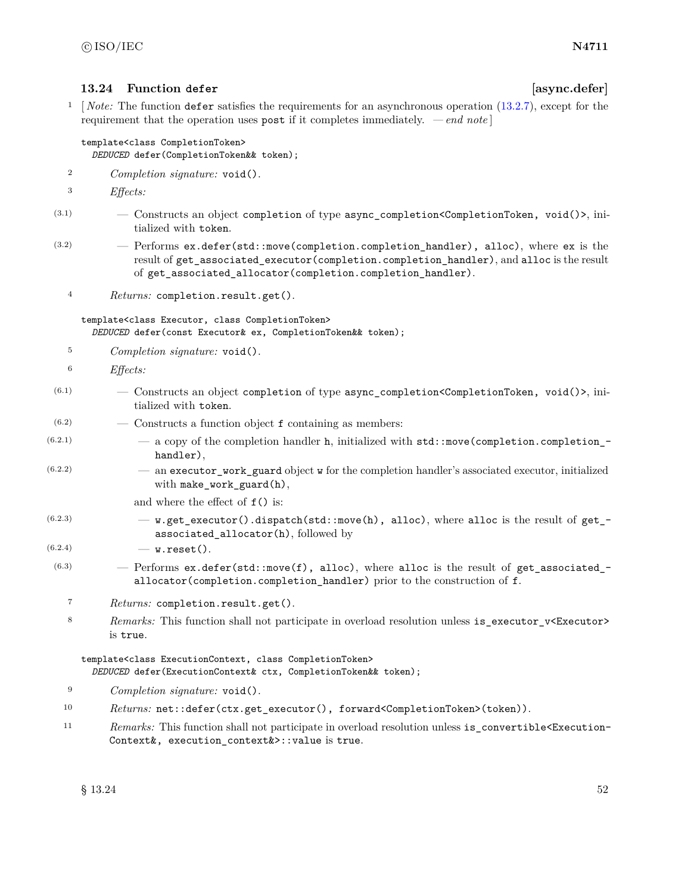### 13.24 Function `defer` [async.defer]

1 [ *Note:* The function `defer` satisfies the requirements for an asynchronous operation (13.2.7), except for the requirement that the operation uses `post` if it completes immediately. — *end note* ]

```
template<class CompletionToken>
  DEDUCED defer(CompletionToken&& token);
```

2 *Completion signature:* `void()`.

3 *Effects:*

(3.1) — Constructs an object `completion` of type `async_completion<CompletionToken, void()>`, initialized with `token`.

(3.2) — Performs `ex.defer(std::move(completion.completion_handler), alloc)`, where `ex` is the result of `get_associated_executor(completion.completion_handler)`, and `alloc` is the result of `get_associated_allocator(completion.completion_handler)`.

4 *Returns:* `completion.result.get()`.

```
template<class Executor, class CompletionToken>
  DEDUCED defer(const Executor& ex, CompletionToken&& token);
```

5 *Completion signature:* `void()`.

6 *Effects:*

(6.1) — Constructs an object `completion` of type `async_completion<CompletionToken, void()>`, initialized with `token`.

(6.2) — Constructs a function object `f` containing as members:

(6.2.1) — a copy of the completion handler `h`, initialized with `std::move(completion.completion_handler)`,

(6.2.2) — an `executor_work_guard` object `w` for the completion handler's associated executor, initialized with `make_work_guard(h)`,

and where the effect of `f()` is:

(6.2.3) — `w.get_executor().dispatch(std::move(h), alloc)`, where `alloc` is the result of `get_associated_allocator(h)`, followed by

(6.2.4) — `w.reset()`.

(6.3) — Performs `ex.defer(std::move(f), alloc)`, where `alloc` is the result of `get_associated_allocator(completion.completion_handler)` prior to the construction of `f`.

7 *Returns:* `completion.result.get()`.

8 *Remarks:* This function shall not participate in overload resolution unless `is_executor_v<Executor>` is `true`.

```
template<class ExecutionContext, class CompletionToken>
  DEDUCED defer(ExecutionContext& ctx, CompletionToken&& token);
```

9 *Completion signature:* `void()`.

10 *Returns:* `net::defer(ctx.get_executor(), forward<CompletionToken>(token))`.

11 *Remarks:* This function shall not participate in overload resolution unless `is_convertible<ExecutionContext&, execution_context&>::value` is `true`.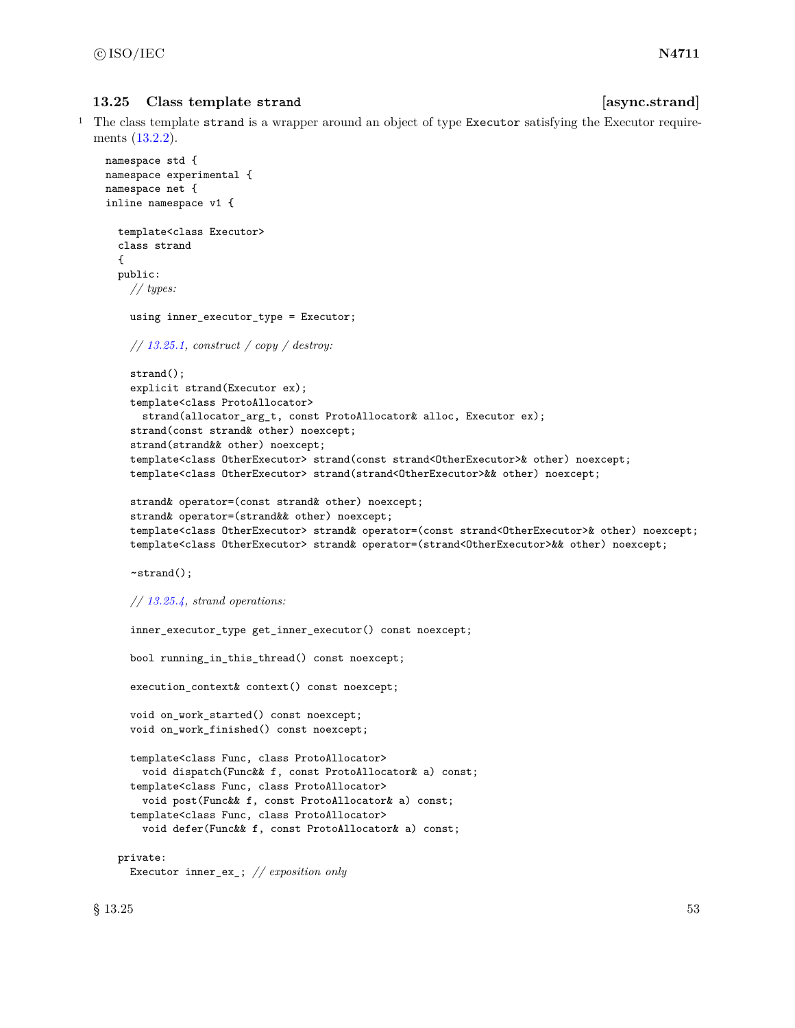### 13.25 Class template `strand` [async.strand]

[1] The class template `strand` is a wrapper around an object of type `Executor` satisfying the Executor requirements (13.2.2).

```
namespace std {
namespace experimental {
namespace net {
inline namespace v1 {

  template<class Executor>
  class strand
  {
  public:
    // types:

    using inner_executor_type = Executor;

    // 13.25.1, construct / copy / destroy:

    strand();
    explicit strand(Executor ex);
    template<class ProtoAllocator>
      strand(allocator_arg_t, const ProtoAllocator& alloc, Executor ex);
    strand(const strand& other) noexcept;
    strand(strand&& other) noexcept;
    template<class OtherExecutor> strand(const strand<OtherExecutor>& other) noexcept;
    template<class OtherExecutor> strand(strand<OtherExecutor>&& other) noexcept;

    strand& operator=(const strand& other) noexcept;
    strand& operator=(strand&& other) noexcept;
    template<class OtherExecutor> strand& operator=(const strand<OtherExecutor>& other) noexcept;
    template<class OtherExecutor> strand& operator=(strand<OtherExecutor>&& other) noexcept;

    ~strand();

    // 13.25.4, strand operations:

    inner_executor_type get_inner_executor() const noexcept;

    bool running_in_this_thread() const noexcept;

    execution_context& context() const noexcept;

    void on_work_started() const noexcept;
    void on_work_finished() const noexcept;

    template<class Func, class ProtoAllocator>
      void dispatch(Func&& f, const ProtoAllocator& a) const;
    template<class Func, class ProtoAllocator>
      void post(Func&& f, const ProtoAllocator& a) const;
    template<class Func, class ProtoAllocator>
      void defer(Func&& f, const ProtoAllocator& a) const;

  private:
    Executor inner_ex_; // exposition only
```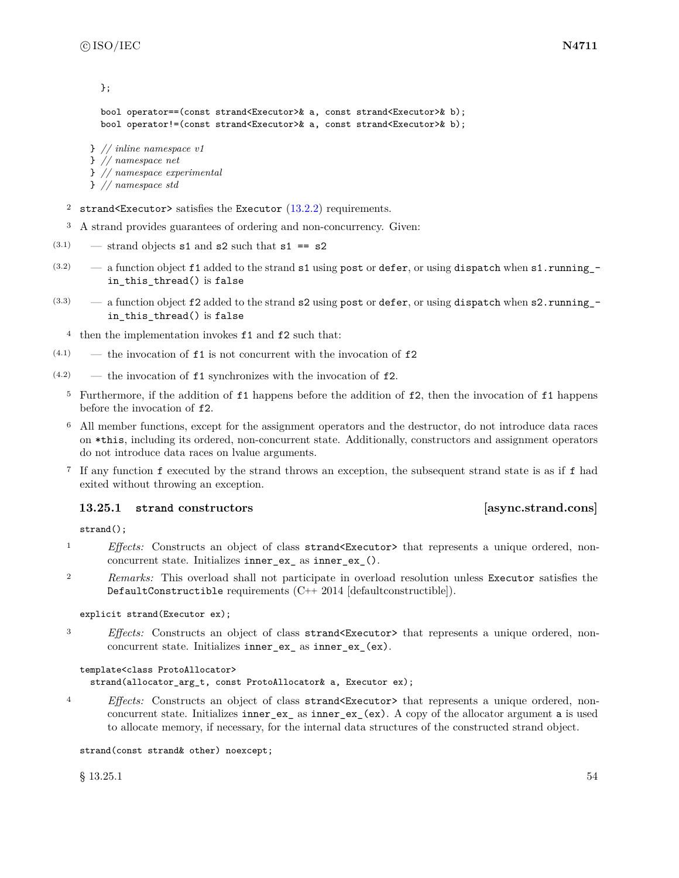```
  };

  bool operator==(const strand<Executor>& a, const strand<Executor>& b);
  bool operator!=(const strand<Executor>& a, const strand<Executor>& b);

} // inline namespace v1
} // namespace net
} // namespace experimental
} // namespace std
```

2 `strand<Executor>` satisfies the `Executor` (13.2.2) requirements.

3 A strand provides guarantees of ordering and non-concurrency. Given:

(3.1) — strand objects `s1` and `s2` such that `s1 == s2`

(3.2) — a function object `f1` added to the strand `s1` using `post` or `defer`, or using `dispatch` when `s1.running_in_this_thread()` is `false`

(3.3) — a function object `f2` added to the strand `s2` using `post` or `defer`, or using `dispatch` when `s2.running_in_this_thread()` is `false`

4 then the implementation invokes `f1` and `f2` such that:

(4.1) — the invocation of `f1` is not concurrent with the invocation of `f2`

(4.2) — the invocation of `f1` synchronizes with the invocation of `f2`.

5 Furthermore, if the addition of `f1` happens before the addition of `f2`, then the invocation of `f1` happens before the invocation of `f2`.

6 All member functions, except for the assignment operators and the destructor, do not introduce data races on `*this`, including its ordered, non-concurrent state. Additionally, constructors and assignment operators do not introduce data races on lvalue arguments.

7 If any function `f` executed by the strand throws an exception, the subsequent strand state is as if `f` had exited without throwing an exception.

### 13.25.1 strand constructors [async.strand.cons]

```
strand();
```

1 *Effects:* Constructs an object of class `strand<Executor>` that represents a unique ordered, non-concurrent state. Initializes `inner_ex_` as `inner_ex_()`.

2 *Remarks:* This overload shall not participate in overload resolution unless `Executor` satisfies the `DefaultConstructible` requirements (C++ 2014 [defaultconstructible]).

```
explicit strand(Executor ex);
```

3 *Effects:* Constructs an object of class `strand<Executor>` that represents a unique ordered, non-concurrent state. Initializes `inner_ex_` as `inner_ex_(ex)`.

```
template<class ProtoAllocator>
  strand(allocator_arg_t, const ProtoAllocator& a, Executor ex);
```

4 *Effects:* Constructs an object of class `strand<Executor>` that represents a unique ordered, non-concurrent state. Initializes `inner_ex_` as `inner_ex_(ex)`. A copy of the allocator argument `a` is used to allocate memory, if necessary, for the internal data structures of the constructed strand object.

```
strand(const strand& other) noexcept;
```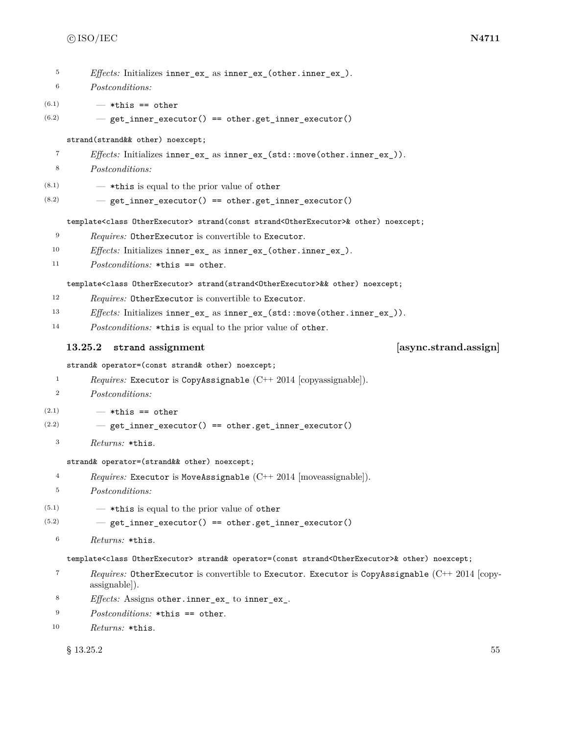5 *Effects:* Initializes `inner_ex_` as `inner_ex_(other.inner_ex_)`.

6 *Postconditions:*

(6.1) — `*this == other`

(6.2) — `get_inner_executor() == other.get_inner_executor()`

```
strand(strand&& other) noexcept;
```

7 *Effects:* Initializes `inner_ex_` as `inner_ex_(std::move(other.inner_ex_))`.

8 *Postconditions:*

(8.1) — `*this` is equal to the prior value of `other`

(8.2) — `get_inner_executor() == other.get_inner_executor()`

```
template<class OtherExecutor> strand(const strand<OtherExecutor>& other) noexcept;
```

9 *Requires:* `OtherExecutor` is convertible to `Executor`.

10 *Effects:* Initializes `inner_ex_` as `inner_ex_(other.inner_ex_)`.

11 *Postconditions:* `*this == other`.

```
template<class OtherExecutor> strand(strand<OtherExecutor>&& other) noexcept;
```

12 *Requires:* `OtherExecutor` is convertible to `Executor`.

13 *Effects:* Initializes `inner_ex_` as `inner_ex_(std::move(other.inner_ex_))`.

14 *Postconditions:* `*this` is equal to the prior value of `other`.

### 13.25.2 strand assignment [async.strand.assign]

```
strand& operator=(const strand& other) noexcept;
```

1 *Requires:* `Executor` is `CopyAssignable` (C++ 2014 [copyassignable]).

2 *Postconditions:*

(2.1) — `*this == other`

(2.2) — `get_inner_executor() == other.get_inner_executor()`

3 *Returns:* `*this`.

```
strand& operator=(strand&& other) noexcept;
```

4 *Requires:* `Executor` is `MoveAssignable` (C++ 2014 [moveassignable]).

5 *Postconditions:*

(5.1) — `*this` is equal to the prior value of `other`

(5.2) — `get_inner_executor() == other.get_inner_executor()`

6 *Returns:* `*this`.

```
template<class OtherExecutor> strand& operator=(const strand<OtherExecutor>& other) noexcept;
```

7 *Requires:* `OtherExecutor` is convertible to `Executor`. `Executor` is `CopyAssignable` (C++ 2014 [copyassignable]).

8 *Effects:* Assigns `other.inner_ex_` to `inner_ex_`.

9 *Postconditions:* `*this == other`.

10 *Returns:* `*this`.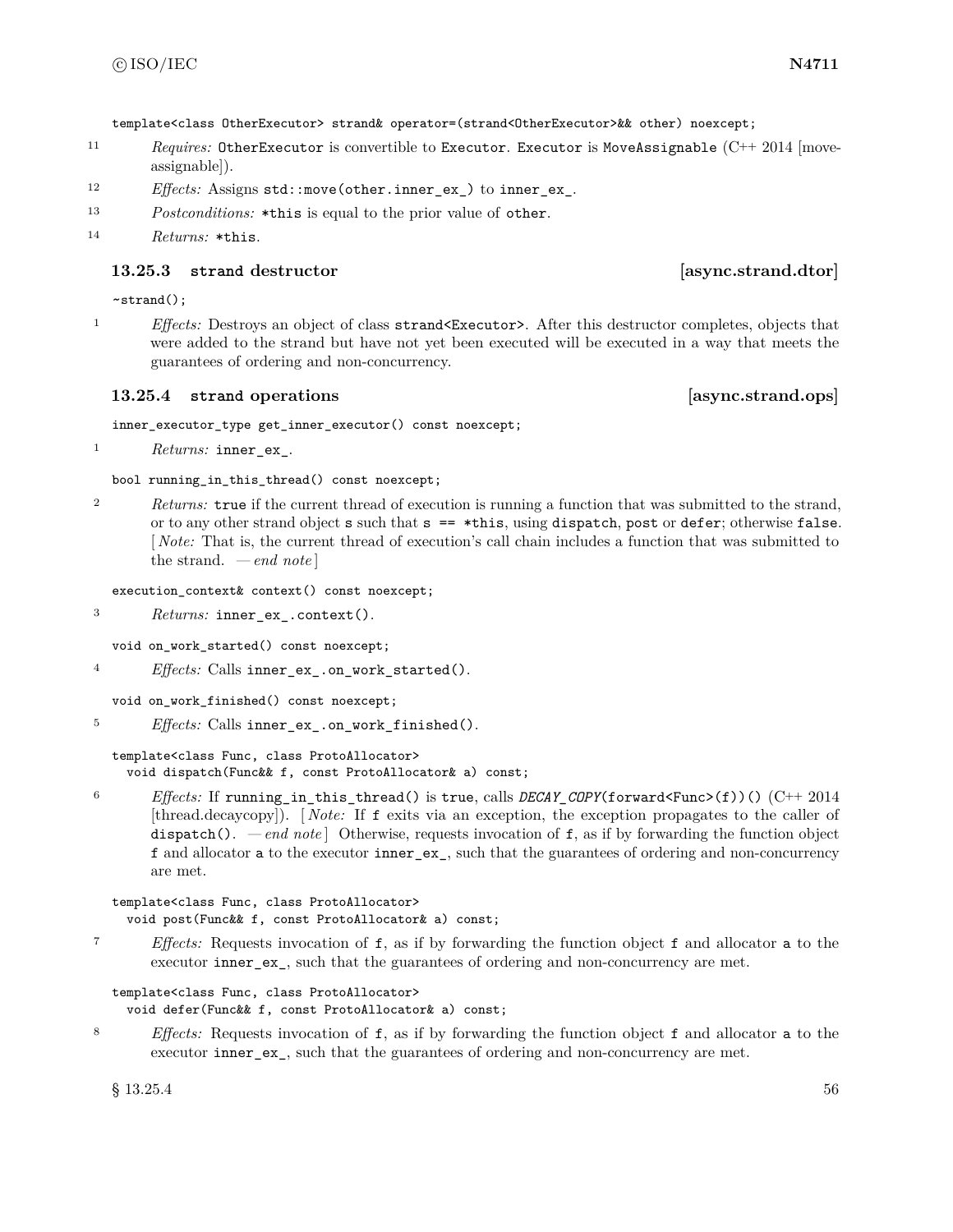```
template<class OtherExecutor> strand& operator=(strand<OtherExecutor>&& other) noexcept;
```

11 *Requires:* `OtherExecutor` is convertible to `Executor`. `Executor` is `MoveAssignable` (C++ 2014 [moveassignable]).

12 *Effects:* Assigns `std::move(other.inner_ex_)` to `inner_ex_`.

13 *Postconditions:* `*this` is equal to the prior value of `other`.

14 *Returns:* `*this`.

### 13.25.3 strand destructor [async.strand.dtor]

```
~strand();
```

1 *Effects:* Destroys an object of class `strand<Executor>`. After this destructor completes, objects that were added to the strand but have not yet been executed will be executed in a way that meets the guarantees of ordering and non-concurrency.

### 13.25.4 strand operations [async.strand.ops]

```
inner_executor_type get_inner_executor() const noexcept;
```

1 *Returns:* `inner_ex_`.

```
bool running_in_this_thread() const noexcept;
```

2 *Returns:* `true` if the current thread of execution is running a function that was submitted to the strand, or to any other strand object `s` such that `s == *this`, using `dispatch`, `post` or `defer`; otherwise `false`. [ *Note:* That is, the current thread of execution's call chain includes a function that was submitted to the strand. — *end note* ]

```
execution_context& context() const noexcept;
```

3 *Returns:* `inner_ex_.context()`.

```
void on_work_started() const noexcept;
```

4 *Effects:* Calls `inner_ex_.on_work_started()`.

```
void on_work_finished() const noexcept;
```

5 *Effects:* Calls `inner_ex_.on_work_finished()`.

```
template<class Func, class ProtoAllocator>
  void dispatch(Func&& f, const ProtoAllocator& a) const;
```

6 *Effects:* If `running_in_this_thread()` is `true`, calls `DECAY_COPY(forward<Func>(f))()` (C++ 2014 [thread.decaycopy]). [ *Note:* If `f` exits via an exception, the exception propagates to the caller of `dispatch()`. — *end note* ] Otherwise, requests invocation of `f`, as if by forwarding the function object `f` and allocator `a` to the executor `inner_ex_`, such that the guarantees of ordering and non-concurrency are met.

```
template<class Func, class ProtoAllocator>
  void post(Func&& f, const ProtoAllocator& a) const;
```

7 *Effects:* Requests invocation of `f`, as if by forwarding the function object `f` and allocator `a` to the executor `inner_ex_`, such that the guarantees of ordering and non-concurrency are met.

```
template<class Func, class ProtoAllocator>
  void defer(Func&& f, const ProtoAllocator& a) const;
```

8 *Effects:* Requests invocation of `f`, as if by forwarding the function object `f` and allocator `a` to the executor `inner_ex_`, such that the guarantees of ordering and non-concurrency are met.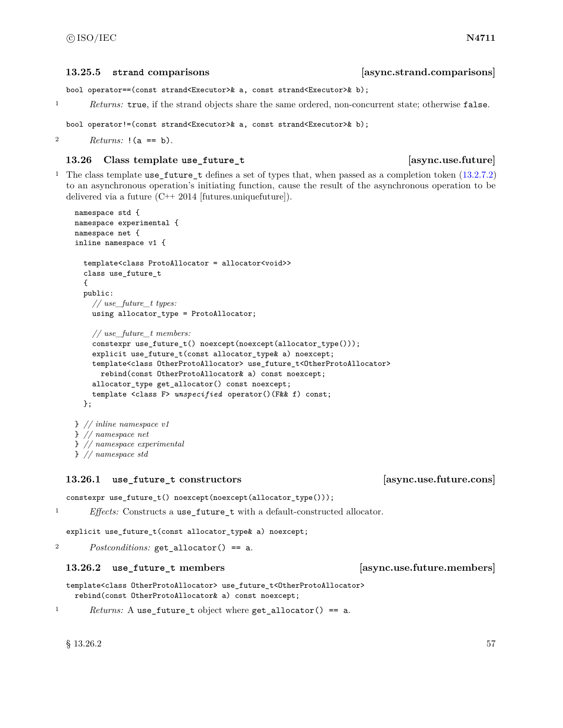### 13.25.5 strand comparisons [async.strand.comparisons]

```
bool operator==(const strand<Executor>& a, const strand<Executor>& b);
```

1 *Returns:* `true`, if the strand objects share the same ordered, non-concurrent state; otherwise `false`.

```
bool operator!=(const strand<Executor>& a, const strand<Executor>& b);
```

2 *Returns:* `!(a == b)`.

## 13.26 Class template use_future_t [async.use.future]

1 The class template `use_future_t` defines a set of types that, when passed as a completion token (13.2.7.2) to an asynchronous operation's initiating function, cause the result of the asynchronous operation to be delivered via a future (C++ 2014 [futures.uniquefuture]).

```
namespace std {
namespace experimental {
namespace net {
inline namespace v1 {

  template<class ProtoAllocator = allocator<void>>
  class use_future_t
  {
  public:
    // use_future_t types:
    using allocator_type = ProtoAllocator;

    // use_future_t members:
    constexpr use_future_t() noexcept(noexcept(allocator_type()));
    explicit use_future_t(const allocator_type& a) noexcept;
    template<class OtherProtoAllocator> use_future_t<OtherProtoAllocator>
      rebind(const OtherProtoAllocator& a) const noexcept;
    allocator_type get_allocator() const noexcept;
    template <class F> unspecified operator()(F&& f) const;
  };

} // inline namespace v1
} // namespace net
} // namespace experimental
} // namespace std
```

### 13.26.1 use_future_t constructors [async.use.future.cons]

```
constexpr use_future_t() noexcept(noexcept(allocator_type()));
```

1 *Effects:* Constructs a `use_future_t` with a default-constructed allocator.

```
explicit use_future_t(const allocator_type& a) noexcept;
```

2 *Postconditions:* `get_allocator() == a`.

### 13.26.2 use_future_t members [async.use.future.members]

```
template<class OtherProtoAllocator> use_future_t<OtherProtoAllocator>
  rebind(const OtherProtoAllocator& a) const noexcept;
```

1 *Returns:* A `use_future_t` object where `get_allocator() == a`.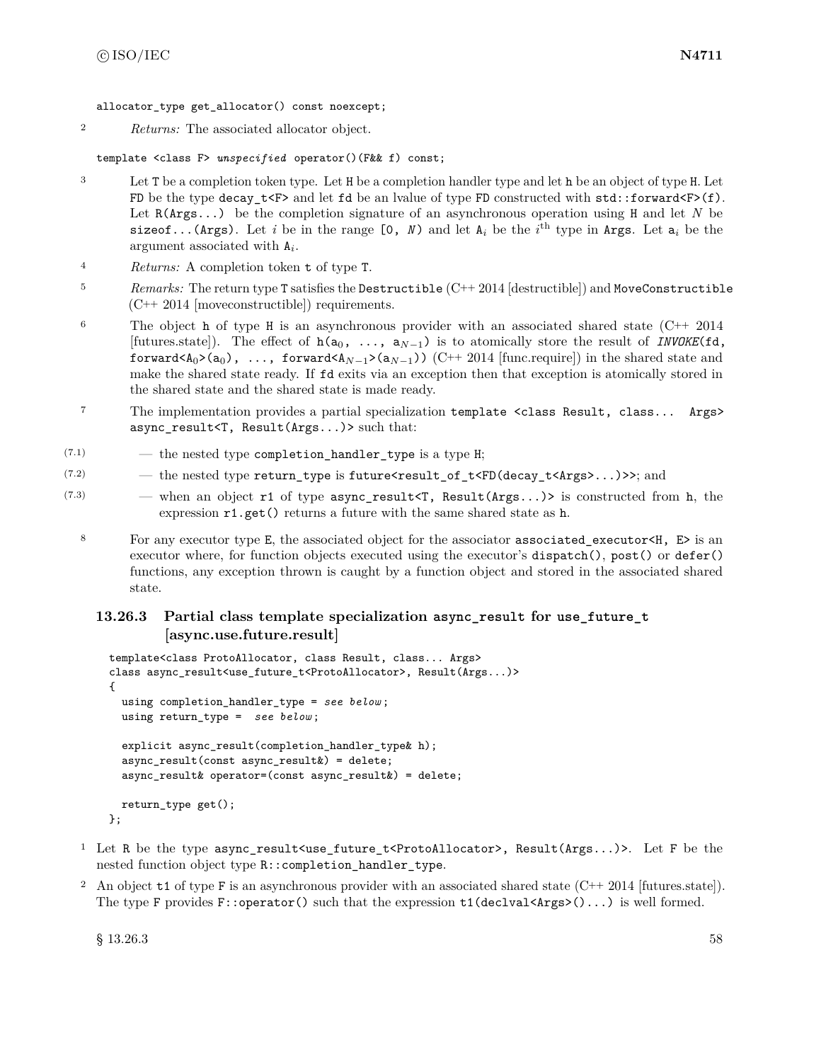```
allocator_type get_allocator() const noexcept;
```

2 *Returns:* The associated allocator object.

```
template <class F> unspecified operator()(F&& f) const;
```

3 Let `T` be a completion token type. Let `H` be a completion handler type and let `h` be an object of type `H`. Let `FD` be the type `decay_t<F>` and let `fd` be an lvalue of type `FD` constructed with `std::forward<F>(f)`. Let `R(Args...)` be the completion signature of an asynchronous operation using `H` and let $N$ be `sizeof...(Args)`. Let $i$ be in the range `[0,` $N$`)` and let $A_i$ be the $i^{\text{th}}$ type in `Args`. Let $a_i$ be the argument associated with $A_i$.

4 *Returns:* A completion token `t` of type `T`.

5 *Remarks:* The return type `T` satisfies the `Destructible` (C++ 2014 [destructible]) and `MoveConstructible` (C++ 2014 [moveconstructible]) requirements.

6 The object `h` of type `H` is an asynchronous provider with an associated shared state (C++ 2014 [futures.state]). The effect of `h(`$a_0$`, ...,` $a_{N-1}$`)` is to atomically store the result of *`INVOKE`*`(fd, forward<`$A_0$`>(`$a_0$`), ..., forward<`$A_{N-1}$`>(`$a_{N-1}$`))` (C++ 2014 [func.require]) in the shared state and make the shared state ready. If `fd` exits via an exception then that exception is atomically stored in the shared state and the shared state is made ready.

7 The implementation provides a partial specialization `template <class Result, class... Args> async_result<T, Result(Args...)>` such that:

(7.1) — the nested type `completion_handler_type` is a type `H`;

(7.2) — the nested type `return_type` is `future<result_of_t<FD(decay_t<Args>...)>>`; and

(7.3) — when an object `r1` of type `async_result<T, Result(Args...)>` is constructed from `h`, the expression `r1.get()` returns a future with the same shared state as `h`.

8 For any executor type `E`, the associated object for the associator `associated_executor<H, E>` is an executor where, for function objects executed using the executor's `dispatch()`, `post()` or `defer()` functions, any exception thrown is caught by a function object and stored in the associated shared state.

### 13.26.3 Partial class template specialization async_result for use_future_t [async.use.future.result]

```
template<class ProtoAllocator, class Result, class... Args>
class async_result<use_future_t<ProtoAllocator>, Result(Args...)>
{
  using completion_handler_type = see below;
  using return_type =  see below;

  explicit async_result(completion_handler_type& h);
  async_result(const async_result&) = delete;
  async_result& operator=(const async_result&) = delete;

  return_type get();
};
```

1 Let `R` be the type `async_result<use_future_t<ProtoAllocator>, Result(Args...)>`. Let `F` be the nested function object type `R::completion_handler_type`.

2 An object `t1` of type `F` is an asynchronous provider with an associated shared state (C++ 2014 [futures.state]). The type `F` provides `F::operator()` such that the expression `t1(declval<Args>()...)` is well formed.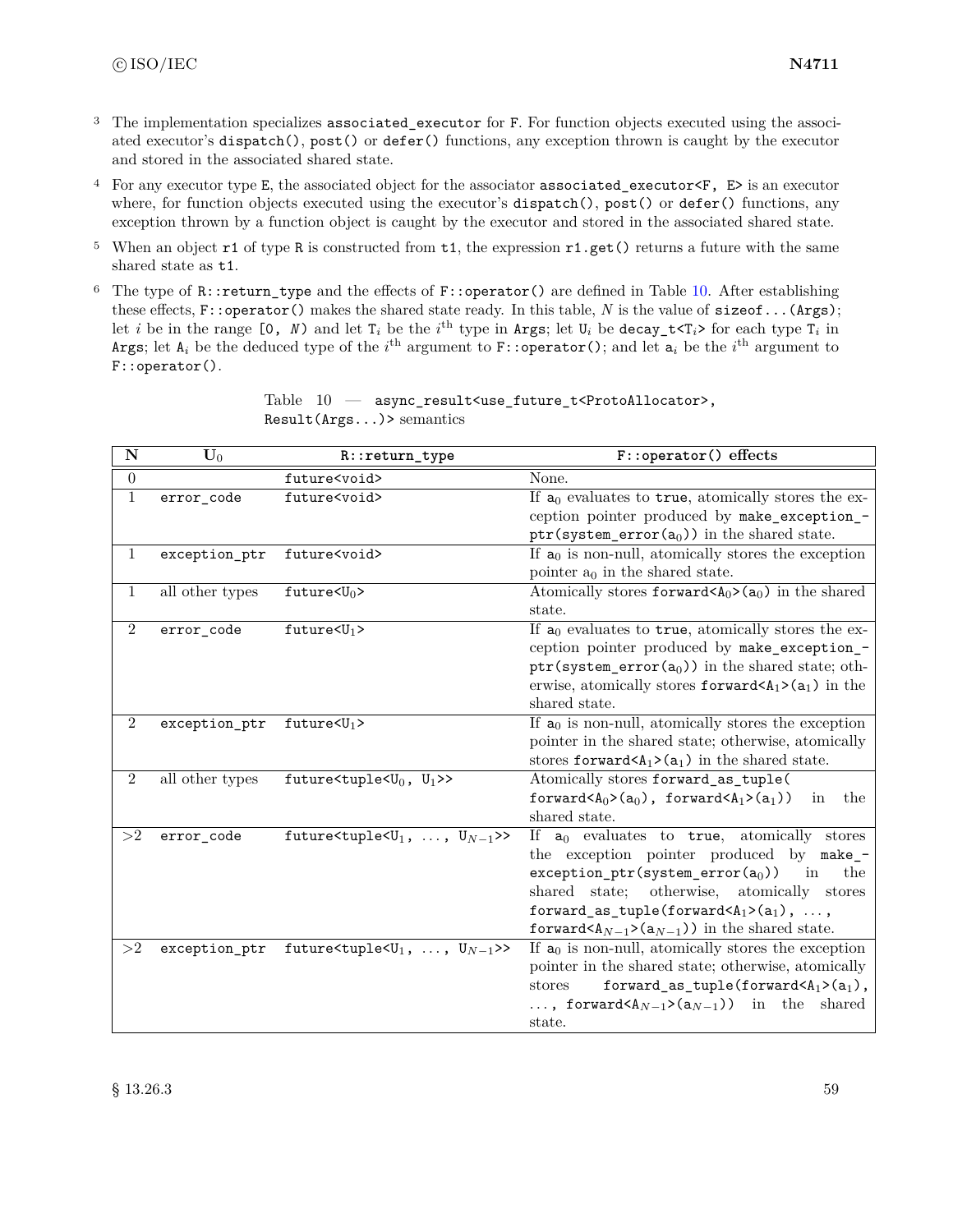3 The implementation specializes `associated_executor` for `F`. For function objects executed using the associated executor's `dispatch()`, `post()` or `defer()` functions, any exception thrown is caught by the executor and stored in the associated shared state.

4 For any executor type `E`, the associated object for the associator `associated_executor<F, E>` is an executor where, for function objects executed using the executor's `dispatch()`, `post()` or `defer()` functions, any exception thrown by a function object is caught by the executor and stored in the associated shared state.

5 When an object `r1` of type `R` is constructed from `t1`, the expression `r1.get()` returns a future with the same shared state as `t1`.

6 The type of `R::return_type` and the effects of `F::operator()` are defined in Table 10. After establishing these effects, `F::operator()` makes the shared state ready. In this table, $N$ is the value of `sizeof...(Args)`; let $i$ be in the range `[0, N)` and let $T_i$ be the $i^{\text{th}}$ type in `Args`; let $U_i$ be `decay_t<`$T_i$`>` for each type $T_i$ in `Args`; let $A_i$ be the deduced type of the $i^{\text{th}}$ argument to `F::operator()`; and let $a_i$ be the $i^{\text{th}}$ argument to `F::operator()`.

Table 10 — `async_result<use_future_t<ProtoAllocator>, Result(Args...)>` semantics

| N | $U_0$ | `R::return_type` | `F::operator()` effects |
|---|---|---|---|
| 0 | | `future<void>` | None. |
| 1 | `error_code` | `future<void>` | If $a_0$ evaluates to `true`, atomically stores the exception pointer produced by `make_exception_ptr(system_error(`$a_0$`))` in the shared state. |
| 1 | `exception_ptr` | `future<void>` | If $a_0$ is non-null, atomically stores the exception pointer $a_0$ in the shared state. |
| 1 | all other types | `future<`$U_0$`>` | Atomically stores `forward<`$A_0$`>(`$a_0$`)` in the shared state. |
| 2 | `error_code` | `future<`$U_1$`>` | If $a_0$ evaluates to `true`, atomically stores the exception pointer produced by `make_exception_ptr(system_error(`$a_0$`))` in the shared state; otherwise, atomically stores `forward<`$A_1$`>(`$a_1$`)` in the shared state. |
| 2 | `exception_ptr` | `future<`$U_1$`>` | If $a_0$ is non-null, atomically stores the exception pointer in the shared state; otherwise, atomically stores `forward<`$A_1$`>(`$a_1$`)` in the shared state. |
| 2 | all other types | `future<tuple<`$U_0$`, `$U_1$`>>` | Atomically stores `forward_as_tuple(forward<`$A_0$`>(`$a_0$`), forward<`$A_1$`>(`$a_1$`))` in the shared state. |
| >2 | `error_code` | `future<tuple<`$U_1$`, ..., `$U_{N-1}$`>>` | If $a_0$ evaluates to `true`, atomically stores the exception pointer produced by `make_exception_ptr(system_error(`$a_0$`))` in the shared state; otherwise, atomically stores `forward_as_tuple(forward<`$A_1$`>(`$a_1$`), ..., forward<`$A_{N-1}$`>(`$a_{N-1}$`))` in the shared state. |
| >2 | `exception_ptr` | `future<tuple<`$U_1$`, ..., `$U_{N-1}$`>>` | If $a_0$ is non-null, atomically stores the exception pointer in the shared state; otherwise, atomically stores `forward_as_tuple(forward<`$A_1$`>(`$a_1$`), ..., forward<`$A_{N-1}$`>(`$a_{N-1}$`))` in the shared state. |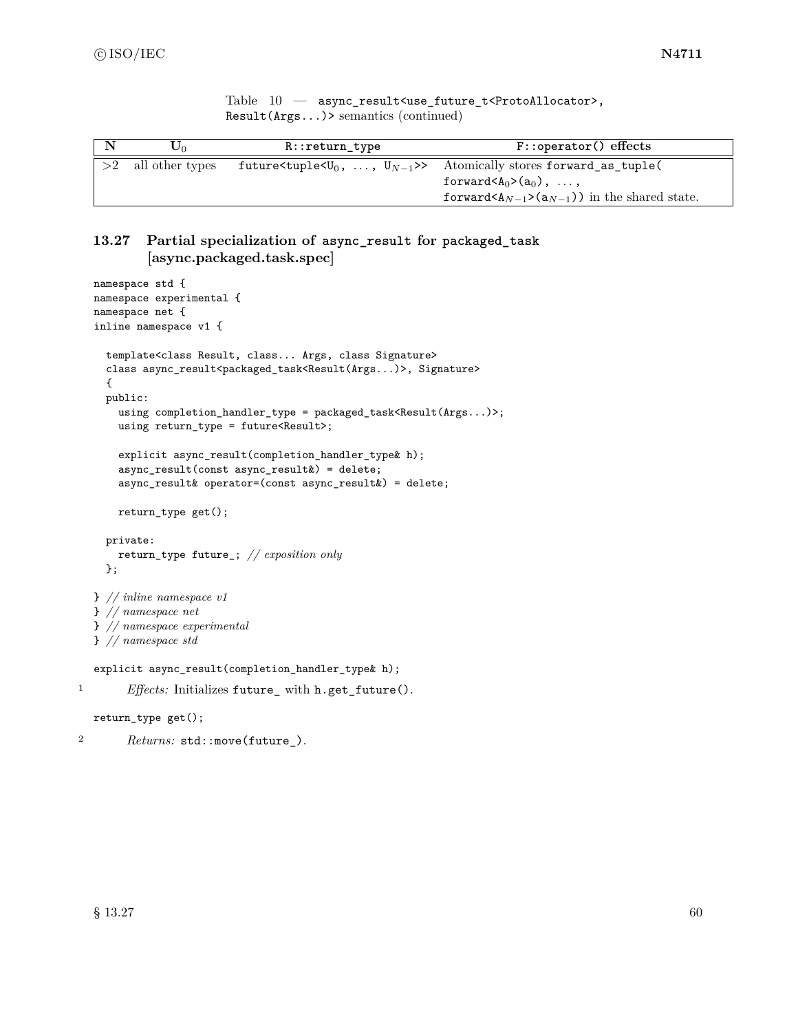Table 10 — `async_result<use_future_t<ProtoAllocator>, Result(Args...)>` semantics (continued)

| N | $U_0$ | `R::return_type` | `F::operator()` effects |
|---|---|---|---|
| >2 | all other types | `future<tuple<`$U_0$`, ..., `$U_{N-1}$`>>` | Atomically stores `forward_as_tuple(forward<`$A_0$`>(`$a_0$`), ..., forward<`$A_{N-1}$`>(`$a_{N-1}$`))` in the shared state. |

## 13.27 Partial specialization of `async_result` for `packaged_task` [async.packaged.task.spec]

```
namespace std {
namespace experimental {
namespace net {
inline namespace v1 {

  template<class Result, class... Args, class Signature>
  class async_result<packaged_task<Result(Args...)>, Signature>
  {
  public:
    using completion_handler_type = packaged_task<Result(Args...)>;
    using return_type = future<Result>;

    explicit async_result(completion_handler_type& h);
    async_result(const async_result&) = delete;
    async_result& operator=(const async_result&) = delete;

    return_type get();

  private:
    return_type future_; // exposition only
  };

} // inline namespace v1
} // namespace net
} // namespace experimental
} // namespace std
```

```
explicit async_result(completion_handler_type& h);
```

1 *Effects:* Initializes `future_` with `h.get_future()`.

```
return_type get();
```

2 *Returns:* `std::move(future_)`.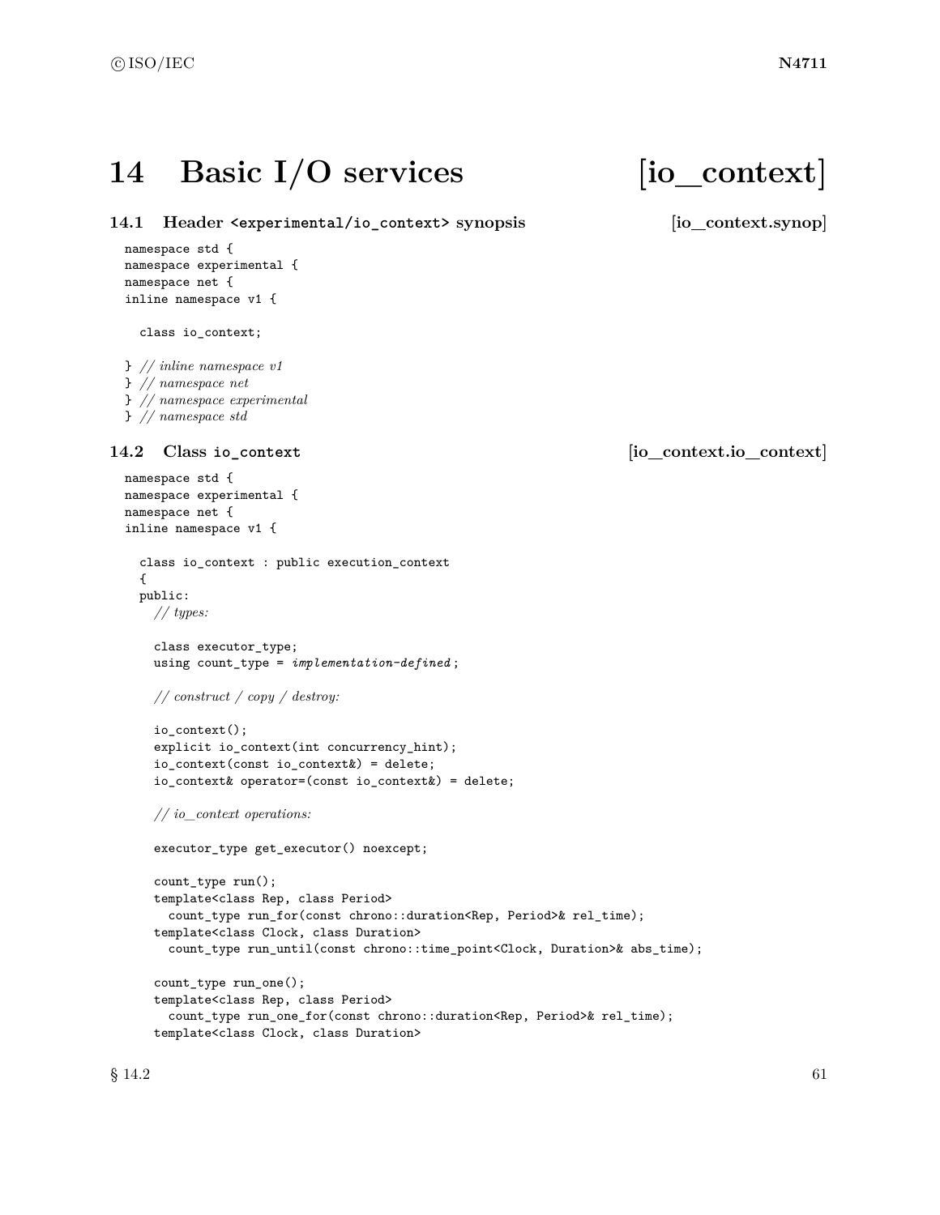# 14 Basic I/O services [io_context]

## 14.1 Header `<experimental/io_context>` synopsis [io_context.synop]

```
namespace std {
namespace experimental {
namespace net {
inline namespace v1 {

  class io_context;

} // inline namespace v1
} // namespace net
} // namespace experimental
} // namespace std
```

## 14.2 Class `io_context` [io_context.io_context]

```
namespace std {
namespace experimental {
namespace net {
inline namespace v1 {

  class io_context : public execution_context
  {
  public:
    // types:

    class executor_type;
    using count_type = implementation-defined;

    // construct / copy / destroy:

    io_context();
    explicit io_context(int concurrency_hint);
    io_context(const io_context&) = delete;
    io_context& operator=(const io_context&) = delete;

    // io_context operations:

    executor_type get_executor() noexcept;

    count_type run();
    template<class Rep, class Period>
      count_type run_for(const chrono::duration<Rep, Period>& rel_time);
    template<class Clock, class Duration>
      count_type run_until(const chrono::time_point<Clock, Duration>& abs_time);

    count_type run_one();
    template<class Rep, class Period>
      count_type run_one_for(const chrono::duration<Rep, Period>& rel_time);
    template<class Clock, class Duration>
```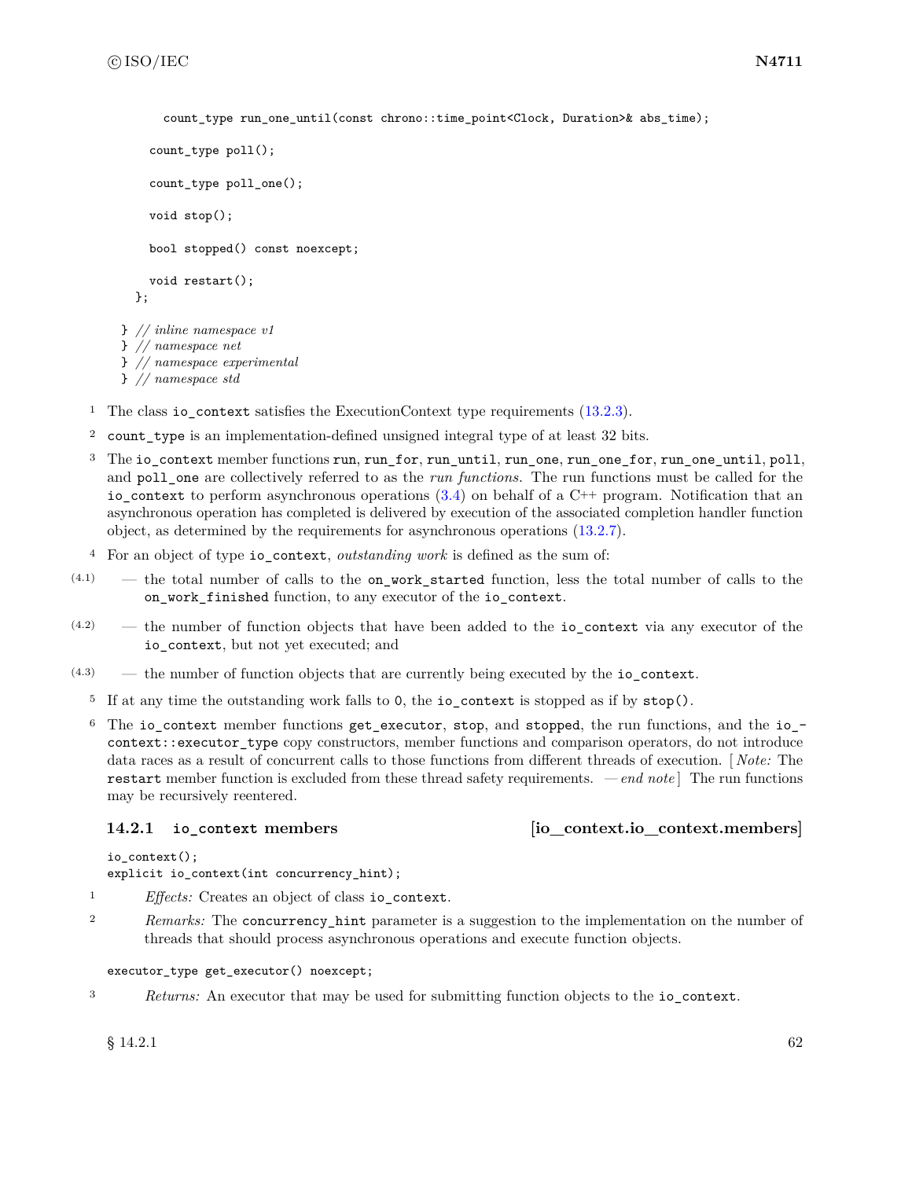```
      count_type run_one_until(const chrono::time_point<Clock, Duration>& abs_time);

    count_type poll();

    count_type poll_one();

    void stop();

    bool stopped() const noexcept;

    void restart();
  };

} // inline namespace v1
} // namespace net
} // namespace experimental
} // namespace std
```

1 The class `io_context` satisfies the ExecutionContext type requirements (13.2.3).

2 `count_type` is an implementation-defined unsigned integral type of at least 32 bits.

3 The `io_context` member functions `run`, `run_for`, `run_until`, `run_one`, `run_one_for`, `run_one_until`, `poll`, and `poll_one` are collectively referred to as the *run functions*. The run functions must be called for the `io_context` to perform asynchronous operations (3.4) on behalf of a C++ program. Notification that an asynchronous operation has completed is delivered by execution of the associated completion handler function object, as determined by the requirements for asynchronous operations (13.2.7).

4 For an object of type `io_context`, *outstanding work* is defined as the sum of:

(4.1) — the total number of calls to the `on_work_started` function, less the total number of calls to the `on_work_finished` function, to any executor of the `io_context`.

(4.2) — the number of function objects that have been added to the `io_context` via any executor of the `io_context`, but not yet executed; and

(4.3) — the number of function objects that are currently being executed by the `io_context`.

5 If at any time the outstanding work falls to `0`, the `io_context` is stopped as if by `stop()`.

6 The `io_context` member functions `get_executor`, `stop`, and `stopped`, the run functions, and the `io_context::executor_type` copy constructors, member functions and comparison operators, do not introduce data races as a result of concurrent calls to those functions from different threads of execution. [ *Note:* The `restart` member function is excluded from these thread safety requirements. — *end note* ] The run functions may be recursively reentered.

### 14.2.1 `io_context` members [io_context.io_context.members]

```
io_context();
explicit io_context(int concurrency_hint);
```

1 *Effects:* Creates an object of class `io_context`.

2 *Remarks:* The `concurrency_hint` parameter is a suggestion to the implementation on the number of threads that should process asynchronous operations and execute function objects.

```
executor_type get_executor() noexcept;
```

3 *Returns:* An executor that may be used for submitting function objects to the `io_context`.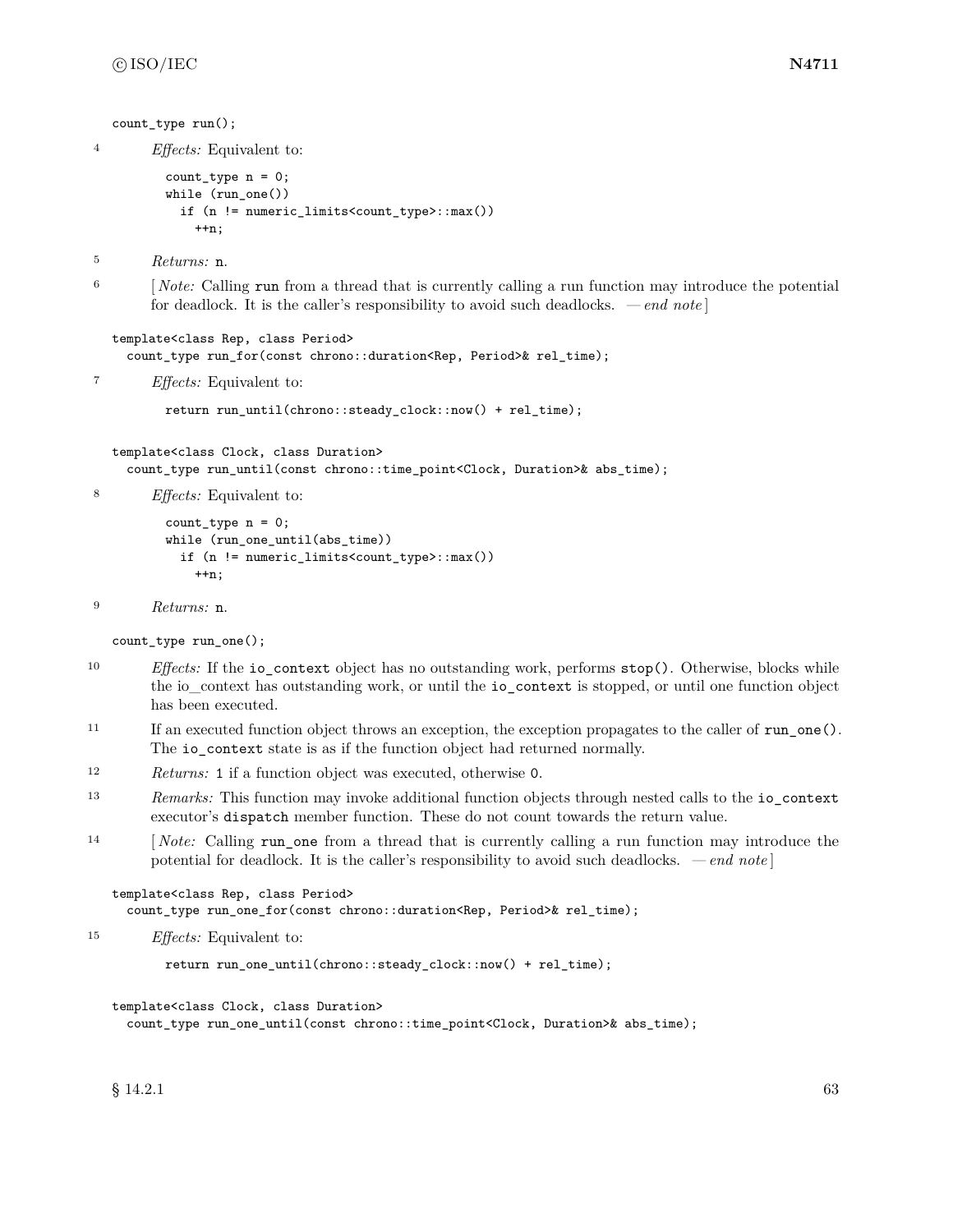```
count_type run();
```

4 *Effects:* Equivalent to:

```
count_type n = 0;
while (run_one())
  if (n != numeric_limits<count_type>::max())
    ++n;
```

5 *Returns:* `n`.

6 [ *Note:* Calling `run` from a thread that is currently calling a run function may introduce the potential for deadlock. It is the caller's responsibility to avoid such deadlocks. — *end note* ]

```
template<class Rep, class Period>
  count_type run_for(const chrono::duration<Rep, Period>& rel_time);
```

7 *Effects:* Equivalent to:

```
return run_until(chrono::steady_clock::now() + rel_time);
```

```
template<class Clock, class Duration>
  count_type run_until(const chrono::time_point<Clock, Duration>& abs_time);
```

8 *Effects:* Equivalent to:

```
count_type n = 0;
while (run_one_until(abs_time))
  if (n != numeric_limits<count_type>::max())
    ++n;
```

9 *Returns:* `n`.

```
count_type run_one();
```

10 *Effects:* If the `io_context` object has no outstanding work, performs `stop()`. Otherwise, blocks while the io_context has outstanding work, or until the `io_context` is stopped, or until one function object has been executed.

11 If an executed function object throws an exception, the exception propagates to the caller of `run_one()`. The `io_context` state is as if the function object had returned normally.

12 *Returns:* `1` if a function object was executed, otherwise `0`.

13 *Remarks:* This function may invoke additional function objects through nested calls to the `io_context` executor's `dispatch` member function. These do not count towards the return value.

14 [ *Note:* Calling `run_one` from a thread that is currently calling a run function may introduce the potential for deadlock. It is the caller's responsibility to avoid such deadlocks. — *end note* ]

```
template<class Rep, class Period>
  count_type run_one_for(const chrono::duration<Rep, Period>& rel_time);
```

15 *Effects:* Equivalent to:

```
return run_one_until(chrono::steady_clock::now() + rel_time);
```

```
template<class Clock, class Duration>
  count_type run_one_until(const chrono::time_point<Clock, Duration>& abs_time);
```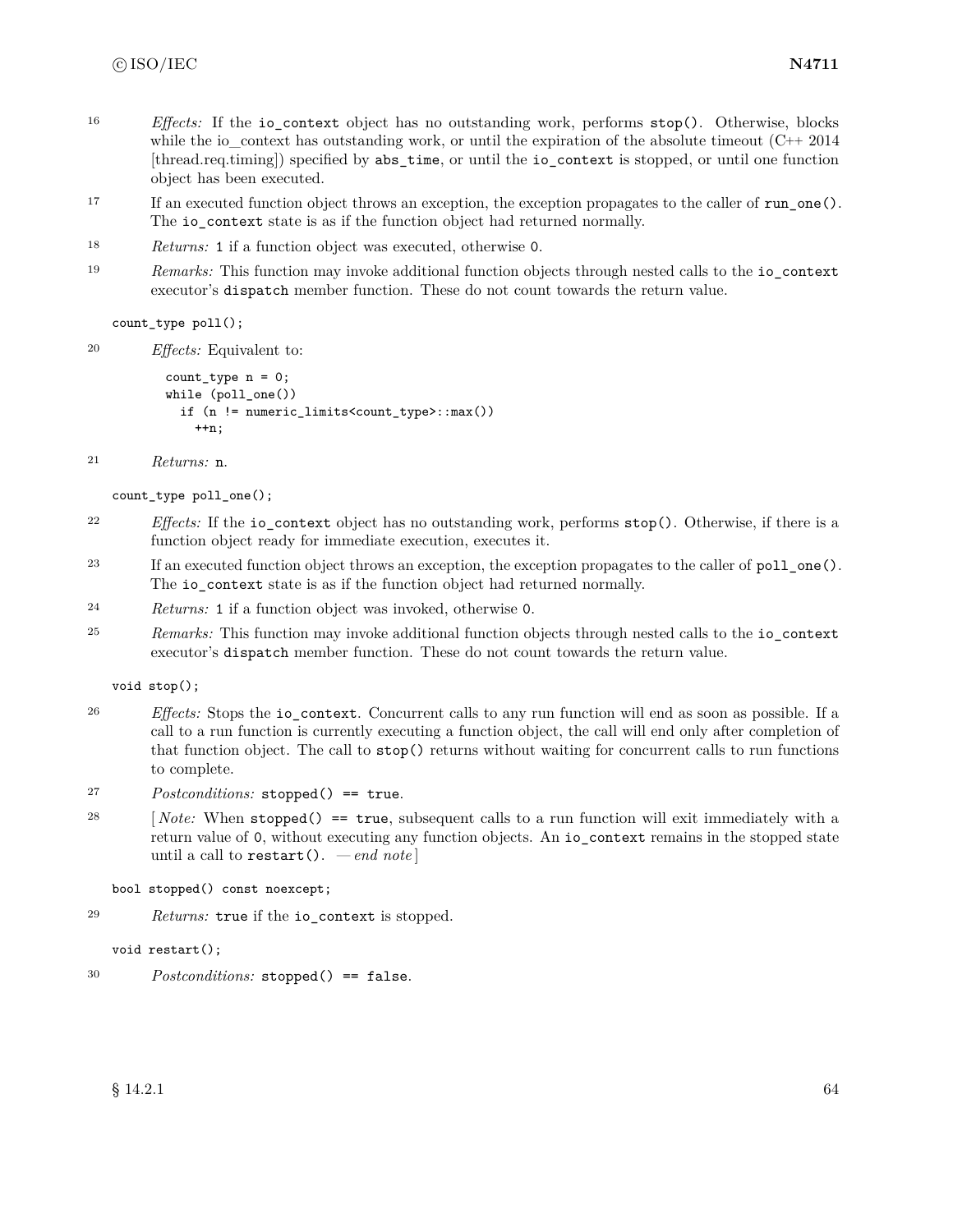16 *Effects:* If the `io_context` object has no outstanding work, performs `stop()`. Otherwise, blocks while the io_context has outstanding work, or until the expiration of the absolute timeout (C++ 2014 [thread.req.timing]) specified by `abs_time`, or until the `io_context` is stopped, or until one function object has been executed.

17 If an executed function object throws an exception, the exception propagates to the caller of `run_one()`. The `io_context` state is as if the function object had returned normally.

18 *Returns:* `1` if a function object was executed, otherwise `0`.

19 *Remarks:* This function may invoke additional function objects through nested calls to the `io_context` executor's `dispatch` member function. These do not count towards the return value.

```
count_type poll();
```

20 *Effects:* Equivalent to:

```
count_type n = 0;
while (poll_one())
  if (n != numeric_limits<count_type>::max())
    ++n;
```

21 *Returns:* `n`.

```
count_type poll_one();
```

22 *Effects:* If the `io_context` object has no outstanding work, performs `stop()`. Otherwise, if there is a function object ready for immediate execution, executes it.

23 If an executed function object throws an exception, the exception propagates to the caller of `poll_one()`. The `io_context` state is as if the function object had returned normally.

24 *Returns:* `1` if a function object was invoked, otherwise `0`.

25 *Remarks:* This function may invoke additional function objects through nested calls to the `io_context` executor's `dispatch` member function. These do not count towards the return value.

```
void stop();
```

26 *Effects:* Stops the `io_context`. Concurrent calls to any run function will end as soon as possible. If a call to a run function is currently executing a function object, the call will end only after completion of that function object. The call to `stop()` returns without waiting for concurrent calls to run functions to complete.

27 *Postconditions:* `stopped() == true`.

28 [ *Note:* When `stopped() == true`, subsequent calls to a run function will exit immediately with a return value of `0`, without executing any function objects. An `io_context` remains in the stopped state until a call to `restart()`. — *end note* ]

```
bool stopped() const noexcept;
```

29 *Returns:* `true` if the `io_context` is stopped.

```
void restart();
```

30 *Postconditions:* `stopped() == false`.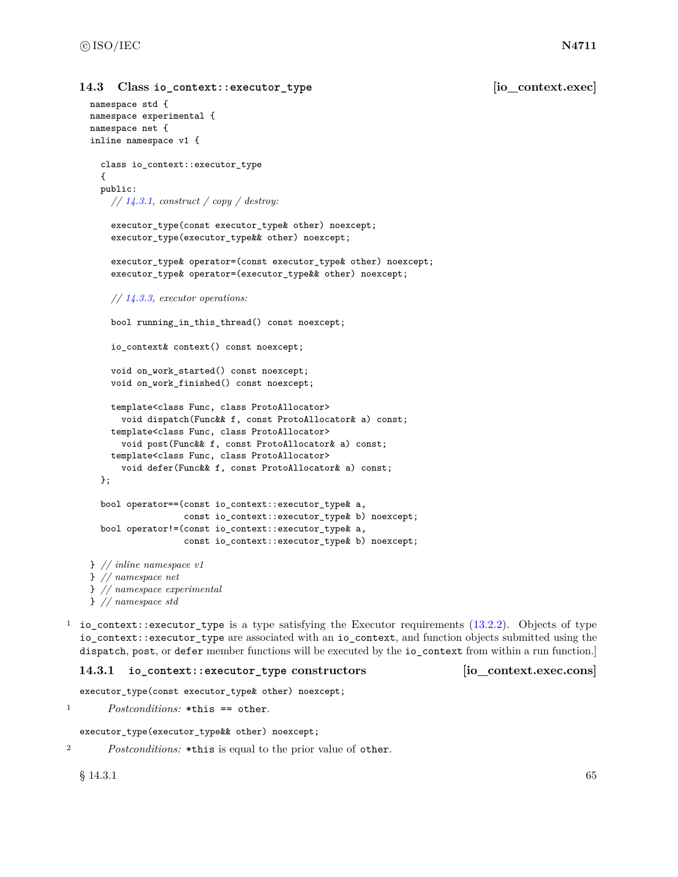## 14.3 Class `io_context::executor_type` [io_context.exec]

```
namespace std {
namespace experimental {
namespace net {
inline namespace v1 {

  class io_context::executor_type
  {
  public:
    // 14.3.1, construct / copy / destroy:

    executor_type(const executor_type& other) noexcept;
    executor_type(executor_type&& other) noexcept;

    executor_type& operator=(const executor_type& other) noexcept;
    executor_type& operator=(executor_type&& other) noexcept;

    // 14.3.3, executor operations:

    bool running_in_this_thread() const noexcept;

    io_context& context() const noexcept;

    void on_work_started() const noexcept;
    void on_work_finished() const noexcept;

    template<class Func, class ProtoAllocator>
      void dispatch(Func&& f, const ProtoAllocator& a) const;
    template<class Func, class ProtoAllocator>
      void post(Func&& f, const ProtoAllocator& a) const;
    template<class Func, class ProtoAllocator>
      void defer(Func&& f, const ProtoAllocator& a) const;
  };

  bool operator==(const io_context::executor_type& a,
                  const io_context::executor_type& b) noexcept;
  bool operator!=(const io_context::executor_type& a,
                  const io_context::executor_type& b) noexcept;

} // inline namespace v1
} // namespace net
} // namespace experimental
} // namespace std
```

1 `io_context::executor_type` is a type satisfying the Executor requirements (13.2.2). Objects of type `io_context::executor_type` are associated with an `io_context`, and function objects submitted using the `dispatch`, `post`, or `defer` member functions will be executed by the `io_context` from within a run function.]

### 14.3.1 `io_context::executor_type` constructors [io_context.exec.cons]

```
executor_type(const executor_type& other) noexcept;
```

1 *Postconditions:* `*this == other`.

```
executor_type(executor_type&& other) noexcept;
```

2 *Postconditions:* `*this` is equal to the prior value of `other`.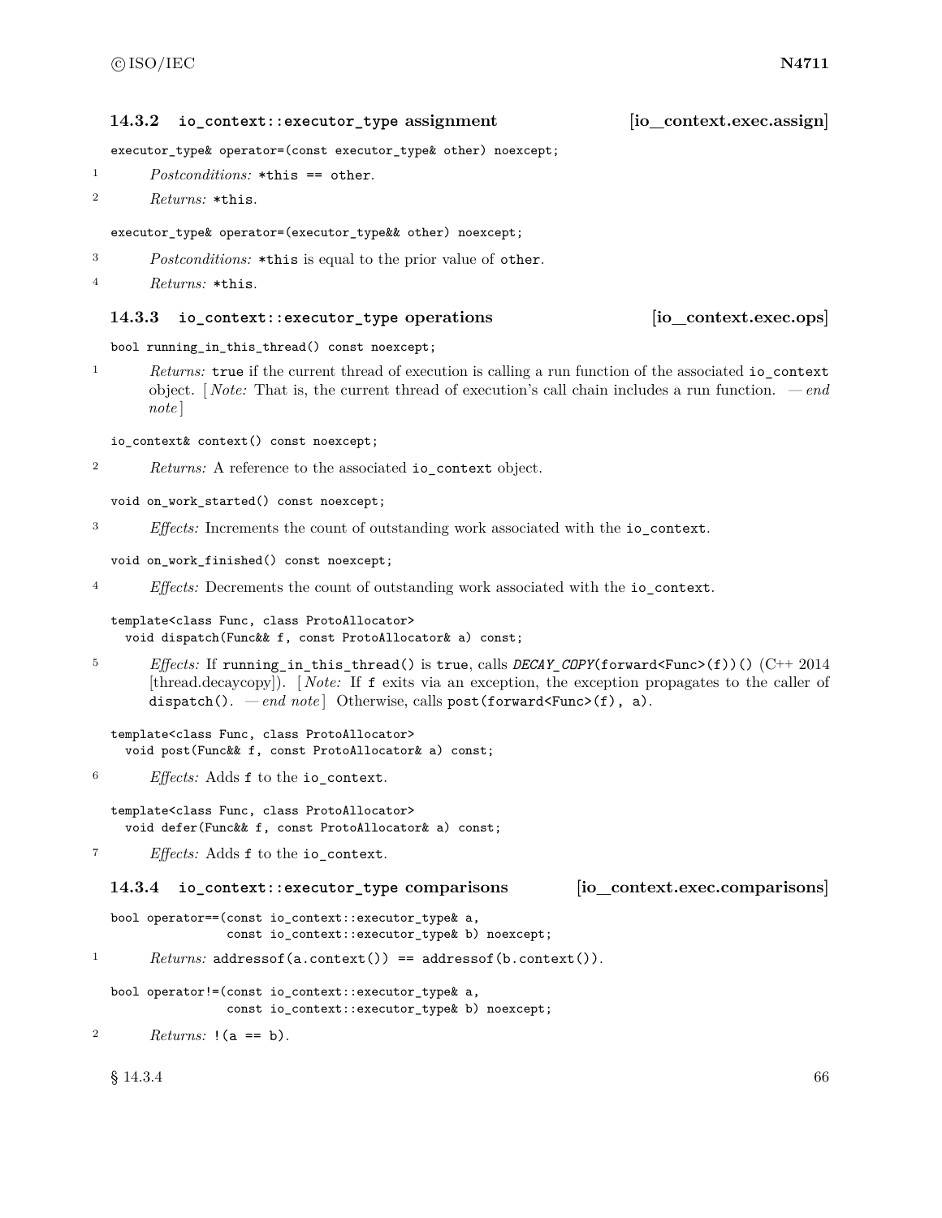### 14.3.2 `io_context::executor_type` assignment [io_context.exec.assign]

```
executor_type& operator=(const executor_type& other) noexcept;
```

1 *Postconditions:* `*this == other`.

2 *Returns:* `*this`.

```
executor_type& operator=(executor_type&& other) noexcept;
```

3 *Postconditions:* `*this` is equal to the prior value of `other`.

4 *Returns:* `*this`.

### 14.3.3 `io_context::executor_type` operations [io_context.exec.ops]

```
bool running_in_this_thread() const noexcept;
```

1 *Returns:* `true` if the current thread of execution is calling a run function of the associated `io_context` object. [ *Note:* That is, the current thread of execution's call chain includes a run function. — *end note* ]

```
io_context& context() const noexcept;
```

2 *Returns:* A reference to the associated `io_context` object.

```
void on_work_started() const noexcept;
```

3 *Effects:* Increments the count of outstanding work associated with the `io_context`.

```
void on_work_finished() const noexcept;
```

4 *Effects:* Decrements the count of outstanding work associated with the `io_context`.

```
template<class Func, class ProtoAllocator>
  void dispatch(Func&& f, const ProtoAllocator& a) const;
```

5 *Effects:* If `running_in_this_thread()` is `true`, calls `DECAY_COPY(forward<Func>(f))()` (C++ 2014 [thread.decaycopy]). [ *Note:* If `f` exits via an exception, the exception propagates to the caller of `dispatch()`. — *end note* ] Otherwise, calls `post(forward<Func>(f), a)`.

```
template<class Func, class ProtoAllocator>
  void post(Func&& f, const ProtoAllocator& a) const;
```

6 *Effects:* Adds `f` to the `io_context`.

```
template<class Func, class ProtoAllocator>
  void defer(Func&& f, const ProtoAllocator& a) const;
```

7 *Effects:* Adds `f` to the `io_context`.

### 14.3.4 `io_context::executor_type` comparisons [io_context.exec.comparisons]

```
bool operator==(const io_context::executor_type& a,
                const io_context::executor_type& b) noexcept;
```

1 *Returns:* `addressof(a.context()) == addressof(b.context())`.

```
bool operator!=(const io_context::executor_type& a,
                const io_context::executor_type& b) noexcept;
```

2 *Returns:* `!(a == b)`.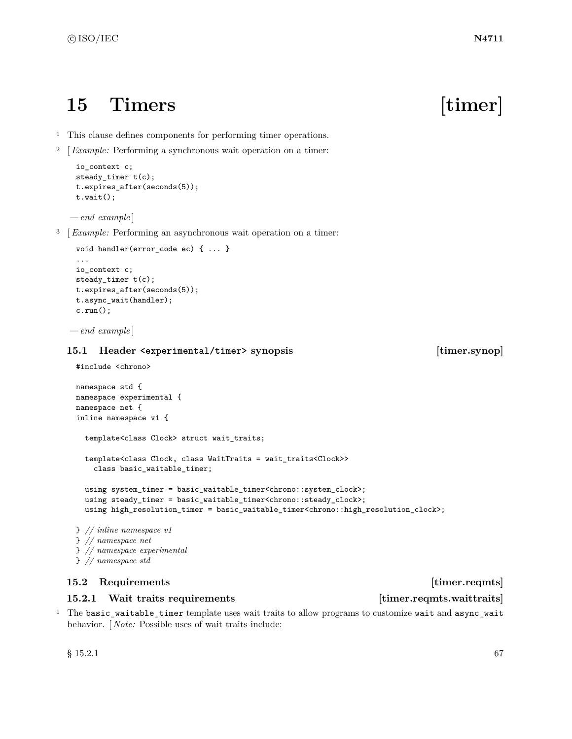# 15 Timers [timer]

1 This clause defines components for performing timer operations.

2 [ *Example:* Performing a synchronous wait operation on a timer:

```
io_context c;
steady_timer t(c);
t.expires_after(seconds(5));
t.wait();
```

— *end example* ]

3 [ *Example:* Performing an asynchronous wait operation on a timer:

```
void handler(error_code ec) { ... }
...
io_context c;
steady_timer t(c);
t.expires_after(seconds(5));
t.async_wait(handler);
c.run();
```

— *end example* ]

## 15.1 Header `<experimental/timer>` synopsis [timer.synop]

```
#include <chrono>

namespace std {
namespace experimental {
namespace net {
inline namespace v1 {

  template<class Clock> struct wait_traits;

  template<class Clock, class WaitTraits = wait_traits<Clock>>
    class basic_waitable_timer;

  using system_timer = basic_waitable_timer<chrono::system_clock>;
  using steady_timer = basic_waitable_timer<chrono::steady_clock>;
  using high_resolution_timer = basic_waitable_timer<chrono::high_resolution_clock>;

} // inline namespace v1
} // namespace net
} // namespace experimental
} // namespace std
```

## 15.2 Requirements [timer.reqmts]

### 15.2.1 Wait traits requirements [timer.reqmts.waittraits]

1 The `basic_waitable_timer` template uses wait traits to allow programs to customize `wait` and `async_wait` behavior. [ *Note:* Possible uses of wait traits include: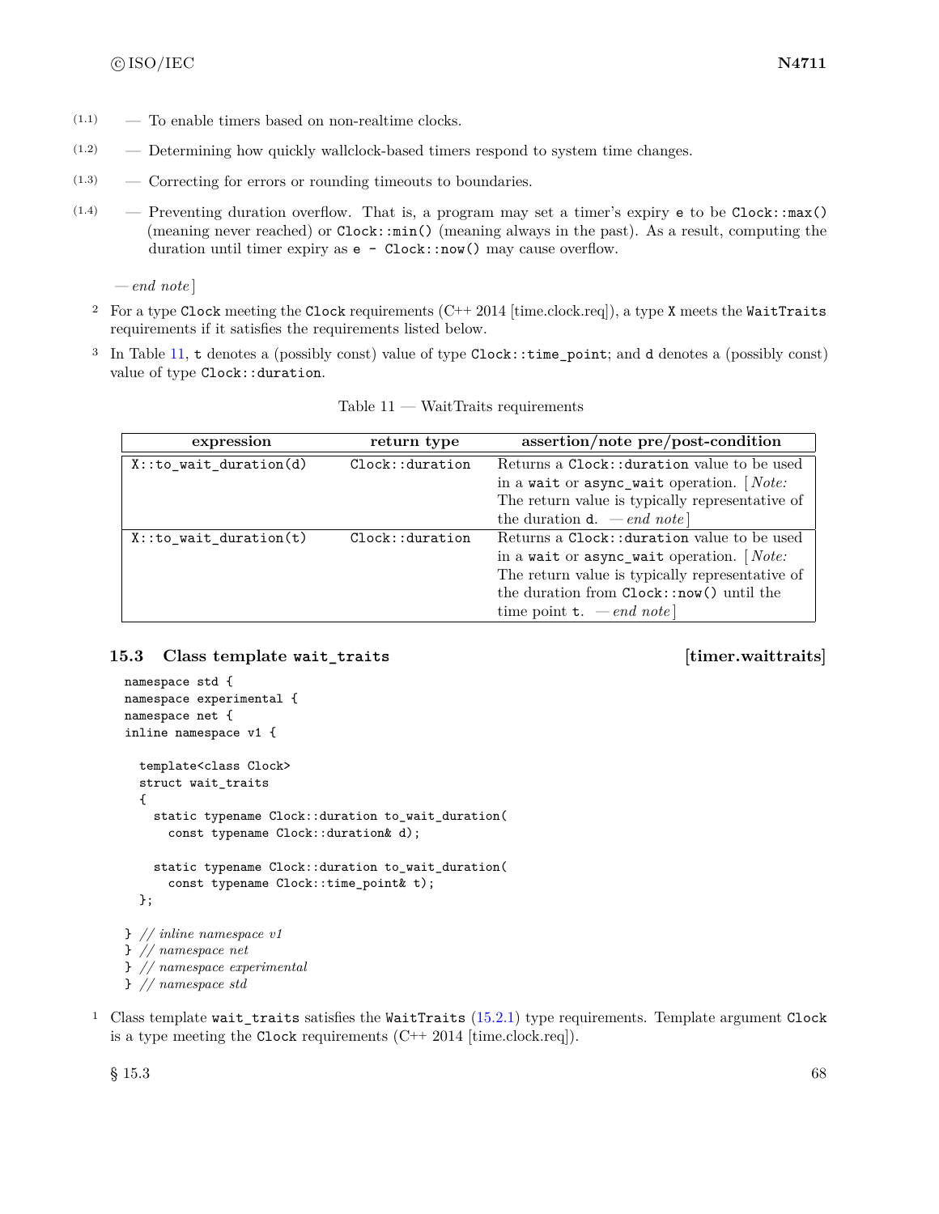- (1.1) — To enable timers based on non-realtime clocks.
- (1.2) — Determining how quickly wallclock-based timers respond to system time changes.
- (1.3) — Correcting for errors or rounding timeouts to boundaries.
- (1.4) — Preventing duration overflow. That is, a program may set a timer's expiry `e` to be `Clock::max()` (meaning never reached) or `Clock::min()` (meaning always in the past). As a result, computing the duration until timer expiry as `e - Clock::now()` may cause overflow.

*— end note*]

2 For a type `Clock` meeting the `Clock` requirements (C++ 2014 [time.clock.req]), a type `X` meets the `WaitTraits` requirements if it satisfies the requirements listed below.

3 In Table 11, `t` denotes a (possibly const) value of type `Clock::time_point`; and `d` denotes a (possibly const) value of type `Clock::duration`.

Table 11 — WaitTraits requirements

| expression | return type | assertion/note pre/post-condition |
|---|---|---|
| `X::to_wait_duration(d)` | `Clock::duration` | Returns a `Clock::duration` value to be used in a `wait` or `async_wait` operation. [*Note:* The return value is typically representative of the duration `d`. *— end note*] |
| `X::to_wait_duration(t)` | `Clock::duration` | Returns a `Clock::duration` value to be used in a `wait` or `async_wait` operation. [*Note:* The return value is typically representative of the duration from `Clock::now()` until the time point `t`. *— end note*] |

### 15.3 Class template `wait_traits` [timer.waittraits]

```
namespace std {
namespace experimental {
namespace net {
inline namespace v1 {

  template<class Clock>
  struct wait_traits
  {
    static typename Clock::duration to_wait_duration(
      const typename Clock::duration& d);

    static typename Clock::duration to_wait_duration(
      const typename Clock::time_point& t);
  };

} // inline namespace v1
} // namespace net
} // namespace experimental
} // namespace std
```

1 Class template `wait_traits` satisfies the `WaitTraits` (15.2.1) type requirements. Template argument `Clock` is a type meeting the `Clock` requirements (C++ 2014 [time.clock.req]).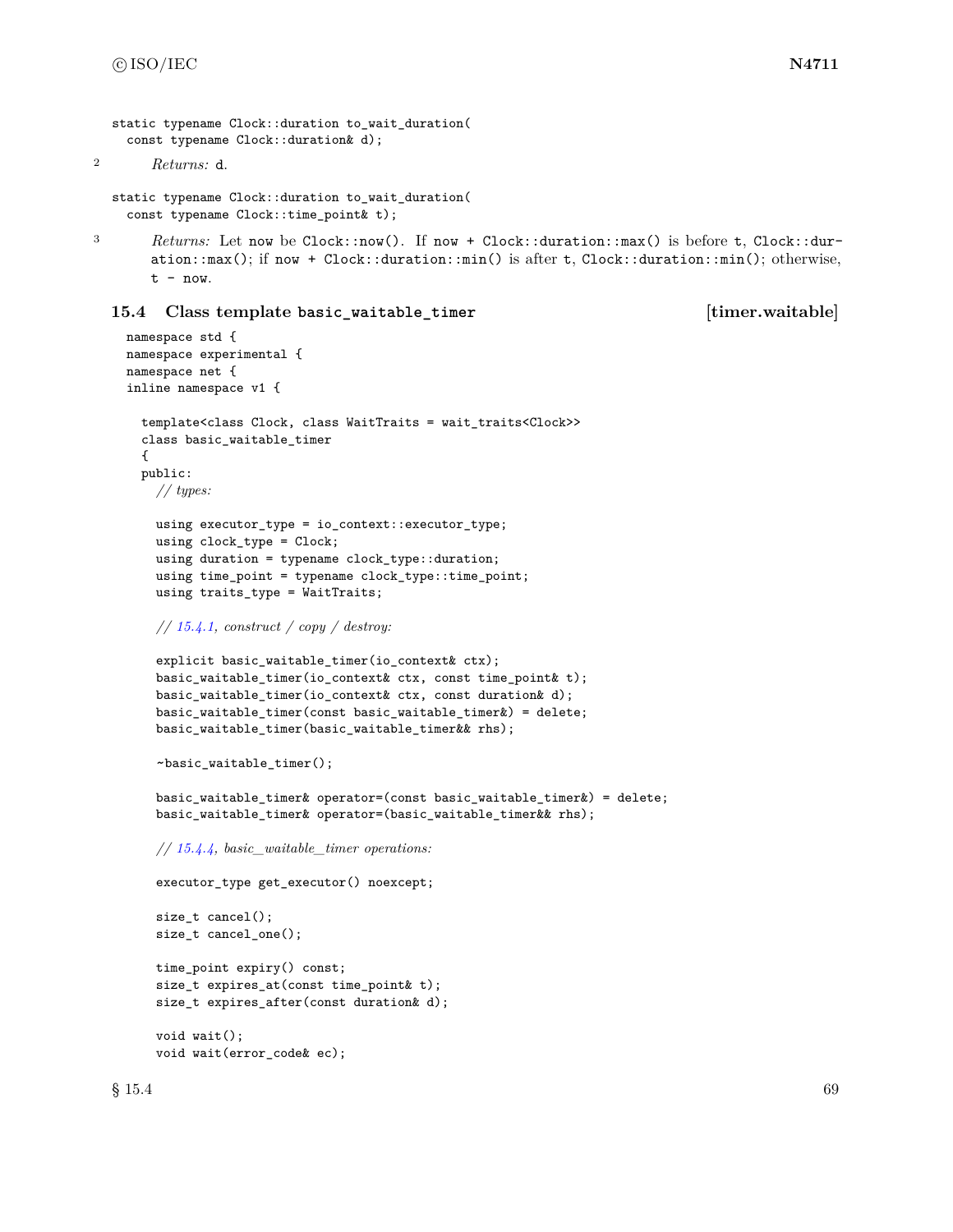```
static typename Clock::duration to_wait_duration(
  const typename Clock::duration& d);
```

2 *Returns:* `d`.

```
static typename Clock::duration to_wait_duration(
  const typename Clock::time_point& t);
```

3 *Returns:* Let `now` be `Clock::now()`. If `now + Clock::duration::max()` is before `t`, `Clock::duration::max()`; if `now + Clock::duration::min()` is after `t`, `Clock::duration::min()`; otherwise, `t - now`.

## 15.4 Class template basic_waitable_timer [timer.waitable]

```
namespace std {
namespace experimental {
namespace net {
inline namespace v1 {

  template<class Clock, class WaitTraits = wait_traits<Clock>>
  class basic_waitable_timer
  {
  public:
    // types:

    using executor_type = io_context::executor_type;
    using clock_type = Clock;
    using duration = typename clock_type::duration;
    using time_point = typename clock_type::time_point;
    using traits_type = WaitTraits;

    // 15.4.1, construct / copy / destroy:

    explicit basic_waitable_timer(io_context& ctx);
    basic_waitable_timer(io_context& ctx, const time_point& t);
    basic_waitable_timer(io_context& ctx, const duration& d);
    basic_waitable_timer(const basic_waitable_timer&) = delete;
    basic_waitable_timer(basic_waitable_timer&& rhs);

    ~basic_waitable_timer();

    basic_waitable_timer& operator=(const basic_waitable_timer&) = delete;
    basic_waitable_timer& operator=(basic_waitable_timer&& rhs);

    // 15.4.4, basic_waitable_timer operations:

    executor_type get_executor() noexcept;

    size_t cancel();
    size_t cancel_one();

    time_point expiry() const;
    size_t expires_at(const time_point& t);
    size_t expires_after(const duration& d);

    void wait();
    void wait(error_code& ec);
```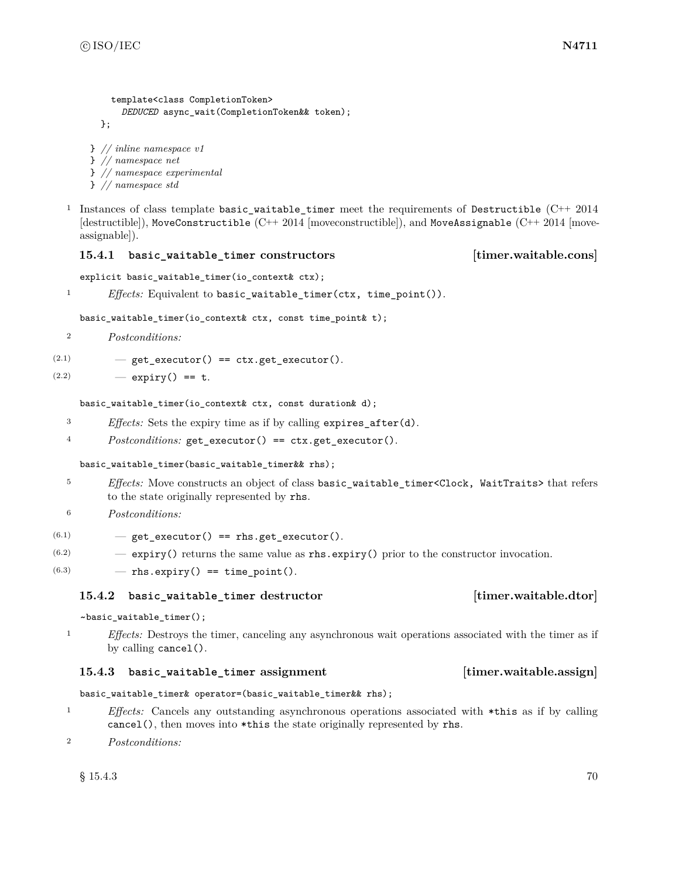```
    template<class CompletionToken>
      DEDUCED async_wait(CompletionToken&& token);
  };

} // inline namespace v1
} // namespace net
} // namespace experimental
} // namespace std
```

[1] Instances of class template `basic_waitable_timer` meet the requirements of `Destructible` (C++ 2014 [destructible]), `MoveConstructible` (C++ 2014 [moveconstructible]), and `MoveAssignable` (C++ 2014 [moveassignable]).

### 15.4.1 `basic_waitable_timer` constructors [timer.waitable.cons]

```
explicit basic_waitable_timer(io_context& ctx);
```

[1] *Effects:* Equivalent to `basic_waitable_timer(ctx, time_point())`.

```
basic_waitable_timer(io_context& ctx, const time_point& t);
```

[2] *Postconditions:*

- (2.1) — `get_executor() == ctx.get_executor()`.
- (2.2) — `expiry() == t`.

```
basic_waitable_timer(io_context& ctx, const duration& d);
```

[3] *Effects:* Sets the expiry time as if by calling `expires_after(d)`.

[4] *Postconditions:* `get_executor() == ctx.get_executor()`.

```
basic_waitable_timer(basic_waitable_timer&& rhs);
```

[5] *Effects:* Move constructs an object of class `basic_waitable_timer<Clock, WaitTraits>` that refers to the state originally represented by `rhs`.

[6] *Postconditions:*

- (6.1) — `get_executor() == rhs.get_executor()`.
- (6.2) — `expiry()` returns the same value as `rhs.expiry()` prior to the constructor invocation.
- (6.3) — `rhs.expiry() == time_point()`.

### 15.4.2 `basic_waitable_timer` destructor [timer.waitable.dtor]

```
~basic_waitable_timer();
```

[1] *Effects:* Destroys the timer, canceling any asynchronous wait operations associated with the timer as if by calling `cancel()`.

### 15.4.3 `basic_waitable_timer` assignment [timer.waitable.assign]

```
basic_waitable_timer& operator=(basic_waitable_timer&& rhs);
```

[1] *Effects:* Cancels any outstanding asynchronous operations associated with `*this` as if by calling `cancel()`, then moves into `*this` the state originally represented by `rhs`.

[2] *Postconditions:*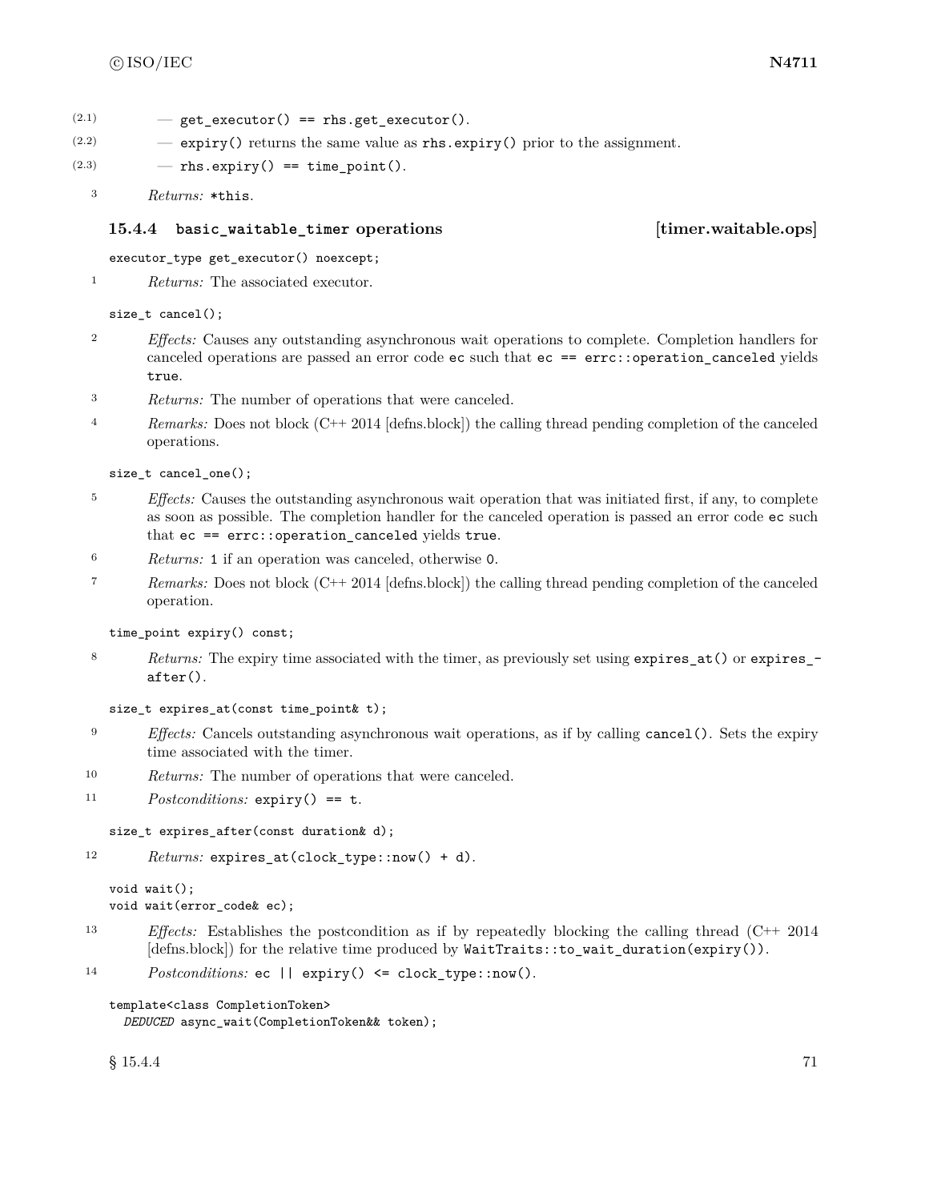(2.1) — `get_executor() == rhs.get_executor()`.

(2.2) — `expiry()` returns the same value as `rhs.expiry()` prior to the assignment.

(2.3) — `rhs.expiry() == time_point()`.

3 *Returns:* `*this`.

### 15.4.4 `basic_waitable_timer` operations [timer.waitable.ops]

```
executor_type get_executor() noexcept;
```

1 *Returns:* The associated executor.

```
size_t cancel();
```

2 *Effects:* Causes any outstanding asynchronous wait operations to complete. Completion handlers for canceled operations are passed an error code `ec` such that `ec == errc::operation_canceled` yields `true`.

3 *Returns:* The number of operations that were canceled.

4 *Remarks:* Does not block (C++ 2014 [defns.block]) the calling thread pending completion of the canceled operations.

```
size_t cancel_one();
```

5 *Effects:* Causes the outstanding asynchronous wait operation that was initiated first, if any, to complete as soon as possible. The completion handler for the canceled operation is passed an error code `ec` such that `ec == errc::operation_canceled` yields `true`.

6 *Returns:* `1` if an operation was canceled, otherwise `0`.

7 *Remarks:* Does not block (C++ 2014 [defns.block]) the calling thread pending completion of the canceled operation.

```
time_point expiry() const;
```

8 *Returns:* The expiry time associated with the timer, as previously set using `expires_at()` or `expires_after()`.

```
size_t expires_at(const time_point& t);
```

9 *Effects:* Cancels outstanding asynchronous wait operations, as if by calling `cancel()`. Sets the expiry time associated with the timer.

10 *Returns:* The number of operations that were canceled.

11 *Postconditions:* `expiry() == t`.

```
size_t expires_after(const duration& d);
```

12 *Returns:* `expires_at(clock_type::now() + d)`.

```
void wait();
void wait(error_code& ec);
```

13 *Effects:* Establishes the postcondition as if by repeatedly blocking the calling thread (C++ 2014 [defns.block]) for the relative time produced by `WaitTraits::to_wait_duration(expiry())`.

14 *Postconditions:* `ec || expiry() <= clock_type::now()`.

```
template<class CompletionToken>
  DEDUCED async_wait(CompletionToken&& token);
```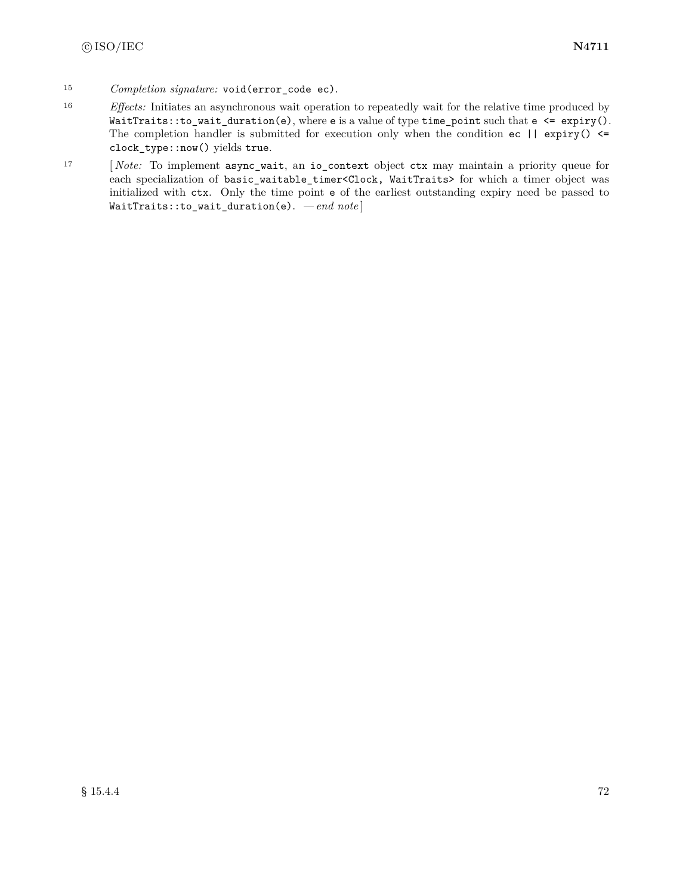15 *Completion signature:* `void(error_code ec)`.

16 *Effects:* Initiates an asynchronous wait operation to repeatedly wait for the relative time produced by `WaitTraits::to_wait_duration(e)`, where `e` is a value of type `time_point` such that `e <= expiry()`. The completion handler is submitted for execution only when the condition `ec || expiry() <= clock_type::now()` yields `true`.

17 [ *Note:* To implement `async_wait`, an `io_context` object `ctx` may maintain a priority queue for each specialization of `basic_waitable_timer<Clock, WaitTraits>` for which a timer object was initialized with `ctx`. Only the time point `e` of the earliest outstanding expiry need be passed to `WaitTraits::to_wait_duration(e)`. — *end note* ]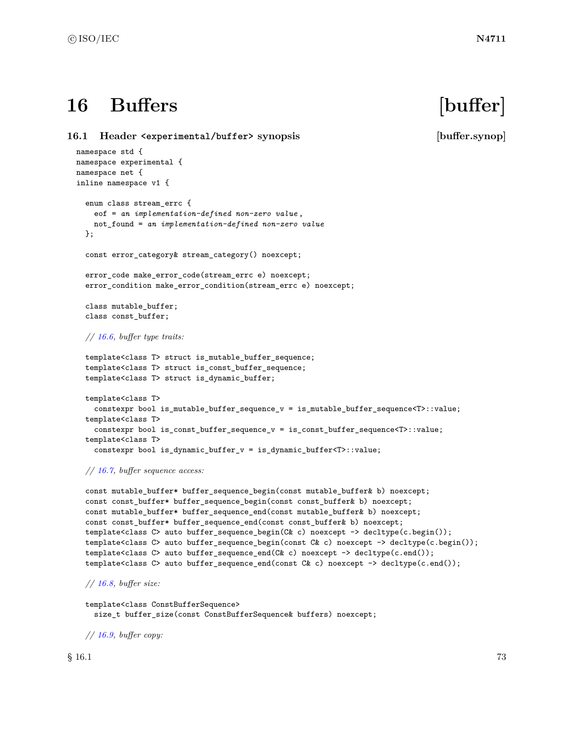# 16 Buffers [buffer]

## 16.1 Header `<experimental/buffer>` synopsis [buffer.synop]

```
namespace std {
namespace experimental {
namespace net {
inline namespace v1 {

  enum class stream_errc {
    eof = an implementation-defined non-zero value,
    not_found = an implementation-defined non-zero value
  };

  const error_category& stream_category() noexcept;

  error_code make_error_code(stream_errc e) noexcept;
  error_condition make_error_condition(stream_errc e) noexcept;

  class mutable_buffer;
  class const_buffer;

  // 16.6, buffer type traits:

  template<class T> struct is_mutable_buffer_sequence;
  template<class T> struct is_const_buffer_sequence;
  template<class T> struct is_dynamic_buffer;

  template<class T>
    constexpr bool is_mutable_buffer_sequence_v = is_mutable_buffer_sequence<T>::value;
  template<class T>
    constexpr bool is_const_buffer_sequence_v = is_const_buffer_sequence<T>::value;
  template<class T>
    constexpr bool is_dynamic_buffer_v = is_dynamic_buffer<T>::value;

  // 16.7, buffer sequence access:

  const mutable_buffer* buffer_sequence_begin(const mutable_buffer& b) noexcept;
  const const_buffer* buffer_sequence_begin(const const_buffer& b) noexcept;
  const mutable_buffer* buffer_sequence_end(const mutable_buffer& b) noexcept;
  const const_buffer* buffer_sequence_end(const const_buffer& b) noexcept;
  template<class C> auto buffer_sequence_begin(C& c) noexcept -> decltype(c.begin());
  template<class C> auto buffer_sequence_begin(const C& c) noexcept -> decltype(c.begin());
  template<class C> auto buffer_sequence_end(C& c) noexcept -> decltype(c.end());
  template<class C> auto buffer_sequence_end(const C& c) noexcept -> decltype(c.end());

  // 16.8, buffer size:

  template<class ConstBufferSequence>
    size_t buffer_size(const ConstBufferSequence& buffers) noexcept;

  // 16.9, buffer copy:
```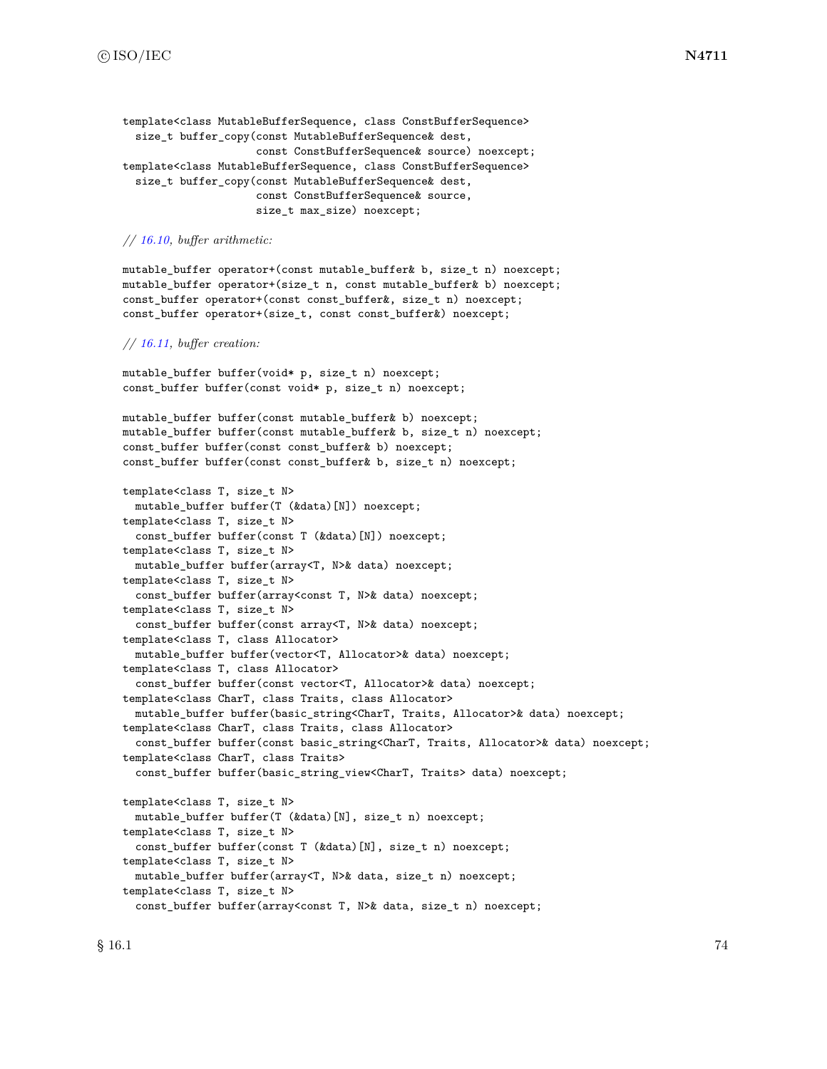```
template<class MutableBufferSequence, class ConstBufferSequence>
  size_t buffer_copy(const MutableBufferSequence& dest,
                     const ConstBufferSequence& source) noexcept;
template<class MutableBufferSequence, class ConstBufferSequence>
  size_t buffer_copy(const MutableBufferSequence& dest,
                     const ConstBufferSequence& source,
                     size_t max_size) noexcept;

// 16.10, buffer arithmetic:

mutable_buffer operator+(const mutable_buffer& b, size_t n) noexcept;
mutable_buffer operator+(size_t n, const mutable_buffer& b) noexcept;
const_buffer operator+(const const_buffer&, size_t n) noexcept;
const_buffer operator+(size_t, const const_buffer&) noexcept;

// 16.11, buffer creation:

mutable_buffer buffer(void* p, size_t n) noexcept;
const_buffer buffer(const void* p, size_t n) noexcept;

mutable_buffer buffer(const mutable_buffer& b) noexcept;
mutable_buffer buffer(const mutable_buffer& b, size_t n) noexcept;
const_buffer buffer(const const_buffer& b) noexcept;
const_buffer buffer(const const_buffer& b, size_t n) noexcept;

template<class T, size_t N>
  mutable_buffer buffer(T (&data)[N]) noexcept;
template<class T, size_t N>
  const_buffer buffer(const T (&data)[N]) noexcept;
template<class T, size_t N>
  mutable_buffer buffer(array<T, N>& data) noexcept;
template<class T, size_t N>
  const_buffer buffer(array<const T, N>& data) noexcept;
template<class T, size_t N>
  const_buffer buffer(const array<T, N>& data) noexcept;
template<class T, class Allocator>
  mutable_buffer buffer(vector<T, Allocator>& data) noexcept;
template<class T, class Allocator>
  const_buffer buffer(const vector<T, Allocator>& data) noexcept;
template<class CharT, class Traits, class Allocator>
  mutable_buffer buffer(basic_string<CharT, Traits, Allocator>& data) noexcept;
template<class CharT, class Traits, class Allocator>
  const_buffer buffer(const basic_string<CharT, Traits, Allocator>& data) noexcept;
template<class CharT, class Traits>
  const_buffer buffer(basic_string_view<CharT, Traits> data) noexcept;

template<class T, size_t N>
  mutable_buffer buffer(T (&data)[N], size_t n) noexcept;
template<class T, size_t N>
  const_buffer buffer(const T (&data)[N], size_t n) noexcept;
template<class T, size_t N>
  mutable_buffer buffer(array<T, N>& data, size_t n) noexcept;
template<class T, size_t N>
  const_buffer buffer(array<const T, N>& data, size_t n) noexcept;
```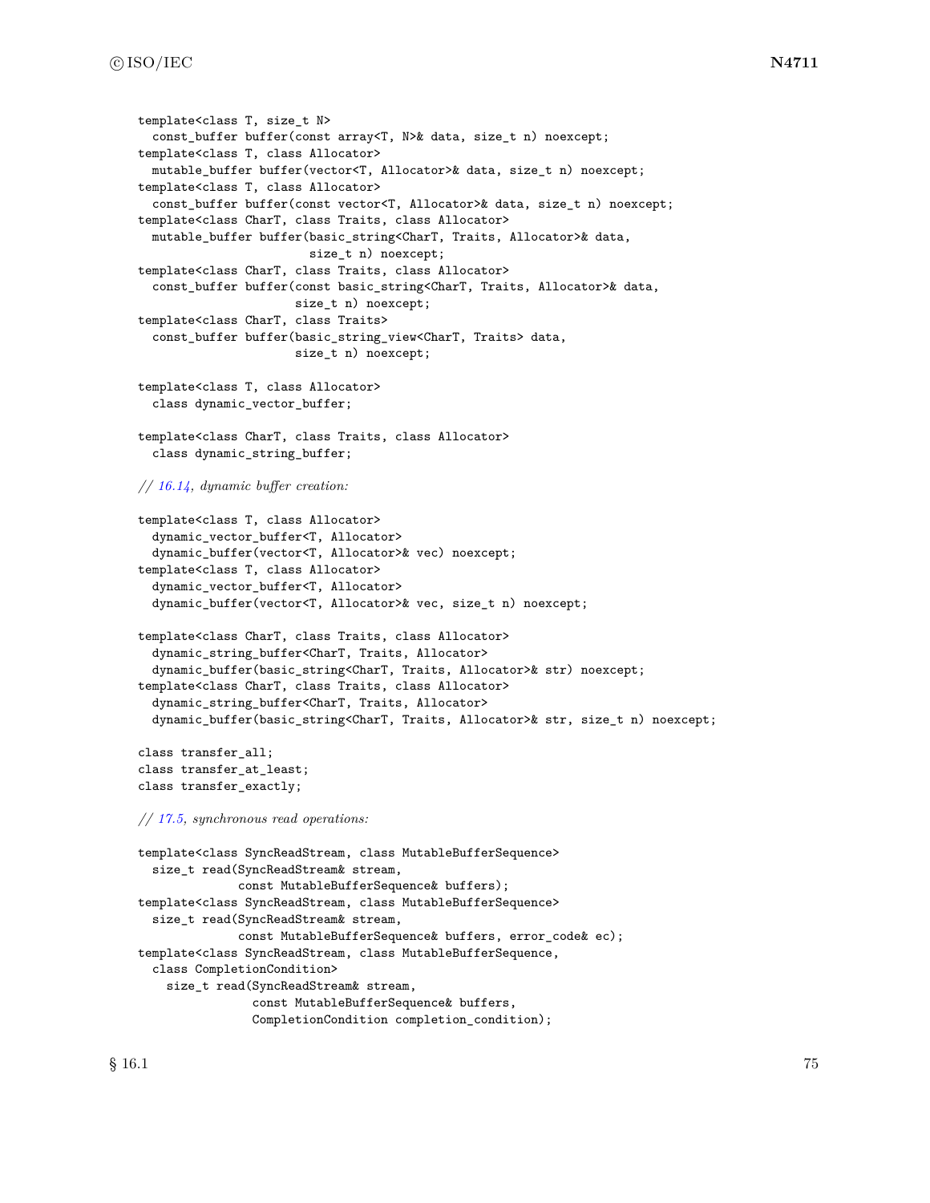```
template<class T, size_t N>
  const_buffer buffer(const array<T, N>& data, size_t n) noexcept;
template<class T, class Allocator>
  mutable_buffer buffer(vector<T, Allocator>& data, size_t n) noexcept;
template<class T, class Allocator>
  const_buffer buffer(const vector<T, Allocator>& data, size_t n) noexcept;
template<class CharT, class Traits, class Allocator>
  mutable_buffer buffer(basic_string<CharT, Traits, Allocator>& data,
                        size_t n) noexcept;
template<class CharT, class Traits, class Allocator>
  const_buffer buffer(const basic_string<CharT, Traits, Allocator>& data,
                      size_t n) noexcept;
template<class CharT, class Traits>
  const_buffer buffer(basic_string_view<CharT, Traits> data,
                      size_t n) noexcept;

template<class T, class Allocator>
  class dynamic_vector_buffer;

template<class CharT, class Traits, class Allocator>
  class dynamic_string_buffer;

// 16.14, dynamic buffer creation:

template<class T, class Allocator>
  dynamic_vector_buffer<T, Allocator>
  dynamic_buffer(vector<T, Allocator>& vec) noexcept;
template<class T, class Allocator>
  dynamic_vector_buffer<T, Allocator>
  dynamic_buffer(vector<T, Allocator>& vec, size_t n) noexcept;

template<class CharT, class Traits, class Allocator>
  dynamic_string_buffer<CharT, Traits, Allocator>
  dynamic_buffer(basic_string<CharT, Traits, Allocator>& str) noexcept;
template<class CharT, class Traits, class Allocator>
  dynamic_string_buffer<CharT, Traits, Allocator>
  dynamic_buffer(basic_string<CharT, Traits, Allocator>& str, size_t n) noexcept;

class transfer_all;
class transfer_at_least;
class transfer_exactly;

// 17.5, synchronous read operations:

template<class SyncReadStream, class MutableBufferSequence>
  size_t read(SyncReadStream& stream,
              const MutableBufferSequence& buffers);
template<class SyncReadStream, class MutableBufferSequence>
  size_t read(SyncReadStream& stream,
              const MutableBufferSequence& buffers, error_code& ec);
template<class SyncReadStream, class MutableBufferSequence,
  class CompletionCondition>
    size_t read(SyncReadStream& stream,
                const MutableBufferSequence& buffers,
                CompletionCondition completion_condition);
```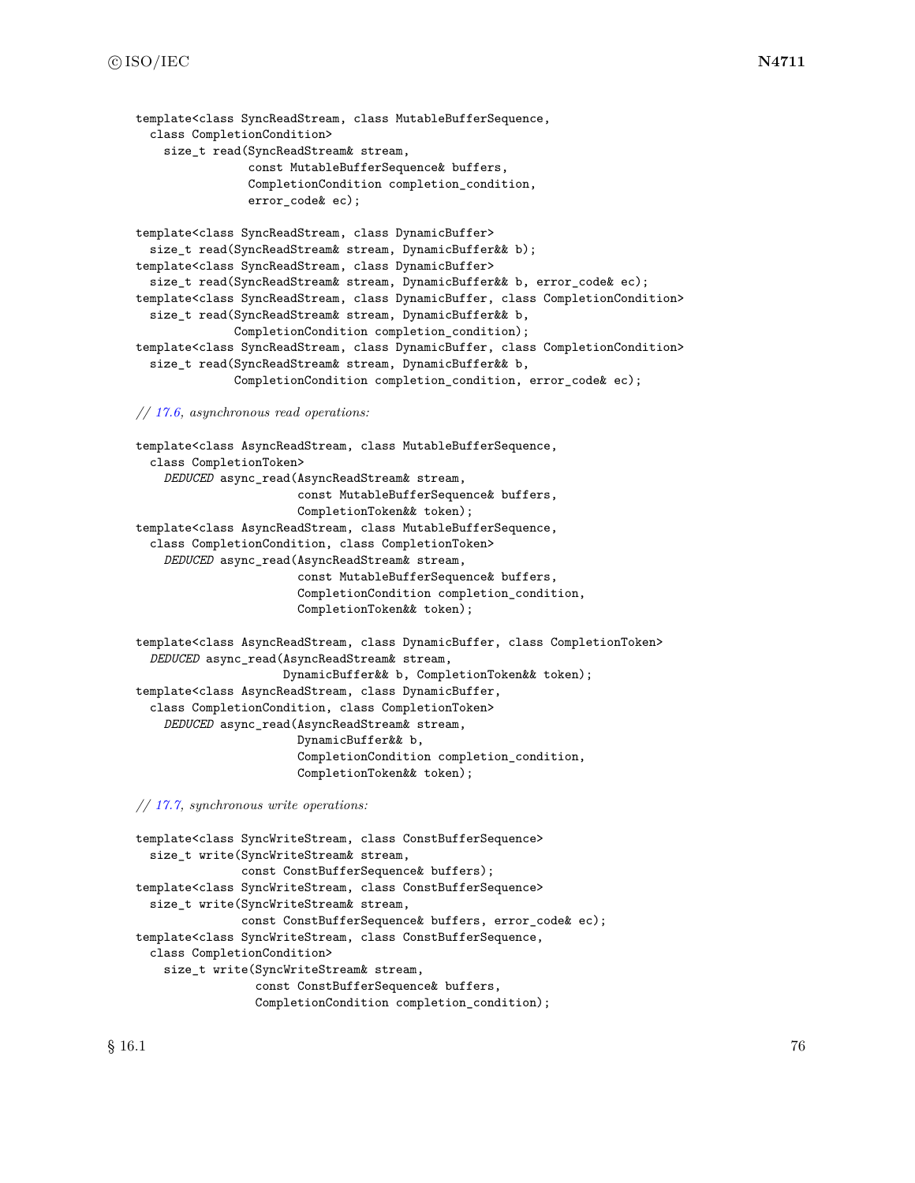```
template<class SyncReadStream, class MutableBufferSequence,
  class CompletionCondition>
    size_t read(SyncReadStream& stream,
                const MutableBufferSequence& buffers,
                CompletionCondition completion_condition,
                error_code& ec);

template<class SyncReadStream, class DynamicBuffer>
  size_t read(SyncReadStream& stream, DynamicBuffer&& b);
template<class SyncReadStream, class DynamicBuffer>
  size_t read(SyncReadStream& stream, DynamicBuffer&& b, error_code& ec);
template<class SyncReadStream, class DynamicBuffer, class CompletionCondition>
  size_t read(SyncReadStream& stream, DynamicBuffer&& b,
              CompletionCondition completion_condition);
template<class SyncReadStream, class DynamicBuffer, class CompletionCondition>
  size_t read(SyncReadStream& stream, DynamicBuffer&& b,
              CompletionCondition completion_condition, error_code& ec);

// 17.6, asynchronous read operations:

template<class AsyncReadStream, class MutableBufferSequence,
  class CompletionToken>
    DEDUCED async_read(AsyncReadStream& stream,
                       const MutableBufferSequence& buffers,
                       CompletionToken&& token);
template<class AsyncReadStream, class MutableBufferSequence,
  class CompletionCondition, class CompletionToken>
    DEDUCED async_read(AsyncReadStream& stream,
                       const MutableBufferSequence& buffers,
                       CompletionCondition completion_condition,
                       CompletionToken&& token);

template<class AsyncReadStream, class DynamicBuffer, class CompletionToken>
  DEDUCED async_read(AsyncReadStream& stream,
                     DynamicBuffer&& b, CompletionToken&& token);
template<class AsyncReadStream, class DynamicBuffer,
  class CompletionCondition, class CompletionToken>
    DEDUCED async_read(AsyncReadStream& stream,
                       DynamicBuffer&& b,
                       CompletionCondition completion_condition,
                       CompletionToken&& token);

// 17.7, synchronous write operations:

template<class SyncWriteStream, class ConstBufferSequence>
  size_t write(SyncWriteStream& stream,
               const ConstBufferSequence& buffers);
template<class SyncWriteStream, class ConstBufferSequence>
  size_t write(SyncWriteStream& stream,
               const ConstBufferSequence& buffers, error_code& ec);
template<class SyncWriteStream, class ConstBufferSequence,
  class CompletionCondition>
    size_t write(SyncWriteStream& stream,
                 const ConstBufferSequence& buffers,
                 CompletionCondition completion_condition);
```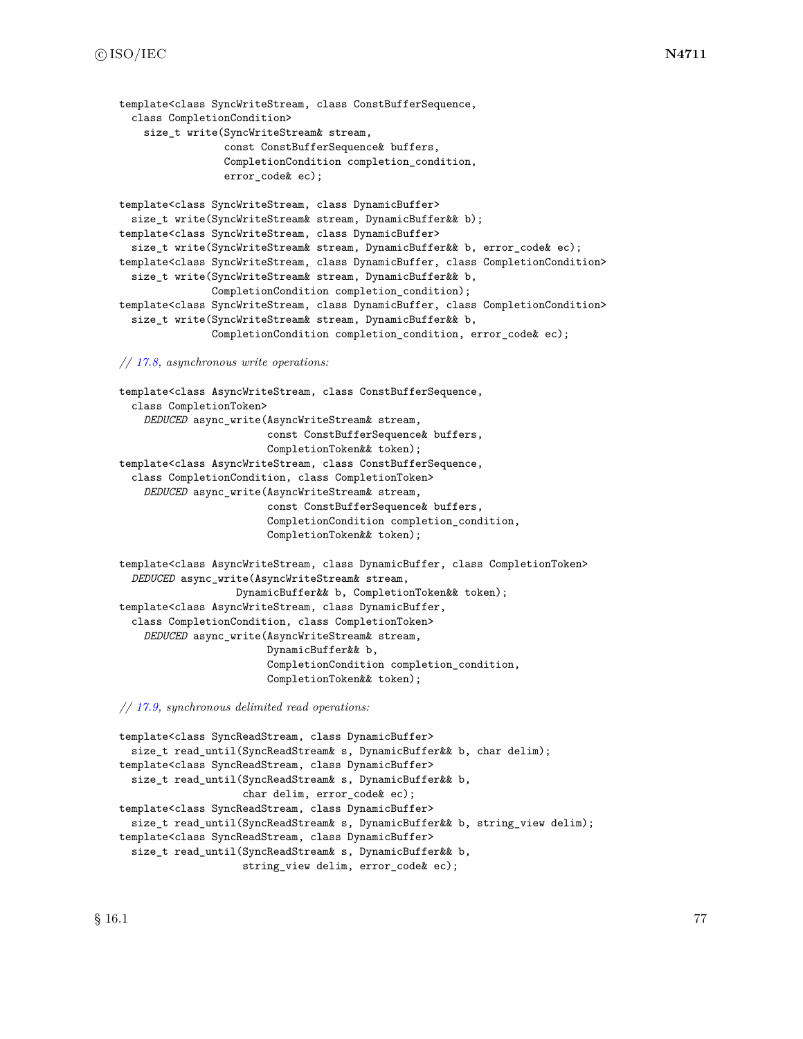```
template<class SyncWriteStream, class ConstBufferSequence,
  class CompletionCondition>
    size_t write(SyncWriteStream& stream,
                 const ConstBufferSequence& buffers,
                 CompletionCondition completion_condition,
                 error_code& ec);

template<class SyncWriteStream, class DynamicBuffer>
  size_t write(SyncWriteStream& stream, DynamicBuffer&& b);
template<class SyncWriteStream, class DynamicBuffer>
  size_t write(SyncWriteStream& stream, DynamicBuffer&& b, error_code& ec);
template<class SyncWriteStream, class DynamicBuffer, class CompletionCondition>
  size_t write(SyncWriteStream& stream, DynamicBuffer&& b,
               CompletionCondition completion_condition);
template<class SyncWriteStream, class DynamicBuffer, class CompletionCondition>
  size_t write(SyncWriteStream& stream, DynamicBuffer&& b,
               CompletionCondition completion_condition, error_code& ec);

// 17.8, asynchronous write operations:

template<class AsyncWriteStream, class ConstBufferSequence,
  class CompletionToken>
    DEDUCED async_write(AsyncWriteStream& stream,
                        const ConstBufferSequence& buffers,
                        CompletionToken&& token);
template<class AsyncWriteStream, class ConstBufferSequence,
  class CompletionCondition, class CompletionToken>
    DEDUCED async_write(AsyncWriteStream& stream,
                        const ConstBufferSequence& buffers,
                        CompletionCondition completion_condition,
                        CompletionToken&& token);

template<class AsyncWriteStream, class DynamicBuffer, class CompletionToken>
  DEDUCED async_write(AsyncWriteStream& stream,
                      DynamicBuffer&& b, CompletionToken&& token);
template<class AsyncWriteStream, class DynamicBuffer,
  class CompletionCondition, class CompletionToken>
    DEDUCED async_write(AsyncWriteStream& stream,
                        DynamicBuffer&& b,
                        CompletionCondition completion_condition,
                        CompletionToken&& token);

// 17.9, synchronous delimited read operations:

template<class SyncReadStream, class DynamicBuffer>
  size_t read_until(SyncReadStream& s, DynamicBuffer&& b, char delim);
template<class SyncReadStream, class DynamicBuffer>
  size_t read_until(SyncReadStream& s, DynamicBuffer&& b,
                    char delim, error_code& ec);
template<class SyncReadStream, class DynamicBuffer>
  size_t read_until(SyncReadStream& s, DynamicBuffer&& b, string_view delim);
template<class SyncReadStream, class DynamicBuffer>
  size_t read_until(SyncReadStream& s, DynamicBuffer&& b,
                    string_view delim, error_code& ec);
```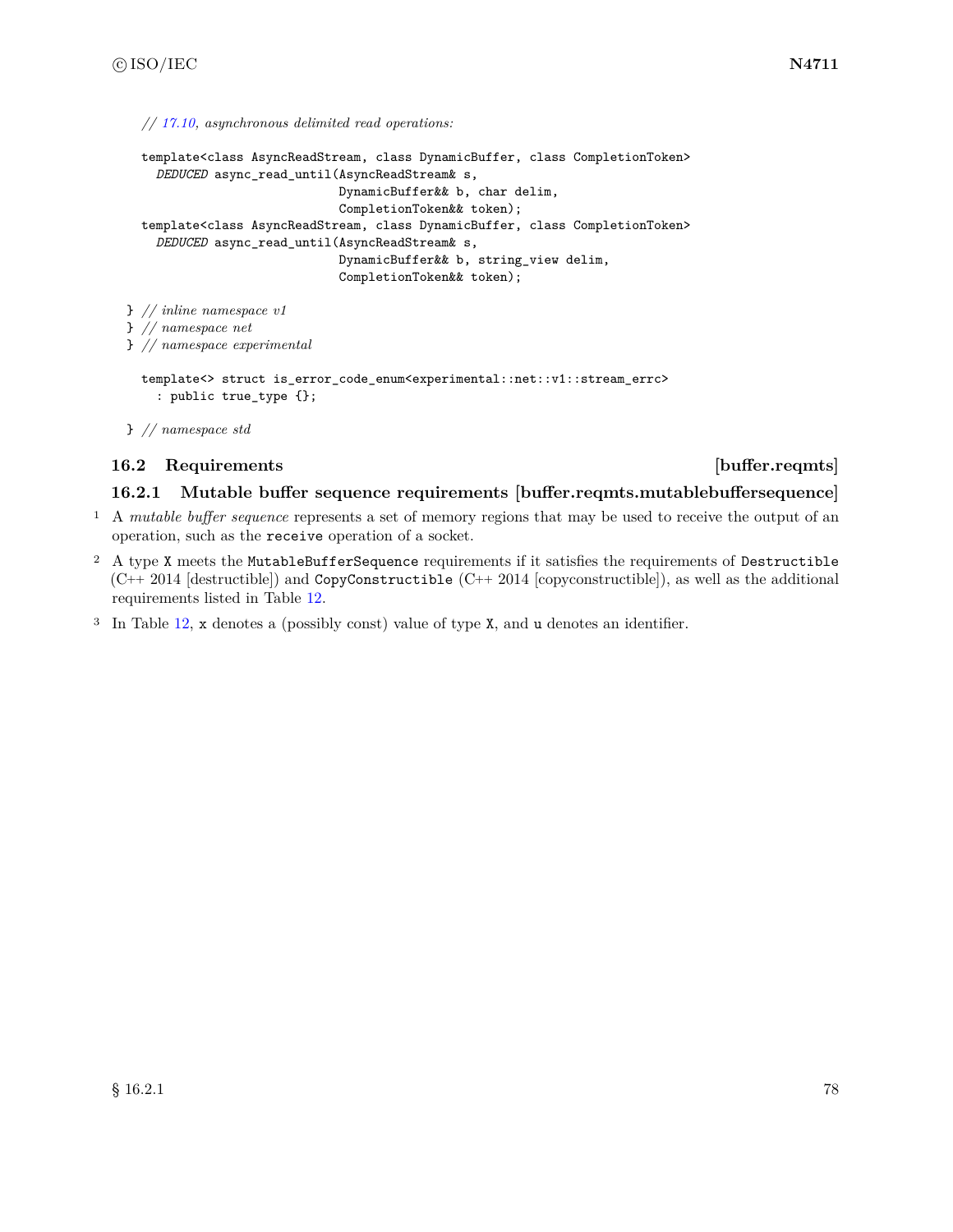```
  // 17.10, asynchronous delimited read operations:

  template<class AsyncReadStream, class DynamicBuffer, class CompletionToken>
    DEDUCED async_read_until(AsyncReadStream& s,
                             DynamicBuffer&& b, char delim,
                             CompletionToken&& token);
  template<class AsyncReadStream, class DynamicBuffer, class CompletionToken>
    DEDUCED async_read_until(AsyncReadStream& s,
                             DynamicBuffer&& b, string_view delim,
                             CompletionToken&& token);

} // inline namespace v1
} // namespace net
} // namespace experimental

  template<> struct is_error_code_enum<experimental::net::v1::stream_errc>
    : public true_type {};

} // namespace std
```

## 16.2 Requirements [buffer.reqmts]

### 16.2.1 Mutable buffer sequence requirements [buffer.reqmts.mutablebuffersequence]

1 A *mutable buffer sequence* represents a set of memory regions that may be used to receive the output of an operation, such as the `receive` operation of a socket.

2 A type `X` meets the `MutableBufferSequence` requirements if it satisfies the requirements of `Destructible` (C++ 2014 [destructible]) and `CopyConstructible` (C++ 2014 [copyconstructible]), as well as the additional requirements listed in Table 12.

3 In Table 12, `x` denotes a (possibly const) value of type `X`, and `u` denotes an identifier.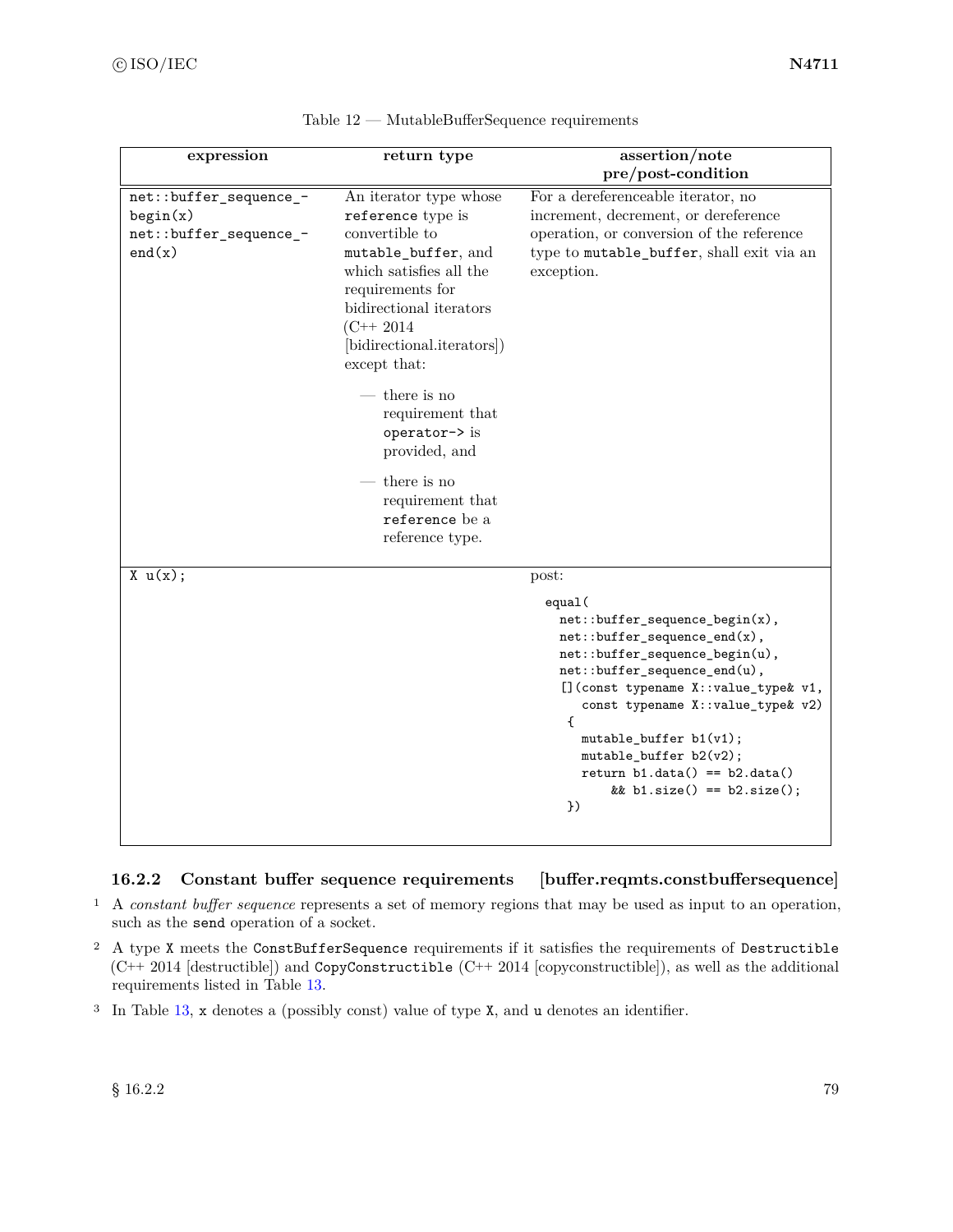Table 12 — MutableBufferSequence requirements

| expression | return type | assertion/note pre/post-condition |
|---|---|---|
| `net::buffer_sequence_begin(x)` `net::buffer_sequence_end(x)` | An iterator type whose `reference` type is convertible to `mutable_buffer`, and which satisfies all the requirements for bidirectional iterators (C++ 2014 [bidirectional.iterators]) except that: — there is no requirement that `operator->` is provided, and — there is no requirement that `reference` be a reference type. | For a dereferenceable iterator, no increment, decrement, or dereference operation, or conversion of the reference type to `mutable_buffer`, shall exit via an exception. |
| `X u(x);` | | post: `equal( net::buffer_sequence_begin(x), net::buffer_sequence_end(x), net::buffer_sequence_begin(u), net::buffer_sequence_end(u), [](const typename X::value_type& v1, const typename X::value_type& v2) { mutable_buffer b1(v1); mutable_buffer b2(v2); return b1.data() == b2.data() && b1.size() == b2.size(); })` |

### 16.2.2 Constant buffer sequence requirements [buffer.reqmts.constbuffersequence]

1 A *constant buffer sequence* represents a set of memory regions that may be used as input to an operation, such as the `send` operation of a socket.

2 A type `X` meets the `ConstBufferSequence` requirements if it satisfies the requirements of `Destructible` (C++ 2014 [destructible]) and `CopyConstructible` (C++ 2014 [copyconstructible]), as well as the additional requirements listed in Table 13.

3 In Table 13, `x` denotes a (possibly const) value of type `X`, and `u` denotes an identifier.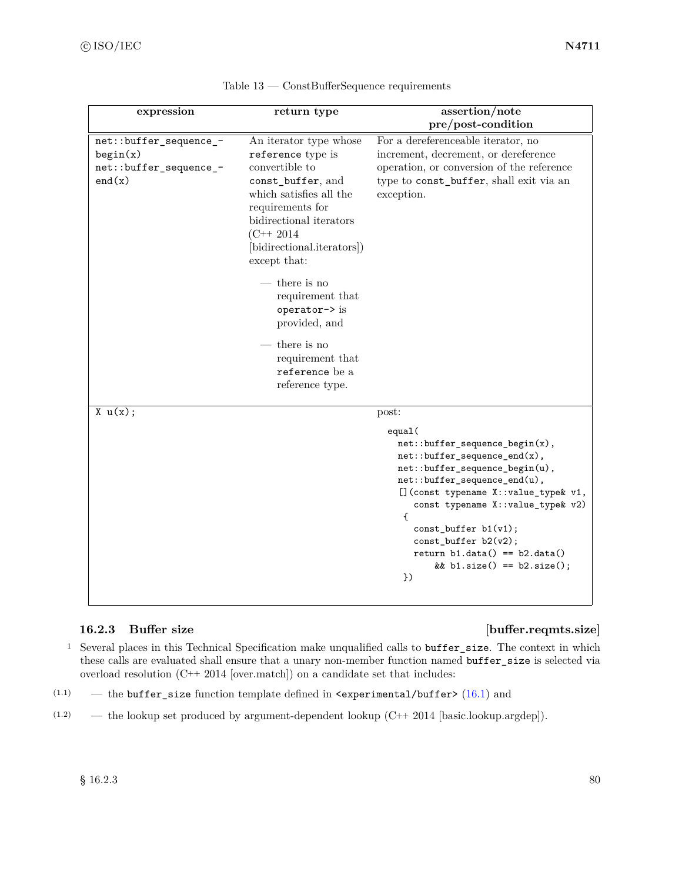Table 13 — ConstBufferSequence requirements

| expression | return type | assertion/note pre/post-condition |
|---|---|---|
| `net::buffer_sequence_begin(x)` `net::buffer_sequence_end(x)` | An iterator type whose `reference` type is convertible to `const_buffer`, and which satisfies all the requirements for bidirectional iterators (C++ 2014 [bidirectional.iterators]) except that: <br> — there is no requirement that `operator->` is provided, and <br> — there is no requirement that `reference` be a reference type. | For a dereferenceable iterator, no increment, decrement, or dereference operation, or conversion of the reference type to `const_buffer`, shall exit via an exception. |
| `X u(x);` | | post: <br> `equal(` <br> `net::buffer_sequence_begin(x),` <br> `net::buffer_sequence_end(x),` <br> `net::buffer_sequence_begin(u),` <br> `net::buffer_sequence_end(u),` <br> `[](const typename X::value_type& v1,` <br> `const typename X::value_type& v2)` <br> `{` <br> `const_buffer b1(v1);` <br> `const_buffer b2(v2);` <br> `return b1.data() == b2.data()` <br> `&& b1.size() == b2.size();` <br> `})` |

### 16.2.3 Buffer size [buffer.reqmts.size]

[1] Several places in this Technical Specification make unqualified calls to `buffer_size`. The context in which these calls are evaluated shall ensure that a unary non-member function named `buffer_size` is selected via overload resolution (C++ 2014 [over.match]) on a candidate set that includes:

(1.1) — the `buffer_size` function template defined in `<experimental/buffer>` (16.1) and

(1.2) — the lookup set produced by argument-dependent lookup (C++ 2014 [basic.lookup.argdep]).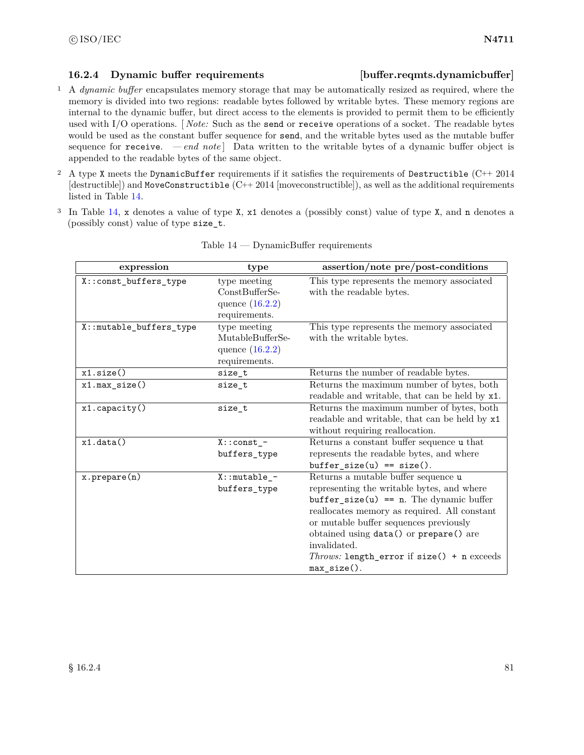### 16.2.4 Dynamic buffer requirements [buffer.reqmts.dynamicbuffer]

1 A *dynamic buffer* encapsulates memory storage that may be automatically resized as required, where the memory is divided into two regions: readable bytes followed by writable bytes. These memory regions are internal to the dynamic buffer, but direct access to the elements is provided to permit them to be efficiently used with I/O operations. [ *Note:* Such as the `send` or `receive` operations of a socket. The readable bytes would be used as the constant buffer sequence for `send`, and the writable bytes used as the mutable buffer sequence for `receive`. — *end note* ] Data written to the writable bytes of a dynamic buffer object is appended to the readable bytes of the same object.

2 A type `X` meets the `DynamicBuffer` requirements if it satisfies the requirements of `Destructible` (C++ 2014 [destructible]) and `MoveConstructible` (C++ 2014 [moveconstructible]), as well as the additional requirements listed in Table 14.

3 In Table 14, `x` denotes a value of type `X`, `x1` denotes a (possibly const) value of type `X`, and `n` denotes a (possibly const) value of type `size_t`.

Table 14 — DynamicBuffer requirements

| expression | type | assertion/note pre/post-conditions |
|---|---|---|
| `X::const_buffers_type` | type meeting ConstBufferSequence (16.2.2) requirements. | This type represents the memory associated with the readable bytes. |
| `X::mutable_buffers_type` | type meeting MutableBufferSequence (16.2.2) requirements. | This type represents the memory associated with the writable bytes. |
| `x1.size()` | `size_t` | Returns the number of readable bytes. |
| `x1.max_size()` | `size_t` | Returns the maximum number of bytes, both readable and writable, that can be held by `x1`. |
| `x1.capacity()` | `size_t` | Returns the maximum number of bytes, both readable and writable, that can be held by `x1` without requiring reallocation. |
| `x1.data()` | `X::const_buffers_type` | Returns a constant buffer sequence `u` that represents the readable bytes, and where `buffer_size(u) == size()`. |
| `x.prepare(n)` | `X::mutable_buffers_type` | Returns a mutable buffer sequence `u` representing the writable bytes, and where `buffer_size(u) == n`. The dynamic buffer reallocates memory as required. All constant or mutable buffer sequences previously obtained using `data()` or `prepare()` are invalidated. *Throws:* `length_error` if `size() + n` exceeds `max_size()`. |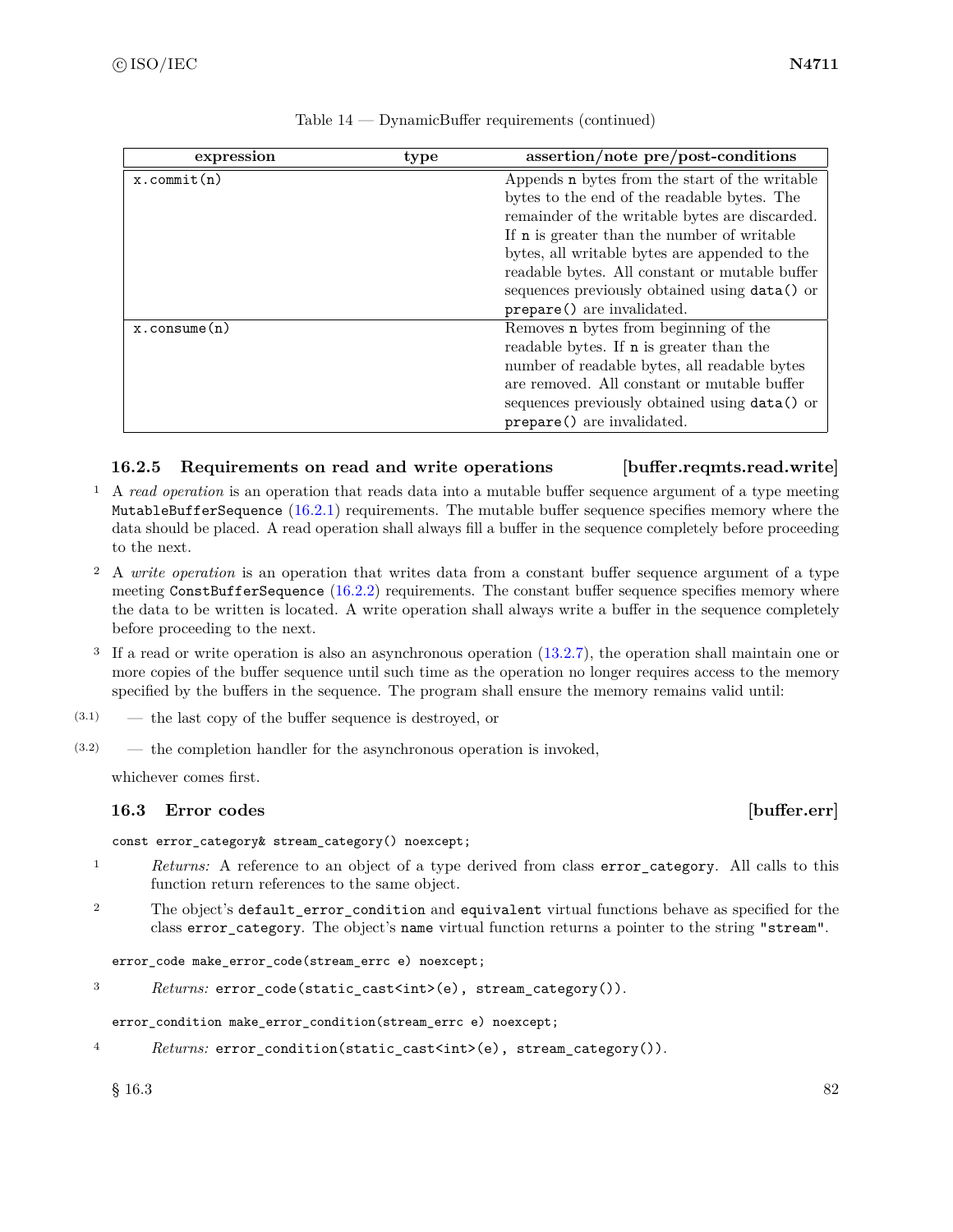Table 14 — DynamicBuffer requirements (continued)

| expression | type | assertion/note pre/post-conditions |
|---|---|---|
| `x.commit(n)` | | Appends `n` bytes from the start of the writable bytes to the end of the readable bytes. The remainder of the writable bytes are discarded. If `n` is greater than the number of writable bytes, all writable bytes are appended to the readable bytes. All constant or mutable buffer sequences previously obtained using `data()` or `prepare()` are invalidated. |
| `x.consume(n)` | | Removes `n` bytes from beginning of the readable bytes. If `n` is greater than the number of readable bytes, all readable bytes are removed. All constant or mutable buffer sequences previously obtained using `data()` or `prepare()` are invalidated. |

### 16.2.5 Requirements on read and write operations [buffer.reqmts.read.write]

1 A *read operation* is an operation that reads data into a mutable buffer sequence argument of a type meeting `MutableBufferSequence` (16.2.1) requirements. The mutable buffer sequence specifies memory where the data should be placed. A read operation shall always fill a buffer in the sequence completely before proceeding to the next.

2 A *write operation* is an operation that writes data from a constant buffer sequence argument of a type meeting `ConstBufferSequence` (16.2.2) requirements. The constant buffer sequence specifies memory where the data to be written is located. A write operation shall always write a buffer in the sequence completely before proceeding to the next.

3 If a read or write operation is also an asynchronous operation (13.2.7), the operation shall maintain one or more copies of the buffer sequence until such time as the operation no longer requires access to the memory specified by the buffers in the sequence. The program shall ensure the memory remains valid until:

(3.1) — the last copy of the buffer sequence is destroyed, or

(3.2) — the completion handler for the asynchronous operation is invoked,

whichever comes first.

## 16.3 Error codes [buffer.err]

```
const error_category& stream_category() noexcept;
```

1 *Returns:* A reference to an object of a type derived from class `error_category`. All calls to this function return references to the same object.

2 The object's `default_error_condition` and `equivalent` virtual functions behave as specified for the class `error_category`. The object's `name` virtual function returns a pointer to the string `"stream"`.

```
error_code make_error_code(stream_errc e) noexcept;
```

3 *Returns:* `error_code(static_cast<int>(e), stream_category())`.

```
error_condition make_error_condition(stream_errc e) noexcept;
```

4 *Returns:* `error_condition(static_cast<int>(e), stream_category())`.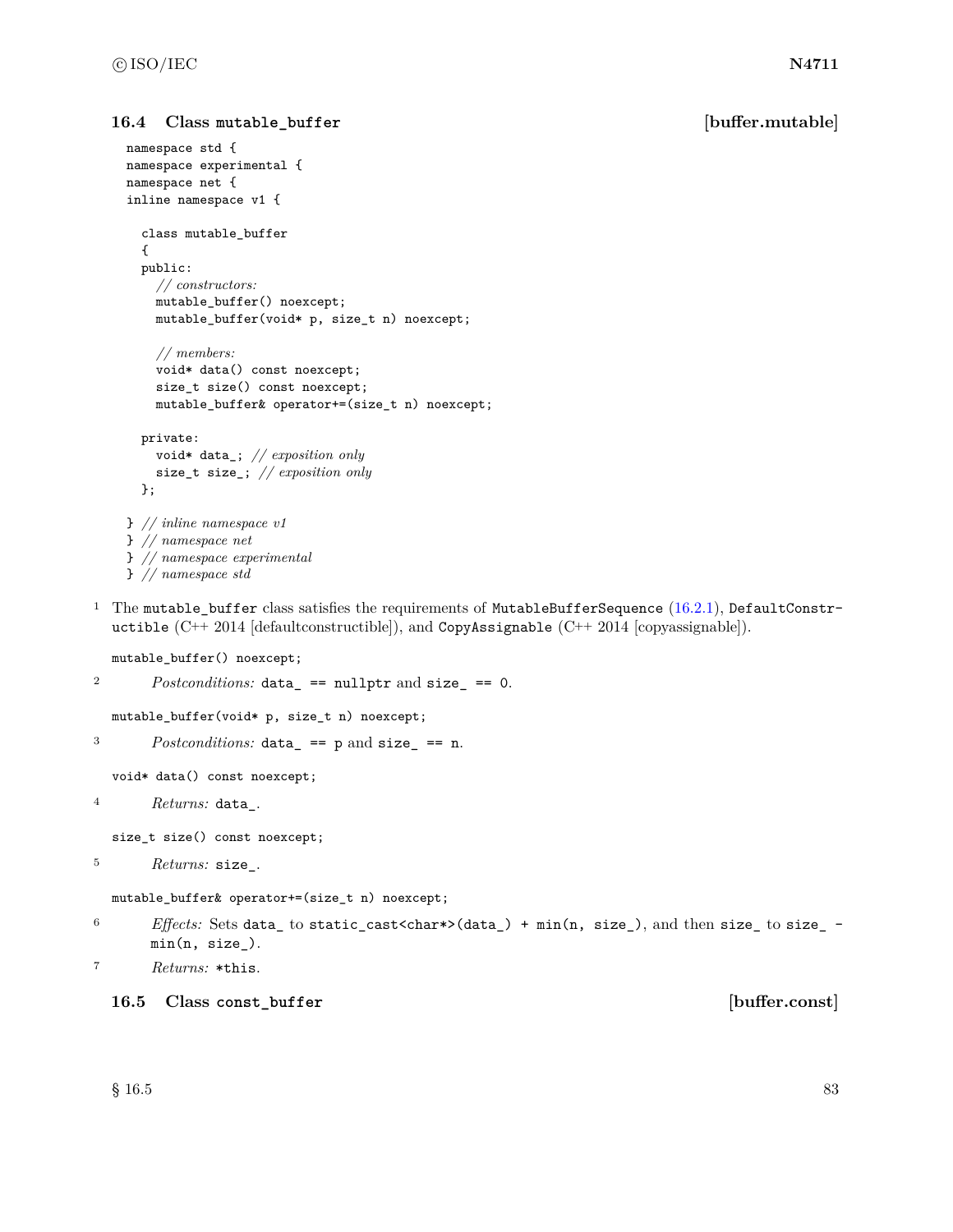### 16.4 Class `mutable_buffer` [buffer.mutable]

```
namespace std {
namespace experimental {
namespace net {
inline namespace v1 {

  class mutable_buffer
  {
  public:
    // constructors:
    mutable_buffer() noexcept;
    mutable_buffer(void* p, size_t n) noexcept;

    // members:
    void* data() const noexcept;
    size_t size() const noexcept;
    mutable_buffer& operator+=(size_t n) noexcept;

  private:
    void* data_; // exposition only
    size_t size_; // exposition only
  };

} // inline namespace v1
} // namespace net
} // namespace experimental
} // namespace std
```

1 The `mutable_buffer` class satisfies the requirements of `MutableBufferSequence` (16.2.1), `DefaultConstructible` (C++ 2014 [defaultconstructible]), and `CopyAssignable` (C++ 2014 [copyassignable]).

`mutable_buffer() noexcept;`

2 *Postconditions:* `data_ == nullptr` and `size_ == 0`.

`mutable_buffer(void* p, size_t n) noexcept;`

3 *Postconditions:* `data_ == p` and `size_ == n`.

`void* data() const noexcept;`

4 *Returns:* `data_`.

`size_t size() const noexcept;`

5 *Returns:* `size_`.

`mutable_buffer& operator+=(size_t n) noexcept;`

6 *Effects:* Sets `data_` to `static_cast<char*>(data_) + min(n, size_)`, and then `size_` to `size_ - min(n, size_)`.

7 *Returns:* `*this`.

### 16.5 Class `const_buffer` [buffer.const]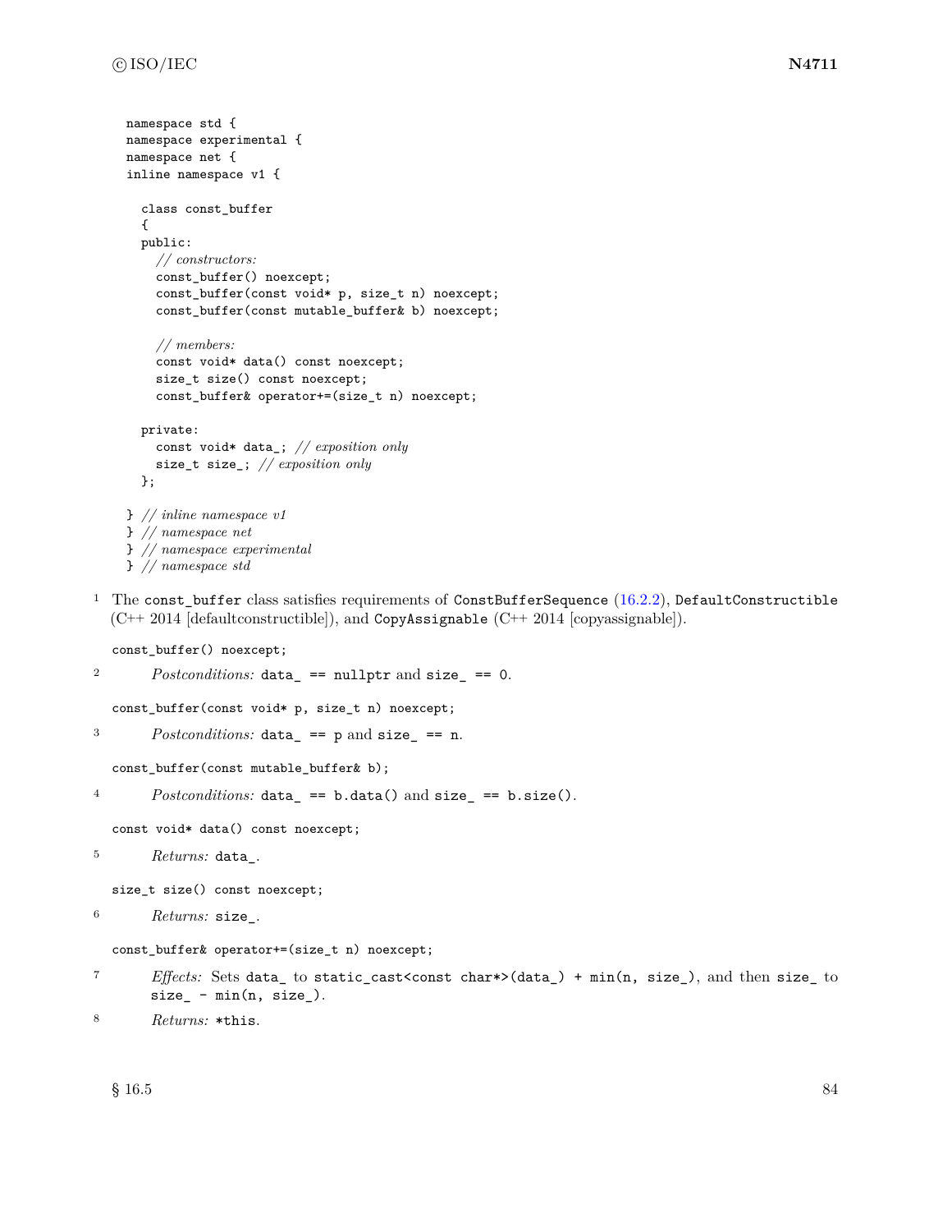```
namespace std {
namespace experimental {
namespace net {
inline namespace v1 {

  class const_buffer
  {
  public:
    // constructors:
    const_buffer() noexcept;
    const_buffer(const void* p, size_t n) noexcept;
    const_buffer(const mutable_buffer& b) noexcept;

    // members:
    const void* data() const noexcept;
    size_t size() const noexcept;
    const_buffer& operator+=(size_t n) noexcept;

  private:
    const void* data_; // exposition only
    size_t size_; // exposition only
  };

} // inline namespace v1
} // namespace net
} // namespace experimental
} // namespace std
```

1 The `const_buffer` class satisfies requirements of `ConstBufferSequence` (16.2.2), `DefaultConstructible` (C++ 2014 [defaultconstructible]), and `CopyAssignable` (C++ 2014 [copyassignable]).

```
const_buffer() noexcept;
```

2 *Postconditions:* `data_ == nullptr` and `size_ == 0`.

```
const_buffer(const void* p, size_t n) noexcept;
```

3 *Postconditions:* `data_ == p` and `size_ == n`.

```
const_buffer(const mutable_buffer& b);
```

4 *Postconditions:* `data_ == b.data()` and `size_ == b.size()`.

```
const void* data() const noexcept;
```

5 *Returns:* `data_`.

```
size_t size() const noexcept;
```

6 *Returns:* `size_`.

```
const_buffer& operator+=(size_t n) noexcept;
```

7 *Effects:* Sets `data_` to `static_cast<const char*>(data_) + min(n, size_)`, and then `size_` to `size_ - min(n, size_)`.

8 *Returns:* `*this`.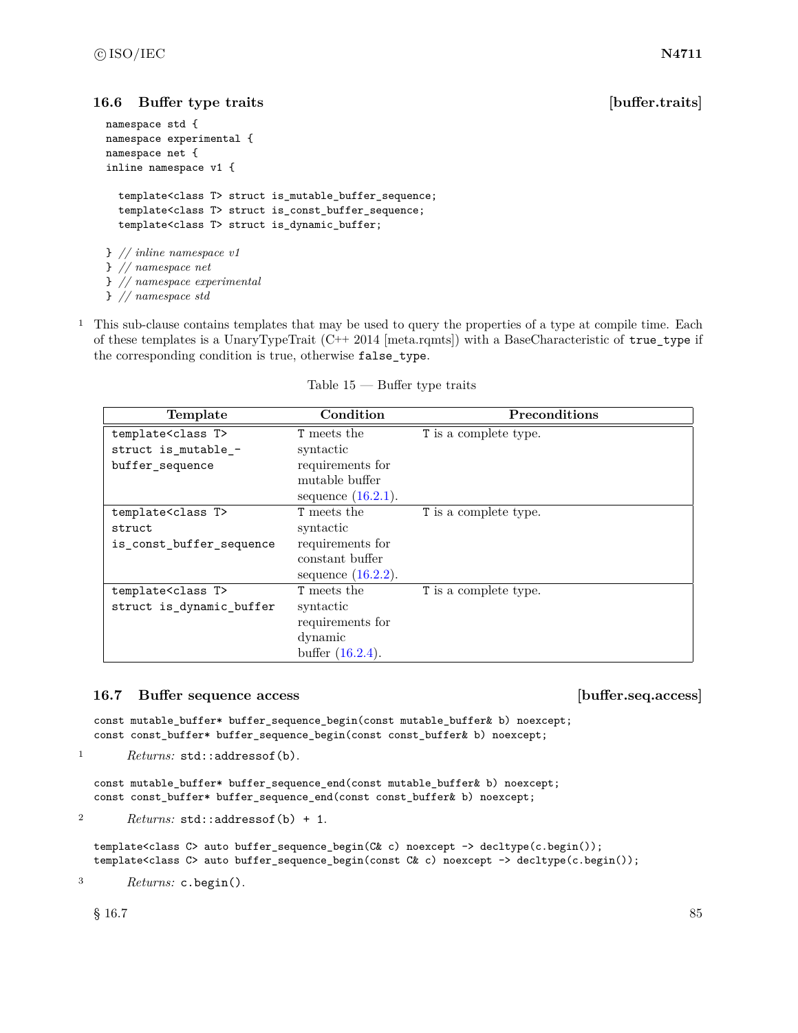### 16.6 Buffer type traits [buffer.traits]

```
namespace std {
namespace experimental {
namespace net {
inline namespace v1 {

  template<class T> struct is_mutable_buffer_sequence;
  template<class T> struct is_const_buffer_sequence;
  template<class T> struct is_dynamic_buffer;

} // inline namespace v1
} // namespace net
} // namespace experimental
} // namespace std
```

1 This sub-clause contains templates that may be used to query the properties of a type at compile time. Each of these templates is a UnaryTypeTrait (C++ 2014 [meta.rqmts]) with a BaseCharacteristic of `true_type` if the corresponding condition is true, otherwise `false_type`.

Table 15 — Buffer type traits

| Template | Condition | Preconditions |
|---|---|---|
| `template<class T> struct is_mutable_buffer_sequence` | T meets the syntactic requirements for mutable buffer sequence (16.2.1). | T is a complete type. |
| `template<class T> struct is_const_buffer_sequence` | T meets the syntactic requirements for constant buffer sequence (16.2.2). | T is a complete type. |
| `template<class T> struct is_dynamic_buffer` | T meets the syntactic requirements for dynamic buffer (16.2.4). | T is a complete type. |

### 16.7 Buffer sequence access [buffer.seq.access]

```
const mutable_buffer* buffer_sequence_begin(const mutable_buffer& b) noexcept;
const const_buffer* buffer_sequence_begin(const const_buffer& b) noexcept;
```

1 *Returns:* `std::addressof(b)`.

```
const mutable_buffer* buffer_sequence_end(const mutable_buffer& b) noexcept;
const const_buffer* buffer_sequence_end(const const_buffer& b) noexcept;
```

2 *Returns:* `std::addressof(b) + 1`.

```
template<class C> auto buffer_sequence_begin(C& c) noexcept -> decltype(c.begin());
template<class C> auto buffer_sequence_begin(const C& c) noexcept -> decltype(c.begin());
```

3 *Returns:* `c.begin()`.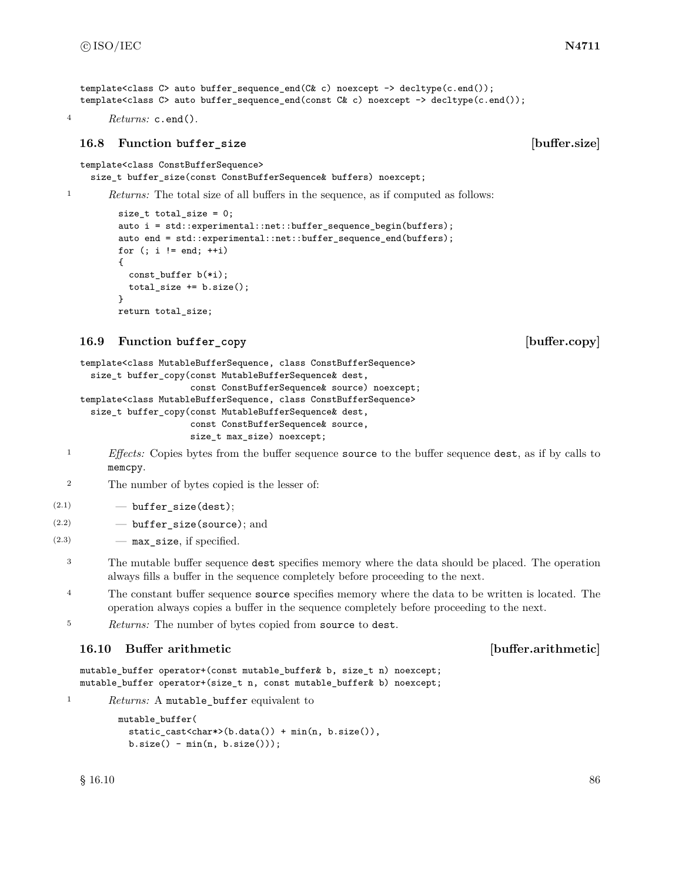```
template<class C> auto buffer_sequence_end(C& c) noexcept -> decltype(c.end());
template<class C> auto buffer_sequence_end(const C& c) noexcept -> decltype(c.end());
```

4 *Returns:* `c.end()`.

## 16.8 Function `buffer_size` [buffer.size]

```
template<class ConstBufferSequence>
  size_t buffer_size(const ConstBufferSequence& buffers) noexcept;
```

1 *Returns:* The total size of all buffers in the sequence, as if computed as follows:

```
size_t total_size = 0;
auto i = std::experimental::net::buffer_sequence_begin(buffers);
auto end = std::experimental::net::buffer_sequence_end(buffers);
for (; i != end; ++i)
{
  const_buffer b(*i);
  total_size += b.size();
}
return total_size;
```

## 16.9 Function `buffer_copy` [buffer.copy]

```
template<class MutableBufferSequence, class ConstBufferSequence>
  size_t buffer_copy(const MutableBufferSequence& dest,
                     const ConstBufferSequence& source) noexcept;
template<class MutableBufferSequence, class ConstBufferSequence>
  size_t buffer_copy(const MutableBufferSequence& dest,
                     const ConstBufferSequence& source,
                     size_t max_size) noexcept;
```

1 *Effects:* Copies bytes from the buffer sequence `source` to the buffer sequence `dest`, as if by calls to `memcpy`.

2 The number of bytes copied is the lesser of:

(2.1) — `buffer_size(dest)`;

(2.2) — `buffer_size(source)`; and

(2.3) — `max_size`, if specified.

3 The mutable buffer sequence `dest` specifies memory where the data should be placed. The operation always fills a buffer in the sequence completely before proceeding to the next.

4 The constant buffer sequence `source` specifies memory where the data to be written is located. The operation always copies a buffer in the sequence completely before proceeding to the next.

5 *Returns:* The number of bytes copied from `source` to `dest`.

## 16.10 Buffer arithmetic [buffer.arithmetic]

```
mutable_buffer operator+(const mutable_buffer& b, size_t n) noexcept;
mutable_buffer operator+(size_t n, const mutable_buffer& b) noexcept;
```

1 *Returns:* A `mutable_buffer` equivalent to

```
mutable_buffer(
  static_cast<char*>(b.data()) + min(n, b.size()),
  b.size() - min(n, b.size()));
```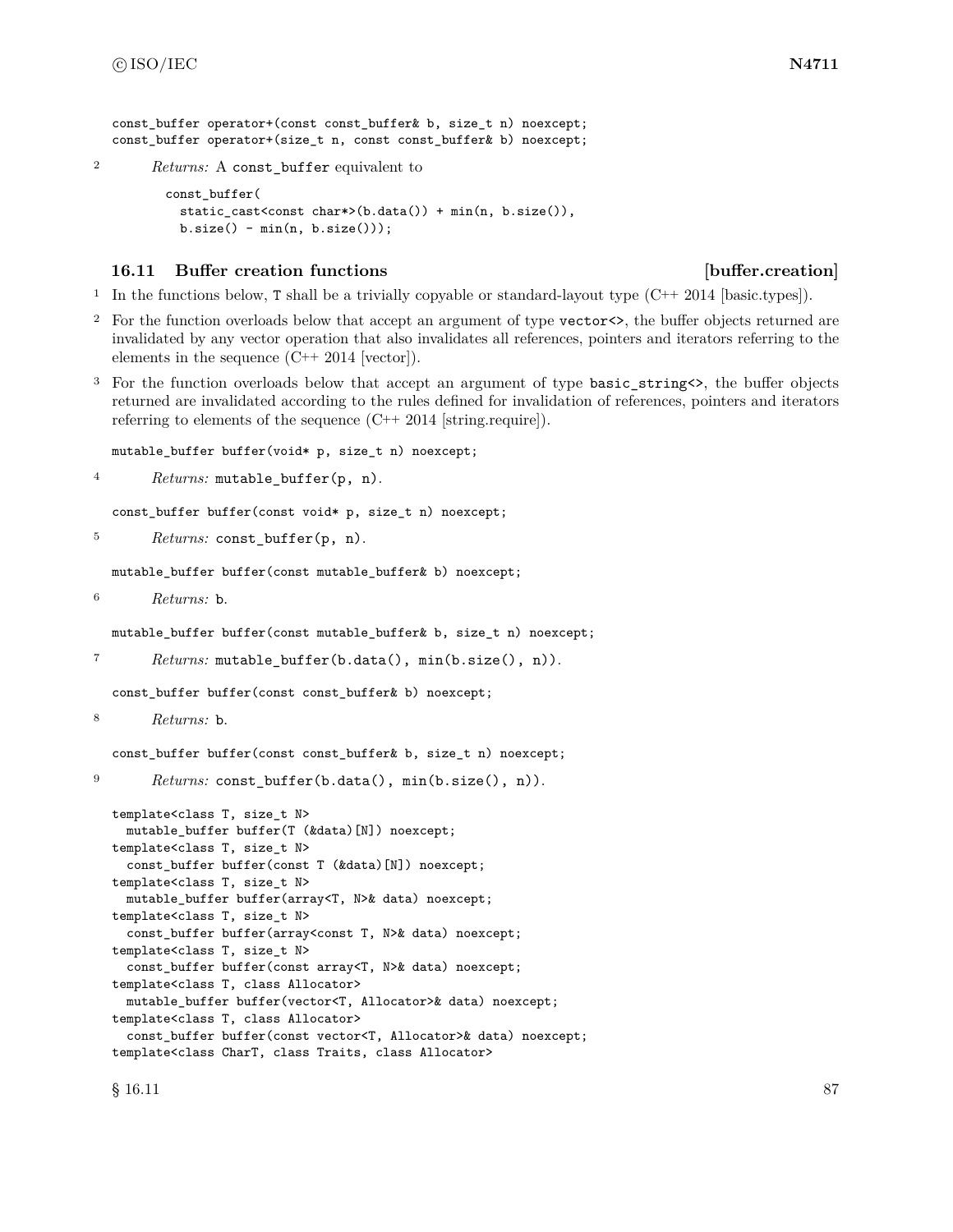```
const_buffer operator+(const const_buffer& b, size_t n) noexcept;
const_buffer operator+(size_t n, const const_buffer& b) noexcept;
```

2 *Returns:* A `const_buffer` equivalent to

```
const_buffer(
  static_cast<const char*>(b.data()) + min(n, b.size()),
  b.size() - min(n, b.size()));
```

### 16.11 Buffer creation functions [buffer.creation]

1 In the functions below, `T` shall be a trivially copyable or standard-layout type (C++ 2014 [basic.types]).

2 For the function overloads below that accept an argument of type `vector<>`, the buffer objects returned are invalidated by any vector operation that also invalidates all references, pointers and iterators referring to the elements in the sequence (C++ 2014 [vector]).

3 For the function overloads below that accept an argument of type `basic_string<>`, the buffer objects returned are invalidated according to the rules defined for invalidation of references, pointers and iterators referring to elements of the sequence (C++ 2014 [string.require]).

```
mutable_buffer buffer(void* p, size_t n) noexcept;
```

4 *Returns:* `mutable_buffer(p, n)`.

```
const_buffer buffer(const void* p, size_t n) noexcept;
```

5 *Returns:* `const_buffer(p, n)`.

```
mutable_buffer buffer(const mutable_buffer& b) noexcept;
```

6 *Returns:* `b`.

```
mutable_buffer buffer(const mutable_buffer& b, size_t n) noexcept;
```

7 *Returns:* `mutable_buffer(b.data(), min(b.size(), n))`.

```
const_buffer buffer(const const_buffer& b) noexcept;
```

8 *Returns:* `b`.

```
const_buffer buffer(const const_buffer& b, size_t n) noexcept;
```

9 *Returns:* `const_buffer(b.data(), min(b.size(), n))`.

```
template<class T, size_t N>
  mutable_buffer buffer(T (&data)[N]) noexcept;
template<class T, size_t N>
  const_buffer buffer(const T (&data)[N]) noexcept;
template<class T, size_t N>
  mutable_buffer buffer(array<T, N>& data) noexcept;
template<class T, size_t N>
  const_buffer buffer(array<const T, N>& data) noexcept;
template<class T, size_t N>
  const_buffer buffer(const array<T, N>& data) noexcept;
template<class T, class Allocator>
  mutable_buffer buffer(vector<T, Allocator>& data) noexcept;
template<class T, class Allocator>
  const_buffer buffer(const vector<T, Allocator>& data) noexcept;
template<class CharT, class Traits, class Allocator>
```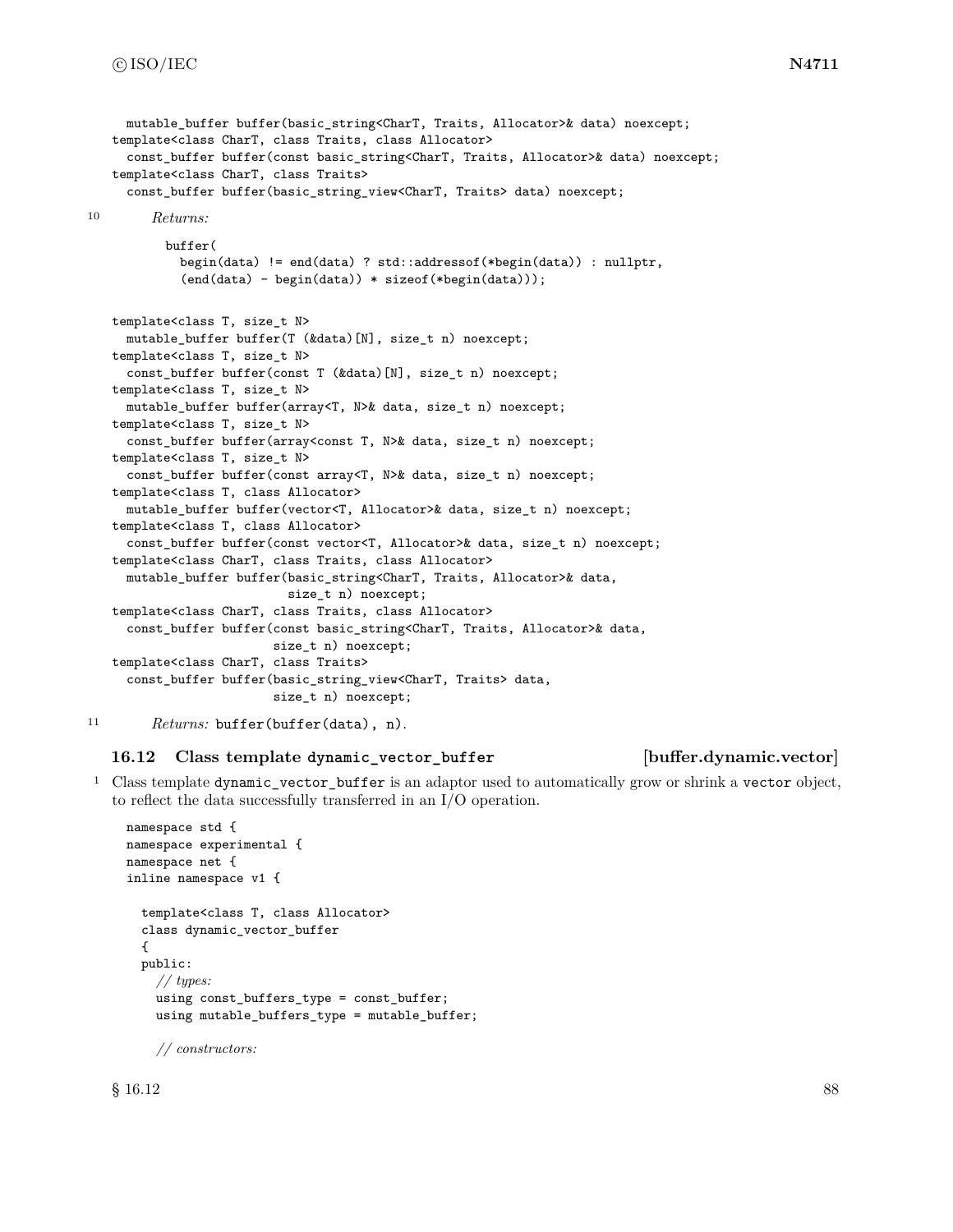```
  mutable_buffer buffer(basic_string<CharT, Traits, Allocator>& data) noexcept;
template<class CharT, class Traits, class Allocator>
  const_buffer buffer(const basic_string<CharT, Traits, Allocator>& data) noexcept;
template<class CharT, class Traits>
  const_buffer buffer(basic_string_view<CharT, Traits> data) noexcept;
```

10 *Returns:*

```
buffer(
  begin(data) != end(data) ? std::addressof(*begin(data)) : nullptr,
  (end(data) - begin(data)) * sizeof(*begin(data)));
```

```
template<class T, size_t N>
  mutable_buffer buffer(T (&data)[N], size_t n) noexcept;
template<class T, size_t N>
  const_buffer buffer(const T (&data)[N], size_t n) noexcept;
template<class T, size_t N>
  mutable_buffer buffer(array<T, N>& data, size_t n) noexcept;
template<class T, size_t N>
  const_buffer buffer(array<const T, N>& data, size_t n) noexcept;
template<class T, size_t N>
  const_buffer buffer(const array<T, N>& data, size_t n) noexcept;
template<class T, class Allocator>
  mutable_buffer buffer(vector<T, Allocator>& data, size_t n) noexcept;
template<class T, class Allocator>
  const_buffer buffer(const vector<T, Allocator>& data, size_t n) noexcept;
template<class CharT, class Traits, class Allocator>
  mutable_buffer buffer(basic_string<CharT, Traits, Allocator>& data,
                        size_t n) noexcept;
template<class CharT, class Traits, class Allocator>
  const_buffer buffer(const basic_string<CharT, Traits, Allocator>& data,
                      size_t n) noexcept;
template<class CharT, class Traits>
  const_buffer buffer(basic_string_view<CharT, Traits> data,
                      size_t n) noexcept;
```

11 *Returns:* `buffer(buffer(data), n)`.

### 16.12 Class template `dynamic_vector_buffer` [buffer.dynamic.vector]

1 Class template `dynamic_vector_buffer` is an adaptor used to automatically grow or shrink a `vector` object, to reflect the data successfully transferred in an I/O operation.

```
namespace std {
namespace experimental {
namespace net {
inline namespace v1 {

  template<class T, class Allocator>
  class dynamic_vector_buffer
  {
  public:
    // types:
    using const_buffers_type = const_buffer;
    using mutable_buffers_type = mutable_buffer;

    // constructors:
```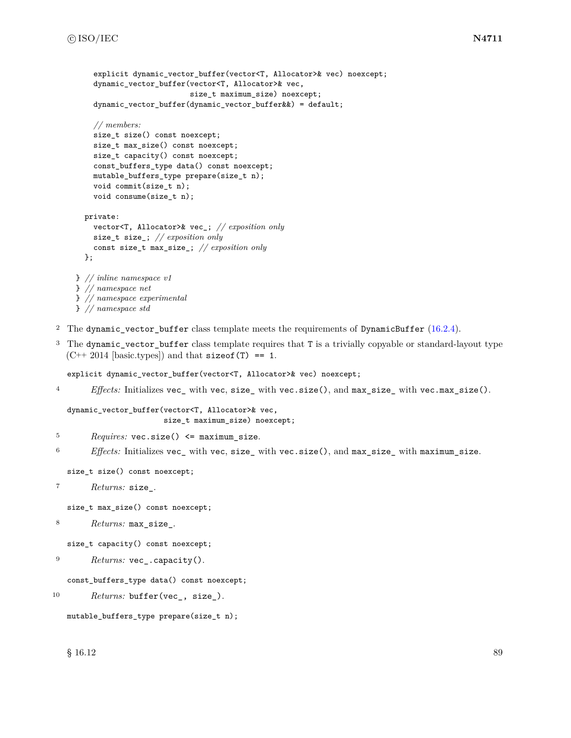```
    explicit dynamic_vector_buffer(vector<T, Allocator>& vec) noexcept;
    dynamic_vector_buffer(vector<T, Allocator>& vec,
                          size_t maximum_size) noexcept;
    dynamic_vector_buffer(dynamic_vector_buffer&&) = default;

    // members:
    size_t size() const noexcept;
    size_t max_size() const noexcept;
    size_t capacity() const noexcept;
    const_buffers_type data() const noexcept;
    mutable_buffers_type prepare(size_t n);
    void commit(size_t n);
    void consume(size_t n);

  private:
    vector<T, Allocator>& vec_; // exposition only
    size_t size_; // exposition only
    const size_t max_size_; // exposition only
  };

} // inline namespace v1
} // namespace net
} // namespace experimental
} // namespace std
```

2 The `dynamic_vector_buffer` class template meets the requirements of `DynamicBuffer` (16.2.4).

3 The `dynamic_vector_buffer` class template requires that `T` is a trivially copyable or standard-layout type (C++ 2014 [basic.types]) and that `sizeof(T) == 1`.

```
explicit dynamic_vector_buffer(vector<T, Allocator>& vec) noexcept;
```

4 *Effects:* Initializes `vec_` with `vec`, `size_` with `vec.size()`, and `max_size_` with `vec.max_size()`.

```
dynamic_vector_buffer(vector<T, Allocator>& vec,
                      size_t maximum_size) noexcept;
```

5 *Requires:* `vec.size() <= maximum_size`.

6 *Effects:* Initializes `vec_` with `vec`, `size_` with `vec.size()`, and `max_size_` with `maximum_size`.

```
size_t size() const noexcept;
```

7 *Returns:* `size_`.

```
size_t max_size() const noexcept;
```

8 *Returns:* `max_size_`.

```
size_t capacity() const noexcept;
```

9 *Returns:* `vec_.capacity()`.

```
const_buffers_type data() const noexcept;
```

10 *Returns:* `buffer(vec_, size_)`.

```
mutable_buffers_type prepare(size_t n);
```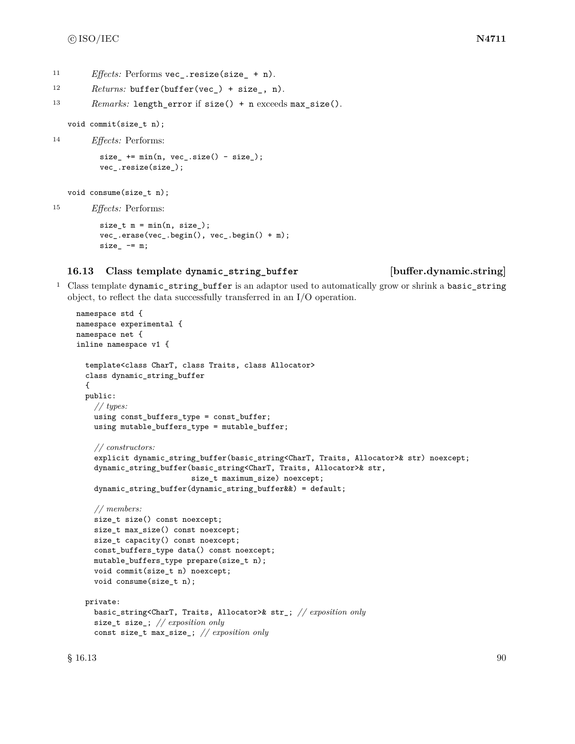11 *Effects:* Performs `vec_.resize(size_ + n)`.

12 *Returns:* `buffer(buffer(vec_) + size_, n)`.

13 *Remarks:* `length_error` if `size() + n` exceeds `max_size()`.

```
void commit(size_t n);
```

14 *Effects:* Performs:

```
size_ += min(n, vec_.size() - size_);
vec_.resize(size_);
```

```
void consume(size_t n);
```

15 *Effects:* Performs:

```
size_t m = min(n, size_);
vec_.erase(vec_.begin(), vec_.begin() + m);
size_ -= m;
```

## 16.13 Class template `dynamic_string_buffer` [buffer.dynamic.string]

1 Class template `dynamic_string_buffer` is an adaptor used to automatically grow or shrink a `basic_string` object, to reflect the data successfully transferred in an I/O operation.

```
namespace std {
namespace experimental {
namespace net {
inline namespace v1 {

  template<class CharT, class Traits, class Allocator>
  class dynamic_string_buffer
  {
  public:
    // types:
    using const_buffers_type = const_buffer;
    using mutable_buffers_type = mutable_buffer;

    // constructors:
    explicit dynamic_string_buffer(basic_string<CharT, Traits, Allocator>& str) noexcept;
    dynamic_string_buffer(basic_string<CharT, Traits, Allocator>& str,
                          size_t maximum_size) noexcept;
    dynamic_string_buffer(dynamic_string_buffer&&) = default;

    // members:
    size_t size() const noexcept;
    size_t max_size() const noexcept;
    size_t capacity() const noexcept;
    const_buffers_type data() const noexcept;
    mutable_buffers_type prepare(size_t n);
    void commit(size_t n) noexcept;
    void consume(size_t n);

  private:
    basic_string<CharT, Traits, Allocator>& str_; // exposition only
    size_t size_; // exposition only
    const size_t max_size_; // exposition only
```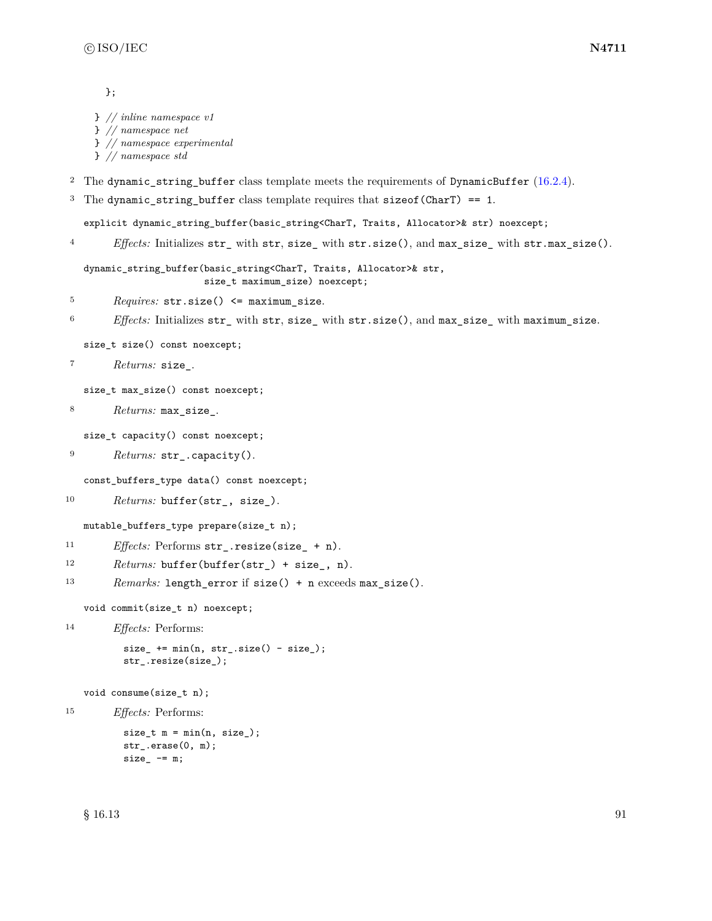```
    };

  } // inline namespace v1
  } // namespace net
  } // namespace experimental
  } // namespace std
```

2 The `dynamic_string_buffer` class template meets the requirements of `DynamicBuffer` (16.2.4).

3 The `dynamic_string_buffer` class template requires that `sizeof(CharT) == 1`.

```
explicit dynamic_string_buffer(basic_string<CharT, Traits, Allocator>& str) noexcept;
```

4 *Effects:* Initializes `str_` with `str`, `size_` with `str.size()`, and `max_size_` with `str.max_size()`.

```
dynamic_string_buffer(basic_string<CharT, Traits, Allocator>& str,
                      size_t maximum_size) noexcept;
```

5 *Requires:* `str.size() <= maximum_size`.

6 *Effects:* Initializes `str_` with `str`, `size_` with `str.size()`, and `max_size_` with `maximum_size`.

```
size_t size() const noexcept;
```

7 *Returns:* `size_`.

```
size_t max_size() const noexcept;
```

8 *Returns:* `max_size_`.

```
size_t capacity() const noexcept;
```

9 *Returns:* `str_.capacity()`.

```
const_buffers_type data() const noexcept;
```

10 *Returns:* `buffer(str_, size_)`.

```
mutable_buffers_type prepare(size_t n);
```

11 *Effects:* Performs `str_.resize(size_ + n)`.

12 *Returns:* `buffer(buffer(str_) + size_, n)`.

13 *Remarks:* `length_error` if `size() + n` exceeds `max_size()`.

```
void commit(size_t n) noexcept;
```

14 *Effects:* Performs:

```
size_ += min(n, str_.size() - size_);
str_.resize(size_);
```

```
void consume(size_t n);
```

15 *Effects:* Performs:

```
size_t m = min(n, size_);
str_.erase(0, m);
size_ -= m;
```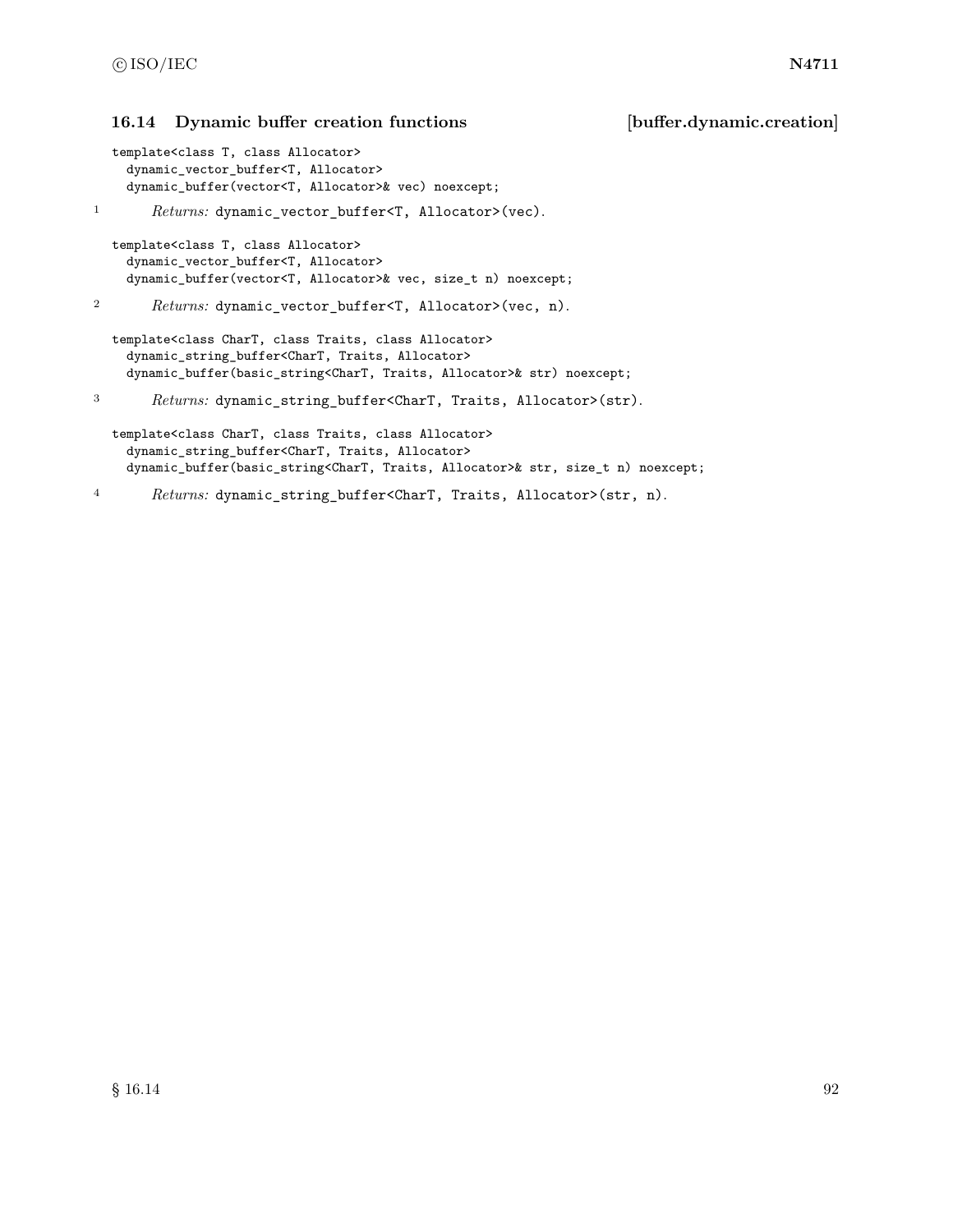## 16.14 Dynamic buffer creation functions [buffer.dynamic.creation]

```
template<class T, class Allocator>
  dynamic_vector_buffer<T, Allocator>
  dynamic_buffer(vector<T, Allocator>& vec) noexcept;
```

1 *Returns:* `dynamic_vector_buffer<T, Allocator>(vec)`.

```
template<class T, class Allocator>
  dynamic_vector_buffer<T, Allocator>
  dynamic_buffer(vector<T, Allocator>& vec, size_t n) noexcept;
```

2 *Returns:* `dynamic_vector_buffer<T, Allocator>(vec, n)`.

```
template<class CharT, class Traits, class Allocator>
  dynamic_string_buffer<CharT, Traits, Allocator>
  dynamic_buffer(basic_string<CharT, Traits, Allocator>& str) noexcept;
```

3 *Returns:* `dynamic_string_buffer<CharT, Traits, Allocator>(str)`.

```
template<class CharT, class Traits, class Allocator>
  dynamic_string_buffer<CharT, Traits, Allocator>
  dynamic_buffer(basic_string<CharT, Traits, Allocator>& str, size_t n) noexcept;
```

4 *Returns:* `dynamic_string_buffer<CharT, Traits, Allocator>(str, n)`.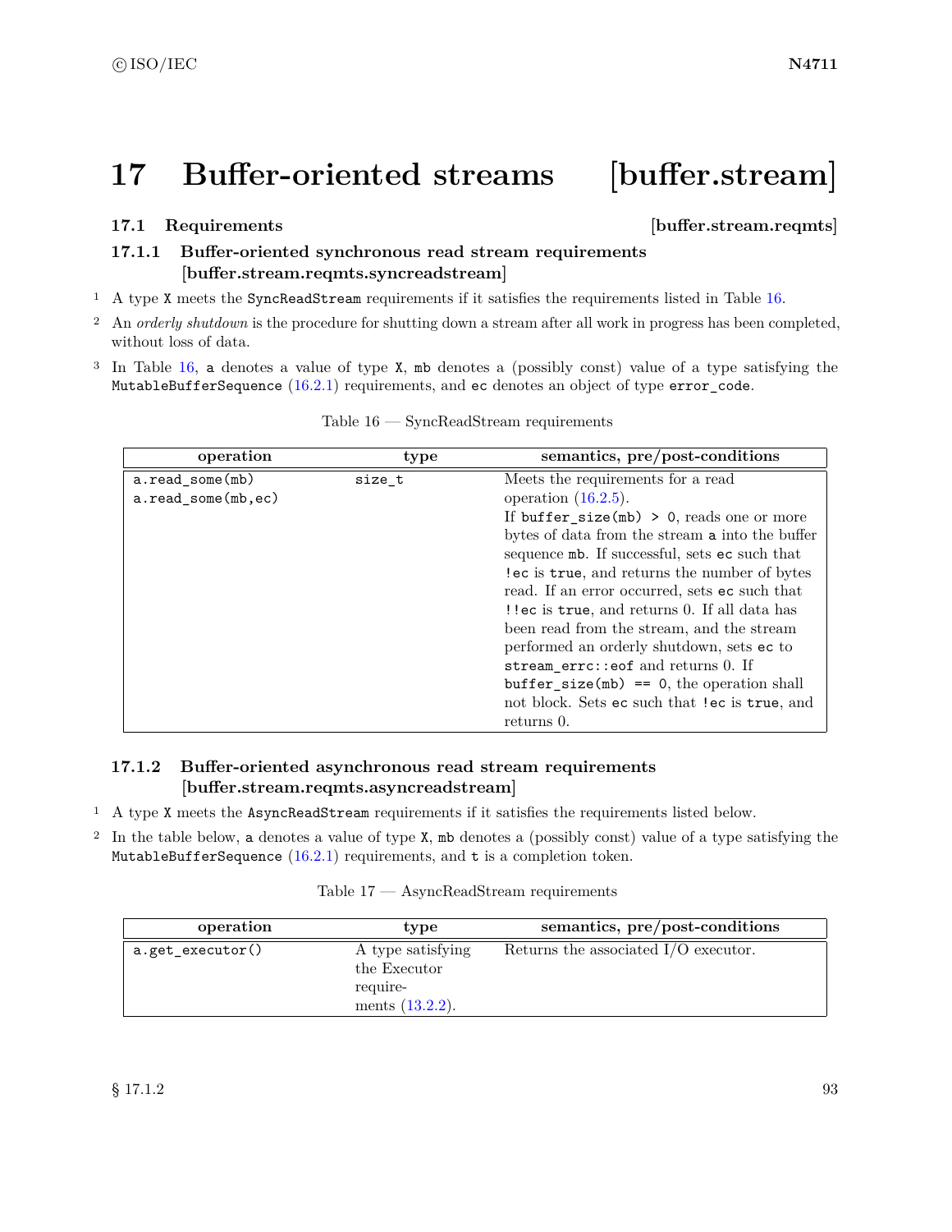# 17 Buffer-oriented streams [buffer.stream]

## 17.1 Requirements [buffer.stream.reqmts]

### 17.1.1 Buffer-oriented synchronous read stream requirements [buffer.stream.reqmts.syncreadstream]

1 A type `X` meets the `SyncReadStream` requirements if it satisfies the requirements listed in Table 16.

2 An *orderly shutdown* is the procedure for shutting down a stream after all work in progress has been completed, without loss of data.

3 In Table 16, `a` denotes a value of type `X`, `mb` denotes a (possibly const) value of a type satisfying the `MutableBufferSequence` (16.2.1) requirements, and `ec` denotes an object of type `error_code`.

Table 16 — SyncReadStream requirements

| operation | type | semantics, pre/post-conditions |
|---|---|---|
| `a.read_some(mb)` `a.read_some(mb,ec)` | `size_t` | Meets the requirements for a read operation (16.2.5). If `buffer_size(mb) > 0`, reads one or more bytes of data from the stream `a` into the buffer sequence `mb`. If successful, sets `ec` such that `!ec` is `true`, and returns the number of bytes read. If an error occurred, sets `ec` such that `!!ec` is `true`, and returns 0. If all data has been read from the stream, and the stream performed an orderly shutdown, sets `ec` to `stream_errc::eof` and returns 0. If `buffer_size(mb) == 0`, the operation shall not block. Sets `ec` such that `!ec` is `true`, and returns 0. |

### 17.1.2 Buffer-oriented asynchronous read stream requirements [buffer.stream.reqmts.asyncreadstream]

1 A type `X` meets the `AsyncReadStream` requirements if it satisfies the requirements listed below.

2 In the table below, `a` denotes a value of type `X`, `mb` denotes a (possibly const) value of a type satisfying the `MutableBufferSequence` (16.2.1) requirements, and `t` is a completion token.

Table 17 — AsyncReadStream requirements

| operation | type | semantics, pre/post-conditions |
|---|---|---|
| `a.get_executor()` | A type satisfying the Executor requirements (13.2.2). | Returns the associated I/O executor. |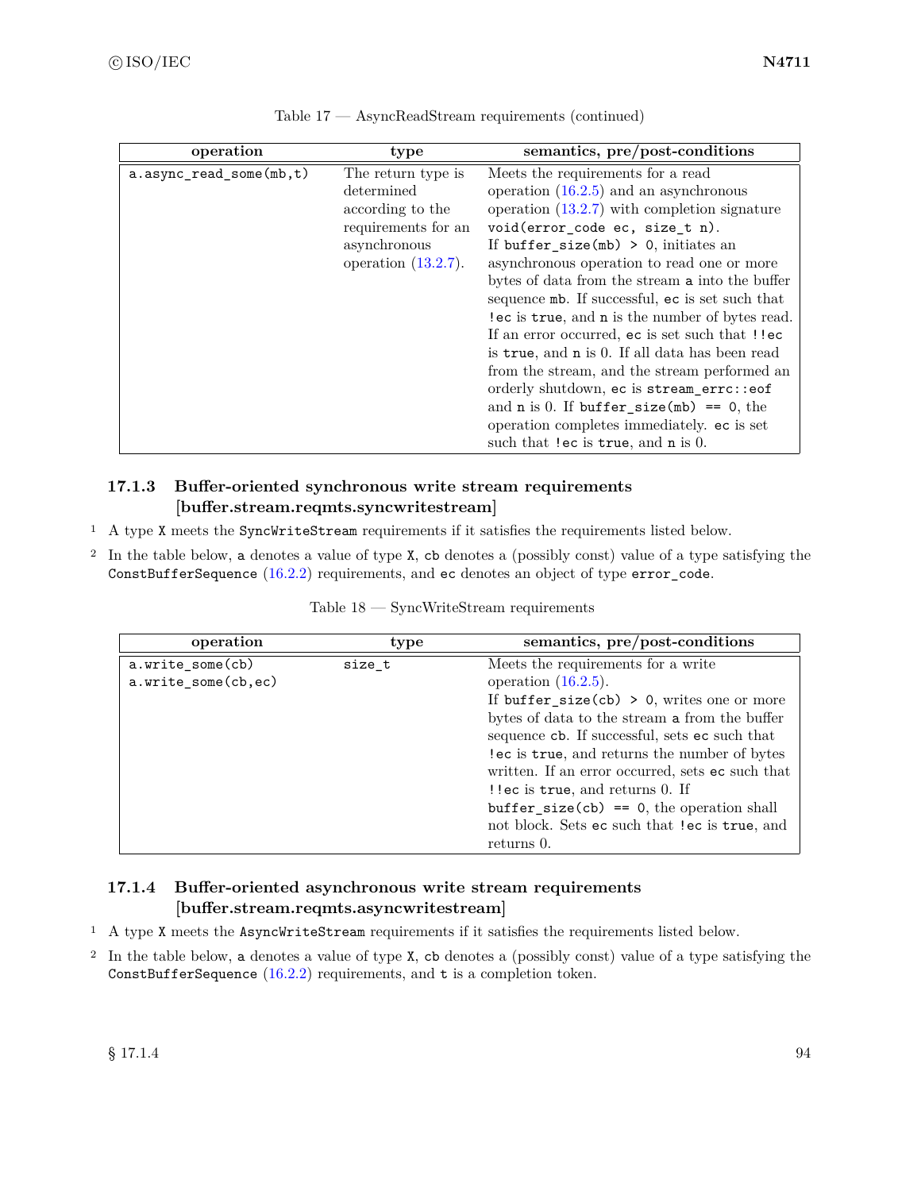Table 17 — AsyncReadStream requirements (continued)

| operation | type | semantics, pre/post-conditions |
| --- | --- | --- |
| `a.async_read_some(mb,t)` | The return type is determined according to the requirements for an asynchronous operation (13.2.7). | Meets the requirements for a read operation (16.2.5) and an asynchronous operation (13.2.7) with completion signature `void(error_code ec, size_t n)`. If `buffer_size(mb) > 0`, initiates an asynchronous operation to read one or more bytes of data from the stream `a` into the buffer sequence `mb`. If successful, `ec` is set such that `!ec` is `true`, and `n` is the number of bytes read. If an error occurred, `ec` is set such that `!!ec` is `true`, and `n` is 0. If all data has been read from the stream, and the stream performed an orderly shutdown, `ec` is `stream_errc::eof` and `n` is 0. If `buffer_size(mb) == 0`, the operation completes immediately. `ec` is set such that `!ec` is `true`, and `n` is 0. |

### 17.1.3 Buffer-oriented synchronous write stream requirements [buffer.stream.reqmts.syncwritestream]

[1] A type `X` meets the `SyncWriteStream` requirements if it satisfies the requirements listed below.

[2] In the table below, `a` denotes a value of type `X`, `cb` denotes a (possibly const) value of a type satisfying the `ConstBufferSequence` (16.2.2) requirements, and `ec` denotes an object of type `error_code`.

Table 18 — SyncWriteStream requirements

| operation | type | semantics, pre/post-conditions |
| --- | --- | --- |
| `a.write_some(cb)` `a.write_some(cb,ec)` | `size_t` | Meets the requirements for a write operation (16.2.5). If `buffer_size(cb) > 0`, writes one or more bytes of data to the stream `a` from the buffer sequence `cb`. If successful, sets `ec` such that `!ec` is `true`, and returns the number of bytes written. If an error occurred, sets `ec` such that `!!ec` is `true`, and returns 0. If `buffer_size(cb) == 0`, the operation shall not block. Sets `ec` such that `!ec` is `true`, and returns 0. |

### 17.1.4 Buffer-oriented asynchronous write stream requirements [buffer.stream.reqmts.asyncwritestream]

[1] A type `X` meets the `AsyncWriteStream` requirements if it satisfies the requirements listed below.

[2] In the table below, `a` denotes a value of type `X`, `cb` denotes a (possibly const) value of a type satisfying the `ConstBufferSequence` (16.2.2) requirements, and `t` is a completion token.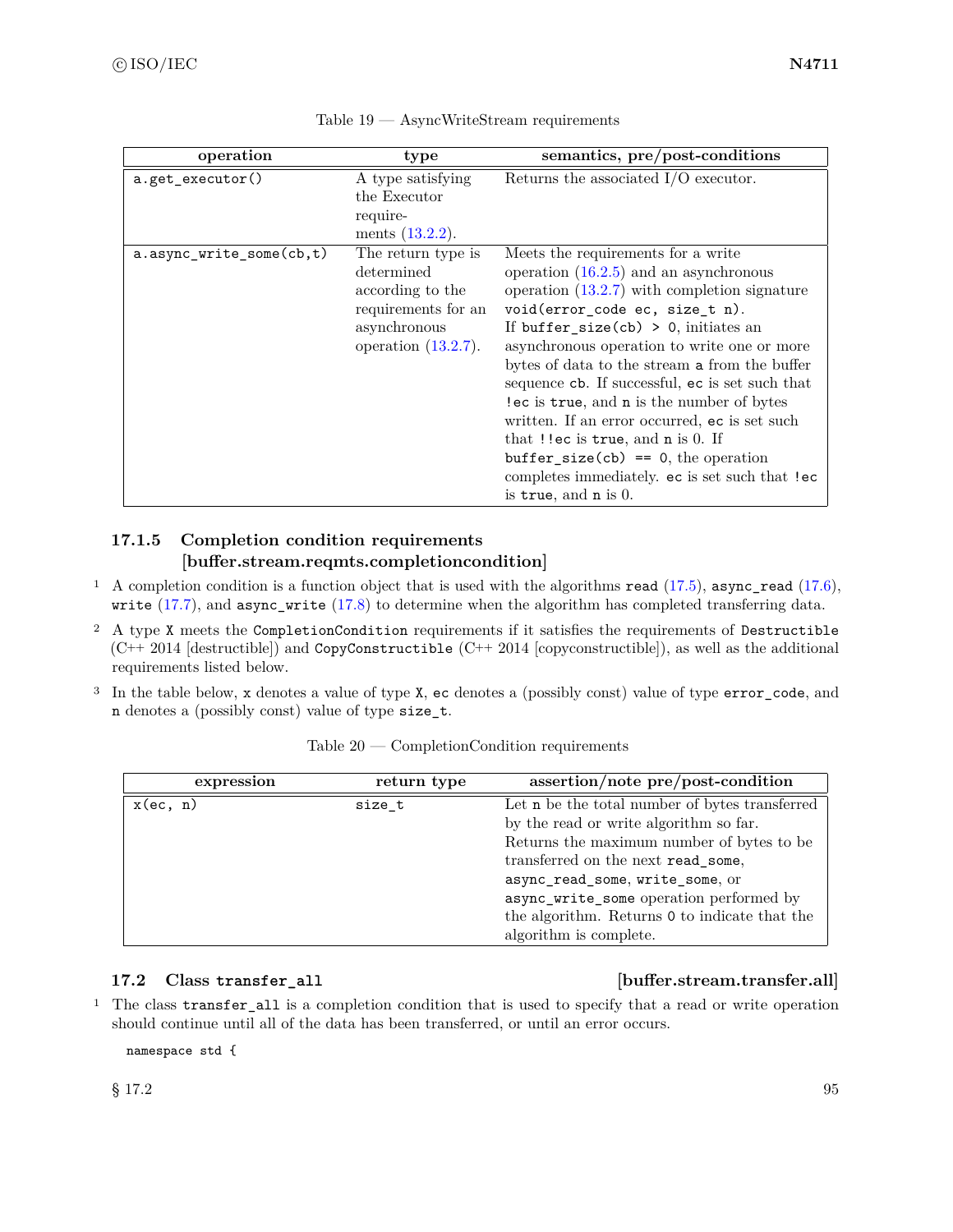Table 19 — AsyncWriteStream requirements

| operation | type | semantics, pre/post-conditions |
|---|---|---|
| `a.get_executor()` | A type satisfying the Executor requirements (13.2.2). | Returns the associated I/O executor. |
| `a.async_write_some(cb,t)` | The return type is determined according to the requirements for an asynchronous operation (13.2.7). | Meets the requirements for a write operation (16.2.5) and an asynchronous operation (13.2.7) with completion signature `void(error_code ec, size_t n)`. If `buffer_size(cb) > 0`, initiates an asynchronous operation to write one or more bytes of data to the stream `a` from the buffer sequence `cb`. If successful, `ec` is set such that `!ec` is `true`, and `n` is the number of bytes written. If an error occurred, `ec` is set such that `!!ec` is `true`, and `n` is 0. If `buffer_size(cb) == 0`, the operation completes immediately. `ec` is set such that `!ec` is `true`, and `n` is 0. |

### 17.1.5 Completion condition requirements [buffer.stream.reqmts.completioncondition]

1 A completion condition is a function object that is used with the algorithms `read` (17.5), `async_read` (17.6), `write` (17.7), and `async_write` (17.8) to determine when the algorithm has completed transferring data.

2 A type `X` meets the `CompletionCondition` requirements if it satisfies the requirements of `Destructible` (C++ 2014 [destructible]) and `CopyConstructible` (C++ 2014 [copyconstructible]), as well as the additional requirements listed below.

3 In the table below, `x` denotes a value of type `X`, `ec` denotes a (possibly const) value of type `error_code`, and `n` denotes a (possibly const) value of type `size_t`.

Table 20 — CompletionCondition requirements

| expression | return type | assertion/note pre/post-condition |
|---|---|---|
| `x(ec, n)` | `size_t` | Let `n` be the total number of bytes transferred by the read or write algorithm so far. Returns the maximum number of bytes to be transferred on the next `read_some`, `async_read_some`, `write_some`, or `async_write_some` operation performed by the algorithm. Returns `0` to indicate that the algorithm is complete. |

## 17.2 Class `transfer_all` [buffer.stream.transfer.all]

1 The class `transfer_all` is a completion condition that is used to specify that a read or write operation should continue until all of the data has been transferred, or until an error occurs.

```
namespace std {
```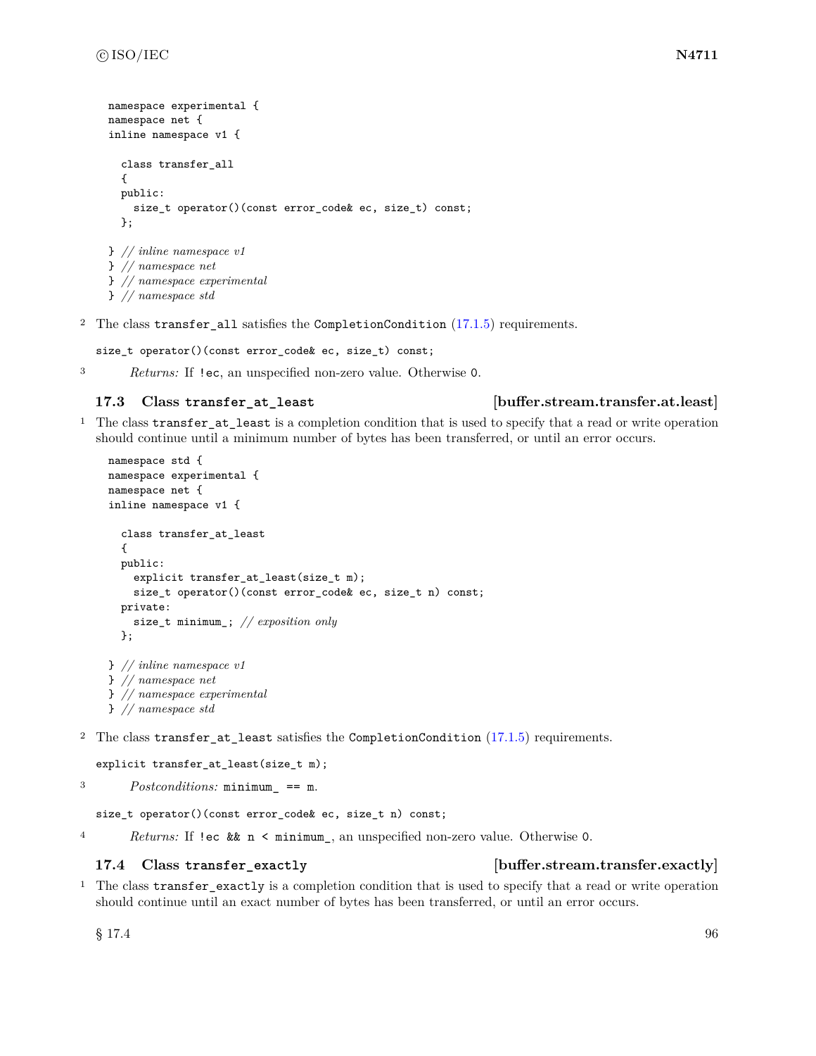```
namespace experimental {
namespace net {
inline namespace v1 {

  class transfer_all
  {
  public:
    size_t operator()(const error_code& ec, size_t) const;
  };

} // inline namespace v1
} // namespace net
} // namespace experimental
} // namespace std
```

2 The class `transfer_all` satisfies the `CompletionCondition` (17.1.5) requirements.

```
size_t operator()(const error_code& ec, size_t) const;
```

3 *Returns:* If `!ec`, an unspecified non-zero value. Otherwise `0`.

### 17.3 Class `transfer_at_least` [buffer.stream.transfer.at.least]

1 The class `transfer_at_least` is a completion condition that is used to specify that a read or write operation should continue until a minimum number of bytes has been transferred, or until an error occurs.

```
namespace std {
namespace experimental {
namespace net {
inline namespace v1 {

  class transfer_at_least
  {
  public:
    explicit transfer_at_least(size_t m);
    size_t operator()(const error_code& ec, size_t n) const;
  private:
    size_t minimum_; // exposition only
  };

} // inline namespace v1
} // namespace net
} // namespace experimental
} // namespace std
```

2 The class `transfer_at_least` satisfies the `CompletionCondition` (17.1.5) requirements.

```
explicit transfer_at_least(size_t m);
```

3 *Postconditions:* `minimum_ == m`.

```
size_t operator()(const error_code& ec, size_t n) const;
```

4 *Returns:* If `!ec && n < minimum_`, an unspecified non-zero value. Otherwise `0`.

### 17.4 Class `transfer_exactly` [buffer.stream.transfer.exactly]

1 The class `transfer_exactly` is a completion condition that is used to specify that a read or write operation should continue until an exact number of bytes has been transferred, or until an error occurs.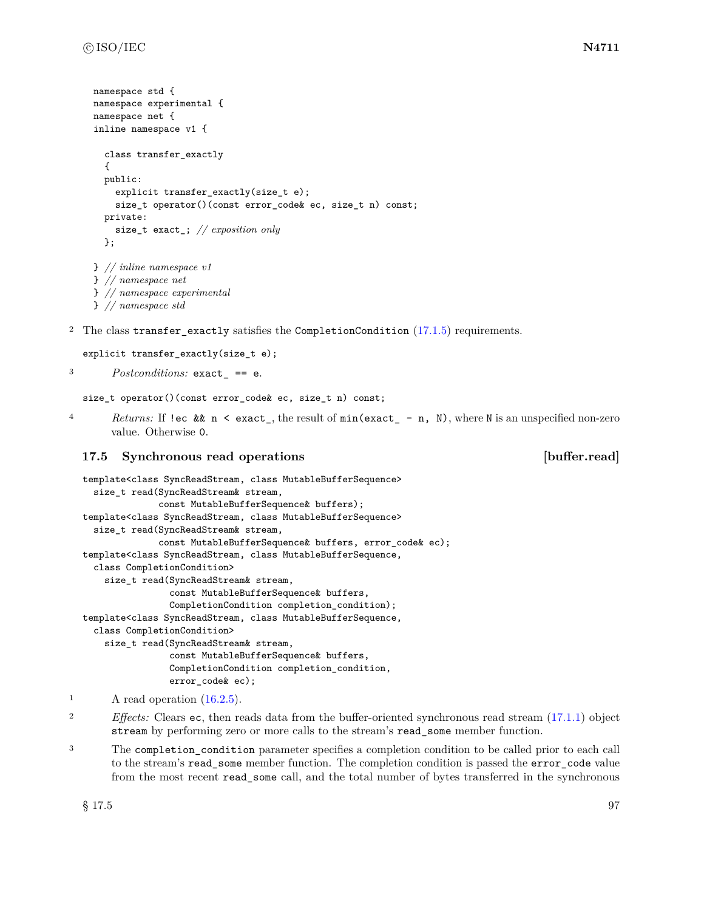```
namespace std {
namespace experimental {
namespace net {
inline namespace v1 {

  class transfer_exactly
  {
  public:
    explicit transfer_exactly(size_t e);
    size_t operator()(const error_code& ec, size_t n) const;
  private:
    size_t exact_; // exposition only
  };

} // inline namespace v1
} // namespace net
} // namespace experimental
} // namespace std
```

2 The class `transfer_exactly` satisfies the `CompletionCondition` (17.1.5) requirements.

```
explicit transfer_exactly(size_t e);
```

3 *Postconditions:* `exact_ == e`.

```
size_t operator()(const error_code& ec, size_t n) const;
```

4 *Returns:* If `!ec && n < exact_`, the result of `min(exact_ - n, N)`, where `N` is an unspecified non-zero value. Otherwise `0`.

## 17.5 Synchronous read operations [buffer.read]

```
template<class SyncReadStream, class MutableBufferSequence>
  size_t read(SyncReadStream& stream,
              const MutableBufferSequence& buffers);
template<class SyncReadStream, class MutableBufferSequence>
  size_t read(SyncReadStream& stream,
              const MutableBufferSequence& buffers, error_code& ec);
template<class SyncReadStream, class MutableBufferSequence,
  class CompletionCondition>
    size_t read(SyncReadStream& stream,
                const MutableBufferSequence& buffers,
                CompletionCondition completion_condition);
template<class SyncReadStream, class MutableBufferSequence,
  class CompletionCondition>
    size_t read(SyncReadStream& stream,
                const MutableBufferSequence& buffers,
                CompletionCondition completion_condition,
                error_code& ec);
```

1 A read operation (16.2.5).

2 *Effects:* Clears `ec`, then reads data from the buffer-oriented synchronous read stream (17.1.1) object `stream` by performing zero or more calls to the stream's `read_some` member function.

3 The `completion_condition` parameter specifies a completion condition to be called prior to each call to the stream's `read_some` member function. The completion condition is passed the `error_code` value from the most recent `read_some` call, and the total number of bytes transferred in the synchronous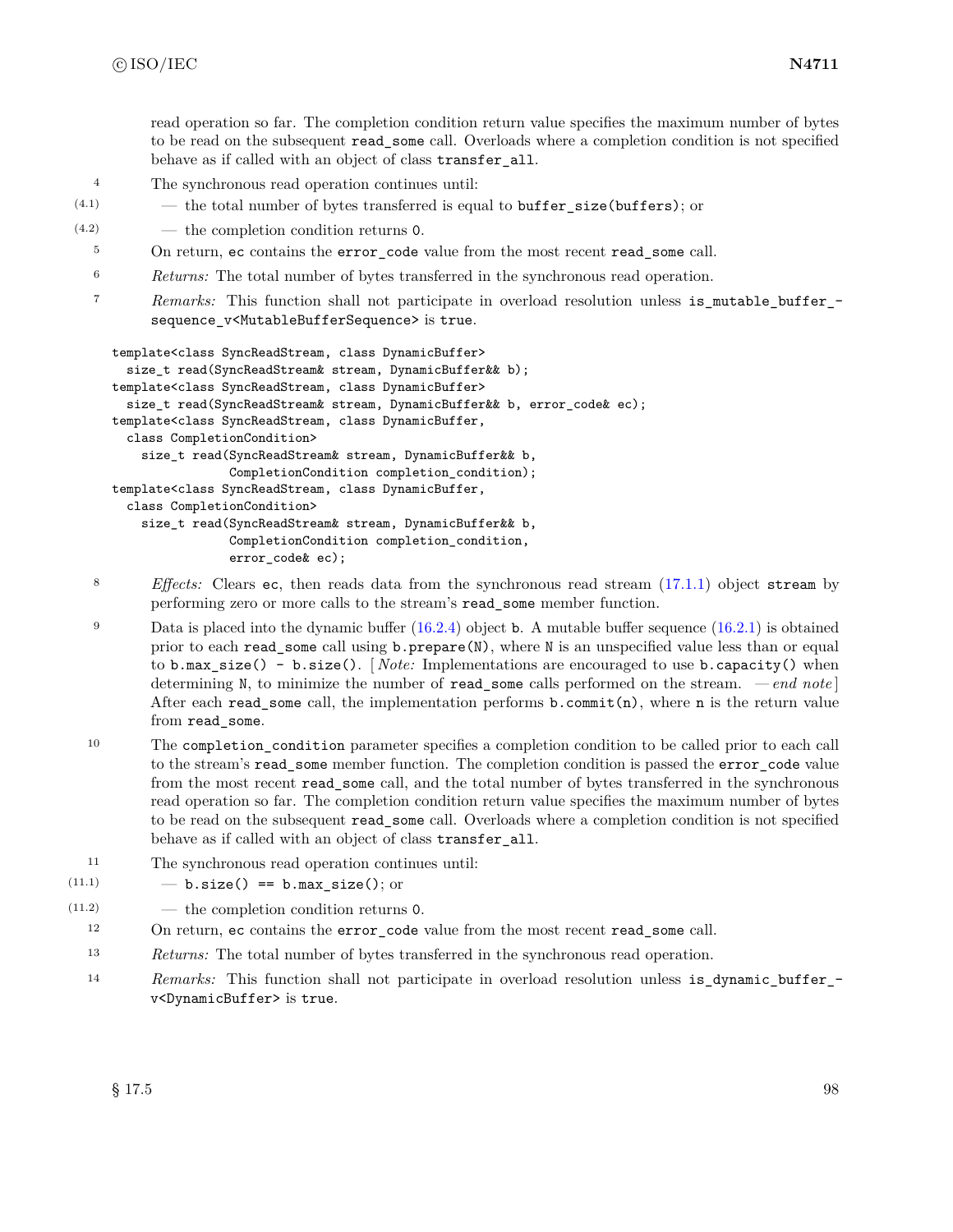read operation so far. The completion condition return value specifies the maximum number of bytes to be read on the subsequent `read_some` call. Overloads where a completion condition is not specified behave as if called with an object of class `transfer_all`.

4 The synchronous read operation continues until:

(4.1) — the total number of bytes transferred is equal to `buffer_size(buffers)`; or

(4.2) — the completion condition returns `0`.

5 On return, `ec` contains the `error_code` value from the most recent `read_some` call.

6 *Returns:* The total number of bytes transferred in the synchronous read operation.

7 *Remarks:* This function shall not participate in overload resolution unless `is_mutable_buffer_sequence_v<MutableBufferSequence>` is `true`.

```
template<class SyncReadStream, class DynamicBuffer>
  size_t read(SyncReadStream& stream, DynamicBuffer&& b);
template<class SyncReadStream, class DynamicBuffer>
  size_t read(SyncReadStream& stream, DynamicBuffer&& b, error_code& ec);
template<class SyncReadStream, class DynamicBuffer,
  class CompletionCondition>
    size_t read(SyncReadStream& stream, DynamicBuffer&& b,
                CompletionCondition completion_condition);
template<class SyncReadStream, class DynamicBuffer,
  class CompletionCondition>
    size_t read(SyncReadStream& stream, DynamicBuffer&& b,
                CompletionCondition completion_condition,
                error_code& ec);
```

8 *Effects:* Clears `ec`, then reads data from the synchronous read stream (17.1.1) object `stream` by performing zero or more calls to the stream's `read_some` member function.

9 Data is placed into the dynamic buffer (16.2.4) object `b`. A mutable buffer sequence (16.2.1) is obtained prior to each `read_some` call using `b.prepare(N)`, where `N` is an unspecified value less than or equal to `b.max_size() - b.size()`. [ *Note:* Implementations are encouraged to use `b.capacity()` when determining `N`, to minimize the number of `read_some` calls performed on the stream. — *end note* ] After each `read_some` call, the implementation performs `b.commit(n)`, where `n` is the return value from `read_some`.

10 The `completion_condition` parameter specifies a completion condition to be called prior to each call to the stream's `read_some` member function. The completion condition is passed the `error_code` value from the most recent `read_some` call, and the total number of bytes transferred in the synchronous read operation so far. The completion condition return value specifies the maximum number of bytes to be read on the subsequent `read_some` call. Overloads where a completion condition is not specified behave as if called with an object of class `transfer_all`.

11 The synchronous read operation continues until:

(11.1) — `b.size() == b.max_size()`; or

(11.2) — the completion condition returns `0`.

12 On return, `ec` contains the `error_code` value from the most recent `read_some` call.

13 *Returns:* The total number of bytes transferred in the synchronous read operation.

14 *Remarks:* This function shall not participate in overload resolution unless `is_dynamic_buffer_v<DynamicBuffer>` is `true`.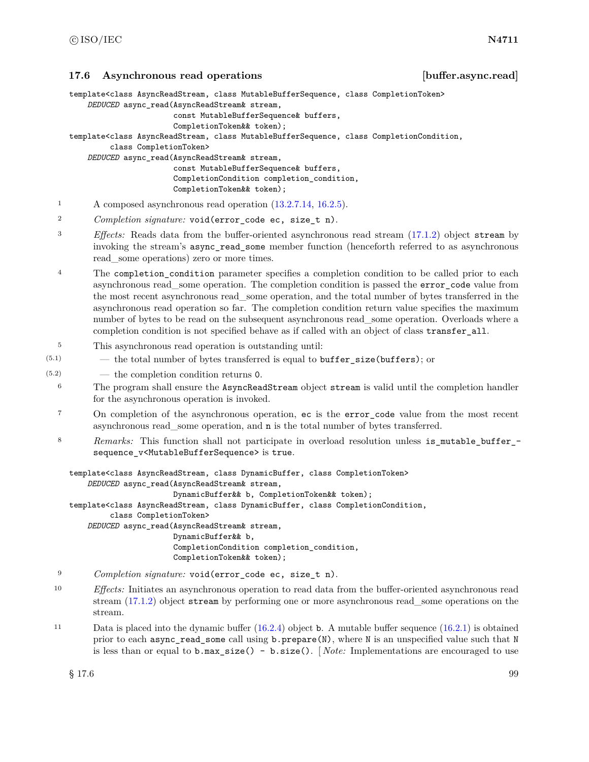### 17.6 Asynchronous read operations [buffer.async.read]

```
template<class AsyncReadStream, class MutableBufferSequence, class CompletionToken>
    DEDUCED async_read(AsyncReadStream& stream,
                       const MutableBufferSequence& buffers,
                       CompletionToken&& token);
template<class AsyncReadStream, class MutableBufferSequence, class CompletionCondition,
        class CompletionToken>
    DEDUCED async_read(AsyncReadStream& stream,
                       const MutableBufferSequence& buffers,
                       CompletionCondition completion_condition,
                       CompletionToken&& token);
```

1 A composed asynchronous read operation (13.2.7.14, 16.2.5).

2 *Completion signature:* `void(error_code ec, size_t n)`.

3 *Effects:* Reads data from the buffer-oriented asynchronous read stream (17.1.2) object `stream` by invoking the stream's `async_read_some` member function (henceforth referred to as asynchronous read_some operations) zero or more times.

4 The `completion_condition` parameter specifies a completion condition to be called prior to each asynchronous read_some operation. The completion condition is passed the `error_code` value from the most recent asynchronous read_some operation, and the total number of bytes transferred in the asynchronous read operation so far. The completion condition return value specifies the maximum number of bytes to be read on the subsequent asynchronous read_some operation. Overloads where a completion condition is not specified behave as if called with an object of class `transfer_all`.

5 This asynchronous read operation is outstanding until:

(5.1) — the total number of bytes transferred is equal to `buffer_size(buffers)`; or

(5.2) — the completion condition returns `0`.

6 The program shall ensure the `AsyncReadStream` object `stream` is valid until the completion handler for the asynchronous operation is invoked.

7 On completion of the asynchronous operation, `ec` is the `error_code` value from the most recent asynchronous read_some operation, and `n` is the total number of bytes transferred.

8 *Remarks:* This function shall not participate in overload resolution unless `is_mutable_buffer_sequence_v<MutableBufferSequence>` is `true`.

```
template<class AsyncReadStream, class DynamicBuffer, class CompletionToken>
    DEDUCED async_read(AsyncReadStream& stream,
                       DynamicBuffer&& b, CompletionToken&& token);
template<class AsyncReadStream, class DynamicBuffer, class CompletionCondition,
        class CompletionToken>
    DEDUCED async_read(AsyncReadStream& stream,
                       DynamicBuffer&& b,
                       CompletionCondition completion_condition,
                       CompletionToken&& token);
```

9 *Completion signature:* `void(error_code ec, size_t n)`.

10 *Effects:* Initiates an asynchronous operation to read data from the buffer-oriented asynchronous read stream (17.1.2) object `stream` by performing one or more asynchronous read_some operations on the stream.

11 Data is placed into the dynamic buffer (16.2.4) object `b`. A mutable buffer sequence (16.2.1) is obtained prior to each `async_read_some` call using `b.prepare(N)`, where `N` is an unspecified value such that `N` is less than or equal to `b.max_size() - b.size()`. [ *Note:* Implementations are encouraged to use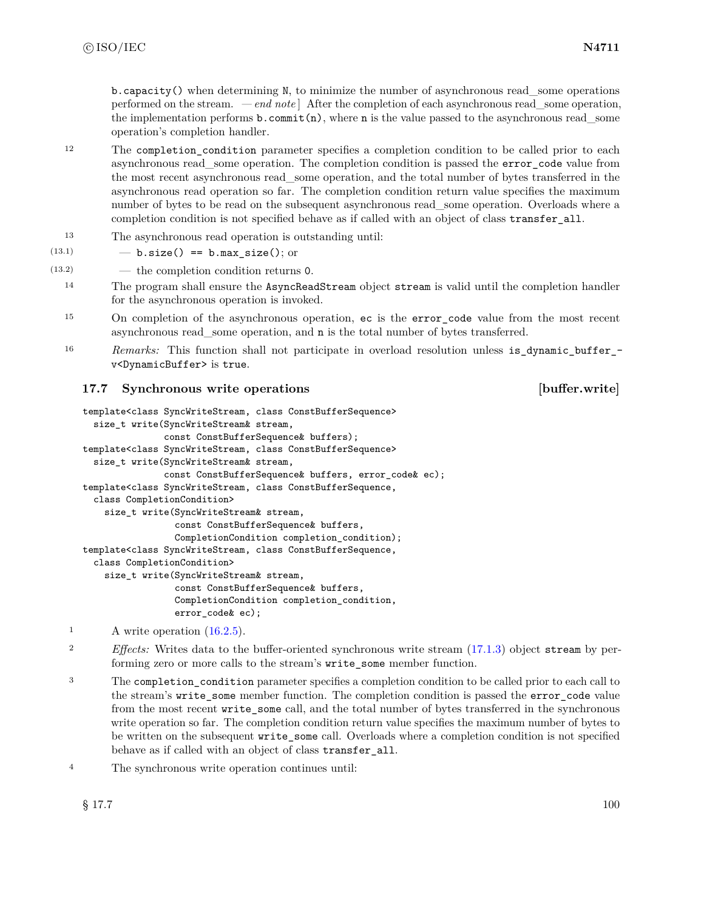b.capacity() when determining N, to minimize the number of asynchronous read_some operations performed on the stream. — *end note* ] After the completion of each asynchronous read_some operation, the implementation performs `b.commit(n)`, where `n` is the value passed to the asynchronous read_some operation's completion handler.

12 The `completion_condition` parameter specifies a completion condition to be called prior to each asynchronous read_some operation. The completion condition is passed the `error_code` value from the most recent asynchronous read_some operation, and the total number of bytes transferred in the asynchronous read operation so far. The completion condition return value specifies the maximum number of bytes to be read on the subsequent asynchronous read_some operation. Overloads where a completion condition is not specified behave as if called with an object of class `transfer_all`.

13 The asynchronous read operation is outstanding until:

(13.1) — `b.size() == b.max_size()`; or

(13.2) — the completion condition returns `0`.

14 The program shall ensure the `AsyncReadStream` object `stream` is valid until the completion handler for the asynchronous operation is invoked.

15 On completion of the asynchronous operation, `ec` is the `error_code` value from the most recent asynchronous read_some operation, and `n` is the total number of bytes transferred.

16 *Remarks:* This function shall not participate in overload resolution unless `is_dynamic_buffer_v<DynamicBuffer>` is `true`.

### 17.7 Synchronous write operations [buffer.write]

```
template<class SyncWriteStream, class ConstBufferSequence>
  size_t write(SyncWriteStream& stream,
               const ConstBufferSequence& buffers);
template<class SyncWriteStream, class ConstBufferSequence>
  size_t write(SyncWriteStream& stream,
               const ConstBufferSequence& buffers, error_code& ec);
template<class SyncWriteStream, class ConstBufferSequence,
  class CompletionCondition>
    size_t write(SyncWriteStream& stream,
                 const ConstBufferSequence& buffers,
                 CompletionCondition completion_condition);
template<class SyncWriteStream, class ConstBufferSequence,
  class CompletionCondition>
    size_t write(SyncWriteStream& stream,
                 const ConstBufferSequence& buffers,
                 CompletionCondition completion_condition,
                 error_code& ec);
```

1 A write operation (16.2.5).

2 *Effects:* Writes data to the buffer-oriented synchronous write stream (17.1.3) object `stream` by performing zero or more calls to the stream's `write_some` member function.

3 The `completion_condition` parameter specifies a completion condition to be called prior to each call to the stream's `write_some` member function. The completion condition is passed the `error_code` value from the most recent `write_some` call, and the total number of bytes transferred in the synchronous write operation so far. The completion condition return value specifies the maximum number of bytes to be written on the subsequent `write_some` call. Overloads where a completion condition is not specified behave as if called with an object of class `transfer_all`.

4 The synchronous write operation continues until: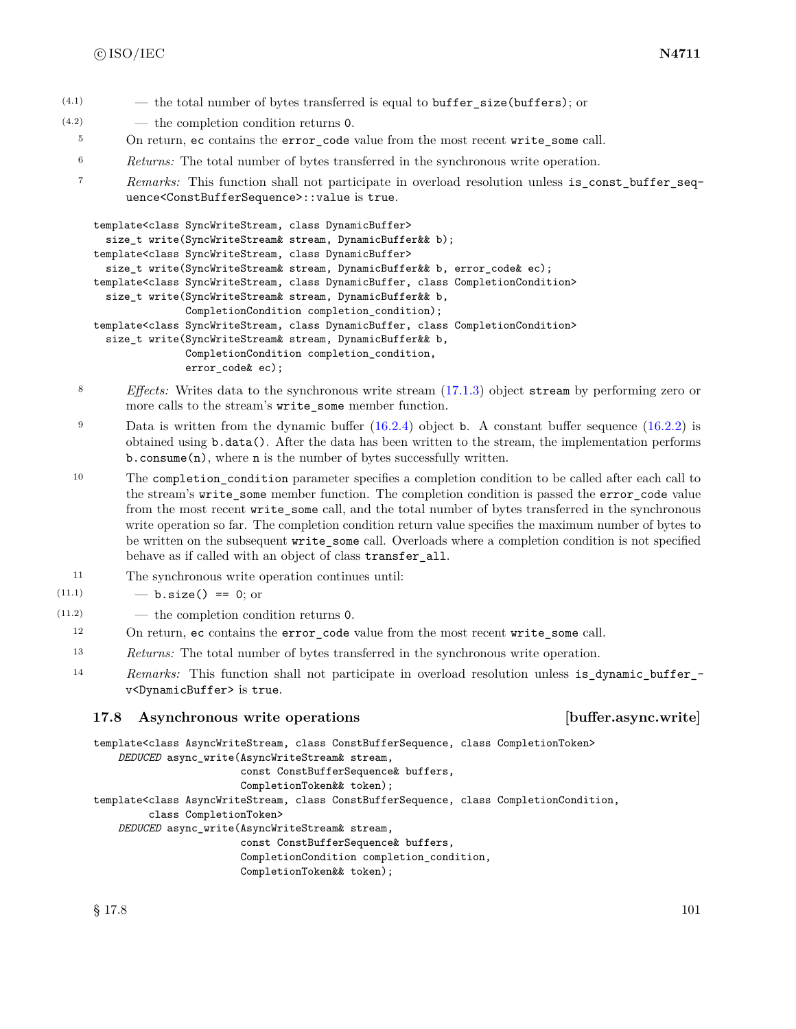(4.1) — the total number of bytes transferred is equal to `buffer_size(buffers)`; or

(4.2) — the completion condition returns `0`.

5 On return, `ec` contains the `error_code` value from the most recent `write_some` call.

6 *Returns:* The total number of bytes transferred in the synchronous write operation.

7 *Remarks:* This function shall not participate in overload resolution unless `is_const_buffer_sequence<ConstBufferSequence>::value` is `true`.

```
template<class SyncWriteStream, class DynamicBuffer>
  size_t write(SyncWriteStream& stream, DynamicBuffer&& b);
template<class SyncWriteStream, class DynamicBuffer>
  size_t write(SyncWriteStream& stream, DynamicBuffer&& b, error_code& ec);
template<class SyncWriteStream, class DynamicBuffer, class CompletionCondition>
  size_t write(SyncWriteStream& stream, DynamicBuffer&& b,
               CompletionCondition completion_condition);
template<class SyncWriteStream, class DynamicBuffer, class CompletionCondition>
  size_t write(SyncWriteStream& stream, DynamicBuffer&& b,
               CompletionCondition completion_condition,
               error_code& ec);
```

8 *Effects:* Writes data to the synchronous write stream (17.1.3) object `stream` by performing zero or more calls to the stream's `write_some` member function.

9 Data is written from the dynamic buffer (16.2.4) object `b`. A constant buffer sequence (16.2.2) is obtained using `b.data()`. After the data has been written to the stream, the implementation performs `b.consume(n)`, where `n` is the number of bytes successfully written.

10 The `completion_condition` parameter specifies a completion condition to be called after each call to the stream's `write_some` member function. The completion condition is passed the `error_code` value from the most recent `write_some` call, and the total number of bytes transferred in the synchronous write operation so far. The completion condition return value specifies the maximum number of bytes to be written on the subsequent `write_some` call. Overloads where a completion condition is not specified behave as if called with an object of class `transfer_all`.

11 The synchronous write operation continues until:

(11.1) — `b.size() == 0`; or

(11.2) — the completion condition returns `0`.

12 On return, `ec` contains the `error_code` value from the most recent `write_some` call.

13 *Returns:* The total number of bytes transferred in the synchronous write operation.

14 *Remarks:* This function shall not participate in overload resolution unless `is_dynamic_buffer_v<DynamicBuffer>` is `true`.

## 17.8 Asynchronous write operations [buffer.async.write]

```
template<class AsyncWriteStream, class ConstBufferSequence, class CompletionToken>
    DEDUCED async_write(AsyncWriteStream& stream,
                        const ConstBufferSequence& buffers,
                        CompletionToken&& token);
template<class AsyncWriteStream, class ConstBufferSequence, class CompletionCondition,
         class CompletionToken>
    DEDUCED async_write(AsyncWriteStream& stream,
                        const ConstBufferSequence& buffers,
                        CompletionCondition completion_condition,
                        CompletionToken&& token);
```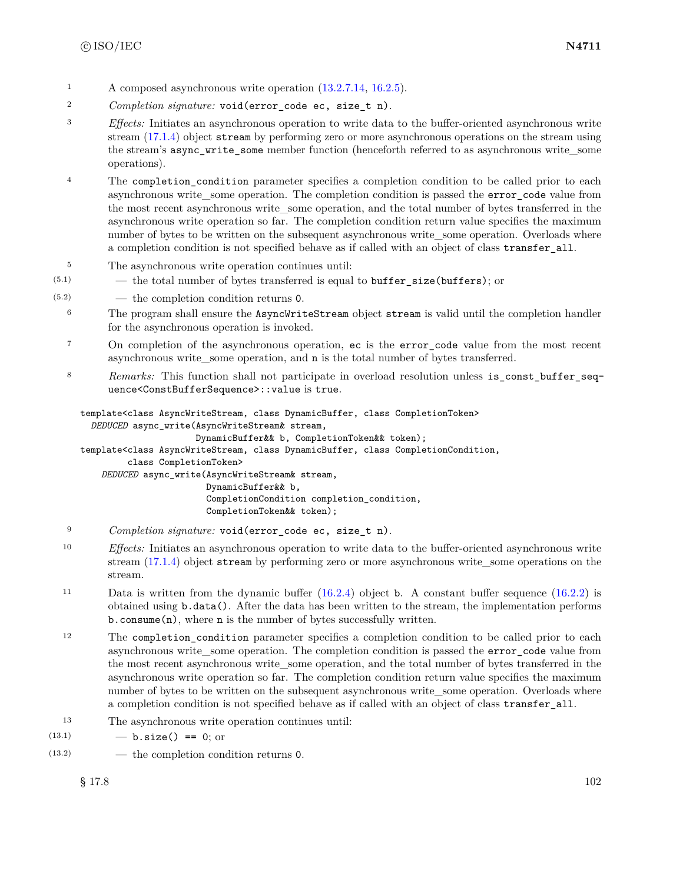1 A composed asynchronous write operation (13.2.7.14, 16.2.5).

2 *Completion signature:* `void(error_code ec, size_t n)`.

3 *Effects:* Initiates an asynchronous operation to write data to the buffer-oriented asynchronous write stream (17.1.4) object `stream` by performing zero or more asynchronous operations on the stream using the stream's `async_write_some` member function (henceforth referred to as asynchronous write_some operations).

4 The `completion_condition` parameter specifies a completion condition to be called prior to each asynchronous write_some operation. The completion condition is passed the `error_code` value from the most recent asynchronous write_some operation, and the total number of bytes transferred in the asynchronous write operation so far. The completion condition return value specifies the maximum number of bytes to be written on the subsequent asynchronous write_some operation. Overloads where a completion condition is not specified behave as if called with an object of class `transfer_all`.

5 The asynchronous write operation continues until:

(5.1) — the total number of bytes transferred is equal to `buffer_size(buffers)`; or

(5.2) — the completion condition returns `0`.

6 The program shall ensure the `AsyncWriteStream` object `stream` is valid until the completion handler for the asynchronous operation is invoked.

7 On completion of the asynchronous operation, `ec` is the `error_code` value from the most recent asynchronous write_some operation, and `n` is the total number of bytes transferred.

8 *Remarks:* This function shall not participate in overload resolution unless `is_const_buffer_sequence<ConstBufferSequence>::value` is `true`.

```
template<class AsyncWriteStream, class DynamicBuffer, class CompletionToken>
  DEDUCED async_write(AsyncWriteStream& stream,
                      DynamicBuffer&& b, CompletionToken&& token);
template<class AsyncWriteStream, class DynamicBuffer, class CompletionCondition,
         class CompletionToken>
    DEDUCED async_write(AsyncWriteStream& stream,
                        DynamicBuffer&& b,
                        CompletionCondition completion_condition,
                        CompletionToken&& token);
```

9 *Completion signature:* `void(error_code ec, size_t n)`.

10 *Effects:* Initiates an asynchronous operation to write data to the buffer-oriented asynchronous write stream (17.1.4) object `stream` by performing zero or more asynchronous write_some operations on the stream.

11 Data is written from the dynamic buffer (16.2.4) object `b`. A constant buffer sequence (16.2.2) is obtained using `b.data()`. After the data has been written to the stream, the implementation performs `b.consume(n)`, where `n` is the number of bytes successfully written.

12 The `completion_condition` parameter specifies a completion condition to be called prior to each asynchronous write_some operation. The completion condition is passed the `error_code` value from the most recent asynchronous write_some operation, and the total number of bytes transferred in the asynchronous write operation so far. The completion condition return value specifies the maximum number of bytes to be written on the subsequent asynchronous write_some operation. Overloads where a completion condition is not specified behave as if called with an object of class `transfer_all`.

13 The asynchronous write operation continues until:

(13.1) — `b.size() == 0`; or

(13.2) — the completion condition returns `0`.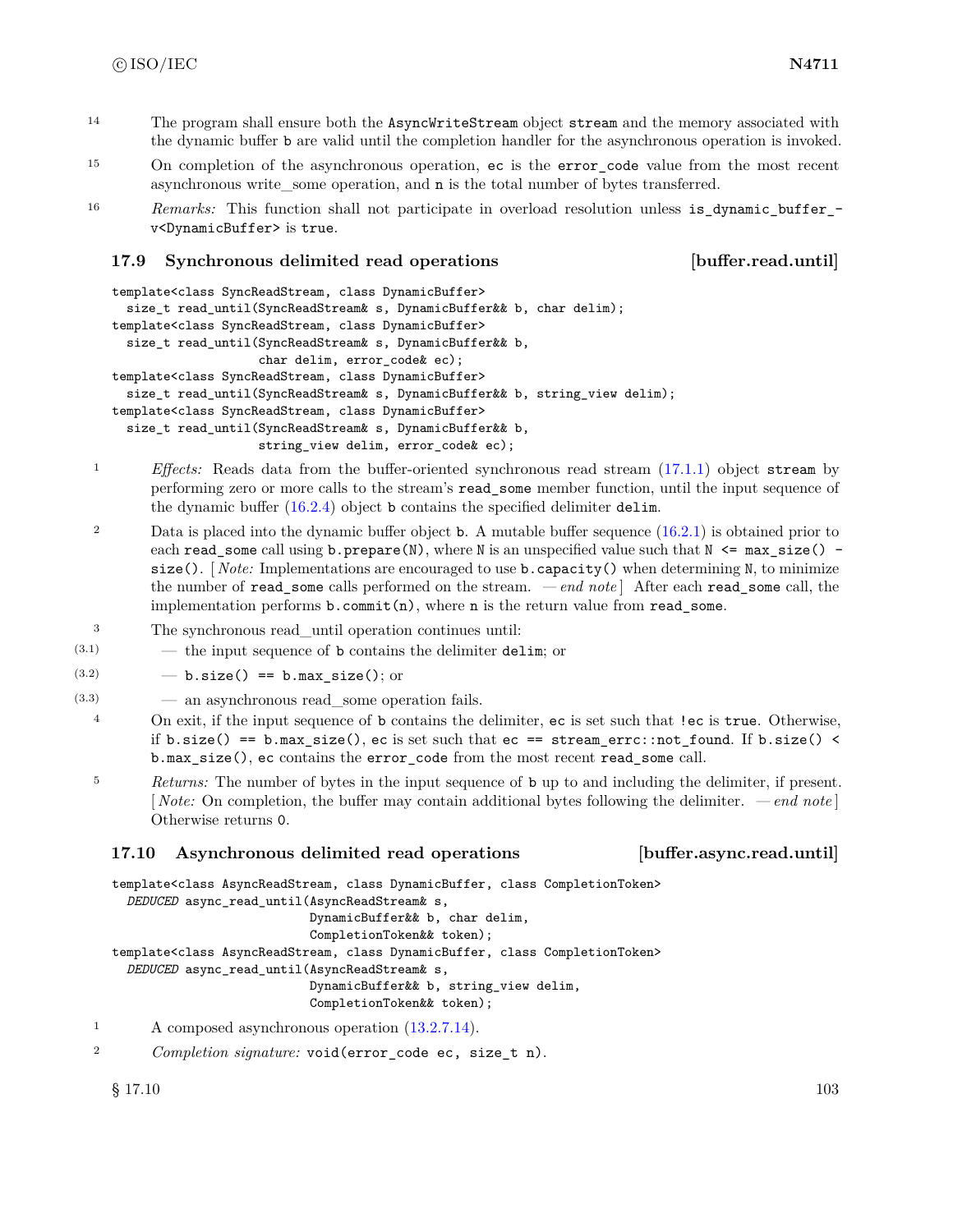14 The program shall ensure both the `AsyncWriteStream` object `stream` and the memory associated with the dynamic buffer `b` are valid until the completion handler for the asynchronous operation is invoked.

15 On completion of the asynchronous operation, `ec` is the `error_code` value from the most recent asynchronous write_some operation, and `n` is the total number of bytes transferred.

16 *Remarks:* This function shall not participate in overload resolution unless `is_dynamic_buffer_v<DynamicBuffer>` is `true`.

## 17.9 Synchronous delimited read operations [buffer.read.until]

```
template<class SyncReadStream, class DynamicBuffer>
  size_t read_until(SyncReadStream& s, DynamicBuffer&& b, char delim);
template<class SyncReadStream, class DynamicBuffer>
  size_t read_until(SyncReadStream& s, DynamicBuffer&& b,
                    char delim, error_code& ec);
template<class SyncReadStream, class DynamicBuffer>
  size_t read_until(SyncReadStream& s, DynamicBuffer&& b, string_view delim);
template<class SyncReadStream, class DynamicBuffer>
  size_t read_until(SyncReadStream& s, DynamicBuffer&& b,
                    string_view delim, error_code& ec);
```

1 *Effects:* Reads data from the buffer-oriented synchronous read stream (17.1.1) object `stream` by performing zero or more calls to the stream's `read_some` member function, until the input sequence of the dynamic buffer (16.2.4) object `b` contains the specified delimiter `delim`.

2 Data is placed into the dynamic buffer object `b`. A mutable buffer sequence (16.2.1) is obtained prior to each `read_some` call using `b.prepare(N)`, where `N` is an unspecified value such that `N <= max_size() - size()`. [ *Note:* Implementations are encouraged to use `b.capacity()` when determining `N`, to minimize the number of `read_some` calls performed on the stream. — *end note* ] After each `read_some` call, the implementation performs `b.commit(n)`, where `n` is the return value from `read_some`.

3 The synchronous read_until operation continues until:

- (3.1) — the input sequence of `b` contains the delimiter `delim`; or
- (3.2) — `b.size() == b.max_size()`; or
- (3.3) — an asynchronous read_some operation fails.

4 On exit, if the input sequence of `b` contains the delimiter, `ec` is set such that `!ec` is `true`. Otherwise, if `b.size() == b.max_size()`, `ec` is set such that `ec == stream_errc::not_found`. If `b.size() < b.max_size()`, `ec` contains the `error_code` from the most recent `read_some` call.

5 *Returns:* The number of bytes in the input sequence of `b` up to and including the delimiter, if present. [ *Note:* On completion, the buffer may contain additional bytes following the delimiter. — *end note* ] Otherwise returns `0`.

## 17.10 Asynchronous delimited read operations [buffer.async.read.until]

```
template<class AsyncReadStream, class DynamicBuffer, class CompletionToken>
  DEDUCED async_read_until(AsyncReadStream& s,
                           DynamicBuffer&& b, char delim,
                           CompletionToken&& token);
template<class AsyncReadStream, class DynamicBuffer, class CompletionToken>
  DEDUCED async_read_until(AsyncReadStream& s,
                           DynamicBuffer&& b, string_view delim,
                           CompletionToken&& token);
```

1 A composed asynchronous operation (13.2.7.14).

2 *Completion signature:* `void(error_code ec, size_t n)`.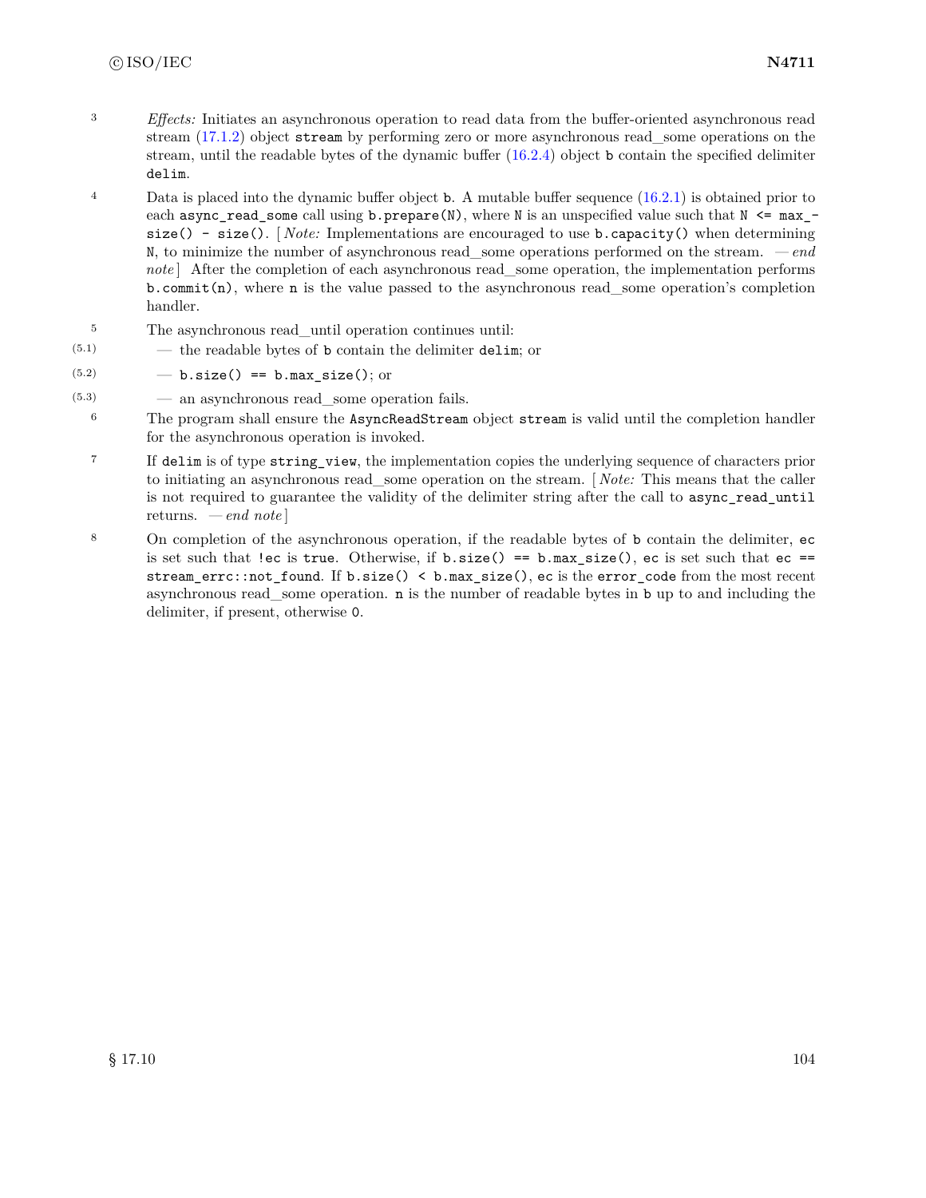3 *Effects:* Initiates an asynchronous operation to read data from the buffer-oriented asynchronous read stream (17.1.2) object `stream` by performing zero or more asynchronous read_some operations on the stream, until the readable bytes of the dynamic buffer (16.2.4) object `b` contain the specified delimiter `delim`.

4 Data is placed into the dynamic buffer object `b`. A mutable buffer sequence (16.2.1) is obtained prior to each `async_read_some` call using `b.prepare(N)`, where `N` is an unspecified value such that `N <= max_size() - size()`. [ *Note:* Implementations are encouraged to use `b.capacity()` when determining `N`, to minimize the number of asynchronous read_some operations performed on the stream. — *end note* ] After the completion of each asynchronous read_some operation, the implementation performs `b.commit(n)`, where `n` is the value passed to the asynchronous read_some operation's completion handler.

5 The asynchronous read_until operation continues until:

- (5.1) — the readable bytes of `b` contain the delimiter `delim`; or
- (5.2) — `b.size() == b.max_size()`; or
- (5.3) — an asynchronous read_some operation fails.

6 The program shall ensure the `AsyncReadStream` object `stream` is valid until the completion handler for the asynchronous operation is invoked.

7 If `delim` is of type `string_view`, the implementation copies the underlying sequence of characters prior to initiating an asynchronous read_some operation on the stream. [ *Note:* This means that the caller is not required to guarantee the validity of the delimiter string after the call to `async_read_until` returns. — *end note* ]

8 On completion of the asynchronous operation, if the readable bytes of `b` contain the delimiter, `ec` is set such that `!ec` is `true`. Otherwise, if `b.size() == b.max_size()`, `ec` is set such that `ec == stream_errc::not_found`. If `b.size() < b.max_size()`, `ec` is the `error_code` from the most recent asynchronous read_some operation. `n` is the number of readable bytes in `b` up to and including the delimiter, if present, otherwise `0`.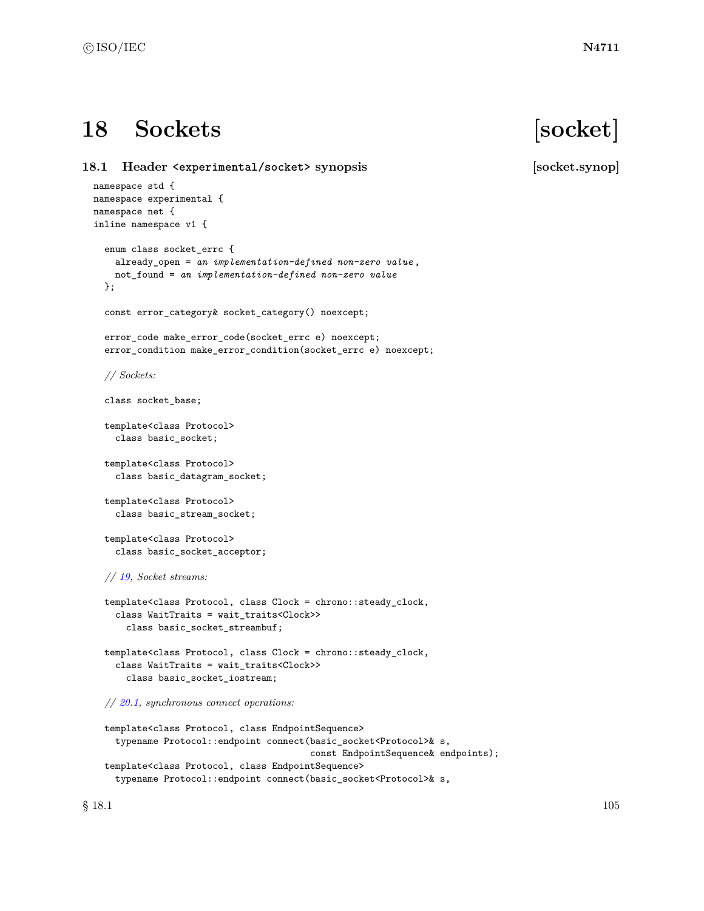# 18 Sockets [socket]

## 18.1 Header `<experimental/socket>` synopsis [socket.synop]

```
namespace std {
namespace experimental {
namespace net {
inline namespace v1 {

  enum class socket_errc {
    already_open = an implementation-defined non-zero value,
    not_found = an implementation-defined non-zero value
  };

  const error_category& socket_category() noexcept;

  error_code make_error_code(socket_errc e) noexcept;
  error_condition make_error_condition(socket_errc e) noexcept;

  // Sockets:

  class socket_base;

  template<class Protocol>
    class basic_socket;

  template<class Protocol>
    class basic_datagram_socket;

  template<class Protocol>
    class basic_stream_socket;

  template<class Protocol>
    class basic_socket_acceptor;

  // 19, Socket streams:

  template<class Protocol, class Clock = chrono::steady_clock,
    class WaitTraits = wait_traits<Clock>>
      class basic_socket_streambuf;

  template<class Protocol, class Clock = chrono::steady_clock,
    class WaitTraits = wait_traits<Clock>>
      class basic_socket_iostream;

  // 20.1, synchronous connect operations:

  template<class Protocol, class EndpointSequence>
    typename Protocol::endpoint connect(basic_socket<Protocol>& s,
                                        const EndpointSequence& endpoints);
  template<class Protocol, class EndpointSequence>
    typename Protocol::endpoint connect(basic_socket<Protocol>& s,
```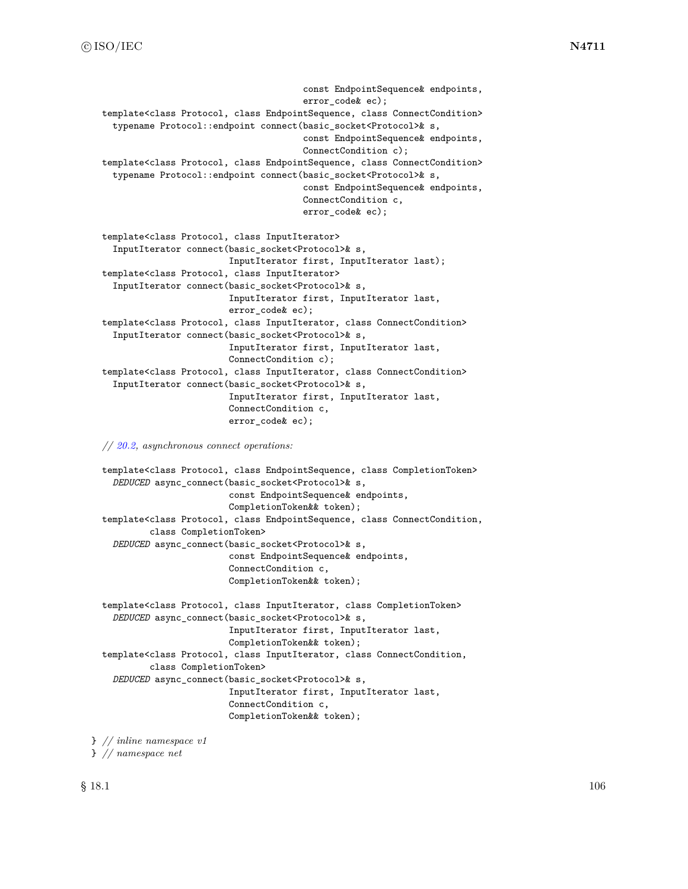```
                                      const EndpointSequence& endpoints,
                                      error_code& ec);
  template<class Protocol, class EndpointSequence, class ConnectCondition>
    typename Protocol::endpoint connect(basic_socket<Protocol>& s,
                                      const EndpointSequence& endpoints,
                                      ConnectCondition c);
  template<class Protocol, class EndpointSequence, class ConnectCondition>
    typename Protocol::endpoint connect(basic_socket<Protocol>& s,
                                      const EndpointSequence& endpoints,
                                      ConnectCondition c,
                                      error_code& ec);

  template<class Protocol, class InputIterator>
    InputIterator connect(basic_socket<Protocol>& s,
                          InputIterator first, InputIterator last);
  template<class Protocol, class InputIterator>
    InputIterator connect(basic_socket<Protocol>& s,
                          InputIterator first, InputIterator last,
                          error_code& ec);
  template<class Protocol, class InputIterator, class ConnectCondition>
    InputIterator connect(basic_socket<Protocol>& s,
                          InputIterator first, InputIterator last,
                          ConnectCondition c);
  template<class Protocol, class InputIterator, class ConnectCondition>
    InputIterator connect(basic_socket<Protocol>& s,
                          InputIterator first, InputIterator last,
                          ConnectCondition c,
                          error_code& ec);

  // 20.2, asynchronous connect operations:

  template<class Protocol, class EndpointSequence, class CompletionToken>
    DEDUCED async_connect(basic_socket<Protocol>& s,
                          const EndpointSequence& endpoints,
                          CompletionToken&& token);
  template<class Protocol, class EndpointSequence, class ConnectCondition,
           class CompletionToken>
    DEDUCED async_connect(basic_socket<Protocol>& s,
                          const EndpointSequence& endpoints,
                          ConnectCondition c,
                          CompletionToken&& token);

  template<class Protocol, class InputIterator, class CompletionToken>
    DEDUCED async_connect(basic_socket<Protocol>& s,
                          InputIterator first, InputIterator last,
                          CompletionToken&& token);
  template<class Protocol, class InputIterator, class ConnectCondition,
           class CompletionToken>
    DEDUCED async_connect(basic_socket<Protocol>& s,
                          InputIterator first, InputIterator last,
                          ConnectCondition c,
                          CompletionToken&& token);

} // inline namespace v1
} // namespace net
```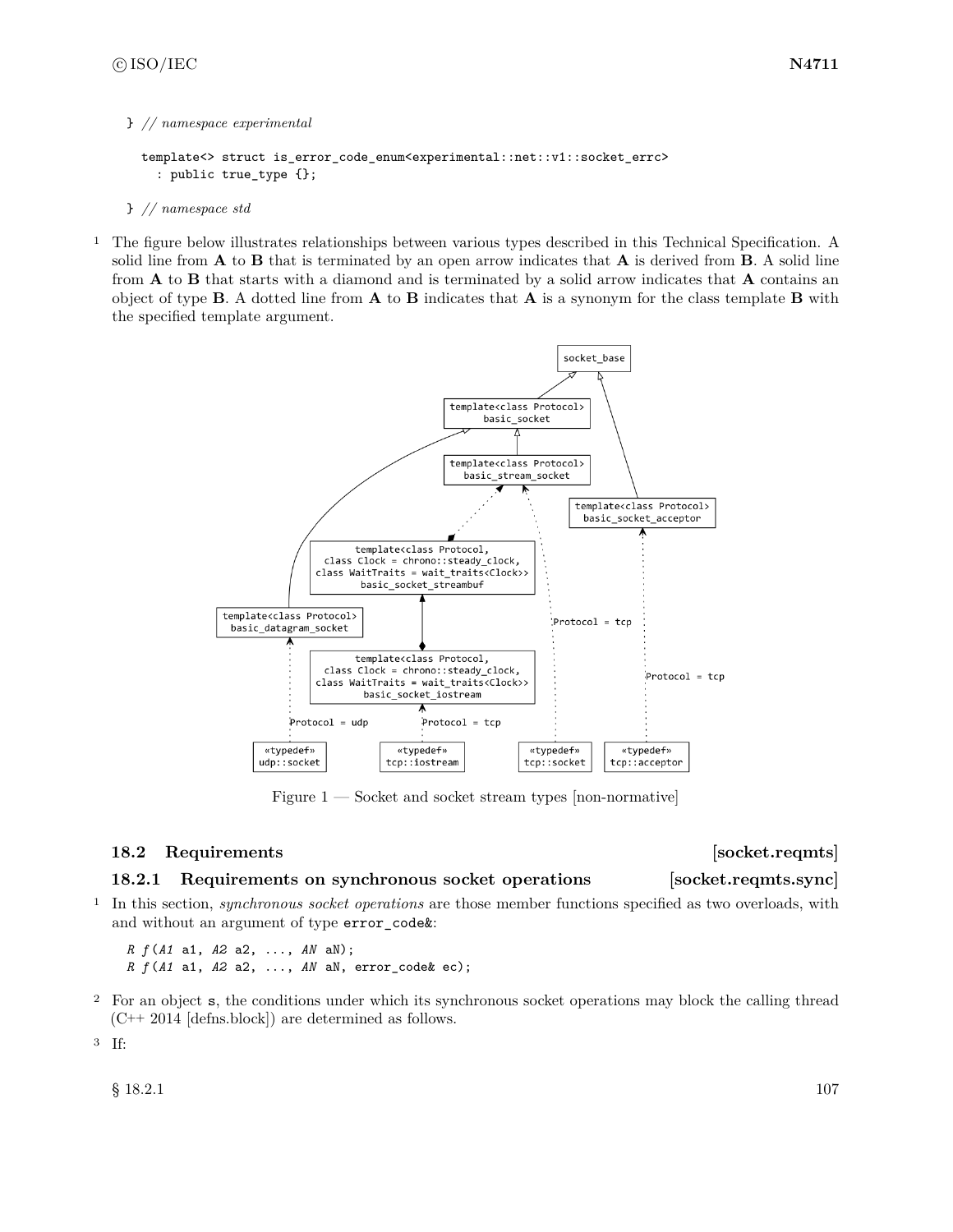```
} // namespace experimental

  template<> struct is_error_code_enum<experimental::net::v1::socket_errc>
    : public true_type {};

} // namespace std
```

1 The figure below illustrates relationships between various types described in this Technical Specification. A solid line from **A** to **B** that is terminated by an open arrow indicates that **A** is derived from **B**. A solid line from **A** to **B** that starts with a diamond and is terminated by a solid arrow indicates that **A** contains an object of type **B**. A dotted line from **A** to **B** indicates that **A** is a synonym for the class template **B** with the specified template argument.

Figure 1 — Socket and socket stream types [non-normative]

## 18.2 Requirements [socket.reqmts]

### 18.2.1 Requirements on synchronous socket operations [socket.reqmts.sync]

1 In this section, *synchronous socket operations* are those member functions specified as two overloads, with and without an argument of type `error_code&`:

```
R f(A1 a1, A2 a2, ..., AN aN);
R f(A1 a1, A2 a2, ..., AN aN, error_code& ec);
```

2 For an object `s`, the conditions under which its synchronous socket operations may block the calling thread (C++ 2014 [defns.block]) are determined as follows.

3 If: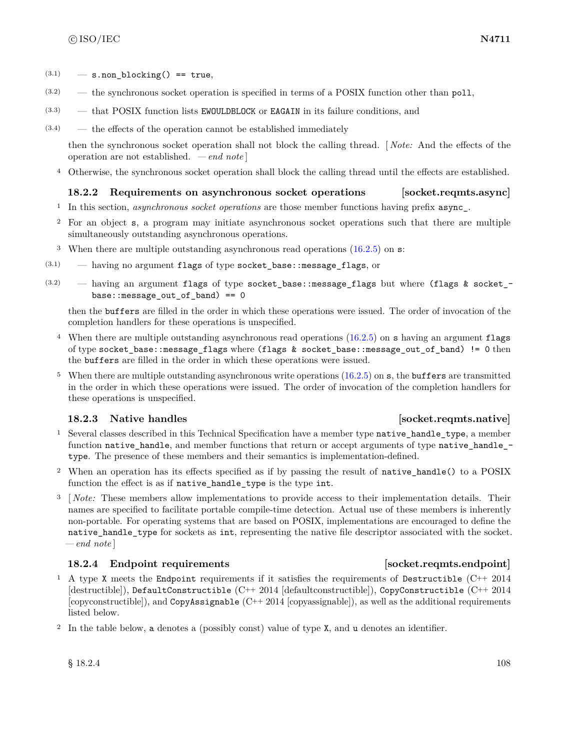(3.1) — `s.non_blocking() == true`,

(3.2) — the synchronous socket operation is specified in terms of a POSIX function other than `poll`,

(3.3) — that POSIX function lists `EWOULDBLOCK` or `EAGAIN` in its failure conditions, and

(3.4) — the effects of the operation cannot be established immediately

then the synchronous socket operation shall not block the calling thread. [ *Note:* And the effects of the operation are not established. — *end note* ]

4 Otherwise, the synchronous socket operation shall block the calling thread until the effects are established.

### 18.2.2 Requirements on asynchronous socket operations [socket.reqmts.async]

1 In this section, *asynchronous socket operations* are those member functions having prefix `async_`.

2 For an object `s`, a program may initiate asynchronous socket operations such that there are multiple simultaneously outstanding asynchronous operations.

3 When there are multiple outstanding asynchronous read operations (16.2.5) on `s`:

(3.1) — having no argument `flags` of type `socket_base::message_flags`, or

(3.2) — having an argument `flags` of type `socket_base::message_flags` but where `(flags & socket_base::message_out_of_band) == 0`

then the `buffers` are filled in the order in which these operations were issued. The order of invocation of the completion handlers for these operations is unspecified.

4 When there are multiple outstanding asynchronous read operations (16.2.5) on `s` having an argument `flags` of type `socket_base::message_flags` where `(flags & socket_base::message_out_of_band) != 0` then the `buffers` are filled in the order in which these operations were issued.

5 When there are multiple outstanding asynchronous write operations (16.2.5) on `s`, the `buffers` are transmitted in the order in which these operations were issued. The order of invocation of the completion handlers for these operations is unspecified.

### 18.2.3 Native handles [socket.reqmts.native]

1 Several classes described in this Technical Specification have a member type `native_handle_type`, a member function `native_handle`, and member functions that return or accept arguments of type `native_handle_type`. The presence of these members and their semantics is implementation-defined.

2 When an operation has its effects specified as if by passing the result of `native_handle()` to a POSIX function the effect is as if `native_handle_type` is the type `int`.

3 [ *Note:* These members allow implementations to provide access to their implementation details. Their names are specified to facilitate portable compile-time detection. Actual use of these members is inherently non-portable. For operating systems that are based on POSIX, implementations are encouraged to define the `native_handle_type` for sockets as `int`, representing the native file descriptor associated with the socket. — *end note* ]

### 18.2.4 Endpoint requirements [socket.reqmts.endpoint]

1 A type `X` meets the `Endpoint` requirements if it satisfies the requirements of `Destructible` (C++ 2014 [destructible]), `DefaultConstructible` (C++ 2014 [defaultconstructible]), `CopyConstructible` (C++ 2014 [copyconstructible]), and `CopyAssignable` (C++ 2014 [copyassignable]), as well as the additional requirements listed below.

2 In the table below, `a` denotes a (possibly const) value of type `X`, and `u` denotes an identifier.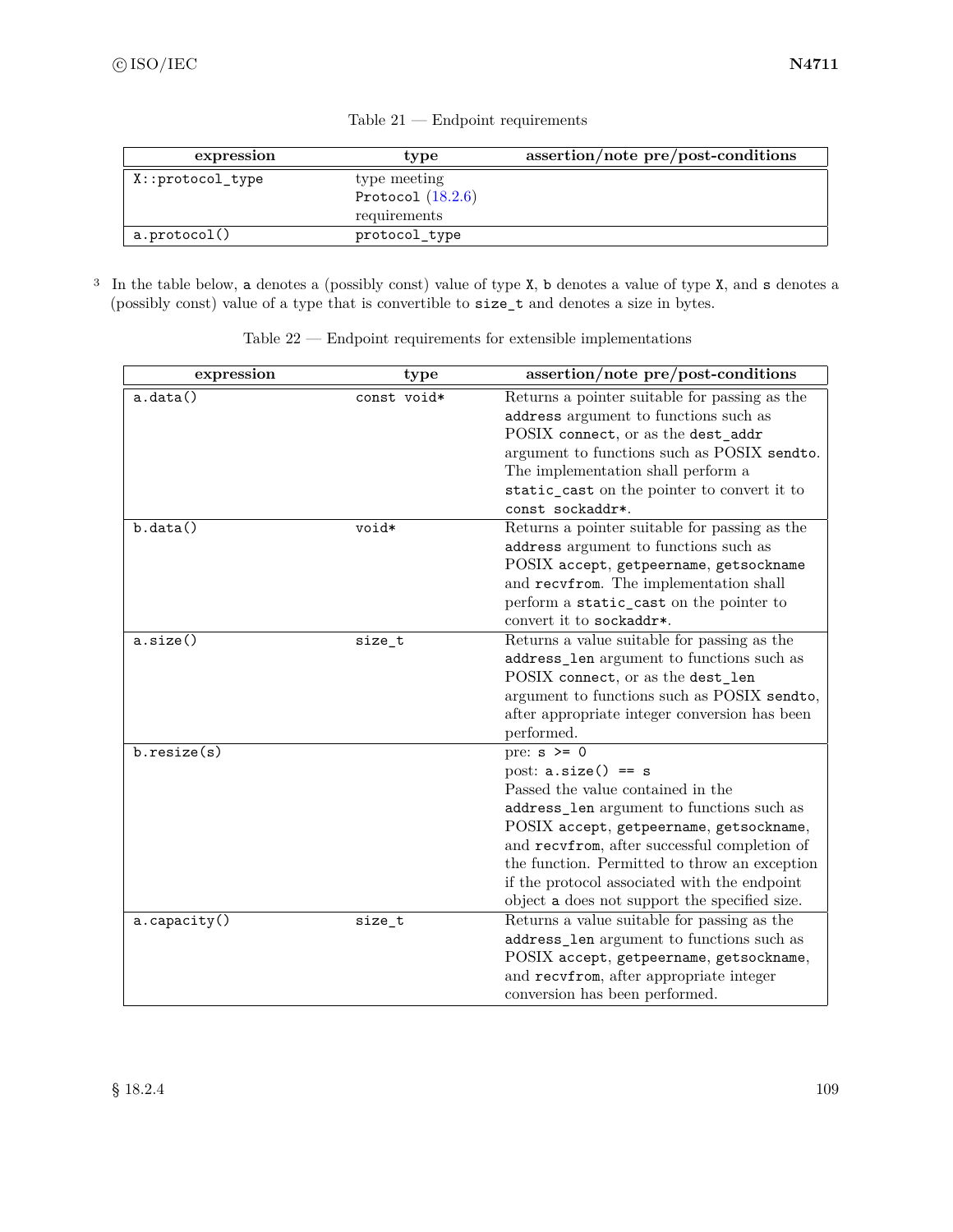Table 21 — Endpoint requirements

| expression | type | assertion/note pre/post-conditions |
|---|---|---|
| `X::protocol_type` | type meeting `Protocol` (18.2.6) requirements | |
| `a.protocol()` | `protocol_type` | |

[3] In the table below, `a` denotes a (possibly const) value of type `X`, `b` denotes a value of type `X`, and `s` denotes a (possibly const) value of a type that is convertible to `size_t` and denotes a size in bytes.

Table 22 — Endpoint requirements for extensible implementations

| expression | type | assertion/note pre/post-conditions |
|---|---|---|
| `a.data()` | `const void*` | Returns a pointer suitable for passing as the `address` argument to functions such as POSIX `connect`, or as the `dest_addr` argument to functions such as POSIX `sendto`. The implementation shall perform a `static_cast` on the pointer to convert it to `const sockaddr*`. |
| `b.data()` | `void*` | Returns a pointer suitable for passing as the `address` argument to functions such as POSIX `accept`, `getpeername`, `getsockname` and `recvfrom`. The implementation shall perform a `static_cast` on the pointer to convert it to `sockaddr*`. |
| `a.size()` | `size_t` | Returns a value suitable for passing as the `address_len` argument to functions such as POSIX `connect`, or as the `dest_len` argument to functions such as POSIX `sendto`, after appropriate integer conversion has been performed. |
| `b.resize(s)` | | pre: `s >= 0` post: `a.size() == s` Passed the value contained in the `address_len` argument to functions such as POSIX `accept`, `getpeername`, `getsockname`, and `recvfrom`, after successful completion of the function. Permitted to throw an exception if the protocol associated with the endpoint object `a` does not support the specified size. |
| `a.capacity()` | `size_t` | Returns a value suitable for passing as the `address_len` argument to functions such as POSIX `accept`, `getpeername`, `getsockname`, and `recvfrom`, after appropriate integer conversion has been performed. |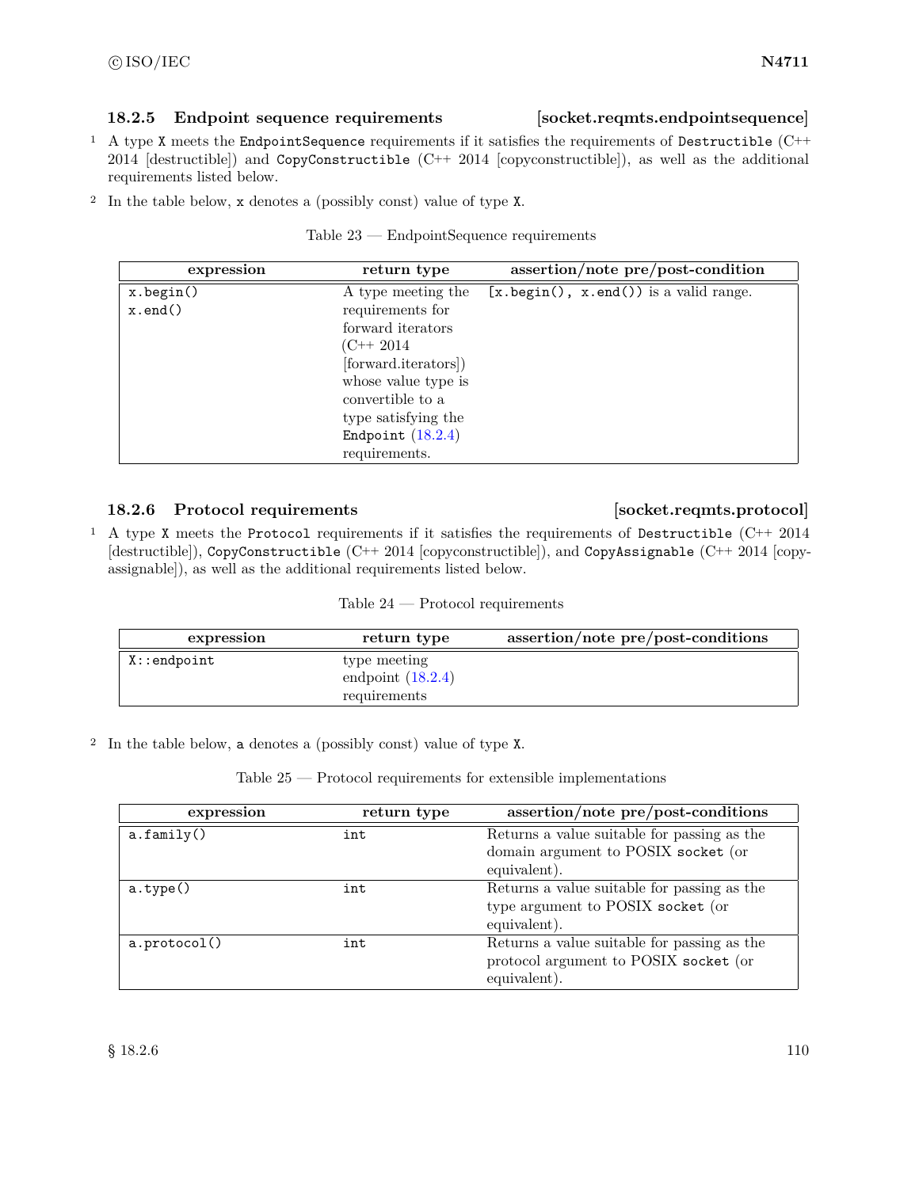### 18.2.5 Endpoint sequence requirements [socket.reqmts.endpointsequence]

1 A type `X` meets the `EndpointSequence` requirements if it satisfies the requirements of `Destructible` (C++ 2014 [destructible]) and `CopyConstructible` (C++ 2014 [copyconstructible]), as well as the additional requirements listed below.

2 In the table below, `x` denotes a (possibly const) value of type `X`.

Table 23 — EndpointSequence requirements

| expression | return type | assertion/note pre/post-condition |
|---|---|---|
| `x.begin()` `x.end()` | A type meeting the requirements for forward iterators (C++ 2014 [forward.iterators]) whose value type is convertible to a type satisfying the `Endpoint` (18.2.4) requirements. | `[x.begin(), x.end())` is a valid range. |

### 18.2.6 Protocol requirements [socket.reqmts.protocol]

1 A type `X` meets the `Protocol` requirements if it satisfies the requirements of `Destructible` (C++ 2014 [destructible]), `CopyConstructible` (C++ 2014 [copyconstructible]), and `CopyAssignable` (C++ 2014 [copy-assignable]), as well as the additional requirements listed below.

Table 24 — Protocol requirements

| expression | return type | assertion/note pre/post-conditions |
|---|---|---|
| `X::endpoint` | type meeting endpoint (18.2.4) requirements | |

2 In the table below, `a` denotes a (possibly const) value of type `X`.

Table 25 — Protocol requirements for extensible implementations

| expression | return type | assertion/note pre/post-conditions |
|---|---|---|
| `a.family()` | `int` | Returns a value suitable for passing as the domain argument to POSIX `socket` (or equivalent). |
| `a.type()` | `int` | Returns a value suitable for passing as the type argument to POSIX `socket` (or equivalent). |
| `a.protocol()` | `int` | Returns a value suitable for passing as the protocol argument to POSIX `socket` (or equivalent). |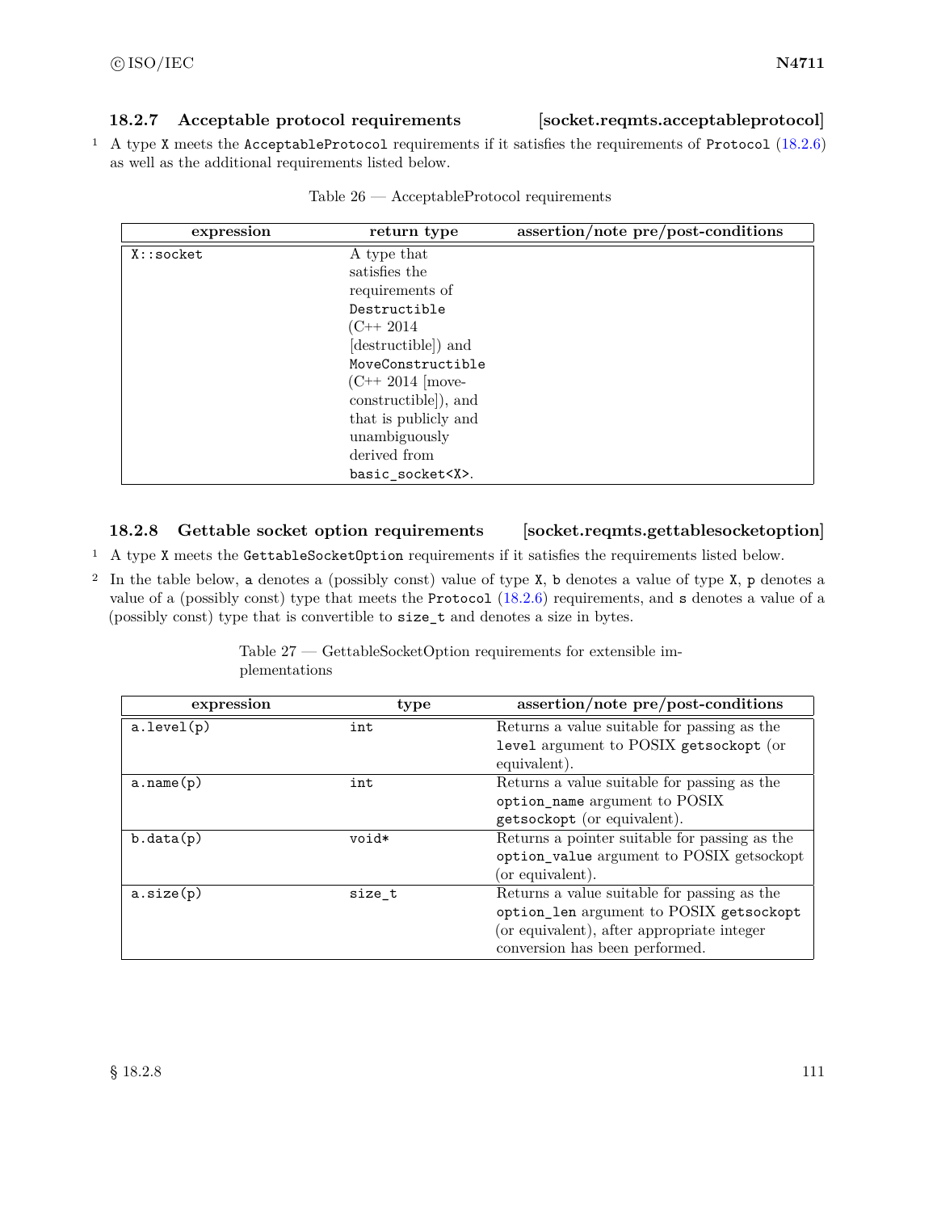### 18.2.7 Acceptable protocol requirements [socket.reqmts.acceptableprotocol]

1 A type `X` meets the `AcceptableProtocol` requirements if it satisfies the requirements of `Protocol` (18.2.6) as well as the additional requirements listed below.

Table 26 — AcceptableProtocol requirements

| expression | return type | assertion/note pre/post-conditions |
|---|---|---|
| `X::socket` | A type that satisfies the requirements of `Destructible` (C++ 2014 [destructible]) and `MoveConstructible` (C++ 2014 [move-constructible]), and that is publicly and unambiguously derived from `basic_socket<X>`. | |

### 18.2.8 Gettable socket option requirements [socket.reqmts.gettablesocketoption]

1 A type `X` meets the `GettableSocketOption` requirements if it satisfies the requirements listed below.

2 In the table below, `a` denotes a (possibly const) value of type `X`, `b` denotes a value of type `X`, `p` denotes a value of a (possibly const) type that meets the `Protocol` (18.2.6) requirements, and `s` denotes a value of a (possibly const) type that is convertible to `size_t` and denotes a size in bytes.

Table 27 — GettableSocketOption requirements for extensible implementations

| expression | type | assertion/note pre/post-conditions |
|---|---|---|
| `a.level(p)` | `int` | Returns a value suitable for passing as the `level` argument to POSIX `getsockopt` (or equivalent). |
| `a.name(p)` | `int` | Returns a value suitable for passing as the `option_name` argument to POSIX `getsockopt` (or equivalent). |
| `b.data(p)` | `void*` | Returns a pointer suitable for passing as the `option_value` argument to POSIX getsockopt (or equivalent). |
| `a.size(p)` | `size_t` | Returns a value suitable for passing as the `option_len` argument to POSIX `getsockopt` (or equivalent), after appropriate integer conversion has been performed. |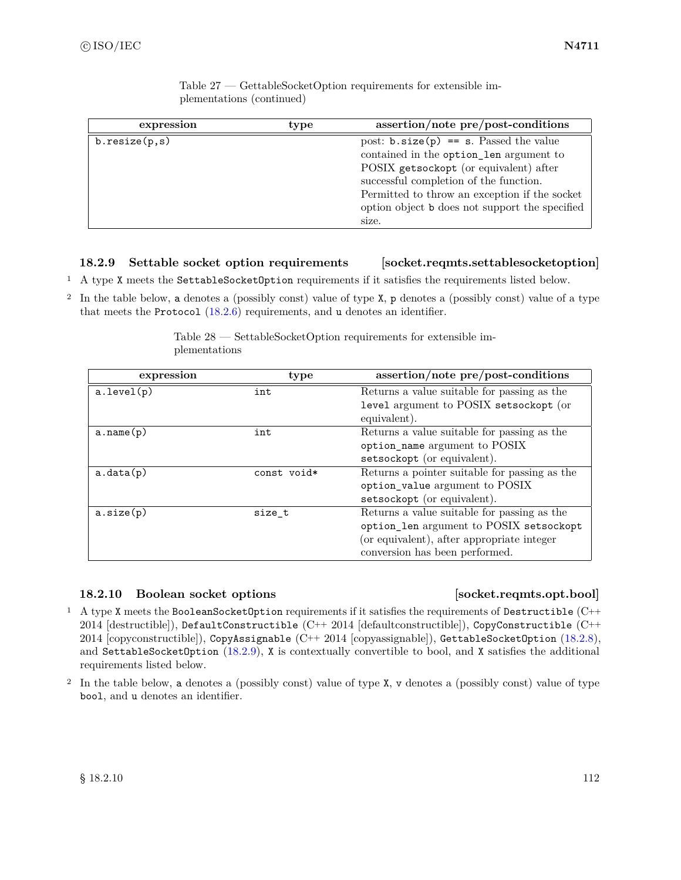Table 27 — GettableSocketOption requirements for extensible implementations (continued)

| expression | type | assertion/note pre/post-conditions |
|---|---|---|
| `b.resize(p,s)` | | post: `b.size(p) == s`. Passed the value contained in the `option_len` argument to POSIX `getsockopt` (or equivalent) after successful completion of the function. Permitted to throw an exception if the socket option object `b` does not support the specified size. |

### 18.2.9 Settable socket option requirements [socket.reqmts.settablesocketoption]

1 A type `X` meets the `SettableSocketOption` requirements if it satisfies the requirements listed below.

2 In the table below, `a` denotes a (possibly const) value of type `X`, `p` denotes a (possibly const) value of a type that meets the `Protocol` (18.2.6) requirements, and `u` denotes an identifier.

Table 28 — SettableSocketOption requirements for extensible implementations

| expression | type | assertion/note pre/post-conditions |
|---|---|---|
| `a.level(p)` | `int` | Returns a value suitable for passing as the `level` argument to POSIX `setsockopt` (or equivalent). |
| `a.name(p)` | `int` | Returns a value suitable for passing as the `option_name` argument to POSIX `setsockopt` (or equivalent). |
| `a.data(p)` | `const void*` | Returns a pointer suitable for passing as the `option_value` argument to POSIX `setsockopt` (or equivalent). |
| `a.size(p)` | `size_t` | Returns a value suitable for passing as the `option_len` argument to POSIX `setsockopt` (or equivalent), after appropriate integer conversion has been performed. |

### 18.2.10 Boolean socket options [socket.reqmts.opt.bool]

1 A type `X` meets the `BooleanSocketOption` requirements if it satisfies the requirements of `Destructible` (C++ 2014 [destructible]), `DefaultConstructible` (C++ 2014 [defaultconstructible]), `CopyConstructible` (C++ 2014 [copyconstructible]), `CopyAssignable` (C++ 2014 [copyassignable]), `GettableSocketOption` (18.2.8), and `SettableSocketOption` (18.2.9), `X` is contextually convertible to bool, and `X` satisfies the additional requirements listed below.

2 In the table below, `a` denotes a (possibly const) value of type `X`, `v` denotes a (possibly const) value of type `bool`, and `u` denotes an identifier.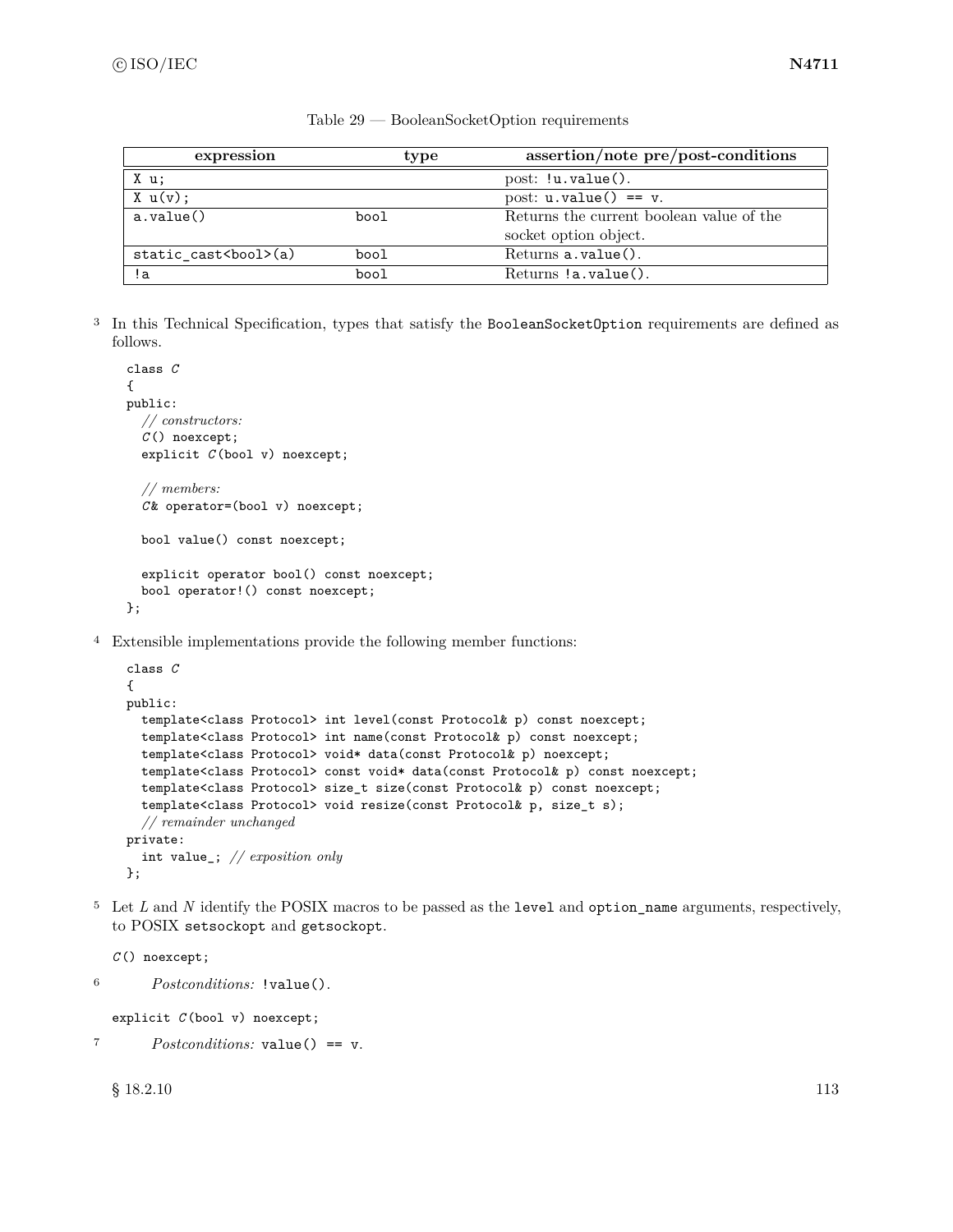Table 29 — BooleanSocketOption requirements

| expression | type | assertion/note pre/post-conditions |
|---|---|---|
| `X u;` | | post: `!u.value()`. |
| `X u(v);` | | post: `u.value() == v`. |
| `a.value()` | `bool` | Returns the current boolean value of the socket option object. |
| `static_cast<bool>(a)` | `bool` | Returns `a.value()`. |
| `!a` | `bool` | Returns `!a.value()`. |

3 In this Technical Specification, types that satisfy the `BooleanSocketOption` requirements are defined as follows.

```
class C
{
public:
  // constructors:
  C() noexcept;
  explicit C(bool v) noexcept;

  // members:
  C& operator=(bool v) noexcept;

  bool value() const noexcept;

  explicit operator bool() const noexcept;
  bool operator!() const noexcept;
};
```

4 Extensible implementations provide the following member functions:

```
class C
{
public:
  template<class Protocol> int level(const Protocol& p) const noexcept;
  template<class Protocol> int name(const Protocol& p) const noexcept;
  template<class Protocol> void* data(const Protocol& p) noexcept;
  template<class Protocol> const void* data(const Protocol& p) const noexcept;
  template<class Protocol> size_t size(const Protocol& p) const noexcept;
  template<class Protocol> void resize(const Protocol& p, size_t s);
  // remainder unchanged
private:
  int value_; // exposition only
};
```

5 Let *L* and *N* identify the POSIX macros to be passed as the `level` and `option_name` arguments, respectively, to POSIX `setsockopt` and `getsockopt`.

`C() noexcept;`

6 *Postconditions:* `!value()`.

`explicit C(bool v) noexcept;`

7 *Postconditions:* `value() == v`.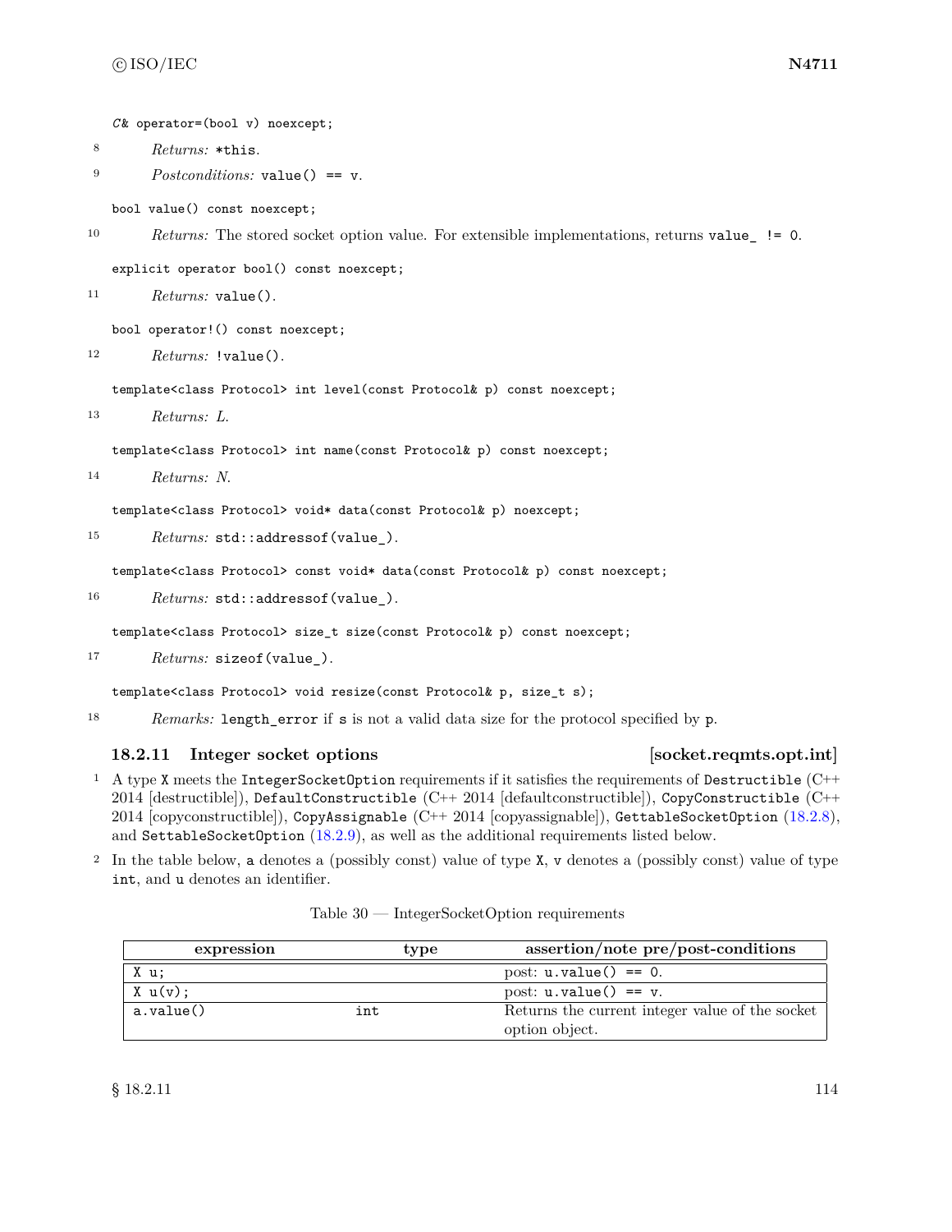```
C& operator=(bool v) noexcept;
```

8 *Returns:* `*this`.

9 *Postconditions:* `value() == v`.

```
bool value() const noexcept;
```

10 *Returns:* The stored socket option value. For extensible implementations, returns `value_ != 0`.

```
explicit operator bool() const noexcept;
```

11 *Returns:* `value()`.

```
bool operator!() const noexcept;
```

12 *Returns:* `!value()`.

```
template<class Protocol> int level(const Protocol& p) const noexcept;
```

13 *Returns:* *L*.

```
template<class Protocol> int name(const Protocol& p) const noexcept;
```

14 *Returns:* *N*.

```
template<class Protocol> void* data(const Protocol& p) noexcept;
```

15 *Returns:* `std::addressof(value_)`.

```
template<class Protocol> const void* data(const Protocol& p) const noexcept;
```

16 *Returns:* `std::addressof(value_)`.

```
template<class Protocol> size_t size(const Protocol& p) const noexcept;
```

17 *Returns:* `sizeof(value_)`.

```
template<class Protocol> void resize(const Protocol& p, size_t s);
```

18 *Remarks:* `length_error` if `s` is not a valid data size for the protocol specified by `p`.

### 18.2.11 Integer socket options [socket.reqmts.opt.int]

1 A type `X` meets the `IntegerSocketOption` requirements if it satisfies the requirements of `Destructible` (C++ 2014 [destructible]), `DefaultConstructible` (C++ 2014 [defaultconstructible]), `CopyConstructible` (C++ 2014 [copyconstructible]), `CopyAssignable` (C++ 2014 [copyassignable]), `GettableSocketOption` (18.2.8), and `SettableSocketOption` (18.2.9), as well as the additional requirements listed below.

2 In the table below, `a` denotes a (possibly const) value of type `X`, `v` denotes a (possibly const) value of type `int`, and `u` denotes an identifier.

Table 30 — IntegerSocketOption requirements

| expression | type | assertion/note pre/post-conditions |
|---|---|---|
| `X u;` | | post: `u.value() == 0`. |
| `X u(v);` | | post: `u.value() == v`. |
| `a.value()` | `int` | Returns the current integer value of the socket option object. |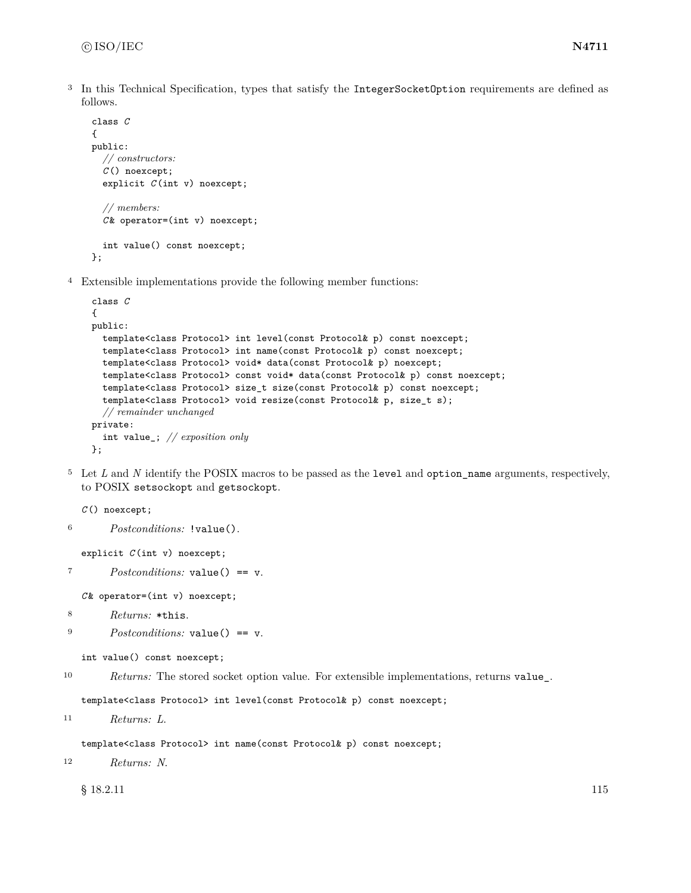3 In this Technical Specification, types that satisfy the `IntegerSocketOption` requirements are defined as follows.

```
class C
{
public:
  // constructors:
  C() noexcept;
  explicit C(int v) noexcept;

  // members:
  C& operator=(int v) noexcept;

  int value() const noexcept;
};
```

4 Extensible implementations provide the following member functions:

```
class C
{
public:
  template<class Protocol> int level(const Protocol& p) const noexcept;
  template<class Protocol> int name(const Protocol& p) const noexcept;
  template<class Protocol> void* data(const Protocol& p) noexcept;
  template<class Protocol> const void* data(const Protocol& p) const noexcept;
  template<class Protocol> size_t size(const Protocol& p) const noexcept;
  template<class Protocol> void resize(const Protocol& p, size_t s);
  // remainder unchanged
private:
  int value_; // exposition only
};
```

5 Let *L* and *N* identify the POSIX macros to be passed as the `level` and `option_name` arguments, respectively, to POSIX `setsockopt` and `getsockopt`.

`C() noexcept;`

6 *Postconditions:* `!value()`.

`explicit C(int v) noexcept;`

7 *Postconditions:* `value() == v`.

`C& operator=(int v) noexcept;`

8 *Returns:* `*this`.

9 *Postconditions:* `value() == v`.

`int value() const noexcept;`

10 *Returns:* The stored socket option value. For extensible implementations, returns `value_`.

`template<class Protocol> int level(const Protocol& p) const noexcept;`

11 *Returns:* *L*.

`template<class Protocol> int name(const Protocol& p) const noexcept;`

12 *Returns:* *N*.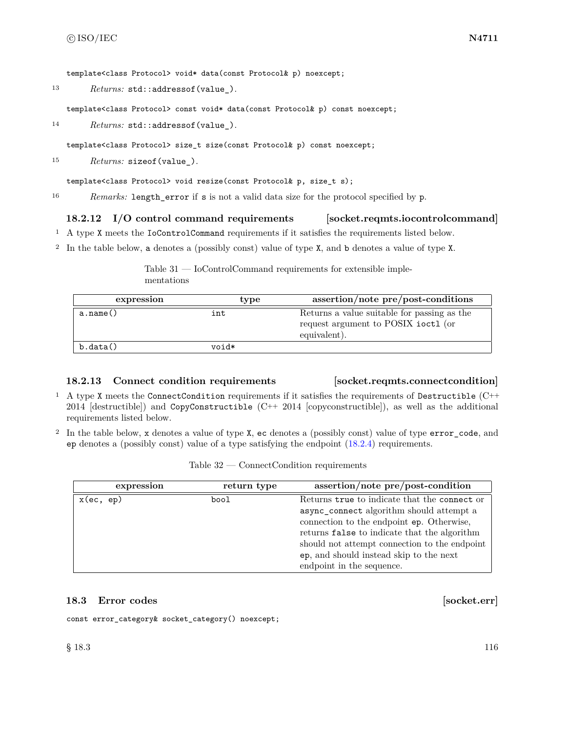```
template<class Protocol> void* data(const Protocol& p) noexcept;
```

13 *Returns:* `std::addressof(value_)`.

```
template<class Protocol> const void* data(const Protocol& p) const noexcept;
```

14 *Returns:* `std::addressof(value_)`.

```
template<class Protocol> size_t size(const Protocol& p) const noexcept;
```

15 *Returns:* `sizeof(value_)`.

```
template<class Protocol> void resize(const Protocol& p, size_t s);
```

16 *Remarks:* `length_error` if `s` is not a valid data size for the protocol specified by `p`.

### 18.2.12 I/O control command requirements [socket.reqmts.iocontrolcommand]

1 A type `X` meets the `IoControlCommand` requirements if it satisfies the requirements listed below.

2 In the table below, `a` denotes a (possibly const) value of type `X`, and `b` denotes a value of type `X`.

Table 31 — IoControlCommand requirements for extensible implementations

| expression | type | assertion/note pre/post-conditions |
|---|---|---|
| `a.name()` | `int` | Returns a value suitable for passing as the request argument to POSIX `ioctl` (or equivalent). |
| `b.data()` | `void*` | |

### 18.2.13 Connect condition requirements [socket.reqmts.connectcondition]

1 A type `X` meets the `ConnectCondition` requirements if it satisfies the requirements of `Destructible` (C++ 2014 [destructible]) and `CopyConstructible` (C++ 2014 [copyconstructible]), as well as the additional requirements listed below.

2 In the table below, `x` denotes a value of type `X`, `ec` denotes a (possibly const) value of type `error_code`, and `ep` denotes a (possibly const) value of a type satisfying the endpoint (18.2.4) requirements.

Table 32 — ConnectCondition requirements

| expression | return type | assertion/note pre/post-condition |
|---|---|---|
| `x(ec, ep)` | `bool` | Returns `true` to indicate that the `connect` or `async_connect` algorithm should attempt a connection to the endpoint `ep`. Otherwise, returns `false` to indicate that the algorithm should not attempt connection to the endpoint `ep`, and should instead skip to the next endpoint in the sequence. |

## 18.3 Error codes [socket.err]

```
const error_category& socket_category() noexcept;
```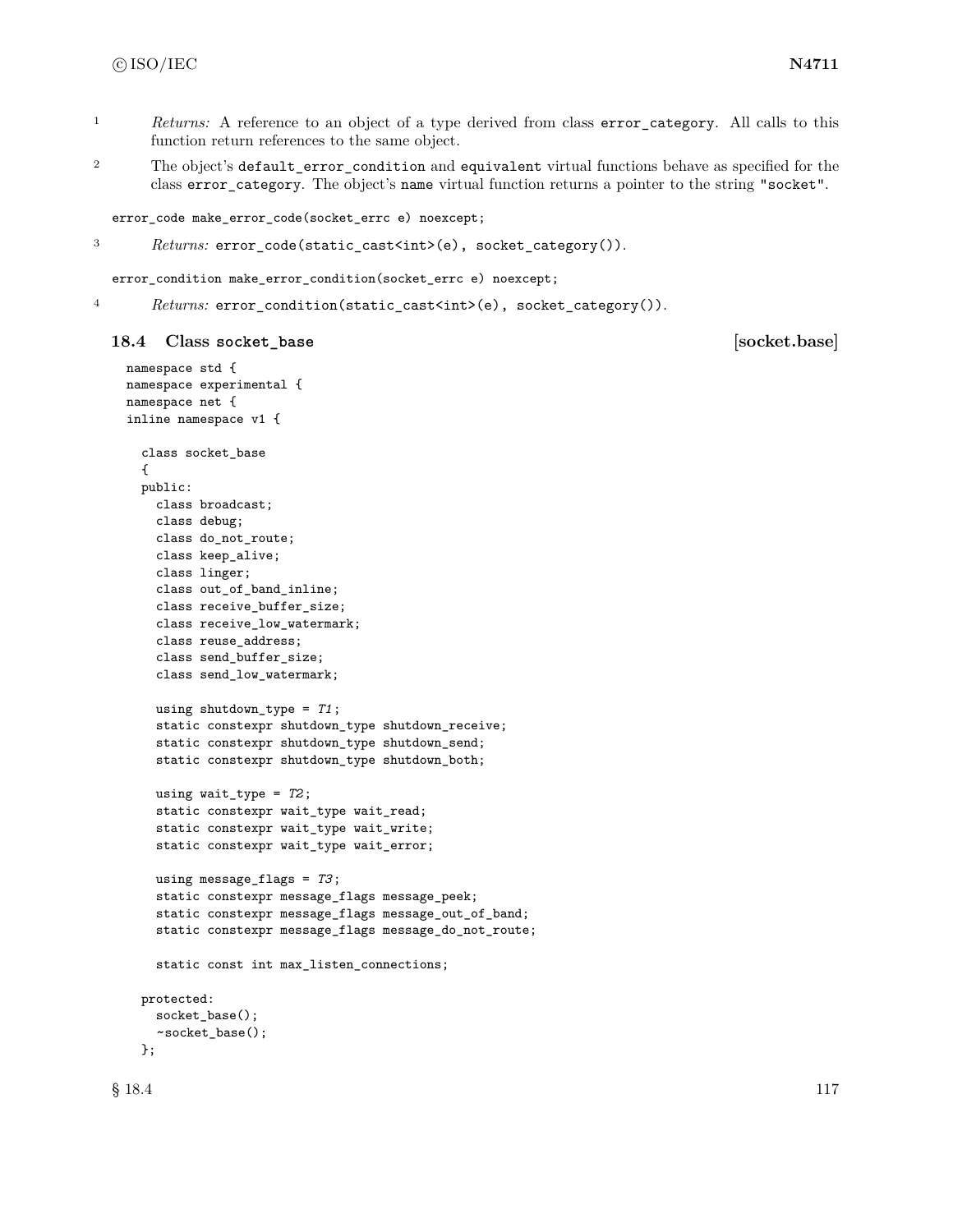1 *Returns:* A reference to an object of a type derived from class `error_category`. All calls to this function return references to the same object.

2 The object's `default_error_condition` and `equivalent` virtual functions behave as specified for the class `error_category`. The object's `name` virtual function returns a pointer to the string `"socket"`.

```
error_code make_error_code(socket_errc e) noexcept;
```

3 *Returns:* `error_code(static_cast<int>(e), socket_category())`.

```
error_condition make_error_condition(socket_errc e) noexcept;
```

4 *Returns:* `error_condition(static_cast<int>(e), socket_category())`.

## 18.4 Class `socket_base` [socket.base]

```
namespace std {
namespace experimental {
namespace net {
inline namespace v1 {

  class socket_base
  {
  public:
    class broadcast;
    class debug;
    class do_not_route;
    class keep_alive;
    class linger;
    class out_of_band_inline;
    class receive_buffer_size;
    class receive_low_watermark;
    class reuse_address;
    class send_buffer_size;
    class send_low_watermark;

    using shutdown_type = T1;
    static constexpr shutdown_type shutdown_receive;
    static constexpr shutdown_type shutdown_send;
    static constexpr shutdown_type shutdown_both;

    using wait_type = T2;
    static constexpr wait_type wait_read;
    static constexpr wait_type wait_write;
    static constexpr wait_type wait_error;

    using message_flags = T3;
    static constexpr message_flags message_peek;
    static constexpr message_flags message_out_of_band;
    static constexpr message_flags message_do_not_route;

    static const int max_listen_connections;

  protected:
    socket_base();
    ~socket_base();
  };
```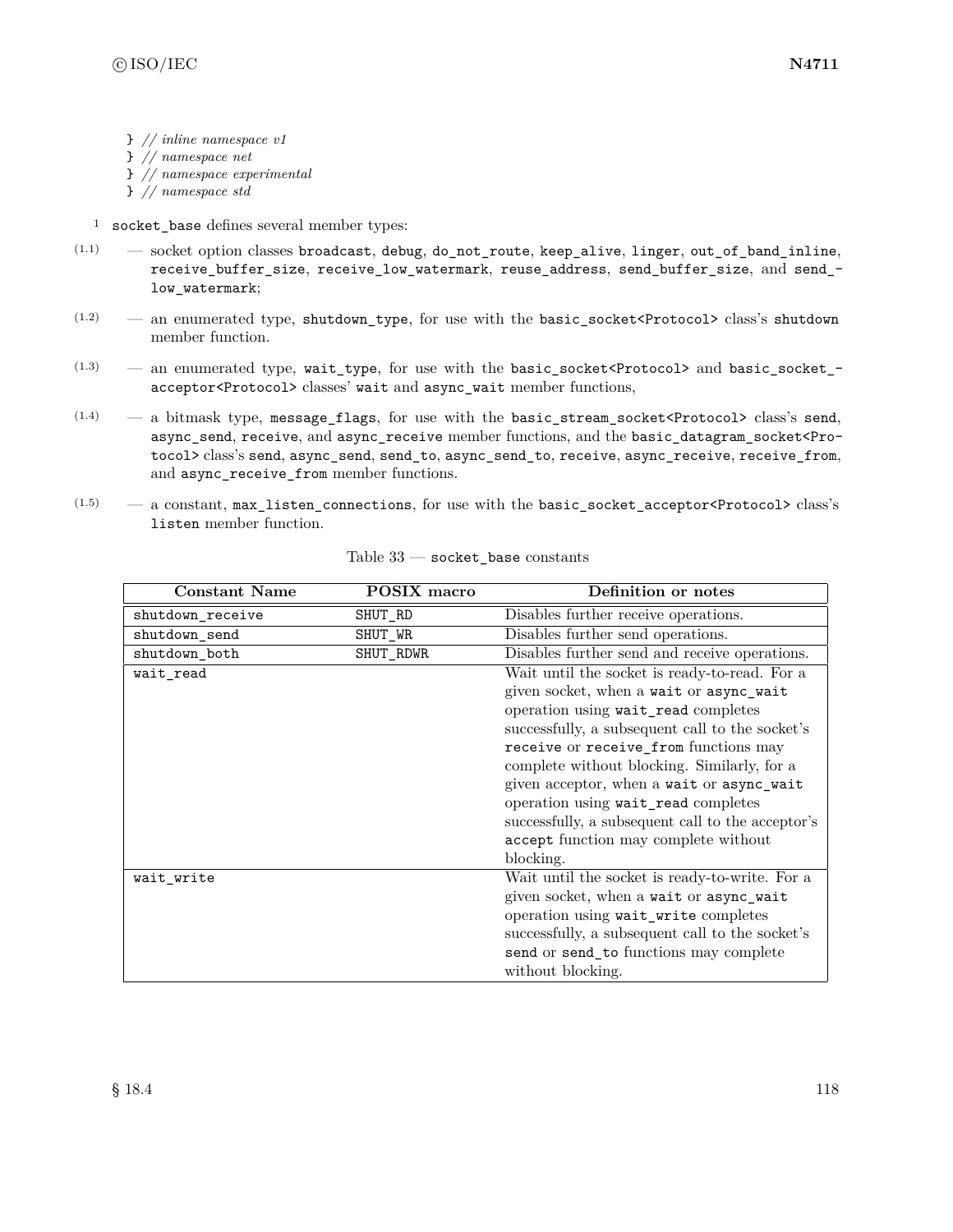```
} // inline namespace v1
} // namespace net
} // namespace experimental
} // namespace std
```

1 `socket_base` defines several member types:

(1.1) — socket option classes `broadcast`, `debug`, `do_not_route`, `keep_alive`, `linger`, `out_of_band_inline`, `receive_buffer_size`, `receive_low_watermark`, `reuse_address`, `send_buffer_size`, and `send_low_watermark`;

(1.2) — an enumerated type, `shutdown_type`, for use with the `basic_socket<Protocol>` class's `shutdown` member function.

(1.3) — an enumerated type, `wait_type`, for use with the `basic_socket<Protocol>` and `basic_socket_acceptor<Protocol>` classes' `wait` and `async_wait` member functions,

(1.4) — a bitmask type, `message_flags`, for use with the `basic_stream_socket<Protocol>` class's `send`, `async_send`, `receive`, and `async_receive` member functions, and the `basic_datagram_socket<Protocol>` class's `send`, `async_send`, `send_to`, `async_send_to`, `receive`, `async_receive`, `receive_from`, and `async_receive_from` member functions.

(1.5) — a constant, `max_listen_connections`, for use with the `basic_socket_acceptor<Protocol>` class's `listen` member function.

Table 33 — `socket_base` constants

| Constant Name | POSIX macro | Definition or notes |
|---|---|---|
| `shutdown_receive` | `SHUT_RD` | Disables further receive operations. |
| `shutdown_send` | `SHUT_WR` | Disables further send operations. |
| `shutdown_both` | `SHUT_RDWR` | Disables further send and receive operations. |
| `wait_read` | | Wait until the socket is ready-to-read. For a given socket, when a `wait` or `async_wait` operation using `wait_read` completes successfully, a subsequent call to the socket's `receive` or `receive_from` functions may complete without blocking. Similarly, for a given acceptor, when a `wait` or `async_wait` operation using `wait_read` completes successfully, a subsequent call to the acceptor's `accept` function may complete without blocking. |
| `wait_write` | | Wait until the socket is ready-to-write. For a given socket, when a `wait` or `async_wait` operation using `wait_write` completes successfully, a subsequent call to the socket's `send` or `send_to` functions may complete without blocking. |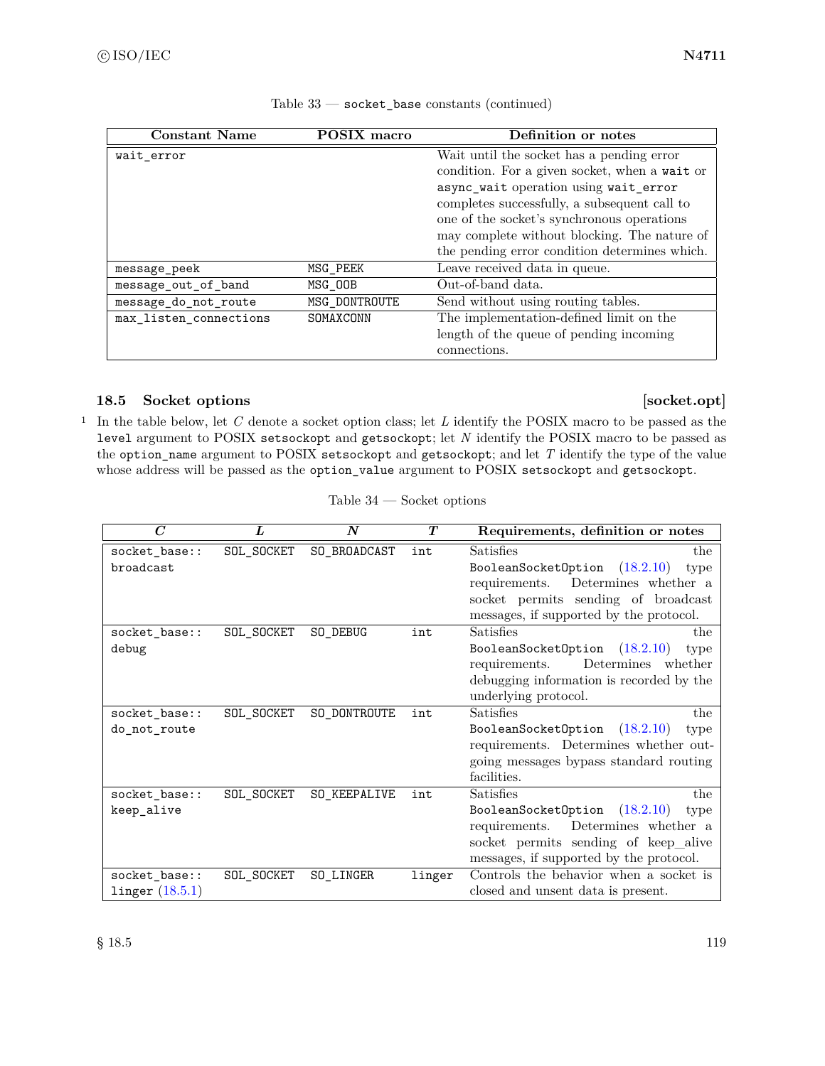Table 33 — `socket_base` constants (continued)

| Constant Name | POSIX macro | Definition or notes |
|---|---|---|
| `wait_error` | | Wait until the socket has a pending error condition. For a given socket, when a `wait` or `async_wait` operation using `wait_error` completes successfully, a subsequent call to one of the socket's synchronous operations may complete without blocking. The nature of the pending error condition determines which. |
| `message_peek` | `MSG_PEEK` | Leave received data in queue. |
| `message_out_of_band` | `MSG_OOB` | Out-of-band data. |
| `message_do_not_route` | `MSG_DONTROUTE` | Send without using routing tables. |
| `max_listen_connections` | `SOMAXCONN` | The implementation-defined limit on the length of the queue of pending incoming connections. |

## 18.5 Socket options [socket.opt]

1 In the table below, let *C* denote a socket option class; let *L* identify the POSIX macro to be passed as the `level` argument to POSIX `setsockopt` and `getsockopt`; let *N* identify the POSIX macro to be passed as the `option_name` argument to POSIX `setsockopt` and `getsockopt`; and let *T* identify the type of the value whose address will be passed as the `option_value` argument to POSIX `setsockopt` and `getsockopt`.

Table 34 — Socket options

| *C* | *L* | *N* | *T* | Requirements, definition or notes |
|---|---|---|---|---|
| `socket_base::broadcast` | `SOL_SOCKET` | `SO_BROADCAST` | `int` | Satisfies the `BooleanSocketOption` (18.2.10) type requirements. Determines whether a socket permits sending of broadcast messages, if supported by the protocol. |
| `socket_base::debug` | `SOL_SOCKET` | `SO_DEBUG` | `int` | Satisfies the `BooleanSocketOption` (18.2.10) type requirements. Determines whether debugging information is recorded by the underlying protocol. |
| `socket_base::do_not_route` | `SOL_SOCKET` | `SO_DONTROUTE` | `int` | Satisfies the `BooleanSocketOption` (18.2.10) type requirements. Determines whether outgoing messages bypass standard routing facilities. |
| `socket_base::keep_alive` | `SOL_SOCKET` | `SO_KEEPALIVE` | `int` | Satisfies the `BooleanSocketOption` (18.2.10) type requirements. Determines whether a socket permits sending of keep_alive messages, if supported by the protocol. |
| `socket_base::linger` (18.5.1) | `SOL_SOCKET` | `SO_LINGER` | `linger` | Controls the behavior when a socket is closed and unsent data is present. |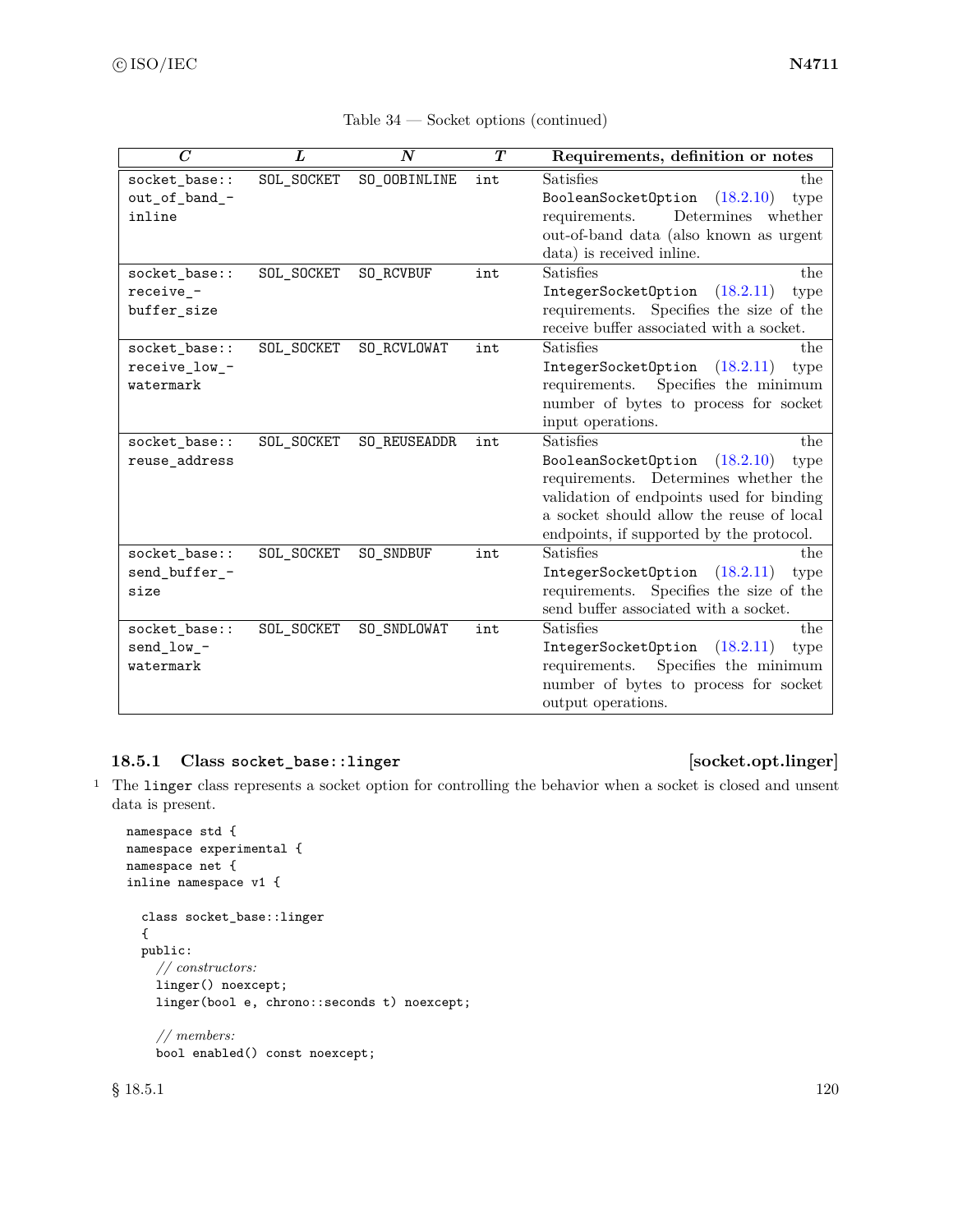Table 34 — Socket options (continued)

| *C* | *L* | *N* | *T* | Requirements, definition or notes |
|---|---|---|---|---|
| `socket_base::out_of_band_inline` | `SOL_SOCKET` | `SO_OOBINLINE` | `int` | Satisfies the `BooleanSocketOption` (18.2.10) type requirements. Determines whether out-of-band data (also known as urgent data) is received inline. |
| `socket_base::receive_buffer_size` | `SOL_SOCKET` | `SO_RCVBUF` | `int` | Satisfies the `IntegerSocketOption` (18.2.11) type requirements. Specifies the size of the receive buffer associated with a socket. |
| `socket_base::receive_low_watermark` | `SOL_SOCKET` | `SO_RCVLOWAT` | `int` | Satisfies the `IntegerSocketOption` (18.2.11) type requirements. Specifies the minimum number of bytes to process for socket input operations. |
| `socket_base::reuse_address` | `SOL_SOCKET` | `SO_REUSEADDR` | `int` | Satisfies the `BooleanSocketOption` (18.2.10) type requirements. Determines whether the validation of endpoints used for binding a socket should allow the reuse of local endpoints, if supported by the protocol. |
| `socket_base::send_buffer_size` | `SOL_SOCKET` | `SO_SNDBUF` | `int` | Satisfies the `IntegerSocketOption` (18.2.11) type requirements. Specifies the size of the send buffer associated with a socket. |
| `socket_base::send_low_watermark` | `SOL_SOCKET` | `SO_SNDLOWAT` | `int` | Satisfies the `IntegerSocketOption` (18.2.11) type requirements. Specifies the minimum number of bytes to process for socket output operations. |

### 18.5.1 Class `socket_base::linger` [socket.opt.linger]

1 The `linger` class represents a socket option for controlling the behavior when a socket is closed and unsent data is present.

```
namespace std {
namespace experimental {
namespace net {
inline namespace v1 {

  class socket_base::linger
  {
  public:
    // constructors:
    linger() noexcept;
    linger(bool e, chrono::seconds t) noexcept;

    // members:
    bool enabled() const noexcept;
```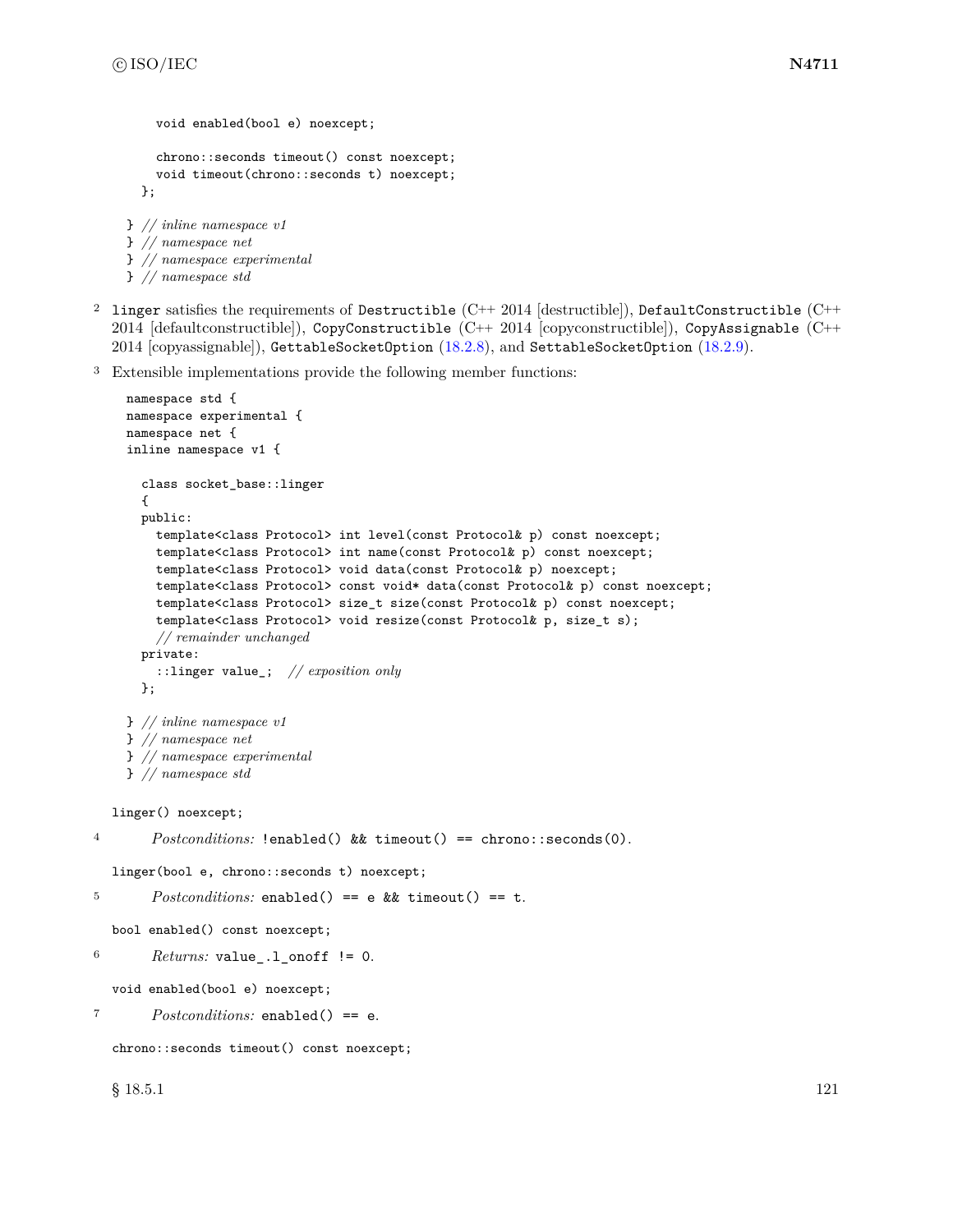```
    void enabled(bool e) noexcept;

    chrono::seconds timeout() const noexcept;
    void timeout(chrono::seconds t) noexcept;
  };

} // inline namespace v1
} // namespace net
} // namespace experimental
} // namespace std
```

2 `linger` satisfies the requirements of `Destructible` (C++ 2014 [destructible]), `DefaultConstructible` (C++ 2014 [defaultconstructible]), `CopyConstructible` (C++ 2014 [copyconstructible]), `CopyAssignable` (C++ 2014 [copyassignable]), `GettableSocketOption` (18.2.8), and `SettableSocketOption` (18.2.9).

3 Extensible implementations provide the following member functions:

```
namespace std {
namespace experimental {
namespace net {
inline namespace v1 {

  class socket_base::linger
  {
  public:
    template<class Protocol> int level(const Protocol& p) const noexcept;
    template<class Protocol> int name(const Protocol& p) const noexcept;
    template<class Protocol> void data(const Protocol& p) noexcept;
    template<class Protocol> const void* data(const Protocol& p) const noexcept;
    template<class Protocol> size_t size(const Protocol& p) const noexcept;
    template<class Protocol> void resize(const Protocol& p, size_t s);
    // remainder unchanged
  private:
    ::linger value_;  // exposition only
  };

} // inline namespace v1
} // namespace net
} // namespace experimental
} // namespace std
```

`linger() noexcept;`

4 *Postconditions:* `!enabled() && timeout() == chrono::seconds(0)`.

`linger(bool e, chrono::seconds t) noexcept;`

5 *Postconditions:* `enabled() == e && timeout() == t`.

`bool enabled() const noexcept;`

6 *Returns:* `value_.l_onoff != 0`.

`void enabled(bool e) noexcept;`

7 *Postconditions:* `enabled() == e`.

`chrono::seconds timeout() const noexcept;`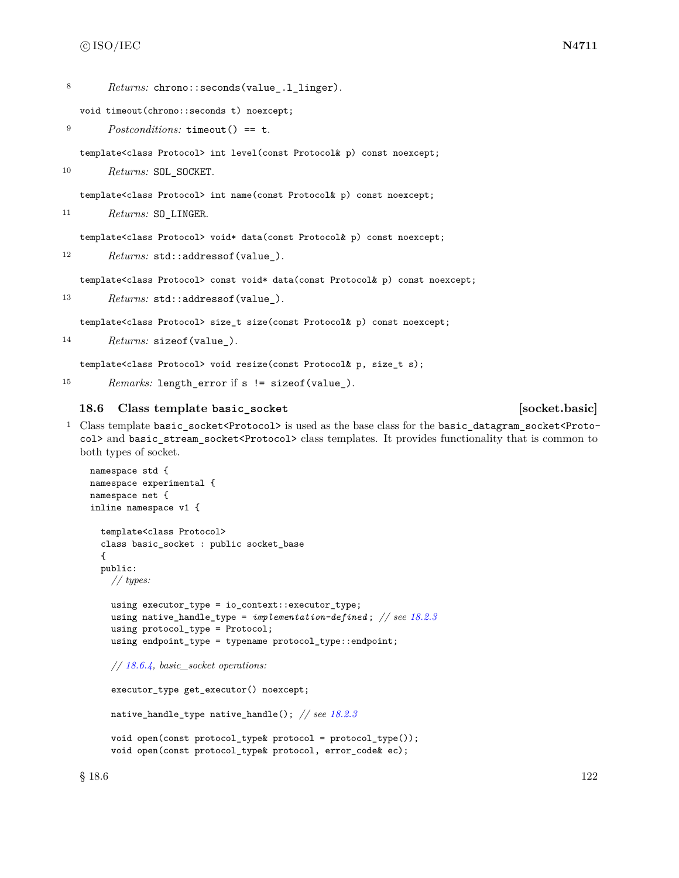8 *Returns:* chrono::seconds(value_.l_linger).

```
void timeout(chrono::seconds t) noexcept;
```

9 *Postconditions:* timeout() == t.

```
template<class Protocol> int level(const Protocol& p) const noexcept;
```

10 *Returns:* SOL_SOCKET.

```
template<class Protocol> int name(const Protocol& p) const noexcept;
```

11 *Returns:* SO_LINGER.

```
template<class Protocol> void* data(const Protocol& p) const noexcept;
```

12 *Returns:* std::addressof(value_).

```
template<class Protocol> const void* data(const Protocol& p) const noexcept;
```

13 *Returns:* std::addressof(value_).

```
template<class Protocol> size_t size(const Protocol& p) const noexcept;
```

14 *Returns:* sizeof(value_).

```
template<class Protocol> void resize(const Protocol& p, size_t s);
```

15 *Remarks:* length_error if s != sizeof(value_).

### 18.6 Class template basic_socket [socket.basic]

1 Class template basic_socket<Protocol> is used as the base class for the basic_datagram_socket<Protocol> and basic_stream_socket<Protocol> class templates. It provides functionality that is common to both types of socket.

```
namespace std {
namespace experimental {
namespace net {
inline namespace v1 {

  template<class Protocol>
  class basic_socket : public socket_base
  {
  public:
    // types:

    using executor_type = io_context::executor_type;
    using native_handle_type = implementation-defined; // see 18.2.3
    using protocol_type = Protocol;
    using endpoint_type = typename protocol_type::endpoint;

    // 18.6.4, basic_socket operations:

    executor_type get_executor() noexcept;

    native_handle_type native_handle(); // see 18.2.3

    void open(const protocol_type& protocol = protocol_type());
    void open(const protocol_type& protocol, error_code& ec);
```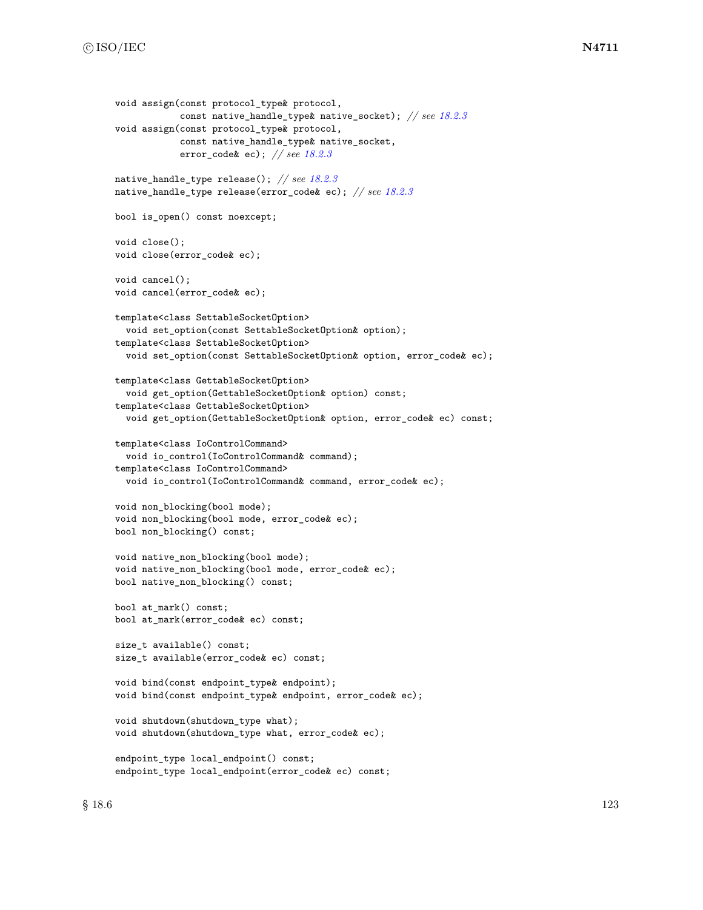```
void assign(const protocol_type& protocol,
            const native_handle_type& native_socket); // see 18.2.3
void assign(const protocol_type& protocol,
            const native_handle_type& native_socket,
            error_code& ec); // see 18.2.3

native_handle_type release(); // see 18.2.3
native_handle_type release(error_code& ec); // see 18.2.3

bool is_open() const noexcept;

void close();
void close(error_code& ec);

void cancel();
void cancel(error_code& ec);

template<class SettableSocketOption>
  void set_option(const SettableSocketOption& option);
template<class SettableSocketOption>
  void set_option(const SettableSocketOption& option, error_code& ec);

template<class GettableSocketOption>
  void get_option(GettableSocketOption& option) const;
template<class GettableSocketOption>
  void get_option(GettableSocketOption& option, error_code& ec) const;

template<class IoControlCommand>
  void io_control(IoControlCommand& command);
template<class IoControlCommand>
  void io_control(IoControlCommand& command, error_code& ec);

void non_blocking(bool mode);
void non_blocking(bool mode, error_code& ec);
bool non_blocking() const;

void native_non_blocking(bool mode);
void native_non_blocking(bool mode, error_code& ec);
bool native_non_blocking() const;

bool at_mark() const;
bool at_mark(error_code& ec) const;

size_t available() const;
size_t available(error_code& ec) const;

void bind(const endpoint_type& endpoint);
void bind(const endpoint_type& endpoint, error_code& ec);

void shutdown(shutdown_type what);
void shutdown(shutdown_type what, error_code& ec);

endpoint_type local_endpoint() const;
endpoint_type local_endpoint(error_code& ec) const;
```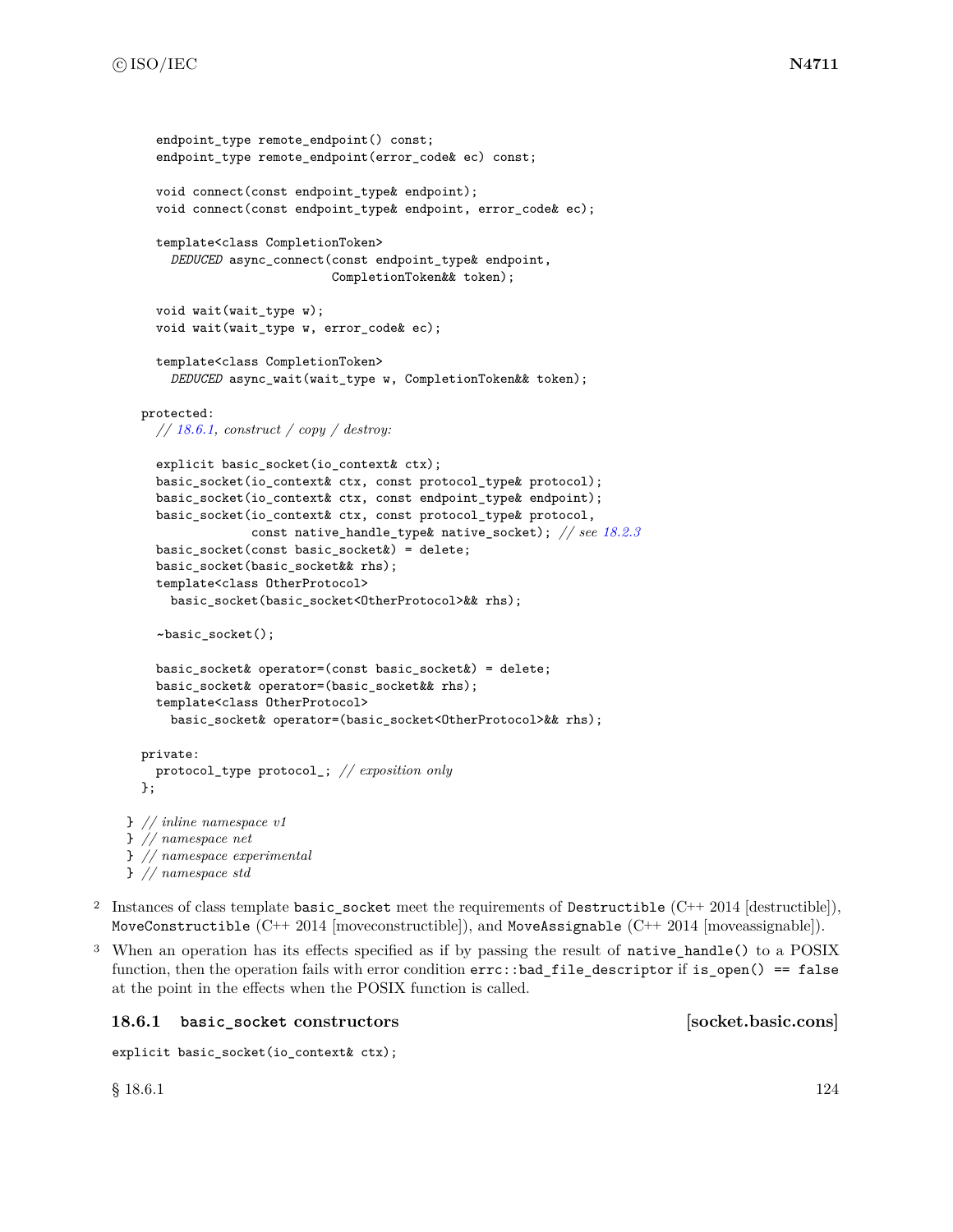```
    endpoint_type remote_endpoint() const;
    endpoint_type remote_endpoint(error_code& ec) const;

    void connect(const endpoint_type& endpoint);
    void connect(const endpoint_type& endpoint, error_code& ec);

    template<class CompletionToken>
      DEDUCED async_connect(const endpoint_type& endpoint,
                            CompletionToken&& token);

    void wait(wait_type w);
    void wait(wait_type w, error_code& ec);

    template<class CompletionToken>
      DEDUCED async_wait(wait_type w, CompletionToken&& token);

  protected:
    // 18.6.1, construct / copy / destroy:

    explicit basic_socket(io_context& ctx);
    basic_socket(io_context& ctx, const protocol_type& protocol);
    basic_socket(io_context& ctx, const endpoint_type& endpoint);
    basic_socket(io_context& ctx, const protocol_type& protocol,
                 const native_handle_type& native_socket); // see 18.2.3
    basic_socket(const basic_socket&) = delete;
    basic_socket(basic_socket&& rhs);
    template<class OtherProtocol>
      basic_socket(basic_socket<OtherProtocol>&& rhs);

    ~basic_socket();

    basic_socket& operator=(const basic_socket&) = delete;
    basic_socket& operator=(basic_socket&& rhs);
    template<class OtherProtocol>
      basic_socket& operator=(basic_socket<OtherProtocol>&& rhs);

  private:
    protocol_type protocol_; // exposition only
  };

} // inline namespace v1
} // namespace net
} // namespace experimental
} // namespace std
```

2 Instances of class template `basic_socket` meet the requirements of `Destructible` (C++ 2014 [destructible]), `MoveConstructible` (C++ 2014 [moveconstructible]), and `MoveAssignable` (C++ 2014 [moveassignable]).

3 When an operation has its effects specified as if by passing the result of `native_handle()` to a POSIX function, then the operation fails with error condition `errc::bad_file_descriptor` if `is_open() == false` at the point in the effects when the POSIX function is called.

### 18.6.1 `basic_socket` constructors [socket.basic.cons]

```
explicit basic_socket(io_context& ctx);
```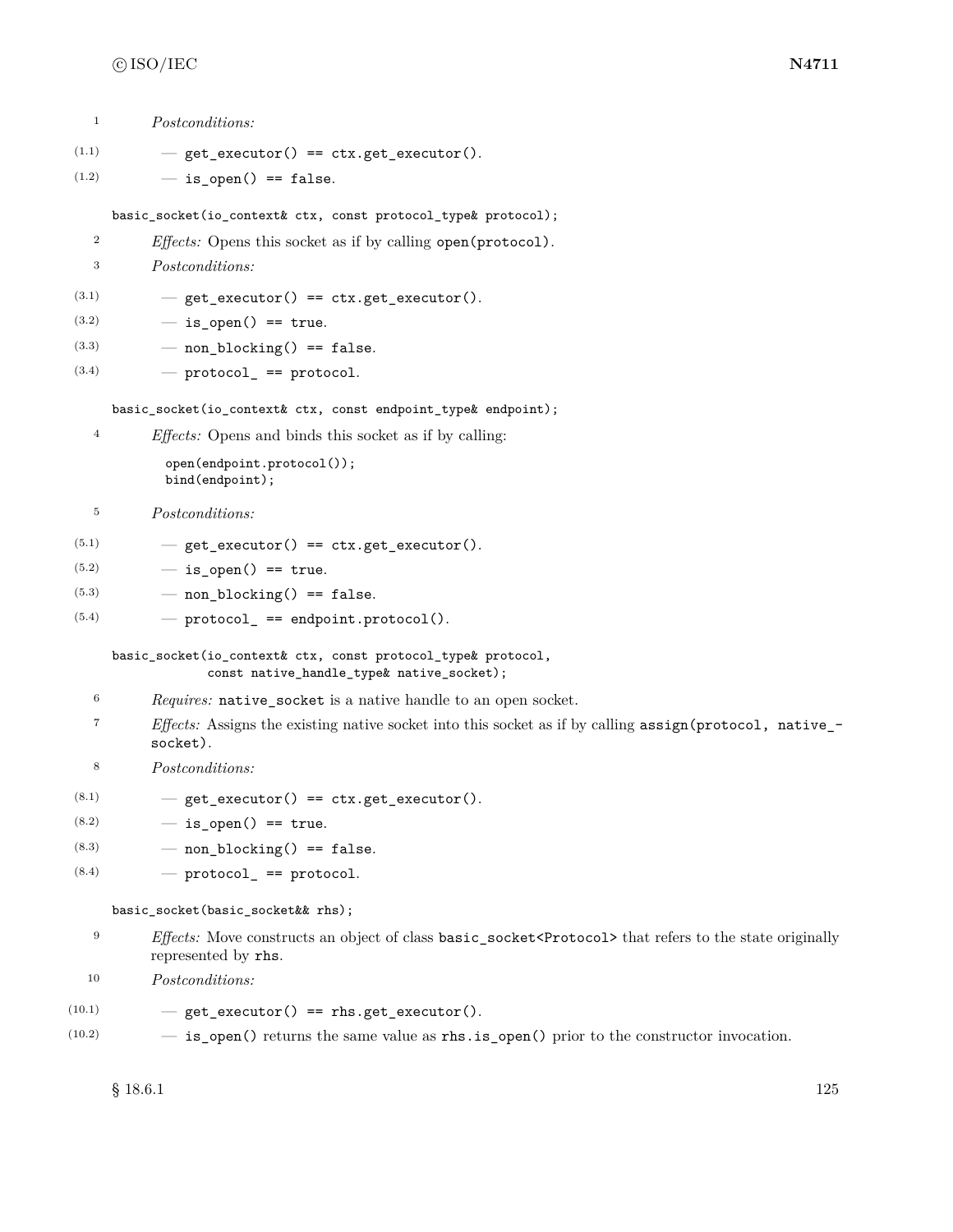1 *Postconditions:*

(1.1) — `get_executor() == ctx.get_executor()`.

(1.2) — `is_open() == false`.

```
basic_socket(io_context& ctx, const protocol_type& protocol);
```

2 *Effects:* Opens this socket as if by calling `open(protocol)`.

3 *Postconditions:*

(3.1) — `get_executor() == ctx.get_executor()`.

(3.2) — `is_open() == true`.

(3.3) — `non_blocking() == false`.

(3.4) — `protocol_ == protocol`.

```
basic_socket(io_context& ctx, const endpoint_type& endpoint);
```

4 *Effects:* Opens and binds this socket as if by calling:

```
open(endpoint.protocol());
bind(endpoint);
```

5 *Postconditions:*

(5.1) — `get_executor() == ctx.get_executor()`.

(5.2) — `is_open() == true`.

(5.3) — `non_blocking() == false`.

(5.4) — `protocol_ == endpoint.protocol()`.

```
basic_socket(io_context& ctx, const protocol_type& protocol,
             const native_handle_type& native_socket);
```

6 *Requires:* `native_socket` is a native handle to an open socket.

7 *Effects:* Assigns the existing native socket into this socket as if by calling `assign(protocol, native_socket)`.

8 *Postconditions:*

(8.1) — `get_executor() == ctx.get_executor()`.

(8.2) — `is_open() == true`.

(8.3) — `non_blocking() == false`.

(8.4) — `protocol_ == protocol`.

```
basic_socket(basic_socket&& rhs);
```

9 *Effects:* Move constructs an object of class `basic_socket<Protocol>` that refers to the state originally represented by `rhs`.

10 *Postconditions:*

(10.1) — `get_executor() == rhs.get_executor()`.

(10.2) — `is_open()` returns the same value as `rhs.is_open()` prior to the constructor invocation.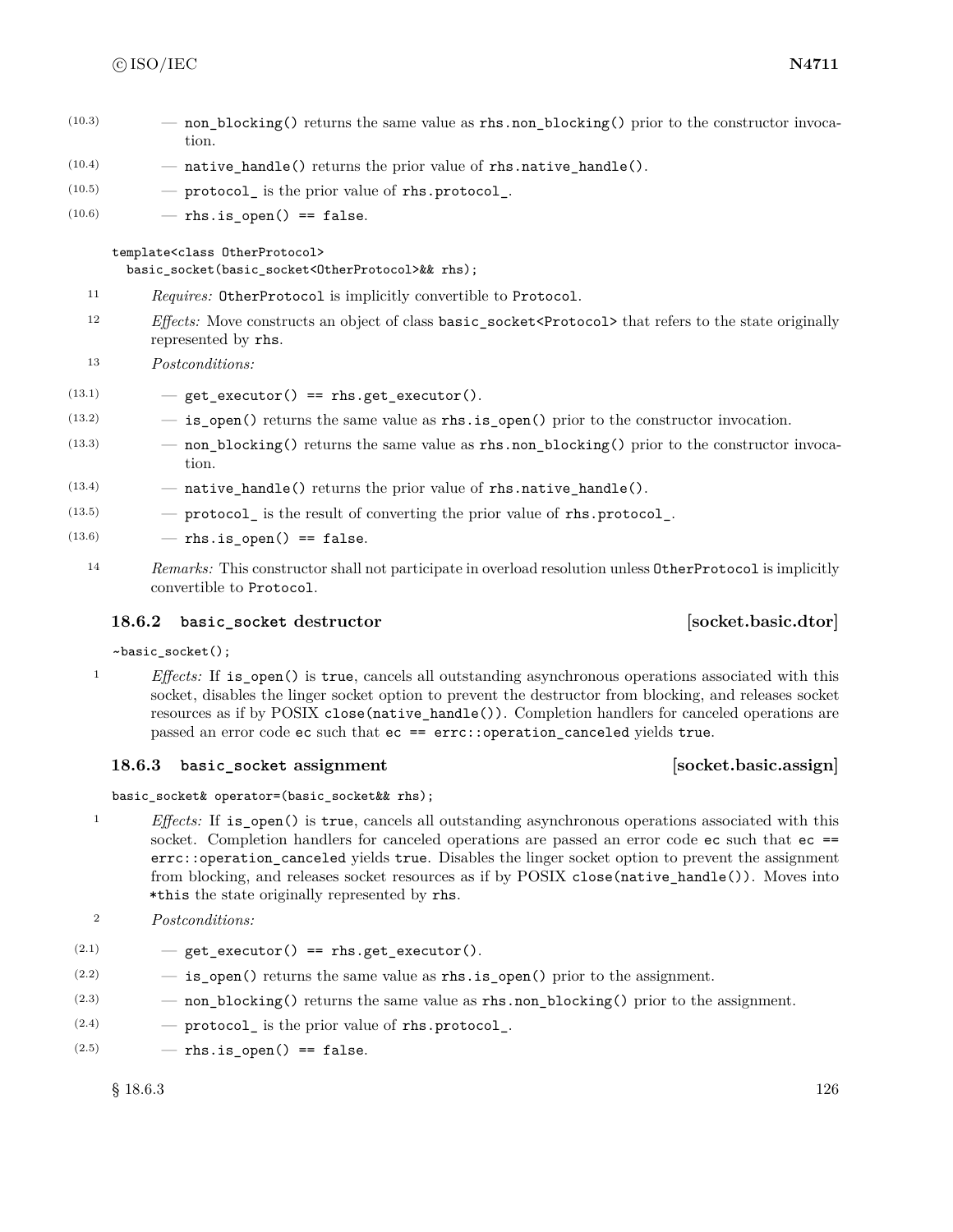(10.3) — `non_blocking()` returns the same value as `rhs.non_blocking()` prior to the constructor invocation.

(10.4) — `native_handle()` returns the prior value of `rhs.native_handle()`.

(10.5) — `protocol_` is the prior value of `rhs.protocol_`.

(10.6) — `rhs.is_open() == false`.

```
template<class OtherProtocol>
  basic_socket(basic_socket<OtherProtocol>&& rhs);
```

11 *Requires:* `OtherProtocol` is implicitly convertible to `Protocol`.

12 *Effects:* Move constructs an object of class `basic_socket<Protocol>` that refers to the state originally represented by `rhs`.

13 *Postconditions:*

(13.1) — `get_executor() == rhs.get_executor()`.

(13.2) — `is_open()` returns the same value as `rhs.is_open()` prior to the constructor invocation.

(13.3) — `non_blocking()` returns the same value as `rhs.non_blocking()` prior to the constructor invocation.

(13.4) — `native_handle()` returns the prior value of `rhs.native_handle()`.

(13.5) — `protocol_` is the result of converting the prior value of `rhs.protocol_`.

(13.6) — `rhs.is_open() == false`.

14 *Remarks:* This constructor shall not participate in overload resolution unless `OtherProtocol` is implicitly convertible to `Protocol`.

### 18.6.2 `basic_socket` destructor [socket.basic.dtor]

```
~basic_socket();
```

1 *Effects:* If `is_open()` is `true`, cancels all outstanding asynchronous operations associated with this socket, disables the linger socket option to prevent the destructor from blocking, and releases socket resources as if by POSIX `close(native_handle())`. Completion handlers for canceled operations are passed an error code `ec` such that `ec == errc::operation_canceled` yields `true`.

### 18.6.3 `basic_socket` assignment [socket.basic.assign]

```
basic_socket& operator=(basic_socket&& rhs);
```

1 *Effects:* If `is_open()` is `true`, cancels all outstanding asynchronous operations associated with this socket. Completion handlers for canceled operations are passed an error code `ec` such that `ec == errc::operation_canceled` yields `true`. Disables the linger socket option to prevent the assignment from blocking, and releases socket resources as if by POSIX `close(native_handle())`. Moves into `*this` the state originally represented by `rhs`.

2 *Postconditions:*

(2.1) — `get_executor() == rhs.get_executor()`.

(2.2) — `is_open()` returns the same value as `rhs.is_open()` prior to the assignment.

(2.3) — `non_blocking()` returns the same value as `rhs.non_blocking()` prior to the assignment.

(2.4) — `protocol_` is the prior value of `rhs.protocol_`.

(2.5) — `rhs.is_open() == false`.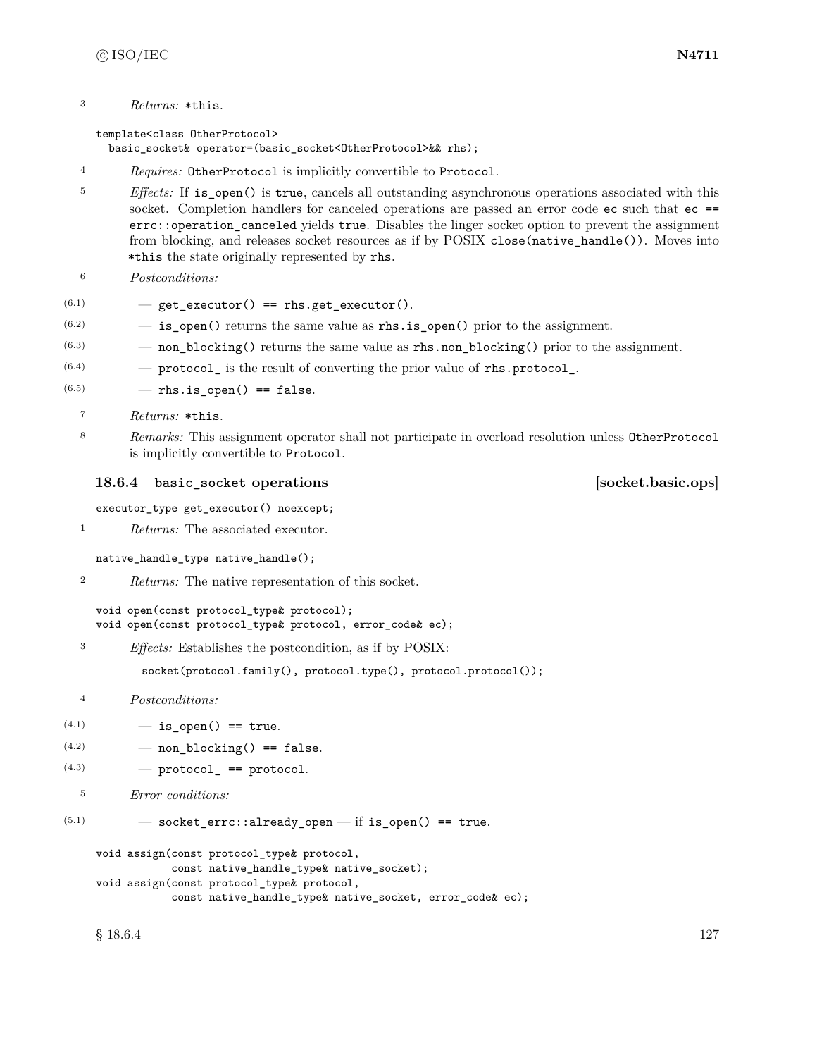3 *Returns:* `*this`.

```
template<class OtherProtocol>
  basic_socket& operator=(basic_socket<OtherProtocol>&& rhs);
```

4 *Requires:* `OtherProtocol` is implicitly convertible to `Protocol`.

5 *Effects:* If `is_open()` is `true`, cancels all outstanding asynchronous operations associated with this socket. Completion handlers for canceled operations are passed an error code `ec` such that `ec == errc::operation_canceled` yields `true`. Disables the linger socket option to prevent the assignment from blocking, and releases socket resources as if by POSIX `close(native_handle())`. Moves into `*this` the state originally represented by `rhs`.

6 *Postconditions:*

(6.1) — `get_executor() == rhs.get_executor()`.

(6.2) — `is_open()` returns the same value as `rhs.is_open()` prior to the assignment.

(6.3) — `non_blocking()` returns the same value as `rhs.non_blocking()` prior to the assignment.

(6.4) — `protocol_` is the result of converting the prior value of `rhs.protocol_`.

(6.5) — `rhs.is_open() == false`.

7 *Returns:* `*this`.

8 *Remarks:* This assignment operator shall not participate in overload resolution unless `OtherProtocol` is implicitly convertible to `Protocol`.

### 18.6.4 `basic_socket` operations [socket.basic.ops]

```
executor_type get_executor() noexcept;
```

1 *Returns:* The associated executor.

```
native_handle_type native_handle();
```

2 *Returns:* The native representation of this socket.

```
void open(const protocol_type& protocol);
void open(const protocol_type& protocol, error_code& ec);
```

3 *Effects:* Establishes the postcondition, as if by POSIX:

```
socket(protocol.family(), protocol.type(), protocol.protocol());
```

4 *Postconditions:*

(4.1) — `is_open() == true`.

(4.2) — `non_blocking() == false`.

(4.3) — `protocol_ == protocol`.

5 *Error conditions:*

(5.1) — `socket_errc::already_open` — if `is_open() == true`.

```
void assign(const protocol_type& protocol,
            const native_handle_type& native_socket);
void assign(const protocol_type& protocol,
            const native_handle_type& native_socket, error_code& ec);
```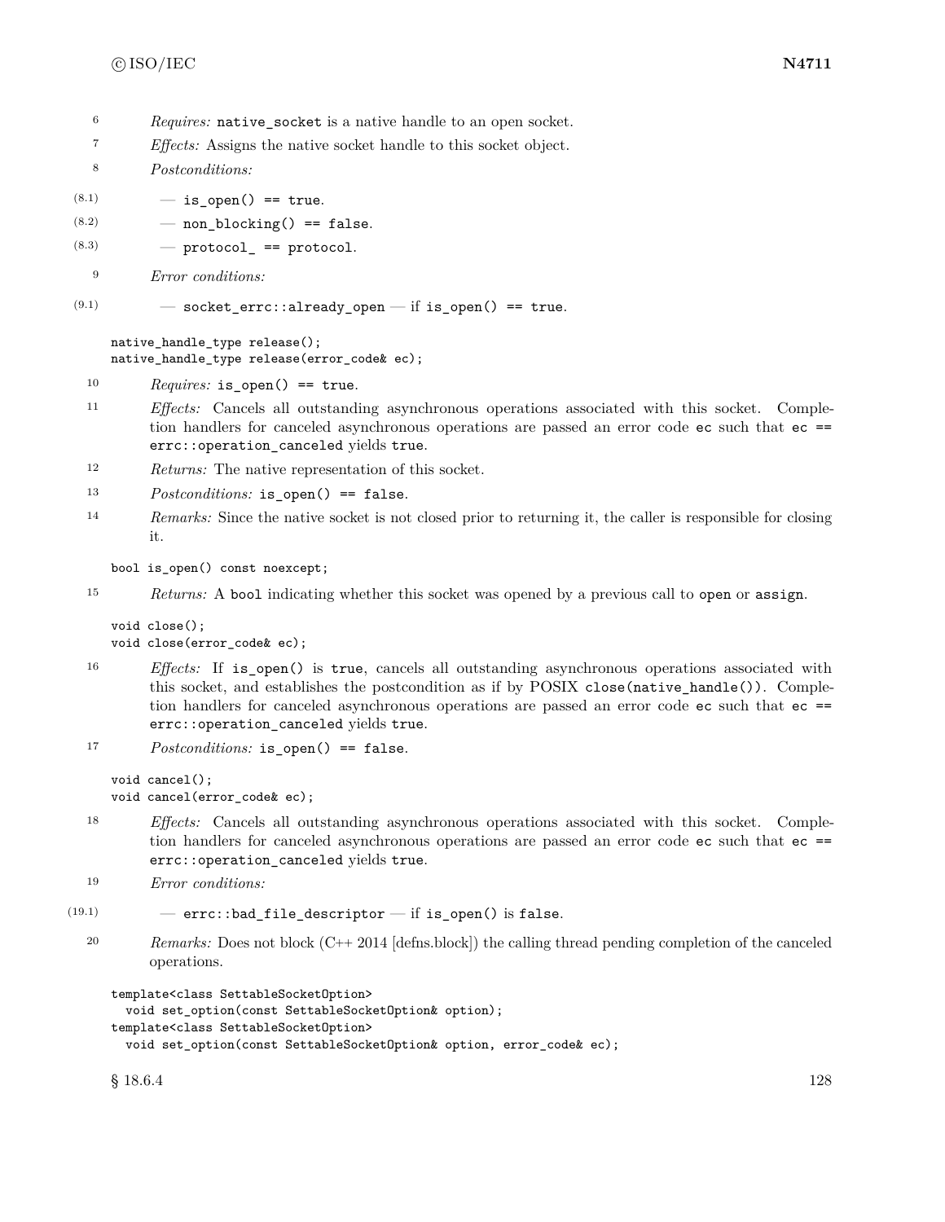6 *Requires:* `native_socket` is a native handle to an open socket.

7 *Effects:* Assigns the native socket handle to this socket object.

8 *Postconditions:*

(8.1) — `is_open() == true`.

(8.2) — `non_blocking() == false`.

(8.3) — `protocol_ == protocol`.

9 *Error conditions:*

(9.1) — `socket_errc::already_open` — if `is_open() == true`.

```
native_handle_type release();
native_handle_type release(error_code& ec);
```

10 *Requires:* `is_open() == true`.

11 *Effects:* Cancels all outstanding asynchronous operations associated with this socket. Completion handlers for canceled asynchronous operations are passed an error code `ec` such that `ec == errc::operation_canceled` yields `true`.

12 *Returns:* The native representation of this socket.

13 *Postconditions:* `is_open() == false`.

14 *Remarks:* Since the native socket is not closed prior to returning it, the caller is responsible for closing it.

```
bool is_open() const noexcept;
```

15 *Returns:* A `bool` indicating whether this socket was opened by a previous call to `open` or `assign`.

```
void close();
void close(error_code& ec);
```

16 *Effects:* If `is_open()` is `true`, cancels all outstanding asynchronous operations associated with this socket, and establishes the postcondition as if by POSIX `close(native_handle())`. Completion handlers for canceled asynchronous operations are passed an error code `ec` such that `ec == errc::operation_canceled` yields `true`.

17 *Postconditions:* `is_open() == false`.

```
void cancel();
void cancel(error_code& ec);
```

18 *Effects:* Cancels all outstanding asynchronous operations associated with this socket. Completion handlers for canceled asynchronous operations are passed an error code `ec` such that `ec == errc::operation_canceled` yields `true`.

19 *Error conditions:*

(19.1) — `errc::bad_file_descriptor` — if `is_open()` is `false`.

20 *Remarks:* Does not block (C++ 2014 [defns.block]) the calling thread pending completion of the canceled operations.

```
template<class SettableSocketOption>
  void set_option(const SettableSocketOption& option);
template<class SettableSocketOption>
  void set_option(const SettableSocketOption& option, error_code& ec);
```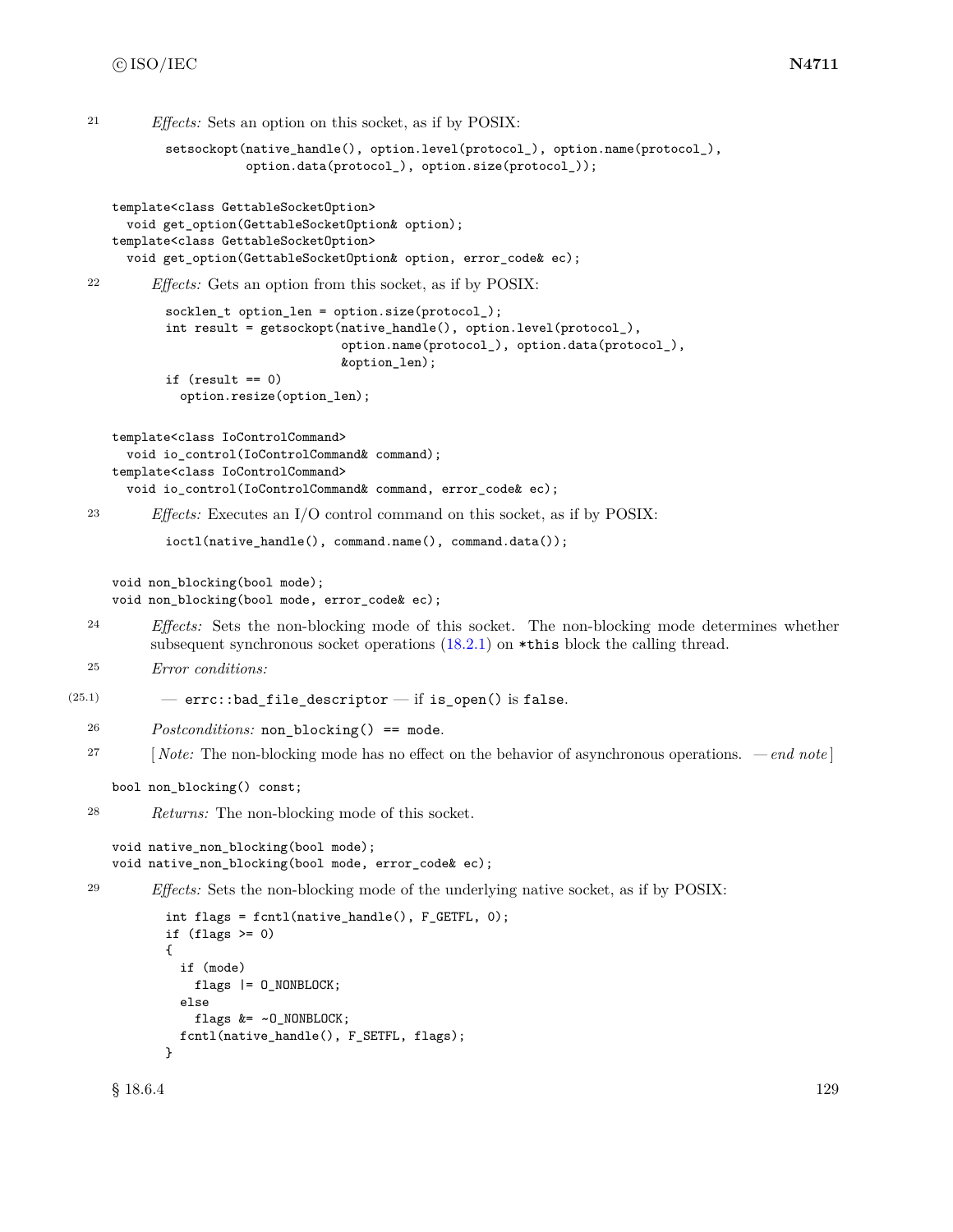21 *Effects:* Sets an option on this socket, as if by POSIX:

```
setsockopt(native_handle(), option.level(protocol_), option.name(protocol_),
           option.data(protocol_), option.size(protocol_));
```

```
template<class GettableSocketOption>
  void get_option(GettableSocketOption& option);
template<class GettableSocketOption>
  void get_option(GettableSocketOption& option, error_code& ec);
```

22 *Effects:* Gets an option from this socket, as if by POSIX:

```
socklen_t option_len = option.size(protocol_);
int result = getsockopt(native_handle(), option.level(protocol_),
                        option.name(protocol_), option.data(protocol_),
                        &option_len);
if (result == 0)
  option.resize(option_len);
```

```
template<class IoControlCommand>
  void io_control(IoControlCommand& command);
template<class IoControlCommand>
  void io_control(IoControlCommand& command, error_code& ec);
```

23 *Effects:* Executes an I/O control command on this socket, as if by POSIX:

```
ioctl(native_handle(), command.name(), command.data());
```

```
void non_blocking(bool mode);
void non_blocking(bool mode, error_code& ec);
```

24 *Effects:* Sets the non-blocking mode of this socket. The non-blocking mode determines whether subsequent synchronous socket operations (18.2.1) on `*this` block the calling thread.

25 *Error conditions:*

(25.1) — `errc::bad_file_descriptor` — if `is_open()` is `false`.

26 *Postconditions:* `non_blocking() == mode`.

27 [ *Note:* The non-blocking mode has no effect on the behavior of asynchronous operations. — *end note* ]

```
bool non_blocking() const;
```

28 *Returns:* The non-blocking mode of this socket.

```
void native_non_blocking(bool mode);
void native_non_blocking(bool mode, error_code& ec);
```

29 *Effects:* Sets the non-blocking mode of the underlying native socket, as if by POSIX:

```
int flags = fcntl(native_handle(), F_GETFL, 0);
if (flags >= 0)
{
  if (mode)
    flags |= O_NONBLOCK;
  else
    flags &= ~O_NONBLOCK;
  fcntl(native_handle(), F_SETFL, flags);
}
```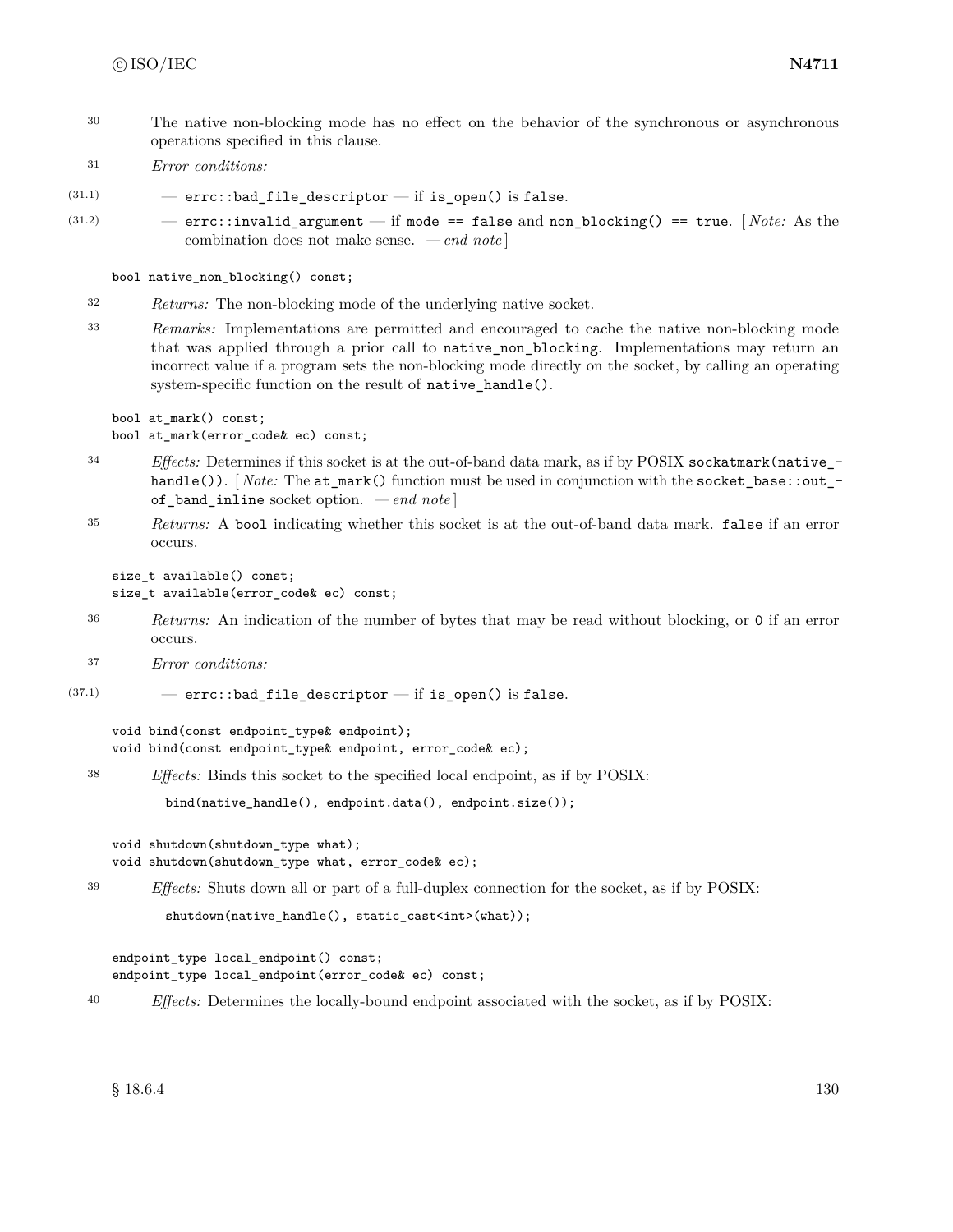30 The native non-blocking mode has no effect on the behavior of the synchronous or asynchronous operations specified in this clause.

31 *Error conditions:*

(31.1) — `errc::bad_file_descriptor` — if `is_open()` is `false`.

(31.2) — `errc::invalid_argument` — if `mode == false` and `non_blocking() == true`. [ *Note:* As the combination does not make sense. — *end note* ]

```
bool native_non_blocking() const;
```

32 *Returns:* The non-blocking mode of the underlying native socket.

33 *Remarks:* Implementations are permitted and encouraged to cache the native non-blocking mode that was applied through a prior call to `native_non_blocking`. Implementations may return an incorrect value if a program sets the non-blocking mode directly on the socket, by calling an operating system-specific function on the result of `native_handle()`.

```
bool at_mark() const;
bool at_mark(error_code& ec) const;
```

34 *Effects:* Determines if this socket is at the out-of-band data mark, as if by POSIX `sockatmark(native_handle())`. [ *Note:* The `at_mark()` function must be used in conjunction with the `socket_base::out_of_band_inline` socket option. — *end note* ]

35 *Returns:* A `bool` indicating whether this socket is at the out-of-band data mark. `false` if an error occurs.

```
size_t available() const;
size_t available(error_code& ec) const;
```

36 *Returns:* An indication of the number of bytes that may be read without blocking, or `0` if an error occurs.

37 *Error conditions:*

(37.1) — `errc::bad_file_descriptor` — if `is_open()` is `false`.

```
void bind(const endpoint_type& endpoint);
void bind(const endpoint_type& endpoint, error_code& ec);
```

38 *Effects:* Binds this socket to the specified local endpoint, as if by POSIX:

```
bind(native_handle(), endpoint.data(), endpoint.size());
```

```
void shutdown(shutdown_type what);
void shutdown(shutdown_type what, error_code& ec);
```

39 *Effects:* Shuts down all or part of a full-duplex connection for the socket, as if by POSIX:

```
shutdown(native_handle(), static_cast<int>(what));
```

```
endpoint_type local_endpoint() const;
endpoint_type local_endpoint(error_code& ec) const;
```

40 *Effects:* Determines the locally-bound endpoint associated with the socket, as if by POSIX: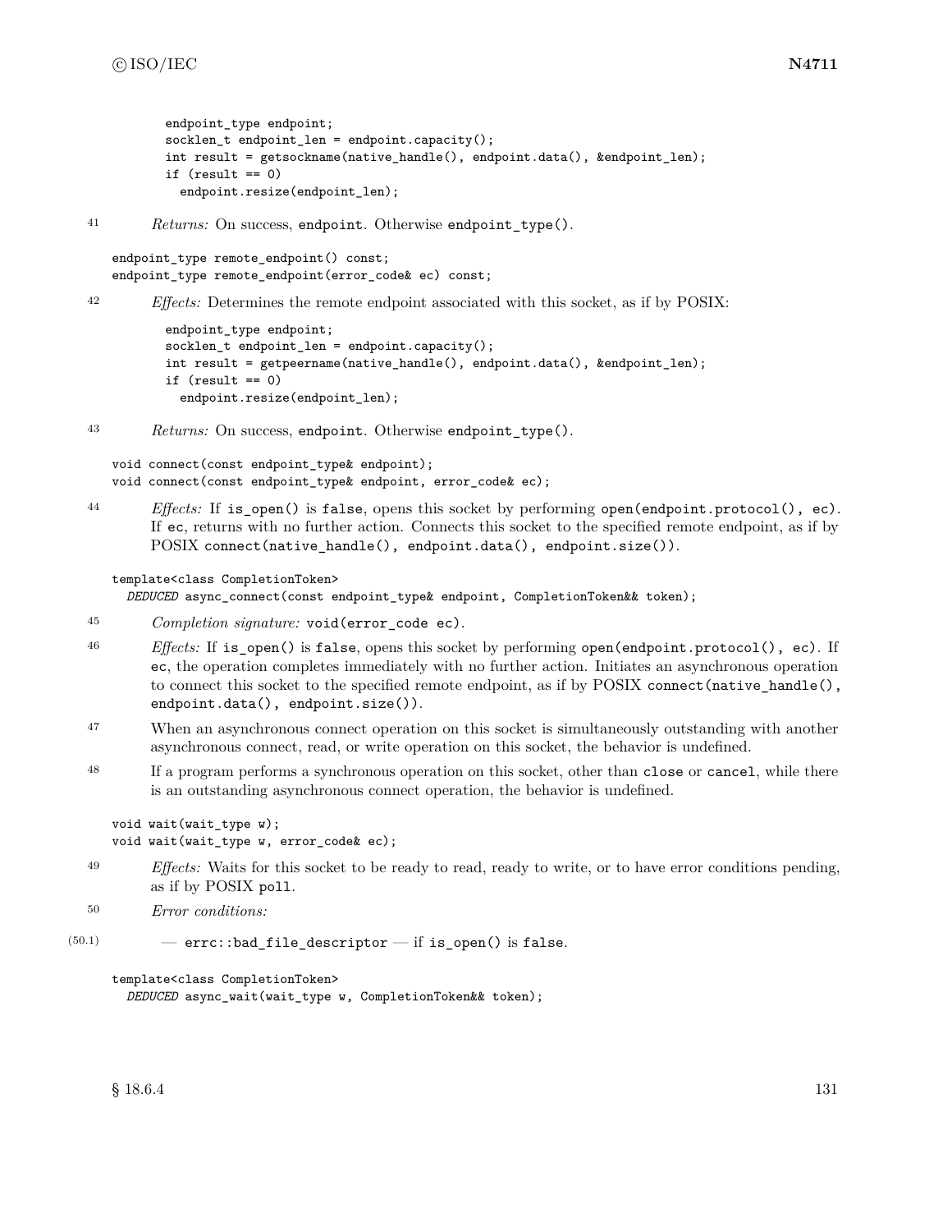```
endpoint_type endpoint;
socklen_t endpoint_len = endpoint.capacity();
int result = getsockname(native_handle(), endpoint.data(), &endpoint_len);
if (result == 0)
  endpoint.resize(endpoint_len);
```

41 *Returns:* On success, `endpoint`. Otherwise `endpoint_type()`.

```
endpoint_type remote_endpoint() const;
endpoint_type remote_endpoint(error_code& ec) const;
```

42 *Effects:* Determines the remote endpoint associated with this socket, as if by POSIX:

```
endpoint_type endpoint;
socklen_t endpoint_len = endpoint.capacity();
int result = getpeername(native_handle(), endpoint.data(), &endpoint_len);
if (result == 0)
  endpoint.resize(endpoint_len);
```

43 *Returns:* On success, `endpoint`. Otherwise `endpoint_type()`.

```
void connect(const endpoint_type& endpoint);
void connect(const endpoint_type& endpoint, error_code& ec);
```

44 *Effects:* If `is_open()` is `false`, opens this socket by performing `open(endpoint.protocol(), ec)`. If `ec`, returns with no further action. Connects this socket to the specified remote endpoint, as if by POSIX `connect(native_handle(), endpoint.data(), endpoint.size())`.

```
template<class CompletionToken>
  DEDUCED async_connect(const endpoint_type& endpoint, CompletionToken&& token);
```

45 *Completion signature:* `void(error_code ec)`.

46 *Effects:* If `is_open()` is `false`, opens this socket by performing `open(endpoint.protocol(), ec)`. If `ec`, the operation completes immediately with no further action. Initiates an asynchronous operation to connect this socket to the specified remote endpoint, as if by POSIX `connect(native_handle(), endpoint.data(), endpoint.size())`.

47 When an asynchronous connect operation on this socket is simultaneously outstanding with another asynchronous connect, read, or write operation on this socket, the behavior is undefined.

48 If a program performs a synchronous operation on this socket, other than `close` or `cancel`, while there is an outstanding asynchronous connect operation, the behavior is undefined.

```
void wait(wait_type w);
void wait(wait_type w, error_code& ec);
```

49 *Effects:* Waits for this socket to be ready to read, ready to write, or to have error conditions pending, as if by POSIX `poll`.

50 *Error conditions:*

(50.1) — `errc::bad_file_descriptor` — if `is_open()` is `false`.

```
template<class CompletionToken>
  DEDUCED async_wait(wait_type w, CompletionToken&& token);
```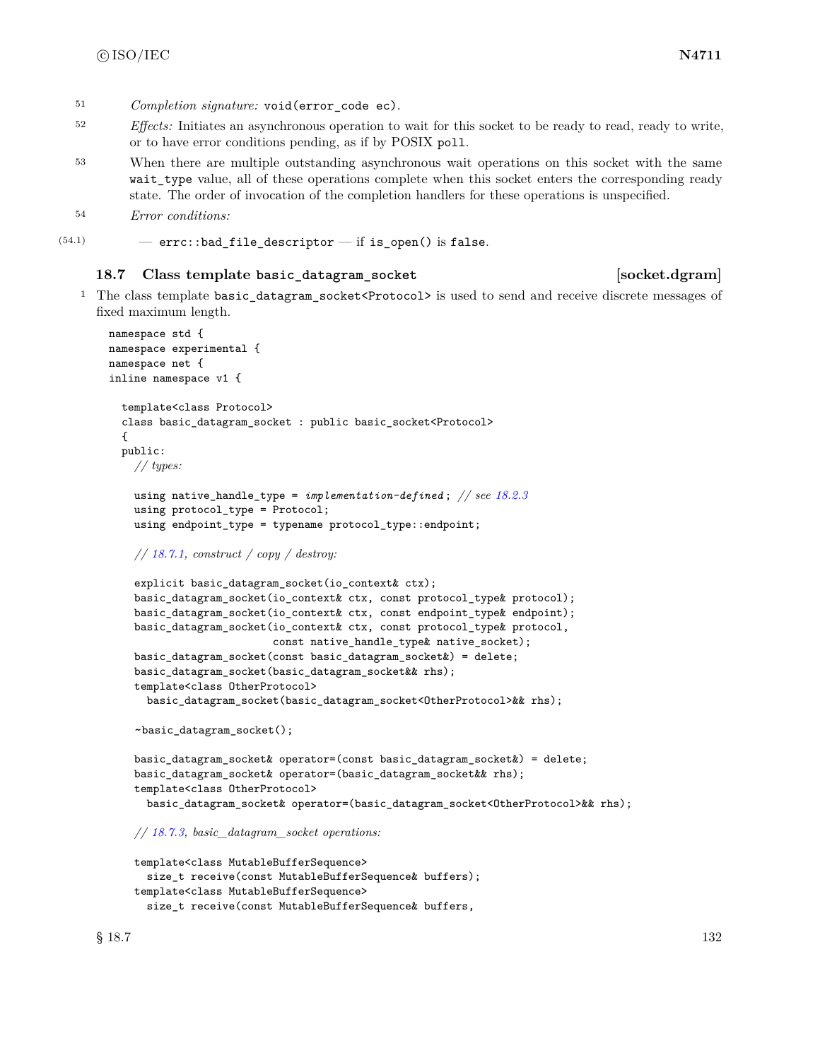51 *Completion signature:* `void(error_code ec)`.

52 *Effects:* Initiates an asynchronous operation to wait for this socket to be ready to read, ready to write, or to have error conditions pending, as if by POSIX `poll`.

53 When there are multiple outstanding asynchronous wait operations on this socket with the same `wait_type` value, all of these operations complete when this socket enters the corresponding ready state. The order of invocation of the completion handlers for these operations is unspecified.

54 *Error conditions:*

(54.1) — `errc::bad_file_descriptor` — if `is_open()` is `false`.

### 18.7 Class template `basic_datagram_socket` [socket.dgram]

1 The class template `basic_datagram_socket<Protocol>` is used to send and receive discrete messages of fixed maximum length.

```
namespace std {
namespace experimental {
namespace net {
inline namespace v1 {

  template<class Protocol>
  class basic_datagram_socket : public basic_socket<Protocol>
  {
  public:
    // types:

    using native_handle_type = implementation-defined; // see 18.2.3
    using protocol_type = Protocol;
    using endpoint_type = typename protocol_type::endpoint;

    // 18.7.1, construct / copy / destroy:

    explicit basic_datagram_socket(io_context& ctx);
    basic_datagram_socket(io_context& ctx, const protocol_type& protocol);
    basic_datagram_socket(io_context& ctx, const endpoint_type& endpoint);
    basic_datagram_socket(io_context& ctx, const protocol_type& protocol,
                          const native_handle_type& native_socket);
    basic_datagram_socket(const basic_datagram_socket&) = delete;
    basic_datagram_socket(basic_datagram_socket&& rhs);
    template<class OtherProtocol>
      basic_datagram_socket(basic_datagram_socket<OtherProtocol>&& rhs);

    ~basic_datagram_socket();

    basic_datagram_socket& operator=(const basic_datagram_socket&) = delete;
    basic_datagram_socket& operator=(basic_datagram_socket&& rhs);
    template<class OtherProtocol>
      basic_datagram_socket& operator=(basic_datagram_socket<OtherProtocol>&& rhs);

    // 18.7.3, basic_datagram_socket operations:

    template<class MutableBufferSequence>
      size_t receive(const MutableBufferSequence& buffers);
    template<class MutableBufferSequence>
      size_t receive(const MutableBufferSequence& buffers,
```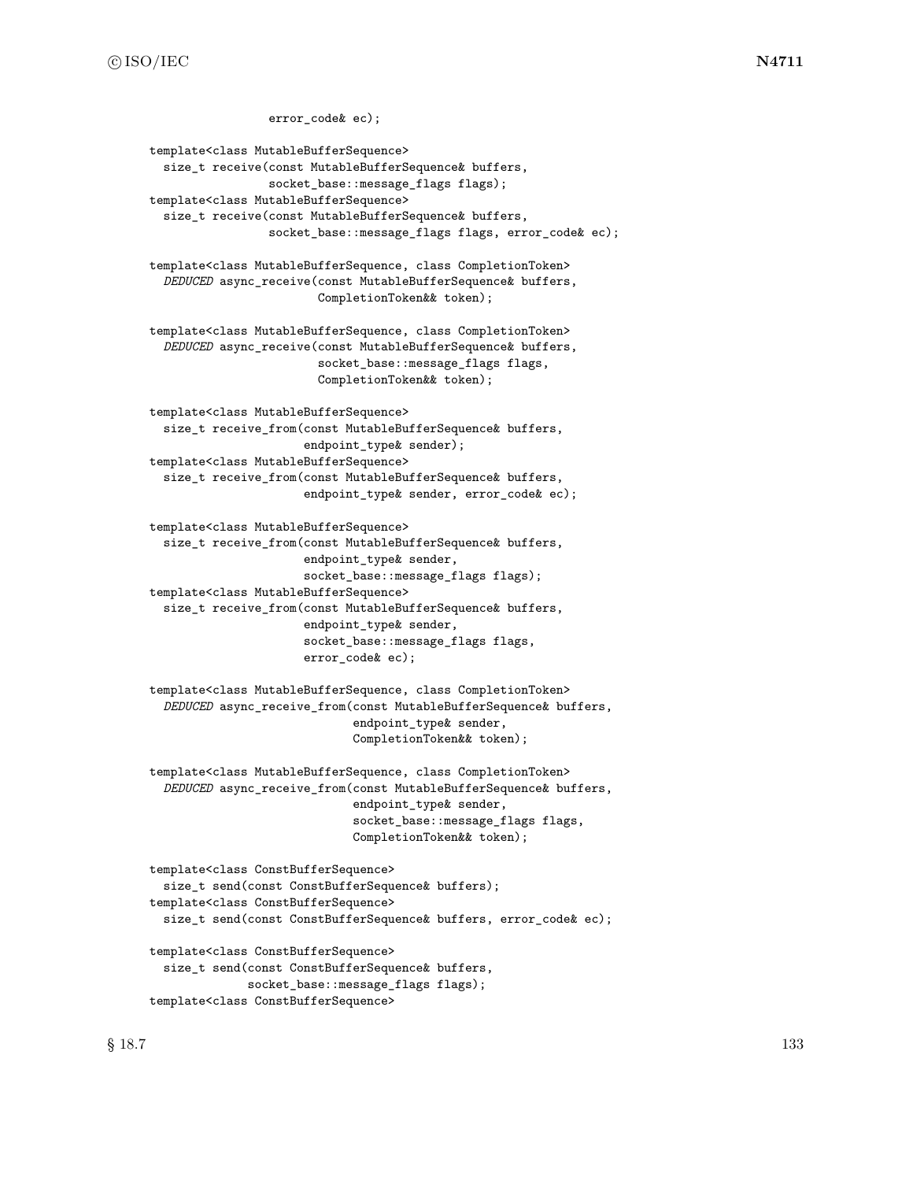```
                 error_code& ec);

  template<class MutableBufferSequence>
    size_t receive(const MutableBufferSequence& buffers,
                   socket_base::message_flags flags);
  template<class MutableBufferSequence>
    size_t receive(const MutableBufferSequence& buffers,
                   socket_base::message_flags flags, error_code& ec);

  template<class MutableBufferSequence, class CompletionToken>
    DEDUCED async_receive(const MutableBufferSequence& buffers,
                          CompletionToken&& token);

  template<class MutableBufferSequence, class CompletionToken>
    DEDUCED async_receive(const MutableBufferSequence& buffers,
                          socket_base::message_flags flags,
                          CompletionToken&& token);

  template<class MutableBufferSequence>
    size_t receive_from(const MutableBufferSequence& buffers,
                        endpoint_type& sender);
  template<class MutableBufferSequence>
    size_t receive_from(const MutableBufferSequence& buffers,
                        endpoint_type& sender, error_code& ec);

  template<class MutableBufferSequence>
    size_t receive_from(const MutableBufferSequence& buffers,
                        endpoint_type& sender,
                        socket_base::message_flags flags);
  template<class MutableBufferSequence>
    size_t receive_from(const MutableBufferSequence& buffers,
                        endpoint_type& sender,
                        socket_base::message_flags flags,
                        error_code& ec);

  template<class MutableBufferSequence, class CompletionToken>
    DEDUCED async_receive_from(const MutableBufferSequence& buffers,
                               endpoint_type& sender,
                               CompletionToken&& token);

  template<class MutableBufferSequence, class CompletionToken>
    DEDUCED async_receive_from(const MutableBufferSequence& buffers,
                               endpoint_type& sender,
                               socket_base::message_flags flags,
                               CompletionToken&& token);

  template<class ConstBufferSequence>
    size_t send(const ConstBufferSequence& buffers);
  template<class ConstBufferSequence>
    size_t send(const ConstBufferSequence& buffers, error_code& ec);

  template<class ConstBufferSequence>
    size_t send(const ConstBufferSequence& buffers,
                socket_base::message_flags flags);
  template<class ConstBufferSequence>
```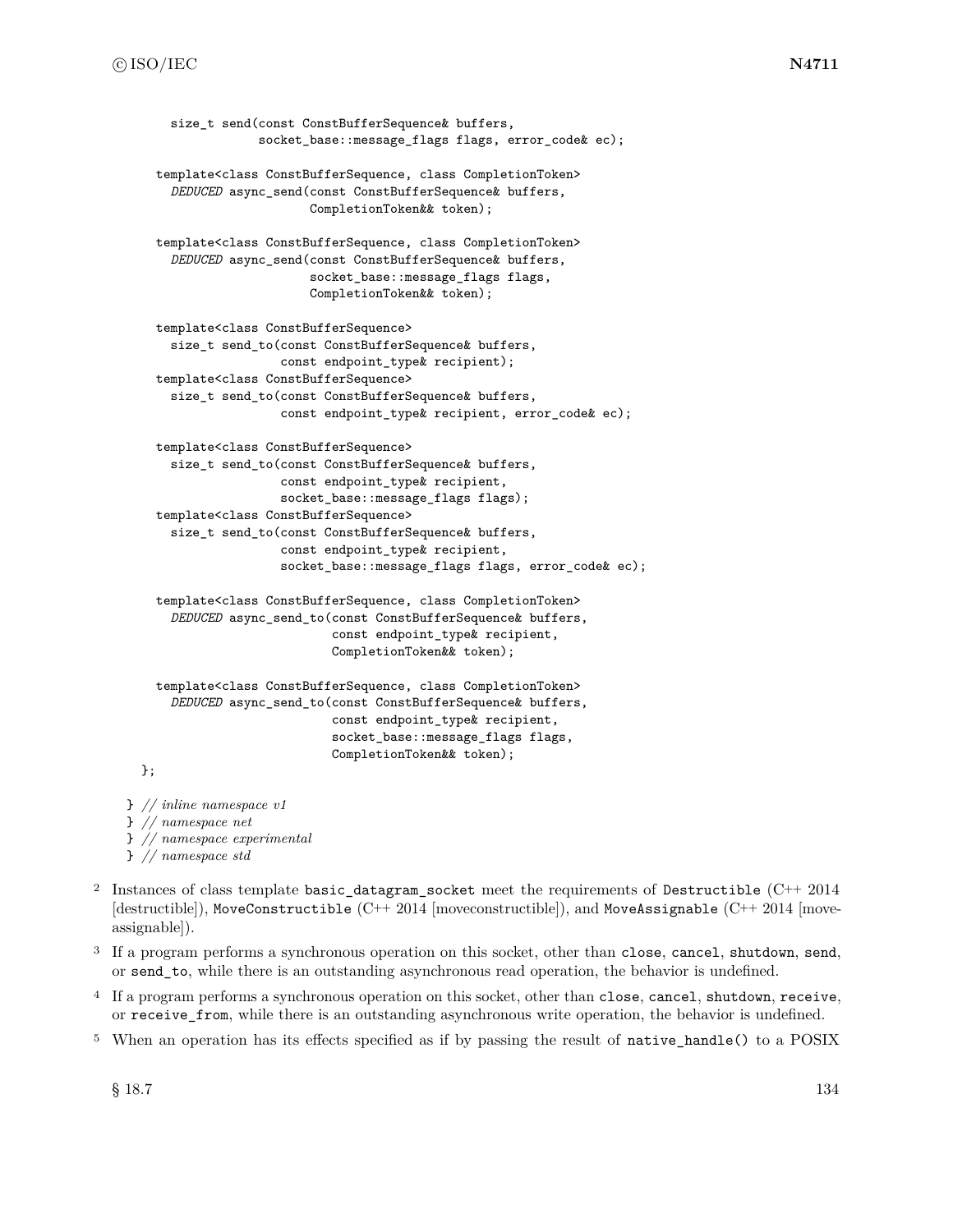```
    size_t send(const ConstBufferSequence& buffers,
                socket_base::message_flags flags, error_code& ec);

  template<class ConstBufferSequence, class CompletionToken>
    DEDUCED async_send(const ConstBufferSequence& buffers,
                       CompletionToken&& token);

  template<class ConstBufferSequence, class CompletionToken>
    DEDUCED async_send(const ConstBufferSequence& buffers,
                       socket_base::message_flags flags,
                       CompletionToken&& token);

  template<class ConstBufferSequence>
    size_t send_to(const ConstBufferSequence& buffers,
                   const endpoint_type& recipient);
  template<class ConstBufferSequence>
    size_t send_to(const ConstBufferSequence& buffers,
                   const endpoint_type& recipient, error_code& ec);

  template<class ConstBufferSequence>
    size_t send_to(const ConstBufferSequence& buffers,
                   const endpoint_type& recipient,
                   socket_base::message_flags flags);
  template<class ConstBufferSequence>
    size_t send_to(const ConstBufferSequence& buffers,
                   const endpoint_type& recipient,
                   socket_base::message_flags flags, error_code& ec);

  template<class ConstBufferSequence, class CompletionToken>
    DEDUCED async_send_to(const ConstBufferSequence& buffers,
                          const endpoint_type& recipient,
                          CompletionToken&& token);

  template<class ConstBufferSequence, class CompletionToken>
    DEDUCED async_send_to(const ConstBufferSequence& buffers,
                          const endpoint_type& recipient,
                          socket_base::message_flags flags,
                          CompletionToken&& token);
};

} // inline namespace v1
} // namespace net
} // namespace experimental
} // namespace std
```

2 Instances of class template basic_datagram_socket meet the requirements of Destructible (C++ 2014 [destructible]), MoveConstructible (C++ 2014 [moveconstructible]), and MoveAssignable (C++ 2014 [moveassignable]).

3 If a program performs a synchronous operation on this socket, other than close, cancel, shutdown, send, or send_to, while there is an outstanding asynchronous read operation, the behavior is undefined.

4 If a program performs a synchronous operation on this socket, other than close, cancel, shutdown, receive, or receive_from, while there is an outstanding asynchronous write operation, the behavior is undefined.

5 When an operation has its effects specified as if by passing the result of native_handle() to a POSIX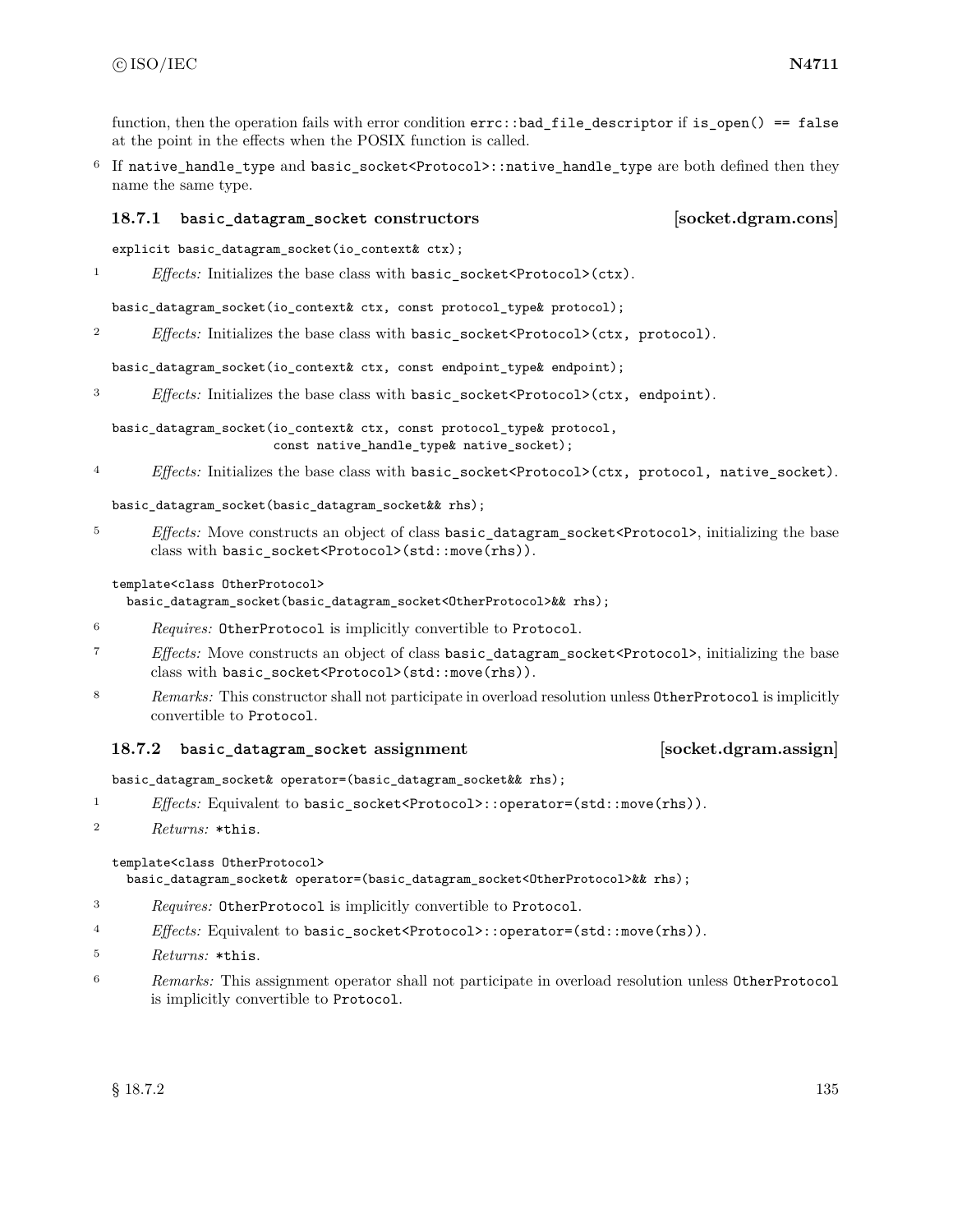function, then the operation fails with error condition `errc::bad_file_descriptor` if `is_open() == false` at the point in the effects when the POSIX function is called.

6 If `native_handle_type` and `basic_socket<Protocol>::native_handle_type` are both defined then they name the same type.

### 18.7.1 `basic_datagram_socket` constructors [socket.dgram.cons]

```
explicit basic_datagram_socket(io_context& ctx);
```

1 *Effects:* Initializes the base class with `basic_socket<Protocol>(ctx)`.

```
basic_datagram_socket(io_context& ctx, const protocol_type& protocol);
```

2 *Effects:* Initializes the base class with `basic_socket<Protocol>(ctx, protocol)`.

```
basic_datagram_socket(io_context& ctx, const endpoint_type& endpoint);
```

3 *Effects:* Initializes the base class with `basic_socket<Protocol>(ctx, endpoint)`.

```
basic_datagram_socket(io_context& ctx, const protocol_type& protocol,
                      const native_handle_type& native_socket);
```

4 *Effects:* Initializes the base class with `basic_socket<Protocol>(ctx, protocol, native_socket)`.

```
basic_datagram_socket(basic_datagram_socket&& rhs);
```

5 *Effects:* Move constructs an object of class `basic_datagram_socket<Protocol>`, initializing the base class with `basic_socket<Protocol>(std::move(rhs))`.

```
template<class OtherProtocol>
  basic_datagram_socket(basic_datagram_socket<OtherProtocol>&& rhs);
```

6 *Requires:* `OtherProtocol` is implicitly convertible to `Protocol`.

7 *Effects:* Move constructs an object of class `basic_datagram_socket<Protocol>`, initializing the base class with `basic_socket<Protocol>(std::move(rhs))`.

8 *Remarks:* This constructor shall not participate in overload resolution unless `OtherProtocol` is implicitly convertible to `Protocol`.

### 18.7.2 `basic_datagram_socket` assignment [socket.dgram.assign]

```
basic_datagram_socket& operator=(basic_datagram_socket&& rhs);
```

1 *Effects:* Equivalent to `basic_socket<Protocol>::operator=(std::move(rhs))`.

2 *Returns:* `*this`.

```
template<class OtherProtocol>
  basic_datagram_socket& operator=(basic_datagram_socket<OtherProtocol>&& rhs);
```

3 *Requires:* `OtherProtocol` is implicitly convertible to `Protocol`.

4 *Effects:* Equivalent to `basic_socket<Protocol>::operator=(std::move(rhs))`.

5 *Returns:* `*this`.

6 *Remarks:* This assignment operator shall not participate in overload resolution unless `OtherProtocol` is implicitly convertible to `Protocol`.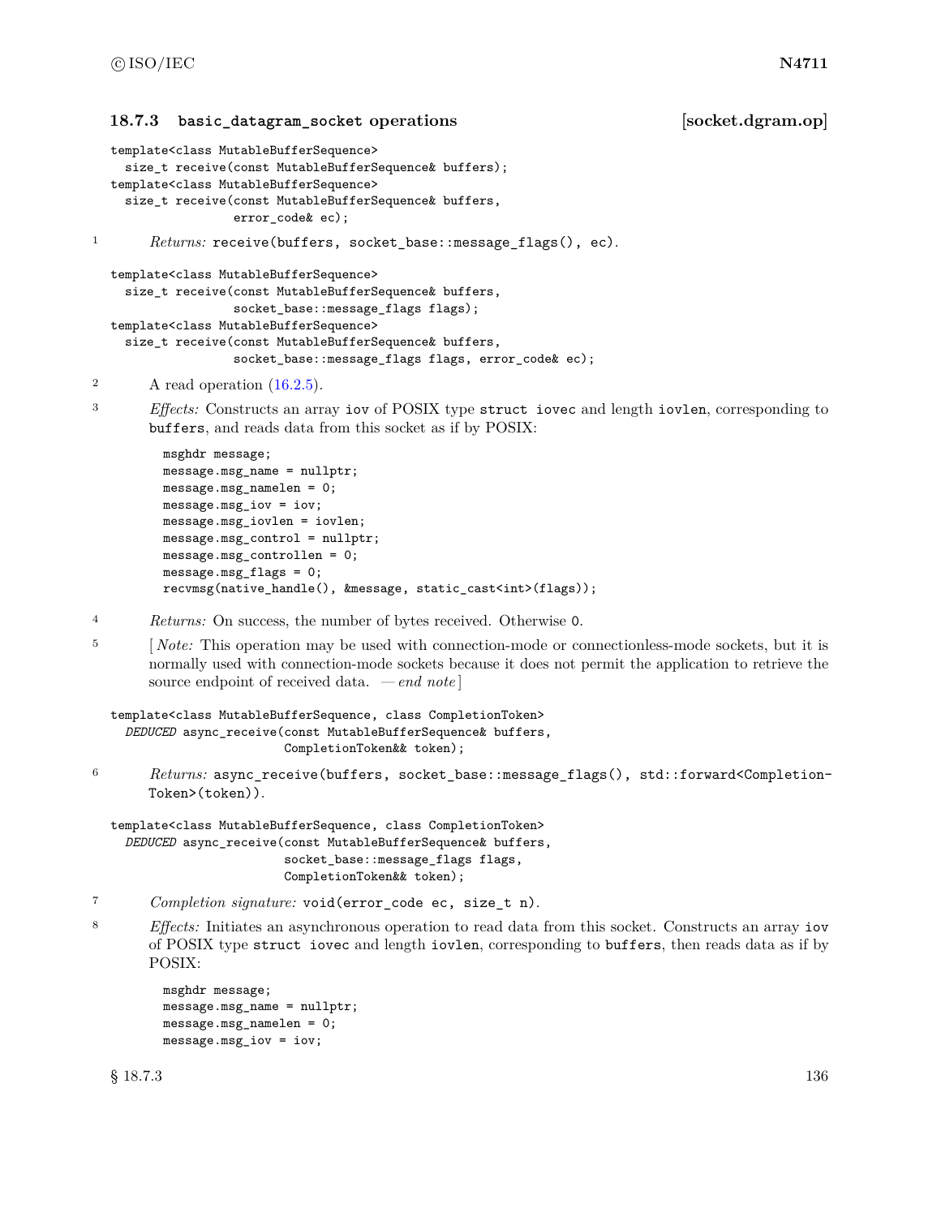### 18.7.3 `basic_datagram_socket` operations [socket.dgram.op]

```
template<class MutableBufferSequence>
  size_t receive(const MutableBufferSequence& buffers);
template<class MutableBufferSequence>
  size_t receive(const MutableBufferSequence& buffers,
                 error_code& ec);
```

1 *Returns:* `receive(buffers, socket_base::message_flags(), ec)`.

```
template<class MutableBufferSequence>
  size_t receive(const MutableBufferSequence& buffers,
                 socket_base::message_flags flags);
template<class MutableBufferSequence>
  size_t receive(const MutableBufferSequence& buffers,
                 socket_base::message_flags flags, error_code& ec);
```

2 A read operation (16.2.5).

3 *Effects:* Constructs an array `iov` of POSIX type `struct iovec` and length `iovlen`, corresponding to `buffers`, and reads data from this socket as if by POSIX:

```
msghdr message;
message.msg_name = nullptr;
message.msg_namelen = 0;
message.msg_iov = iov;
message.msg_iovlen = iovlen;
message.msg_control = nullptr;
message.msg_controllen = 0;
message.msg_flags = 0;
recvmsg(native_handle(), &message, static_cast<int>(flags));
```

4 *Returns:* On success, the number of bytes received. Otherwise `0`.

5 [ *Note:* This operation may be used with connection-mode or connectionless-mode sockets, but it is normally used with connection-mode sockets because it does not permit the application to retrieve the source endpoint of received data. — *end note* ]

```
template<class MutableBufferSequence, class CompletionToken>
  DEDUCED async_receive(const MutableBufferSequence& buffers,
                        CompletionToken&& token);
```

6 *Returns:* `async_receive(buffers, socket_base::message_flags(), std::forward<CompletionToken>(token))`.

```
template<class MutableBufferSequence, class CompletionToken>
  DEDUCED async_receive(const MutableBufferSequence& buffers,
                        socket_base::message_flags flags,
                        CompletionToken&& token);
```

7 *Completion signature:* `void(error_code ec, size_t n)`.

8 *Effects:* Initiates an asynchronous operation to read data from this socket. Constructs an array `iov` of POSIX type `struct iovec` and length `iovlen`, corresponding to `buffers`, then reads data as if by POSIX:

```
msghdr message;
message.msg_name = nullptr;
message.msg_namelen = 0;
message.msg_iov = iov;
```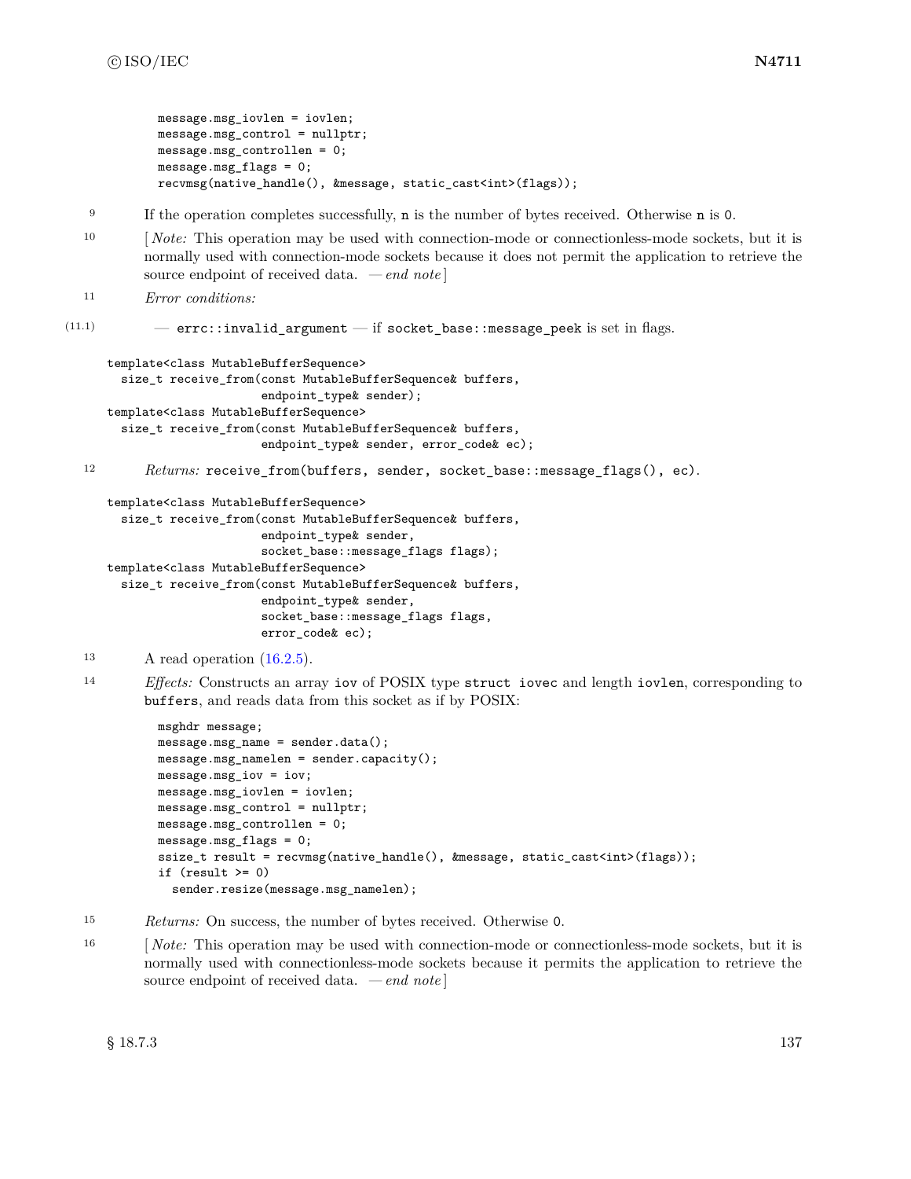```
message.msg_iovlen = iovlen;
message.msg_control = nullptr;
message.msg_controllen = 0;
message.msg_flags = 0;
recvmsg(native_handle(), &message, static_cast<int>(flags));
```

9 If the operation completes successfully, `n` is the number of bytes received. Otherwise `n` is `0`.

10 [ *Note:* This operation may be used with connection-mode or connectionless-mode sockets, but it is normally used with connection-mode sockets because it does not permit the application to retrieve the source endpoint of received data. — *end note* ]

11 *Error conditions:*

(11.1) — `errc::invalid_argument` — if `socket_base::message_peek` is set in flags.

```
template<class MutableBufferSequence>
  size_t receive_from(const MutableBufferSequence& buffers,
                      endpoint_type& sender);
template<class MutableBufferSequence>
  size_t receive_from(const MutableBufferSequence& buffers,
                      endpoint_type& sender, error_code& ec);
```

12 *Returns:* `receive_from(buffers, sender, socket_base::message_flags(), ec)`.

```
template<class MutableBufferSequence>
  size_t receive_from(const MutableBufferSequence& buffers,
                      endpoint_type& sender,
                      socket_base::message_flags flags);
template<class MutableBufferSequence>
  size_t receive_from(const MutableBufferSequence& buffers,
                      endpoint_type& sender,
                      socket_base::message_flags flags,
                      error_code& ec);
```

13 A read operation (16.2.5).

14 *Effects:* Constructs an array `iov` of POSIX type `struct iovec` and length `iovlen`, corresponding to `buffers`, and reads data from this socket as if by POSIX:

```
msghdr message;
message.msg_name = sender.data();
message.msg_namelen = sender.capacity();
message.msg_iov = iov;
message.msg_iovlen = iovlen;
message.msg_control = nullptr;
message.msg_controllen = 0;
message.msg_flags = 0;
ssize_t result = recvmsg(native_handle(), &message, static_cast<int>(flags));
if (result >= 0)
  sender.resize(message.msg_namelen);
```

15 *Returns:* On success, the number of bytes received. Otherwise `0`.

16 [ *Note:* This operation may be used with connection-mode or connectionless-mode sockets, but it is normally used with connectionless-mode sockets because it permits the application to retrieve the source endpoint of received data. — *end note* ]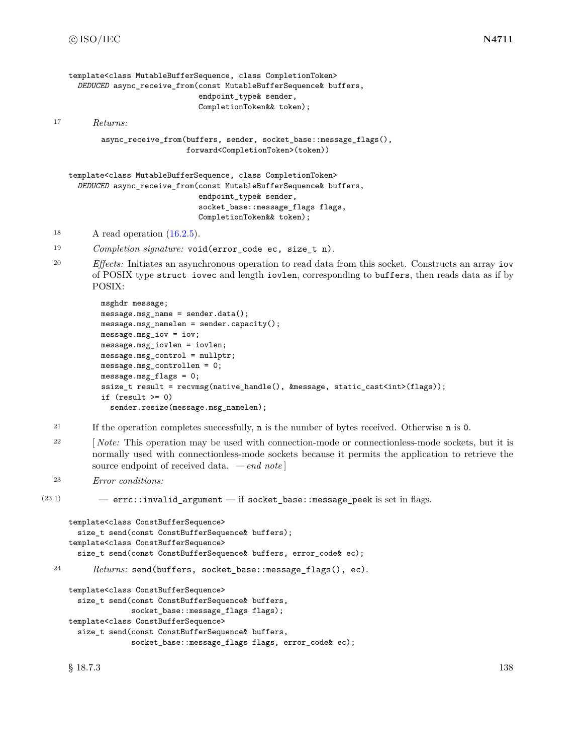```
template<class MutableBufferSequence, class CompletionToken>
  DEDUCED async_receive_from(const MutableBufferSequence& buffers,
                             endpoint_type& sender,
                             CompletionToken&& token);
```

17 *Returns:*

```
async_receive_from(buffers, sender, socket_base::message_flags(),
                   forward<CompletionToken>(token))
```

```
template<class MutableBufferSequence, class CompletionToken>
  DEDUCED async_receive_from(const MutableBufferSequence& buffers,
                             endpoint_type& sender,
                             socket_base::message_flags flags,
                             CompletionToken&& token);
```

18 A read operation (16.2.5).

19 *Completion signature:* `void(error_code ec, size_t n)`.

20 *Effects:* Initiates an asynchronous operation to read data from this socket. Constructs an array `iov` of POSIX type `struct iovec` and length `iovlen`, corresponding to `buffers`, then reads data as if by POSIX:

```
msghdr message;
message.msg_name = sender.data();
message.msg_namelen = sender.capacity();
message.msg_iov = iov;
message.msg_iovlen = iovlen;
message.msg_control = nullptr;
message.msg_controllen = 0;
message.msg_flags = 0;
ssize_t result = recvmsg(native_handle(), &message, static_cast<int>(flags));
if (result >= 0)
  sender.resize(message.msg_namelen);
```

21 If the operation completes successfully, `n` is the number of bytes received. Otherwise `n` is `0`.

22 [ *Note:* This operation may be used with connection-mode or connectionless-mode sockets, but it is normally used with connectionless-mode sockets because it permits the application to retrieve the source endpoint of received data. — *end note* ]

23 *Error conditions:*

(23.1) — `errc::invalid_argument` — if `socket_base::message_peek` is set in flags.

```
template<class ConstBufferSequence>
  size_t send(const ConstBufferSequence& buffers);
template<class ConstBufferSequence>
  size_t send(const ConstBufferSequence& buffers, error_code& ec);
```

24 *Returns:* `send(buffers, socket_base::message_flags(), ec)`.

```
template<class ConstBufferSequence>
  size_t send(const ConstBufferSequence& buffers,
              socket_base::message_flags flags);
template<class ConstBufferSequence>
  size_t send(const ConstBufferSequence& buffers,
              socket_base::message_flags flags, error_code& ec);
```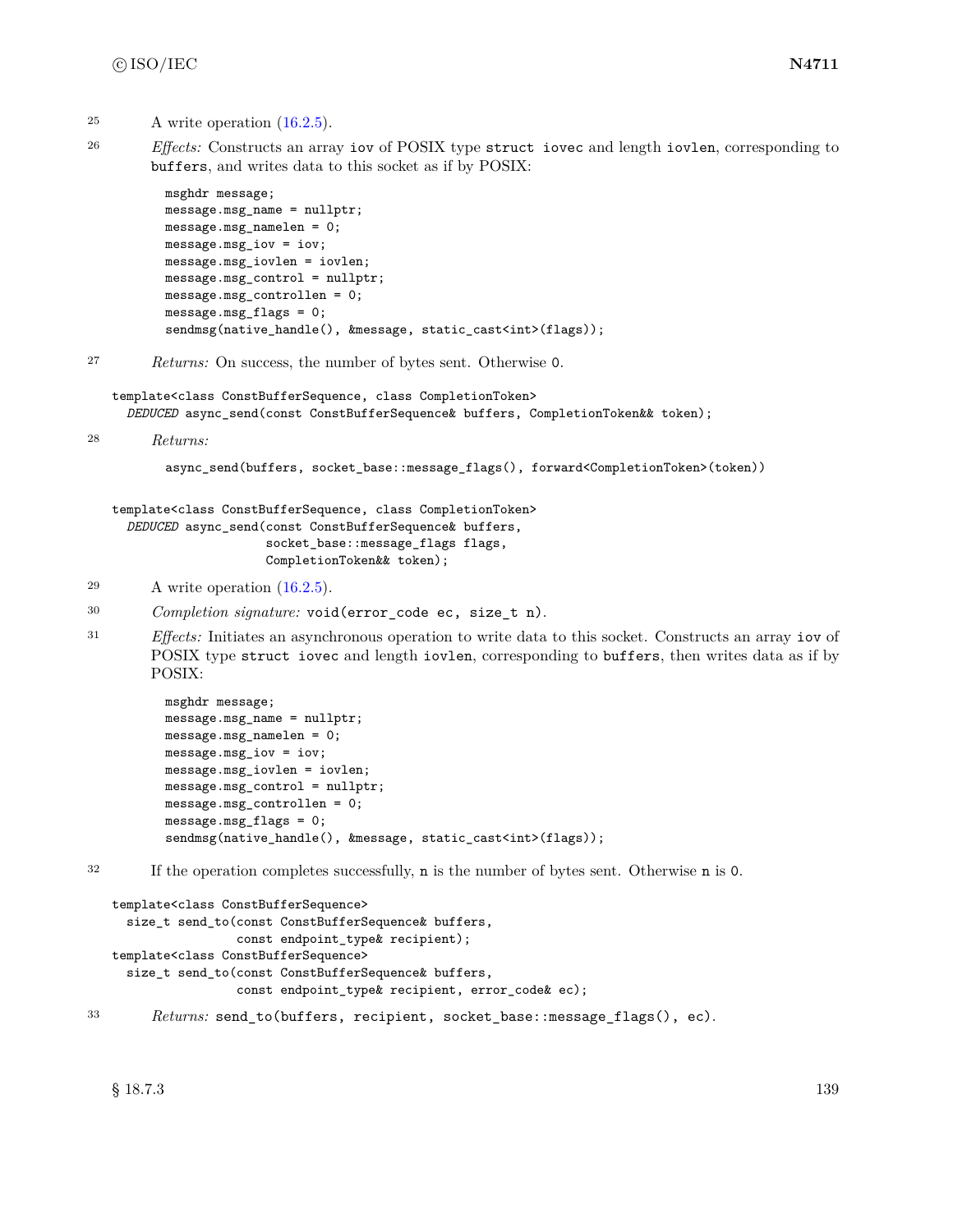25 A write operation (16.2.5).

26 *Effects:* Constructs an array `iov` of POSIX type `struct iovec` and length `iovlen`, corresponding to `buffers`, and writes data to this socket as if by POSIX:

```
msghdr message;
message.msg_name = nullptr;
message.msg_namelen = 0;
message.msg_iov = iov;
message.msg_iovlen = iovlen;
message.msg_control = nullptr;
message.msg_controllen = 0;
message.msg_flags = 0;
sendmsg(native_handle(), &message, static_cast<int>(flags));
```

27 *Returns:* On success, the number of bytes sent. Otherwise `0`.

```
template<class ConstBufferSequence, class CompletionToken>
  DEDUCED async_send(const ConstBufferSequence& buffers, CompletionToken&& token);
```

28 *Returns:*

```
async_send(buffers, socket_base::message_flags(), forward<CompletionToken>(token))
```

```
template<class ConstBufferSequence, class CompletionToken>
  DEDUCED async_send(const ConstBufferSequence& buffers,
                     socket_base::message_flags flags,
                     CompletionToken&& token);
```

29 A write operation (16.2.5).

30 *Completion signature:* `void(error_code ec, size_t n)`.

31 *Effects:* Initiates an asynchronous operation to write data to this socket. Constructs an array `iov` of POSIX type `struct iovec` and length `iovlen`, corresponding to `buffers`, then writes data as if by POSIX:

```
msghdr message;
message.msg_name = nullptr;
message.msg_namelen = 0;
message.msg_iov = iov;
message.msg_iovlen = iovlen;
message.msg_control = nullptr;
message.msg_controllen = 0;
message.msg_flags = 0;
sendmsg(native_handle(), &message, static_cast<int>(flags));
```

32 If the operation completes successfully, `n` is the number of bytes sent. Otherwise `n` is `0`.

```
template<class ConstBufferSequence>
  size_t send_to(const ConstBufferSequence& buffers,
                 const endpoint_type& recipient);
template<class ConstBufferSequence>
  size_t send_to(const ConstBufferSequence& buffers,
                 const endpoint_type& recipient, error_code& ec);
```

33 *Returns:* `send_to(buffers, recipient, socket_base::message_flags(), ec)`.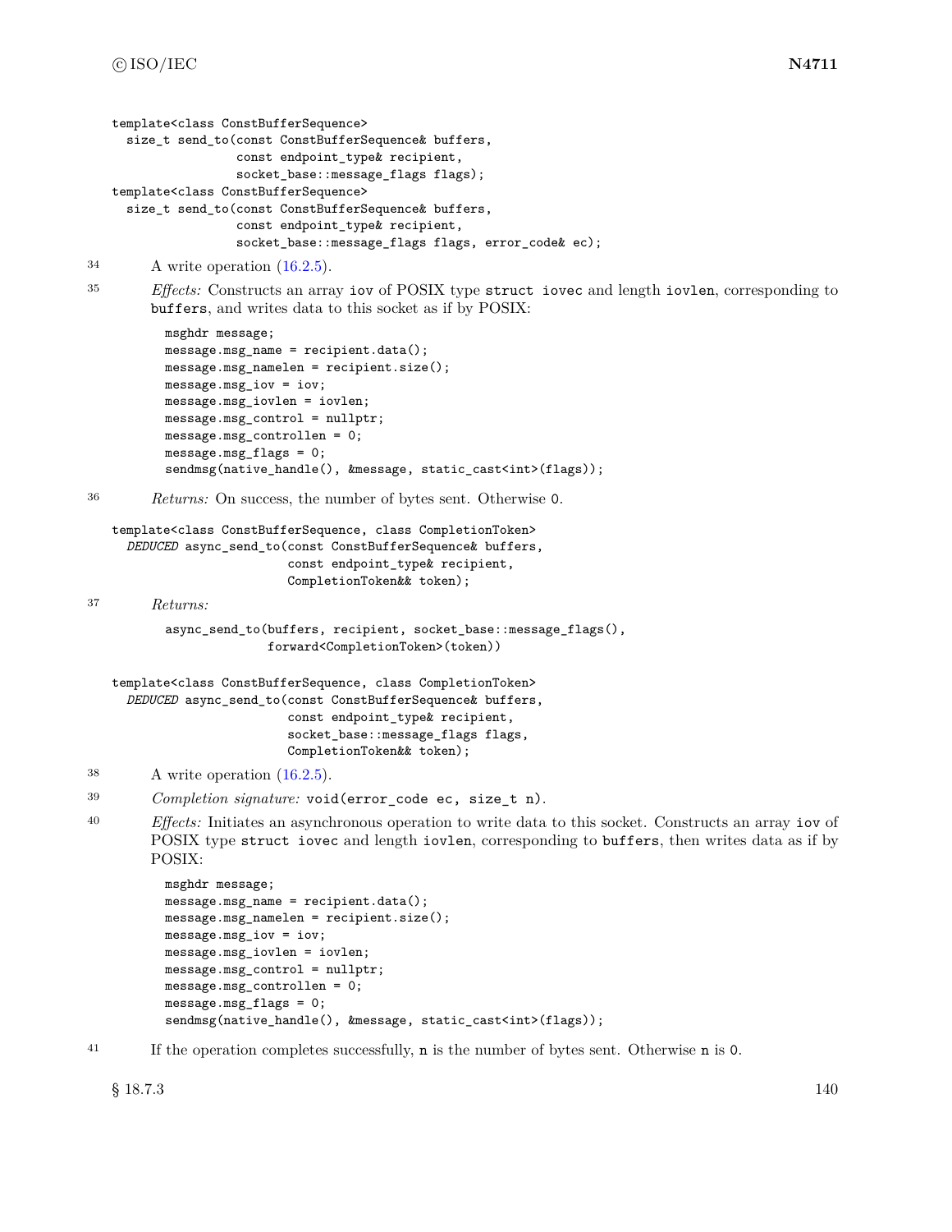```
template<class ConstBufferSequence>
  size_t send_to(const ConstBufferSequence& buffers,
                 const endpoint_type& recipient,
                 socket_base::message_flags flags);
template<class ConstBufferSequence>
  size_t send_to(const ConstBufferSequence& buffers,
                 const endpoint_type& recipient,
                 socket_base::message_flags flags, error_code& ec);
```

34 A write operation (16.2.5).

35 *Effects:* Constructs an array `iov` of POSIX type `struct iovec` and length `iovlen`, corresponding to `buffers`, and writes data to this socket as if by POSIX:

```
msghdr message;
message.msg_name = recipient.data();
message.msg_namelen = recipient.size();
message.msg_iov = iov;
message.msg_iovlen = iovlen;
message.msg_control = nullptr;
message.msg_controllen = 0;
message.msg_flags = 0;
sendmsg(native_handle(), &message, static_cast<int>(flags));
```

36 *Returns:* On success, the number of bytes sent. Otherwise `0`.

```
template<class ConstBufferSequence, class CompletionToken>
  DEDUCED async_send_to(const ConstBufferSequence& buffers,
                        const endpoint_type& recipient,
                        CompletionToken&& token);
```

37 *Returns:*

```
async_send_to(buffers, recipient, socket_base::message_flags(),
              forward<CompletionToken>(token))
```

```
template<class ConstBufferSequence, class CompletionToken>
  DEDUCED async_send_to(const ConstBufferSequence& buffers,
                        const endpoint_type& recipient,
                        socket_base::message_flags flags,
                        CompletionToken&& token);
```

38 A write operation (16.2.5).

39 *Completion signature:* `void(error_code ec, size_t n)`.

40 *Effects:* Initiates an asynchronous operation to write data to this socket. Constructs an array `iov` of POSIX type `struct iovec` and length `iovlen`, corresponding to `buffers`, then writes data as if by POSIX:

```
msghdr message;
message.msg_name = recipient.data();
message.msg_namelen = recipient.size();
message.msg_iov = iov;
message.msg_iovlen = iovlen;
message.msg_control = nullptr;
message.msg_controllen = 0;
message.msg_flags = 0;
sendmsg(native_handle(), &message, static_cast<int>(flags));
```

41 If the operation completes successfully, `n` is the number of bytes sent. Otherwise `n` is `0`.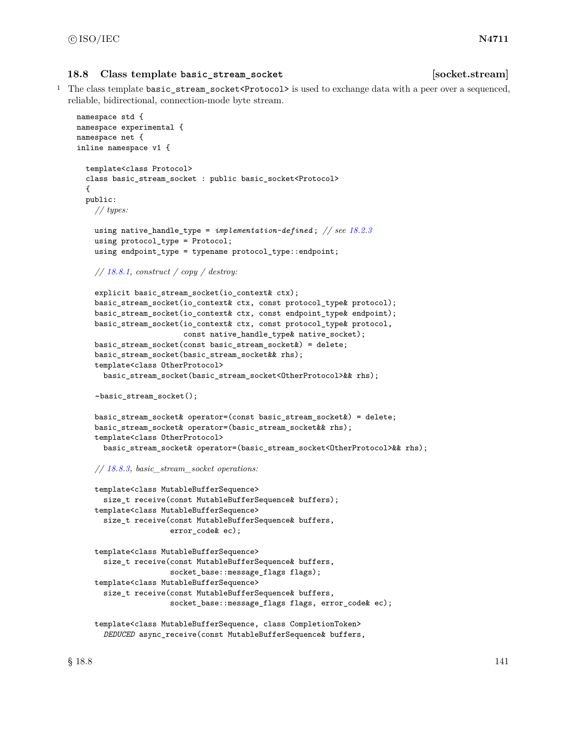### 18.8 Class template `basic_stream_socket` [socket.stream]

1 The class template `basic_stream_socket<Protocol>` is used to exchange data with a peer over a sequenced, reliable, bidirectional, connection-mode byte stream.

```
namespace std {
namespace experimental {
namespace net {
inline namespace v1 {

  template<class Protocol>
  class basic_stream_socket : public basic_socket<Protocol>
  {
  public:
    // types:

    using native_handle_type = implementation-defined; // see 18.2.3
    using protocol_type = Protocol;
    using endpoint_type = typename protocol_type::endpoint;

    // 18.8.1, construct / copy / destroy:

    explicit basic_stream_socket(io_context& ctx);
    basic_stream_socket(io_context& ctx, const protocol_type& protocol);
    basic_stream_socket(io_context& ctx, const endpoint_type& endpoint);
    basic_stream_socket(io_context& ctx, const protocol_type& protocol,
                        const native_handle_type& native_socket);
    basic_stream_socket(const basic_stream_socket&) = delete;
    basic_stream_socket(basic_stream_socket&& rhs);
    template<class OtherProtocol>
      basic_stream_socket(basic_stream_socket<OtherProtocol>&& rhs);

    ~basic_stream_socket();

    basic_stream_socket& operator=(const basic_stream_socket&) = delete;
    basic_stream_socket& operator=(basic_stream_socket&& rhs);
    template<class OtherProtocol>
      basic_stream_socket& operator=(basic_stream_socket<OtherProtocol>&& rhs);

    // 18.8.3, basic_stream_socket operations:

    template<class MutableBufferSequence>
      size_t receive(const MutableBufferSequence& buffers);
    template<class MutableBufferSequence>
      size_t receive(const MutableBufferSequence& buffers,
                     error_code& ec);

    template<class MutableBufferSequence>
      size_t receive(const MutableBufferSequence& buffers,
                     socket_base::message_flags flags);
    template<class MutableBufferSequence>
      size_t receive(const MutableBufferSequence& buffers,
                     socket_base::message_flags flags, error_code& ec);

    template<class MutableBufferSequence, class CompletionToken>
      DEDUCED async_receive(const MutableBufferSequence& buffers,
```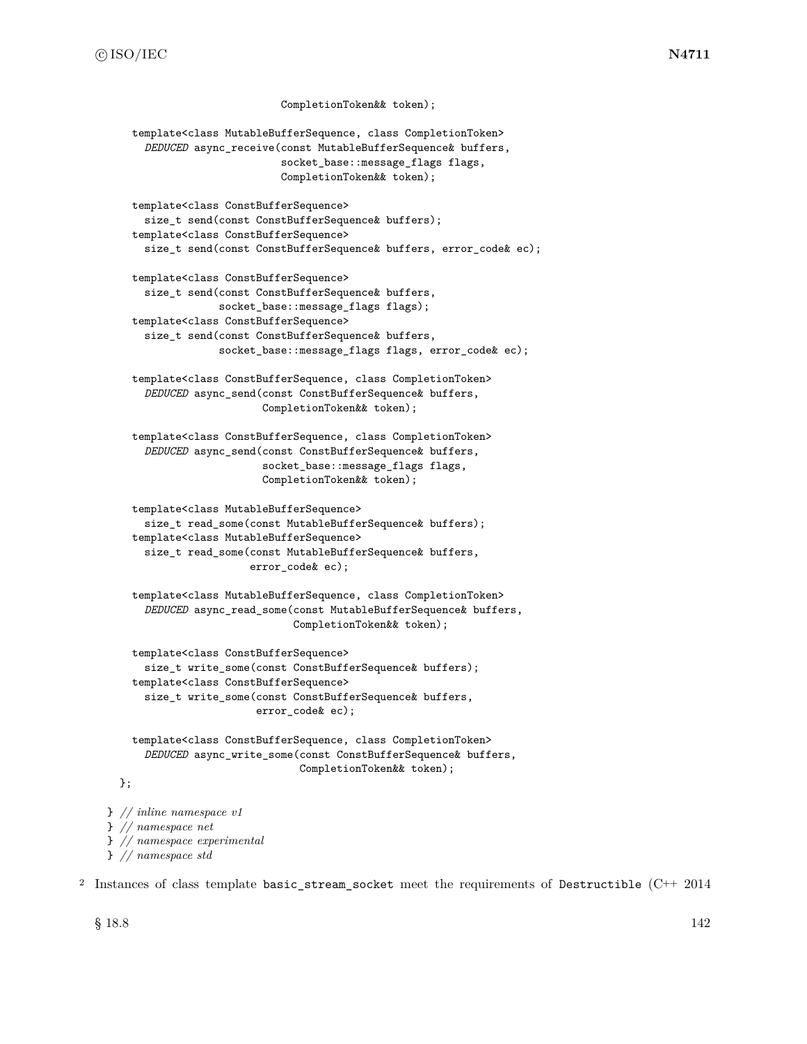```
                          CompletionToken&& token);

    template<class MutableBufferSequence, class CompletionToken>
      DEDUCED async_receive(const MutableBufferSequence& buffers,
                            socket_base::message_flags flags,
                            CompletionToken&& token);

    template<class ConstBufferSequence>
      size_t send(const ConstBufferSequence& buffers);
    template<class ConstBufferSequence>
      size_t send(const ConstBufferSequence& buffers, error_code& ec);

    template<class ConstBufferSequence>
      size_t send(const ConstBufferSequence& buffers,
                  socket_base::message_flags flags);
    template<class ConstBufferSequence>
      size_t send(const ConstBufferSequence& buffers,
                  socket_base::message_flags flags, error_code& ec);

    template<class ConstBufferSequence, class CompletionToken>
      DEDUCED async_send(const ConstBufferSequence& buffers,
                         CompletionToken&& token);

    template<class ConstBufferSequence, class CompletionToken>
      DEDUCED async_send(const ConstBufferSequence& buffers,
                         socket_base::message_flags flags,
                         CompletionToken&& token);

    template<class MutableBufferSequence>
      size_t read_some(const MutableBufferSequence& buffers);
    template<class MutableBufferSequence>
      size_t read_some(const MutableBufferSequence& buffers,
                       error_code& ec);

    template<class MutableBufferSequence, class CompletionToken>
      DEDUCED async_read_some(const MutableBufferSequence& buffers,
                              CompletionToken&& token);

    template<class ConstBufferSequence>
      size_t write_some(const ConstBufferSequence& buffers);
    template<class ConstBufferSequence>
      size_t write_some(const ConstBufferSequence& buffers,
                        error_code& ec);

    template<class ConstBufferSequence, class CompletionToken>
      DEDUCED async_write_some(const ConstBufferSequence& buffers,
                               CompletionToken&& token);
  };

} // inline namespace v1
} // namespace net
} // namespace experimental
} // namespace std
```

2 Instances of class template basic_stream_socket meet the requirements of Destructible (C++ 2014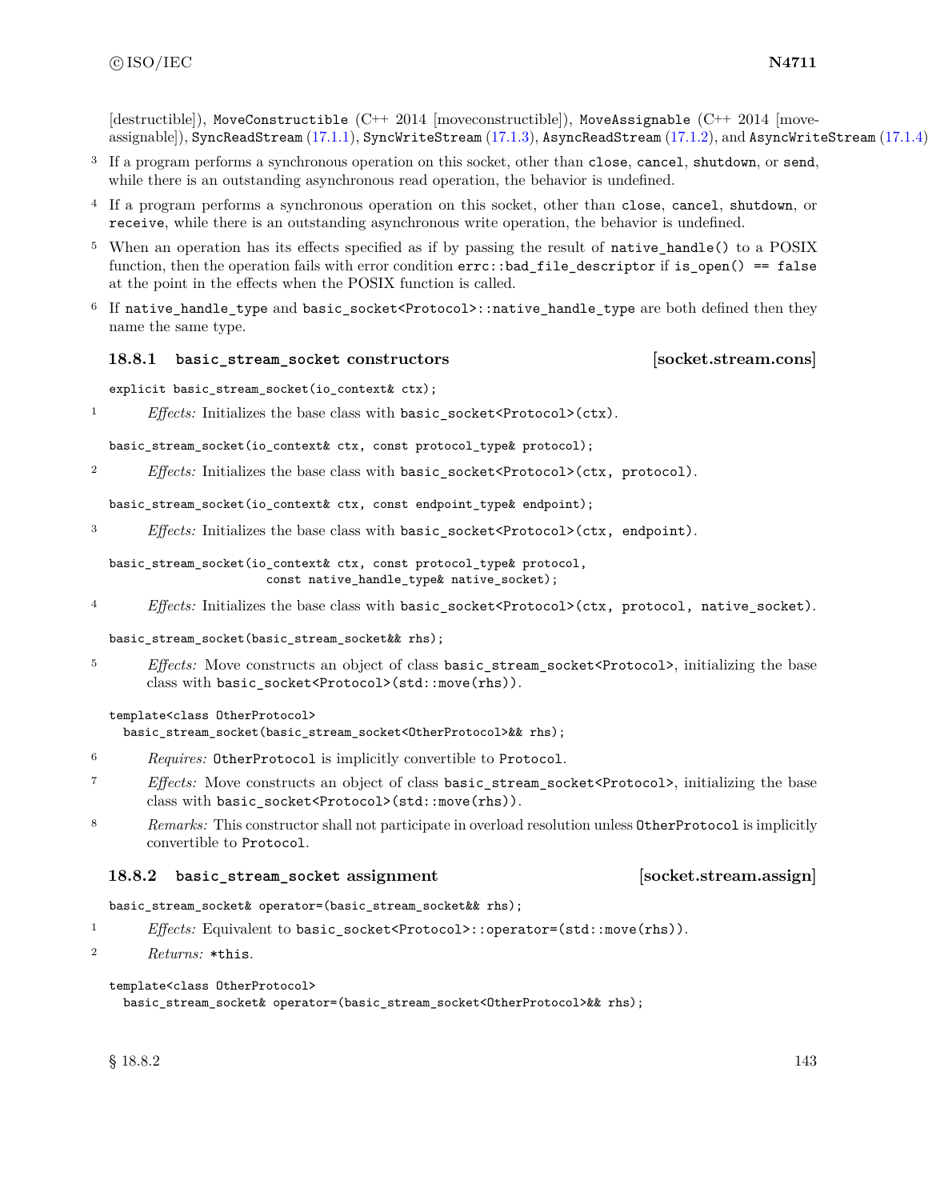[destructible]), `MoveConstructible` (C++ 2014 [moveconstructible]), `MoveAssignable` (C++ 2014 [move-assignable]), `SyncReadStream` (17.1.1), `SyncWriteStream` (17.1.3), `AsyncReadStream` (17.1.2), and `AsyncWriteStream` (17.1.4).

3 If a program performs a synchronous operation on this socket, other than `close`, `cancel`, `shutdown`, or `send`, while there is an outstanding asynchronous read operation, the behavior is undefined.

4 If a program performs a synchronous operation on this socket, other than `close`, `cancel`, `shutdown`, or `receive`, while there is an outstanding asynchronous write operation, the behavior is undefined.

5 When an operation has its effects specified as if by passing the result of `native_handle()` to a POSIX function, then the operation fails with error condition `errc::bad_file_descriptor` if `is_open() == false` at the point in the effects when the POSIX function is called.

6 If `native_handle_type` and `basic_socket<Protocol>::native_handle_type` are both defined then they name the same type.

### 18.8.1 `basic_stream_socket` constructors [socket.stream.cons]

```
explicit basic_stream_socket(io_context& ctx);
```

1 *Effects:* Initializes the base class with `basic_socket<Protocol>(ctx)`.

```
basic_stream_socket(io_context& ctx, const protocol_type& protocol);
```

2 *Effects:* Initializes the base class with `basic_socket<Protocol>(ctx, protocol)`.

```
basic_stream_socket(io_context& ctx, const endpoint_type& endpoint);
```

3 *Effects:* Initializes the base class with `basic_socket<Protocol>(ctx, endpoint)`.

```
basic_stream_socket(io_context& ctx, const protocol_type& protocol,
                    const native_handle_type& native_socket);
```

4 *Effects:* Initializes the base class with `basic_socket<Protocol>(ctx, protocol, native_socket)`.

```
basic_stream_socket(basic_stream_socket&& rhs);
```

5 *Effects:* Move constructs an object of class `basic_stream_socket<Protocol>`, initializing the base class with `basic_socket<Protocol>(std::move(rhs))`.

```
template<class OtherProtocol>
  basic_stream_socket(basic_stream_socket<OtherProtocol>&& rhs);
```

6 *Requires:* `OtherProtocol` is implicitly convertible to `Protocol`.

7 *Effects:* Move constructs an object of class `basic_stream_socket<Protocol>`, initializing the base class with `basic_socket<Protocol>(std::move(rhs))`.

8 *Remarks:* This constructor shall not participate in overload resolution unless `OtherProtocol` is implicitly convertible to `Protocol`.

### 18.8.2 `basic_stream_socket` assignment [socket.stream.assign]

```
basic_stream_socket& operator=(basic_stream_socket&& rhs);
```

1 *Effects:* Equivalent to `basic_socket<Protocol>::operator=(std::move(rhs))`.

2 *Returns:* `*this`.

```
template<class OtherProtocol>
  basic_stream_socket& operator=(basic_stream_socket<OtherProtocol>&& rhs);
```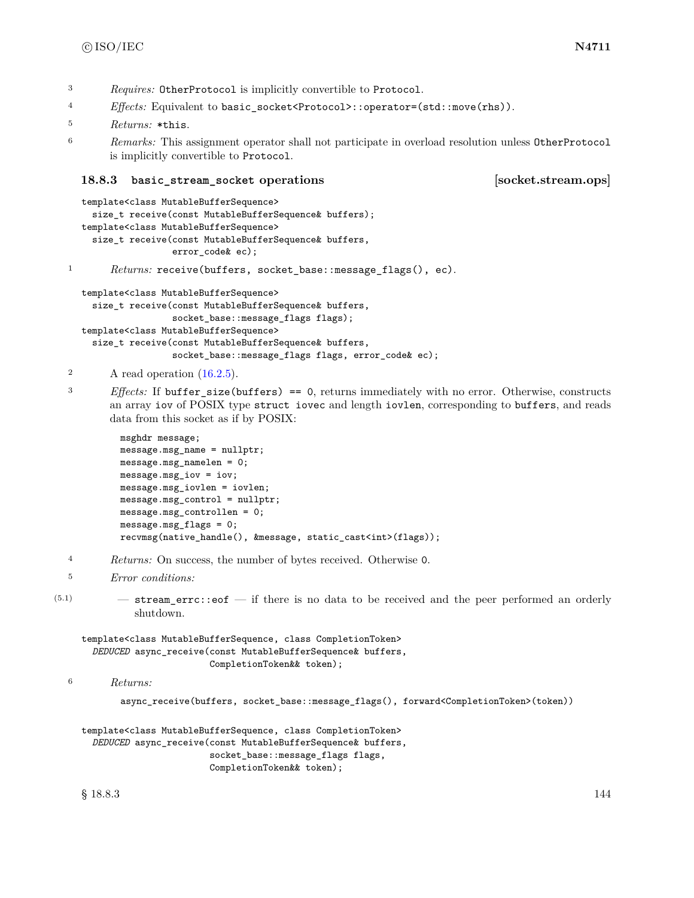3 *Requires:* `OtherProtocol` is implicitly convertible to `Protocol`.

4 *Effects:* Equivalent to `basic_socket<Protocol>::operator=(std::move(rhs))`.

5 *Returns:* `*this`.

6 *Remarks:* This assignment operator shall not participate in overload resolution unless `OtherProtocol` is implicitly convertible to `Protocol`.

### 18.8.3 basic_stream_socket operations [socket.stream.ops]

```
template<class MutableBufferSequence>
  size_t receive(const MutableBufferSequence& buffers);
template<class MutableBufferSequence>
  size_t receive(const MutableBufferSequence& buffers,
                 error_code& ec);
```

1 *Returns:* `receive(buffers, socket_base::message_flags(), ec)`.

```
template<class MutableBufferSequence>
  size_t receive(const MutableBufferSequence& buffers,
                 socket_base::message_flags flags);
template<class MutableBufferSequence>
  size_t receive(const MutableBufferSequence& buffers,
                 socket_base::message_flags flags, error_code& ec);
```

2 A read operation (16.2.5).

3 *Effects:* If `buffer_size(buffers) == 0`, returns immediately with no error. Otherwise, constructs an array `iov` of POSIX type `struct iovec` and length `iovlen`, corresponding to `buffers`, and reads data from this socket as if by POSIX:

```
msghdr message;
message.msg_name = nullptr;
message.msg_namelen = 0;
message.msg_iov = iov;
message.msg_iovlen = iovlen;
message.msg_control = nullptr;
message.msg_controllen = 0;
message.msg_flags = 0;
recvmsg(native_handle(), &message, static_cast<int>(flags));
```

4 *Returns:* On success, the number of bytes received. Otherwise `0`.

5 *Error conditions:*

(5.1) — `stream_errc::eof` — if there is no data to be received and the peer performed an orderly shutdown.

```
template<class MutableBufferSequence, class CompletionToken>
  DEDUCED async_receive(const MutableBufferSequence& buffers,
                        CompletionToken&& token);
```

6 *Returns:*

```
async_receive(buffers, socket_base::message_flags(), forward<CompletionToken>(token))
```

```
template<class MutableBufferSequence, class CompletionToken>
  DEDUCED async_receive(const MutableBufferSequence& buffers,
                        socket_base::message_flags flags,
                        CompletionToken&& token);
```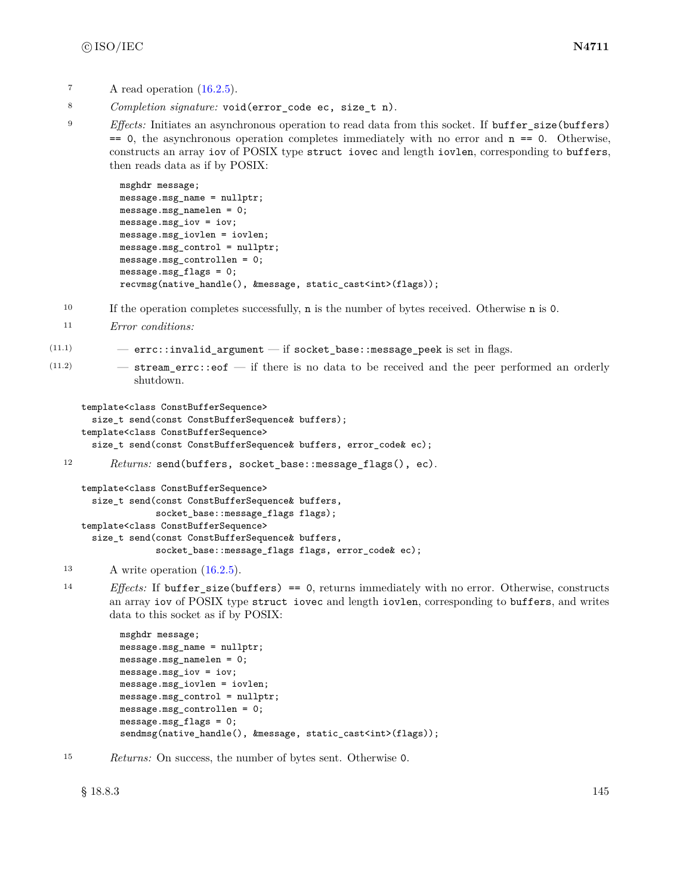7 A read operation (16.2.5).

8 *Completion signature:* `void(error_code ec, size_t n)`.

9 *Effects:* Initiates an asynchronous operation to read data from this socket. If `buffer_size(buffers) == 0`, the asynchronous operation completes immediately with no error and `n == 0`. Otherwise, constructs an array `iov` of POSIX type `struct iovec` and length `iovlen`, corresponding to `buffers`, then reads data as if by POSIX:

```
msghdr message;
message.msg_name = nullptr;
message.msg_namelen = 0;
message.msg_iov = iov;
message.msg_iovlen = iovlen;
message.msg_control = nullptr;
message.msg_controllen = 0;
message.msg_flags = 0;
recvmsg(native_handle(), &message, static_cast<int>(flags));
```

10 If the operation completes successfully, `n` is the number of bytes received. Otherwise `n` is `0`.

11 *Error conditions:*

(11.1) — `errc::invalid_argument` — if `socket_base::message_peek` is set in flags.

(11.2) — `stream_errc::eof` — if there is no data to be received and the peer performed an orderly shutdown.

```
template<class ConstBufferSequence>
  size_t send(const ConstBufferSequence& buffers);
template<class ConstBufferSequence>
  size_t send(const ConstBufferSequence& buffers, error_code& ec);
```

12 *Returns:* `send(buffers, socket_base::message_flags(), ec)`.

```
template<class ConstBufferSequence>
  size_t send(const ConstBufferSequence& buffers,
              socket_base::message_flags flags);
template<class ConstBufferSequence>
  size_t send(const ConstBufferSequence& buffers,
              socket_base::message_flags flags, error_code& ec);
```

13 A write operation (16.2.5).

14 *Effects:* If `buffer_size(buffers) == 0`, returns immediately with no error. Otherwise, constructs an array `iov` of POSIX type `struct iovec` and length `iovlen`, corresponding to `buffers`, and writes data to this socket as if by POSIX:

```
msghdr message;
message.msg_name = nullptr;
message.msg_namelen = 0;
message.msg_iov = iov;
message.msg_iovlen = iovlen;
message.msg_control = nullptr;
message.msg_controllen = 0;
message.msg_flags = 0;
sendmsg(native_handle(), &message, static_cast<int>(flags));
```

15 *Returns:* On success, the number of bytes sent. Otherwise `0`.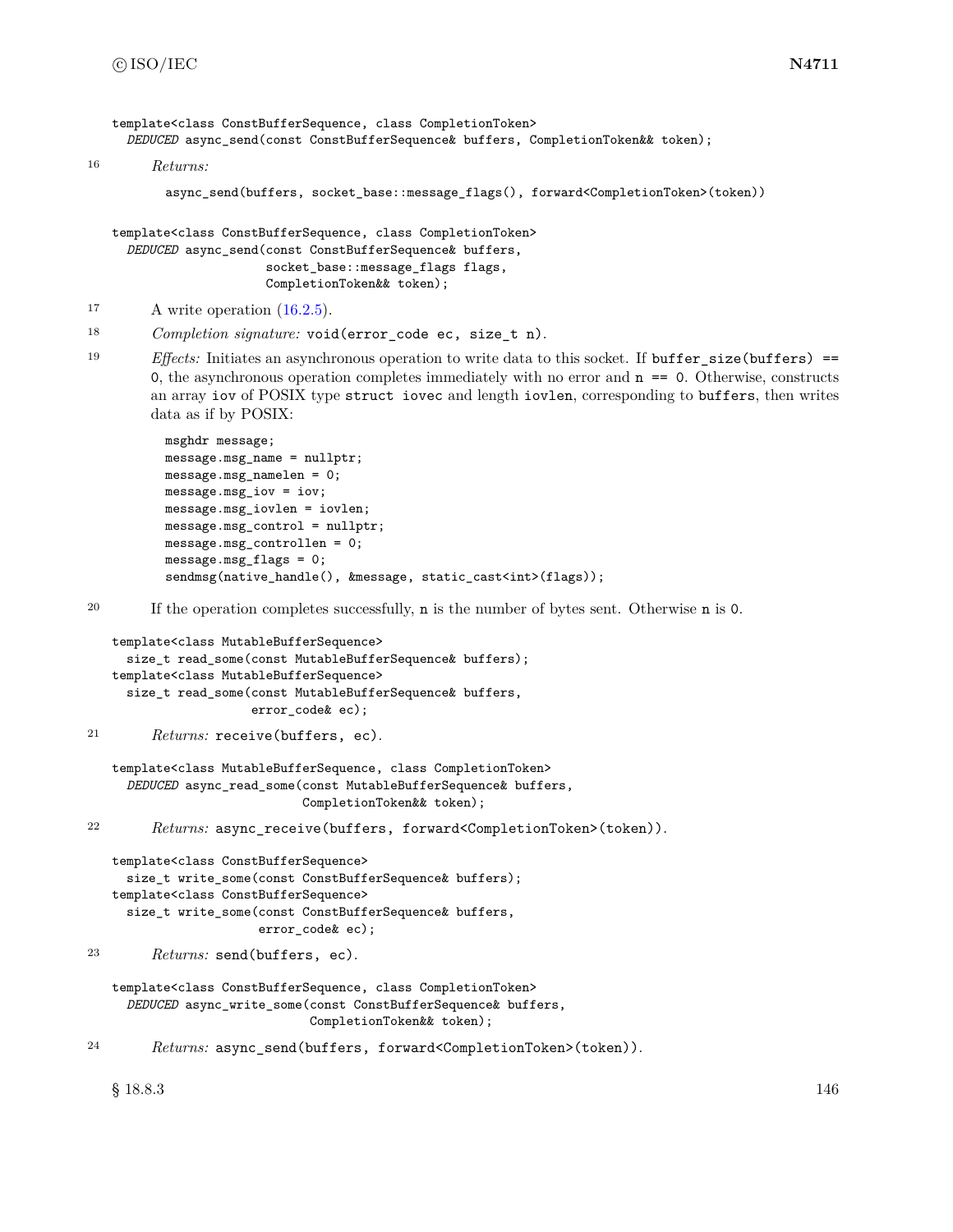```
template<class ConstBufferSequence, class CompletionToken>
  DEDUCED async_send(const ConstBufferSequence& buffers, CompletionToken&& token);
```

16 *Returns:*

```
async_send(buffers, socket_base::message_flags(), forward<CompletionToken>(token))
```

```
template<class ConstBufferSequence, class CompletionToken>
  DEDUCED async_send(const ConstBufferSequence& buffers,
                     socket_base::message_flags flags,
                     CompletionToken&& token);
```

17 A write operation (16.2.5).

18 *Completion signature:* `void(error_code ec, size_t n)`.

19 *Effects:* Initiates an asynchronous operation to write data to this socket. If `buffer_size(buffers) == 0`, the asynchronous operation completes immediately with no error and `n == 0`. Otherwise, constructs an array `iov` of POSIX type `struct iovec` and length `iovlen`, corresponding to `buffers`, then writes data as if by POSIX:

```
msghdr message;
message.msg_name = nullptr;
message.msg_namelen = 0;
message.msg_iov = iov;
message.msg_iovlen = iovlen;
message.msg_control = nullptr;
message.msg_controllen = 0;
message.msg_flags = 0;
sendmsg(native_handle(), &message, static_cast<int>(flags));
```

20 If the operation completes successfully, `n` is the number of bytes sent. Otherwise `n` is `0`.

```
template<class MutableBufferSequence>
  size_t read_some(const MutableBufferSequence& buffers);
template<class MutableBufferSequence>
  size_t read_some(const MutableBufferSequence& buffers,
                   error_code& ec);
```

21 *Returns:* `receive(buffers, ec)`.

```
template<class MutableBufferSequence, class CompletionToken>
  DEDUCED async_read_some(const MutableBufferSequence& buffers,
                          CompletionToken&& token);
```

22 *Returns:* `async_receive(buffers, forward<CompletionToken>(token))`.

```
template<class ConstBufferSequence>
  size_t write_some(const ConstBufferSequence& buffers);
template<class ConstBufferSequence>
  size_t write_some(const ConstBufferSequence& buffers,
                    error_code& ec);
```

23 *Returns:* `send(buffers, ec)`.

```
template<class ConstBufferSequence, class CompletionToken>
  DEDUCED async_write_some(const ConstBufferSequence& buffers,
                           CompletionToken&& token);
```

24 *Returns:* `async_send(buffers, forward<CompletionToken>(token))`.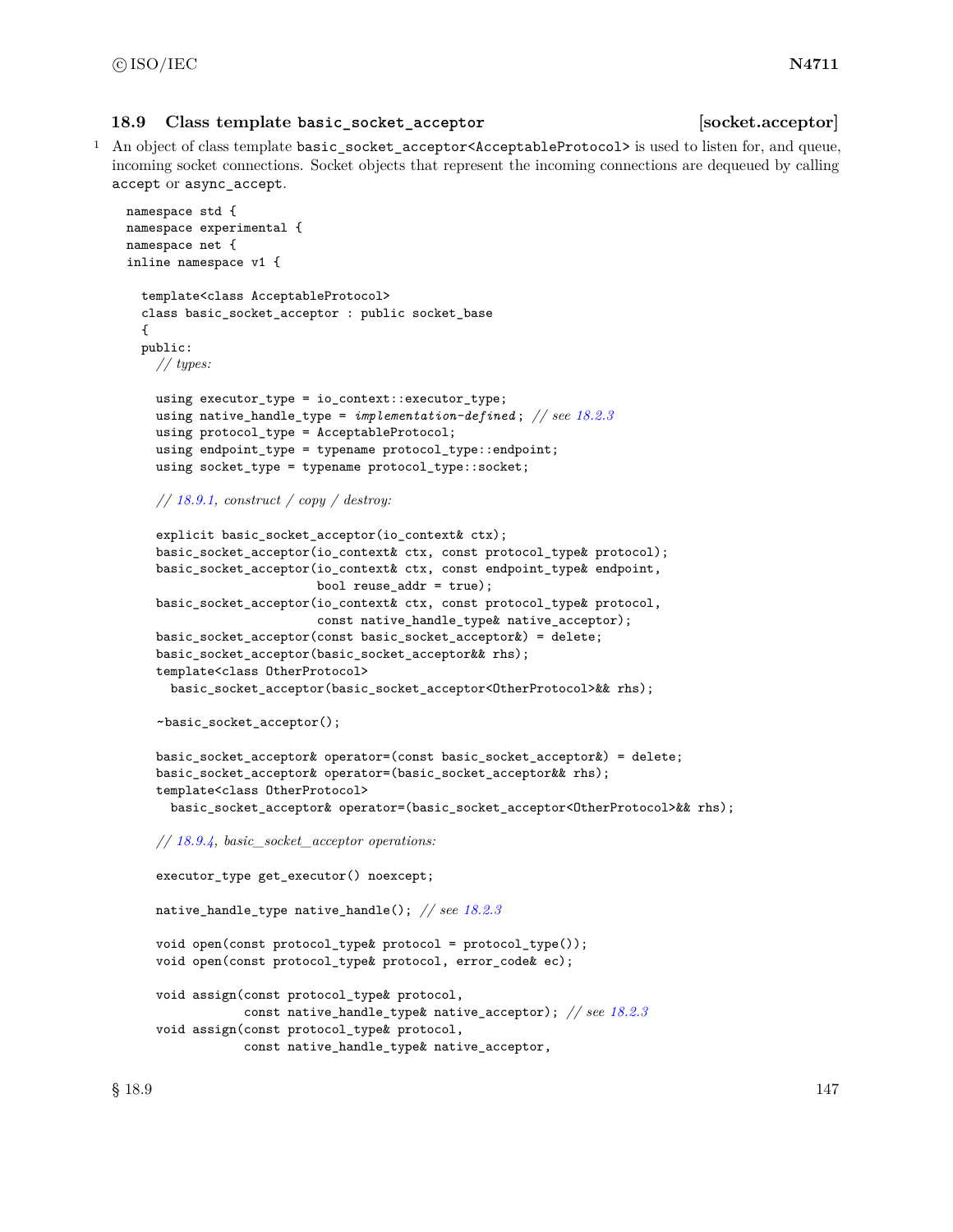## 18.9 Class template `basic_socket_acceptor` [socket.acceptor]

1 An object of class template `basic_socket_acceptor<AcceptableProtocol>` is used to listen for, and queue, incoming socket connections. Socket objects that represent the incoming connections are dequeued by calling `accept` or `async_accept`.

```
namespace std {
namespace experimental {
namespace net {
inline namespace v1 {

  template<class AcceptableProtocol>
  class basic_socket_acceptor : public socket_base
  {
  public:
    // types:

    using executor_type = io_context::executor_type;
    using native_handle_type = implementation-defined; // see 18.2.3
    using protocol_type = AcceptableProtocol;
    using endpoint_type = typename protocol_type::endpoint;
    using socket_type = typename protocol_type::socket;

    // 18.9.1, construct / copy / destroy:

    explicit basic_socket_acceptor(io_context& ctx);
    basic_socket_acceptor(io_context& ctx, const protocol_type& protocol);
    basic_socket_acceptor(io_context& ctx, const endpoint_type& endpoint,
                          bool reuse_addr = true);
    basic_socket_acceptor(io_context& ctx, const protocol_type& protocol,
                          const native_handle_type& native_acceptor);
    basic_socket_acceptor(const basic_socket_acceptor&) = delete;
    basic_socket_acceptor(basic_socket_acceptor&& rhs);
    template<class OtherProtocol>
      basic_socket_acceptor(basic_socket_acceptor<OtherProtocol>&& rhs);

    ~basic_socket_acceptor();

    basic_socket_acceptor& operator=(const basic_socket_acceptor&) = delete;
    basic_socket_acceptor& operator=(basic_socket_acceptor&& rhs);
    template<class OtherProtocol>
      basic_socket_acceptor& operator=(basic_socket_acceptor<OtherProtocol>&& rhs);

    // 18.9.4, basic_socket_acceptor operations:

    executor_type get_executor() noexcept;

    native_handle_type native_handle(); // see 18.2.3

    void open(const protocol_type& protocol = protocol_type());
    void open(const protocol_type& protocol, error_code& ec);

    void assign(const protocol_type& protocol,
                const native_handle_type& native_acceptor); // see 18.2.3
    void assign(const protocol_type& protocol,
                const native_handle_type& native_acceptor,
```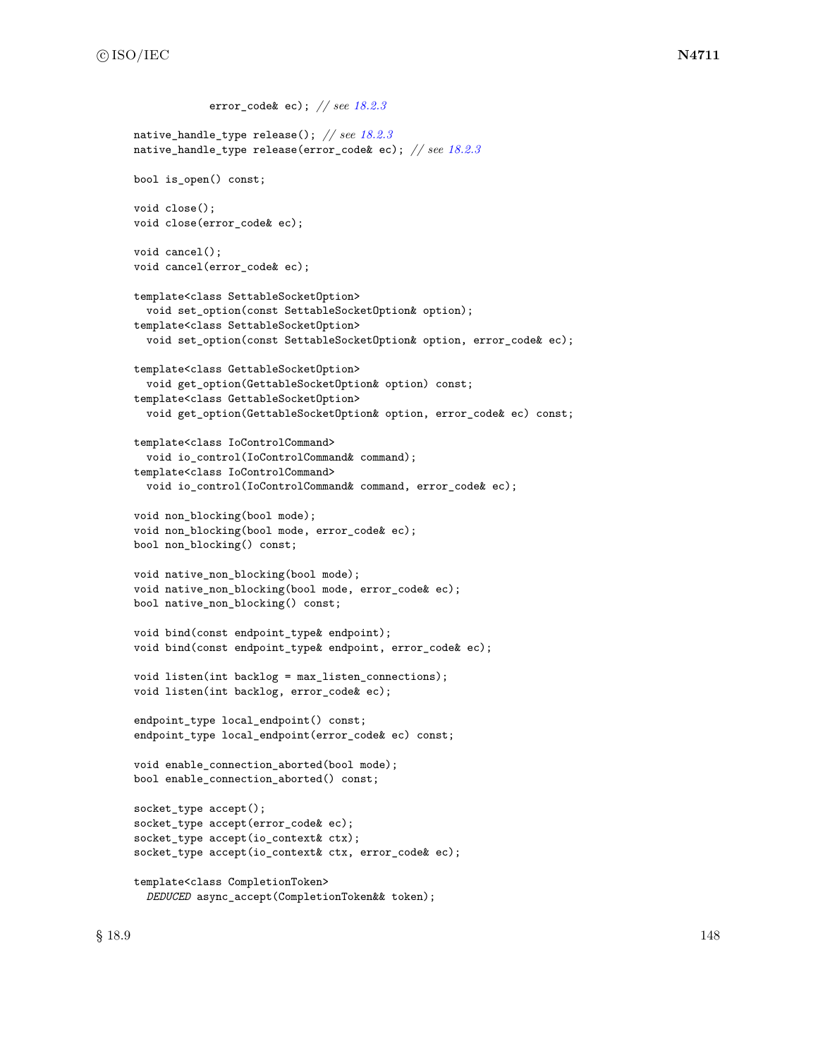```
            error_code& ec); // see 18.2.3

  native_handle_type release(); // see 18.2.3
  native_handle_type release(error_code& ec); // see 18.2.3

  bool is_open() const;

  void close();
  void close(error_code& ec);

  void cancel();
  void cancel(error_code& ec);

  template<class SettableSocketOption>
    void set_option(const SettableSocketOption& option);
  template<class SettableSocketOption>
    void set_option(const SettableSocketOption& option, error_code& ec);

  template<class GettableSocketOption>
    void get_option(GettableSocketOption& option) const;
  template<class GettableSocketOption>
    void get_option(GettableSocketOption& option, error_code& ec) const;

  template<class IoControlCommand>
    void io_control(IoControlCommand& command);
  template<class IoControlCommand>
    void io_control(IoControlCommand& command, error_code& ec);

  void non_blocking(bool mode);
  void non_blocking(bool mode, error_code& ec);
  bool non_blocking() const;

  void native_non_blocking(bool mode);
  void native_non_blocking(bool mode, error_code& ec);
  bool native_non_blocking() const;

  void bind(const endpoint_type& endpoint);
  void bind(const endpoint_type& endpoint, error_code& ec);

  void listen(int backlog = max_listen_connections);
  void listen(int backlog, error_code& ec);

  endpoint_type local_endpoint() const;
  endpoint_type local_endpoint(error_code& ec) const;

  void enable_connection_aborted(bool mode);
  bool enable_connection_aborted() const;

  socket_type accept();
  socket_type accept(error_code& ec);
  socket_type accept(io_context& ctx);
  socket_type accept(io_context& ctx, error_code& ec);

  template<class CompletionToken>
    DEDUCED async_accept(CompletionToken&& token);
```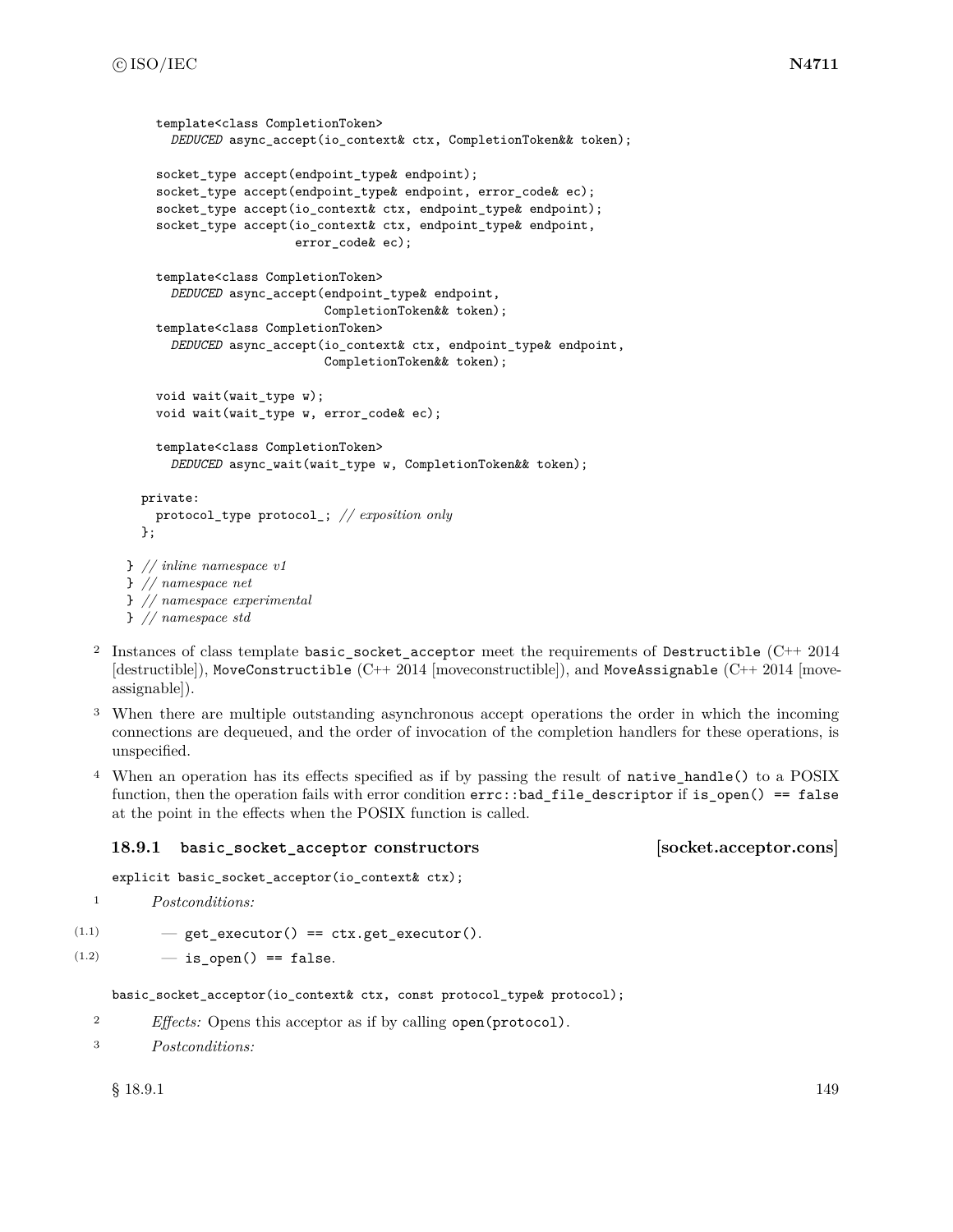```
    template<class CompletionToken>
      DEDUCED async_accept(io_context& ctx, CompletionToken&& token);

    socket_type accept(endpoint_type& endpoint);
    socket_type accept(endpoint_type& endpoint, error_code& ec);
    socket_type accept(io_context& ctx, endpoint_type& endpoint);
    socket_type accept(io_context& ctx, endpoint_type& endpoint,
                       error_code& ec);

    template<class CompletionToken>
      DEDUCED async_accept(endpoint_type& endpoint,
                           CompletionToken&& token);
    template<class CompletionToken>
      DEDUCED async_accept(io_context& ctx, endpoint_type& endpoint,
                           CompletionToken&& token);

    void wait(wait_type w);
    void wait(wait_type w, error_code& ec);

    template<class CompletionToken>
      DEDUCED async_wait(wait_type w, CompletionToken&& token);

  private:
    protocol_type protocol_; // exposition only
  };

} // inline namespace v1
} // namespace net
} // namespace experimental
} // namespace std
```

2 Instances of class template `basic_socket_acceptor` meet the requirements of `Destructible` (C++ 2014 [destructible]), `MoveConstructible` (C++ 2014 [moveconstructible]), and `MoveAssignable` (C++ 2014 [moveassignable]).

3 When there are multiple outstanding asynchronous accept operations the order in which the incoming connections are dequeued, and the order of invocation of the completion handlers for these operations, is unspecified.

4 When an operation has its effects specified as if by passing the result of `native_handle()` to a POSIX function, then the operation fails with error condition `errc::bad_file_descriptor` if `is_open() == false` at the point in the effects when the POSIX function is called.

### 18.9.1 `basic_socket_acceptor` constructors [socket.acceptor.cons]

```
explicit basic_socket_acceptor(io_context& ctx);
```

1 *Postconditions:*

(1.1) — `get_executor() == ctx.get_executor()`.

(1.2) — `is_open() == false`.

```
basic_socket_acceptor(io_context& ctx, const protocol_type& protocol);
```

2 *Effects:* Opens this acceptor as if by calling `open(protocol)`.

3 *Postconditions:*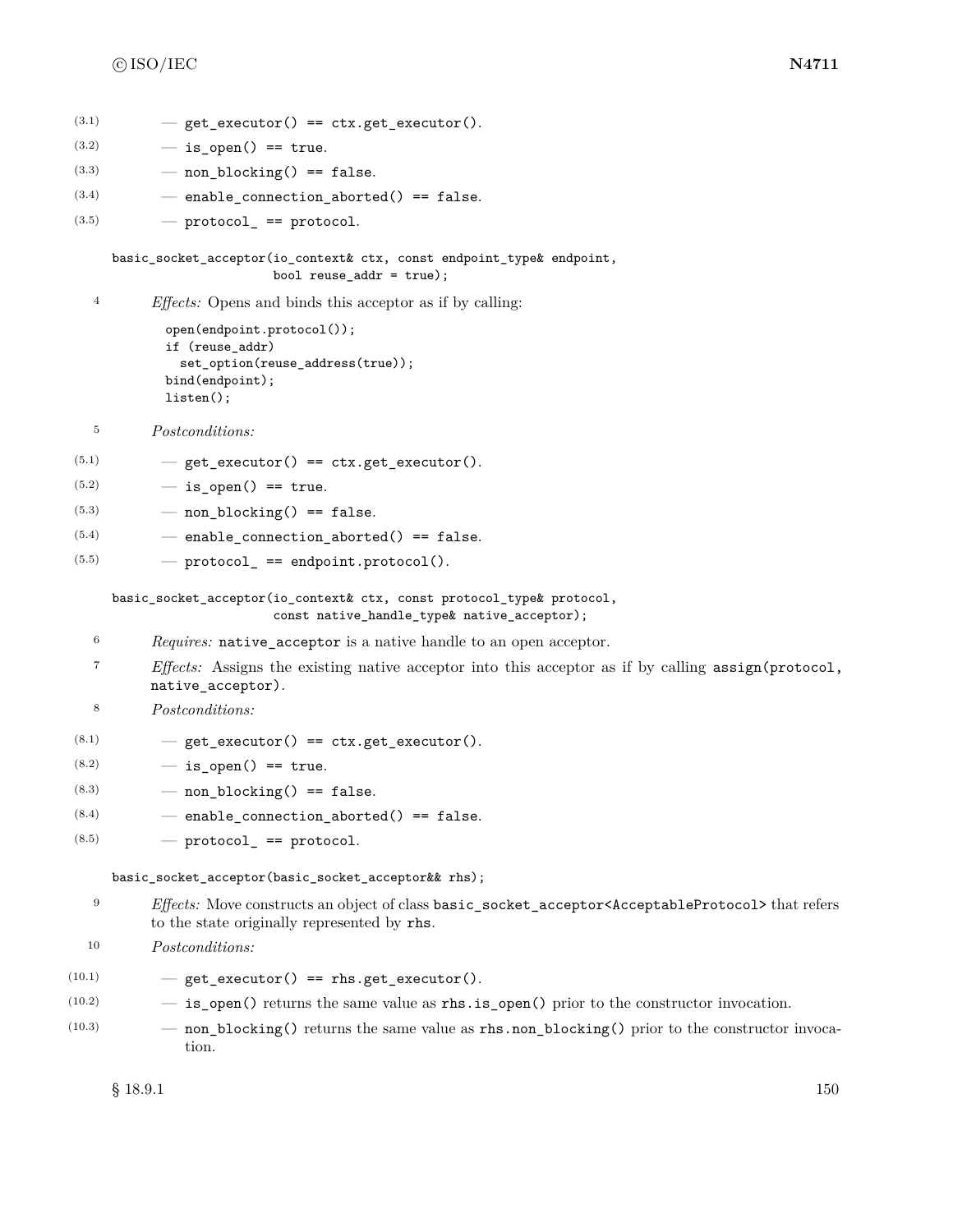- (3.1) — `get_executor() == ctx.get_executor()`.
- (3.2) — `is_open() == true`.
- (3.3) — `non_blocking() == false`.
- (3.4) — `enable_connection_aborted() == false`.
- (3.5) — `protocol_ == protocol`.

```
basic_socket_acceptor(io_context& ctx, const endpoint_type& endpoint,
                      bool reuse_addr = true);
```

4 *Effects:* Opens and binds this acceptor as if by calling:

```
open(endpoint.protocol());
if (reuse_addr)
  set_option(reuse_address(true));
bind(endpoint);
listen();
```

5 *Postconditions:*

- (5.1) — `get_executor() == ctx.get_executor()`.
- (5.2) — `is_open() == true`.
- (5.3) — `non_blocking() == false`.
- (5.4) — `enable_connection_aborted() == false`.
- (5.5) — `protocol_ == endpoint.protocol()`.

```
basic_socket_acceptor(io_context& ctx, const protocol_type& protocol,
                      const native_handle_type& native_acceptor);
```

6 *Requires:* `native_acceptor` is a native handle to an open acceptor.

7 *Effects:* Assigns the existing native acceptor into this acceptor as if by calling `assign(protocol, native_acceptor)`.

8 *Postconditions:*

- (8.1) — `get_executor() == ctx.get_executor()`.
- (8.2) — `is_open() == true`.
- (8.3) — `non_blocking() == false`.
- (8.4) — `enable_connection_aborted() == false`.
- (8.5) — `protocol_ == protocol`.

```
basic_socket_acceptor(basic_socket_acceptor&& rhs);
```

9 *Effects:* Move constructs an object of class `basic_socket_acceptor<AcceptableProtocol>` that refers to the state originally represented by `rhs`.

10 *Postconditions:*

- (10.1) — `get_executor() == rhs.get_executor()`.
- (10.2) — `is_open()` returns the same value as `rhs.is_open()` prior to the constructor invocation.
- (10.3) — `non_blocking()` returns the same value as `rhs.non_blocking()` prior to the constructor invocation.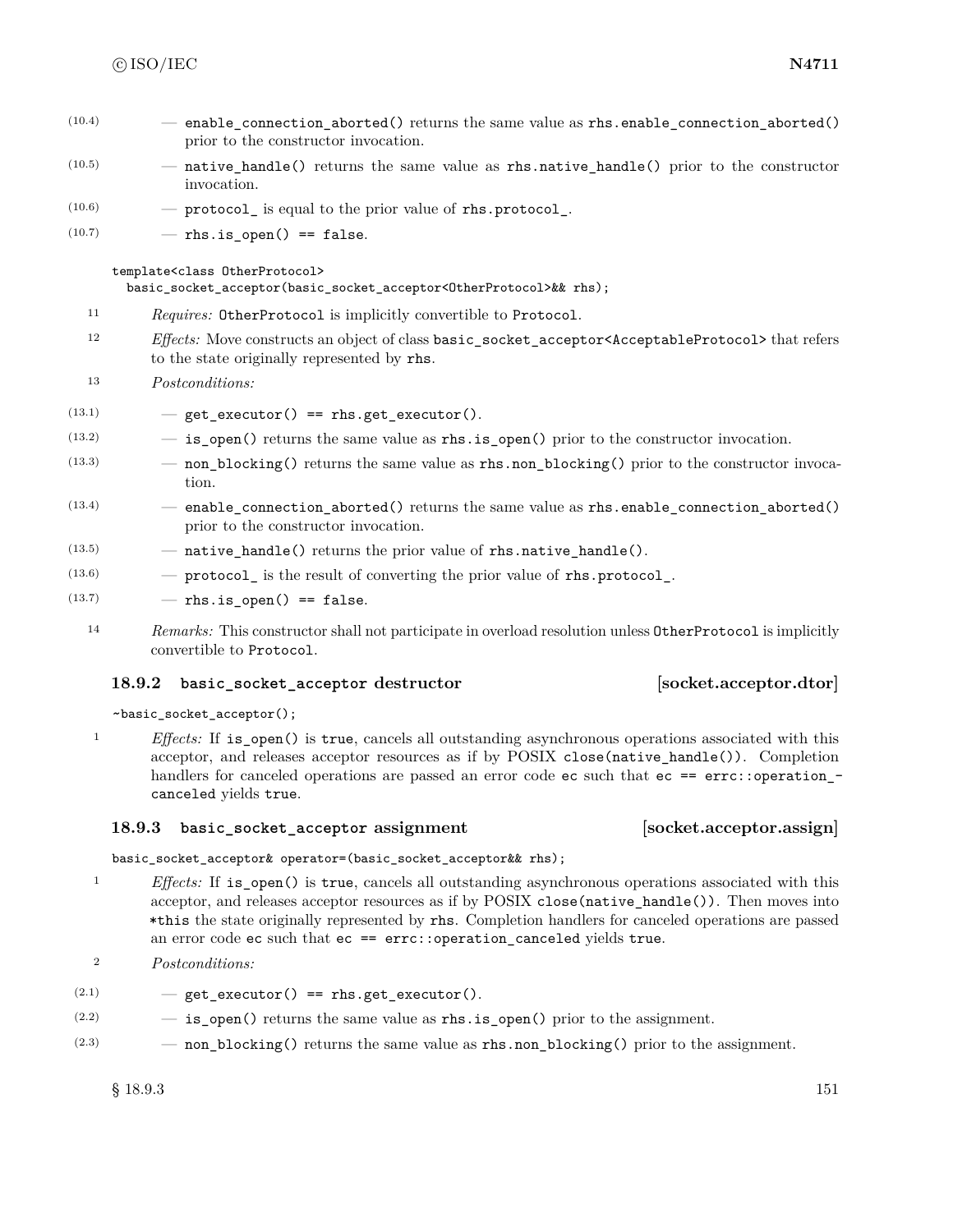(10.4) — `enable_connection_aborted()` returns the same value as `rhs.enable_connection_aborted()` prior to the constructor invocation.

(10.5) — `native_handle()` returns the same value as `rhs.native_handle()` prior to the constructor invocation.

(10.6) — `protocol_` is equal to the prior value of `rhs.protocol_`.

(10.7) — `rhs.is_open() == false`.

```
template<class OtherProtocol>
  basic_socket_acceptor(basic_socket_acceptor<OtherProtocol>&& rhs);
```

11 *Requires:* `OtherProtocol` is implicitly convertible to `Protocol`.

12 *Effects:* Move constructs an object of class `basic_socket_acceptor<AcceptableProtocol>` that refers to the state originally represented by `rhs`.

13 *Postconditions:*

(13.1) — `get_executor() == rhs.get_executor()`.

(13.2) — `is_open()` returns the same value as `rhs.is_open()` prior to the constructor invocation.

(13.3) — `non_blocking()` returns the same value as `rhs.non_blocking()` prior to the constructor invocation.

(13.4) — `enable_connection_aborted()` returns the same value as `rhs.enable_connection_aborted()` prior to the constructor invocation.

(13.5) — `native_handle()` returns the prior value of `rhs.native_handle()`.

(13.6) — `protocol_` is the result of converting the prior value of `rhs.protocol_`.

(13.7) — `rhs.is_open() == false`.

14 *Remarks:* This constructor shall not participate in overload resolution unless `OtherProtocol` is implicitly convertible to `Protocol`.

### 18.9.2 basic_socket_acceptor destructor [socket.acceptor.dtor]

```
~basic_socket_acceptor();
```

1 *Effects:* If `is_open()` is `true`, cancels all outstanding asynchronous operations associated with this acceptor, and releases acceptor resources as if by POSIX `close(native_handle())`. Completion handlers for canceled operations are passed an error code `ec` such that `ec == errc::operation_canceled` yields `true`.

### 18.9.3 basic_socket_acceptor assignment [socket.acceptor.assign]

```
basic_socket_acceptor& operator=(basic_socket_acceptor&& rhs);
```

1 *Effects:* If `is_open()` is `true`, cancels all outstanding asynchronous operations associated with this acceptor, and releases acceptor resources as if by POSIX `close(native_handle())`. Then moves into `*this` the state originally represented by `rhs`. Completion handlers for canceled operations are passed an error code `ec` such that `ec == errc::operation_canceled` yields `true`.

2 *Postconditions:*

(2.1) — `get_executor() == rhs.get_executor()`.

(2.2) — `is_open()` returns the same value as `rhs.is_open()` prior to the assignment.

(2.3) — `non_blocking()` returns the same value as `rhs.non_blocking()` prior to the assignment.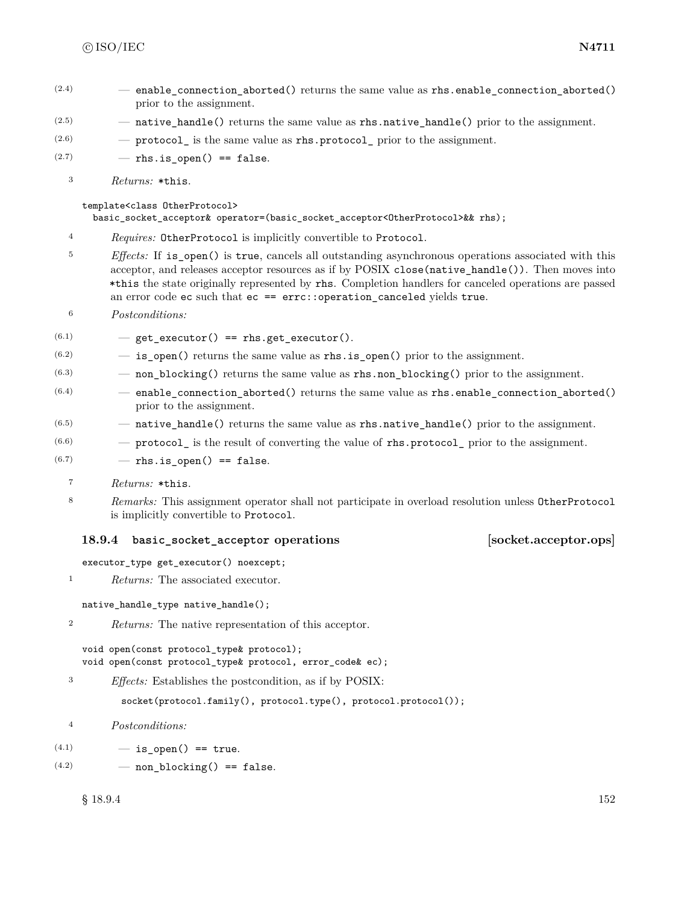(2.4) — `enable_connection_aborted()` returns the same value as `rhs.enable_connection_aborted()` prior to the assignment.

(2.5) — `native_handle()` returns the same value as `rhs.native_handle()` prior to the assignment.

(2.6) — `protocol_` is the same value as `rhs.protocol_` prior to the assignment.

(2.7) — `rhs.is_open() == false`.

3 *Returns:* `*this`.

```
template<class OtherProtocol>
  basic_socket_acceptor& operator=(basic_socket_acceptor<OtherProtocol>&& rhs);
```

4 *Requires:* `OtherProtocol` is implicitly convertible to `Protocol`.

5 *Effects:* If `is_open()` is `true`, cancels all outstanding asynchronous operations associated with this acceptor, and releases acceptor resources as if by POSIX `close(native_handle())`. Then moves into `*this` the state originally represented by `rhs`. Completion handlers for canceled operations are passed an error code `ec` such that `ec == errc::operation_canceled` yields `true`.

6 *Postconditions:*

(6.1) — `get_executor() == rhs.get_executor()`.

(6.2) — `is_open()` returns the same value as `rhs.is_open()` prior to the assignment.

(6.3) — `non_blocking()` returns the same value as `rhs.non_blocking()` prior to the assignment.

(6.4) — `enable_connection_aborted()` returns the same value as `rhs.enable_connection_aborted()` prior to the assignment.

(6.5) — `native_handle()` returns the same value as `rhs.native_handle()` prior to the assignment.

(6.6) — `protocol_` is the result of converting the value of `rhs.protocol_` prior to the assignment.

(6.7) — `rhs.is_open() == false`.

7 *Returns:* `*this`.

8 *Remarks:* This assignment operator shall not participate in overload resolution unless `OtherProtocol` is implicitly convertible to `Protocol`.

### 18.9.4 basic_socket_acceptor operations [socket.acceptor.ops]

```
executor_type get_executor() noexcept;
```

1 *Returns:* The associated executor.

```
native_handle_type native_handle();
```

2 *Returns:* The native representation of this acceptor.

```
void open(const protocol_type& protocol);
void open(const protocol_type& protocol, error_code& ec);
```

3 *Effects:* Establishes the postcondition, as if by POSIX:

```
socket(protocol.family(), protocol.type(), protocol.protocol());
```

4 *Postconditions:*

(4.1) — `is_open() == true`.

(4.2) — `non_blocking() == false`.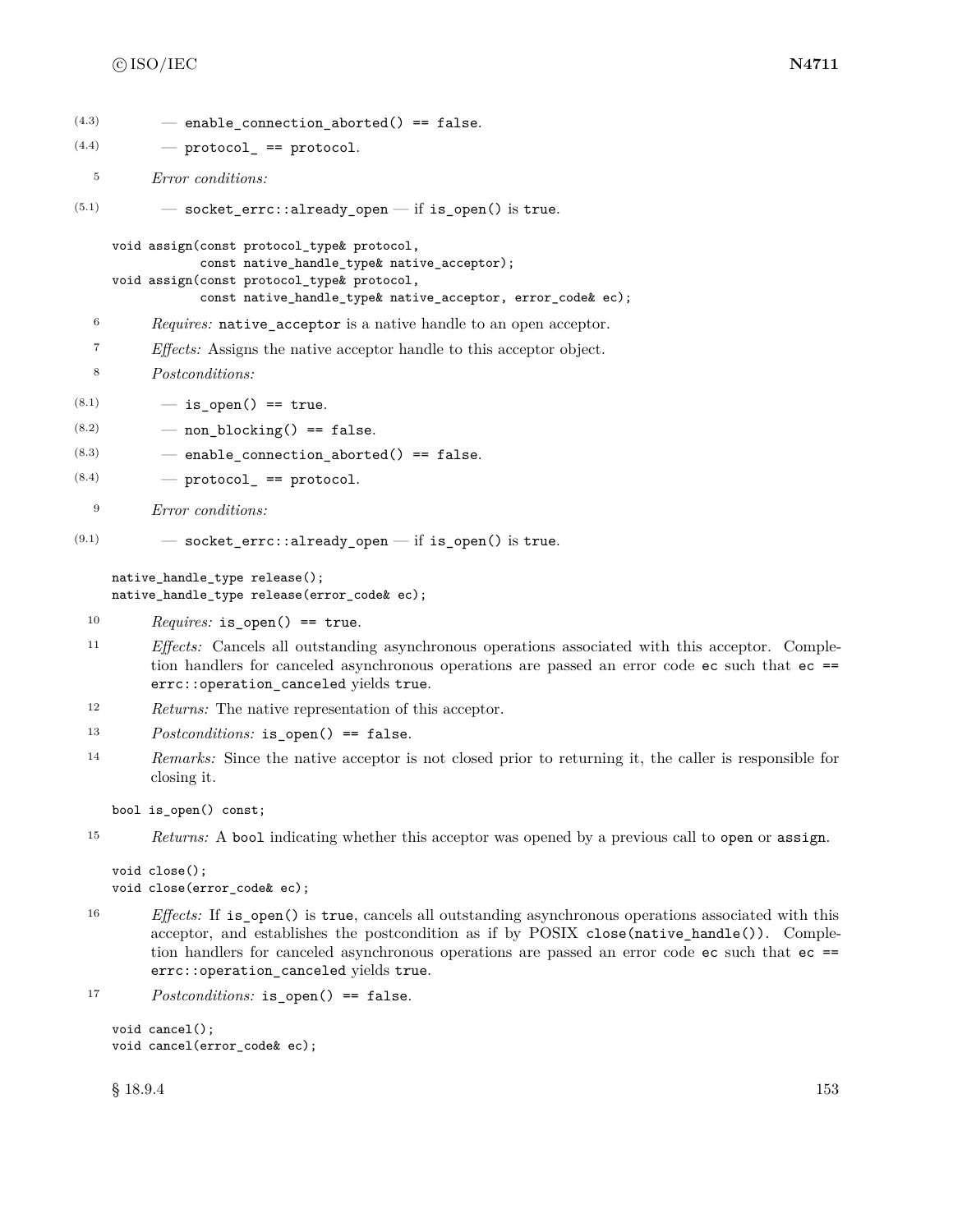(4.3) — `enable_connection_aborted() == false`.

(4.4) — `protocol_ == protocol`.

5 *Error conditions:*

(5.1) — `socket_errc::already_open` — if `is_open()` is `true`.

```
void assign(const protocol_type& protocol,
            const native_handle_type& native_acceptor);
void assign(const protocol_type& protocol,
            const native_handle_type& native_acceptor, error_code& ec);
```

6 *Requires:* `native_acceptor` is a native handle to an open acceptor.

7 *Effects:* Assigns the native acceptor handle to this acceptor object.

8 *Postconditions:*

(8.1) — `is_open() == true`.

(8.2) — `non_blocking() == false`.

(8.3) — `enable_connection_aborted() == false`.

(8.4) — `protocol_ == protocol`.

9 *Error conditions:*

(9.1) — `socket_errc::already_open` — if `is_open()` is `true`.

```
native_handle_type release();
native_handle_type release(error_code& ec);
```

10 *Requires:* `is_open() == true`.

11 *Effects:* Cancels all outstanding asynchronous operations associated with this acceptor. Completion handlers for canceled asynchronous operations are passed an error code `ec` such that `ec == errc::operation_canceled` yields `true`.

12 *Returns:* The native representation of this acceptor.

13 *Postconditions:* `is_open() == false`.

14 *Remarks:* Since the native acceptor is not closed prior to returning it, the caller is responsible for closing it.

```
bool is_open() const;
```

15 *Returns:* A `bool` indicating whether this acceptor was opened by a previous call to `open` or `assign`.

```
void close();
void close(error_code& ec);
```

16 *Effects:* If `is_open()` is `true`, cancels all outstanding asynchronous operations associated with this acceptor, and establishes the postcondition as if by POSIX `close(native_handle())`. Completion handlers for canceled asynchronous operations are passed an error code `ec` such that `ec == errc::operation_canceled` yields `true`.

17 *Postconditions:* `is_open() == false`.

```
void cancel();
void cancel(error_code& ec);
```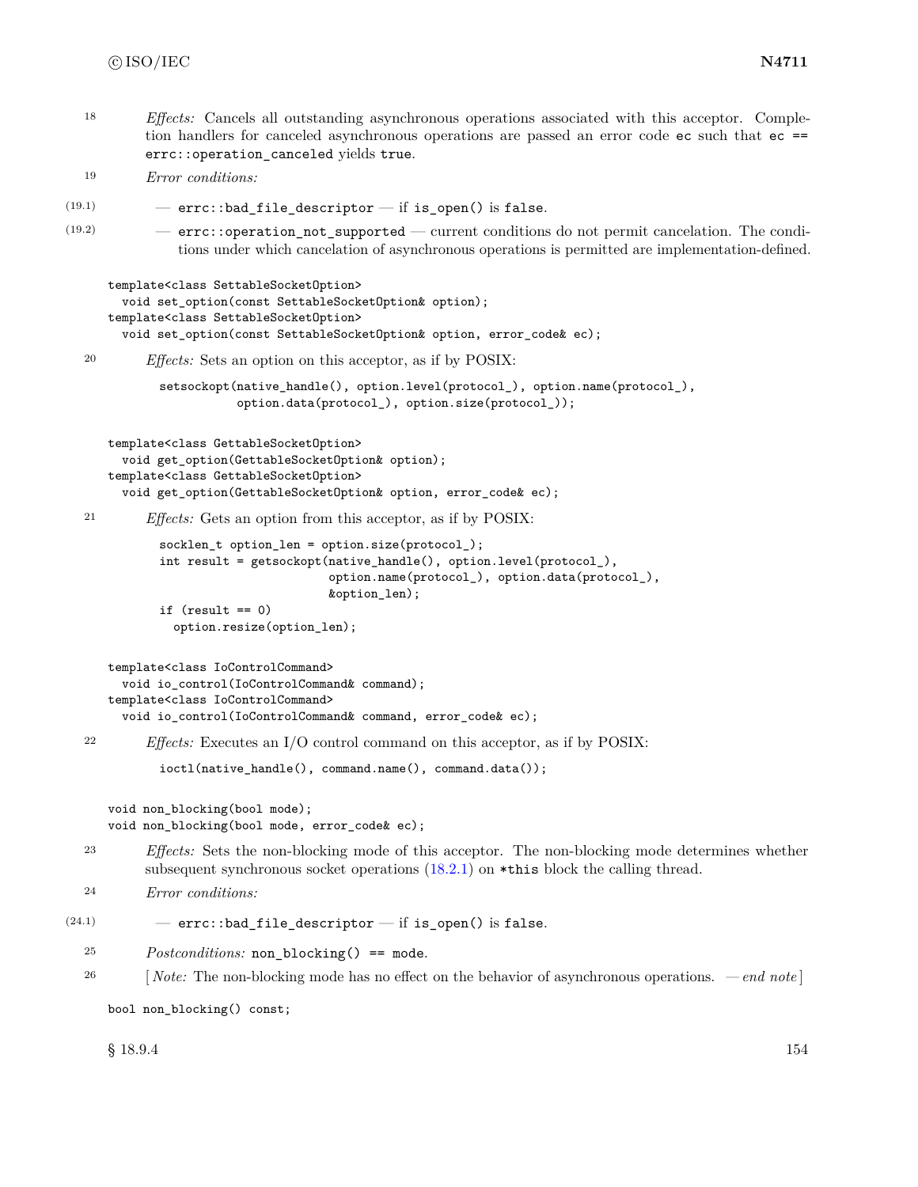18 *Effects:* Cancels all outstanding asynchronous operations associated with this acceptor. Completion handlers for canceled asynchronous operations are passed an error code `ec` such that `ec == errc::operation_canceled` yields `true`.

19 *Error conditions:*

(19.1) — `errc::bad_file_descriptor` — if `is_open()` is `false`.

(19.2) — `errc::operation_not_supported` — current conditions do not permit cancelation. The conditions under which cancelation of asynchronous operations is permitted are implementation-defined.

```
template<class SettableSocketOption>
  void set_option(const SettableSocketOption& option);
template<class SettableSocketOption>
  void set_option(const SettableSocketOption& option, error_code& ec);
```

20 *Effects:* Sets an option on this acceptor, as if by POSIX:

```
setsockopt(native_handle(), option.level(protocol_), option.name(protocol_),
           option.data(protocol_), option.size(protocol_));
```

```
template<class GettableSocketOption>
  void get_option(GettableSocketOption& option);
template<class GettableSocketOption>
  void get_option(GettableSocketOption& option, error_code& ec);
```

21 *Effects:* Gets an option from this acceptor, as if by POSIX:

```
socklen_t option_len = option.size(protocol_);
int result = getsockopt(native_handle(), option.level(protocol_),
                        option.name(protocol_), option.data(protocol_),
                        &option_len);
if (result == 0)
  option.resize(option_len);
```

```
template<class IoControlCommand>
  void io_control(IoControlCommand& command);
template<class IoControlCommand>
  void io_control(IoControlCommand& command, error_code& ec);
```

22 *Effects:* Executes an I/O control command on this acceptor, as if by POSIX:

```
ioctl(native_handle(), command.name(), command.data());
```

```
void non_blocking(bool mode);
void non_blocking(bool mode, error_code& ec);
```

23 *Effects:* Sets the non-blocking mode of this acceptor. The non-blocking mode determines whether subsequent synchronous socket operations (18.2.1) on `*this` block the calling thread.

24 *Error conditions:*

(24.1) — `errc::bad_file_descriptor` — if `is_open()` is `false`.

25 *Postconditions:* `non_blocking() == mode`.

26 [ *Note:* The non-blocking mode has no effect on the behavior of asynchronous operations. — *end note* ]

```
bool non_blocking() const;
```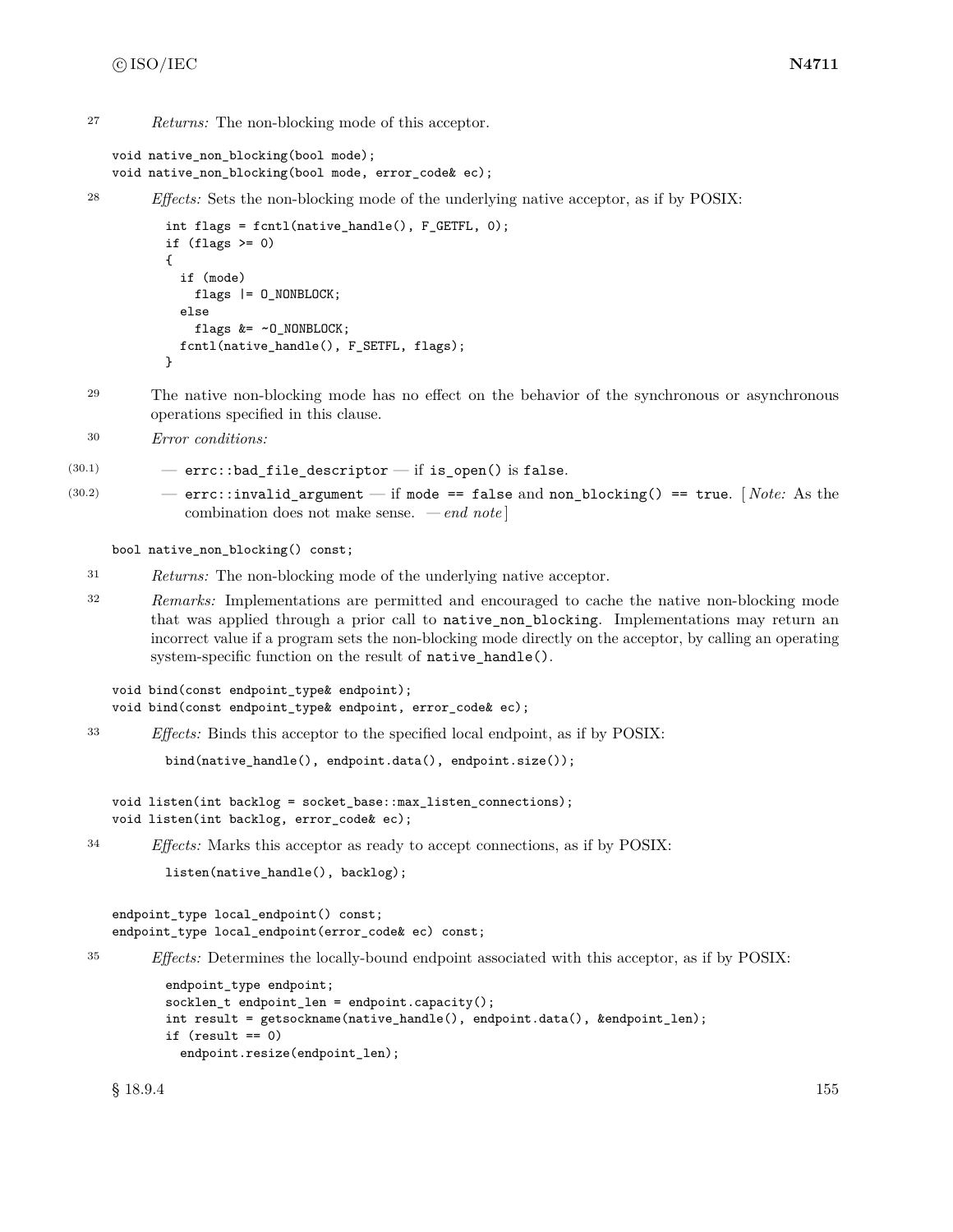27 *Returns:* The non-blocking mode of this acceptor.

```
void native_non_blocking(bool mode);
void native_non_blocking(bool mode, error_code& ec);
```

28 *Effects:* Sets the non-blocking mode of the underlying native acceptor, as if by POSIX:

```
int flags = fcntl(native_handle(), F_GETFL, 0);
if (flags >= 0)
{
  if (mode)
    flags |= O_NONBLOCK;
  else
    flags &= ~O_NONBLOCK;
  fcntl(native_handle(), F_SETFL, flags);
}
```

29 The native non-blocking mode has no effect on the behavior of the synchronous or asynchronous operations specified in this clause.

30 *Error conditions:*

(30.1) — `errc::bad_file_descriptor` — if `is_open()` is `false`.

(30.2) — `errc::invalid_argument` — if `mode == false` and `non_blocking() == true`. [ *Note:* As the combination does not make sense. — *end note* ]

```
bool native_non_blocking() const;
```

31 *Returns:* The non-blocking mode of the underlying native acceptor.

32 *Remarks:* Implementations are permitted and encouraged to cache the native non-blocking mode that was applied through a prior call to `native_non_blocking`. Implementations may return an incorrect value if a program sets the non-blocking mode directly on the acceptor, by calling an operating system-specific function on the result of `native_handle()`.

```
void bind(const endpoint_type& endpoint);
void bind(const endpoint_type& endpoint, error_code& ec);
```

33 *Effects:* Binds this acceptor to the specified local endpoint, as if by POSIX:

```
bind(native_handle(), endpoint.data(), endpoint.size());
```

```
void listen(int backlog = socket_base::max_listen_connections);
void listen(int backlog, error_code& ec);
```

34 *Effects:* Marks this acceptor as ready to accept connections, as if by POSIX:

```
listen(native_handle(), backlog);
```

```
endpoint_type local_endpoint() const;
endpoint_type local_endpoint(error_code& ec) const;
```

35 *Effects:* Determines the locally-bound endpoint associated with this acceptor, as if by POSIX:

```
endpoint_type endpoint;
socklen_t endpoint_len = endpoint.capacity();
int result = getsockname(native_handle(), endpoint.data(), &endpoint_len);
if (result == 0)
  endpoint.resize(endpoint_len);
```

§ 18.9.4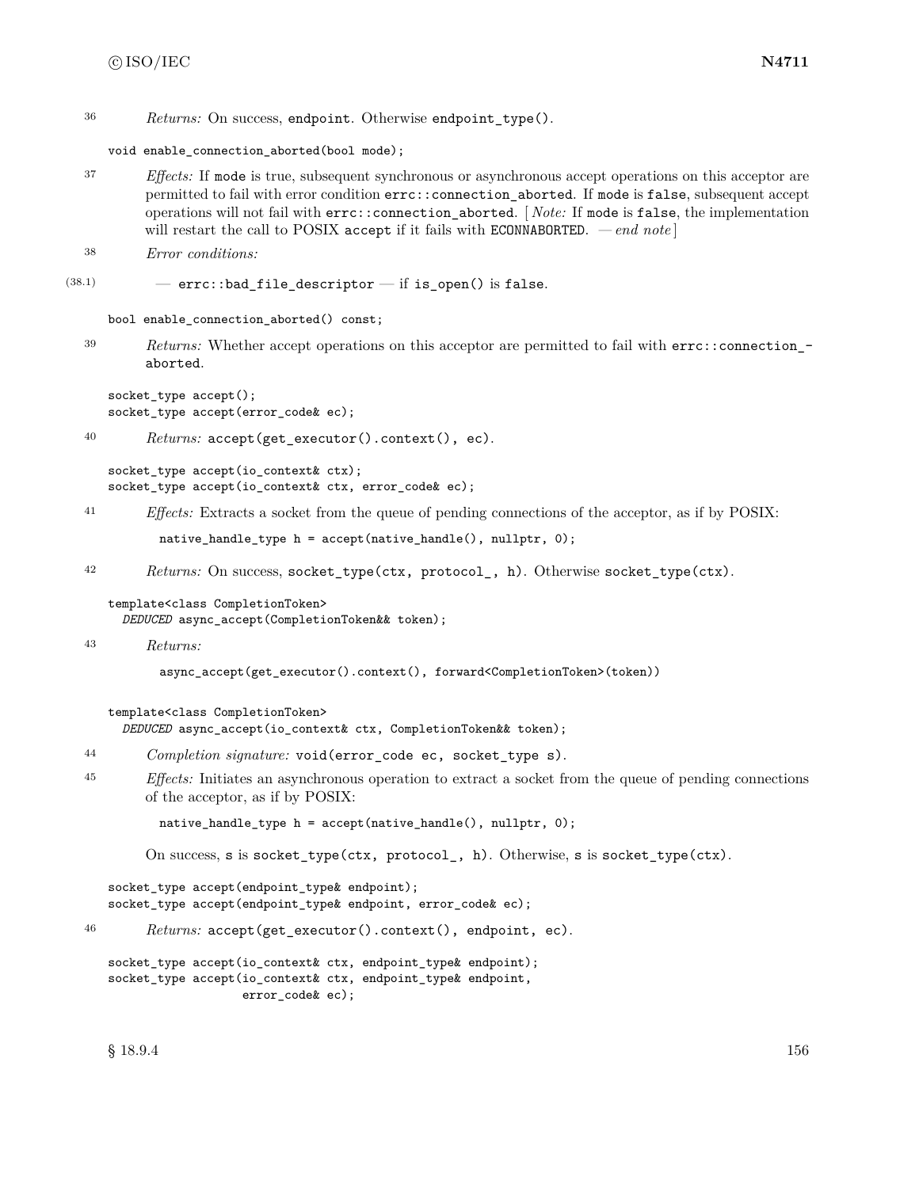36 *Returns:* On success, `endpoint`. Otherwise `endpoint_type()`.

```
void enable_connection_aborted(bool mode);
```

37 *Effects:* If `mode` is true, subsequent synchronous or asynchronous accept operations on this acceptor are permitted to fail with error condition `errc::connection_aborted`. If `mode` is `false`, subsequent accept operations will not fail with `errc::connection_aborted`. [ *Note:* If `mode` is `false`, the implementation will restart the call to POSIX `accept` if it fails with `ECONNABORTED`. — *end note* ]

38 *Error conditions:*

(38.1) — `errc::bad_file_descriptor` — if `is_open()` is `false`.

```
bool enable_connection_aborted() const;
```

39 *Returns:* Whether accept operations on this acceptor are permitted to fail with `errc::connection_aborted`.

```
socket_type accept();
socket_type accept(error_code& ec);
```

40 *Returns:* `accept(get_executor().context(), ec)`.

```
socket_type accept(io_context& ctx);
socket_type accept(io_context& ctx, error_code& ec);
```

41 *Effects:* Extracts a socket from the queue of pending connections of the acceptor, as if by POSIX:

```
native_handle_type h = accept(native_handle(), nullptr, 0);
```

42 *Returns:* On success, `socket_type(ctx, protocol_, h)`. Otherwise `socket_type(ctx)`.

```
template<class CompletionToken>
  DEDUCED async_accept(CompletionToken&& token);
```

43 *Returns:*

```
async_accept(get_executor().context(), forward<CompletionToken>(token))
```

```
template<class CompletionToken>
  DEDUCED async_accept(io_context& ctx, CompletionToken&& token);
```

44 *Completion signature:* `void(error_code ec, socket_type s)`.

45 *Effects:* Initiates an asynchronous operation to extract a socket from the queue of pending connections of the acceptor, as if by POSIX:

```
native_handle_type h = accept(native_handle(), nullptr, 0);
```

On success, `s` is `socket_type(ctx, protocol_, h)`. Otherwise, `s` is `socket_type(ctx)`.

```
socket_type accept(endpoint_type& endpoint);
socket_type accept(endpoint_type& endpoint, error_code& ec);
```

46 *Returns:* `accept(get_executor().context(), endpoint, ec)`.

```
socket_type accept(io_context& ctx, endpoint_type& endpoint);
socket_type accept(io_context& ctx, endpoint_type& endpoint,
                   error_code& ec);
```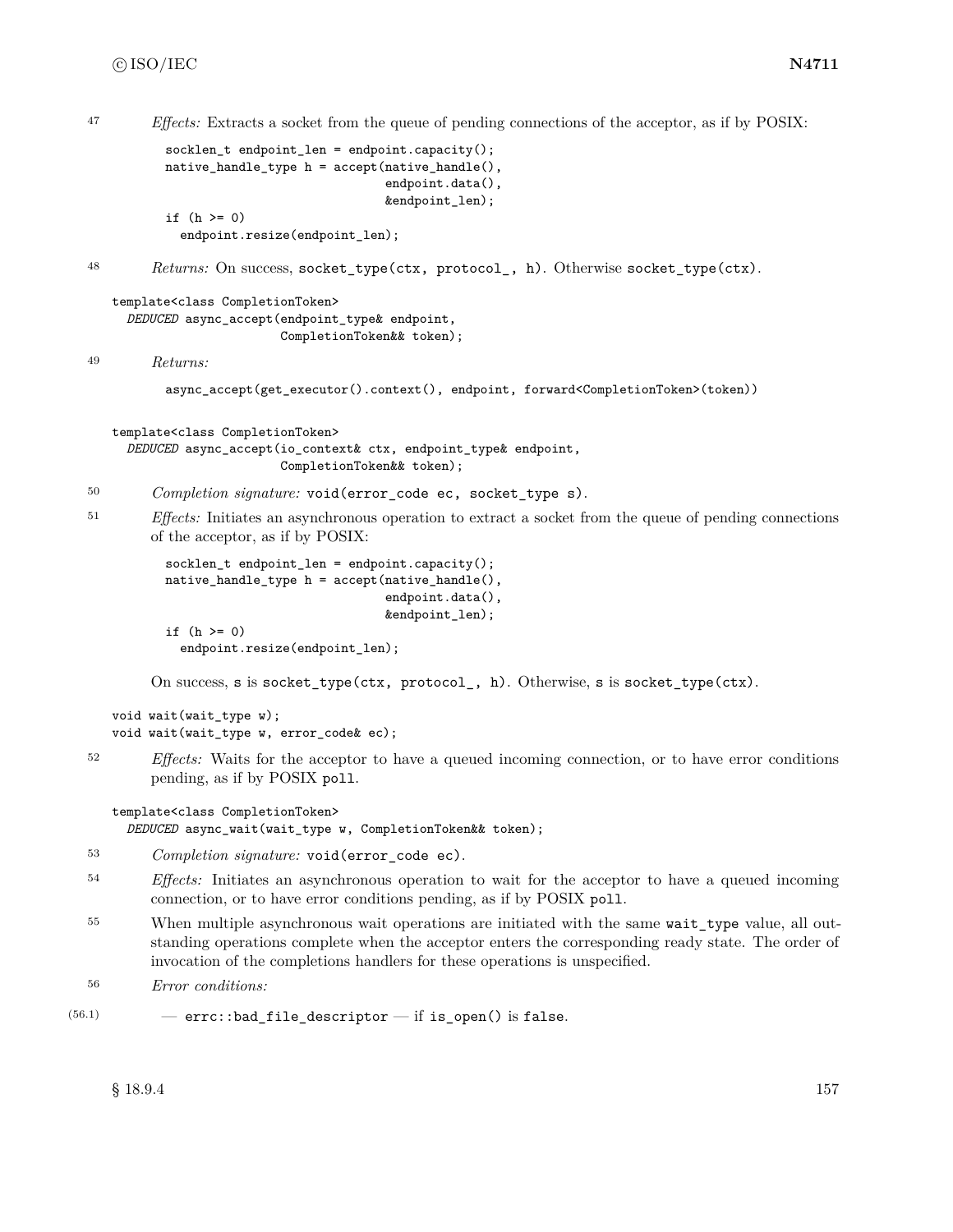47 *Effects:* Extracts a socket from the queue of pending connections of the acceptor, as if by POSIX:

```
socklen_t endpoint_len = endpoint.capacity();
native_handle_type h = accept(native_handle(),
                              endpoint.data(),
                              &endpoint_len);
if (h >= 0)
  endpoint.resize(endpoint_len);
```

48 *Returns:* On success, `socket_type(ctx, protocol_, h)`. Otherwise `socket_type(ctx)`.

```
template<class CompletionToken>
  DEDUCED async_accept(endpoint_type& endpoint,
                       CompletionToken&& token);
```

49 *Returns:*

```
async_accept(get_executor().context(), endpoint, forward<CompletionToken>(token))
```

```
template<class CompletionToken>
  DEDUCED async_accept(io_context& ctx, endpoint_type& endpoint,
                       CompletionToken&& token);
```

50 *Completion signature:* `void(error_code ec, socket_type s)`.

51 *Effects:* Initiates an asynchronous operation to extract a socket from the queue of pending connections of the acceptor, as if by POSIX:

```
socklen_t endpoint_len = endpoint.capacity();
native_handle_type h = accept(native_handle(),
                              endpoint.data(),
                              &endpoint_len);
if (h >= 0)
  endpoint.resize(endpoint_len);
```

On success, `s` is `socket_type(ctx, protocol_, h)`. Otherwise, `s` is `socket_type(ctx)`.

```
void wait(wait_type w);
void wait(wait_type w, error_code& ec);
```

52 *Effects:* Waits for the acceptor to have a queued incoming connection, or to have error conditions pending, as if by POSIX `poll`.

```
template<class CompletionToken>
  DEDUCED async_wait(wait_type w, CompletionToken&& token);
```

53 *Completion signature:* `void(error_code ec)`.

54 *Effects:* Initiates an asynchronous operation to wait for the acceptor to have a queued incoming connection, or to have error conditions pending, as if by POSIX `poll`.

55 When multiple asynchronous wait operations are initiated with the same `wait_type` value, all outstanding operations complete when the acceptor enters the corresponding ready state. The order of invocation of the completions handlers for these operations is unspecified.

56 *Error conditions:*

(56.1) — `errc::bad_file_descriptor` — if `is_open()` is `false`.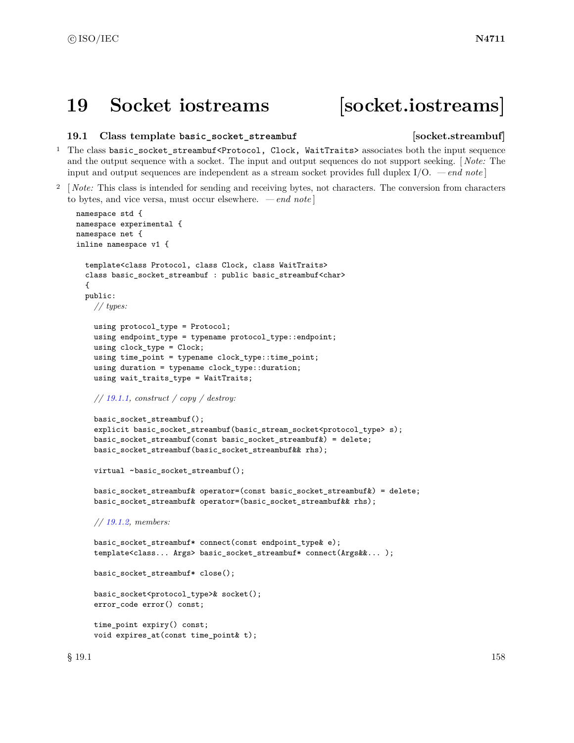# 19 Socket iostreams [socket.iostreams]

### 19.1 Class template `basic_socket_streambuf` [socket.streambuf]

1 The class `basic_socket_streambuf<Protocol, Clock, WaitTraits>` associates both the input sequence and the output sequence with a socket. The input and output sequences do not support seeking. [ *Note:* The input and output sequences are independent as a stream socket provides full duplex I/O. — *end note* ]

2 [ *Note:* This class is intended for sending and receiving bytes, not characters. The conversion from characters to bytes, and vice versa, must occur elsewhere. — *end note* ]

```
namespace std {
namespace experimental {
namespace net {
inline namespace v1 {

  template<class Protocol, class Clock, class WaitTraits>
  class basic_socket_streambuf : public basic_streambuf<char>
  {
  public:
    // types:

    using protocol_type = Protocol;
    using endpoint_type = typename protocol_type::endpoint;
    using clock_type = Clock;
    using time_point = typename clock_type::time_point;
    using duration = typename clock_type::duration;
    using wait_traits_type = WaitTraits;

    // 19.1.1, construct / copy / destroy:

    basic_socket_streambuf();
    explicit basic_socket_streambuf(basic_stream_socket<protocol_type> s);
    basic_socket_streambuf(const basic_socket_streambuf&) = delete;
    basic_socket_streambuf(basic_socket_streambuf&& rhs);

    virtual ~basic_socket_streambuf();

    basic_socket_streambuf& operator=(const basic_socket_streambuf&) = delete;
    basic_socket_streambuf& operator=(basic_socket_streambuf&& rhs);

    // 19.1.2, members:

    basic_socket_streambuf* connect(const endpoint_type& e);
    template<class... Args> basic_socket_streambuf* connect(Args&&... );

    basic_socket_streambuf* close();

    basic_socket<protocol_type>& socket();
    error_code error() const;

    time_point expiry() const;
    void expires_at(const time_point& t);
```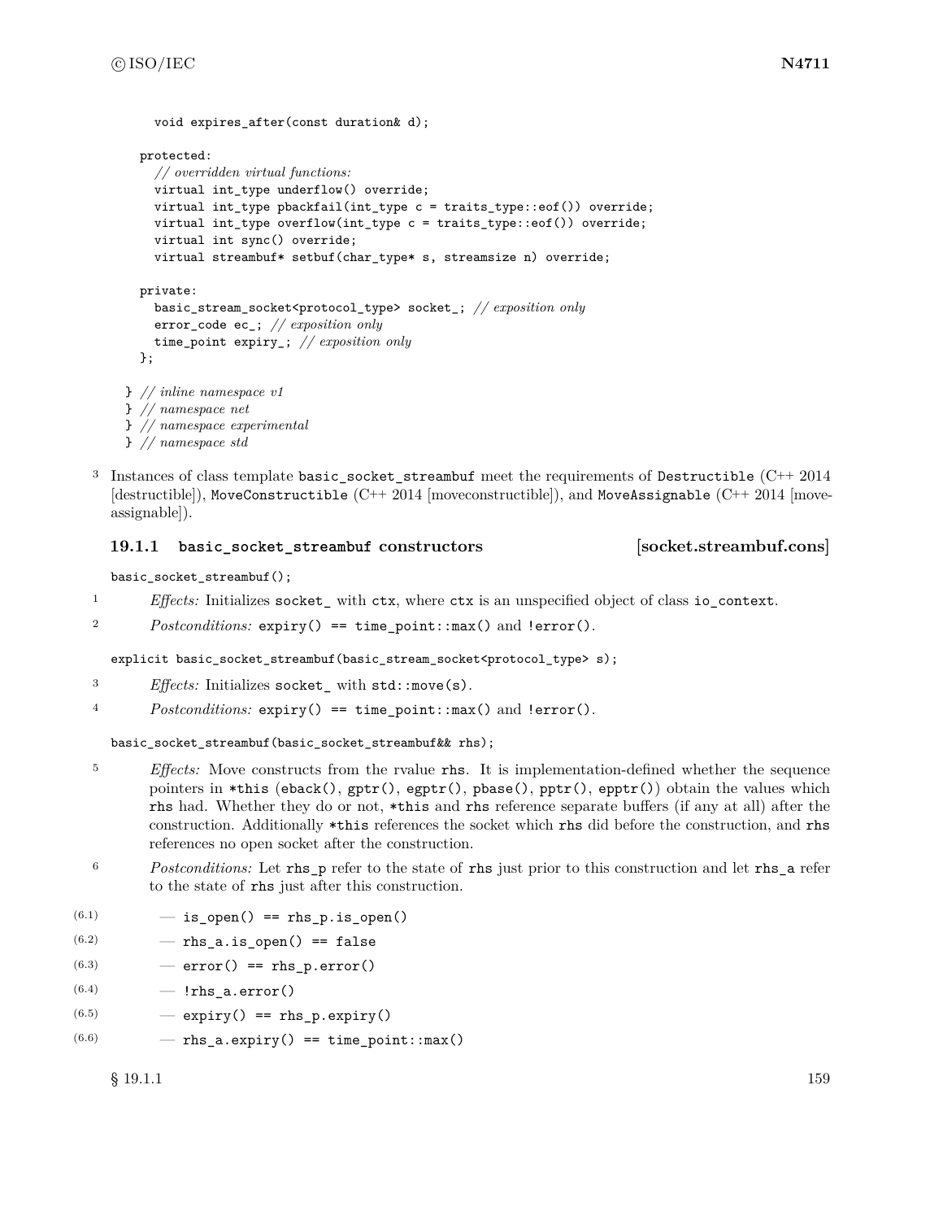```
    void expires_after(const duration& d);

  protected:
    // overridden virtual functions:
    virtual int_type underflow() override;
    virtual int_type pbackfail(int_type c = traits_type::eof()) override;
    virtual int_type overflow(int_type c = traits_type::eof()) override;
    virtual int sync() override;
    virtual streambuf* setbuf(char_type* s, streamsize n) override;

  private:
    basic_stream_socket<protocol_type> socket_; // exposition only
    error_code ec_; // exposition only
    time_point expiry_; // exposition only
  };

} // inline namespace v1
} // namespace net
} // namespace experimental
} // namespace std
```

3 Instances of class template `basic_socket_streambuf` meet the requirements of `Destructible` (C++ 2014 [destructible]), `MoveConstructible` (C++ 2014 [moveconstructible]), and `MoveAssignable` (C++ 2014 [moveassignable]).

### 19.1.1 `basic_socket_streambuf` constructors [socket.streambuf.cons]

`basic_socket_streambuf();`

1 *Effects:* Initializes `socket_` with `ctx`, where `ctx` is an unspecified object of class `io_context`.

2 *Postconditions:* `expiry() == time_point::max()` and `!error()`.

`explicit basic_socket_streambuf(basic_stream_socket<protocol_type> s);`

3 *Effects:* Initializes `socket_` with `std::move(s)`.

4 *Postconditions:* `expiry() == time_point::max()` and `!error()`.

`basic_socket_streambuf(basic_socket_streambuf&& rhs);`

5 *Effects:* Move constructs from the rvalue `rhs`. It is implementation-defined whether the sequence pointers in `*this` (`eback()`, `gptr()`, `egptr()`, `pbase()`, `pptr()`, `epptr()`) obtain the values which `rhs` had. Whether they do or not, `*this` and `rhs` reference separate buffers (if any at all) after the construction. Additionally `*this` references the socket which `rhs` did before the construction, and `rhs` references no open socket after the construction.

6 *Postconditions:* Let `rhs_p` refer to the state of `rhs` just prior to this construction and let `rhs_a` refer to the state of `rhs` just after this construction.

(6.1) — `is_open() == rhs_p.is_open()`

(6.2) — `rhs_a.is_open() == false`

(6.3) — `error() == rhs_p.error()`

(6.4) — `!rhs_a.error()`

(6.5) — `expiry() == rhs_p.expiry()`

(6.6) — `rhs_a.expiry() == time_point::max()`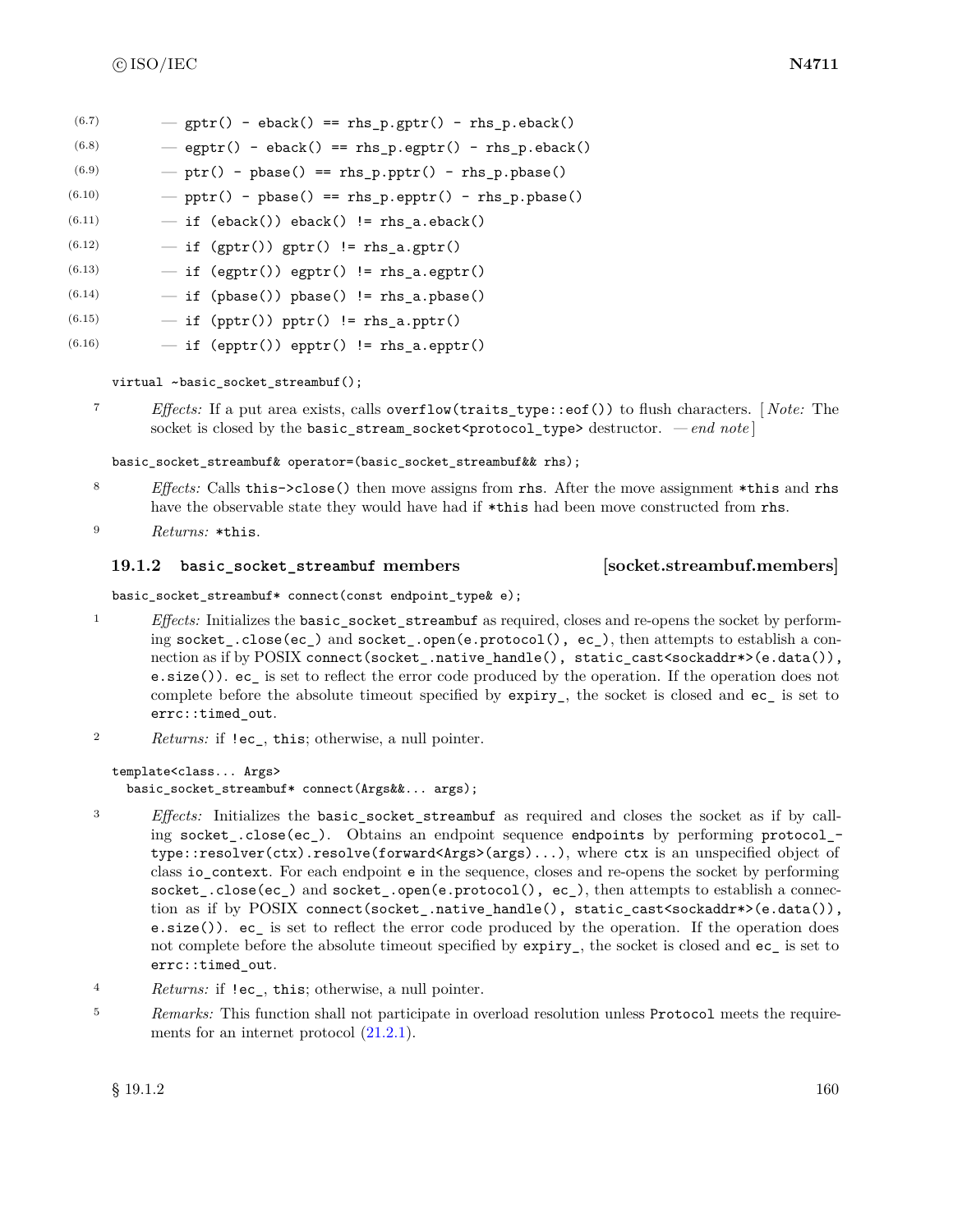- (6.7) — `gptr() - eback() == rhs_p.gptr() - rhs_p.eback()`
- (6.8) — `egptr() - eback() == rhs_p.egptr() - rhs_p.eback()`
- (6.9) — `ptr() - pbase() == rhs_p.pptr() - rhs_p.pbase()`
- (6.10) — `pptr() - pbase() == rhs_p.epptr() - rhs_p.pbase()`
- (6.11) — `if (eback()) eback() != rhs_a.eback()`
- (6.12) — `if (gptr()) gptr() != rhs_a.gptr()`
- (6.13) — `if (egptr()) egptr() != rhs_a.egptr()`
- (6.14) — `if (pbase()) pbase() != rhs_a.pbase()`
- (6.15) — `if (pptr()) pptr() != rhs_a.pptr()`
- (6.16) — `if (epptr()) epptr() != rhs_a.epptr()`

```
virtual ~basic_socket_streambuf();
```

7 *Effects:* If a put area exists, calls `overflow(traits_type::eof())` to flush characters. [ *Note:* The socket is closed by the `basic_stream_socket<protocol_type>` destructor. — *end note* ]

```
basic_socket_streambuf& operator=(basic_socket_streambuf&& rhs);
```

8 *Effects:* Calls `this->close()` then move assigns from `rhs`. After the move assignment `*this` and `rhs` have the observable state they would have had if `*this` had been move constructed from `rhs`.

9 *Returns:* `*this`.

### 19.1.2 basic_socket_streambuf members [socket.streambuf.members]

```
basic_socket_streambuf* connect(const endpoint_type& e);
```

1 *Effects:* Initializes the `basic_socket_streambuf` as required, closes and re-opens the socket by performing `socket_.close(ec_)` and `socket_.open(e.protocol(), ec_)`, then attempts to establish a connection as if by POSIX `connect(socket_.native_handle(), static_cast<sockaddr*>(e.data()), e.size())`. `ec_` is set to reflect the error code produced by the operation. If the operation does not complete before the absolute timeout specified by `expiry_`, the socket is closed and `ec_` is set to `errc::timed_out`.

2 *Returns:* if `!ec_`, `this`; otherwise, a null pointer.

```
template<class... Args>
  basic_socket_streambuf* connect(Args&&... args);
```

3 *Effects:* Initializes the `basic_socket_streambuf` as required and closes the socket as if by calling `socket_.close(ec_)`. Obtains an endpoint sequence `endpoints` by performing `protocol_type::resolver(ctx).resolve(forward<Args>(args)...)`, where `ctx` is an unspecified object of class `io_context`. For each endpoint `e` in the sequence, closes and re-opens the socket by performing `socket_.close(ec_)` and `socket_.open(e.protocol(), ec_)`, then attempts to establish a connection as if by POSIX `connect(socket_.native_handle(), static_cast<sockaddr*>(e.data()), e.size())`. `ec_` is set to reflect the error code produced by the operation. If the operation does not complete before the absolute timeout specified by `expiry_`, the socket is closed and `ec_` is set to `errc::timed_out`.

4 *Returns:* if `!ec_`, `this`; otherwise, a null pointer.

5 *Remarks:* This function shall not participate in overload resolution unless `Protocol` meets the requirements for an internet protocol (21.2.1).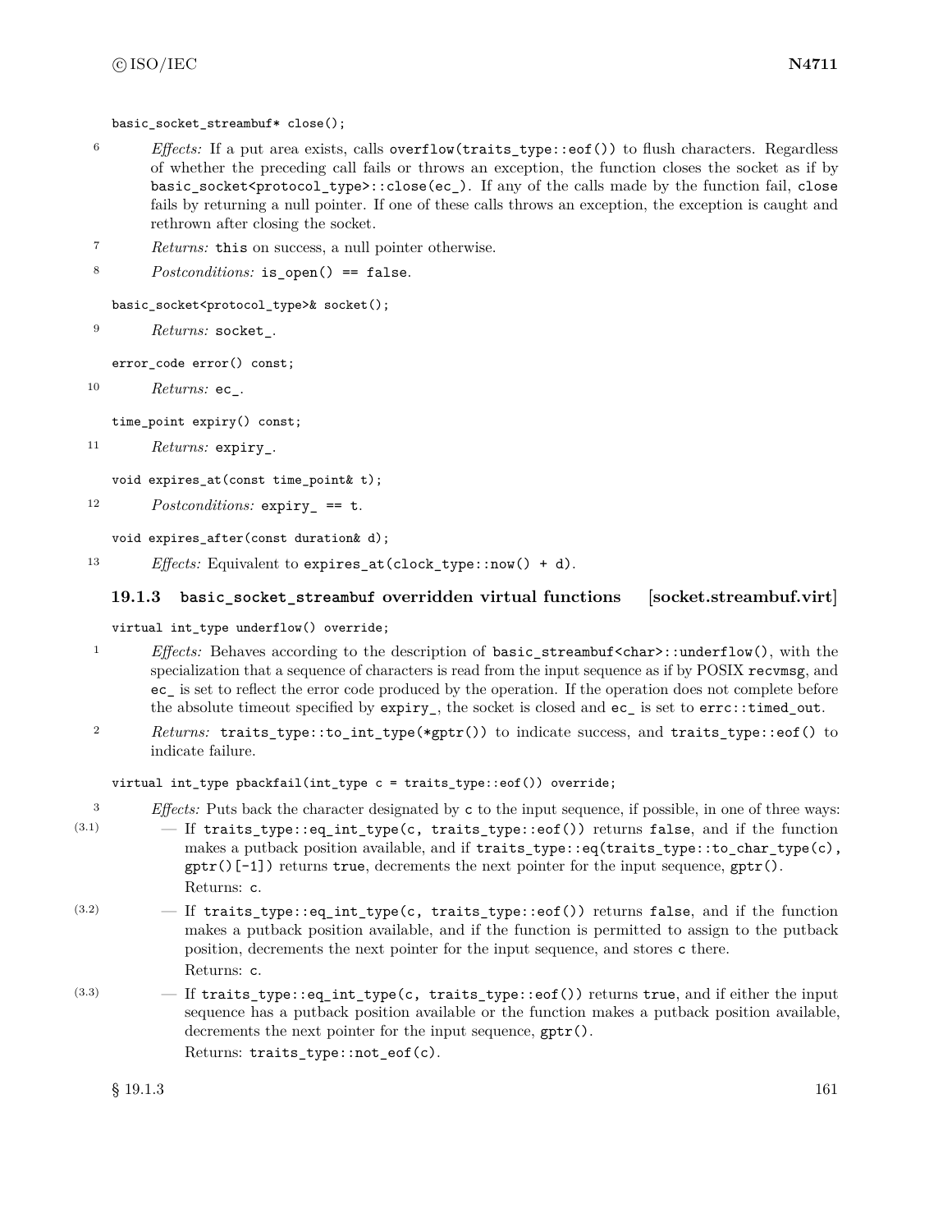```
basic_socket_streambuf* close();
```

6 *Effects:* If a put area exists, calls `overflow(traits_type::eof())` to flush characters. Regardless of whether the preceding call fails or throws an exception, the function closes the socket as if by `basic_socket<protocol_type>::close(ec_)`. If any of the calls made by the function fail, `close` fails by returning a null pointer. If one of these calls throws an exception, the exception is caught and rethrown after closing the socket.

7 *Returns:* `this` on success, a null pointer otherwise.

8 *Postconditions:* `is_open() == false`.

```
basic_socket<protocol_type>& socket();
```

9 *Returns:* `socket_`.

```
error_code error() const;
```

10 *Returns:* `ec_`.

```
time_point expiry() const;
```

11 *Returns:* `expiry_`.

```
void expires_at(const time_point& t);
```

12 *Postconditions:* `expiry_ == t`.

```
void expires_after(const duration& d);
```

13 *Effects:* Equivalent to `expires_at(clock_type::now() + d)`.

### 19.1.3 `basic_socket_streambuf` overridden virtual functions [socket.streambuf.virt]

```
virtual int_type underflow() override;
```

1 *Effects:* Behaves according to the description of `basic_streambuf<char>::underflow()`, with the specialization that a sequence of characters is read from the input sequence as if by POSIX `recvmsg`, and `ec_` is set to reflect the error code produced by the operation. If the operation does not complete before the absolute timeout specified by `expiry_`, the socket is closed and `ec_` is set to `errc::timed_out`.

2 *Returns:* `traits_type::to_int_type(*gptr())` to indicate success, and `traits_type::eof()` to indicate failure.

```
virtual int_type pbackfail(int_type c = traits_type::eof()) override;
```

3 *Effects:* Puts back the character designated by `c` to the input sequence, if possible, in one of three ways:

(3.1) — If `traits_type::eq_int_type(c, traits_type::eof())` returns `false`, and if the function makes a putback position available, and if `traits_type::eq(traits_type::to_char_type(c), gptr()[-1])` returns `true`, decrements the next pointer for the input sequence, `gptr()`.
Returns: `c`.

(3.2) — If `traits_type::eq_int_type(c, traits_type::eof())` returns `false`, and if the function makes a putback position available, and if the function is permitted to assign to the putback position, decrements the next pointer for the input sequence, and stores `c` there.
Returns: `c`.

(3.3) — If `traits_type::eq_int_type(c, traits_type::eof())` returns `true`, and if either the input sequence has a putback position available or the function makes a putback position available, decrements the next pointer for the input sequence, `gptr()`.
Returns: `traits_type::not_eof(c)`.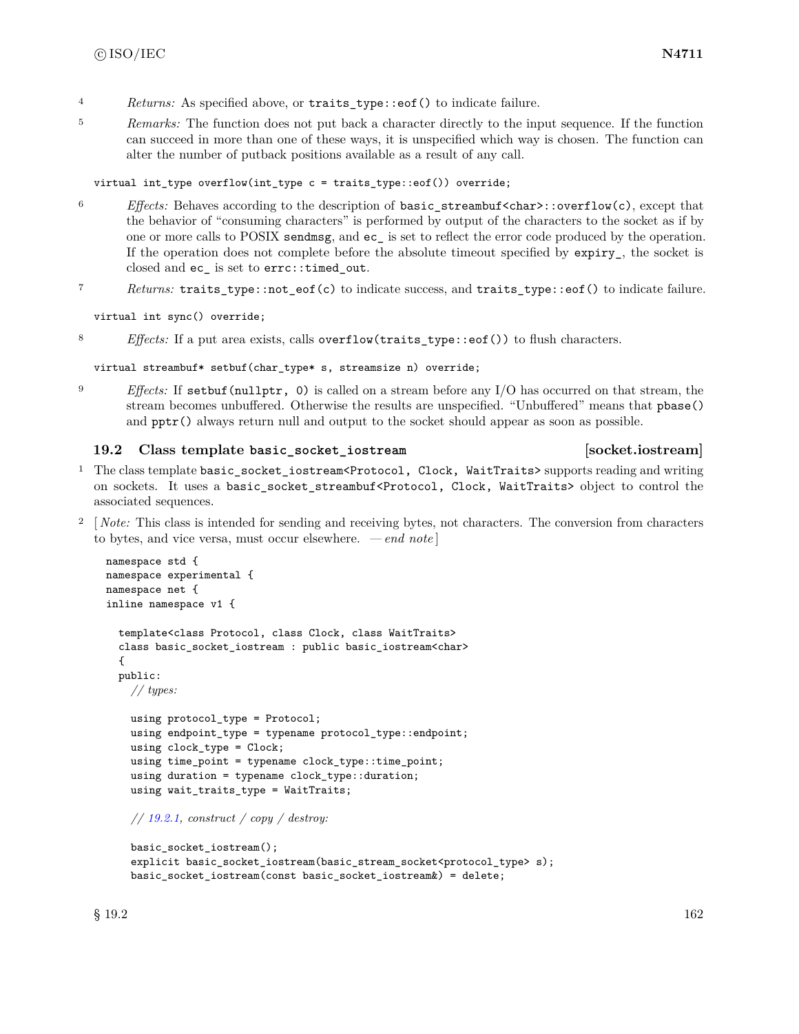4 *Returns:* As specified above, or `traits_type::eof()` to indicate failure.

5 *Remarks:* The function does not put back a character directly to the input sequence. If the function can succeed in more than one of these ways, it is unspecified which way is chosen. The function can alter the number of putback positions available as a result of any call.

```
virtual int_type overflow(int_type c = traits_type::eof()) override;
```

6 *Effects:* Behaves according to the description of `basic_streambuf<char>::overflow(c)`, except that the behavior of "consuming characters" is performed by output of the characters to the socket as if by one or more calls to POSIX `sendmsg`, and `ec_` is set to reflect the error code produced by the operation. If the operation does not complete before the absolute timeout specified by `expiry_`, the socket is closed and `ec_` is set to `errc::timed_out`.

7 *Returns:* `traits_type::not_eof(c)` to indicate success, and `traits_type::eof()` to indicate failure.

```
virtual int sync() override;
```

8 *Effects:* If a put area exists, calls `overflow(traits_type::eof())` to flush characters.

```
virtual streambuf* setbuf(char_type* s, streamsize n) override;
```

9 *Effects:* If `setbuf(nullptr, 0)` is called on a stream before any I/O has occurred on that stream, the stream becomes unbuffered. Otherwise the results are unspecified. "Unbuffered" means that `pbase()` and `pptr()` always return null and output to the socket should appear as soon as possible.

## 19.2 Class template `basic_socket_iostream` [socket.iostream]

1 The class template `basic_socket_iostream<Protocol, Clock, WaitTraits>` supports reading and writing on sockets. It uses a `basic_socket_streambuf<Protocol, Clock, WaitTraits>` object to control the associated sequences.

2 [ *Note:* This class is intended for sending and receiving bytes, not characters. The conversion from characters to bytes, and vice versa, must occur elsewhere. — *end note* ]

```
namespace std {
namespace experimental {
namespace net {
inline namespace v1 {

  template<class Protocol, class Clock, class WaitTraits>
  class basic_socket_iostream : public basic_iostream<char>
  {
  public:
    // types:

    using protocol_type = Protocol;
    using endpoint_type = typename protocol_type::endpoint;
    using clock_type = Clock;
    using time_point = typename clock_type::time_point;
    using duration = typename clock_type::duration;
    using wait_traits_type = WaitTraits;

    // 19.2.1, construct / copy / destroy:

    basic_socket_iostream();
    explicit basic_socket_iostream(basic_stream_socket<protocol_type> s);
    basic_socket_iostream(const basic_socket_iostream&) = delete;
```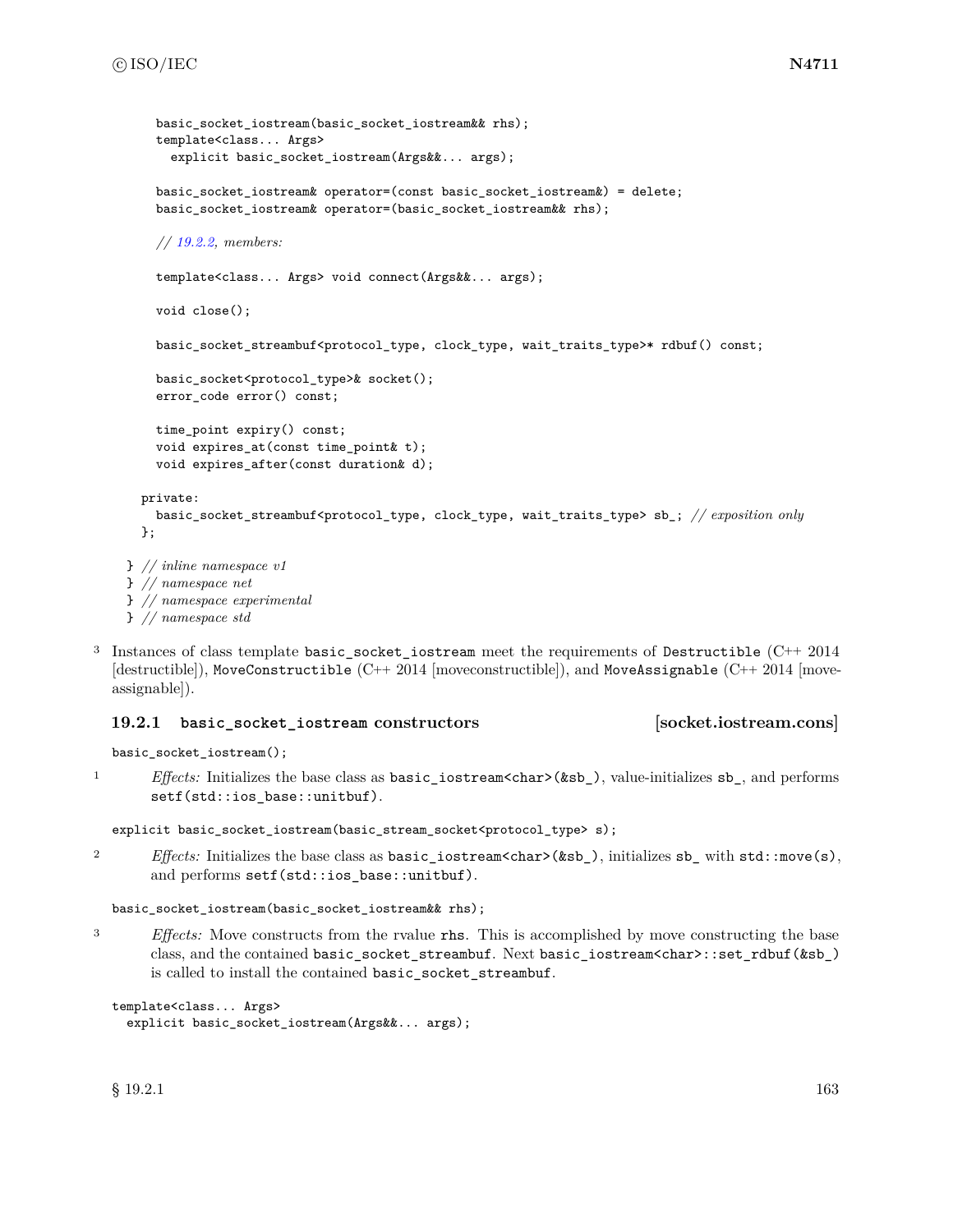```
    basic_socket_iostream(basic_socket_iostream&& rhs);
    template<class... Args>
      explicit basic_socket_iostream(Args&&... args);

    basic_socket_iostream& operator=(const basic_socket_iostream&) = delete;
    basic_socket_iostream& operator=(basic_socket_iostream&& rhs);

    // 19.2.2, members:

    template<class... Args> void connect(Args&&... args);

    void close();

    basic_socket_streambuf<protocol_type, clock_type, wait_traits_type>* rdbuf() const;

    basic_socket<protocol_type>& socket();
    error_code error() const;

    time_point expiry() const;
    void expires_at(const time_point& t);
    void expires_after(const duration& d);

  private:
    basic_socket_streambuf<protocol_type, clock_type, wait_traits_type> sb_; // exposition only
  };

} // inline namespace v1
} // namespace net
} // namespace experimental
} // namespace std
```

3 Instances of class template `basic_socket_iostream` meet the requirements of `Destructible` (C++ 2014 [destructible]), `MoveConstructible` (C++ 2014 [moveconstructible]), and `MoveAssignable` (C++ 2014 [moveassignable]).

### 19.2.1 basic_socket_iostream constructors [socket.iostream.cons]

```
basic_socket_iostream();
```

1 *Effects:* Initializes the base class as `basic_iostream<char>(&sb_)`, value-initializes `sb_`, and performs `setf(std::ios_base::unitbuf)`.

```
explicit basic_socket_iostream(basic_stream_socket<protocol_type> s);
```

2 *Effects:* Initializes the base class as `basic_iostream<char>(&sb_)`, initializes `sb_` with `std::move(s)`, and performs `setf(std::ios_base::unitbuf)`.

```
basic_socket_iostream(basic_socket_iostream&& rhs);
```

3 *Effects:* Move constructs from the rvalue `rhs`. This is accomplished by move constructing the base class, and the contained `basic_socket_streambuf`. Next `basic_iostream<char>::set_rdbuf(&sb_)` is called to install the contained `basic_socket_streambuf`.

```
template<class... Args>
  explicit basic_socket_iostream(Args&&... args);
```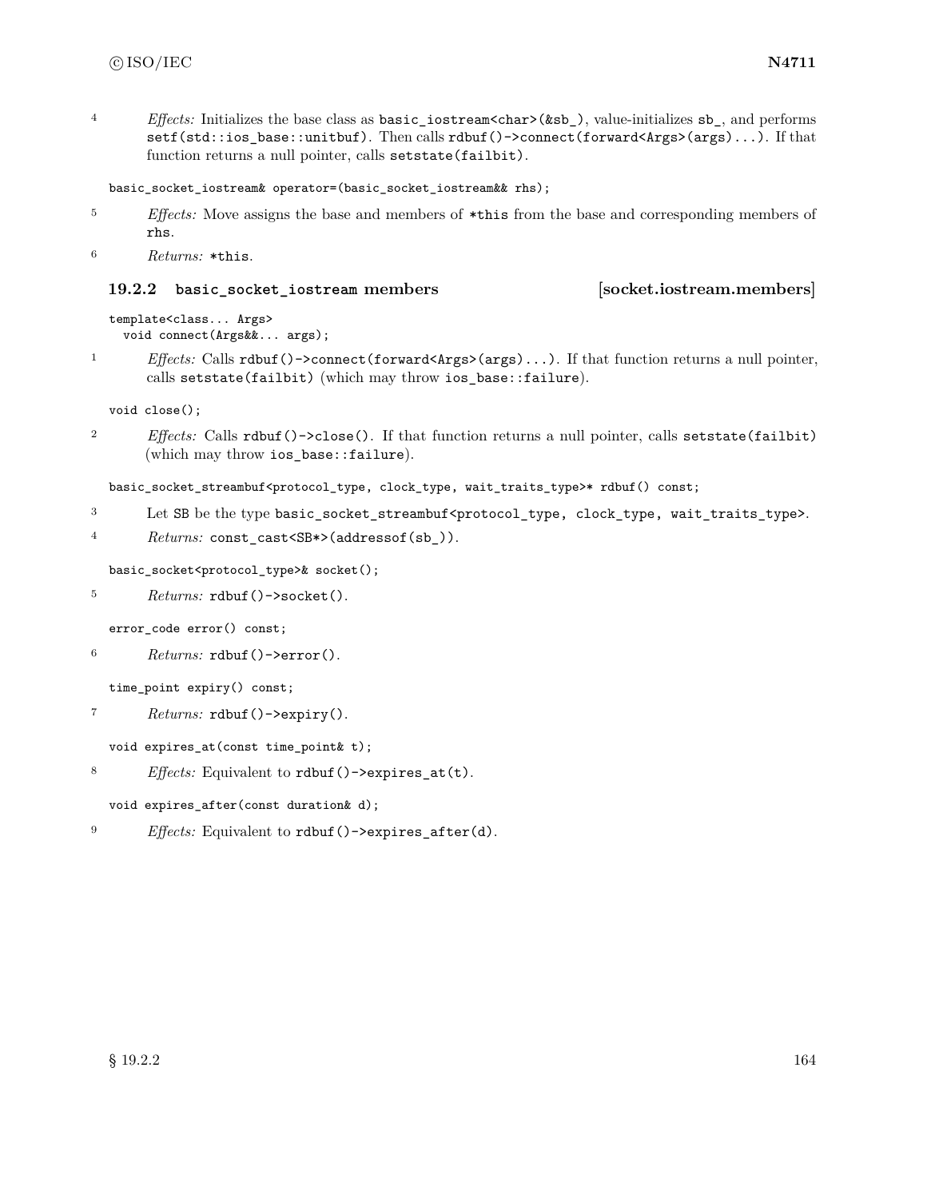4 *Effects:* Initializes the base class as `basic_iostream<char>(&sb_)`, value-initializes `sb_`, and performs `setf(std::ios_base::unitbuf)`. Then calls `rdbuf()->connect(forward<Args>(args)...)`. If that function returns a null pointer, calls `setstate(failbit)`.

```
basic_socket_iostream& operator=(basic_socket_iostream&& rhs);
```

5 *Effects:* Move assigns the base and members of `*this` from the base and corresponding members of `rhs`.

6 *Returns:* `*this`.

### 19.2.2 `basic_socket_iostream` members [socket.iostream.members]

```
template<class... Args>
  void connect(Args&&... args);
```

1 *Effects:* Calls `rdbuf()->connect(forward<Args>(args)...)`. If that function returns a null pointer, calls `setstate(failbit)` (which may throw `ios_base::failure`).

```
void close();
```

2 *Effects:* Calls `rdbuf()->close()`. If that function returns a null pointer, calls `setstate(failbit)` (which may throw `ios_base::failure`).

```
basic_socket_streambuf<protocol_type, clock_type, wait_traits_type>* rdbuf() const;
```

3 Let `SB` be the type `basic_socket_streambuf<protocol_type, clock_type, wait_traits_type>`.

4 *Returns:* `const_cast<SB*>(addressof(sb_))`.

```
basic_socket<protocol_type>& socket();
```

5 *Returns:* `rdbuf()->socket()`.

```
error_code error() const;
```

6 *Returns:* `rdbuf()->error()`.

```
time_point expiry() const;
```

7 *Returns:* `rdbuf()->expiry()`.

```
void expires_at(const time_point& t);
```

8 *Effects:* Equivalent to `rdbuf()->expires_at(t)`.

```
void expires_after(const duration& d);
```

9 *Effects:* Equivalent to `rdbuf()->expires_after(d)`.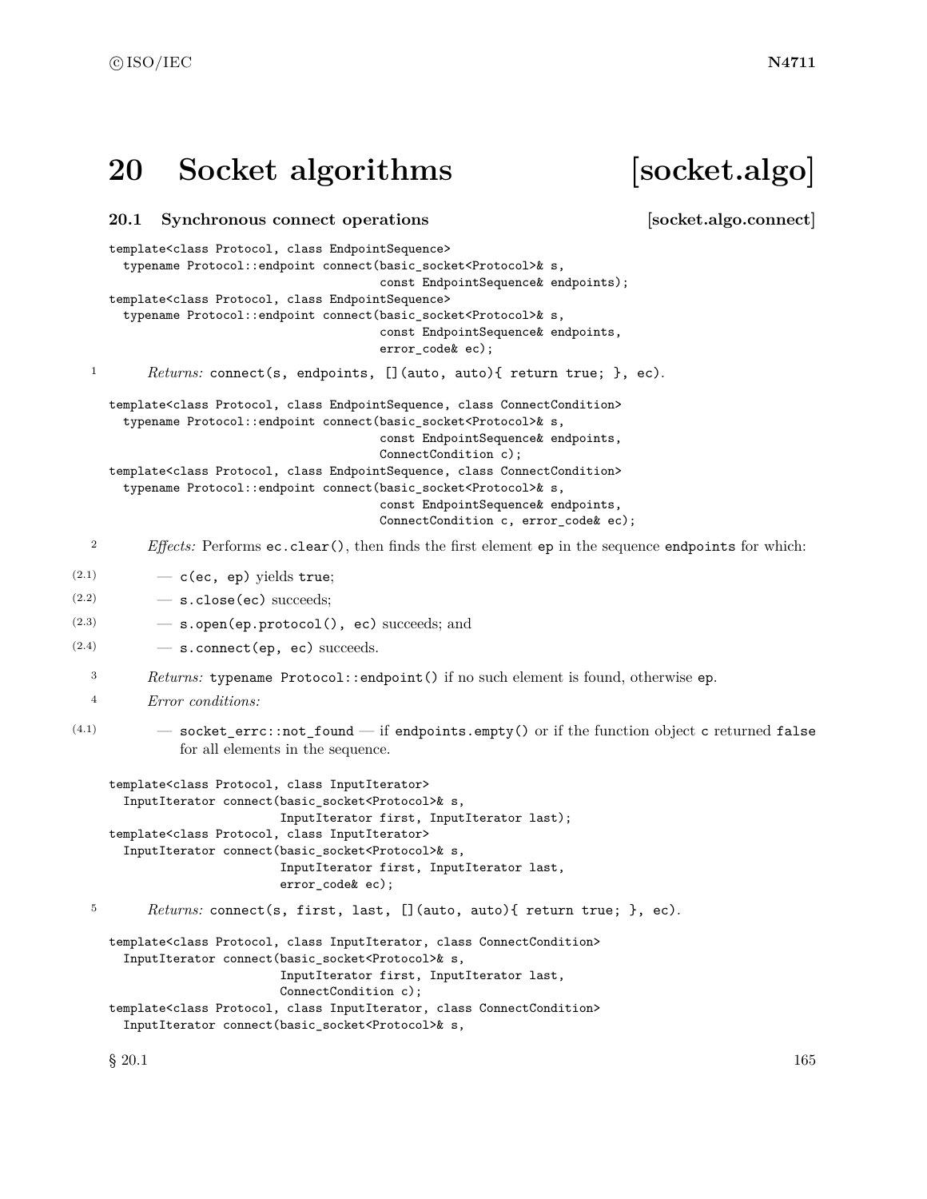# 20 Socket algorithms [socket.algo]

## 20.1 Synchronous connect operations [socket.algo.connect]

```
template<class Protocol, class EndpointSequence>
  typename Protocol::endpoint connect(basic_socket<Protocol>& s,
                                      const EndpointSequence& endpoints);
template<class Protocol, class EndpointSequence>
  typename Protocol::endpoint connect(basic_socket<Protocol>& s,
                                      const EndpointSequence& endpoints,
                                      error_code& ec);
```

1 *Returns:* `connect(s, endpoints, [](auto, auto){ return true; }, ec)`.

```
template<class Protocol, class EndpointSequence, class ConnectCondition>
  typename Protocol::endpoint connect(basic_socket<Protocol>& s,
                                      const EndpointSequence& endpoints,
                                      ConnectCondition c);
template<class Protocol, class EndpointSequence, class ConnectCondition>
  typename Protocol::endpoint connect(basic_socket<Protocol>& s,
                                      const EndpointSequence& endpoints,
                                      ConnectCondition c, error_code& ec);
```

2 *Effects:* Performs `ec.clear()`, then finds the first element `ep` in the sequence `endpoints` for which:

(2.1) — `c(ec, ep)` yields `true`;

(2.2) — `s.close(ec)` succeeds;

(2.3) — `s.open(ep.protocol(), ec)` succeeds; and

(2.4) — `s.connect(ep, ec)` succeeds.

3 *Returns:* `typename Protocol::endpoint()` if no such element is found, otherwise `ep`.

4 *Error conditions:*

(4.1) — `socket_errc::not_found` — if `endpoints.empty()` or if the function object `c` returned `false` for all elements in the sequence.

```
template<class Protocol, class InputIterator>
  InputIterator connect(basic_socket<Protocol>& s,
                        InputIterator first, InputIterator last);
template<class Protocol, class InputIterator>
  InputIterator connect(basic_socket<Protocol>& s,
                        InputIterator first, InputIterator last,
                        error_code& ec);
```

5 *Returns:* `connect(s, first, last, [](auto, auto){ return true; }, ec)`.

```
template<class Protocol, class InputIterator, class ConnectCondition>
  InputIterator connect(basic_socket<Protocol>& s,
                        InputIterator first, InputIterator last,
                        ConnectCondition c);
template<class Protocol, class InputIterator, class ConnectCondition>
  InputIterator connect(basic_socket<Protocol>& s,
```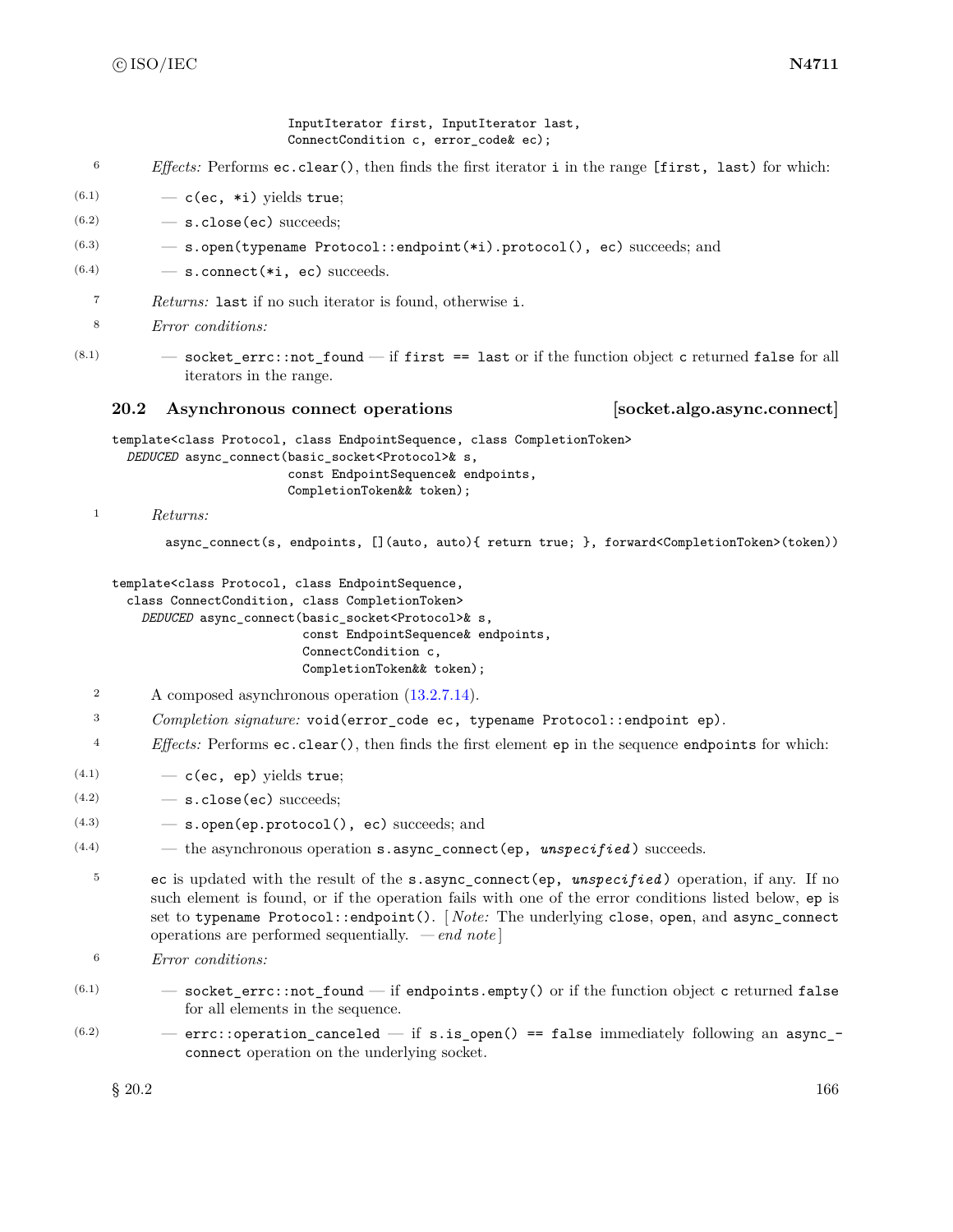```
                        InputIterator first, InputIterator last,
                        ConnectCondition c, error_code& ec);
```

6 *Effects:* Performs `ec.clear()`, then finds the first iterator `i` in the range `[first, last)` for which:

(6.1) — `c(ec, *i)` yields `true`;

(6.2) — `s.close(ec)` succeeds;

(6.3) — `s.open(typename Protocol::endpoint(*i).protocol(), ec)` succeeds; and

(6.4) — `s.connect(*i, ec)` succeeds.

7 *Returns:* `last` if no such iterator is found, otherwise `i`.

8 *Error conditions:*

(8.1) — `socket_errc::not_found` — if `first == last` or if the function object `c` returned `false` for all iterators in the range.

## 20.2 Asynchronous connect operations [socket.algo.async.connect]

```
template<class Protocol, class EndpointSequence, class CompletionToken>
  DEDUCED async_connect(basic_socket<Protocol>& s,
                        const EndpointSequence& endpoints,
                        CompletionToken&& token);
```

1 *Returns:*

```
async_connect(s, endpoints, [](auto, auto){ return true; }, forward<CompletionToken>(token))
```

```
template<class Protocol, class EndpointSequence,
  class ConnectCondition, class CompletionToken>
    DEDUCED async_connect(basic_socket<Protocol>& s,
                          const EndpointSequence& endpoints,
                          ConnectCondition c,
                          CompletionToken&& token);
```

2 A composed asynchronous operation (13.2.7.14).

3 *Completion signature:* `void(error_code ec, typename Protocol::endpoint ep)`.

4 *Effects:* Performs `ec.clear()`, then finds the first element `ep` in the sequence `endpoints` for which:

(4.1) — `c(ec, ep)` yields `true`;

(4.2) — `s.close(ec)` succeeds;

(4.3) — `s.open(ep.protocol(), ec)` succeeds; and

(4.4) — the asynchronous operation `s.async_connect(ep, unspecified)` succeeds.

5 `ec` is updated with the result of the `s.async_connect(ep, unspecified)` operation, if any. If no such element is found, or if the operation fails with one of the error conditions listed below, `ep` is set to `typename Protocol::endpoint()`. [*Note:* The underlying `close`, `open`, and `async_connect` operations are performed sequentially. — *end note*]

6 *Error conditions:*

(6.1) — `socket_errc::not_found` — if `endpoints.empty()` or if the function object `c` returned `false` for all elements in the sequence.

(6.2) — `errc::operation_canceled` — if `s.is_open() == false` immediately following an `async_connect` operation on the underlying socket.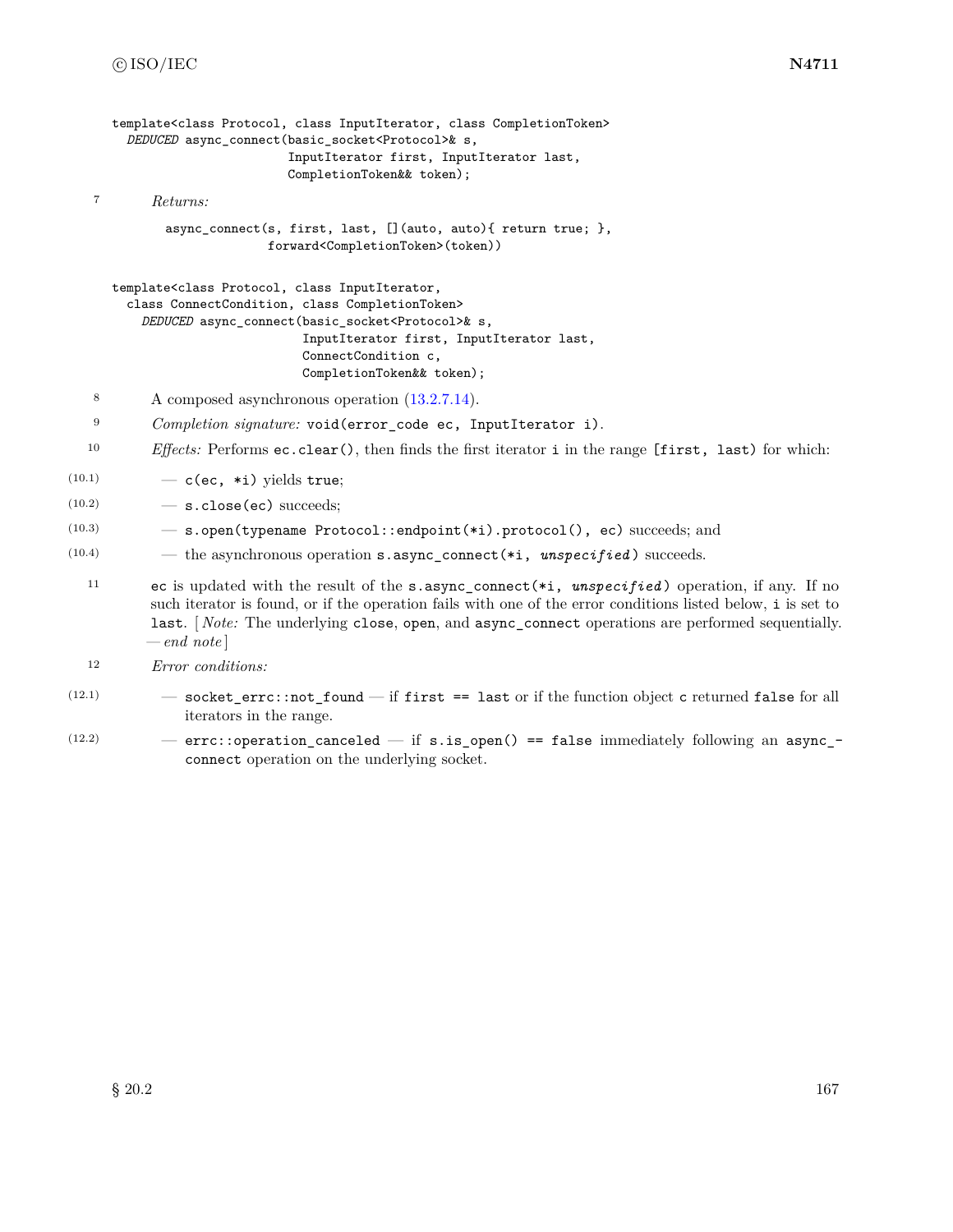```
template<class Protocol, class InputIterator, class CompletionToken>
  DEDUCED async_connect(basic_socket<Protocol>& s,
                        InputIterator first, InputIterator last,
                        CompletionToken&& token);
```

7 *Returns:*

```
async_connect(s, first, last, [](auto, auto){ return true; },
              forward<CompletionToken>(token))
```

```
template<class Protocol, class InputIterator,
  class ConnectCondition, class CompletionToken>
    DEDUCED async_connect(basic_socket<Protocol>& s,
                          InputIterator first, InputIterator last,
                          ConnectCondition c,
                          CompletionToken&& token);
```

8 A composed asynchronous operation (13.2.7.14).

9 *Completion signature:* `void(error_code ec, InputIterator i)`.

10 *Effects:* Performs `ec.clear()`, then finds the first iterator `i` in the range `[first, last)` for which:

- (10.1) — `c(ec, *i)` yields `true`;
- (10.2) — `s.close(ec)` succeeds;
- (10.3) — `s.open(typename Protocol::endpoint(*i).protocol(), ec)` succeeds; and
- (10.4) — the asynchronous operation `s.async_connect(*i, unspecified)` succeeds.

11 `ec` is updated with the result of the `s.async_connect(*i, unspecified)` operation, if any. If no such iterator is found, or if the operation fails with one of the error conditions listed below, `i` is set to `last`. [ *Note:* The underlying `close`, `open`, and `async_connect` operations are performed sequentially. — *end note* ]

12 *Error conditions:*

- (12.1) — `socket_errc::not_found` — if `first == last` or if the function object `c` returned `false` for all iterators in the range.
- (12.2) — `errc::operation_canceled` — if `s.is_open() == false` immediately following an `async_connect` operation on the underlying socket.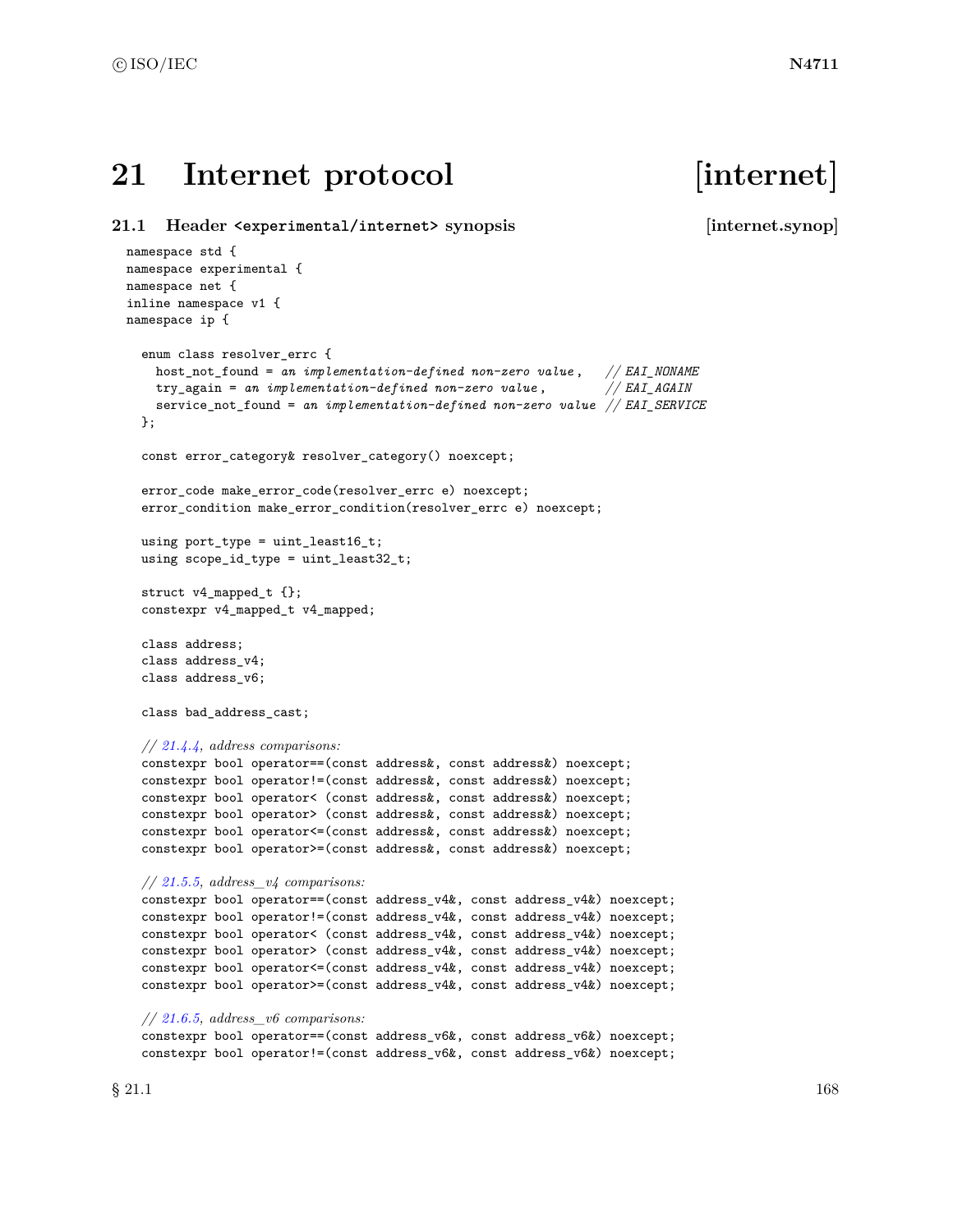# 21 Internet protocol [internet]

## 21.1 Header <experimental/internet> synopsis [internet.synop]

```
namespace std {
namespace experimental {
namespace net {
inline namespace v1 {
namespace ip {

  enum class resolver_errc {
    host_not_found = an implementation-defined non-zero value,   // EAI_NONAME
    try_again = an implementation-defined non-zero value,        // EAI_AGAIN
    service_not_found = an implementation-defined non-zero value // EAI_SERVICE
  };

  const error_category& resolver_category() noexcept;

  error_code make_error_code(resolver_errc e) noexcept;
  error_condition make_error_condition(resolver_errc e) noexcept;

  using port_type = uint_least16_t;
  using scope_id_type = uint_least32_t;

  struct v4_mapped_t {};
  constexpr v4_mapped_t v4_mapped;

  class address;
  class address_v4;
  class address_v6;

  class bad_address_cast;

  // 21.4.4, address comparisons:
  constexpr bool operator==(const address&, const address&) noexcept;
  constexpr bool operator!=(const address&, const address&) noexcept;
  constexpr bool operator< (const address&, const address&) noexcept;
  constexpr bool operator> (const address&, const address&) noexcept;
  constexpr bool operator<=(const address&, const address&) noexcept;
  constexpr bool operator>=(const address&, const address&) noexcept;

  // 21.5.5, address_v4 comparisons:
  constexpr bool operator==(const address_v4&, const address_v4&) noexcept;
  constexpr bool operator!=(const address_v4&, const address_v4&) noexcept;
  constexpr bool operator< (const address_v4&, const address_v4&) noexcept;
  constexpr bool operator> (const address_v4&, const address_v4&) noexcept;
  constexpr bool operator<=(const address_v4&, const address_v4&) noexcept;
  constexpr bool operator>=(const address_v4&, const address_v4&) noexcept;

  // 21.6.5, address_v6 comparisons:
  constexpr bool operator==(const address_v6&, const address_v6&) noexcept;
  constexpr bool operator!=(const address_v6&, const address_v6&) noexcept;
```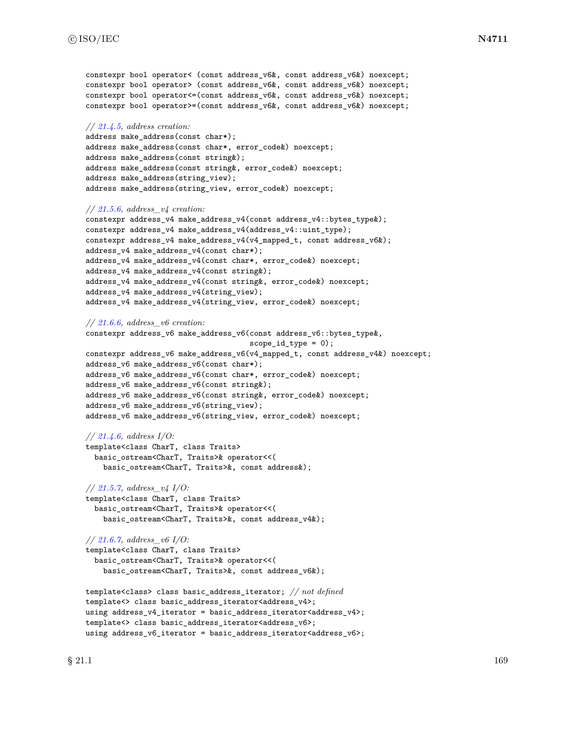```
constexpr bool operator< (const address_v6&, const address_v6&) noexcept;
constexpr bool operator> (const address_v6&, const address_v6&) noexcept;
constexpr bool operator<=(const address_v6&, const address_v6&) noexcept;
constexpr bool operator>=(const address_v6&, const address_v6&) noexcept;

// 21.4.5, address creation:
address make_address(const char*);
address make_address(const char*, error_code&) noexcept;
address make_address(const string&);
address make_address(const string&, error_code&) noexcept;
address make_address(string_view);
address make_address(string_view, error_code&) noexcept;

// 21.5.6, address_v4 creation:
constexpr address_v4 make_address_v4(const address_v4::bytes_type&);
constexpr address_v4 make_address_v4(address_v4::uint_type);
constexpr address_v4 make_address_v4(v4_mapped_t, const address_v6&);
address_v4 make_address_v4(const char*);
address_v4 make_address_v4(const char*, error_code&) noexcept;
address_v4 make_address_v4(const string&);
address_v4 make_address_v4(const string&, error_code&) noexcept;
address_v4 make_address_v4(string_view);
address_v4 make_address_v4(string_view, error_code&) noexcept;

// 21.6.6, address_v6 creation:
constexpr address_v6 make_address_v6(const address_v6::bytes_type&,
                                     scope_id_type = 0);
constexpr address_v6 make_address_v6(v4_mapped_t, const address_v4&) noexcept;
address_v6 make_address_v6(const char*);
address_v6 make_address_v6(const char*, error_code&) noexcept;
address_v6 make_address_v6(const string&);
address_v6 make_address_v6(const string&, error_code&) noexcept;
address_v6 make_address_v6(string_view);
address_v6 make_address_v6(string_view, error_code&) noexcept;

// 21.4.6, address I/O:
template<class CharT, class Traits>
  basic_ostream<CharT, Traits>& operator<<(
    basic_ostream<CharT, Traits>&, const address&);

// 21.5.7, address_v4 I/O:
template<class CharT, class Traits>
  basic_ostream<CharT, Traits>& operator<<(
    basic_ostream<CharT, Traits>&, const address_v4&);

// 21.6.7, address_v6 I/O:
template<class CharT, class Traits>
  basic_ostream<CharT, Traits>& operator<<(
    basic_ostream<CharT, Traits>&, const address_v6&);

template<class> class basic_address_iterator; // not defined
template<> class basic_address_iterator<address_v4>;
using address_v4_iterator = basic_address_iterator<address_v4>;
template<> class basic_address_iterator<address_v6>;
using address_v6_iterator = basic_address_iterator<address_v6>;
```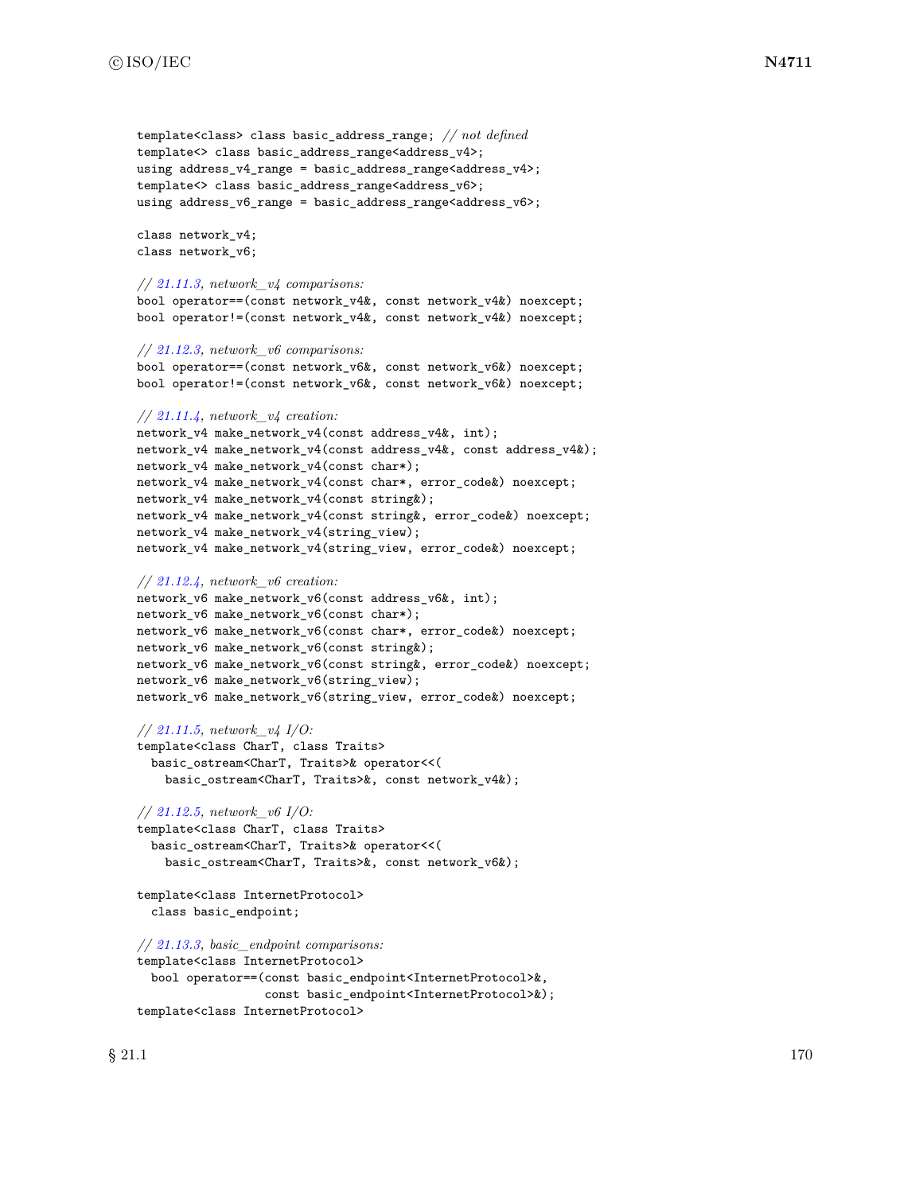```
template<class> class basic_address_range; // not defined
template<> class basic_address_range<address_v4>;
using address_v4_range = basic_address_range<address_v4>;
template<> class basic_address_range<address_v6>;
using address_v6_range = basic_address_range<address_v6>;

class network_v4;
class network_v6;

// 21.11.3, network_v4 comparisons:
bool operator==(const network_v4&, const network_v4&) noexcept;
bool operator!=(const network_v4&, const network_v4&) noexcept;

// 21.12.3, network_v6 comparisons:
bool operator==(const network_v6&, const network_v6&) noexcept;
bool operator!=(const network_v6&, const network_v6&) noexcept;

// 21.11.4, network_v4 creation:
network_v4 make_network_v4(const address_v4&, int);
network_v4 make_network_v4(const address_v4&, const address_v4&);
network_v4 make_network_v4(const char*);
network_v4 make_network_v4(const char*, error_code&) noexcept;
network_v4 make_network_v4(const string&);
network_v4 make_network_v4(const string&, error_code&) noexcept;
network_v4 make_network_v4(string_view);
network_v4 make_network_v4(string_view, error_code&) noexcept;

// 21.12.4, network_v6 creation:
network_v6 make_network_v6(const address_v6&, int);
network_v6 make_network_v6(const char*);
network_v6 make_network_v6(const char*, error_code&) noexcept;
network_v6 make_network_v6(const string&);
network_v6 make_network_v6(const string&, error_code&) noexcept;
network_v6 make_network_v6(string_view);
network_v6 make_network_v6(string_view, error_code&) noexcept;

// 21.11.5, network_v4 I/O:
template<class CharT, class Traits>
  basic_ostream<CharT, Traits>& operator<<(
    basic_ostream<CharT, Traits>&, const network_v4&);

// 21.12.5, network_v6 I/O:
template<class CharT, class Traits>
  basic_ostream<CharT, Traits>& operator<<(
    basic_ostream<CharT, Traits>&, const network_v6&);

template<class InternetProtocol>
  class basic_endpoint;

// 21.13.3, basic_endpoint comparisons:
template<class InternetProtocol>
  bool operator==(const basic_endpoint<InternetProtocol>&,
                  const basic_endpoint<InternetProtocol>&);
template<class InternetProtocol>
```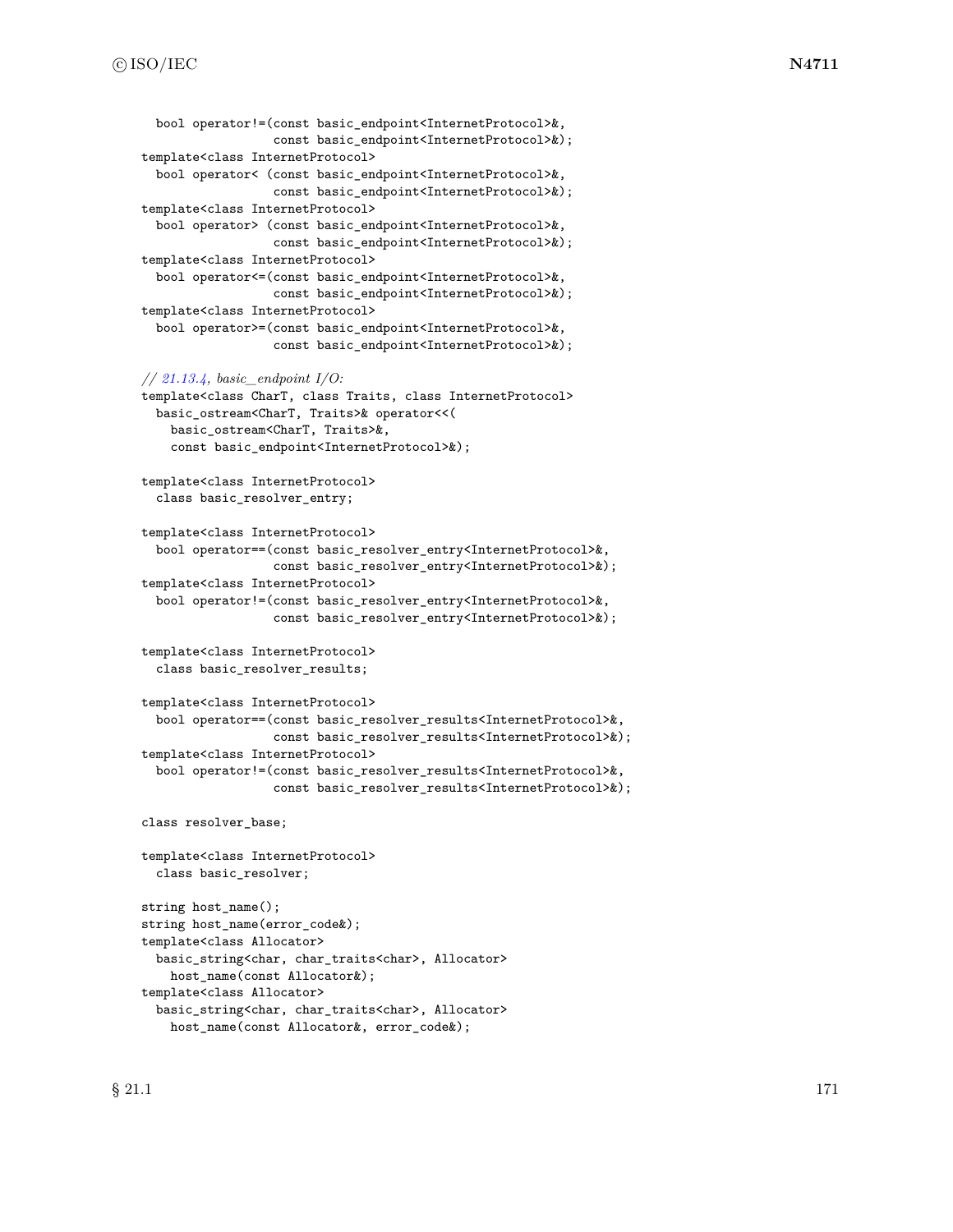```
  bool operator!=(const basic_endpoint<InternetProtocol>&,
                  const basic_endpoint<InternetProtocol>&);
template<class InternetProtocol>
  bool operator< (const basic_endpoint<InternetProtocol>&,
                  const basic_endpoint<InternetProtocol>&);
template<class InternetProtocol>
  bool operator> (const basic_endpoint<InternetProtocol>&,
                  const basic_endpoint<InternetProtocol>&);
template<class InternetProtocol>
  bool operator<=(const basic_endpoint<InternetProtocol>&,
                  const basic_endpoint<InternetProtocol>&);
template<class InternetProtocol>
  bool operator>=(const basic_endpoint<InternetProtocol>&,
                  const basic_endpoint<InternetProtocol>&);

// 21.13.4, basic_endpoint I/O:
template<class CharT, class Traits, class InternetProtocol>
  basic_ostream<CharT, Traits>& operator<<(
    basic_ostream<CharT, Traits>&,
    const basic_endpoint<InternetProtocol>&);

template<class InternetProtocol>
  class basic_resolver_entry;

template<class InternetProtocol>
  bool operator==(const basic_resolver_entry<InternetProtocol>&,
                  const basic_resolver_entry<InternetProtocol>&);
template<class InternetProtocol>
  bool operator!=(const basic_resolver_entry<InternetProtocol>&,
                  const basic_resolver_entry<InternetProtocol>&);

template<class InternetProtocol>
  class basic_resolver_results;

template<class InternetProtocol>
  bool operator==(const basic_resolver_results<InternetProtocol>&,
                  const basic_resolver_results<InternetProtocol>&);
template<class InternetProtocol>
  bool operator!=(const basic_resolver_results<InternetProtocol>&,
                  const basic_resolver_results<InternetProtocol>&);

class resolver_base;

template<class InternetProtocol>
  class basic_resolver;

string host_name();
string host_name(error_code&);
template<class Allocator>
  basic_string<char, char_traits<char>, Allocator>
    host_name(const Allocator&);
template<class Allocator>
  basic_string<char, char_traits<char>, Allocator>
    host_name(const Allocator&, error_code&);
```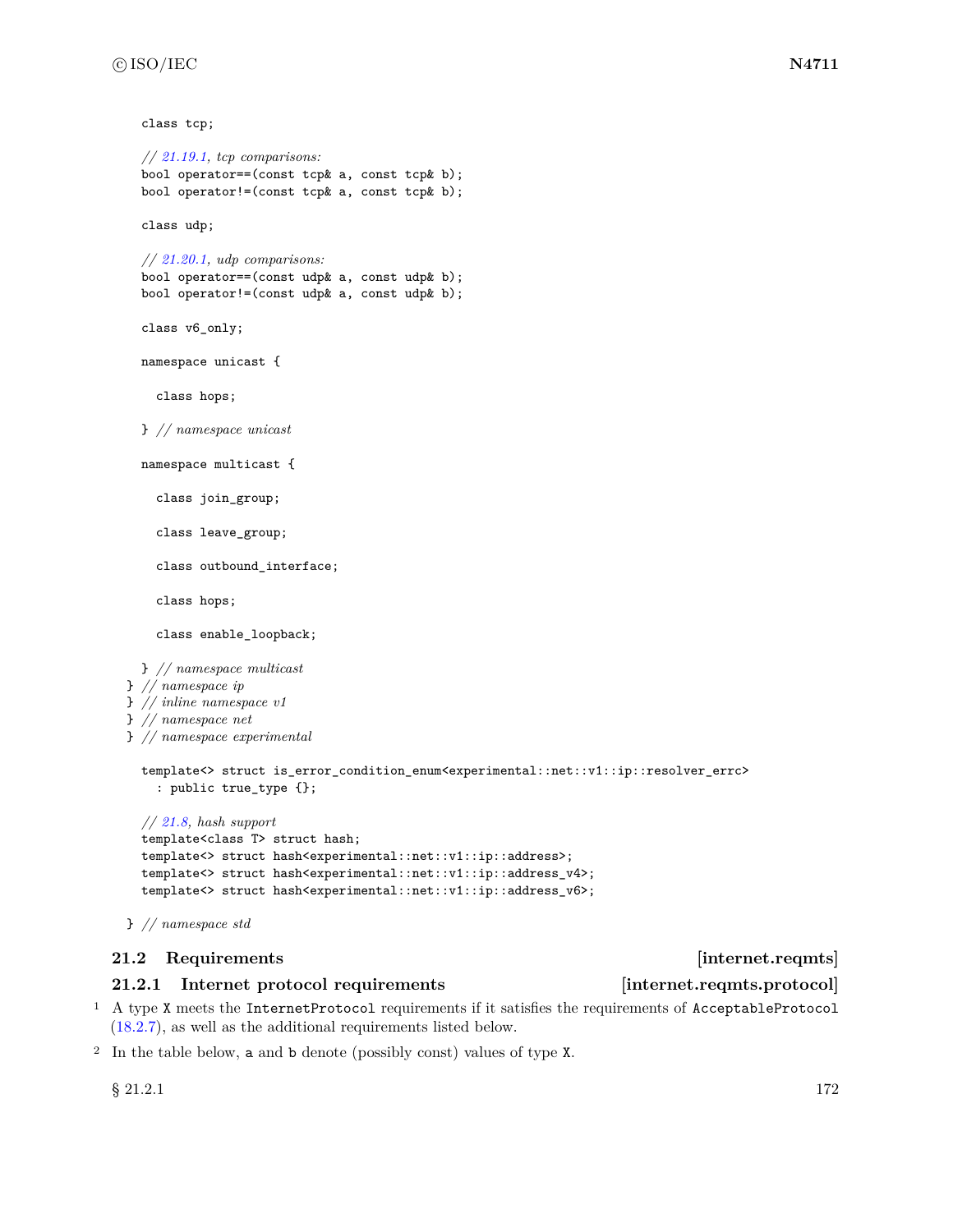```
    class tcp;

    // 21.19.1, tcp comparisons:
    bool operator==(const tcp& a, const tcp& b);
    bool operator!=(const tcp& a, const tcp& b);

    class udp;

    // 21.20.1, udp comparisons:
    bool operator==(const udp& a, const udp& b);
    bool operator!=(const udp& a, const udp& b);

    class v6_only;

    namespace unicast {

      class hops;

    } // namespace unicast

    namespace multicast {

      class join_group;

      class leave_group;

      class outbound_interface;

      class hops;

      class enable_loopback;

    } // namespace multicast
  } // namespace ip
  } // inline namespace v1
  } // namespace net
  } // namespace experimental

    template<> struct is_error_condition_enum<experimental::net::v1::ip::resolver_errc>
      : public true_type {};

    // 21.8, hash support
    template<class T> struct hash;
    template<> struct hash<experimental::net::v1::ip::address>;
    template<> struct hash<experimental::net::v1::ip::address_v4>;
    template<> struct hash<experimental::net::v1::ip::address_v6>;

  } // namespace std
```

## 21.2 Requirements [internet.reqmts]

### 21.2.1 Internet protocol requirements [internet.reqmts.protocol]

1 A type `X` meets the `InternetProtocol` requirements if it satisfies the requirements of `AcceptableProtocol` (18.2.7), as well as the additional requirements listed below.

2 In the table below, `a` and `b` denote (possibly const) values of type `X`.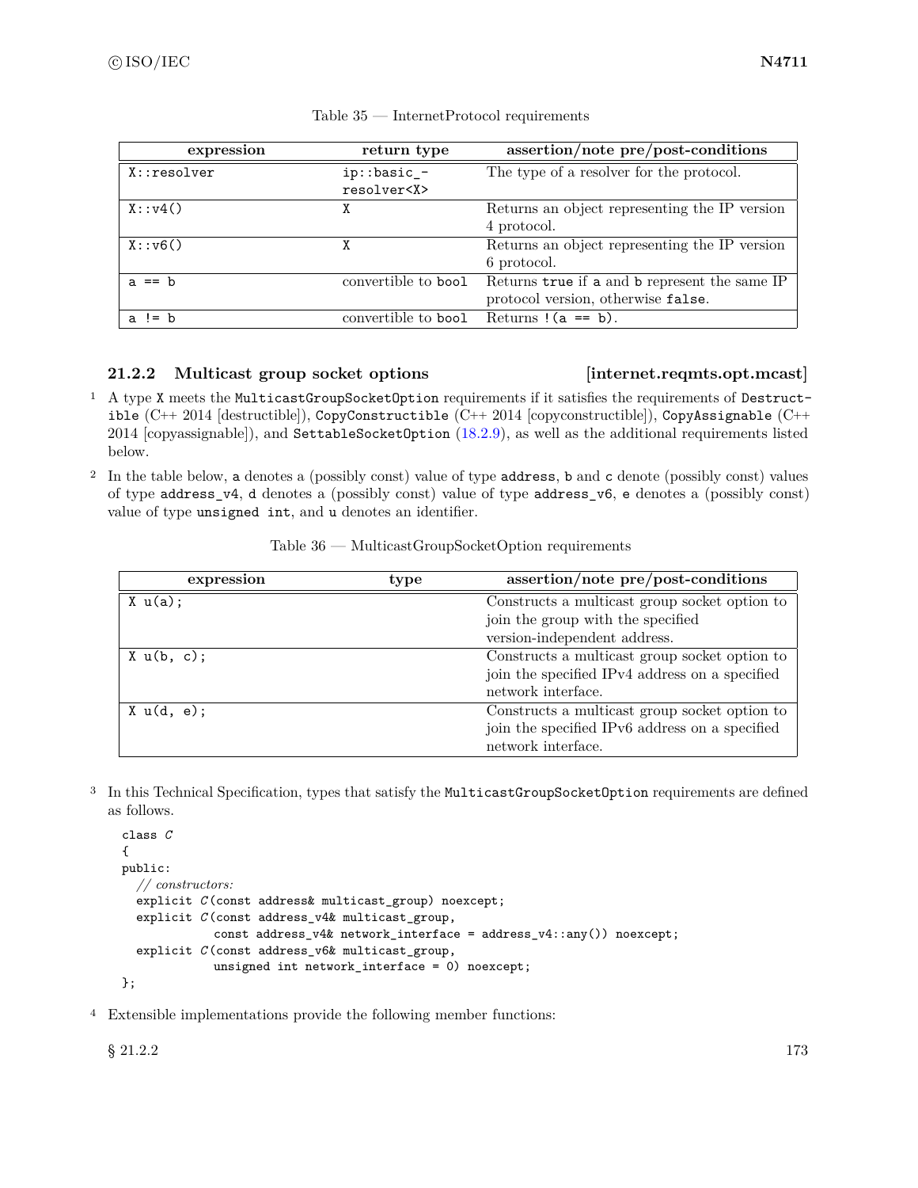Table 35 — InternetProtocol requirements

| expression | return type | assertion/note pre/post-conditions |
|---|---|---|
| `X::resolver` | `ip::basic_resolver<X>` | The type of a resolver for the protocol. |
| `X::v4()` | `X` | Returns an object representing the IP version 4 protocol. |
| `X::v6()` | `X` | Returns an object representing the IP version 6 protocol. |
| `a == b` | convertible to `bool` | Returns `true` if `a` and `b` represent the same IP protocol version, otherwise `false`. |
| `a != b` | convertible to `bool` | Returns `!(a == b)`. |

### 21.2.2 Multicast group socket options [internet.reqmts.opt.mcast]

1 A type `X` meets the `MulticastGroupSocketOption` requirements if it satisfies the requirements of `Destructible` (C++ 2014 [destructible]), `CopyConstructible` (C++ 2014 [copyconstructible]), `CopyAssignable` (C++ 2014 [copyassignable]), and `SettableSocketOption` (18.2.9), as well as the additional requirements listed below.

2 In the table below, `a` denotes a (possibly const) value of type `address`, `b` and `c` denote (possibly const) values of type `address_v4`, `d` denotes a (possibly const) value of type `address_v6`, `e` denotes a (possibly const) value of type `unsigned int`, and `u` denotes an identifier.

Table 36 — MulticastGroupSocketOption requirements

| expression | type | assertion/note pre/post-conditions |
|---|---|---|
| `X u(a);` | | Constructs a multicast group socket option to join the group with the specified version-independent address. |
| `X u(b, c);` | | Constructs a multicast group socket option to join the specified IPv4 address on a specified network interface. |
| `X u(d, e);` | | Constructs a multicast group socket option to join the specified IPv6 address on a specified network interface. |

3 In this Technical Specification, types that satisfy the `MulticastGroupSocketOption` requirements are defined as follows.

```
class C
{
public:
  // constructors:
  explicit C(const address& multicast_group) noexcept;
  explicit C(const address_v4& multicast_group,
             const address_v4& network_interface = address_v4::any()) noexcept;
  explicit C(const address_v6& multicast_group,
             unsigned int network_interface = 0) noexcept;
};
```

4 Extensible implementations provide the following member functions: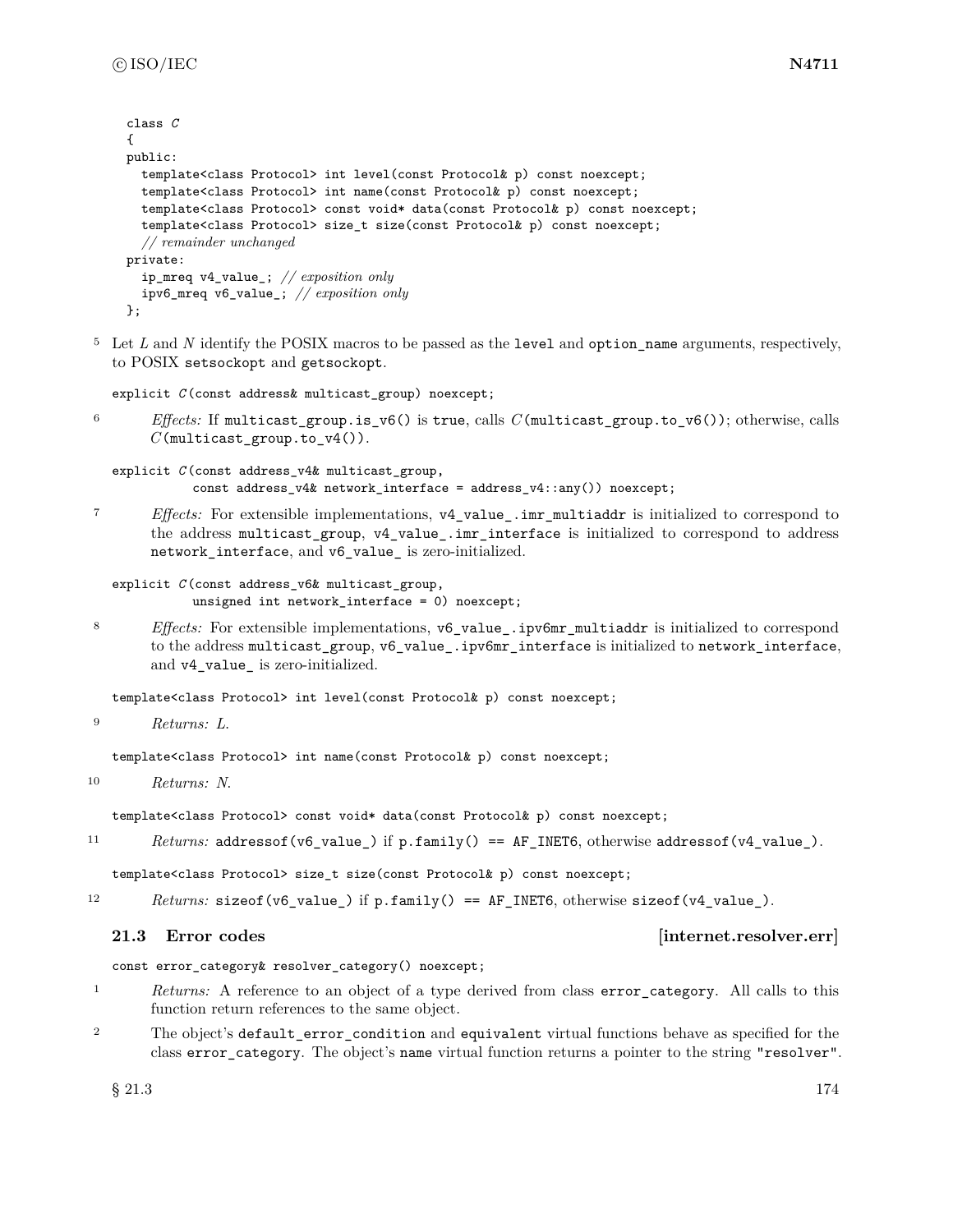```
class C
{
public:
  template<class Protocol> int level(const Protocol& p) const noexcept;
  template<class Protocol> int name(const Protocol& p) const noexcept;
  template<class Protocol> const void* data(const Protocol& p) const noexcept;
  template<class Protocol> size_t size(const Protocol& p) const noexcept;
  // remainder unchanged
private:
  ip_mreq v4_value_; // exposition only
  ipv6_mreq v6_value_; // exposition only
};
```

5 Let *L* and *N* identify the POSIX macros to be passed as the `level` and `option_name` arguments, respectively, to POSIX `setsockopt` and `getsockopt`.

```
explicit C(const address& multicast_group) noexcept;
```

6 *Effects:* If `multicast_group.is_v6()` is `true`, calls *C*`(multicast_group.to_v6())`; otherwise, calls *C*`(multicast_group.to_v4())`.

```
explicit C(const address_v4& multicast_group,
           const address_v4& network_interface = address_v4::any()) noexcept;
```

7 *Effects:* For extensible implementations, `v4_value_.imr_multiaddr` is initialized to correspond to the address `multicast_group`, `v4_value_.imr_interface` is initialized to correspond to address `network_interface`, and `v6_value_` is zero-initialized.

```
explicit C(const address_v6& multicast_group,
           unsigned int network_interface = 0) noexcept;
```

8 *Effects:* For extensible implementations, `v6_value_.ipv6mr_multiaddr` is initialized to correspond to the address `multicast_group`, `v6_value_.ipv6mr_interface` is initialized to `network_interface`, and `v4_value_` is zero-initialized.

```
template<class Protocol> int level(const Protocol& p) const noexcept;
```

9 *Returns: L.*

```
template<class Protocol> int name(const Protocol& p) const noexcept;
```

10 *Returns: N.*

```
template<class Protocol> const void* data(const Protocol& p) const noexcept;
```

11 *Returns:* `addressof(v6_value_)` if `p.family() == AF_INET6`, otherwise `addressof(v4_value_)`.

```
template<class Protocol> size_t size(const Protocol& p) const noexcept;
```

12 *Returns:* `sizeof(v6_value_)` if `p.family() == AF_INET6`, otherwise `sizeof(v4_value_)`.

### 21.3 Error codes [internet.resolver.err]

```
const error_category& resolver_category() noexcept;
```

1 *Returns:* A reference to an object of a type derived from class `error_category`. All calls to this function return references to the same object.

2 The object's `default_error_condition` and `equivalent` virtual functions behave as specified for the class `error_category`. The object's `name` virtual function returns a pointer to the string `"resolver"`.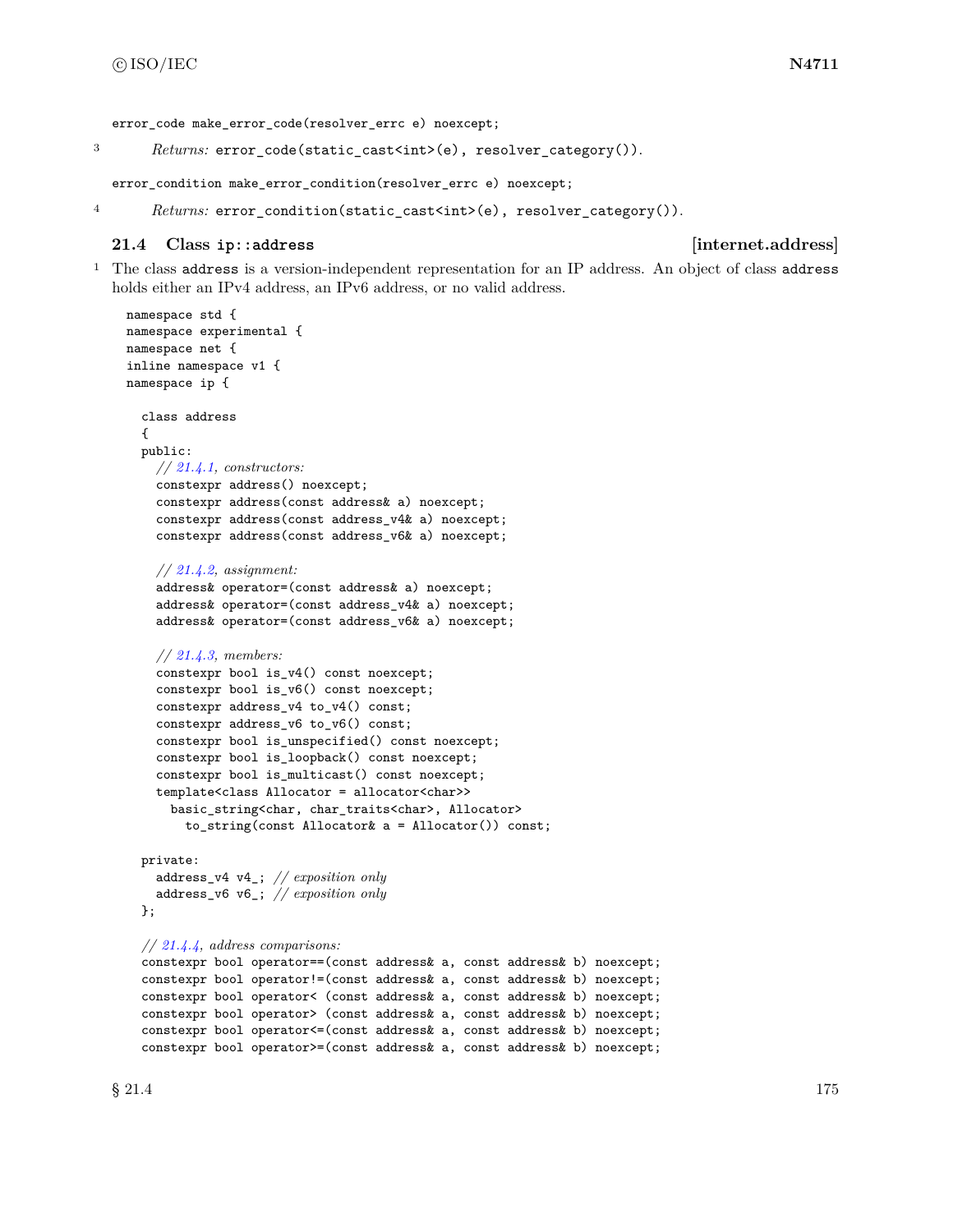```
error_code make_error_code(resolver_errc e) noexcept;
```

3 *Returns:* `error_code(static_cast<int>(e), resolver_category())`.

```
error_condition make_error_condition(resolver_errc e) noexcept;
```

4 *Returns:* `error_condition(static_cast<int>(e), resolver_category())`.

### 21.4 Class `ip::address` [internet.address]

1 The class `address` is a version-independent representation for an IP address. An object of class `address` holds either an IPv4 address, an IPv6 address, or no valid address.

```
namespace std {
namespace experimental {
namespace net {
inline namespace v1 {
namespace ip {

  class address
  {
  public:
    // 21.4.1, constructors:
    constexpr address() noexcept;
    constexpr address(const address& a) noexcept;
    constexpr address(const address_v4& a) noexcept;
    constexpr address(const address_v6& a) noexcept;

    // 21.4.2, assignment:
    address& operator=(const address& a) noexcept;
    address& operator=(const address_v4& a) noexcept;
    address& operator=(const address_v6& a) noexcept;

    // 21.4.3, members:
    constexpr bool is_v4() const noexcept;
    constexpr bool is_v6() const noexcept;
    constexpr address_v4 to_v4() const;
    constexpr address_v6 to_v6() const;
    constexpr bool is_unspecified() const noexcept;
    constexpr bool is_loopback() const noexcept;
    constexpr bool is_multicast() const noexcept;
    template<class Allocator = allocator<char>>
      basic_string<char, char_traits<char>, Allocator>
        to_string(const Allocator& a = Allocator()) const;

  private:
    address_v4 v4_; // exposition only
    address_v6 v6_; // exposition only
  };

  // 21.4.4, address comparisons:
  constexpr bool operator==(const address& a, const address& b) noexcept;
  constexpr bool operator!=(const address& a, const address& b) noexcept;
  constexpr bool operator< (const address& a, const address& b) noexcept;
  constexpr bool operator> (const address& a, const address& b) noexcept;
  constexpr bool operator<=(const address& a, const address& b) noexcept;
  constexpr bool operator>=(const address& a, const address& b) noexcept;
```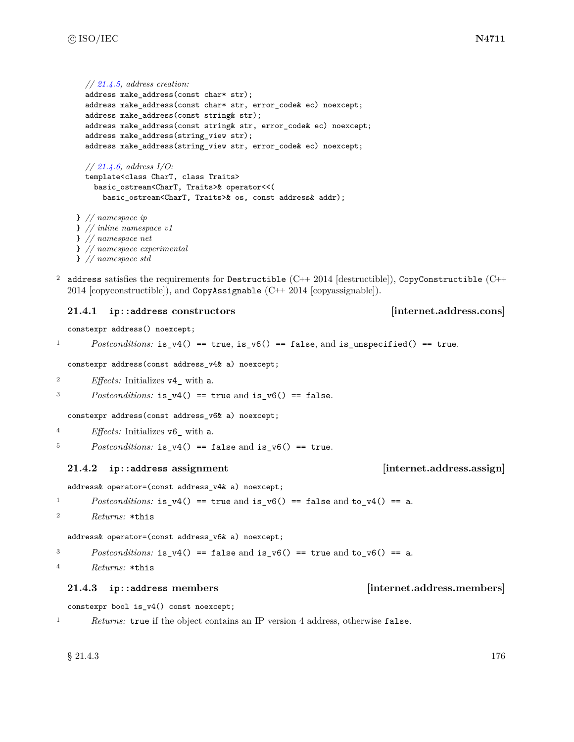```
    // 21.4.5, address creation:
    address make_address(const char* str);
    address make_address(const char* str, error_code& ec) noexcept;
    address make_address(const string& str);
    address make_address(const string& str, error_code& ec) noexcept;
    address make_address(string_view str);
    address make_address(string_view str, error_code& ec) noexcept;

    // 21.4.6, address I/O:
    template<class CharT, class Traits>
      basic_ostream<CharT, Traits>& operator<<(
        basic_ostream<CharT, Traits>& os, const address& addr);

  } // namespace ip
  } // inline namespace v1
  } // namespace net
  } // namespace experimental
  } // namespace std
```

2 `address` satisfies the requirements for `Destructible` (C++ 2014 [destructible]), `CopyConstructible` (C++ 2014 [copyconstructible]), and `CopyAssignable` (C++ 2014 [copyassignable]).

### 21.4.1 `ip::address` constructors [internet.address.cons]

```
constexpr address() noexcept;
```

1 *Postconditions:* `is_v4() == true`, `is_v6() == false`, and `is_unspecified() == true`.

```
constexpr address(const address_v4& a) noexcept;
```

2 *Effects:* Initializes `v4_` with `a`.

3 *Postconditions:* `is_v4() == true` and `is_v6() == false`.

```
constexpr address(const address_v6& a) noexcept;
```

4 *Effects:* Initializes `v6_` with `a`.

5 *Postconditions:* `is_v4() == false` and `is_v6() == true`.

### 21.4.2 `ip::address` assignment [internet.address.assign]

```
address& operator=(const address_v4& a) noexcept;
```

1 *Postconditions:* `is_v4() == true` and `is_v6() == false` and `to_v4() == a`.

2 *Returns:* `*this`

```
address& operator=(const address_v6& a) noexcept;
```

3 *Postconditions:* `is_v4() == false` and `is_v6() == true` and `to_v6() == a`.

4 *Returns:* `*this`

### 21.4.3 `ip::address` members [internet.address.members]

```
constexpr bool is_v4() const noexcept;
```

1 *Returns:* `true` if the object contains an IP version 4 address, otherwise `false`.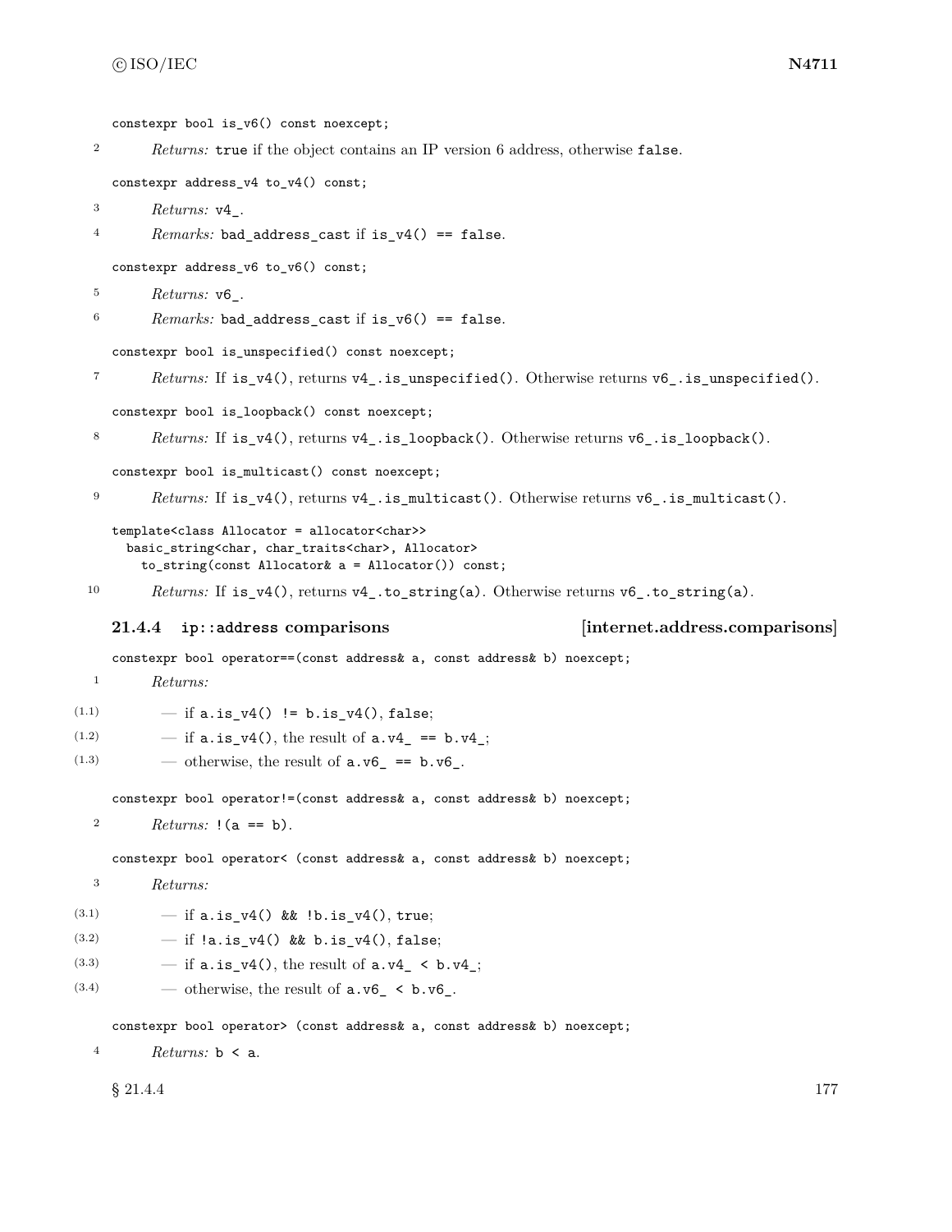```
constexpr bool is_v6() const noexcept;
```

2 *Returns:* `true` if the object contains an IP version 6 address, otherwise `false`.

```
constexpr address_v4 to_v4() const;
```

3 *Returns:* `v4_`.

4 *Remarks:* `bad_address_cast` if `is_v4() == false`.

```
constexpr address_v6 to_v6() const;
```

5 *Returns:* `v6_`.

6 *Remarks:* `bad_address_cast` if `is_v6() == false`.

```
constexpr bool is_unspecified() const noexcept;
```

7 *Returns:* If `is_v4()`, returns `v4_.is_unspecified()`. Otherwise returns `v6_.is_unspecified()`.

```
constexpr bool is_loopback() const noexcept;
```

8 *Returns:* If `is_v4()`, returns `v4_.is_loopback()`. Otherwise returns `v6_.is_loopback()`.

```
constexpr bool is_multicast() const noexcept;
```

9 *Returns:* If `is_v4()`, returns `v4_.is_multicast()`. Otherwise returns `v6_.is_multicast()`.

```
template<class Allocator = allocator<char>>
  basic_string<char, char_traits<char>, Allocator>
    to_string(const Allocator& a = Allocator()) const;
```

10 *Returns:* If `is_v4()`, returns `v4_.to_string(a)`. Otherwise returns `v6_.to_string(a)`.

### 21.4.4 ip::address comparisons [internet.address.comparisons]

```
constexpr bool operator==(const address& a, const address& b) noexcept;
```

1 *Returns:*

(1.1) — if `a.is_v4() != b.is_v4()`, `false`;

(1.2) — if `a.is_v4()`, the result of `a.v4_ == b.v4_`;

(1.3) — otherwise, the result of `a.v6_ == b.v6_`.

```
constexpr bool operator!=(const address& a, const address& b) noexcept;
```

2 *Returns:* `!(a == b)`.

```
constexpr bool operator< (const address& a, const address& b) noexcept;
```

3 *Returns:*

(3.1) — if `a.is_v4() && !b.is_v4()`, `true`;

(3.2) — if `!a.is_v4() && b.is_v4()`, `false`;

(3.3) — if `a.is_v4()`, the result of `a.v4_ < b.v4_`;

(3.4) — otherwise, the result of `a.v6_ < b.v6_`.

```
constexpr bool operator> (const address& a, const address& b) noexcept;
```

4 *Returns:* `b < a`.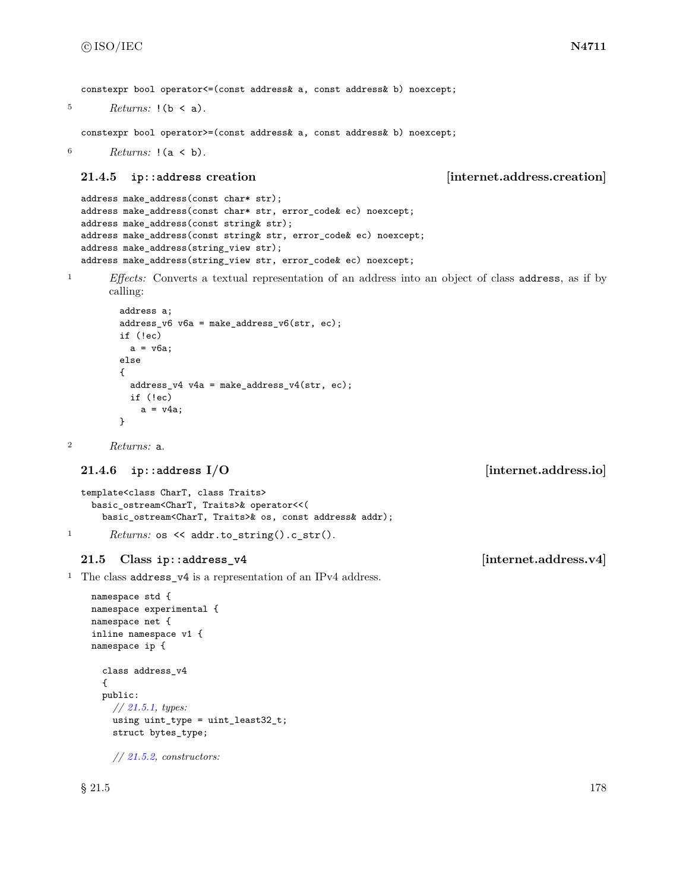```
constexpr bool operator<=(const address& a, const address& b) noexcept;
```

5 *Returns:* `!(b < a)`.

```
constexpr bool operator>=(const address& a, const address& b) noexcept;
```

6 *Returns:* `!(a < b)`.

### 21.4.5 `ip::address` creation [internet.address.creation]

```
address make_address(const char* str);
address make_address(const char* str, error_code& ec) noexcept;
address make_address(const string& str);
address make_address(const string& str, error_code& ec) noexcept;
address make_address(string_view str);
address make_address(string_view str, error_code& ec) noexcept;
```

1 *Effects:* Converts a textual representation of an address into an object of class `address`, as if by calling:

```
address a;
address_v6 v6a = make_address_v6(str, ec);
if (!ec)
  a = v6a;
else
{
  address_v4 v4a = make_address_v4(str, ec);
  if (!ec)
    a = v4a;
}
```

2 *Returns:* `a`.

### 21.4.6 `ip::address` I/O [internet.address.io]

```
template<class CharT, class Traits>
  basic_ostream<CharT, Traits>& operator<<(
    basic_ostream<CharT, Traits>& os, const address& addr);
```

1 *Returns:* `os << addr.to_string().c_str()`.

## 21.5 Class `ip::address_v4` [internet.address.v4]

1 The class `address_v4` is a representation of an IPv4 address.

```
namespace std {
namespace experimental {
namespace net {
inline namespace v1 {
namespace ip {

  class address_v4
  {
  public:
    // 21.5.1, types:
    using uint_type = uint_least32_t;
    struct bytes_type;

    // 21.5.2, constructors:
```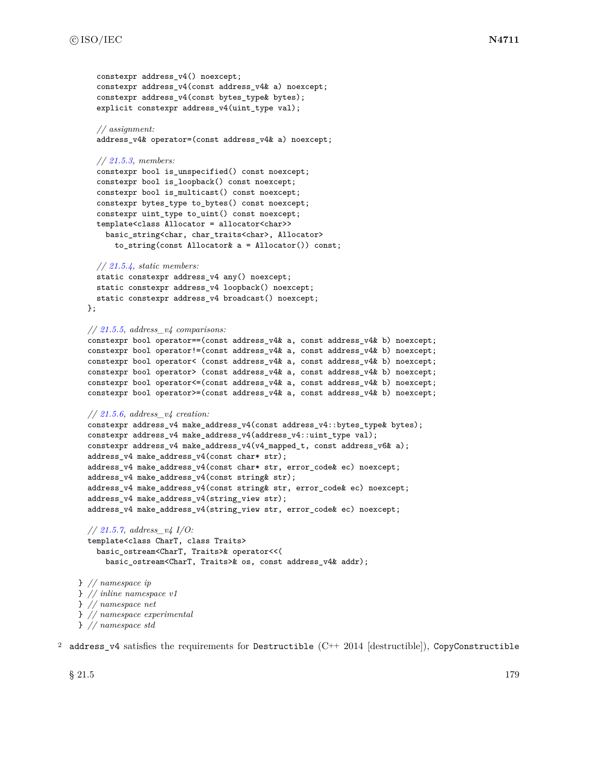```
    constexpr address_v4() noexcept;
    constexpr address_v4(const address_v4& a) noexcept;
    constexpr address_v4(const bytes_type& bytes);
    explicit constexpr address_v4(uint_type val);

    // assignment:
    address_v4& operator=(const address_v4& a) noexcept;

    // 21.5.3, members:
    constexpr bool is_unspecified() const noexcept;
    constexpr bool is_loopback() const noexcept;
    constexpr bool is_multicast() const noexcept;
    constexpr bytes_type to_bytes() const noexcept;
    constexpr uint_type to_uint() const noexcept;
    template<class Allocator = allocator<char>>
      basic_string<char, char_traits<char>, Allocator>
        to_string(const Allocator& a = Allocator()) const;

    // 21.5.4, static members:
    static constexpr address_v4 any() noexcept;
    static constexpr address_v4 loopback() noexcept;
    static constexpr address_v4 broadcast() noexcept;
  };

  // 21.5.5, address_v4 comparisons:
  constexpr bool operator==(const address_v4& a, const address_v4& b) noexcept;
  constexpr bool operator!=(const address_v4& a, const address_v4& b) noexcept;
  constexpr bool operator< (const address_v4& a, const address_v4& b) noexcept;
  constexpr bool operator> (const address_v4& a, const address_v4& b) noexcept;
  constexpr bool operator<=(const address_v4& a, const address_v4& b) noexcept;
  constexpr bool operator>=(const address_v4& a, const address_v4& b) noexcept;

  // 21.5.6, address_v4 creation:
  constexpr address_v4 make_address_v4(const address_v4::bytes_type& bytes);
  constexpr address_v4 make_address_v4(address_v4::uint_type val);
  constexpr address_v4 make_address_v4(v4_mapped_t, const address_v6& a);
  address_v4 make_address_v4(const char* str);
  address_v4 make_address_v4(const char* str, error_code& ec) noexcept;
  address_v4 make_address_v4(const string& str);
  address_v4 make_address_v4(const string& str, error_code& ec) noexcept;
  address_v4 make_address_v4(string_view str);
  address_v4 make_address_v4(string_view str, error_code& ec) noexcept;

  // 21.5.7, address_v4 I/O:
  template<class CharT, class Traits>
    basic_ostream<CharT, Traits>& operator<<(
      basic_ostream<CharT, Traits>& os, const address_v4& addr);

} // namespace ip
} // inline namespace v1
} // namespace net
} // namespace experimental
} // namespace std
```

[2] `address_v4` satisfies the requirements for `Destructible` (C++ 2014 [destructible]), `CopyConstructible`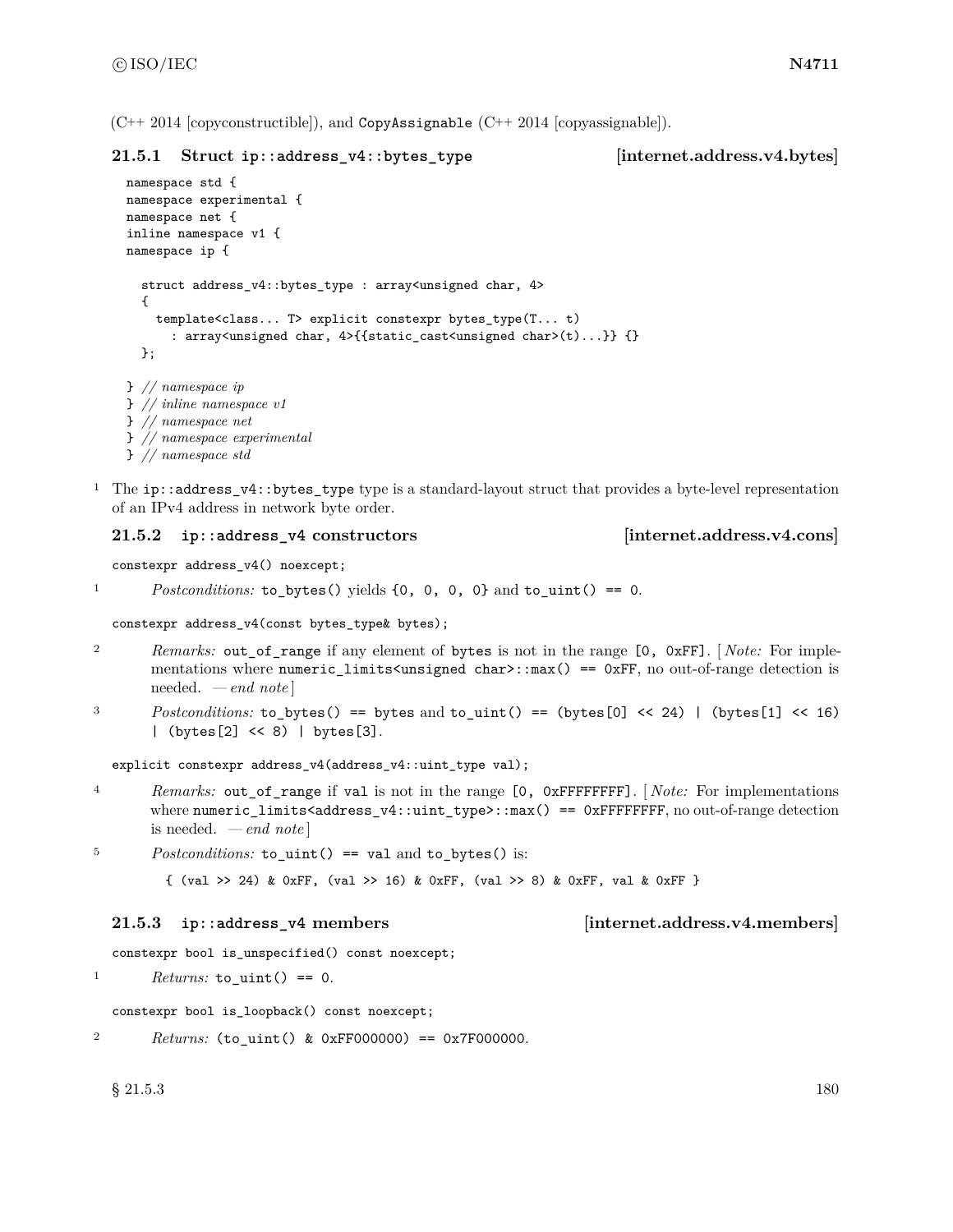(C++ 2014 [copyconstructible]), and CopyAssignable (C++ 2014 [copyassignable]).

### 21.5.1 Struct ip::address_v4::bytes_type [internet.address.v4.bytes]

```
namespace std {
namespace experimental {
namespace net {
inline namespace v1 {
namespace ip {

  struct address_v4::bytes_type : array<unsigned char, 4>
  {
    template<class... T> explicit constexpr bytes_type(T... t)
      : array<unsigned char, 4>{{static_cast<unsigned char>(t)...}} {}
  };

} // namespace ip
} // inline namespace v1
} // namespace net
} // namespace experimental
} // namespace std
```

1 The ip::address_v4::bytes_type type is a standard-layout struct that provides a byte-level representation of an IPv4 address in network byte order.

### 21.5.2 ip::address_v4 constructors [internet.address.v4.cons]

```
constexpr address_v4() noexcept;
```

1 *Postconditions:* `to_bytes()` yields `{0, 0, 0, 0}` and `to_uint() == 0`.

```
constexpr address_v4(const bytes_type& bytes);
```

2 *Remarks:* `out_of_range` if any element of `bytes` is not in the range `[0, 0xFF]`. [ *Note:* For implementations where `numeric_limits<unsigned char>::max() == 0xFF`, no out-of-range detection is needed. — *end note* ]

3 *Postconditions:* `to_bytes() == bytes` and `to_uint() == (bytes[0] << 24) | (bytes[1] << 16) | (bytes[2] << 8) | bytes[3]`.

```
explicit constexpr address_v4(address_v4::uint_type val);
```

4 *Remarks:* `out_of_range` if `val` is not in the range `[0, 0xFFFFFFFF]`. [ *Note:* For implementations where `numeric_limits<address_v4::uint_type>::max() == 0xFFFFFFFF`, no out-of-range detection is needed. — *end note* ]

5 *Postconditions:* `to_uint() == val` and `to_bytes()` is:

```
{ (val >> 24) & 0xFF, (val >> 16) & 0xFF, (val >> 8) & 0xFF, val & 0xFF }
```

### 21.5.3 ip::address_v4 members [internet.address.v4.members]

```
constexpr bool is_unspecified() const noexcept;
```

1 *Returns:* `to_uint() == 0`.

```
constexpr bool is_loopback() const noexcept;
```

2 *Returns:* `(to_uint() & 0xFF000000) == 0x7F000000`.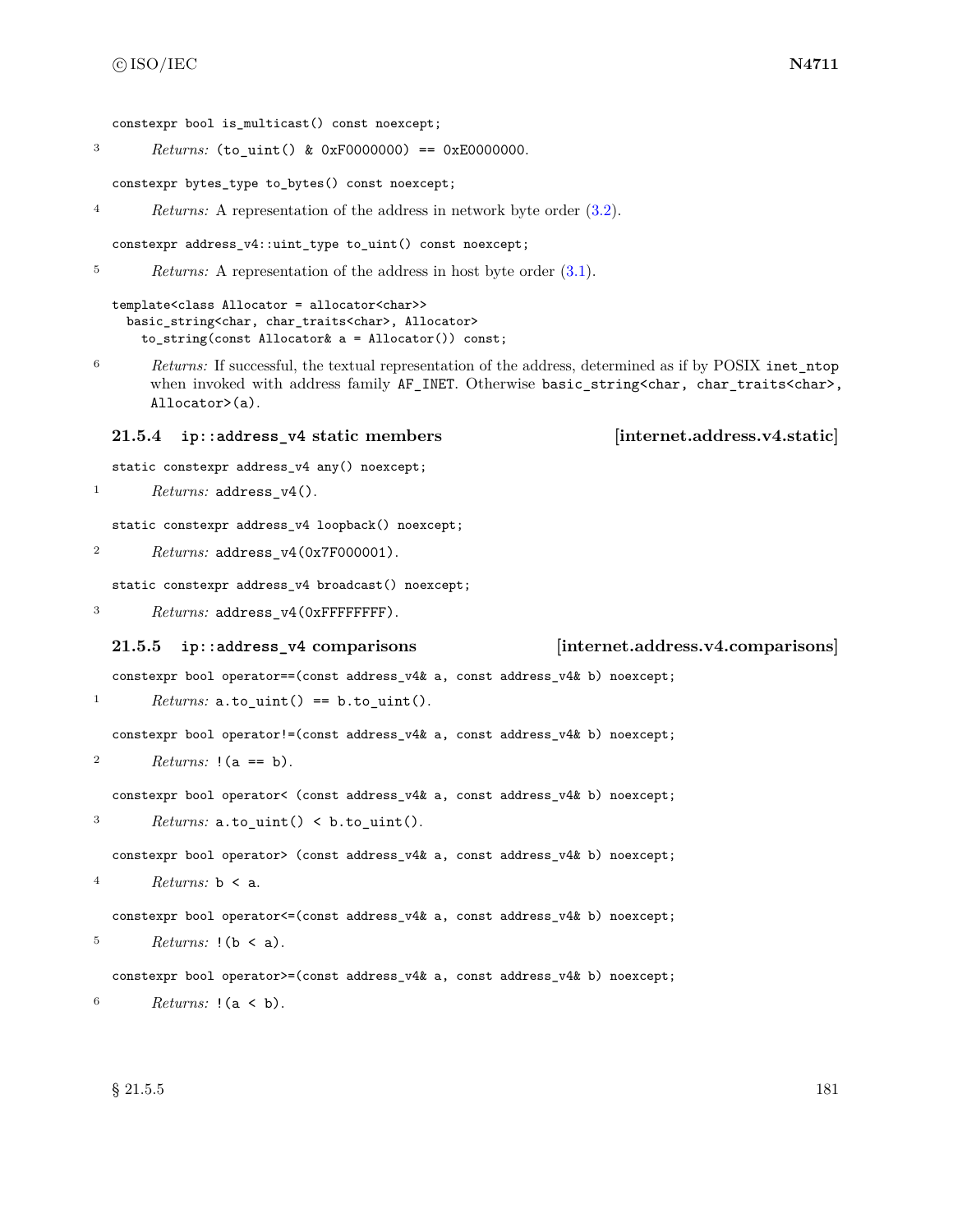```
constexpr bool is_multicast() const noexcept;
```

3 *Returns:* `(to_uint() & 0xF0000000) == 0xE0000000`.

```
constexpr bytes_type to_bytes() const noexcept;
```

4 *Returns:* A representation of the address in network byte order (3.2).

```
constexpr address_v4::uint_type to_uint() const noexcept;
```

5 *Returns:* A representation of the address in host byte order (3.1).

```
template<class Allocator = allocator<char>>
  basic_string<char, char_traits<char>, Allocator>
    to_string(const Allocator& a = Allocator()) const;
```

6 *Returns:* If successful, the textual representation of the address, determined as if by POSIX `inet_ntop` when invoked with address family `AF_INET`. Otherwise `basic_string<char, char_traits<char>, Allocator>(a)`.

### 21.5.4 `ip::address_v4` static members [internet.address.v4.static]

```
static constexpr address_v4 any() noexcept;
```

1 *Returns:* `address_v4()`.

```
static constexpr address_v4 loopback() noexcept;
```

2 *Returns:* `address_v4(0x7F000001)`.

```
static constexpr address_v4 broadcast() noexcept;
```

3 *Returns:* `address_v4(0xFFFFFFFF)`.

### 21.5.5 `ip::address_v4` comparisons [internet.address.v4.comparisons]

```
constexpr bool operator==(const address_v4& a, const address_v4& b) noexcept;
```

1 *Returns:* `a.to_uint() == b.to_uint()`.

```
constexpr bool operator!=(const address_v4& a, const address_v4& b) noexcept;
```

2 *Returns:* `!(a == b)`.

```
constexpr bool operator< (const address_v4& a, const address_v4& b) noexcept;
```

3 *Returns:* `a.to_uint() < b.to_uint()`.

```
constexpr bool operator> (const address_v4& a, const address_v4& b) noexcept;
```

4 *Returns:* `b < a`.

```
constexpr bool operator<=(const address_v4& a, const address_v4& b) noexcept;
```

5 *Returns:* `!(b < a)`.

```
constexpr bool operator>=(const address_v4& a, const address_v4& b) noexcept;
```

6 *Returns:* `!(a < b)`.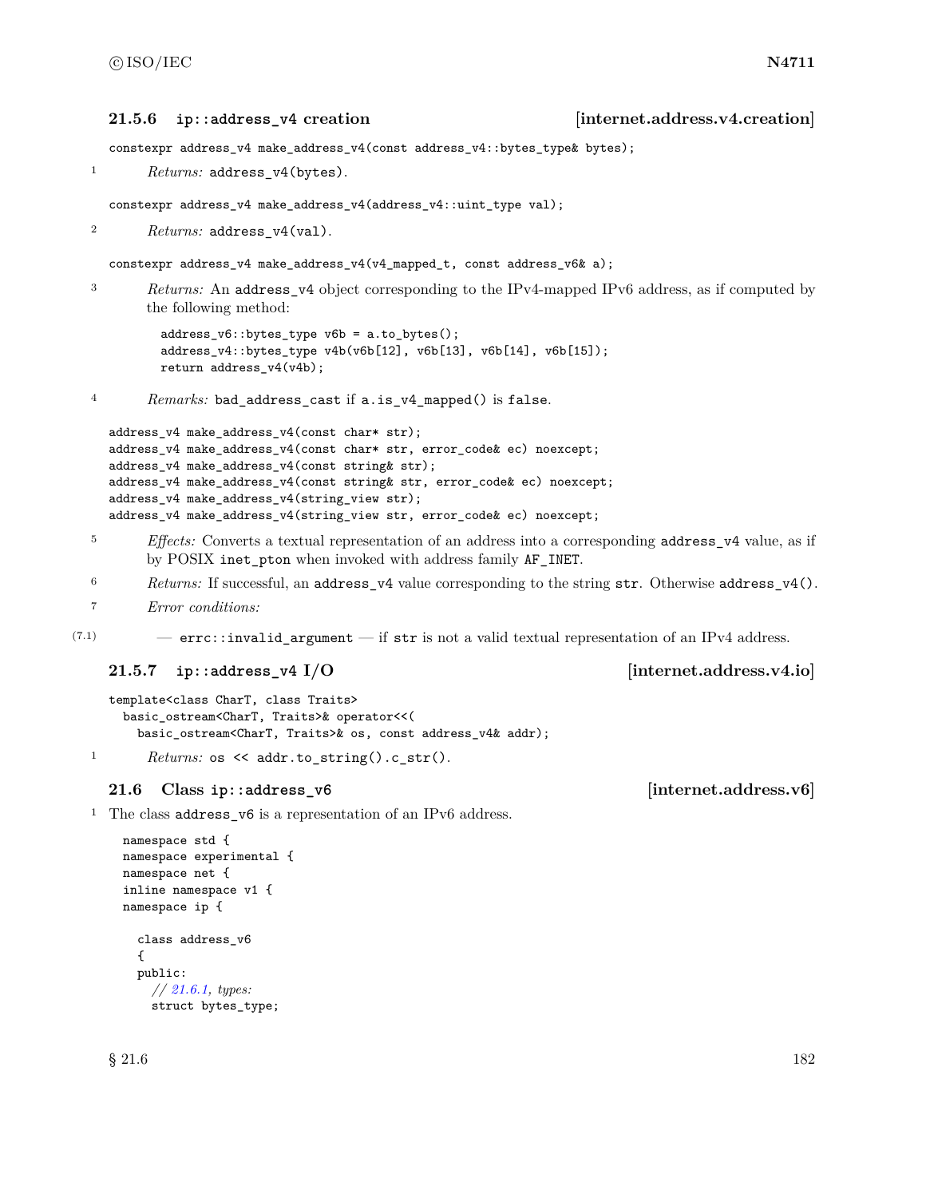### 21.5.6 ip::address_v4 creation [internet.address.v4.creation]

```
constexpr address_v4 make_address_v4(const address_v4::bytes_type& bytes);
```

1 *Returns:* `address_v4(bytes)`.

```
constexpr address_v4 make_address_v4(address_v4::uint_type val);
```

2 *Returns:* `address_v4(val)`.

```
constexpr address_v4 make_address_v4(v4_mapped_t, const address_v6& a);
```

3 *Returns:* An `address_v4` object corresponding to the IPv4-mapped IPv6 address, as if computed by the following method:

```
address_v6::bytes_type v6b = a.to_bytes();
address_v4::bytes_type v4b(v6b[12], v6b[13], v6b[14], v6b[15]);
return address_v4(v4b);
```

4 *Remarks:* `bad_address_cast` if `a.is_v4_mapped()` is `false`.

```
address_v4 make_address_v4(const char* str);
address_v4 make_address_v4(const char* str, error_code& ec) noexcept;
address_v4 make_address_v4(const string& str);
address_v4 make_address_v4(const string& str, error_code& ec) noexcept;
address_v4 make_address_v4(string_view str);
address_v4 make_address_v4(string_view str, error_code& ec) noexcept;
```

5 *Effects:* Converts a textual representation of an address into a corresponding `address_v4` value, as if by POSIX `inet_pton` when invoked with address family `AF_INET`.

6 *Returns:* If successful, an `address_v4` value corresponding to the string `str`. Otherwise `address_v4()`.

7 *Error conditions:*

(7.1) — `errc::invalid_argument` — if `str` is not a valid textual representation of an IPv4 address.

### 21.5.7 ip::address_v4 I/O [internet.address.v4.io]

```
template<class CharT, class Traits>
  basic_ostream<CharT, Traits>& operator<<(
    basic_ostream<CharT, Traits>& os, const address_v4& addr);
```

1 *Returns:* `os << addr.to_string().c_str()`.

## 21.6 Class ip::address_v6 [internet.address.v6]

1 The class `address_v6` is a representation of an IPv6 address.

```
namespace std {
namespace experimental {
namespace net {
inline namespace v1 {
namespace ip {

  class address_v6
  {
  public:
    // 21.6.1, types:
    struct bytes_type;
```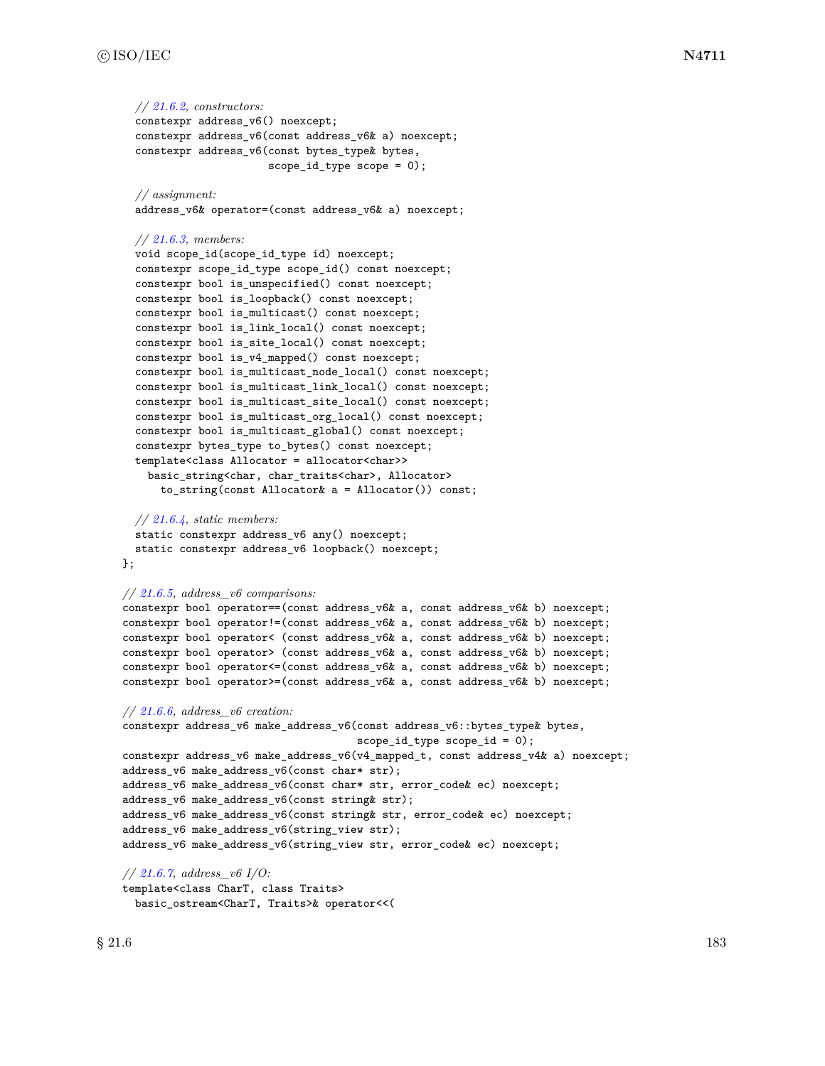```
    // 21.6.2, constructors:
    constexpr address_v6() noexcept;
    constexpr address_v6(const address_v6& a) noexcept;
    constexpr address_v6(const bytes_type& bytes,
                         scope_id_type scope = 0);

    // assignment:
    address_v6& operator=(const address_v6& a) noexcept;

    // 21.6.3, members:
    void scope_id(scope_id_type id) noexcept;
    constexpr scope_id_type scope_id() const noexcept;
    constexpr bool is_unspecified() const noexcept;
    constexpr bool is_loopback() const noexcept;
    constexpr bool is_multicast() const noexcept;
    constexpr bool is_link_local() const noexcept;
    constexpr bool is_site_local() const noexcept;
    constexpr bool is_v4_mapped() const noexcept;
    constexpr bool is_multicast_node_local() const noexcept;
    constexpr bool is_multicast_link_local() const noexcept;
    constexpr bool is_multicast_site_local() const noexcept;
    constexpr bool is_multicast_org_local() const noexcept;
    constexpr bool is_multicast_global() const noexcept;
    constexpr bytes_type to_bytes() const noexcept;
    template<class Allocator = allocator<char>>
      basic_string<char, char_traits<char>, Allocator>
        to_string(const Allocator& a = Allocator()) const;

    // 21.6.4, static members:
    static constexpr address_v6 any() noexcept;
    static constexpr address_v6 loopback() noexcept;
  };

  // 21.6.5, address_v6 comparisons:
  constexpr bool operator==(const address_v6& a, const address_v6& b) noexcept;
  constexpr bool operator!=(const address_v6& a, const address_v6& b) noexcept;
  constexpr bool operator< (const address_v6& a, const address_v6& b) noexcept;
  constexpr bool operator> (const address_v6& a, const address_v6& b) noexcept;
  constexpr bool operator<=(const address_v6& a, const address_v6& b) noexcept;
  constexpr bool operator>=(const address_v6& a, const address_v6& b) noexcept;

  // 21.6.6, address_v6 creation:
  constexpr address_v6 make_address_v6(const address_v6::bytes_type& bytes,
                                       scope_id_type scope_id = 0);
  constexpr address_v6 make_address_v6(v4_mapped_t, const address_v4& a) noexcept;
  address_v6 make_address_v6(const char* str);
  address_v6 make_address_v6(const char* str, error_code& ec) noexcept;
  address_v6 make_address_v6(const string& str);
  address_v6 make_address_v6(const string& str, error_code& ec) noexcept;
  address_v6 make_address_v6(string_view str);
  address_v6 make_address_v6(string_view str, error_code& ec) noexcept;

  // 21.6.7, address_v6 I/O:
  template<class CharT, class Traits>
    basic_ostream<CharT, Traits>& operator<<(
```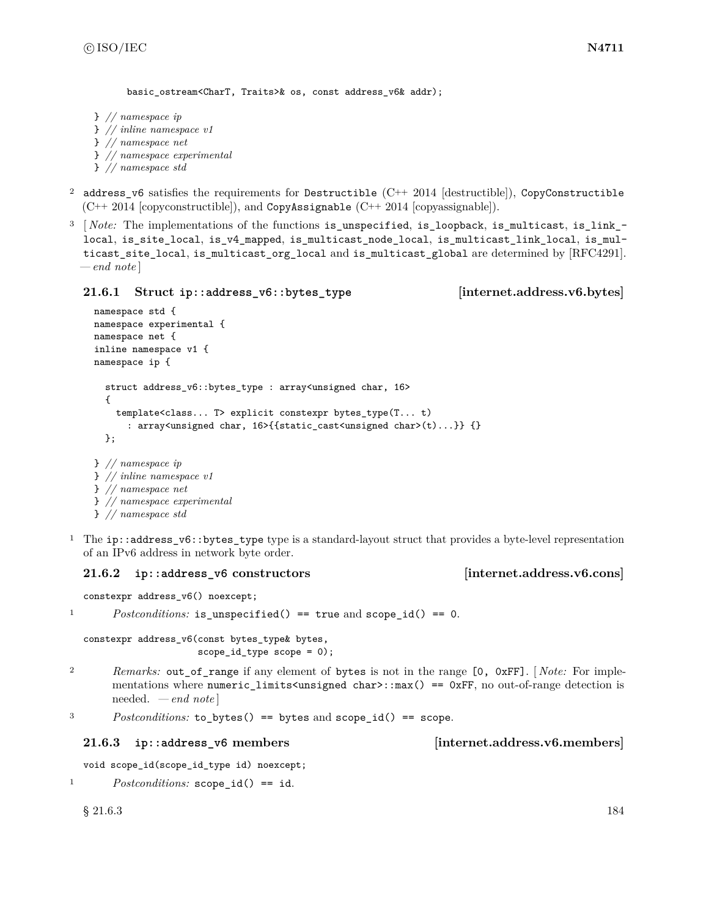```
    basic_ostream<CharT, Traits>& os, const address_v6& addr);

} // namespace ip
} // inline namespace v1
} // namespace net
} // namespace experimental
} // namespace std
```

2 `address_v6` satisfies the requirements for `Destructible` (C++ 2014 [destructible]), `CopyConstructible` (C++ 2014 [copyconstructible]), and `CopyAssignable` (C++ 2014 [copyassignable]).

3 [ *Note:* The implementations of the functions `is_unspecified`, `is_loopback`, `is_multicast`, `is_link_local`, `is_site_local`, `is_v4_mapped`, `is_multicast_node_local`, `is_multicast_link_local`, `is_multicast_site_local`, `is_multicast_org_local` and `is_multicast_global` are determined by [RFC4291]. — *end note* ]

### 21.6.1 Struct `ip::address_v6::bytes_type` [internet.address.v6.bytes]

```
namespace std {
namespace experimental {
namespace net {
inline namespace v1 {
namespace ip {

  struct address_v6::bytes_type : array<unsigned char, 16>
  {
    template<class... T> explicit constexpr bytes_type(T... t)
      : array<unsigned char, 16>{{static_cast<unsigned char>(t)...}} {}
  };

} // namespace ip
} // inline namespace v1
} // namespace net
} // namespace experimental
} // namespace std
```

1 The `ip::address_v6::bytes_type` type is a standard-layout struct that provides a byte-level representation of an IPv6 address in network byte order.

### 21.6.2 `ip::address_v6` constructors [internet.address.v6.cons]

```
constexpr address_v6() noexcept;
```

1 *Postconditions:* `is_unspecified() == true` and `scope_id() == 0`.

```
constexpr address_v6(const bytes_type& bytes,
                     scope_id_type scope = 0);
```

2 *Remarks:* `out_of_range` if any element of `bytes` is not in the range `[0, 0xFF]`. [ *Note:* For implementations where `numeric_limits<unsigned char>::max() == 0xFF`, no out-of-range detection is needed. — *end note* ]

3 *Postconditions:* `to_bytes() == bytes` and `scope_id() == scope`.

### 21.6.3 `ip::address_v6` members [internet.address.v6.members]

```
void scope_id(scope_id_type id) noexcept;
```

1 *Postconditions:* `scope_id() == id`.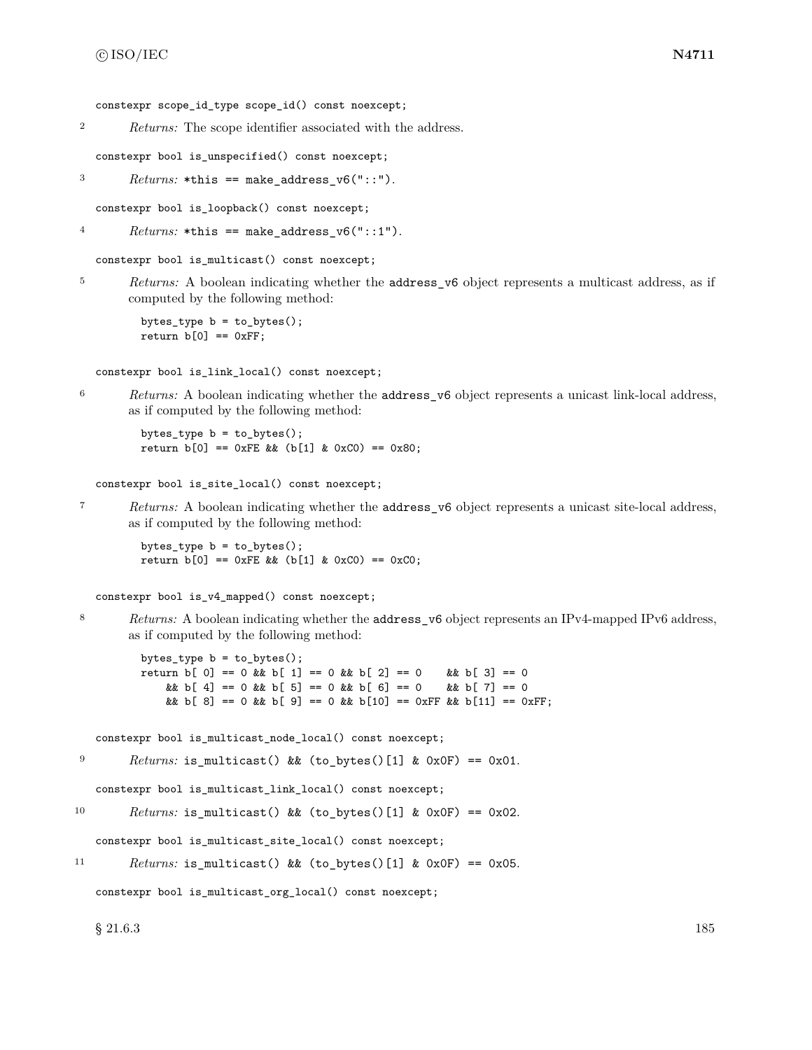```
constexpr scope_id_type scope_id() const noexcept;
```

2 *Returns:* The scope identifier associated with the address.

```
constexpr bool is_unspecified() const noexcept;
```

3 *Returns:* `*this == make_address_v6("::")`.

```
constexpr bool is_loopback() const noexcept;
```

4 *Returns:* `*this == make_address_v6("::1")`.

```
constexpr bool is_multicast() const noexcept;
```

5 *Returns:* A boolean indicating whether the `address_v6` object represents a multicast address, as if computed by the following method:

```
bytes_type b = to_bytes();
return b[0] == 0xFF;
```

```
constexpr bool is_link_local() const noexcept;
```

6 *Returns:* A boolean indicating whether the `address_v6` object represents a unicast link-local address, as if computed by the following method:

```
bytes_type b = to_bytes();
return b[0] == 0xFE && (b[1] & 0xC0) == 0x80;
```

```
constexpr bool is_site_local() const noexcept;
```

7 *Returns:* A boolean indicating whether the `address_v6` object represents a unicast site-local address, as if computed by the following method:

```
bytes_type b = to_bytes();
return b[0] == 0xFE && (b[1] & 0xC0) == 0xC0;
```

```
constexpr bool is_v4_mapped() const noexcept;
```

8 *Returns:* A boolean indicating whether the `address_v6` object represents an IPv4-mapped IPv6 address, as if computed by the following method:

```
bytes_type b = to_bytes();
return b[ 0] == 0 && b[ 1] == 0 && b[ 2] == 0    && b[ 3] == 0
    && b[ 4] == 0 && b[ 5] == 0 && b[ 6] == 0    && b[ 7] == 0
    && b[ 8] == 0 && b[ 9] == 0 && b[10] == 0xFF && b[11] == 0xFF;
```

```
constexpr bool is_multicast_node_local() const noexcept;
```

9 *Returns:* `is_multicast() && (to_bytes()[1] & 0x0F) == 0x01`.

```
constexpr bool is_multicast_link_local() const noexcept;
```

10 *Returns:* `is_multicast() && (to_bytes()[1] & 0x0F) == 0x02`.

```
constexpr bool is_multicast_site_local() const noexcept;
```

11 *Returns:* `is_multicast() && (to_bytes()[1] & 0x0F) == 0x05`.

```
constexpr bool is_multicast_org_local() const noexcept;
```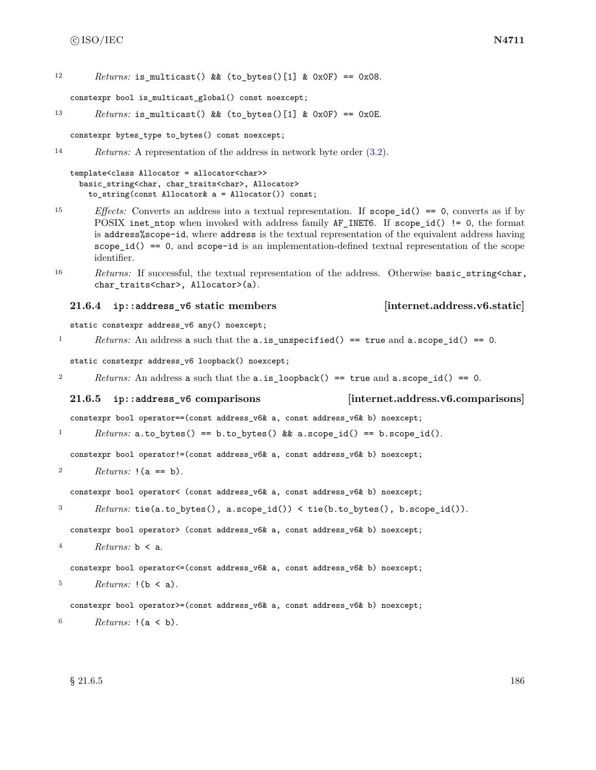12 *Returns:* `is_multicast() && (to_bytes()[1] & 0x0F) == 0x08`.

```
constexpr bool is_multicast_global() const noexcept;
```

13 *Returns:* `is_multicast() && (to_bytes()[1] & 0x0F) == 0x0E`.

```
constexpr bytes_type to_bytes() const noexcept;
```

14 *Returns:* A representation of the address in network byte order (3.2).

```
template<class Allocator = allocator<char>>
  basic_string<char, char_traits<char>, Allocator>
    to_string(const Allocator& a = Allocator()) const;
```

15 *Effects:* Converts an address into a textual representation. If `scope_id() == 0`, converts as if by POSIX `inet_ntop` when invoked with address family `AF_INET6`. If `scope_id() != 0`, the format is `address%scope-id`, where `address` is the textual representation of the equivalent address having `scope_id() == 0`, and `scope-id` is an implementation-defined textual representation of the scope identifier.

16 *Returns:* If successful, the textual representation of the address. Otherwise `basic_string<char, char_traits<char>, Allocator>(a)`.

### 21.6.4 ip::address_v6 static members [internet.address.v6.static]

```
static constexpr address_v6 any() noexcept;
```

1 *Returns:* An address `a` such that the `a.is_unspecified() == true` and `a.scope_id() == 0`.

```
static constexpr address_v6 loopback() noexcept;
```

2 *Returns:* An address `a` such that the `a.is_loopback() == true` and `a.scope_id() == 0`.

### 21.6.5 ip::address_v6 comparisons [internet.address.v6.comparisons]

```
constexpr bool operator==(const address_v6& a, const address_v6& b) noexcept;
```

1 *Returns:* `a.to_bytes() == b.to_bytes() && a.scope_id() == b.scope_id()`.

```
constexpr bool operator!=(const address_v6& a, const address_v6& b) noexcept;
```

2 *Returns:* `!(a == b)`.

```
constexpr bool operator< (const address_v6& a, const address_v6& b) noexcept;
```

3 *Returns:* `tie(a.to_bytes(), a.scope_id()) < tie(b.to_bytes(), b.scope_id())`.

```
constexpr bool operator> (const address_v6& a, const address_v6& b) noexcept;
```

4 *Returns:* `b < a`.

```
constexpr bool operator<=(const address_v6& a, const address_v6& b) noexcept;
```

5 *Returns:* `!(b < a)`.

```
constexpr bool operator>=(const address_v6& a, const address_v6& b) noexcept;
```

6 *Returns:* `!(a < b)`.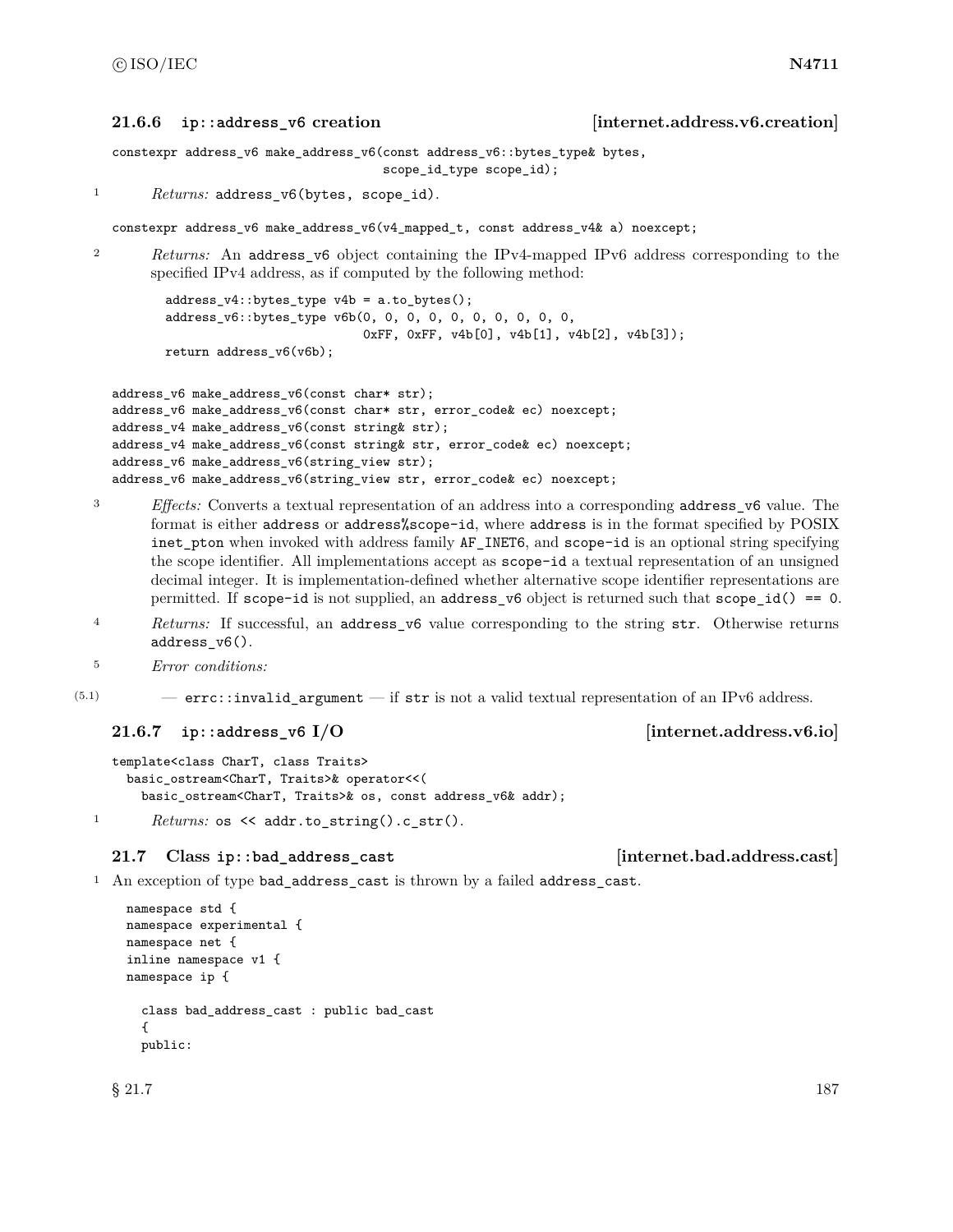### 21.6.6 ip::address_v6 creation [internet.address.v6.creation]

```
constexpr address_v6 make_address_v6(const address_v6::bytes_type& bytes,
                                     scope_id_type scope_id);
```

1 *Returns:* `address_v6(bytes, scope_id)`.

```
constexpr address_v6 make_address_v6(v4_mapped_t, const address_v4& a) noexcept;
```

2 *Returns:* An `address_v6` object containing the IPv4-mapped IPv6 address corresponding to the specified IPv4 address, as if computed by the following method:

```
address_v4::bytes_type v4b = a.to_bytes();
address_v6::bytes_type v6b(0, 0, 0, 0, 0, 0, 0, 0, 0, 0,
                           0xFF, 0xFF, v4b[0], v4b[1], v4b[2], v4b[3]);
return address_v6(v6b);
```

```
address_v6 make_address_v6(const char* str);
address_v6 make_address_v6(const char* str, error_code& ec) noexcept;
address_v4 make_address_v6(const string& str);
address_v4 make_address_v6(const string& str, error_code& ec) noexcept;
address_v6 make_address_v6(string_view str);
address_v6 make_address_v6(string_view str, error_code& ec) noexcept;
```

3 *Effects:* Converts a textual representation of an address into a corresponding `address_v6` value. The format is either `address` or `address%scope-id`, where `address` is in the format specified by POSIX `inet_pton` when invoked with address family `AF_INET6`, and `scope-id` is an optional string specifying the scope identifier. All implementations accept as `scope-id` a textual representation of an unsigned decimal integer. It is implementation-defined whether alternative scope identifier representations are permitted. If `scope-id` is not supplied, an `address_v6` object is returned such that `scope_id() == 0`.

4 *Returns:* If successful, an `address_v6` value corresponding to the string `str`. Otherwise returns `address_v6()`.

5 *Error conditions:*

(5.1) — `errc::invalid_argument` — if `str` is not a valid textual representation of an IPv6 address.

### 21.6.7 ip::address_v6 I/O [internet.address.v6.io]

```
template<class CharT, class Traits>
  basic_ostream<CharT, Traits>& operator<<(
    basic_ostream<CharT, Traits>& os, const address_v6& addr);
```

1 *Returns:* `os << addr.to_string().c_str()`.

## 21.7 Class ip::bad_address_cast [internet.bad.address.cast]

1 An exception of type `bad_address_cast` is thrown by a failed `address_cast`.

```
namespace std {
namespace experimental {
namespace net {
inline namespace v1 {
namespace ip {

  class bad_address_cast : public bad_cast
  {
  public:
```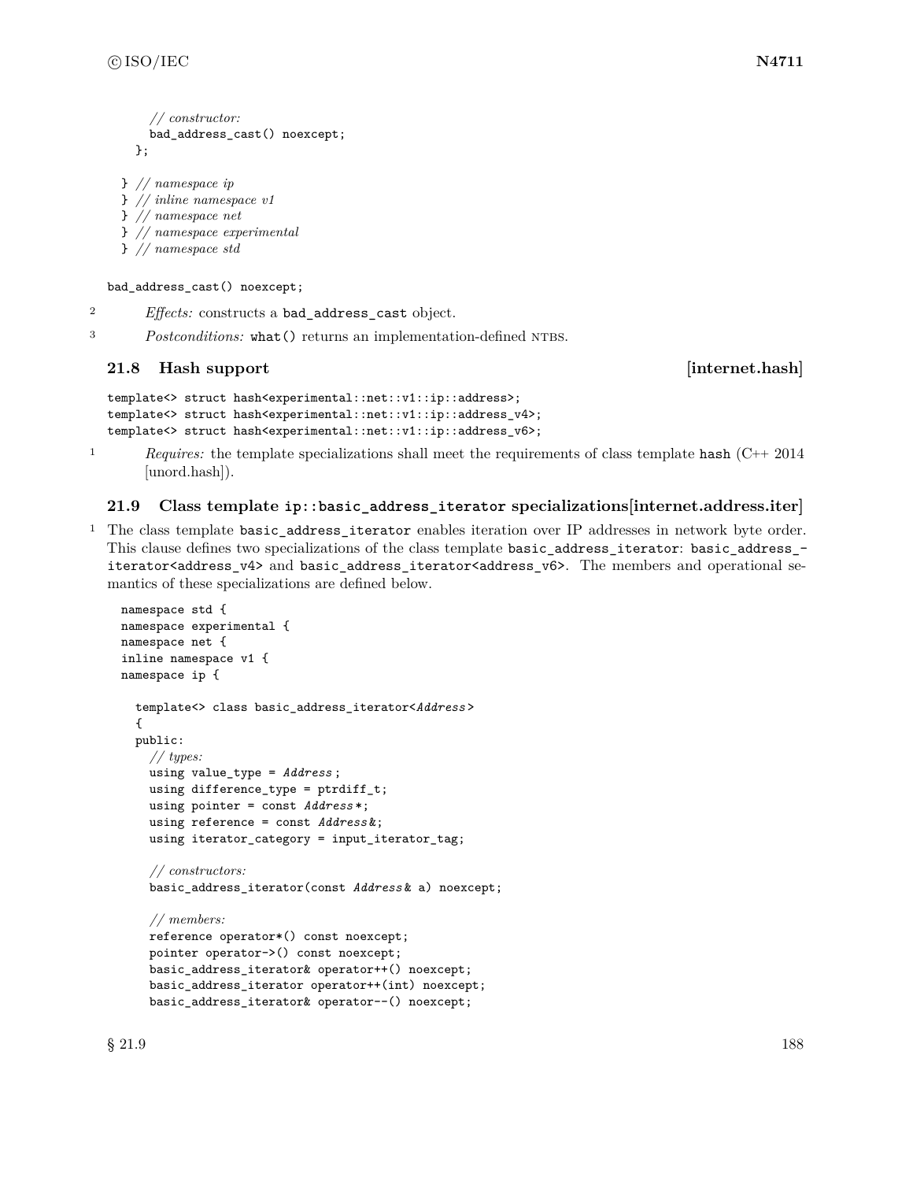```
    // constructor:
    bad_address_cast() noexcept;
  };

} // namespace ip
} // inline namespace v1
} // namespace net
} // namespace experimental
} // namespace std
```

```
bad_address_cast() noexcept;
```

2 *Effects:* constructs a `bad_address_cast` object.

3 *Postconditions:* `what()` returns an implementation-defined NTBS.

## 21.8 Hash support [internet.hash]

```
template<> struct hash<experimental::net::v1::ip::address>;
template<> struct hash<experimental::net::v1::ip::address_v4>;
template<> struct hash<experimental::net::v1::ip::address_v6>;
```

1 *Requires:* the template specializations shall meet the requirements of class template `hash` (C++ 2014 [unord.hash]).

## 21.9 Class template `ip::basic_address_iterator` specializations [internet.address.iter]

1 The class template `basic_address_iterator` enables iteration over IP addresses in network byte order. This clause defines two specializations of the class template `basic_address_iterator`: `basic_address_iterator<address_v4>` and `basic_address_iterator<address_v6>`. The members and operational semantics of these specializations are defined below.

```
namespace std {
namespace experimental {
namespace net {
inline namespace v1 {
namespace ip {

  template<> class basic_address_iterator<Address>
  {
  public:
    // types:
    using value_type = Address;
    using difference_type = ptrdiff_t;
    using pointer = const Address*;
    using reference = const Address&;
    using iterator_category = input_iterator_tag;

    // constructors:
    basic_address_iterator(const Address& a) noexcept;

    // members:
    reference operator*() const noexcept;
    pointer operator->() const noexcept;
    basic_address_iterator& operator++() noexcept;
    basic_address_iterator operator++(int) noexcept;
    basic_address_iterator& operator--() noexcept;
```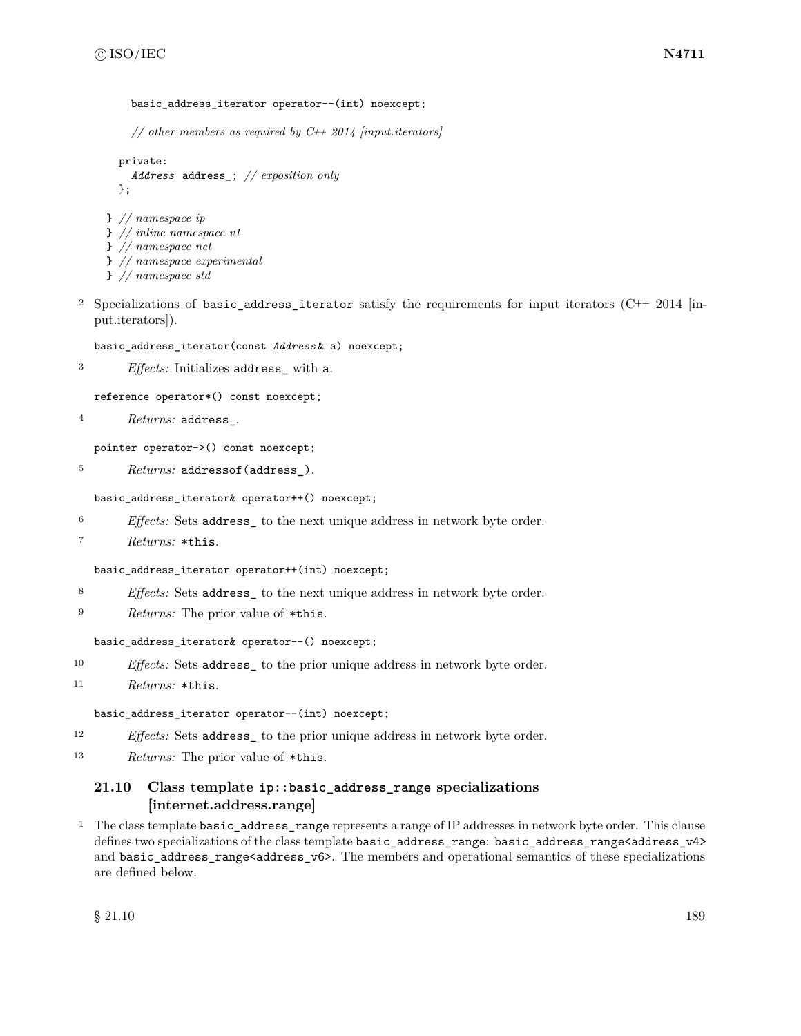```
    basic_address_iterator operator--(int) noexcept;

    // other members as required by C++ 2014 [input.iterators]

  private:
    Address address_; // exposition only
  };

} // namespace ip
} // inline namespace v1
} // namespace net
} // namespace experimental
} // namespace std
```

2 Specializations of `basic_address_iterator` satisfy the requirements for input iterators (C++ 2014 [input.iterators]).

```
basic_address_iterator(const Address& a) noexcept;
```

3 *Effects:* Initializes `address_` with `a`.

```
reference operator*() const noexcept;
```

4 *Returns:* `address_`.

```
pointer operator->() const noexcept;
```

5 *Returns:* `addressof(address_)`.

```
basic_address_iterator& operator++() noexcept;
```

6 *Effects:* Sets `address_` to the next unique address in network byte order.

7 *Returns:* `*this`.

```
basic_address_iterator operator++(int) noexcept;
```

8 *Effects:* Sets `address_` to the next unique address in network byte order.

9 *Returns:* The prior value of `*this`.

```
basic_address_iterator& operator--() noexcept;
```

10 *Effects:* Sets `address_` to the prior unique address in network byte order.

11 *Returns:* `*this`.

```
basic_address_iterator operator--(int) noexcept;
```

12 *Effects:* Sets `address_` to the prior unique address in network byte order.

13 *Returns:* The prior value of `*this`.

## 21.10 Class template `ip::basic_address_range` specializations [internet.address.range]

1 The class template `basic_address_range` represents a range of IP addresses in network byte order. This clause defines two specializations of the class template `basic_address_range`: `basic_address_range<address_v4>` and `basic_address_range<address_v6>`. The members and operational semantics of these specializations are defined below.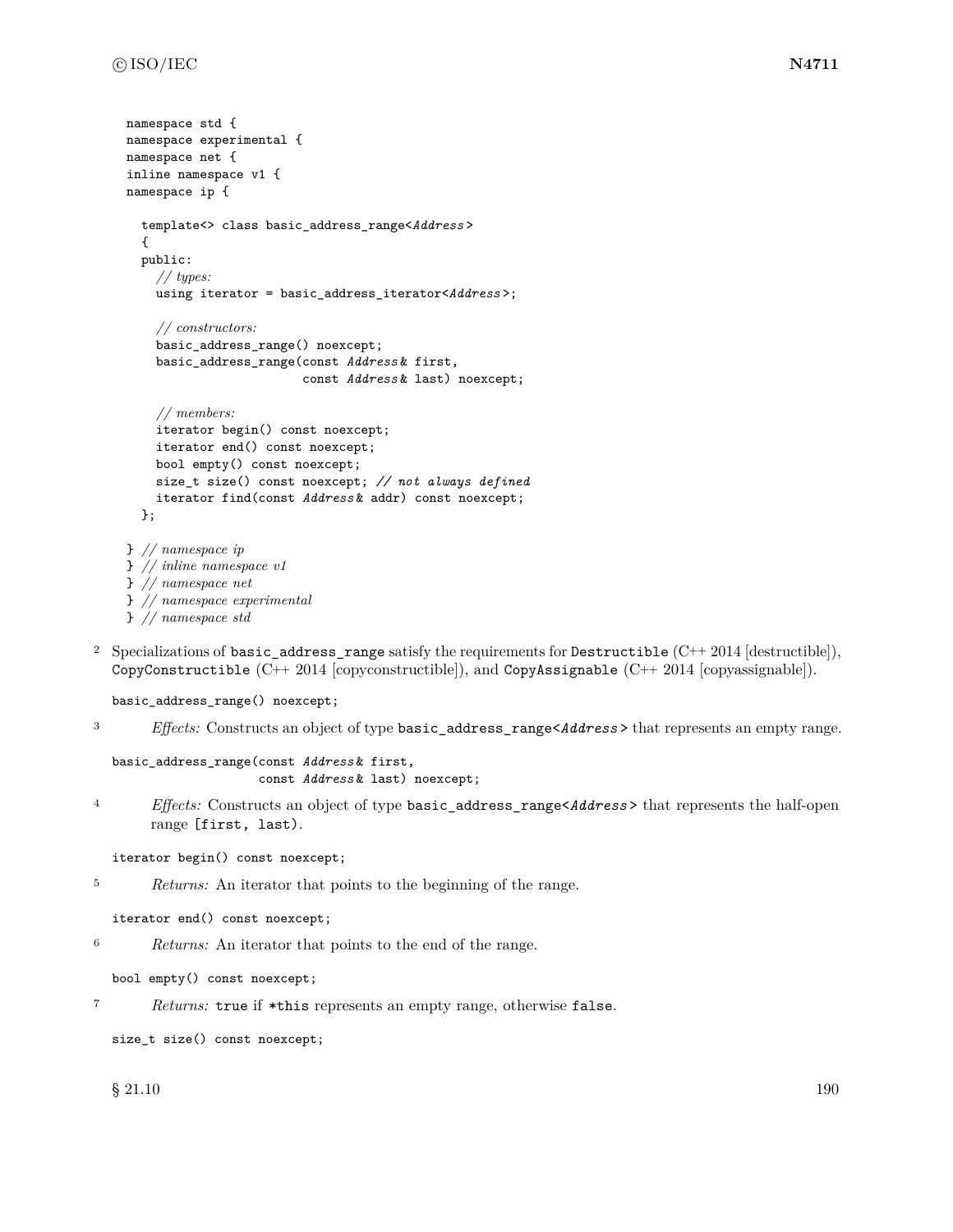```
namespace std {
namespace experimental {
namespace net {
inline namespace v1 {
namespace ip {

  template<> class basic_address_range<Address>
  {
  public:
    // types:
    using iterator = basic_address_iterator<Address>;

    // constructors:
    basic_address_range() noexcept;
    basic_address_range(const Address& first,
                        const Address& last) noexcept;

    // members:
    iterator begin() const noexcept;
    iterator end() const noexcept;
    bool empty() const noexcept;
    size_t size() const noexcept; // not always defined
    iterator find(const Address& addr) const noexcept;
  };

} // namespace ip
} // inline namespace v1
} // namespace net
} // namespace experimental
} // namespace std
```

2 Specializations of `basic_address_range` satisfy the requirements for `Destructible` (C++ 2014 [destructible]), `CopyConstructible` (C++ 2014 [copyconstructible]), and `CopyAssignable` (C++ 2014 [copyassignable]).

```
basic_address_range() noexcept;
```

3 *Effects:* Constructs an object of type `basic_address_range<Address>` that represents an empty range.

```
basic_address_range(const Address& first,
                    const Address& last) noexcept;
```

4 *Effects:* Constructs an object of type `basic_address_range<Address>` that represents the half-open range `[first, last)`.

```
iterator begin() const noexcept;
```

5 *Returns:* An iterator that points to the beginning of the range.

```
iterator end() const noexcept;
```

6 *Returns:* An iterator that points to the end of the range.

```
bool empty() const noexcept;
```

7 *Returns:* `true` if `*this` represents an empty range, otherwise `false`.

```
size_t size() const noexcept;
```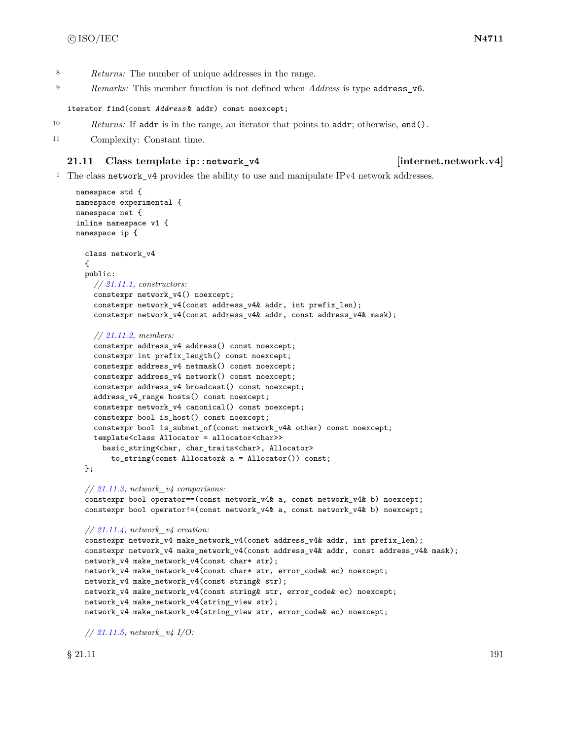8 *Returns:* The number of unique addresses in the range.

9 *Remarks:* This member function is not defined when *Address* is type `address_v6`.

```
iterator find(const Address& addr) const noexcept;
```

10 *Returns:* If `addr` is in the range, an iterator that points to `addr`; otherwise, `end()`.

11 Complexity: Constant time.

## 21.11 Class template `ip::network_v4` [internet.network.v4]

1 The class `network_v4` provides the ability to use and manipulate IPv4 network addresses.

```
namespace std {
namespace experimental {
namespace net {
inline namespace v1 {
namespace ip {

  class network_v4
  {
  public:
    // 21.11.1, constructors:
    constexpr network_v4() noexcept;
    constexpr network_v4(const address_v4& addr, int prefix_len);
    constexpr network_v4(const address_v4& addr, const address_v4& mask);

    // 21.11.2, members:
    constexpr address_v4 address() const noexcept;
    constexpr int prefix_length() const noexcept;
    constexpr address_v4 netmask() const noexcept;
    constexpr address_v4 network() const noexcept;
    constexpr address_v4 broadcast() const noexcept;
    address_v4_range hosts() const noexcept;
    constexpr network_v4 canonical() const noexcept;
    constexpr bool is_host() const noexcept;
    constexpr bool is_subnet_of(const network_v4& other) const noexcept;
    template<class Allocator = allocator<char>>
      basic_string<char, char_traits<char>, Allocator>
        to_string(const Allocator& a = Allocator()) const;
  };

  // 21.11.3, network_v4 comparisons:
  constexpr bool operator==(const network_v4& a, const network_v4& b) noexcept;
  constexpr bool operator!=(const network_v4& a, const network_v4& b) noexcept;

  // 21.11.4, network_v4 creation:
  constexpr network_v4 make_network_v4(const address_v4& addr, int prefix_len);
  constexpr network_v4 make_network_v4(const address_v4& addr, const address_v4& mask);
  network_v4 make_network_v4(const char* str);
  network_v4 make_network_v4(const char* str, error_code& ec) noexcept;
  network_v4 make_network_v4(const string& str);
  network_v4 make_network_v4(const string& str, error_code& ec) noexcept;
  network_v4 make_network_v4(string_view str);
  network_v4 make_network_v4(string_view str, error_code& ec) noexcept;

  // 21.11.5, network_v4 I/O:
```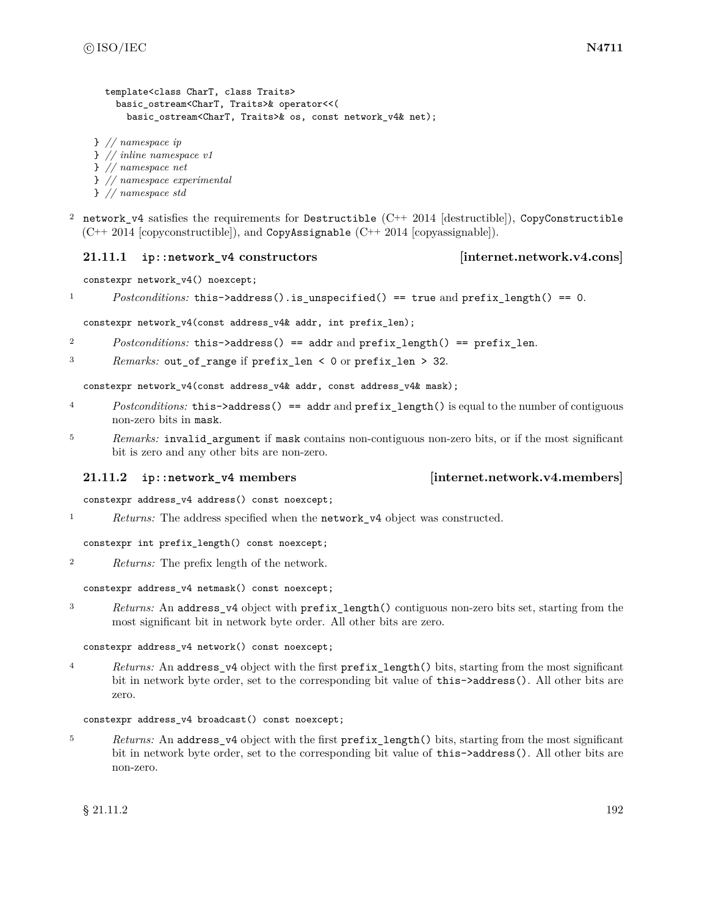```
template<class CharT, class Traits>
  basic_ostream<CharT, Traits>& operator<<(
    basic_ostream<CharT, Traits>& os, const network_v4& net);

} // namespace ip
} // inline namespace v1
} // namespace net
} // namespace experimental
} // namespace std
```

2 `network_v4` satisfies the requirements for `Destructible` (C++ 2014 [destructible]), `CopyConstructible` (C++ 2014 [copyconstructible]), and `CopyAssignable` (C++ 2014 [copyassignable]).

### 21.11.1 ip::network_v4 constructors [internet.network.v4.cons]

```
constexpr network_v4() noexcept;
```

1 *Postconditions:* `this->address().is_unspecified() == true` and `prefix_length() == 0`.

```
constexpr network_v4(const address_v4& addr, int prefix_len);
```

2 *Postconditions:* `this->address() == addr` and `prefix_length() == prefix_len`.

3 *Remarks:* `out_of_range` if `prefix_len < 0` or `prefix_len > 32`.

```
constexpr network_v4(const address_v4& addr, const address_v4& mask);
```

4 *Postconditions:* `this->address() == addr` and `prefix_length()` is equal to the number of contiguous non-zero bits in `mask`.

5 *Remarks:* `invalid_argument` if `mask` contains non-contiguous non-zero bits, or if the most significant bit is zero and any other bits are non-zero.

### 21.11.2 ip::network_v4 members [internet.network.v4.members]

```
constexpr address_v4 address() const noexcept;
```

1 *Returns:* The address specified when the `network_v4` object was constructed.

```
constexpr int prefix_length() const noexcept;
```

2 *Returns:* The prefix length of the network.

```
constexpr address_v4 netmask() const noexcept;
```

3 *Returns:* An `address_v4` object with `prefix_length()` contiguous non-zero bits set, starting from the most significant bit in network byte order. All other bits are zero.

```
constexpr address_v4 network() const noexcept;
```

4 *Returns:* An `address_v4` object with the first `prefix_length()` bits, starting from the most significant bit in network byte order, set to the corresponding bit value of `this->address()`. All other bits are zero.

```
constexpr address_v4 broadcast() const noexcept;
```

5 *Returns:* An `address_v4` object with the first `prefix_length()` bits, starting from the most significant bit in network byte order, set to the corresponding bit value of `this->address()`. All other bits are non-zero.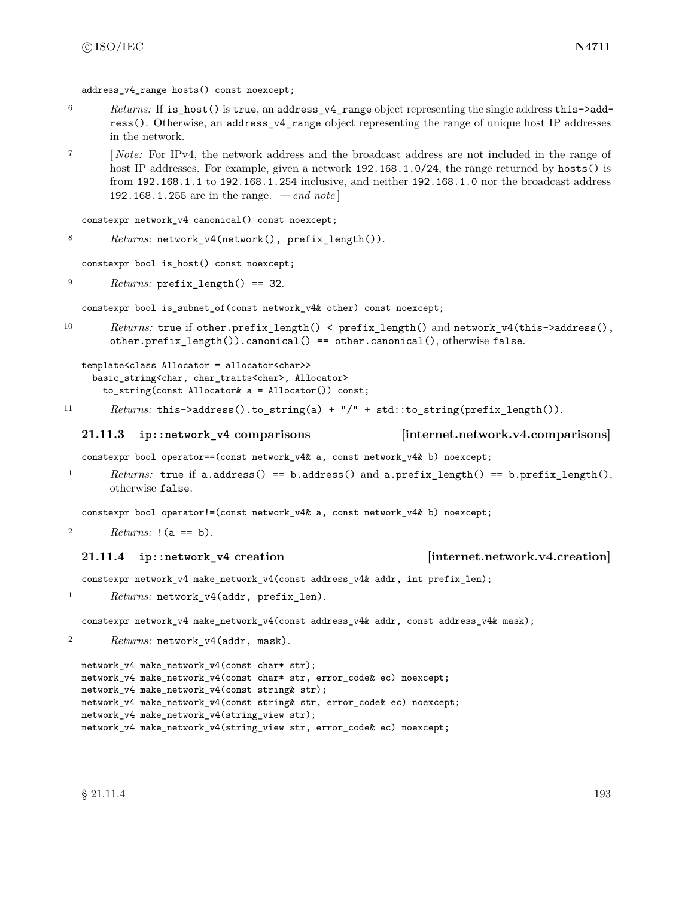```
address_v4_range hosts() const noexcept;
```

6 *Returns:* If `is_host()` is `true`, an `address_v4_range` object representing the single address `this->address()`. Otherwise, an `address_v4_range` object representing the range of unique host IP addresses in the network.

7 [ *Note:* For IPv4, the network address and the broadcast address are not included in the range of host IP addresses. For example, given a network `192.168.1.0/24`, the range returned by `hosts()` is from `192.168.1.1` to `192.168.1.254` inclusive, and neither `192.168.1.0` nor the broadcast address `192.168.1.255` are in the range. — *end note* ]

```
constexpr network_v4 canonical() const noexcept;
```

8 *Returns:* `network_v4(network(), prefix_length())`.

```
constexpr bool is_host() const noexcept;
```

9 *Returns:* `prefix_length() == 32`.

```
constexpr bool is_subnet_of(const network_v4& other) const noexcept;
```

10 *Returns:* `true` if `other.prefix_length() < prefix_length()` and `network_v4(this->address(), other.prefix_length()).canonical() == other.canonical()`, otherwise `false`.

```
template<class Allocator = allocator<char>>
  basic_string<char, char_traits<char>, Allocator>
    to_string(const Allocator& a = Allocator()) const;
```

11 *Returns:* `this->address().to_string(a) + "/" + std::to_string(prefix_length())`.

### 21.11.3 ip::network_v4 comparisons [internet.network.v4.comparisons]

```
constexpr bool operator==(const network_v4& a, const network_v4& b) noexcept;
```

1 *Returns:* `true` if `a.address() == b.address()` and `a.prefix_length() == b.prefix_length()`, otherwise `false`.

```
constexpr bool operator!=(const network_v4& a, const network_v4& b) noexcept;
```

2 *Returns:* `!(a == b)`.

### 21.11.4 ip::network_v4 creation [internet.network.v4.creation]

```
constexpr network_v4 make_network_v4(const address_v4& addr, int prefix_len);
```

1 *Returns:* `network_v4(addr, prefix_len)`.

```
constexpr network_v4 make_network_v4(const address_v4& addr, const address_v4& mask);
```

2 *Returns:* `network_v4(addr, mask)`.

```
network_v4 make_network_v4(const char* str);
network_v4 make_network_v4(const char* str, error_code& ec) noexcept;
network_v4 make_network_v4(const string& str);
network_v4 make_network_v4(const string& str, error_code& ec) noexcept;
network_v4 make_network_v4(string_view str);
network_v4 make_network_v4(string_view str, error_code& ec) noexcept;
```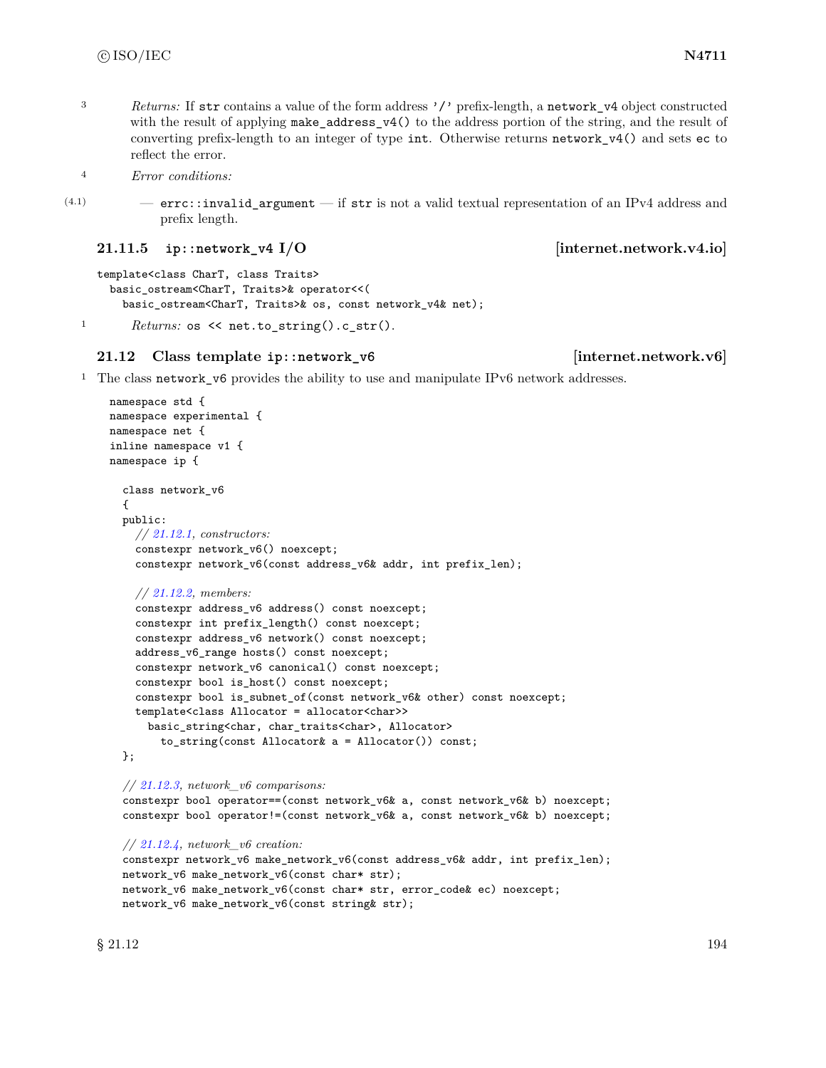3 *Returns:* If `str` contains a value of the form address `'/'` prefix-length, a `network_v4` object constructed with the result of applying `make_address_v4()` to the address portion of the string, and the result of converting prefix-length to an integer of type `int`. Otherwise returns `network_v4()` and sets `ec` to reflect the error.

4 *Error conditions:*

(4.1) — `errc::invalid_argument` — if `str` is not a valid textual representation of an IPv4 address and prefix length.

### 21.11.5 `ip::network_v4` I/O [internet.network.v4.io]

```
template<class CharT, class Traits>
  basic_ostream<CharT, Traits>& operator<<(
    basic_ostream<CharT, Traits>& os, const network_v4& net);
```

1 *Returns:* `os << net.to_string().c_str()`.

## 21.12 Class template `ip::network_v6` [internet.network.v6]

1 The class `network_v6` provides the ability to use and manipulate IPv6 network addresses.

```
namespace std {
namespace experimental {
namespace net {
inline namespace v1 {
namespace ip {

  class network_v6
  {
  public:
    // 21.12.1, constructors:
    constexpr network_v6() noexcept;
    constexpr network_v6(const address_v6& addr, int prefix_len);

    // 21.12.2, members:
    constexpr address_v6 address() const noexcept;
    constexpr int prefix_length() const noexcept;
    constexpr address_v6 network() const noexcept;
    address_v6_range hosts() const noexcept;
    constexpr network_v6 canonical() const noexcept;
    constexpr bool is_host() const noexcept;
    constexpr bool is_subnet_of(const network_v6& other) const noexcept;
    template<class Allocator = allocator<char>>
      basic_string<char, char_traits<char>, Allocator>
        to_string(const Allocator& a = Allocator()) const;
  };

  // 21.12.3, network_v6 comparisons:
  constexpr bool operator==(const network_v6& a, const network_v6& b) noexcept;
  constexpr bool operator!=(const network_v6& a, const network_v6& b) noexcept;

  // 21.12.4, network_v6 creation:
  constexpr network_v6 make_network_v6(const address_v6& addr, int prefix_len);
  network_v6 make_network_v6(const char* str);
  network_v6 make_network_v6(const char* str, error_code& ec) noexcept;
  network_v6 make_network_v6(const string& str);
```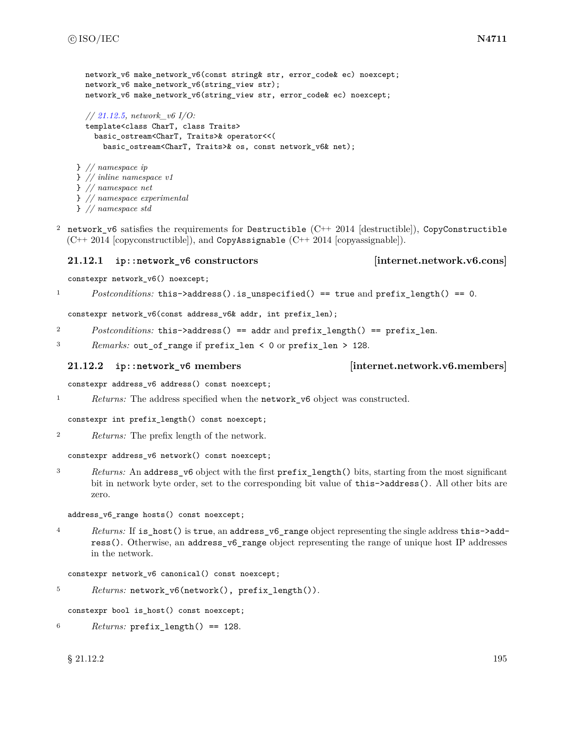```
    network_v6 make_network_v6(const string& str, error_code& ec) noexcept;
    network_v6 make_network_v6(string_view str);
    network_v6 make_network_v6(string_view str, error_code& ec) noexcept;

    // 21.12.5, network_v6 I/O:
    template<class CharT, class Traits>
      basic_ostream<CharT, Traits>& operator<<(
        basic_ostream<CharT, Traits>& os, const network_v6& net);

  } // namespace ip
  } // inline namespace v1
  } // namespace net
  } // namespace experimental
  } // namespace std
```

2 `network_v6` satisfies the requirements for `Destructible` (C++ 2014 [destructible]), `CopyConstructible` (C++ 2014 [copyconstructible]), and `CopyAssignable` (C++ 2014 [copyassignable]).

### 21.12.1 ip::network_v6 constructors [internet.network.v6.cons]

`constexpr network_v6() noexcept;`

1 *Postconditions:* `this->address().is_unspecified() == true` and `prefix_length() == 0`.

`constexpr network_v6(const address_v6& addr, int prefix_len);`

2 *Postconditions:* `this->address() == addr` and `prefix_length() == prefix_len`.

3 *Remarks:* `out_of_range` if `prefix_len < 0` or `prefix_len > 128`.

### 21.12.2 ip::network_v6 members [internet.network.v6.members]

`constexpr address_v6 address() const noexcept;`

1 *Returns:* The address specified when the `network_v6` object was constructed.

`constexpr int prefix_length() const noexcept;`

2 *Returns:* The prefix length of the network.

`constexpr address_v6 network() const noexcept;`

3 *Returns:* An `address_v6` object with the first `prefix_length()` bits, starting from the most significant bit in network byte order, set to the corresponding bit value of `this->address()`. All other bits are zero.

`address_v6_range hosts() const noexcept;`

4 *Returns:* If `is_host()` is `true`, an `address_v6_range` object representing the single address `this->address()`. Otherwise, an `address_v6_range` object representing the range of unique host IP addresses in the network.

`constexpr network_v6 canonical() const noexcept;`

5 *Returns:* `network_v6(network(), prefix_length())`.

`constexpr bool is_host() const noexcept;`

6 *Returns:* `prefix_length() == 128`.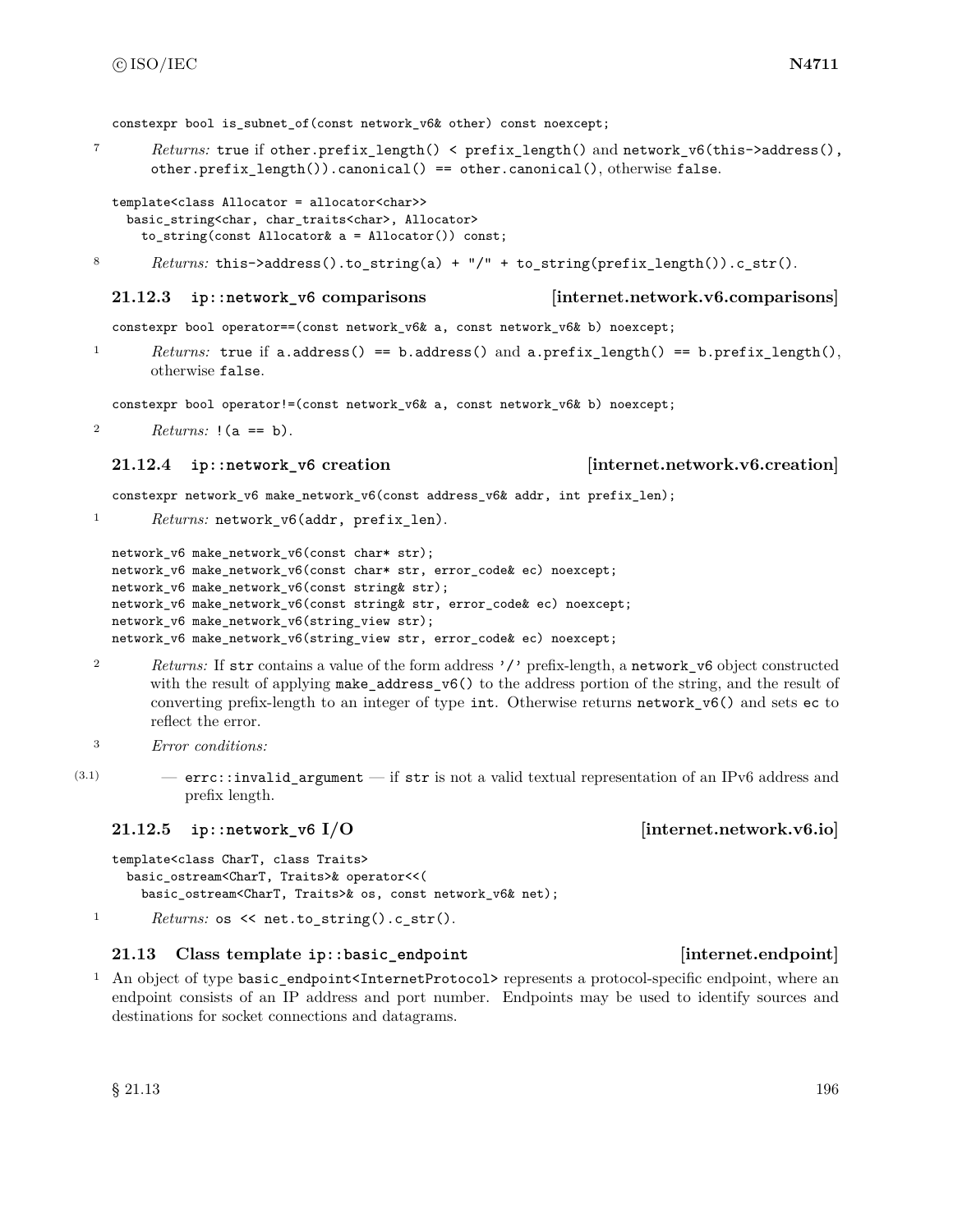```
constexpr bool is_subnet_of(const network_v6& other) const noexcept;
```

7 *Returns:* `true` if `other.prefix_length() < prefix_length()` and `network_v6(this->address(), other.prefix_length()).canonical() == other.canonical()`, otherwise `false`.

```
template<class Allocator = allocator<char>>
  basic_string<char, char_traits<char>, Allocator>
    to_string(const Allocator& a = Allocator()) const;
```

8 *Returns:* `this->address().to_string(a) + "/" + to_string(prefix_length()).c_str()`.

### 21.12.3 ip::network_v6 comparisons [internet.network.v6.comparisons]

```
constexpr bool operator==(const network_v6& a, const network_v6& b) noexcept;
```

1 *Returns:* `true` if `a.address() == b.address()` and `a.prefix_length() == b.prefix_length()`, otherwise `false`.

```
constexpr bool operator!=(const network_v6& a, const network_v6& b) noexcept;
```

2 *Returns:* `!(a == b)`.

### 21.12.4 ip::network_v6 creation [internet.network.v6.creation]

```
constexpr network_v6 make_network_v6(const address_v6& addr, int prefix_len);
```

1 *Returns:* `network_v6(addr, prefix_len)`.

```
network_v6 make_network_v6(const char* str);
network_v6 make_network_v6(const char* str, error_code& ec) noexcept;
network_v6 make_network_v6(const string& str);
network_v6 make_network_v6(const string& str, error_code& ec) noexcept;
network_v6 make_network_v6(string_view str);
network_v6 make_network_v6(string_view str, error_code& ec) noexcept;
```

2 *Returns:* If `str` contains a value of the form address `'/'` prefix-length, a `network_v6` object constructed with the result of applying `make_address_v6()` to the address portion of the string, and the result of converting prefix-length to an integer of type `int`. Otherwise returns `network_v6()` and sets `ec` to reflect the error.

3 *Error conditions:*

(3.1) — `errc::invalid_argument` — if `str` is not a valid textual representation of an IPv6 address and prefix length.

### 21.12.5 ip::network_v6 I/O [internet.network.v6.io]

```
template<class CharT, class Traits>
  basic_ostream<CharT, Traits>& operator<<(
    basic_ostream<CharT, Traits>& os, const network_v6& net);
```

1 *Returns:* `os << net.to_string().c_str()`.

## 21.13 Class template ip::basic_endpoint [internet.endpoint]

1 An object of type `basic_endpoint<InternetProtocol>` represents a protocol-specific endpoint, where an endpoint consists of an IP address and port number. Endpoints may be used to identify sources and destinations for socket connections and datagrams.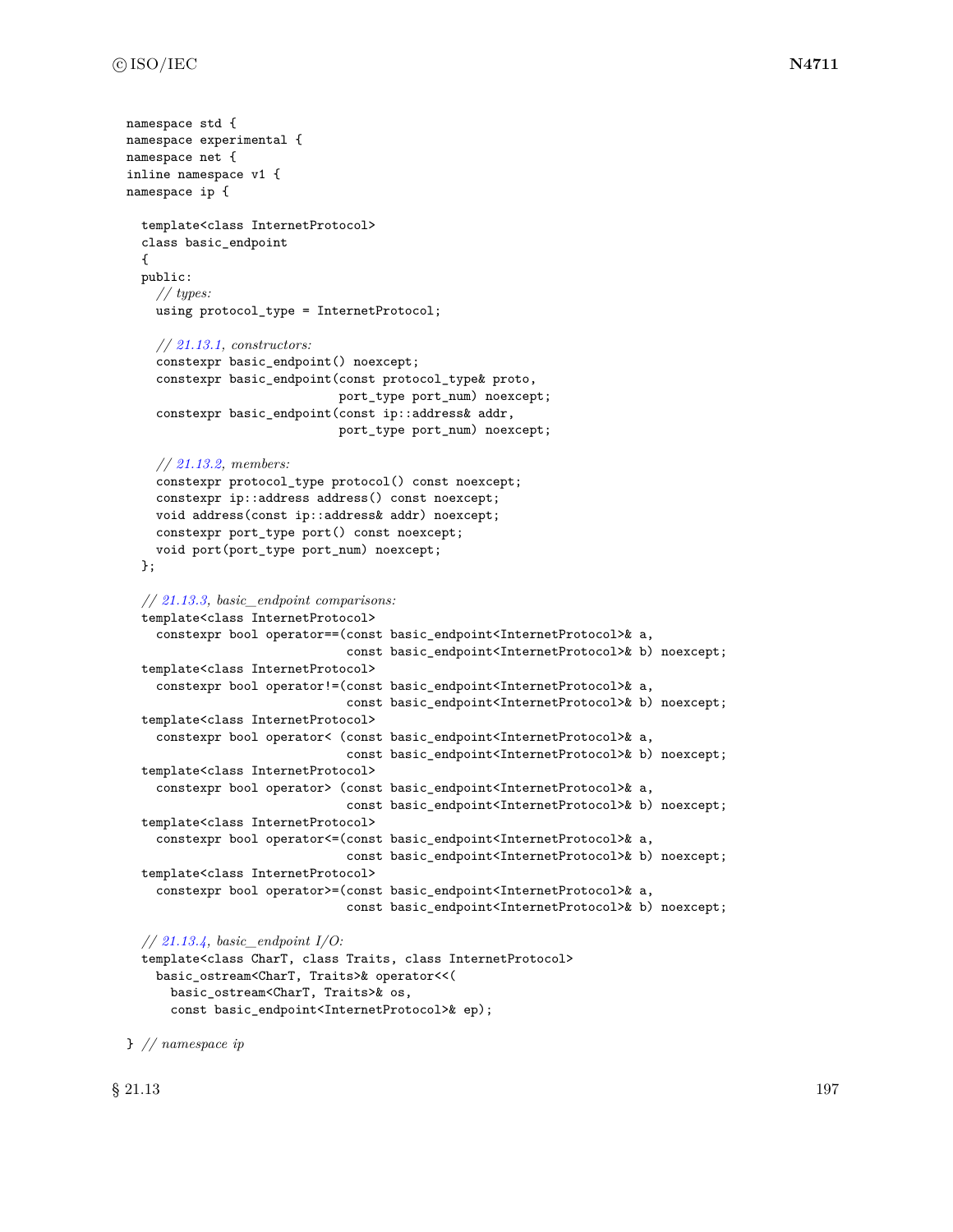```cpp
namespace std {
namespace experimental {
namespace net {
inline namespace v1 {
namespace ip {

  template<class InternetProtocol>
  class basic_endpoint
  {
  public:
    // types:
    using protocol_type = InternetProtocol;

    // 21.13.1, constructors:
    constexpr basic_endpoint() noexcept;
    constexpr basic_endpoint(const protocol_type& proto,
                             port_type port_num) noexcept;
    constexpr basic_endpoint(const ip::address& addr,
                             port_type port_num) noexcept;

    // 21.13.2, members:
    constexpr protocol_type protocol() const noexcept;
    constexpr ip::address address() const noexcept;
    void address(const ip::address& addr) noexcept;
    constexpr port_type port() const noexcept;
    void port(port_type port_num) noexcept;
  };

  // 21.13.3, basic_endpoint comparisons:
  template<class InternetProtocol>
    constexpr bool operator==(const basic_endpoint<InternetProtocol>& a,
                              const basic_endpoint<InternetProtocol>& b) noexcept;
  template<class InternetProtocol>
    constexpr bool operator!=(const basic_endpoint<InternetProtocol>& a,
                              const basic_endpoint<InternetProtocol>& b) noexcept;
  template<class InternetProtocol>
    constexpr bool operator< (const basic_endpoint<InternetProtocol>& a,
                              const basic_endpoint<InternetProtocol>& b) noexcept;
  template<class InternetProtocol>
    constexpr bool operator> (const basic_endpoint<InternetProtocol>& a,
                              const basic_endpoint<InternetProtocol>& b) noexcept;
  template<class InternetProtocol>
    constexpr bool operator<=(const basic_endpoint<InternetProtocol>& a,
                              const basic_endpoint<InternetProtocol>& b) noexcept;
  template<class InternetProtocol>
    constexpr bool operator>=(const basic_endpoint<InternetProtocol>& a,
                              const basic_endpoint<InternetProtocol>& b) noexcept;

  // 21.13.4, basic_endpoint I/O:
  template<class CharT, class Traits, class InternetProtocol>
    basic_ostream<CharT, Traits>& operator<<(
      basic_ostream<CharT, Traits>& os,
      const basic_endpoint<InternetProtocol>& ep);

} // namespace ip
```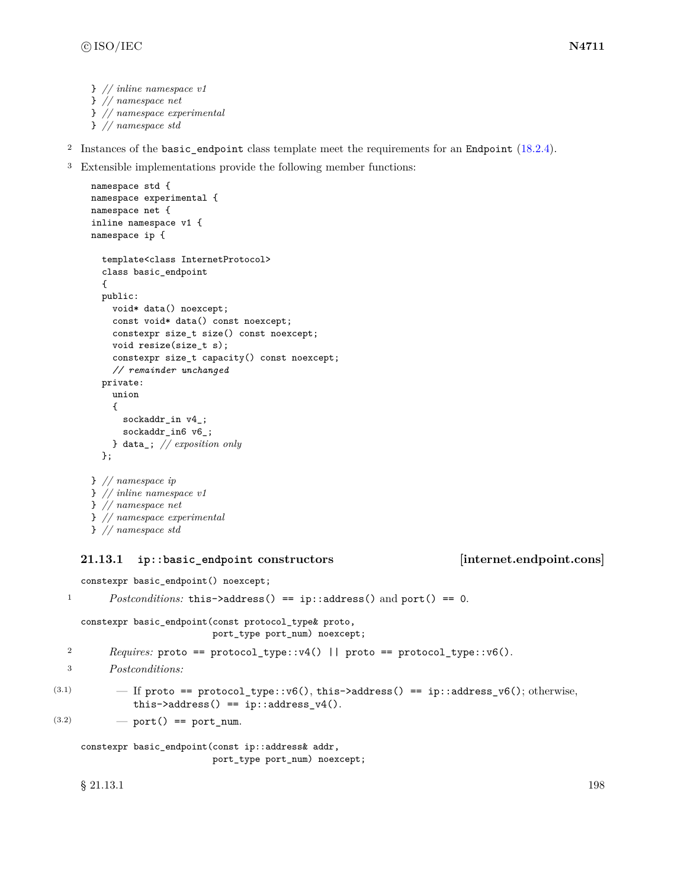```
} // inline namespace v1
} // namespace net
} // namespace experimental
} // namespace std
```

[2] Instances of the `basic_endpoint` class template meet the requirements for an `Endpoint` (18.2.4).

[3] Extensible implementations provide the following member functions:

```
namespace std {
namespace experimental {
namespace net {
inline namespace v1 {
namespace ip {

  template<class InternetProtocol>
  class basic_endpoint
  {
  public:
    void* data() noexcept;
    const void* data() const noexcept;
    constexpr size_t size() const noexcept;
    void resize(size_t s);
    constexpr size_t capacity() const noexcept;
    // remainder unchanged
  private:
    union
    {
      sockaddr_in v4_;
      sockaddr_in6 v6_;
    } data_; // exposition only
  };

} // namespace ip
} // inline namespace v1
} // namespace net
} // namespace experimental
} // namespace std
```

### 21.13.1 ip::basic_endpoint constructors [internet.endpoint.cons]

```
constexpr basic_endpoint() noexcept;
```

[1] *Postconditions:* `this->address() == ip::address()` and `port() == 0`.

```
constexpr basic_endpoint(const protocol_type& proto,
                         port_type port_num) noexcept;
```

[2] *Requires:* `proto == protocol_type::v4() || proto == protocol_type::v6()`.

[3] *Postconditions:*

- (3.1) — If `proto == protocol_type::v6()`, `this->address() == ip::address_v6()`; otherwise, `this->address() == ip::address_v4()`.
- (3.2) — `port() == port_num`.

```
constexpr basic_endpoint(const ip::address& addr,
                         port_type port_num) noexcept;
```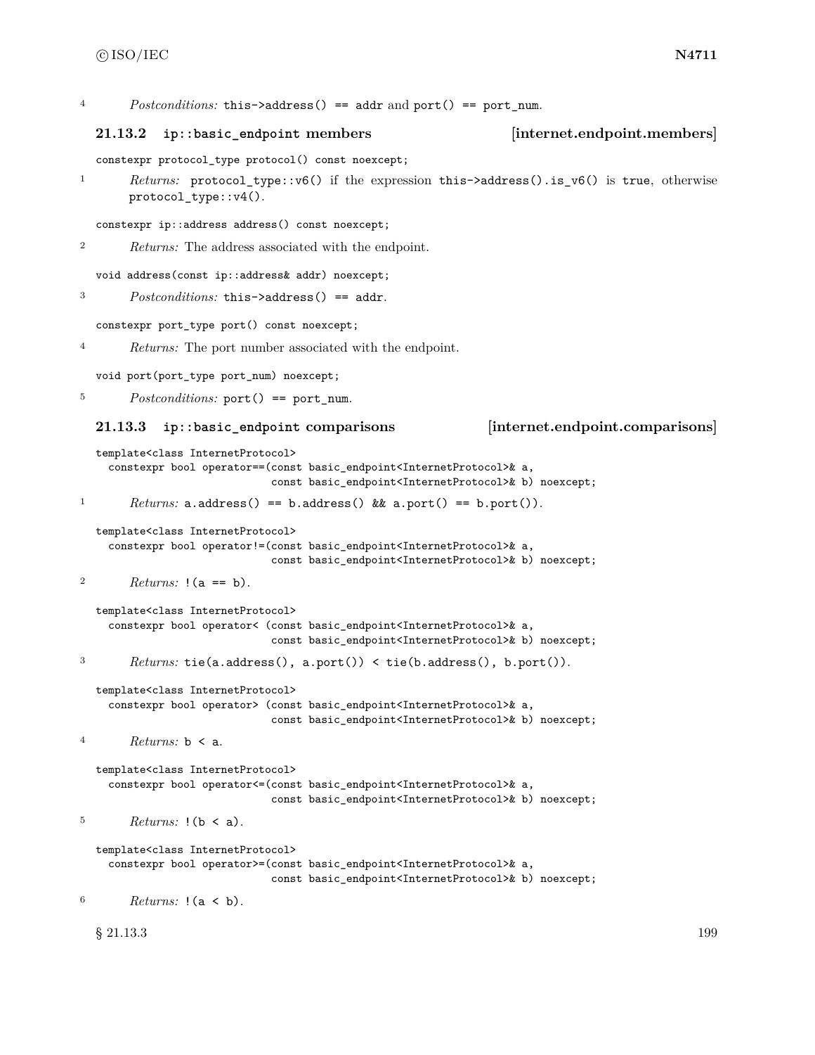4 *Postconditions:* `this->address() == addr` and `port() == port_num`.

### 21.13.2 `ip::basic_endpoint` members [internet.endpoint.members]

```
constexpr protocol_type protocol() const noexcept;
```

1 *Returns:* `protocol_type::v6()` if the expression `this->address().is_v6()` is `true`, otherwise `protocol_type::v4()`.

```
constexpr ip::address address() const noexcept;
```

2 *Returns:* The address associated with the endpoint.

```
void address(const ip::address& addr) noexcept;
```

3 *Postconditions:* `this->address() == addr`.

```
constexpr port_type port() const noexcept;
```

4 *Returns:* The port number associated with the endpoint.

```
void port(port_type port_num) noexcept;
```

5 *Postconditions:* `port() == port_num`.

### 21.13.3 `ip::basic_endpoint` comparisons [internet.endpoint.comparisons]

```
template<class InternetProtocol>
  constexpr bool operator==(const basic_endpoint<InternetProtocol>& a,
                            const basic_endpoint<InternetProtocol>& b) noexcept;
```

1 *Returns:* `a.address() == b.address() && a.port() == b.port())`.

```
template<class InternetProtocol>
  constexpr bool operator!=(const basic_endpoint<InternetProtocol>& a,
                            const basic_endpoint<InternetProtocol>& b) noexcept;
```

2 *Returns:* `!(a == b)`.

```
template<class InternetProtocol>
  constexpr bool operator< (const basic_endpoint<InternetProtocol>& a,
                            const basic_endpoint<InternetProtocol>& b) noexcept;
```

3 *Returns:* `tie(a.address(), a.port()) < tie(b.address(), b.port())`.

```
template<class InternetProtocol>
  constexpr bool operator> (const basic_endpoint<InternetProtocol>& a,
                            const basic_endpoint<InternetProtocol>& b) noexcept;
```

4 *Returns:* `b < a`.

```
template<class InternetProtocol>
  constexpr bool operator<=(const basic_endpoint<InternetProtocol>& a,
                            const basic_endpoint<InternetProtocol>& b) noexcept;
```

5 *Returns:* `!(b < a)`.

```
template<class InternetProtocol>
  constexpr bool operator>=(const basic_endpoint<InternetProtocol>& a,
                            const basic_endpoint<InternetProtocol>& b) noexcept;
```

6 *Returns:* `!(a < b)`.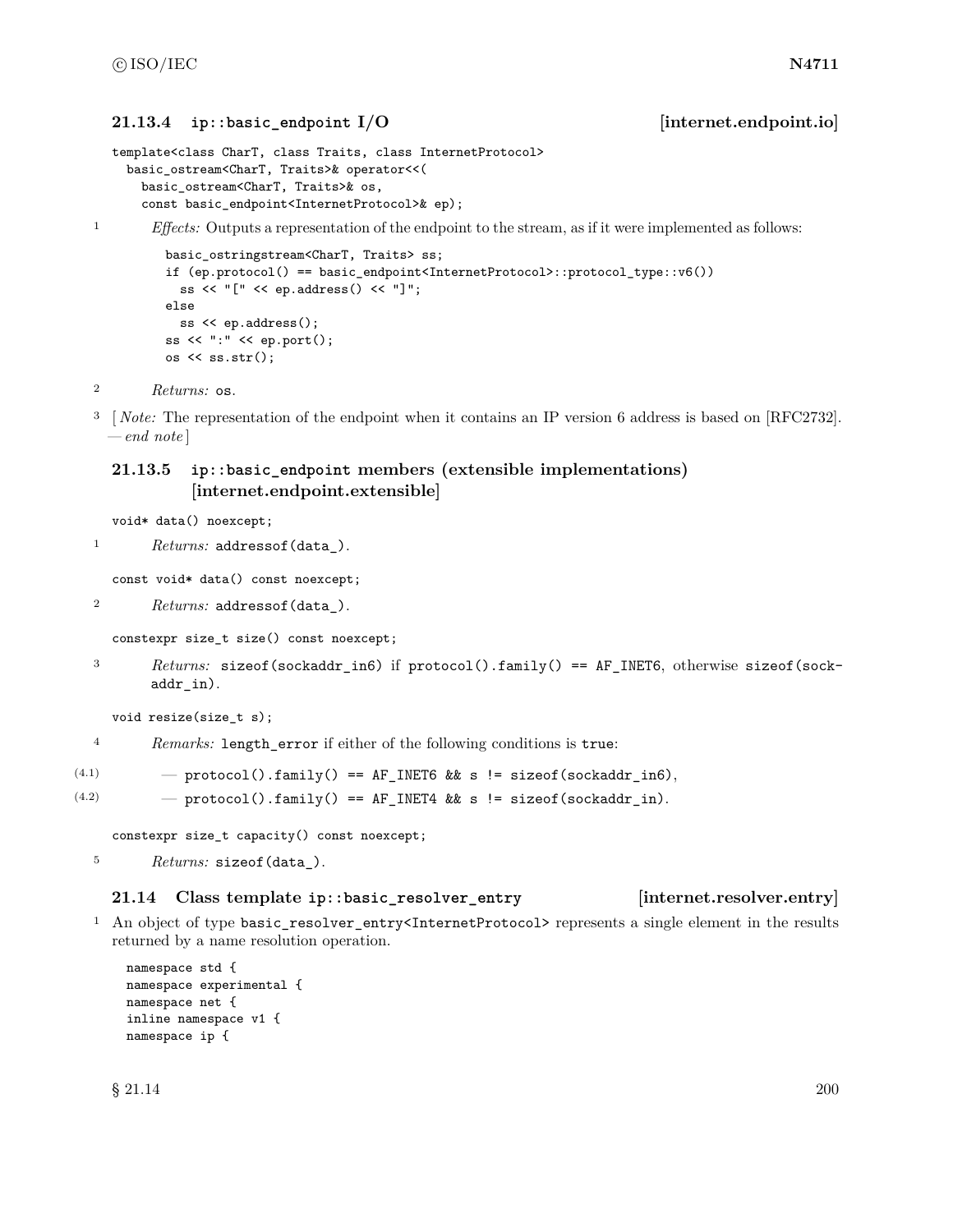### 21.13.4 ip::basic_endpoint I/O [internet.endpoint.io]

```
template<class CharT, class Traits, class InternetProtocol>
  basic_ostream<CharT, Traits>& operator<<(
    basic_ostream<CharT, Traits>& os,
    const basic_endpoint<InternetProtocol>& ep);
```

1 *Effects:* Outputs a representation of the endpoint to the stream, as if it were implemented as follows:

```
basic_ostringstream<CharT, Traits> ss;
if (ep.protocol() == basic_endpoint<InternetProtocol>::protocol_type::v6())
  ss << "[" << ep.address() << "]";
else
  ss << ep.address();
ss << ":" << ep.port();
os << ss.str();
```

2 *Returns:* `os`.

3 [ *Note:* The representation of the endpoint when it contains an IP version 6 address is based on [RFC2732]. — *end note* ]

### 21.13.5 ip::basic_endpoint members (extensible implementations) [internet.endpoint.extensible]

```
void* data() noexcept;
```

1 *Returns:* `addressof(data_)`.

```
const void* data() const noexcept;
```

2 *Returns:* `addressof(data_)`.

```
constexpr size_t size() const noexcept;
```

3 *Returns:* `sizeof(sockaddr_in6)` if `protocol().family() == AF_INET6`, otherwise `sizeof(sockaddr_in)`.

```
void resize(size_t s);
```

4 *Remarks:* `length_error` if either of the following conditions is `true`:

- (4.1) — `protocol().family() == AF_INET6 && s != sizeof(sockaddr_in6)`,
- (4.2) — `protocol().family() == AF_INET4 && s != sizeof(sockaddr_in)`.

```
constexpr size_t capacity() const noexcept;
```

5 *Returns:* `sizeof(data_)`.

## 21.14 Class template ip::basic_resolver_entry [internet.resolver.entry]

1 An object of type `basic_resolver_entry<InternetProtocol>` represents a single element in the results returned by a name resolution operation.

```
namespace std {
namespace experimental {
namespace net {
inline namespace v1 {
namespace ip {
```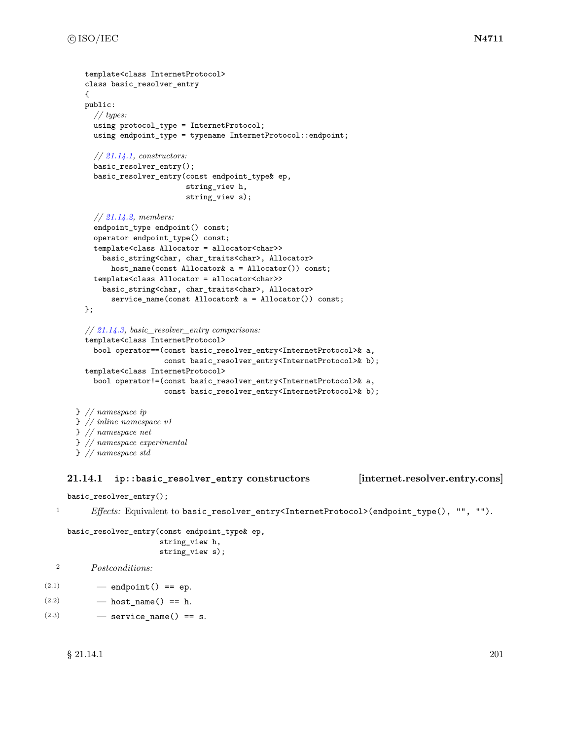```
template<class InternetProtocol>
class basic_resolver_entry
{
public:
  // types:
  using protocol_type = InternetProtocol;
  using endpoint_type = typename InternetProtocol::endpoint;

  // 21.14.1, constructors:
  basic_resolver_entry();
  basic_resolver_entry(const endpoint_type& ep,
                       string_view h,
                       string_view s);

  // 21.14.2, members:
  endpoint_type endpoint() const;
  operator endpoint_type() const;
  template<class Allocator = allocator<char>>
    basic_string<char, char_traits<char>, Allocator>
      host_name(const Allocator& a = Allocator()) const;
  template<class Allocator = allocator<char>>
    basic_string<char, char_traits<char>, Allocator>
      service_name(const Allocator& a = Allocator()) const;
};

// 21.14.3, basic_resolver_entry comparisons:
template<class InternetProtocol>
  bool operator==(const basic_resolver_entry<InternetProtocol>& a,
                  const basic_resolver_entry<InternetProtocol>& b);
template<class InternetProtocol>
  bool operator!=(const basic_resolver_entry<InternetProtocol>& a,
                  const basic_resolver_entry<InternetProtocol>& b);

} // namespace ip
} // inline namespace v1
} // namespace net
} // namespace experimental
} // namespace std
```

### 21.14.1 ip::basic_resolver_entry constructors [internet.resolver.entry.cons]

```
basic_resolver_entry();
```

1 *Effects:* Equivalent to `basic_resolver_entry<InternetProtocol>(endpoint_type(), "", "")`.

```
basic_resolver_entry(const endpoint_type& ep,
                     string_view h,
                     string_view s);
```

2 *Postconditions:*

- (2.1) — `endpoint() == ep`.
- (2.2) — `host_name() == h`.
- (2.3) — `service_name() == s`.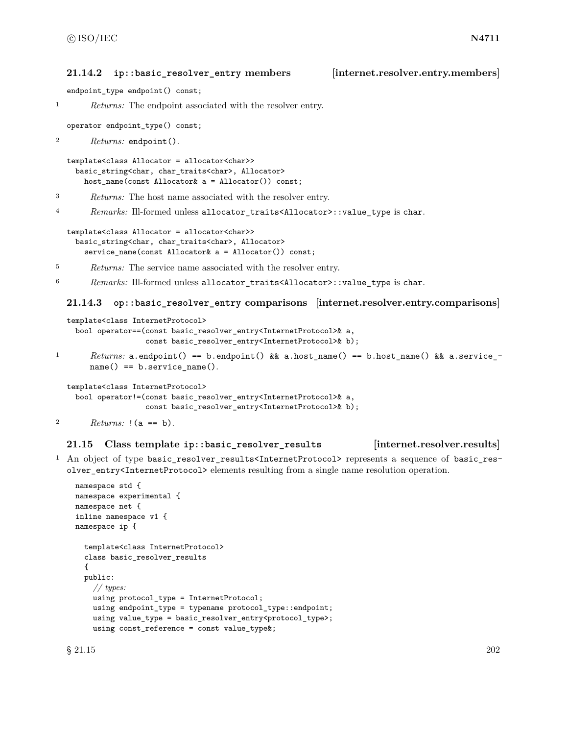### 21.14.2 ip::basic_resolver_entry members [internet.resolver.entry.members]

```
endpoint_type endpoint() const;
```

1 *Returns:* The endpoint associated with the resolver entry.

```
operator endpoint_type() const;
```

2 *Returns:* `endpoint()`.

```
template<class Allocator = allocator<char>>
  basic_string<char, char_traits<char>, Allocator>
    host_name(const Allocator& a = Allocator()) const;
```

3 *Returns:* The host name associated with the resolver entry.

4 *Remarks:* Ill-formed unless `allocator_traits<Allocator>::value_type` is `char`.

```
template<class Allocator = allocator<char>>
  basic_string<char, char_traits<char>, Allocator>
    service_name(const Allocator& a = Allocator()) const;
```

5 *Returns:* The service name associated with the resolver entry.

6 *Remarks:* Ill-formed unless `allocator_traits<Allocator>::value_type` is `char`.

### 21.14.3 op::basic_resolver_entry comparisons [internet.resolver.entry.comparisons]

```
template<class InternetProtocol>
  bool operator==(const basic_resolver_entry<InternetProtocol>& a,
                  const basic_resolver_entry<InternetProtocol>& b);
```

1 *Returns:* `a.endpoint() == b.endpoint() && a.host_name() == b.host_name() && a.service_name() == b.service_name()`.

```
template<class InternetProtocol>
  bool operator!=(const basic_resolver_entry<InternetProtocol>& a,
                  const basic_resolver_entry<InternetProtocol>& b);
```

2 *Returns:* `!(a == b)`.

## 21.15 Class template ip::basic_resolver_results [internet.resolver.results]

1 An object of type `basic_resolver_results<InternetProtocol>` represents a sequence of `basic_resolver_entry<InternetProtocol>` elements resulting from a single name resolution operation.

```
namespace std {
namespace experimental {
namespace net {
inline namespace v1 {
namespace ip {

  template<class InternetProtocol>
  class basic_resolver_results
  {
  public:
    // types:
    using protocol_type = InternetProtocol;
    using endpoint_type = typename protocol_type::endpoint;
    using value_type = basic_resolver_entry<protocol_type>;
    using const_reference = const value_type&;
```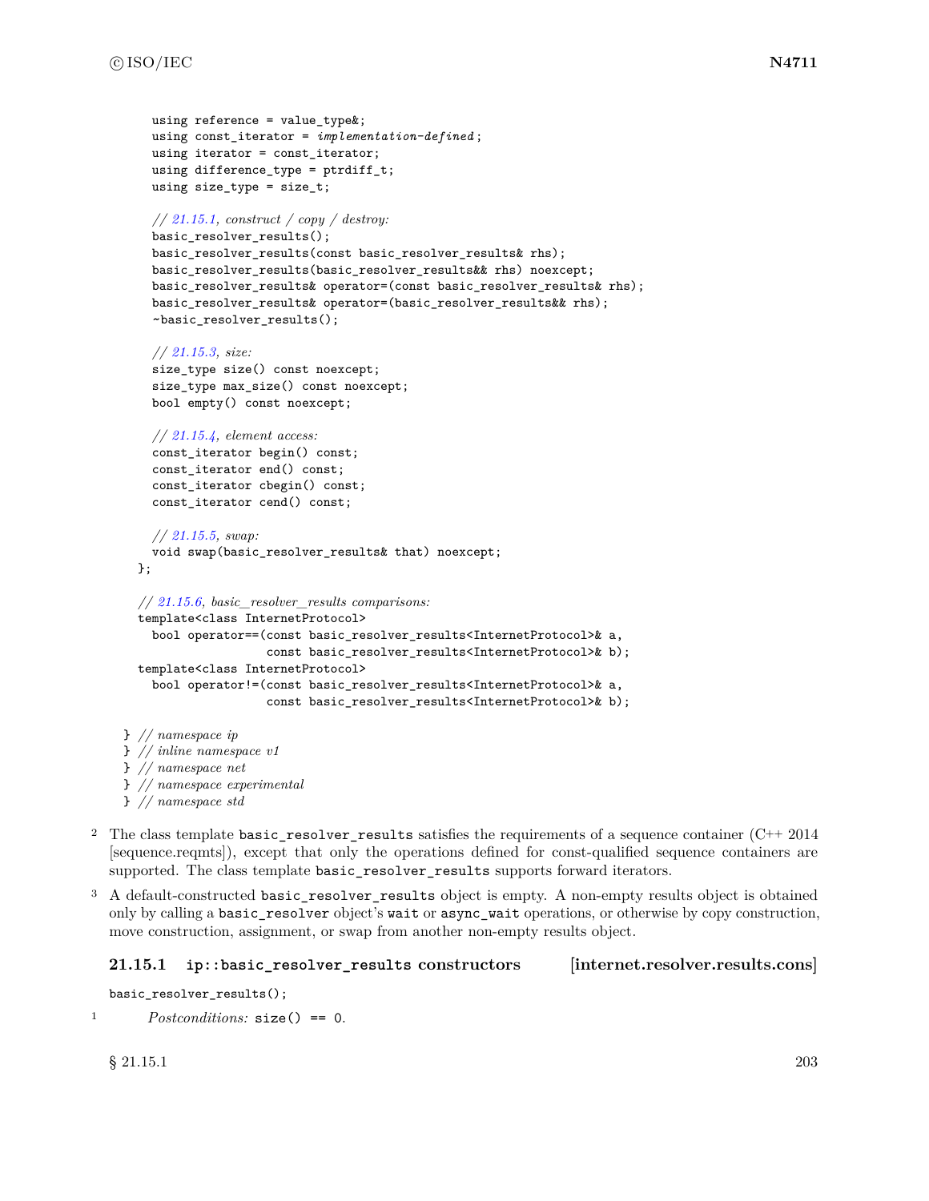```
    using reference = value_type&;
    using const_iterator = implementation-defined;
    using iterator = const_iterator;
    using difference_type = ptrdiff_t;
    using size_type = size_t;

    // 21.15.1, construct / copy / destroy:
    basic_resolver_results();
    basic_resolver_results(const basic_resolver_results& rhs);
    basic_resolver_results(basic_resolver_results&& rhs) noexcept;
    basic_resolver_results& operator=(const basic_resolver_results& rhs);
    basic_resolver_results& operator=(basic_resolver_results&& rhs);
    ~basic_resolver_results();

    // 21.15.3, size:
    size_type size() const noexcept;
    size_type max_size() const noexcept;
    bool empty() const noexcept;

    // 21.15.4, element access:
    const_iterator begin() const;
    const_iterator end() const;
    const_iterator cbegin() const;
    const_iterator cend() const;

    // 21.15.5, swap:
    void swap(basic_resolver_results& that) noexcept;
  };

  // 21.15.6, basic_resolver_results comparisons:
  template<class InternetProtocol>
    bool operator==(const basic_resolver_results<InternetProtocol>& a,
                    const basic_resolver_results<InternetProtocol>& b);
  template<class InternetProtocol>
    bool operator!=(const basic_resolver_results<InternetProtocol>& a,
                    const basic_resolver_results<InternetProtocol>& b);

} // namespace ip
} // inline namespace v1
} // namespace net
} // namespace experimental
} // namespace std
```

2 The class template `basic_resolver_results` satisfies the requirements of a sequence container (C++ 2014 [sequence.reqmts]), except that only the operations defined for const-qualified sequence containers are supported. The class template `basic_resolver_results` supports forward iterators.

3 A default-constructed `basic_resolver_results` object is empty. A non-empty results object is obtained only by calling a `basic_resolver` object's `wait` or `async_wait` operations, or otherwise by copy construction, move construction, assignment, or swap from another non-empty results object.

### 21.15.1 ip::basic_resolver_results constructors [internet.resolver.results.cons]

```
basic_resolver_results();
```

1 *Postconditions:* `size() == 0`.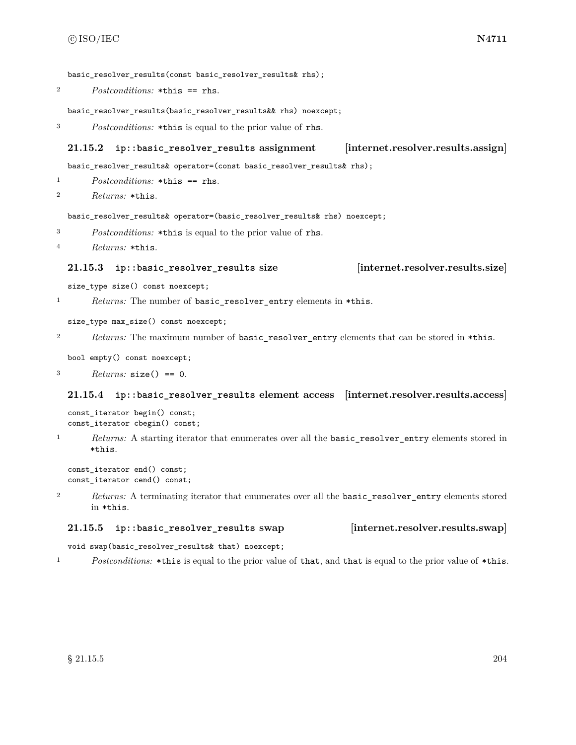```
basic_resolver_results(const basic_resolver_results& rhs);
```

2 *Postconditions:* `*this == rhs`.

```
basic_resolver_results(basic_resolver_results&& rhs) noexcept;
```

3 *Postconditions:* `*this` is equal to the prior value of `rhs`.

### 21.15.2 ip::basic_resolver_results assignment [internet.resolver.results.assign]

```
basic_resolver_results& operator=(const basic_resolver_results& rhs);
```

1 *Postconditions:* `*this == rhs`.

2 *Returns:* `*this`.

```
basic_resolver_results& operator=(basic_resolver_results& rhs) noexcept;
```

3 *Postconditions:* `*this` is equal to the prior value of `rhs`.

4 *Returns:* `*this`.

### 21.15.3 ip::basic_resolver_results size [internet.resolver.results.size]

```
size_type size() const noexcept;
```

1 *Returns:* The number of `basic_resolver_entry` elements in `*this`.

```
size_type max_size() const noexcept;
```

2 *Returns:* The maximum number of `basic_resolver_entry` elements that can be stored in `*this`.

```
bool empty() const noexcept;
```

3 *Returns:* `size() == 0`.

### 21.15.4 ip::basic_resolver_results element access [internet.resolver.results.access]

```
const_iterator begin() const;
const_iterator cbegin() const;
```

1 *Returns:* A starting iterator that enumerates over all the `basic_resolver_entry` elements stored in `*this`.

```
const_iterator end() const;
const_iterator cend() const;
```

2 *Returns:* A terminating iterator that enumerates over all the `basic_resolver_entry` elements stored in `*this`.

### 21.15.5 ip::basic_resolver_results swap [internet.resolver.results.swap]

```
void swap(basic_resolver_results& that) noexcept;
```

1 *Postconditions:* `*this` is equal to the prior value of `that`, and `that` is equal to the prior value of `*this`.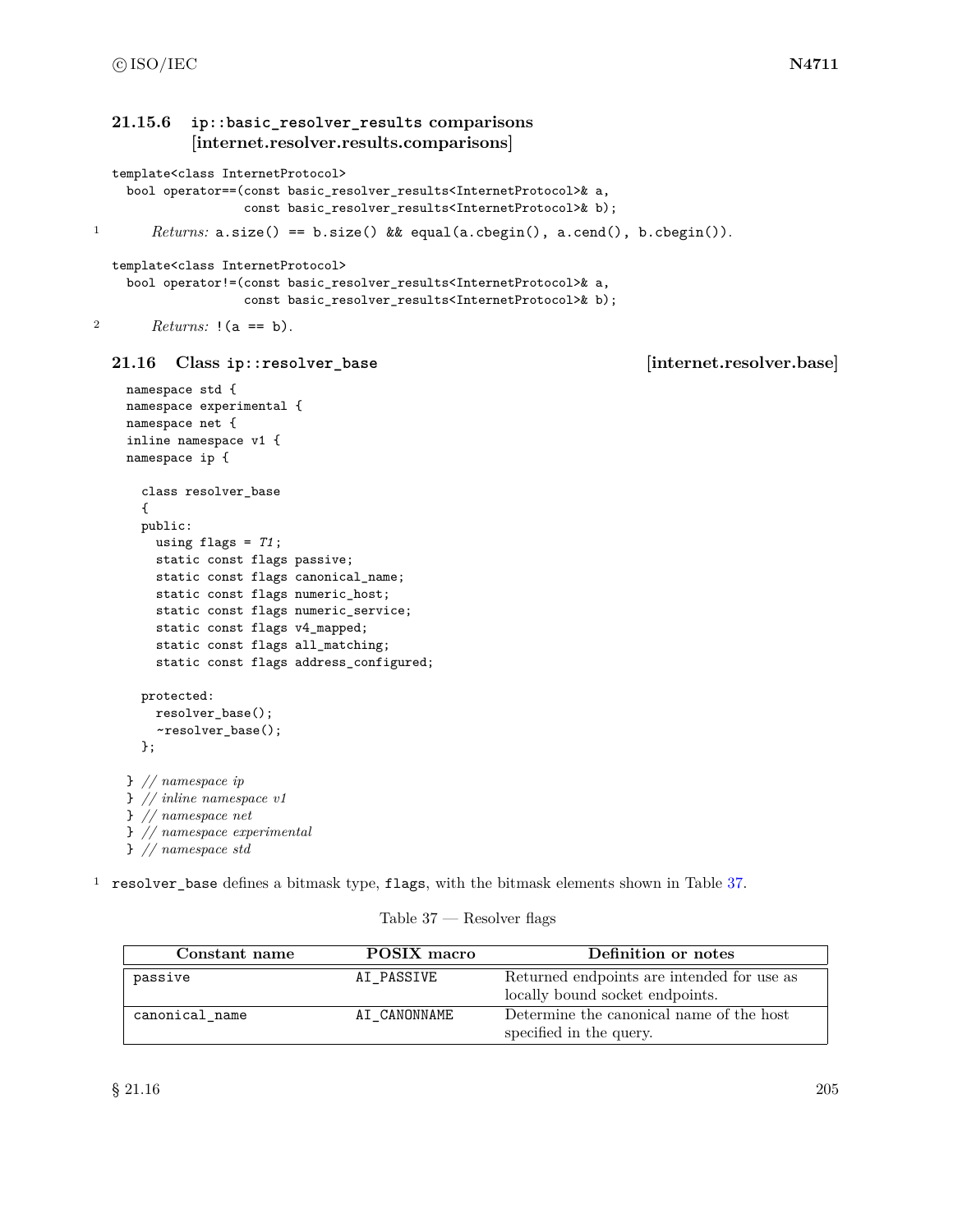### 21.15.6 `ip::basic_resolver_results` comparisons [internet.resolver.results.comparisons]

```
template<class InternetProtocol>
  bool operator==(const basic_resolver_results<InternetProtocol>& a,
                  const basic_resolver_results<InternetProtocol>& b);
```

1 *Returns:* `a.size() == b.size() && equal(a.cbegin(), a.cend(), b.cbegin())`.

```
template<class InternetProtocol>
  bool operator!=(const basic_resolver_results<InternetProtocol>& a,
                  const basic_resolver_results<InternetProtocol>& b);
```

2 *Returns:* `!(a == b)`.

## 21.16 Class `ip::resolver_base` [internet.resolver.base]

```
namespace std {
namespace experimental {
namespace net {
inline namespace v1 {
namespace ip {

  class resolver_base
  {
  public:
    using flags = T1;
    static const flags passive;
    static const flags canonical_name;
    static const flags numeric_host;
    static const flags numeric_service;
    static const flags v4_mapped;
    static const flags all_matching;
    static const flags address_configured;

  protected:
    resolver_base();
    ~resolver_base();
  };

} // namespace ip
} // inline namespace v1
} // namespace net
} // namespace experimental
} // namespace std
```

1 `resolver_base` defines a bitmask type, `flags`, with the bitmask elements shown in Table 37.

Table 37 — Resolver flags

| Constant name | POSIX macro | Definition or notes |
|---|---|---|
| `passive` | `AI_PASSIVE` | Returned endpoints are intended for use as locally bound socket endpoints. |
| `canonical_name` | `AI_CANONNAME` | Determine the canonical name of the host specified in the query. |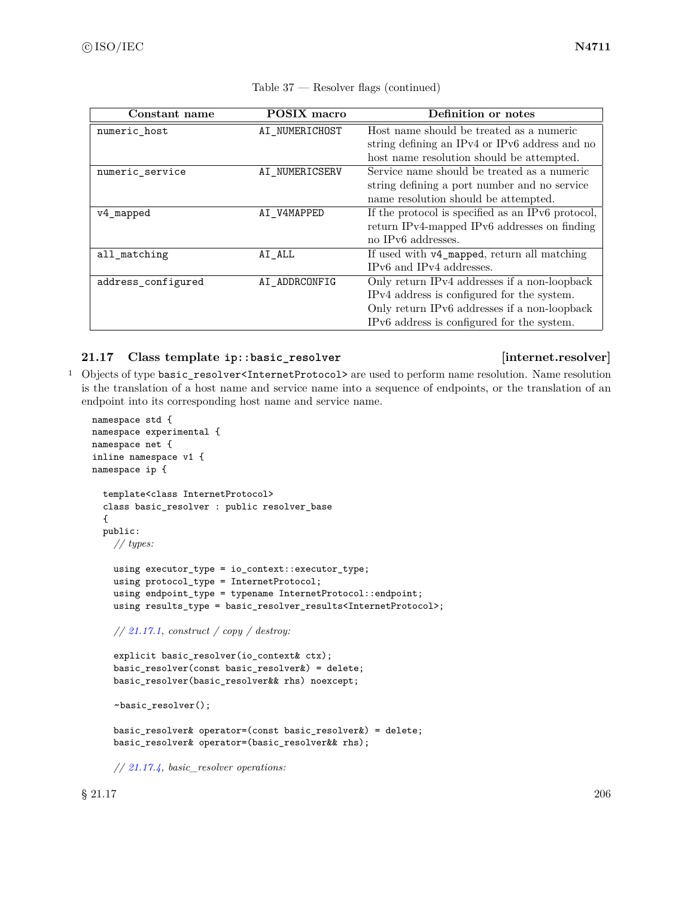Table 37 — Resolver flags (continued)

| Constant name | POSIX macro | Definition or notes |
| --- | --- | --- |
| `numeric_host` | `AI_NUMERICHOST` | Host name should be treated as a numeric string defining an IPv4 or IPv6 address and no host name resolution should be attempted. |
| `numeric_service` | `AI_NUMERICSERV` | Service name should be treated as a numeric string defining a port number and no service name resolution should be attempted. |
| `v4_mapped` | `AI_V4MAPPED` | If the protocol is specified as an IPv6 protocol, return IPv4-mapped IPv6 addresses on finding no IPv6 addresses. |
| `all_matching` | `AI_ALL` | If used with `v4_mapped`, return all matching IPv6 and IPv4 addresses. |
| `address_configured` | `AI_ADDRCONFIG` | Only return IPv4 addresses if a non-loopback IPv4 address is configured for the system. Only return IPv6 addresses if a non-loopback IPv6 address is configured for the system. |

## 21.17 Class template `ip::basic_resolver` [internet.resolver]

[1] Objects of type `basic_resolver<InternetProtocol>` are used to perform name resolution. Name resolution is the translation of a host name and service name into a sequence of endpoints, or the translation of an endpoint into its corresponding host name and service name.

```
namespace std {
namespace experimental {
namespace net {
inline namespace v1 {
namespace ip {

  template<class InternetProtocol>
  class basic_resolver : public resolver_base
  {
  public:
    // types:

    using executor_type = io_context::executor_type;
    using protocol_type = InternetProtocol;
    using endpoint_type = typename InternetProtocol::endpoint;
    using results_type = basic_resolver_results<InternetProtocol>;

    // 21.17.1, construct / copy / destroy:

    explicit basic_resolver(io_context& ctx);
    basic_resolver(const basic_resolver&) = delete;
    basic_resolver(basic_resolver&& rhs) noexcept;

    ~basic_resolver();

    basic_resolver& operator=(const basic_resolver&) = delete;
    basic_resolver& operator=(basic_resolver&& rhs);

    // 21.17.4, basic_resolver operations:
```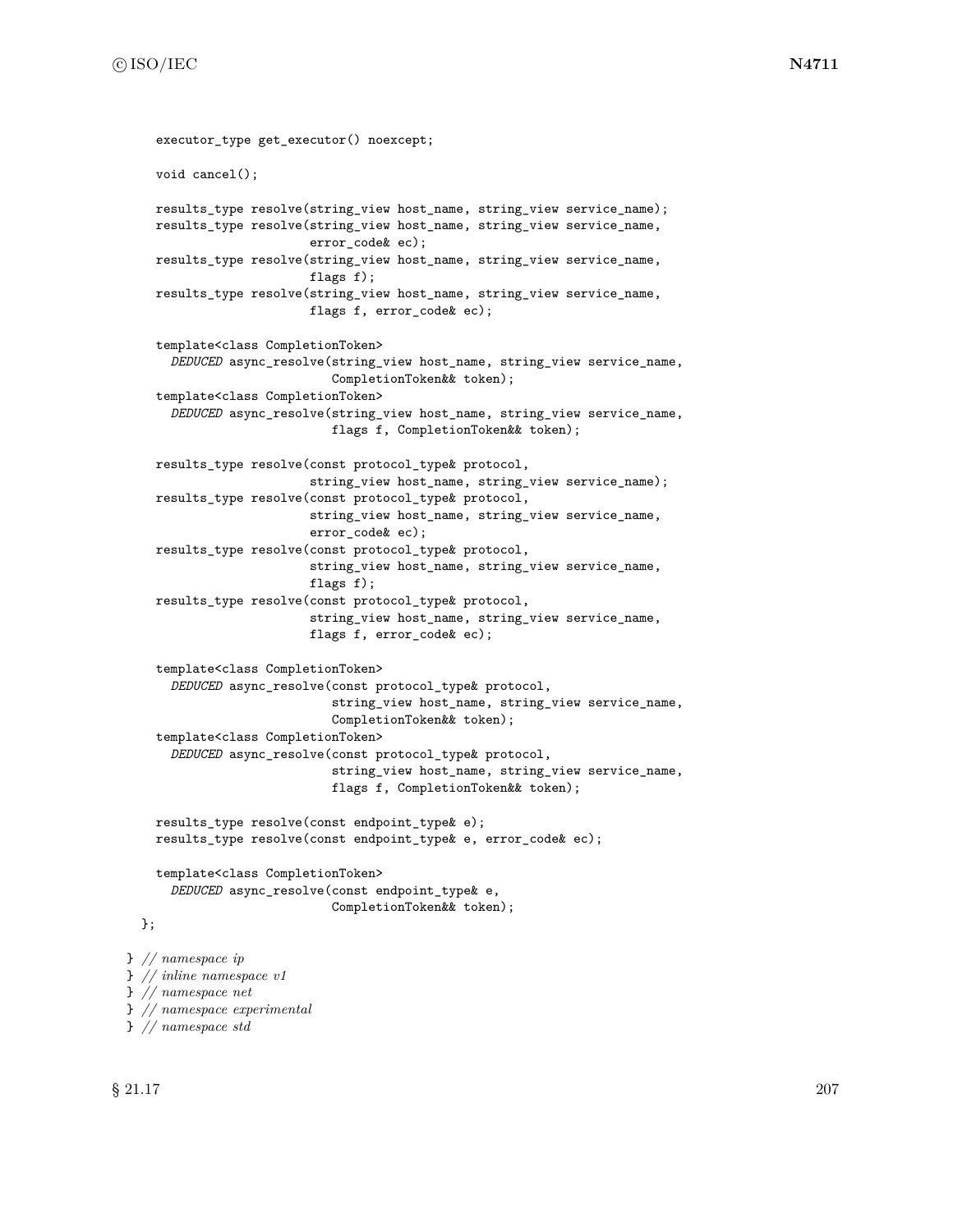```
    executor_type get_executor() noexcept;

    void cancel();

    results_type resolve(string_view host_name, string_view service_name);
    results_type resolve(string_view host_name, string_view service_name,
                         error_code& ec);
    results_type resolve(string_view host_name, string_view service_name,
                         flags f);
    results_type resolve(string_view host_name, string_view service_name,
                         flags f, error_code& ec);

    template<class CompletionToken>
      DEDUCED async_resolve(string_view host_name, string_view service_name,
                            CompletionToken&& token);
    template<class CompletionToken>
      DEDUCED async_resolve(string_view host_name, string_view service_name,
                            flags f, CompletionToken&& token);

    results_type resolve(const protocol_type& protocol,
                         string_view host_name, string_view service_name);
    results_type resolve(const protocol_type& protocol,
                         string_view host_name, string_view service_name,
                         error_code& ec);
    results_type resolve(const protocol_type& protocol,
                         string_view host_name, string_view service_name,
                         flags f);
    results_type resolve(const protocol_type& protocol,
                         string_view host_name, string_view service_name,
                         flags f, error_code& ec);

    template<class CompletionToken>
      DEDUCED async_resolve(const protocol_type& protocol,
                            string_view host_name, string_view service_name,
                            CompletionToken&& token);
    template<class CompletionToken>
      DEDUCED async_resolve(const protocol_type& protocol,
                            string_view host_name, string_view service_name,
                            flags f, CompletionToken&& token);

    results_type resolve(const endpoint_type& e);
    results_type resolve(const endpoint_type& e, error_code& ec);

    template<class CompletionToken>
      DEDUCED async_resolve(const endpoint_type& e,
                            CompletionToken&& token);
  };

} // namespace ip
} // inline namespace v1
} // namespace net
} // namespace experimental
} // namespace std
```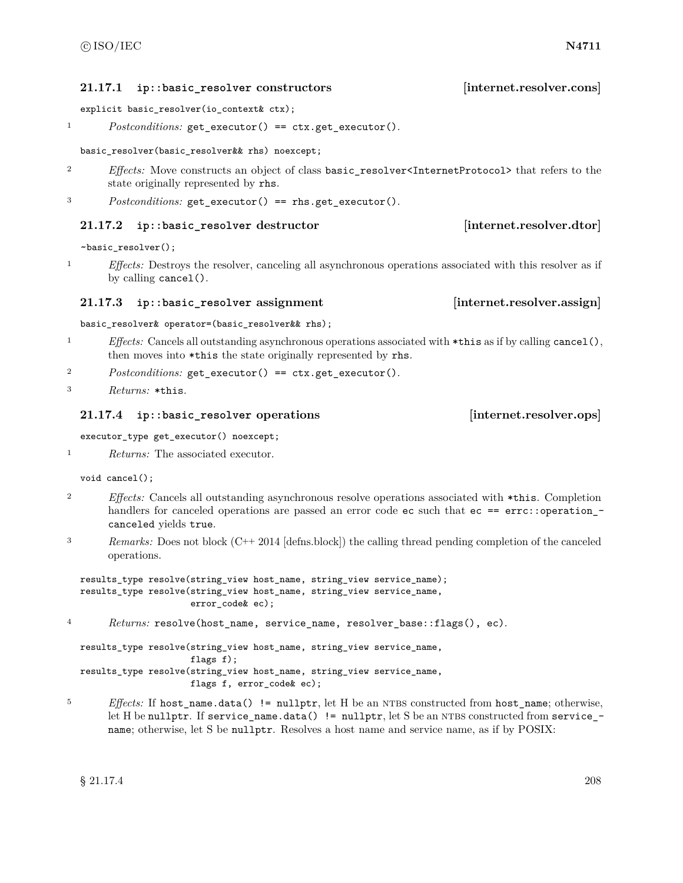### 21.17.1 ip::basic_resolver constructors [internet.resolver.cons]

```
explicit basic_resolver(io_context& ctx);
```

1 *Postconditions:* `get_executor() == ctx.get_executor()`.

```
basic_resolver(basic_resolver&& rhs) noexcept;
```

2 *Effects:* Move constructs an object of class `basic_resolver<InternetProtocol>` that refers to the state originally represented by `rhs`.

3 *Postconditions:* `get_executor() == rhs.get_executor()`.

### 21.17.2 ip::basic_resolver destructor [internet.resolver.dtor]

```
~basic_resolver();
```

1 *Effects:* Destroys the resolver, canceling all asynchronous operations associated with this resolver as if by calling `cancel()`.

### 21.17.3 ip::basic_resolver assignment [internet.resolver.assign]

```
basic_resolver& operator=(basic_resolver&& rhs);
```

1 *Effects:* Cancels all outstanding asynchronous operations associated with `*this` as if by calling `cancel()`, then moves into `*this` the state originally represented by `rhs`.

2 *Postconditions:* `get_executor() == ctx.get_executor()`.

3 *Returns:* `*this`.

### 21.17.4 ip::basic_resolver operations [internet.resolver.ops]

```
executor_type get_executor() noexcept;
```

1 *Returns:* The associated executor.

```
void cancel();
```

2 *Effects:* Cancels all outstanding asynchronous resolve operations associated with `*this`. Completion handlers for canceled operations are passed an error code `ec` such that `ec == errc::operation_canceled` yields `true`.

3 *Remarks:* Does not block (C++ 2014 [defns.block]) the calling thread pending completion of the canceled operations.

```
results_type resolve(string_view host_name, string_view service_name);
results_type resolve(string_view host_name, string_view service_name,
                     error_code& ec);
```

4 *Returns:* `resolve(host_name, service_name, resolver_base::flags(), ec)`.

```
results_type resolve(string_view host_name, string_view service_name,
                     flags f);
results_type resolve(string_view host_name, string_view service_name,
                     flags f, error_code& ec);
```

5 *Effects:* If `host_name.data() != nullptr`, let H be an NTBS constructed from `host_name`; otherwise, let H be `nullptr`. If `service_name.data() != nullptr`, let S be an NTBS constructed from `service_name`; otherwise, let S be `nullptr`. Resolves a host name and service name, as if by POSIX: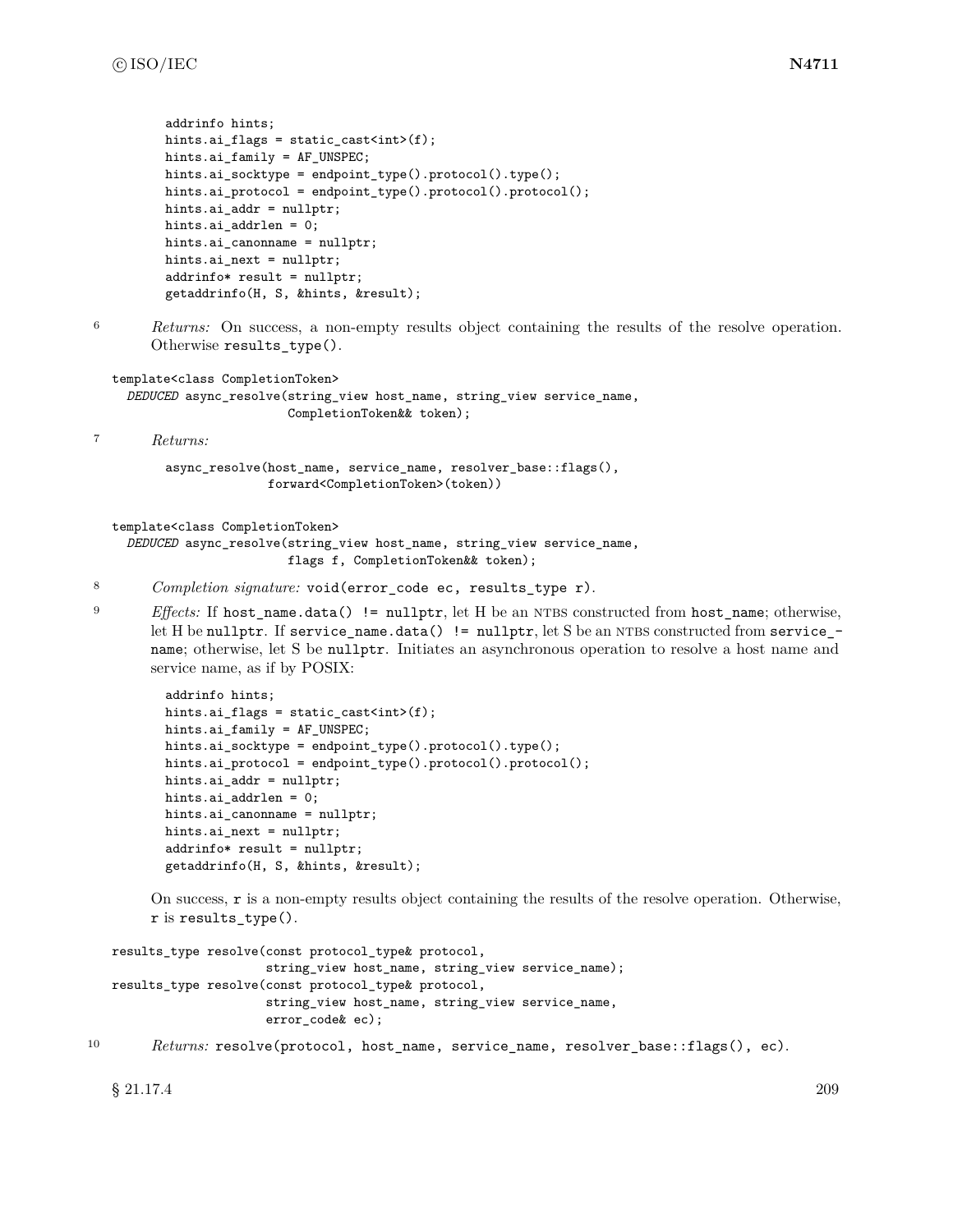```
addrinfo hints;
hints.ai_flags = static_cast<int>(f);
hints.ai_family = AF_UNSPEC;
hints.ai_socktype = endpoint_type().protocol().type();
hints.ai_protocol = endpoint_type().protocol().protocol();
hints.ai_addr = nullptr;
hints.ai_addrlen = 0;
hints.ai_canonname = nullptr;
hints.ai_next = nullptr;
addrinfo* result = nullptr;
getaddrinfo(H, S, &hints, &result);
```

6 *Returns:* On success, a non-empty results object containing the results of the resolve operation. Otherwise `results_type()`.

```
template<class CompletionToken>
  DEDUCED async_resolve(string_view host_name, string_view service_name,
                        CompletionToken&& token);
```

7 *Returns:*

```
async_resolve(host_name, service_name, resolver_base::flags(),
              forward<CompletionToken>(token))
```

```
template<class CompletionToken>
  DEDUCED async_resolve(string_view host_name, string_view service_name,
                        flags f, CompletionToken&& token);
```

8 *Completion signature:* `void(error_code ec, results_type r)`.

9 *Effects:* If `host_name.data() != nullptr`, let H be an NTBS constructed from `host_name`; otherwise, let H be `nullptr`. If `service_name.data() != nullptr`, let S be an NTBS constructed from `service_name`; otherwise, let S be `nullptr`. Initiates an asynchronous operation to resolve a host name and service name, as if by POSIX:

```
addrinfo hints;
hints.ai_flags = static_cast<int>(f);
hints.ai_family = AF_UNSPEC;
hints.ai_socktype = endpoint_type().protocol().type();
hints.ai_protocol = endpoint_type().protocol().protocol();
hints.ai_addr = nullptr;
hints.ai_addrlen = 0;
hints.ai_canonname = nullptr;
hints.ai_next = nullptr;
addrinfo* result = nullptr;
getaddrinfo(H, S, &hints, &result);
```

On success, `r` is a non-empty results object containing the results of the resolve operation. Otherwise, `r` is `results_type()`.

```
results_type resolve(const protocol_type& protocol,
                     string_view host_name, string_view service_name);
results_type resolve(const protocol_type& protocol,
                     string_view host_name, string_view service_name,
                     error_code& ec);
```

10 *Returns:* `resolve(protocol, host_name, service_name, resolver_base::flags(), ec)`.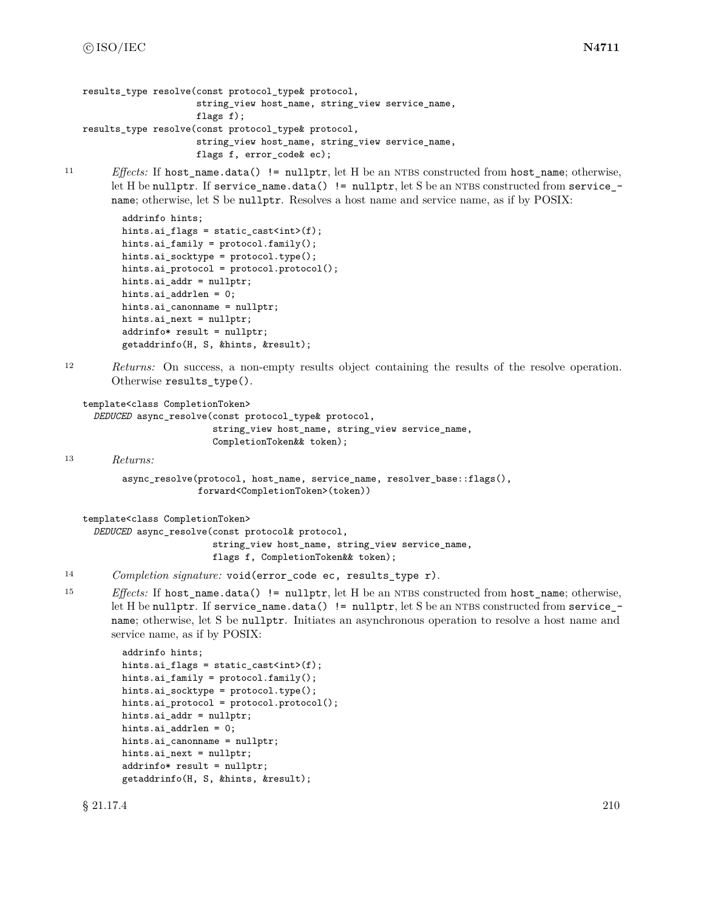```
results_type resolve(const protocol_type& protocol,
                     string_view host_name, string_view service_name,
                     flags f);
results_type resolve(const protocol_type& protocol,
                     string_view host_name, string_view service_name,
                     flags f, error_code& ec);
```

11 *Effects:* If `host_name.data() != nullptr`, let H be an NTBS constructed from `host_name`; otherwise, let H be `nullptr`. If `service_name.data() != nullptr`, let S be an NTBS constructed from `service_name`; otherwise, let S be `nullptr`. Resolves a host name and service name, as if by POSIX:

```
addrinfo hints;
hints.ai_flags = static_cast<int>(f);
hints.ai_family = protocol.family();
hints.ai_socktype = protocol.type();
hints.ai_protocol = protocol.protocol();
hints.ai_addr = nullptr;
hints.ai_addrlen = 0;
hints.ai_canonname = nullptr;
hints.ai_next = nullptr;
addrinfo* result = nullptr;
getaddrinfo(H, S, &hints, &result);
```

12 *Returns:* On success, a non-empty results object containing the results of the resolve operation. Otherwise `results_type()`.

```
template<class CompletionToken>
  DEDUCED async_resolve(const protocol_type& protocol,
                        string_view host_name, string_view service_name,
                        CompletionToken&& token);
```

13 *Returns:*

```
async_resolve(protocol, host_name, service_name, resolver_base::flags(),
              forward<CompletionToken>(token))
```

```
template<class CompletionToken>
  DEDUCED async_resolve(const protocol& protocol,
                        string_view host_name, string_view service_name,
                        flags f, CompletionToken&& token);
```

14 *Completion signature:* `void(error_code ec, results_type r)`.

15 *Effects:* If `host_name.data() != nullptr`, let H be an NTBS constructed from `host_name`; otherwise, let H be `nullptr`. If `service_name.data() != nullptr`, let S be an NTBS constructed from `service_name`; otherwise, let S be `nullptr`. Initiates an asynchronous operation to resolve a host name and service name, as if by POSIX:

```
addrinfo hints;
hints.ai_flags = static_cast<int>(f);
hints.ai_family = protocol.family();
hints.ai_socktype = protocol.type();
hints.ai_protocol = protocol.protocol();
hints.ai_addr = nullptr;
hints.ai_addrlen = 0;
hints.ai_canonname = nullptr;
hints.ai_next = nullptr;
addrinfo* result = nullptr;
getaddrinfo(H, S, &hints, &result);
```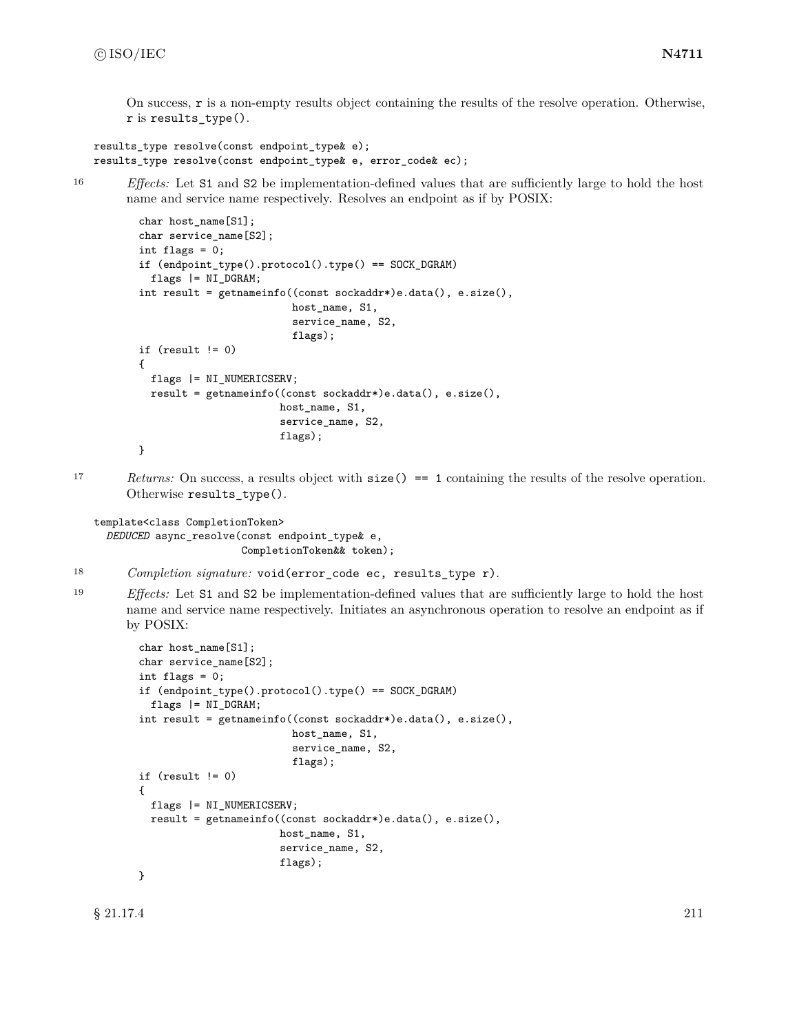On success, `r` is a non-empty results object containing the results of the resolve operation. Otherwise, `r` is `results_type()`.

```
results_type resolve(const endpoint_type& e);
results_type resolve(const endpoint_type& e, error_code& ec);
```

16 *Effects:* Let `S1` and `S2` be implementation-defined values that are sufficiently large to hold the host name and service name respectively. Resolves an endpoint as if by POSIX:

```
char host_name[S1];
char service_name[S2];
int flags = 0;
if (endpoint_type().protocol().type() == SOCK_DGRAM)
  flags |= NI_DGRAM;
int result = getnameinfo((const sockaddr*)e.data(), e.size(),
                         host_name, S1,
                         service_name, S2,
                         flags);
if (result != 0)
{
  flags |= NI_NUMERICSERV;
  result = getnameinfo((const sockaddr*)e.data(), e.size(),
                       host_name, S1,
                       service_name, S2,
                       flags);
}
```

17 *Returns:* On success, a results object with `size() == 1` containing the results of the resolve operation. Otherwise `results_type()`.

```
template<class CompletionToken>
  DEDUCED async_resolve(const endpoint_type& e,
                        CompletionToken&& token);
```

18 *Completion signature:* `void(error_code ec, results_type r)`.

19 *Effects:* Let `S1` and `S2` be implementation-defined values that are sufficiently large to hold the host name and service name respectively. Initiates an asynchronous operation to resolve an endpoint as if by POSIX:

```
char host_name[S1];
char service_name[S2];
int flags = 0;
if (endpoint_type().protocol().type() == SOCK_DGRAM)
  flags |= NI_DGRAM;
int result = getnameinfo((const sockaddr*)e.data(), e.size(),
                         host_name, S1,
                         service_name, S2,
                         flags);
if (result != 0)
{
  flags |= NI_NUMERICSERV;
  result = getnameinfo((const sockaddr*)e.data(), e.size(),
                       host_name, S1,
                       service_name, S2,
                       flags);
}
```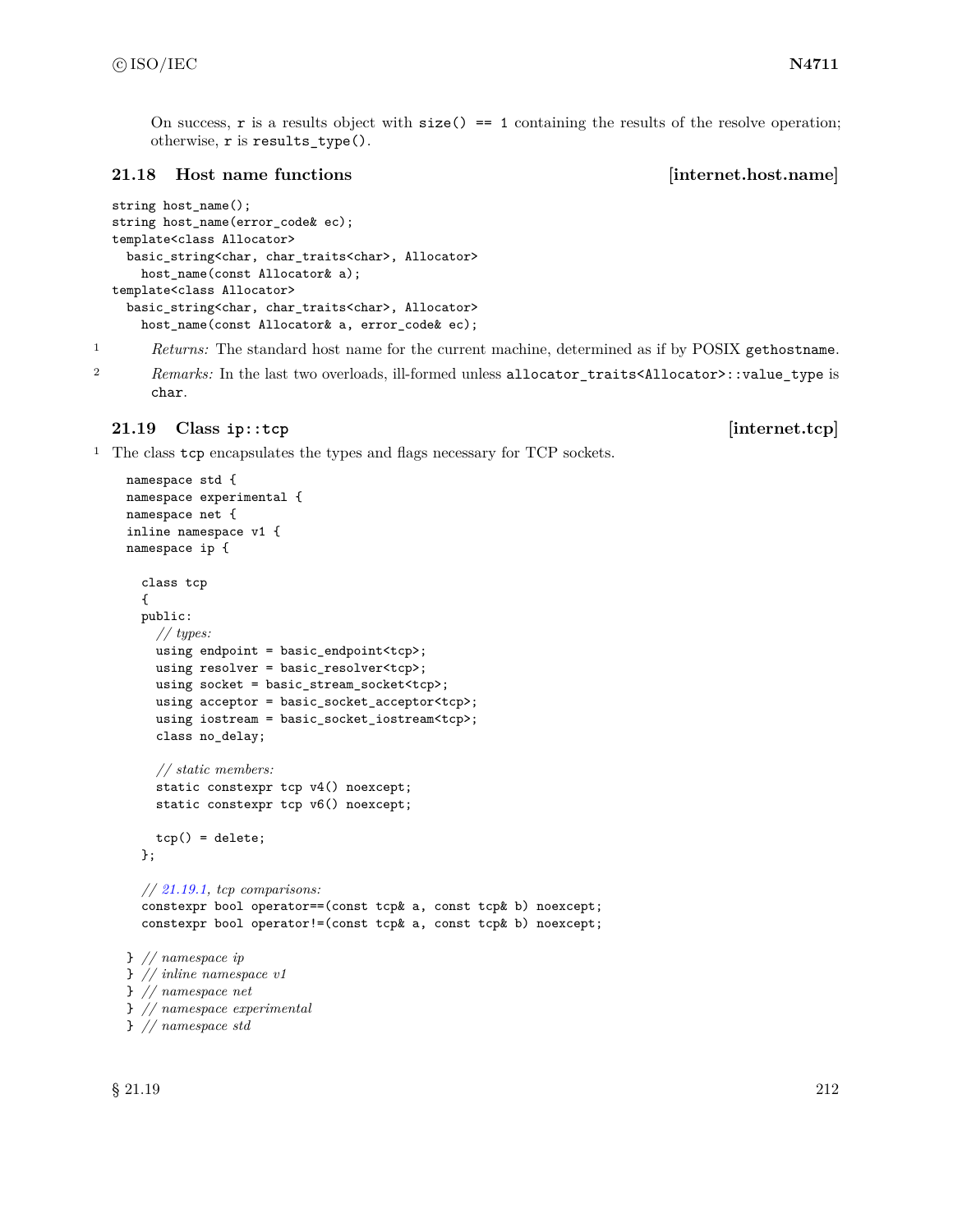On success, r is a results object with size() == 1 containing the results of the resolve operation; otherwise, r is results_type().

## 21.18 Host name functions [internet.host.name]

```
string host_name();
string host_name(error_code& ec);
template<class Allocator>
  basic_string<char, char_traits<char>, Allocator>
    host_name(const Allocator& a);
template<class Allocator>
  basic_string<char, char_traits<char>, Allocator>
    host_name(const Allocator& a, error_code& ec);
```

1 *Returns:* The standard host name for the current machine, determined as if by POSIX gethostname.

2 *Remarks:* In the last two overloads, ill-formed unless allocator_traits<Allocator>::value_type is char.

## 21.19 Class ip::tcp [internet.tcp]

1 The class tcp encapsulates the types and flags necessary for TCP sockets.

```
namespace std {
namespace experimental {
namespace net {
inline namespace v1 {
namespace ip {

  class tcp
  {
  public:
    // types:
    using endpoint = basic_endpoint<tcp>;
    using resolver = basic_resolver<tcp>;
    using socket = basic_stream_socket<tcp>;
    using acceptor = basic_socket_acceptor<tcp>;
    using iostream = basic_socket_iostream<tcp>;
    class no_delay;

    // static members:
    static constexpr tcp v4() noexcept;
    static constexpr tcp v6() noexcept;

    tcp() = delete;
  };

  // 21.19.1, tcp comparisons:
  constexpr bool operator==(const tcp& a, const tcp& b) noexcept;
  constexpr bool operator!=(const tcp& a, const tcp& b) noexcept;

} // namespace ip
} // inline namespace v1
} // namespace net
} // namespace experimental
} // namespace std
```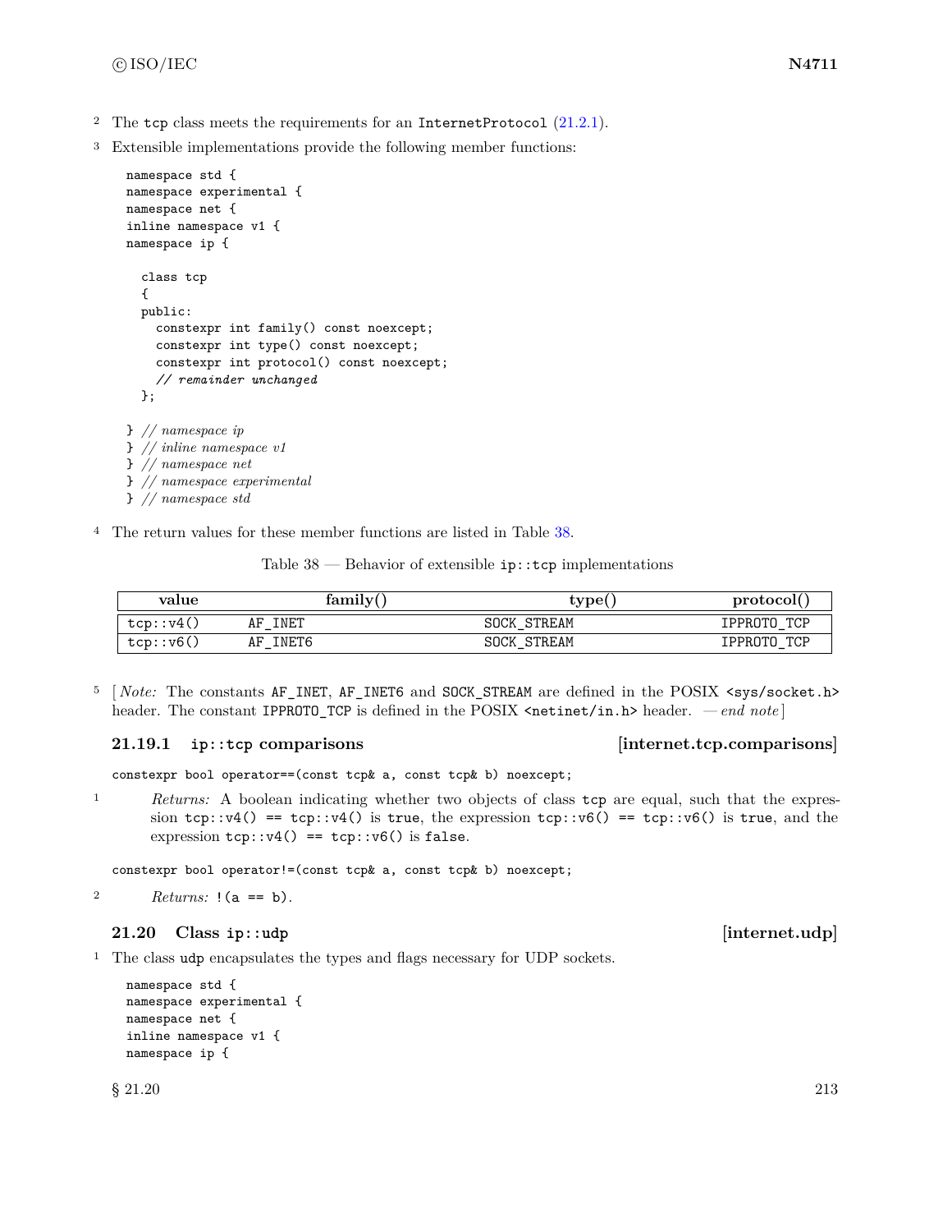2 The `tcp` class meets the requirements for an `InternetProtocol` (21.2.1).

3 Extensible implementations provide the following member functions:

```
namespace std {
namespace experimental {
namespace net {
inline namespace v1 {
namespace ip {

  class tcp
  {
  public:
    constexpr int family() const noexcept;
    constexpr int type() const noexcept;
    constexpr int protocol() const noexcept;
    // remainder unchanged
  };

} // namespace ip
} // inline namespace v1
} // namespace net
} // namespace experimental
} // namespace std
```

4 The return values for these member functions are listed in Table 38.

Table 38 — Behavior of extensible `ip::tcp` implementations

| value | family() | type() | protocol() |
|---|---|---|---|
| `tcp::v4()` | `AF_INET` | `SOCK_STREAM` | `IPPROTO_TCP` |
| `tcp::v6()` | `AF_INET6` | `SOCK_STREAM` | `IPPROTO_TCP` |

5 [ *Note:* The constants `AF_INET`, `AF_INET6` and `SOCK_STREAM` are defined in the POSIX `<sys/socket.h>` header. The constant `IPPROTO_TCP` is defined in the POSIX `<netinet/in.h>` header. — *end note* ]

### 21.19.1 `ip::tcp` comparisons [internet.tcp.comparisons]

```
constexpr bool operator==(const tcp& a, const tcp& b) noexcept;
```

1 *Returns:* A boolean indicating whether two objects of class `tcp` are equal, such that the expression `tcp::v4() == tcp::v4()` is `true`, the expression `tcp::v6() == tcp::v6()` is `true`, and the expression `tcp::v4() == tcp::v6()` is `false`.

```
constexpr bool operator!=(const tcp& a, const tcp& b) noexcept;
```

2 *Returns:* `!(a == b)`.

## 21.20 Class `ip::udp` [internet.udp]

1 The class `udp` encapsulates the types and flags necessary for UDP sockets.

```
namespace std {
namespace experimental {
namespace net {
inline namespace v1 {
namespace ip {
```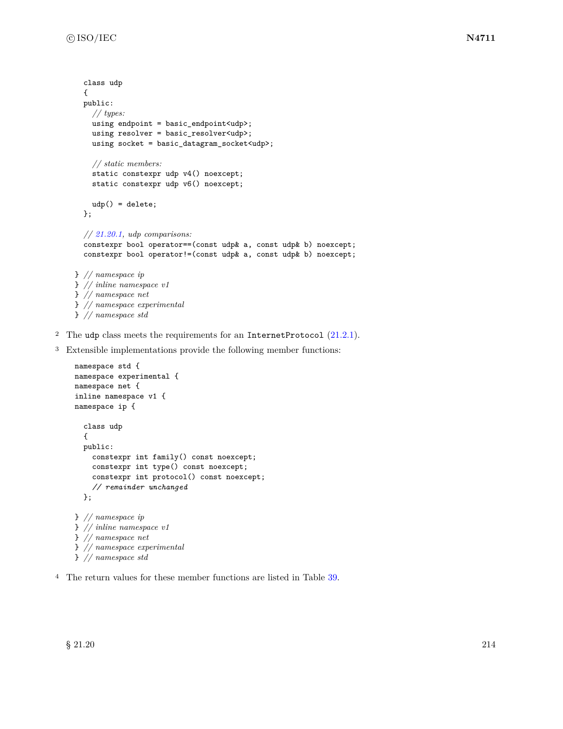```
    class udp
    {
    public:
      // types:
      using endpoint = basic_endpoint<udp>;
      using resolver = basic_resolver<udp>;
      using socket = basic_datagram_socket<udp>;

      // static members:
      static constexpr udp v4() noexcept;
      static constexpr udp v6() noexcept;

      udp() = delete;
    };

    // 21.20.1, udp comparisons:
    constexpr bool operator==(const udp& a, const udp& b) noexcept;
    constexpr bool operator!=(const udp& a, const udp& b) noexcept;

  } // namespace ip
  } // inline namespace v1
  } // namespace net
  } // namespace experimental
  } // namespace std
```

2 The `udp` class meets the requirements for an `InternetProtocol` (21.2.1).

3 Extensible implementations provide the following member functions:

```
namespace std {
namespace experimental {
namespace net {
inline namespace v1 {
namespace ip {

  class udp
  {
  public:
    constexpr int family() const noexcept;
    constexpr int type() const noexcept;
    constexpr int protocol() const noexcept;
    // remainder unchanged
  };

} // namespace ip
} // inline namespace v1
} // namespace net
} // namespace experimental
} // namespace std
```

4 The return values for these member functions are listed in Table 39.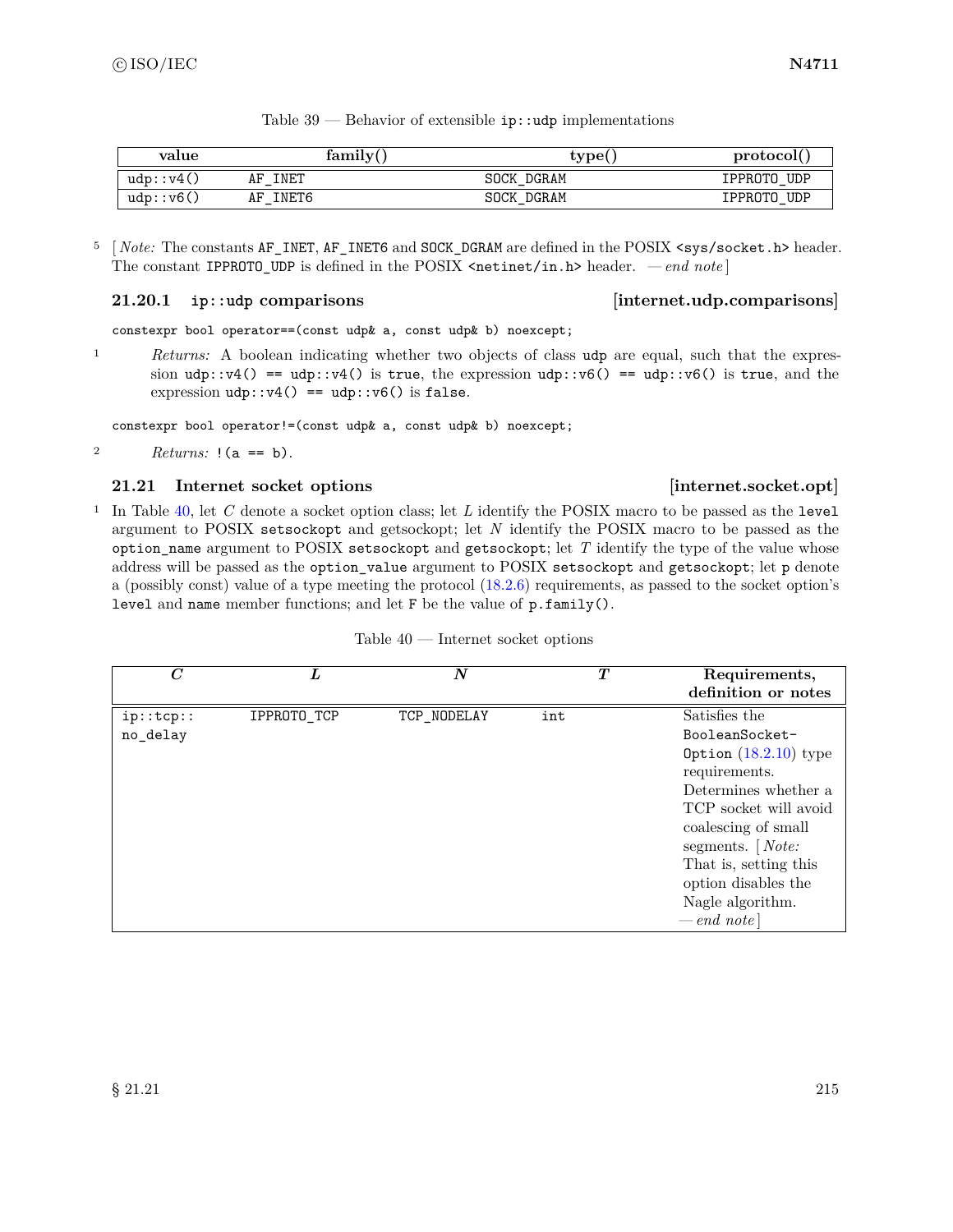Table 39 — Behavior of extensible `ip::udp` implementations

| value | family() | type() | protocol() |
|---|---|---|---|
| `udp::v4()` | `AF_INET` | `SOCK_DGRAM` | `IPPROTO_UDP` |
| `udp::v6()` | `AF_INET6` | `SOCK_DGRAM` | `IPPROTO_UDP` |

5 [ *Note:* The constants `AF_INET`, `AF_INET6` and `SOCK_DGRAM` are defined in the POSIX `<sys/socket.h>` header. The constant `IPPROTO_UDP` is defined in the POSIX `<netinet/in.h>` header. — *end note* ]

### 21.20.1 `ip::udp` comparisons [internet.udp.comparisons]

```
constexpr bool operator==(const udp& a, const udp& b) noexcept;
```

1 *Returns:* A boolean indicating whether two objects of class `udp` are equal, such that the expression `udp::v4() == udp::v4()` is `true`, the expression `udp::v6() == udp::v6()` is `true`, and the expression `udp::v4() == udp::v6()` is `false`.

```
constexpr bool operator!=(const udp& a, const udp& b) noexcept;
```

2 *Returns:* `!(a == b)`.

## 21.21 Internet socket options [internet.socket.opt]

1 In Table 40, let *C* denote a socket option class; let *L* identify the POSIX macro to be passed as the `level` argument to POSIX `setsockopt` and getsockopt; let *N* identify the POSIX macro to be passed as the `option_name` argument to POSIX `setsockopt` and `getsockopt`; let *T* identify the type of the value whose address will be passed as the `option_value` argument to POSIX `setsockopt` and `getsockopt`; let `p` denote a (possibly const) value of a type meeting the protocol (18.2.6) requirements, as passed to the socket option's `level` and `name` member functions; and let `F` be the value of `p.family()`.

Table 40 — Internet socket options

| *C* | *L* | *N* | *T* | Requirements, definition or notes |
|---|---|---|---|---|
| `ip::tcp::no_delay` | `IPPROTO_TCP` | `TCP_NODELAY` | `int` | Satisfies the `BooleanSocketOption` (18.2.10) type requirements. Determines whether a TCP socket will avoid coalescing of small segments. [ *Note:* That is, setting this option disables the Nagle algorithm. — *end note* ] |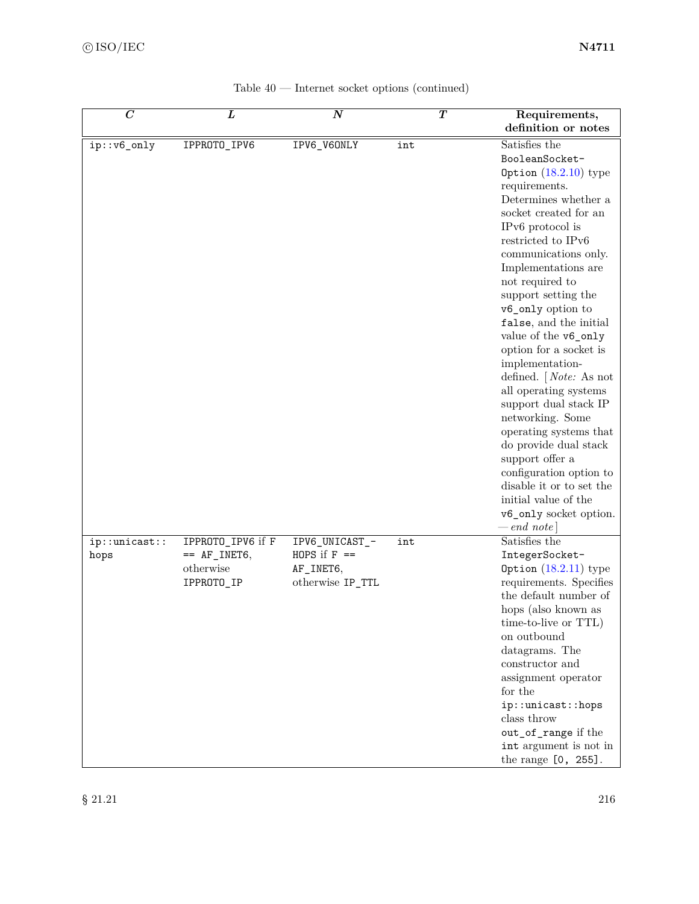Table 40 — Internet socket options (continued)

| *C* | *L* | *N* | *T* | Requirements, definition or notes |
|---|---|---|---|---|
| `ip::v6_only` | `IPPROTO_IPV6` | `IPV6_V6ONLY` | `int` | Satisfies the `BooleanSocketOption` (18.2.10) type requirements. Determines whether a socket created for an IPv6 protocol is restricted to IPv6 communications only. Implementations are not required to support setting the `v6_only` option to `false`, and the initial value of the `v6_only` option for a socket is implementation-defined. [ *Note:* As not all operating systems support dual stack IP networking. Some operating systems that do provide dual stack support offer a configuration option to disable it or to set the initial value of the `v6_only` socket option. — *end note* ] |
| `ip::unicast::hops` | `IPPROTO_IPV6` if `F == AF_INET6`, otherwise `IPPROTO_IP` | `IPV6_UNICAST_HOPS` if `F == AF_INET6`, otherwise `IP_TTL` | `int` | Satisfies the `IntegerSocketOption` (18.2.11) type requirements. Specifies the default number of hops (also known as time-to-live or TTL) on outbound datagrams. The constructor and assignment operator for the `ip::unicast::hops` class throw `out_of_range` if the `int` argument is not in the range `[0, 255]`. |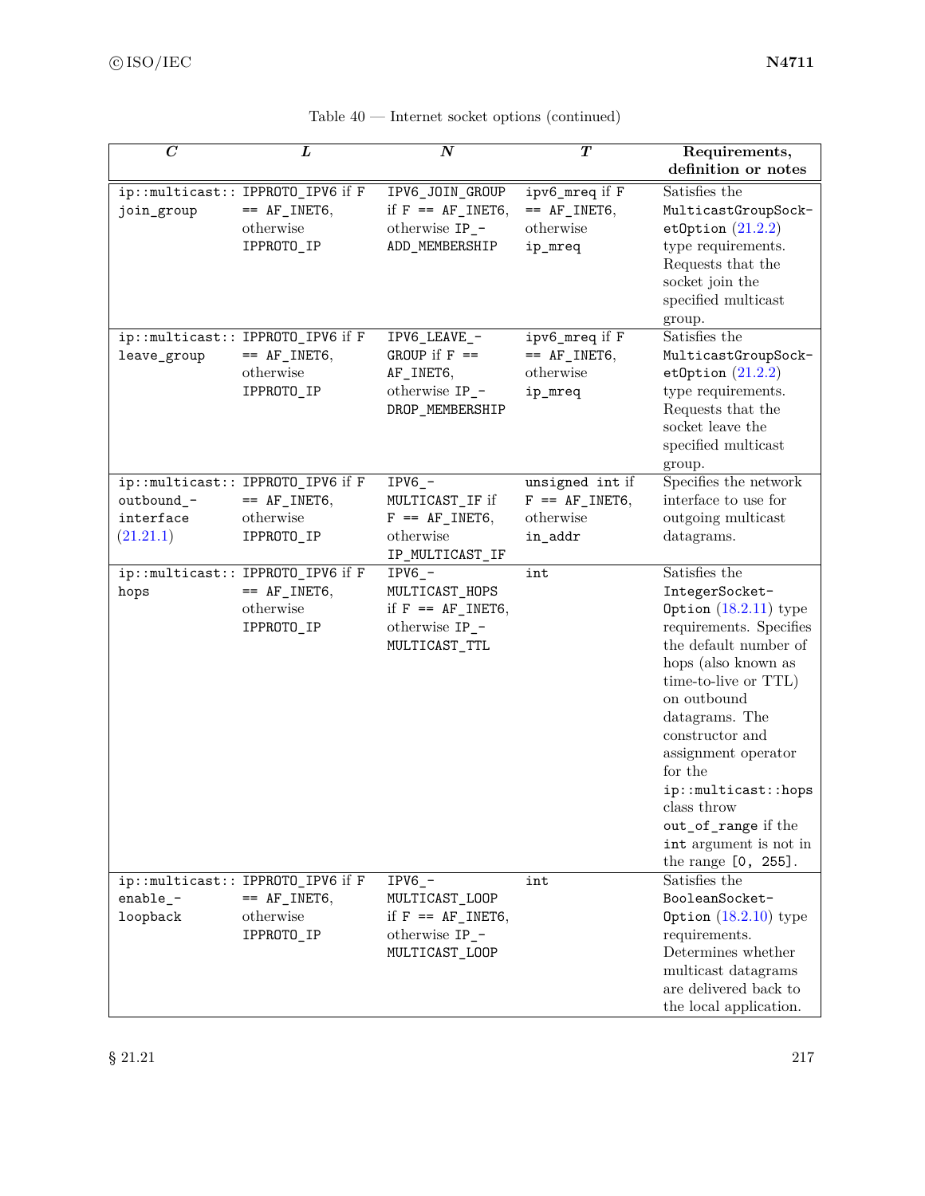Table 40 — Internet socket options (continued)

| *C* | *L* | *N* | *T* | Requirements, definition or notes |
|---|---|---|---|---|
| `ip::multicast::join_group` | `IPPROTO_IPV6` if `F == AF_INET6`, otherwise `IPPROTO_IP` | `IPV6_JOIN_GROUP` if `F == AF_INET6`, otherwise `IP_ADD_MEMBERSHIP` | `ipv6_mreq` if `F == AF_INET6`, otherwise `ip_mreq` | Satisfies the `MulticastGroupSocketOption` (21.2.2) type requirements. Requests that the socket join the specified multicast group. |
| `ip::multicast::leave_group` | `IPPROTO_IPV6` if `F == AF_INET6`, otherwise `IPPROTO_IP` | `IPV6_LEAVE_GROUP` if `F == AF_INET6`, otherwise `IP_DROP_MEMBERSHIP` | `ipv6_mreq` if `F == AF_INET6`, otherwise `ip_mreq` | Satisfies the `MulticastGroupSocketOption` (21.2.2) type requirements. Requests that the socket leave the specified multicast group. |
| `ip::multicast::outbound_interface` (21.21.1) | `IPPROTO_IPV6` if `F == AF_INET6`, otherwise `IPPROTO_IP` | `IPV6_MULTICAST_IF` if `F == AF_INET6`, otherwise `IP_MULTICAST_IF` | `unsigned int` if `F == AF_INET6`, otherwise `in_addr` | Specifies the network interface to use for outgoing multicast datagrams. |
| `ip::multicast::hops` | `IPPROTO_IPV6` if `F == AF_INET6`, otherwise `IPPROTO_IP` | `IPV6_MULTICAST_HOPS` if `F == AF_INET6`, otherwise `IP_MULTICAST_TTL` | `int` | Satisfies the `IntegerSocketOption` (18.2.11) type requirements. Specifies the default number of hops (also known as time-to-live or TTL) on outbound datagrams. The constructor and assignment operator for the `ip::multicast::hops` class throw `out_of_range` if the `int` argument is not in the range `[0, 255]`. |
| `ip::multicast::enable_loopback` | `IPPROTO_IPV6` if `F == AF_INET6`, otherwise `IPPROTO_IP` | `IPV6_MULTICAST_LOOP` if `F == AF_INET6`, otherwise `IP_MULTICAST_LOOP` | `int` | Satisfies the `BooleanSocketOption` (18.2.10) type requirements. Determines whether multicast datagrams are delivered back to the local application. |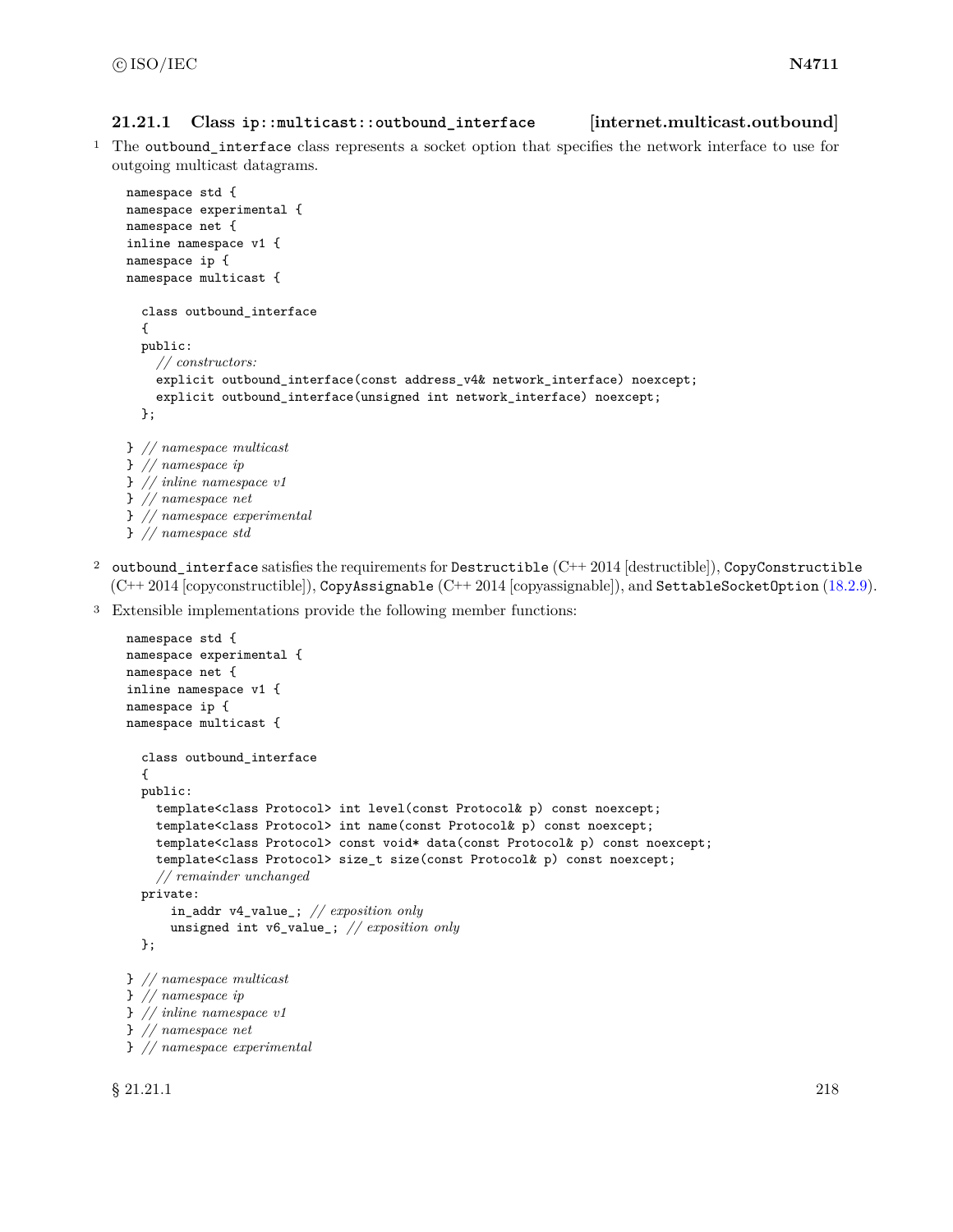### 21.21.1 Class `ip::multicast::outbound_interface` [internet.multicast.outbound]

1 The `outbound_interface` class represents a socket option that specifies the network interface to use for outgoing multicast datagrams.

```
namespace std {
namespace experimental {
namespace net {
inline namespace v1 {
namespace ip {
namespace multicast {

  class outbound_interface
  {
  public:
    // constructors:
    explicit outbound_interface(const address_v4& network_interface) noexcept;
    explicit outbound_interface(unsigned int network_interface) noexcept;
  };

} // namespace multicast
} // namespace ip
} // inline namespace v1
} // namespace net
} // namespace experimental
} // namespace std
```

2 `outbound_interface` satisfies the requirements for `Destructible` (C++ 2014 [destructible]), `CopyConstructible` (C++ 2014 [copyconstructible]), `CopyAssignable` (C++ 2014 [copyassignable]), and `SettableSocketOption` (18.2.9).

3 Extensible implementations provide the following member functions:

```
namespace std {
namespace experimental {
namespace net {
inline namespace v1 {
namespace ip {
namespace multicast {

  class outbound_interface
  {
  public:
    template<class Protocol> int level(const Protocol& p) const noexcept;
    template<class Protocol> int name(const Protocol& p) const noexcept;
    template<class Protocol> const void* data(const Protocol& p) const noexcept;
    template<class Protocol> size_t size(const Protocol& p) const noexcept;
    // remainder unchanged
  private:
      in_addr v4_value_; // exposition only
      unsigned int v6_value_; // exposition only
  };

} // namespace multicast
} // namespace ip
} // inline namespace v1
} // namespace net
} // namespace experimental
```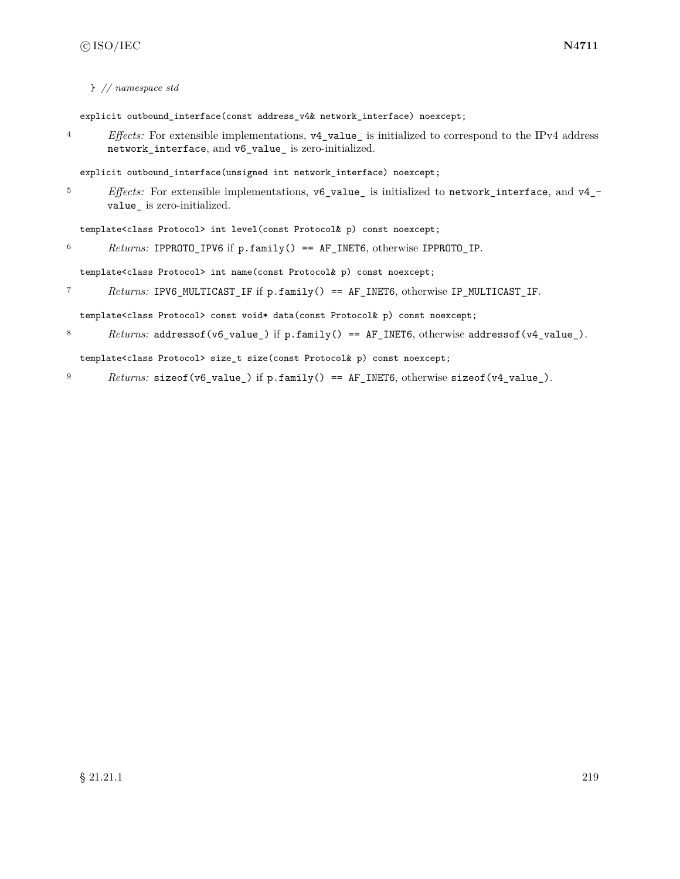```
} // namespace std
```

```
explicit outbound_interface(const address_v4& network_interface) noexcept;
```

4 *Effects:* For extensible implementations, `v4_value_` is initialized to correspond to the IPv4 address `network_interface`, and `v6_value_` is zero-initialized.

```
explicit outbound_interface(unsigned int network_interface) noexcept;
```

5 *Effects:* For extensible implementations, `v6_value_` is initialized to `network_interface`, and `v4_value_` is zero-initialized.

```
template<class Protocol> int level(const Protocol& p) const noexcept;
```

6 *Returns:* `IPPROTO_IPV6` if `p.family() == AF_INET6`, otherwise `IPPROTO_IP`.

```
template<class Protocol> int name(const Protocol& p) const noexcept;
```

7 *Returns:* `IPV6_MULTICAST_IF` if `p.family() == AF_INET6`, otherwise `IP_MULTICAST_IF`.

```
template<class Protocol> const void* data(const Protocol& p) const noexcept;
```

8 *Returns:* `addressof(v6_value_)` if `p.family() == AF_INET6`, otherwise `addressof(v4_value_)`.

```
template<class Protocol> size_t size(const Protocol& p) const noexcept;
```

9 *Returns:* `sizeof(v6_value_)` if `p.family() == AF_INET6`, otherwise `sizeof(v4_value_)`.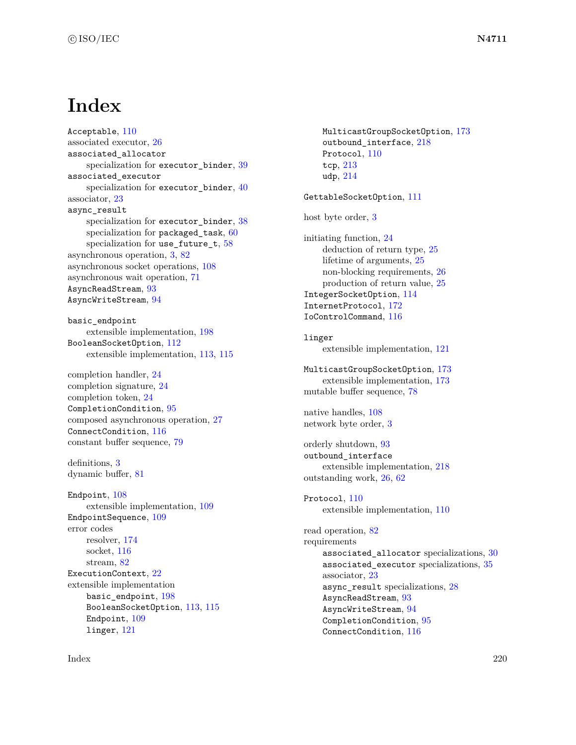# Index

Acceptable, 110
associated executor, 26
associated_allocator
- specialization for executor_binder, 39

associated_executor
- specialization for executor_binder, 40

associator, 23
async_result
- specialization for executor_binder, 38
- specialization for packaged_task, 60
- specialization for use_future_t, 58

asynchronous operation, 3, 82
asynchronous socket operations, 108
asynchronous wait operation, 71
AsyncReadStream, 93
AsyncWriteStream, 94

basic_endpoint
- extensible implementation, 198

BooleanSocketOption, 112
- extensible implementation, 113, 115

completion handler, 24
completion signature, 24
completion token, 24
CompletionCondition, 95
composed asynchronous operation, 27
ConnectCondition, 116
constant buffer sequence, 79

definitions, 3
dynamic buffer, 81

Endpoint, 108
- extensible implementation, 109

EndpointSequence, 109
error codes
- resolver, 174
- socket, 116
- stream, 82

ExecutionContext, 22
extensible implementation
- basic_endpoint, 198
- BooleanSocketOption, 113, 115
- Endpoint, 109
- linger, 121
- MulticastGroupSocketOption, 173
- outbound_interface, 218
- Protocol, 110
- tcp, 213
- udp, 214

GettableSocketOption, 111

host byte order, 3

initiating function, 24
- deduction of return type, 25
- lifetime of arguments, 25
- non-blocking requirements, 26
- production of return value, 25

IntegerSocketOption, 114
InternetProtocol, 172
IoControlCommand, 116

linger
- extensible implementation, 121

MulticastGroupSocketOption, 173
- extensible implementation, 173

mutable buffer sequence, 78

native handles, 108
network byte order, 3

orderly shutdown, 93
outbound_interface
- extensible implementation, 218

outstanding work, 26, 62

Protocol, 110
- extensible implementation, 110

read operation, 82
requirements
- associated_allocator specializations, 30
- associated_executor specializations, 35
- associator, 23
- async_result specializations, 28
- AsyncReadStream, 93
- AsyncWriteStream, 94
- CompletionCondition, 95
- ConnectCondition, 116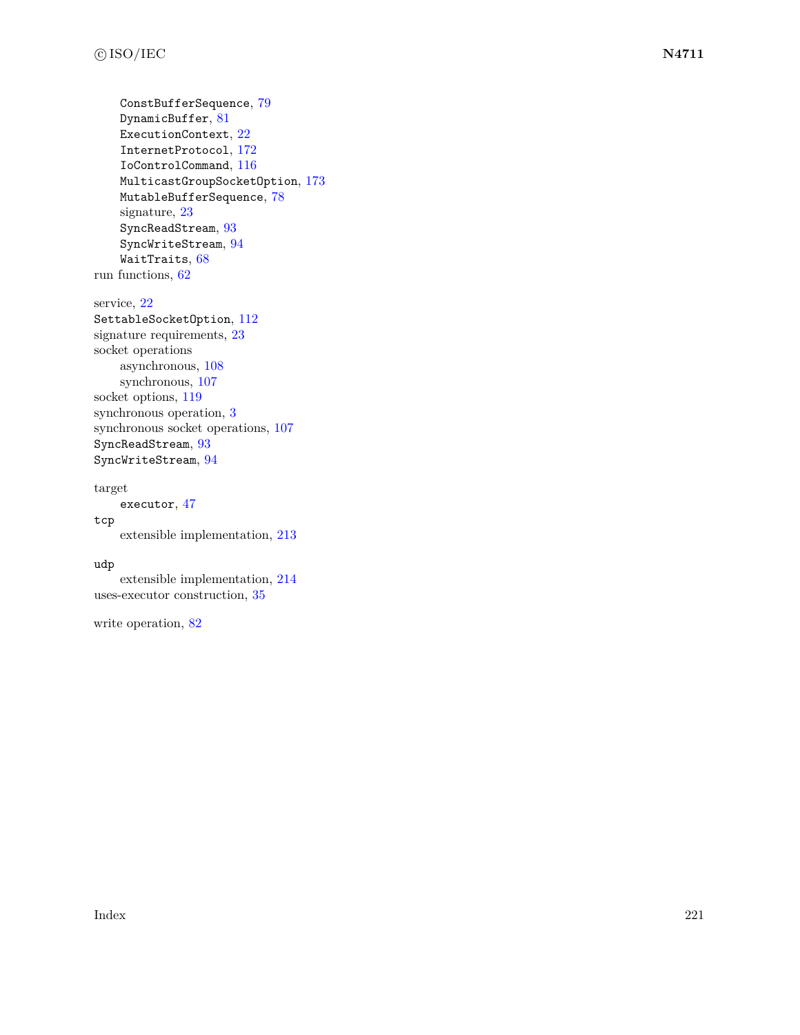- `ConstBufferSequence`, 79
- `DynamicBuffer`, 81
- `ExecutionContext`, 22
- `InternetProtocol`, 172
- `IoControlCommand`, 116
- `MulticastGroupSocketOption`, 173
- `MutableBufferSequence`, 78
- signature, 23
- `SyncReadStream`, 93
- `SyncWriteStream`, 94
- `WaitTraits`, 68

run functions, 62

service, 22
`SettableSocketOption`, 112
signature requirements, 23
socket operations
- asynchronous, 108
- synchronous, 107

socket options, 119
synchronous operation, 3
synchronous socket operations, 107
`SyncReadStream`, 93
`SyncWriteStream`, 94

target
- `executor`, 47

`tcp`
- extensible implementation, 213

`udp`
- extensible implementation, 214

uses-executor construction, 35

write operation, 82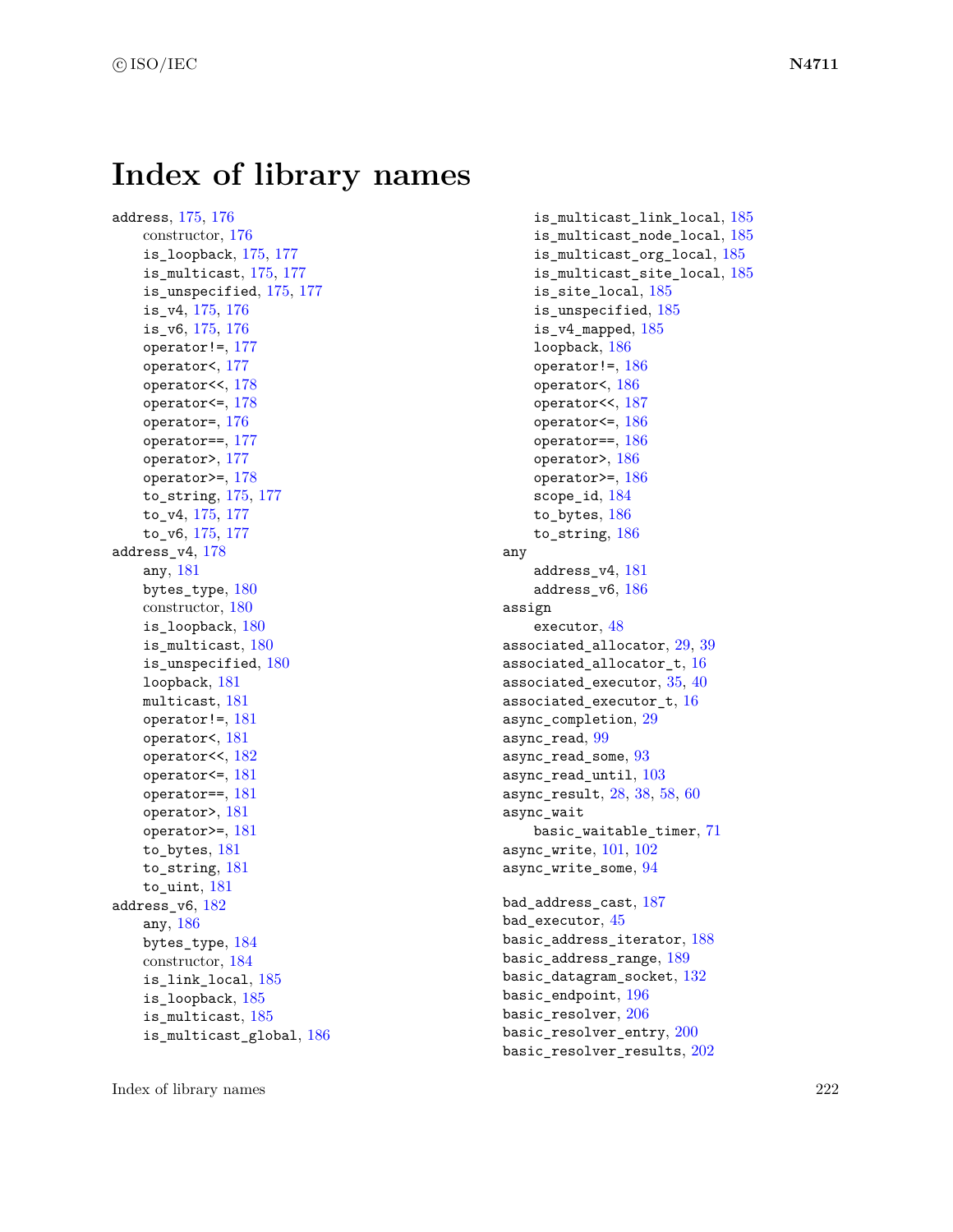# Index of library names

address, 175, 176
- constructor, 176
- is_loopback, 175, 177
- is_multicast, 175, 177
- is_unspecified, 175, 177
- is_v4, 175, 176
- is_v6, 175, 176
- operator!=, 177
- operator<, 177
- operator<<, 178
- operator<=, 178
- operator=, 176
- operator==, 177
- operator>, 177
- operator>=, 178
- to_string, 175, 177
- to_v4, 175, 177
- to_v6, 175, 177

address_v4, 178
- any, 181
- bytes_type, 180
- constructor, 180
- is_loopback, 180
- is_multicast, 180
- is_unspecified, 180
- loopback, 181
- multicast, 181
- operator!=, 181
- operator<, 181
- operator<<, 182
- operator<=, 181
- operator==, 181
- operator>, 181
- operator>=, 181
- to_bytes, 181
- to_string, 181
- to_uint, 181

address_v6, 182
- any, 186
- bytes_type, 184
- constructor, 184
- is_link_local, 185
- is_loopback, 185
- is_multicast, 185
- is_multicast_global, 186
- is_multicast_link_local, 185
- is_multicast_node_local, 185
- is_multicast_org_local, 185
- is_multicast_site_local, 185
- is_site_local, 185
- is_unspecified, 185
- is_v4_mapped, 185
- loopback, 186
- operator!=, 186
- operator<, 186
- operator<<, 187
- operator<=, 186
- operator==, 186
- operator>, 186
- operator>=, 186
- scope_id, 184
- to_bytes, 186
- to_string, 186

any
- address_v4, 181
- address_v6, 186

assign
- executor, 48

associated_allocator, 29, 39
associated_allocator_t, 16
associated_executor, 35, 40
associated_executor_t, 16
async_completion, 29
async_read, 99
async_read_some, 93
async_read_until, 103
async_result, 28, 38, 58, 60
async_wait
- basic_waitable_timer, 71

async_write, 101, 102
async_write_some, 94

bad_address_cast, 187
bad_executor, 45
basic_address_iterator, 188
basic_address_range, 189
basic_datagram_socket, 132
basic_endpoint, 196
basic_resolver, 206
basic_resolver_entry, 200
basic_resolver_results, 202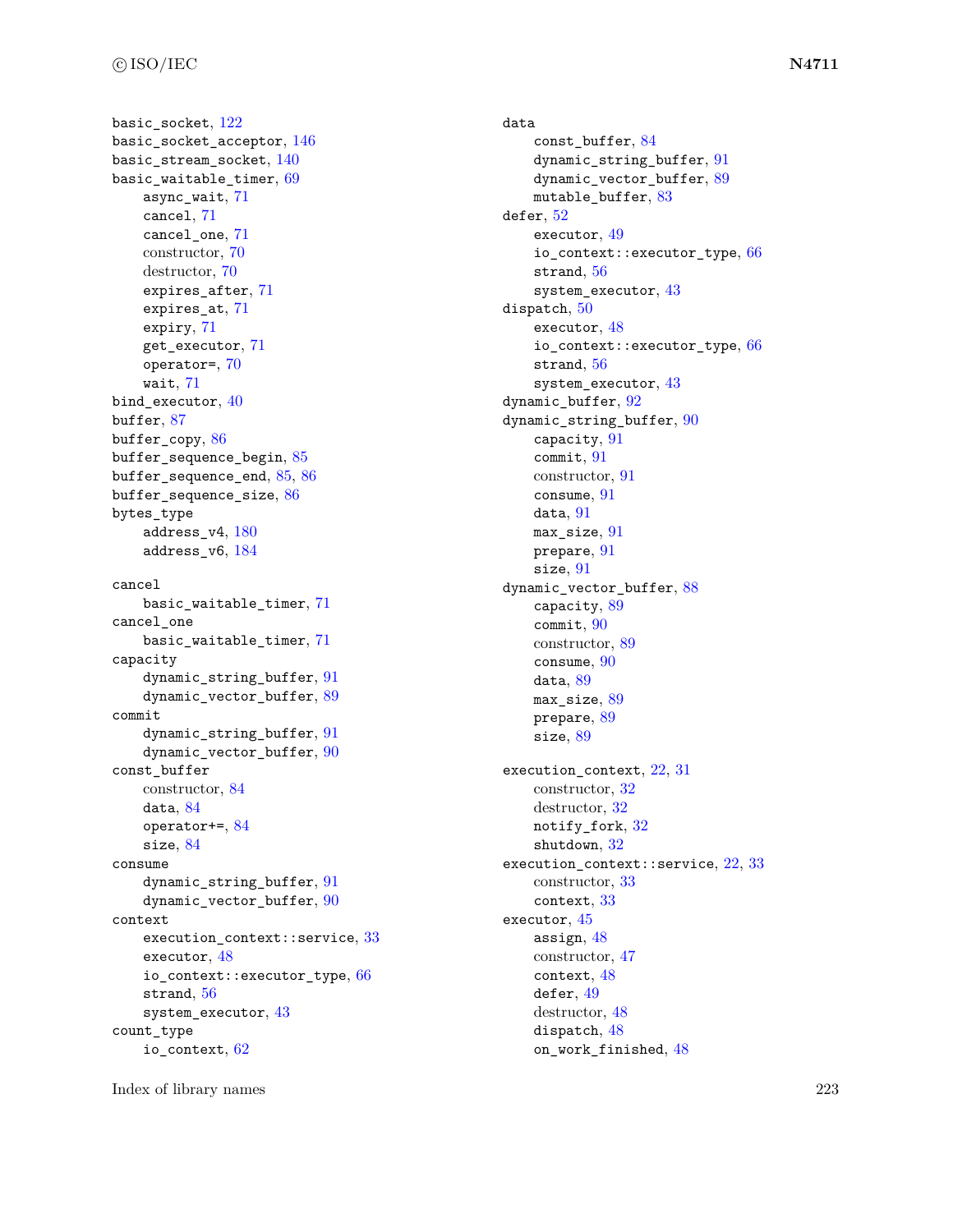basic_socket, 122
basic_socket_acceptor, 146
basic_stream_socket, 140
basic_waitable_timer, 69
    async_wait, 71
    cancel, 71
    cancel_one, 71
    constructor, 70
    destructor, 70
    expires_after, 71
    expires_at, 71
    expiry, 71
    get_executor, 71
    operator=, 70
    wait, 71
bind_executor, 40
buffer, 87
buffer_copy, 86
buffer_sequence_begin, 85
buffer_sequence_end, 85, 86
buffer_sequence_size, 86
bytes_type
    address_v4, 180
    address_v6, 184

cancel
    basic_waitable_timer, 71
cancel_one
    basic_waitable_timer, 71
capacity
    dynamic_string_buffer, 91
    dynamic_vector_buffer, 89
commit
    dynamic_string_buffer, 91
    dynamic_vector_buffer, 90
const_buffer
    constructor, 84
    data, 84
    operator+=, 84
    size, 84
consume
    dynamic_string_buffer, 91
    dynamic_vector_buffer, 90
context
    execution_context::service, 33
    executor, 48
    io_context::executor_type, 66
    strand, 56
    system_executor, 43
count_type
    io_context, 62

data
    const_buffer, 84
    dynamic_string_buffer, 91
    dynamic_vector_buffer, 89
    mutable_buffer, 83
defer, 52
    executor, 49
    io_context::executor_type, 66
    strand, 56
    system_executor, 43
dispatch, 50
    executor, 48
    io_context::executor_type, 66
    strand, 56
    system_executor, 43
dynamic_buffer, 92
dynamic_string_buffer, 90
    capacity, 91
    commit, 91
    constructor, 91
    consume, 91
    data, 91
    max_size, 91
    prepare, 91
    size, 91
dynamic_vector_buffer, 88
    capacity, 89
    commit, 90
    constructor, 89
    consume, 90
    data, 89
    max_size, 89
    prepare, 89
    size, 89

execution_context, 22, 31
    constructor, 32
    destructor, 32
    notify_fork, 32
    shutdown, 32
execution_context::service, 22, 33
    constructor, 33
    context, 33
executor, 45
    assign, 48
    constructor, 47
    context, 48
    defer, 49
    destructor, 48
    dispatch, 48
    on_work_finished, 48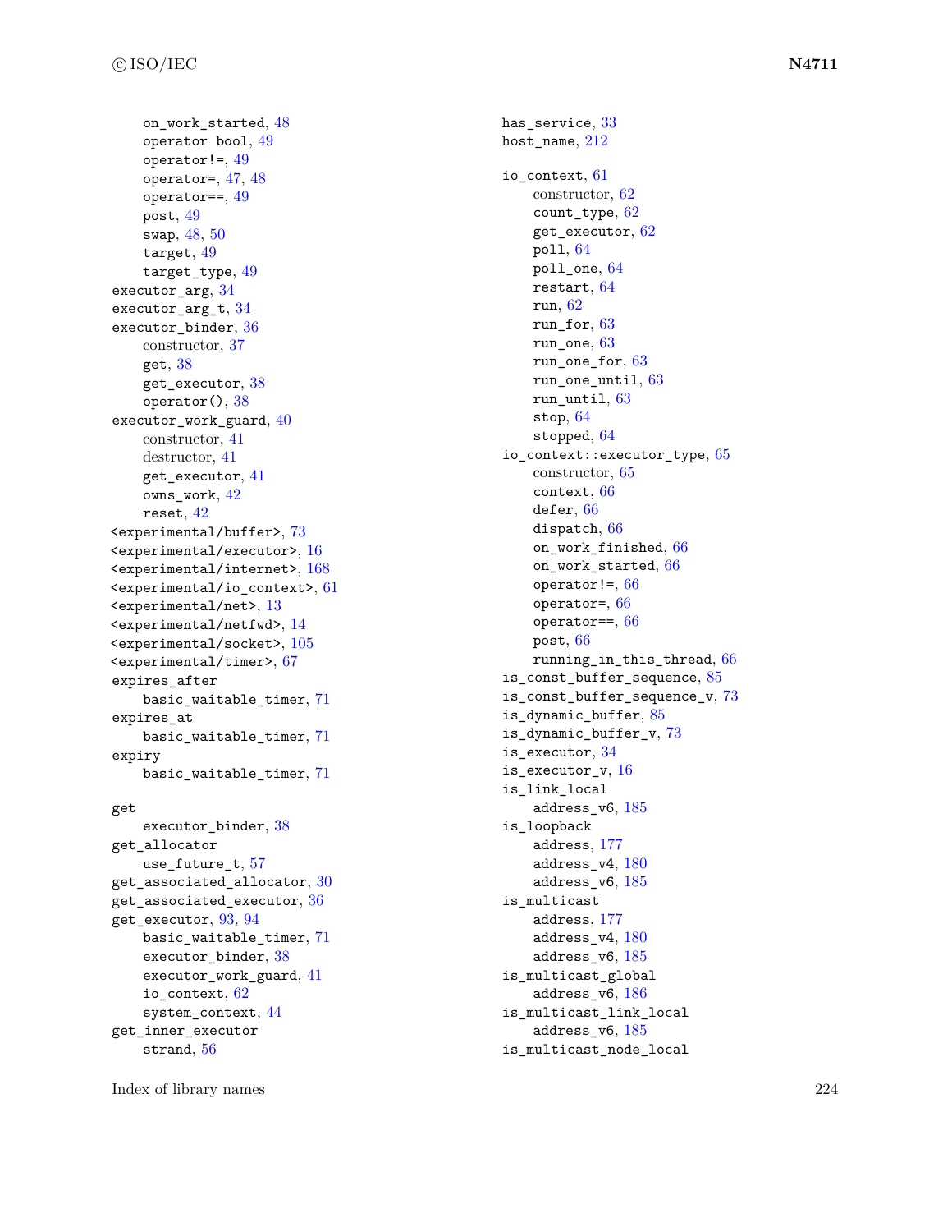on_work_started, 48
operator bool, 49
operator!=, 49
operator=, 47, 48
operator==, 49
post, 49
swap, 48, 50
target, 49
target_type, 49

executor_arg, 34
executor_arg_t, 34
executor_binder, 36
- constructor, 37
- get, 38
- get_executor, 38
- operator(), 38

executor_work_guard, 40
- constructor, 41
- destructor, 41
- get_executor, 41
- owns_work, 42
- reset, 42

<experimental/buffer>, 73
<experimental/executor>, 16
<experimental/internet>, 168
<experimental/io_context>, 61
<experimental/net>, 13
<experimental/netfwd>, 14
<experimental/socket>, 105
<experimental/timer>, 67

expires_after
- basic_waitable_timer, 71

expires_at
- basic_waitable_timer, 71

expiry
- basic_waitable_timer, 71

get
- executor_binder, 38

get_allocator
- use_future_t, 57

get_associated_allocator, 30
get_associated_executor, 36
get_executor, 93, 94
- basic_waitable_timer, 71
- executor_binder, 38
- executor_work_guard, 41
- io_context, 62
- system_context, 44

get_inner_executor
- strand, 56

has_service, 33
host_name, 212

io_context, 61
- constructor, 62
- count_type, 62
- get_executor, 62
- poll, 64
- poll_one, 64
- restart, 64
- run, 62
- run_for, 63
- run_one, 63
- run_one_for, 63
- run_one_until, 63
- run_until, 63
- stop, 64
- stopped, 64

io_context::executor_type, 65
- constructor, 65
- context, 66
- defer, 66
- dispatch, 66
- on_work_finished, 66
- on_work_started, 66
- operator!=, 66
- operator=, 66
- operator==, 66
- post, 66
- running_in_this_thread, 66

is_const_buffer_sequence, 85
is_const_buffer_sequence_v, 73
is_dynamic_buffer, 85
is_dynamic_buffer_v, 73
is_executor, 34
is_executor_v, 16
is_link_local
- address_v6, 185

is_loopback
- address, 177
- address_v4, 180
- address_v6, 185

is_multicast
- address, 177
- address_v4, 180
- address_v6, 185

is_multicast_global
- address_v6, 186

is_multicast_link_local
- address_v6, 185

is_multicast_node_local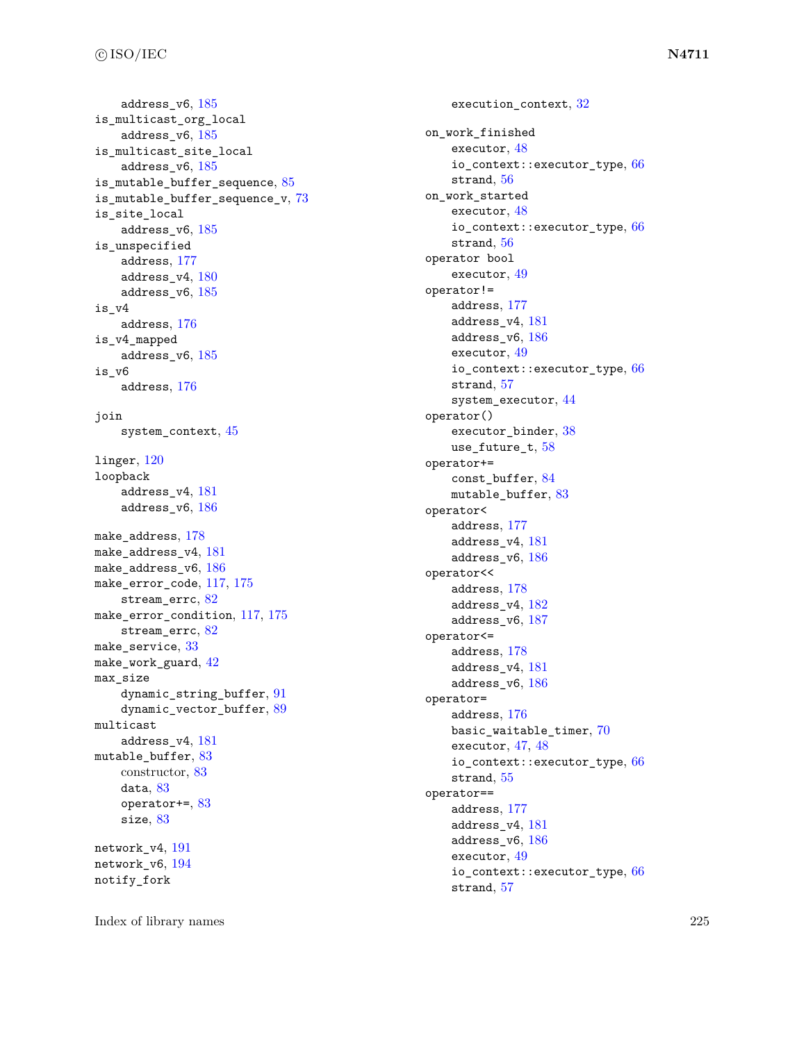address_v6, 185
is_multicast_org_local
    address_v6, 185
is_multicast_site_local
    address_v6, 185
is_mutable_buffer_sequence, 85
is_mutable_buffer_sequence_v, 73
is_site_local
    address_v6, 185
is_unspecified
    address, 177
    address_v4, 180
    address_v6, 185
is_v4
    address, 176
is_v4_mapped
    address_v6, 185
is_v6
    address, 176

join
    system_context, 45

linger, 120
loopback
    address_v4, 181
    address_v6, 186

make_address, 178
make_address_v4, 181
make_address_v6, 186
make_error_code, 117, 175
    stream_errc, 82
make_error_condition, 117, 175
    stream_errc, 82
make_service, 33
make_work_guard, 42
max_size
    dynamic_string_buffer, 91
    dynamic_vector_buffer, 89
multicast
    address_v4, 181
mutable_buffer, 83
    constructor, 83
    data, 83
    operator+=, 83
    size, 83

network_v4, 191
network_v6, 194
notify_fork
    execution_context, 32

on_work_finished
    executor, 48
    io_context::executor_type, 66
    strand, 56
on_work_started
    executor, 48
    io_context::executor_type, 66
    strand, 56
operator bool
    executor, 49
operator!=
    address, 177
    address_v4, 181
    address_v6, 186
    executor, 49
    io_context::executor_type, 66
    strand, 57
    system_executor, 44
operator()
    executor_binder, 38
    use_future_t, 58
operator+=
    const_buffer, 84
    mutable_buffer, 83
operator<
    address, 177
    address_v4, 181
    address_v6, 186
operator<<
    address, 178
    address_v4, 182
    address_v6, 187
operator<=
    address, 178
    address_v4, 181
    address_v6, 186
operator=
    address, 176
    basic_waitable_timer, 70
    executor, 47, 48
    io_context::executor_type, 66
    strand, 55
operator==
    address, 177
    address_v4, 181
    address_v6, 186
    executor, 49
    io_context::executor_type, 66
    strand, 57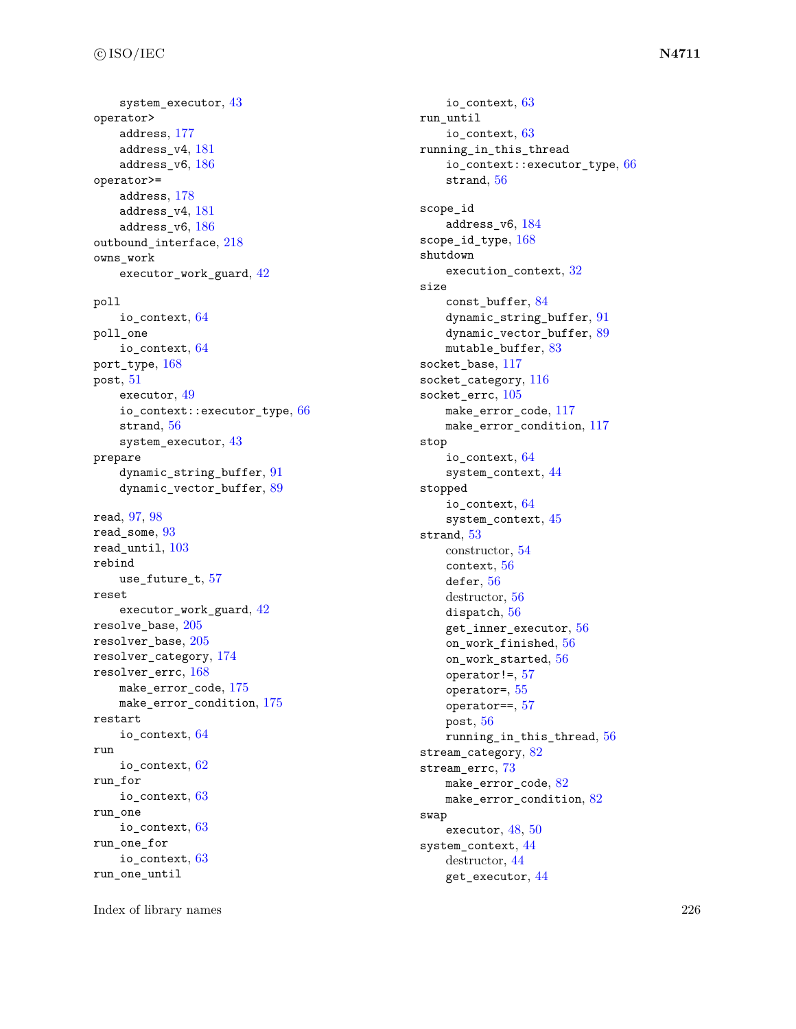system_executor, 43
operator>
    address, 177
    address_v4, 181
    address_v6, 186
operator>=
    address, 178
    address_v4, 181
    address_v6, 186
outbound_interface, 218
owns_work
    executor_work_guard, 42

poll
    io_context, 64
poll_one
    io_context, 64
port_type, 168
post, 51
    executor, 49
    io_context::executor_type, 66
    strand, 56
    system_executor, 43
prepare
    dynamic_string_buffer, 91
    dynamic_vector_buffer, 89

read, 97, 98
read_some, 93
read_until, 103
rebind
    use_future_t, 57
reset
    executor_work_guard, 42
resolve_base, 205
resolver_base, 205
resolver_category, 174
resolver_errc, 168
    make_error_code, 175
    make_error_condition, 175
restart
    io_context, 64
run
    io_context, 62
run_for
    io_context, 63
run_one
    io_context, 63
run_one_for
    io_context, 63
run_one_until
    io_context, 63
run_until
    io_context, 63
running_in_this_thread
    io_context::executor_type, 66
    strand, 56

scope_id
    address_v6, 184
scope_id_type, 168
shutdown
    execution_context, 32
size
    const_buffer, 84
    dynamic_string_buffer, 91
    dynamic_vector_buffer, 89
    mutable_buffer, 83
socket_base, 117
socket_category, 116
socket_errc, 105
    make_error_code, 117
    make_error_condition, 117
stop
    io_context, 64
    system_context, 44
stopped
    io_context, 64
    system_context, 45
strand, 53
    constructor, 54
    context, 56
    defer, 56
    destructor, 56
    dispatch, 56
    get_inner_executor, 56
    on_work_finished, 56
    on_work_started, 56
    operator!=, 57
    operator=, 55
    operator==, 57
    post, 56
    running_in_this_thread, 56
stream_category, 82
stream_errc, 73
    make_error_code, 82
    make_error_condition, 82
swap
    executor, 48, 50
system_context, 44
    destructor, 44
    get_executor, 44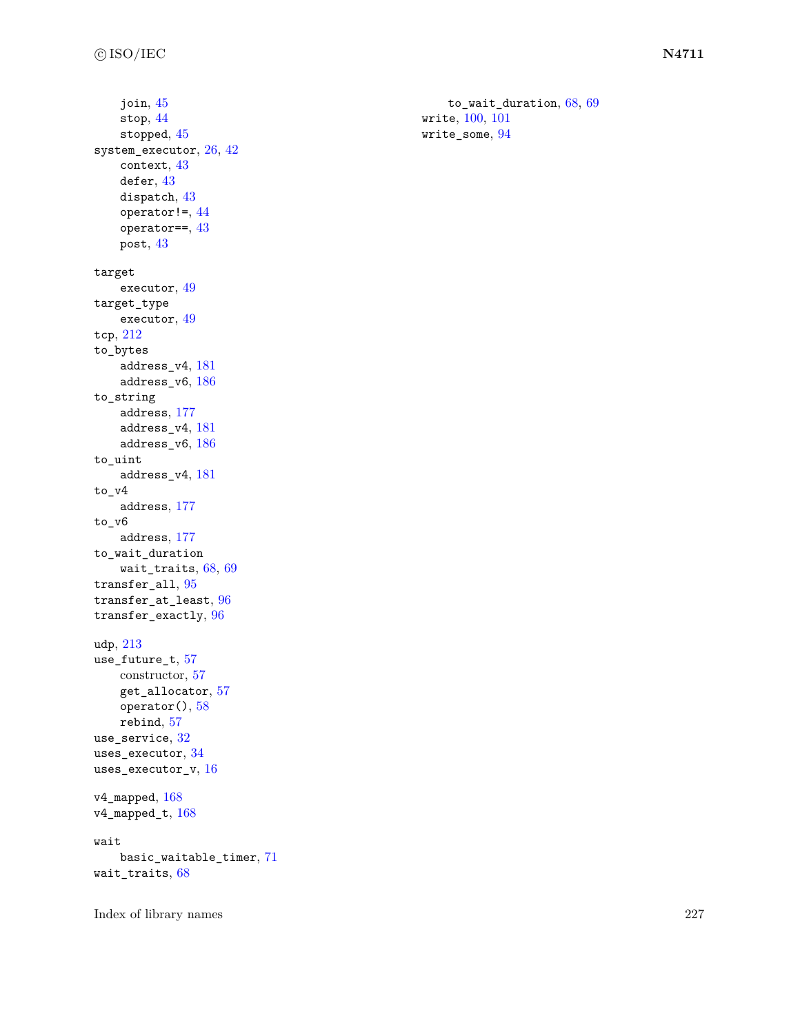join, 45
stop, 44
stopped, 45

system_executor, 26, 42
context, 43
defer, 43
dispatch, 43
operator!=, 44
operator==, 43
post, 43

target
executor, 49

target_type
executor, 49

tcp, 212

to_bytes
address_v4, 181
address_v6, 186

to_string
address, 177
address_v4, 181
address_v6, 186

to_uint
address_v4, 181

to_v4
address, 177

to_v6
address, 177

to_wait_duration
wait_traits, 68, 69

transfer_all, 95

transfer_at_least, 96

transfer_exactly, 96

udp, 213

use_future_t, 57
constructor, 57
get_allocator, 57
operator(), 58
rebind, 57

use_service, 32

uses_executor, 34

uses_executor_v, 16

v4_mapped, 168

v4_mapped_t, 168

wait
basic_waitable_timer, 71

wait_traits, 68
to_wait_duration, 68, 69

write, 100, 101

write_some, 94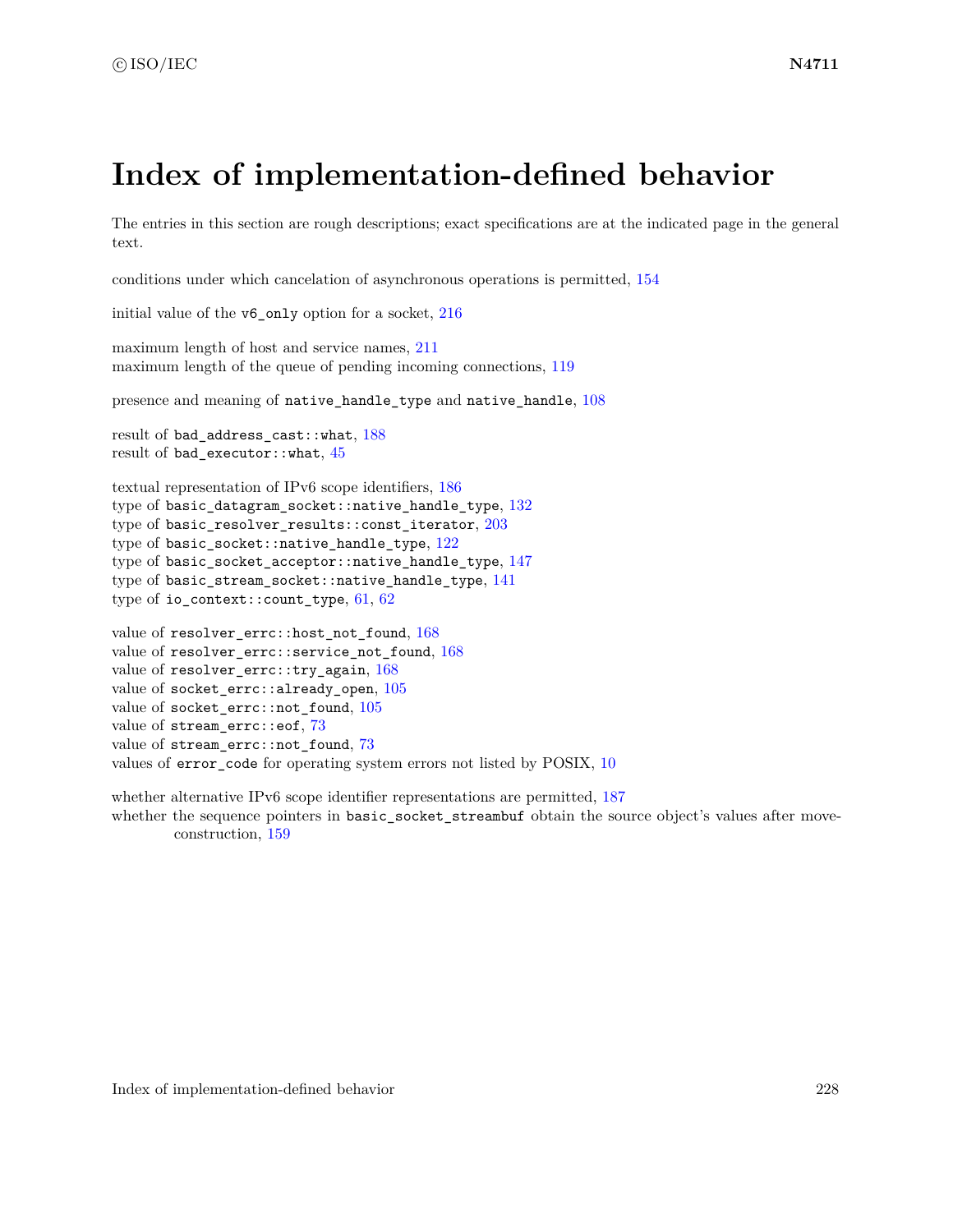# Index of implementation-defined behavior

The entries in this section are rough descriptions; exact specifications are at the indicated page in the general text.

conditions under which cancelation of asynchronous operations is permitted, 154

initial value of the `v6_only` option for a socket, 216

maximum length of host and service names, 211
maximum length of the queue of pending incoming connections, 119

presence and meaning of `native_handle_type` and `native_handle`, 108

result of `bad_address_cast::what`, 188
result of `bad_executor::what`, 45

textual representation of IPv6 scope identifiers, 186
type of `basic_datagram_socket::native_handle_type`, 132
type of `basic_resolver_results::const_iterator`, 203
type of `basic_socket::native_handle_type`, 122
type of `basic_socket_acceptor::native_handle_type`, 147
type of `basic_stream_socket::native_handle_type`, 141
type of `io_context::count_type`, 61, 62

value of `resolver_errc::host_not_found`, 168
value of `resolver_errc::service_not_found`, 168
value of `resolver_errc::try_again`, 168
value of `socket_errc::already_open`, 105
value of `socket_errc::not_found`, 105
value of `stream_errc::eof`, 73
value of `stream_errc::not_found`, 73
values of `error_code` for operating system errors not listed by POSIX, 10

whether alternative IPv6 scope identifier representations are permitted, 187
whether the sequence pointers in `basic_socket_streambuf` obtain the source object's values after move-construction, 159